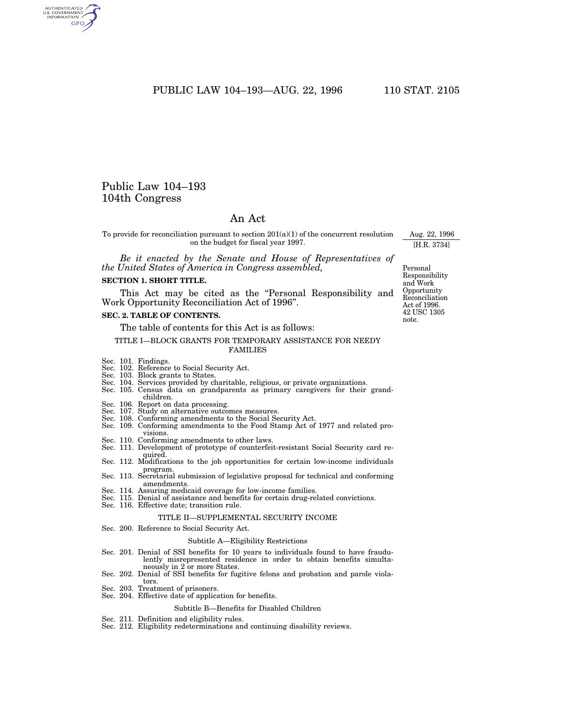# Public Law 104–193
# 104th Congress

## An Act

To provide for reconciliation pursuant to section 201(a)(1) of the concurrent resolution on the budget for fiscal year 1997.

Aug. 22, 1996
[H.R. 3734]

*Be it enacted by the Senate and House of Representatives of the United States of America in Congress assembled,*

**SECTION 1. SHORT TITLE.**

Personal Responsibility and Work Opportunity Reconciliation Act of 1996. 42 USC 1305 note.

This Act may be cited as the "Personal Responsibility and Work Opportunity Reconciliation Act of 1996".

**SEC. 2. TABLE OF CONTENTS.**

The table of contents for this Act is as follows:

TITLE I—BLOCK GRANTS FOR TEMPORARY ASSISTANCE FOR NEEDY FAMILIES

Sec. 101. Findings.
Sec. 102. Reference to Social Security Act.
Sec. 103. Block grants to States.
Sec. 104. Services provided by charitable, religious, or private organizations.
Sec. 105. Census data on grandparents as primary caregivers for their grandchildren.
Sec. 106. Report on data processing.
Sec. 107. Study on alternative outcomes measures.
Sec. 108. Conforming amendments to the Social Security Act.
Sec. 109. Conforming amendments to the Food Stamp Act of 1977 and related provisions.
Sec. 110. Conforming amendments to other laws.
Sec. 111. Development of prototype of counterfeit-resistant Social Security card required.
Sec. 112. Modifications to the job opportunities for certain low-income individuals program.
Sec. 113. Secretarial submission of legislative proposal for technical and conforming amendments.
Sec. 114. Assuring medicaid coverage for low-income families.
Sec. 115. Denial of assistance and benefits for certain drug-related convictions.
Sec. 116. Effective date; transition rule.

TITLE II—SUPPLEMENTAL SECURITY INCOME

Sec. 200. Reference to Social Security Act.

Subtitle A—Eligibility Restrictions

Sec. 201. Denial of SSI benefits for 10 years to individuals found to have fraudulently misrepresented residence in order to obtain benefits simultaneously in 2 or more States.
Sec. 202. Denial of SSI benefits for fugitive felons and probation and parole violators.
Sec. 203. Treatment of prisoners.
Sec. 204. Effective date of application for benefits.

Subtitle B—Benefits for Disabled Children

Sec. 211. Definition and eligibility rules.
Sec. 212. Eligibility redeterminations and continuing disability reviews.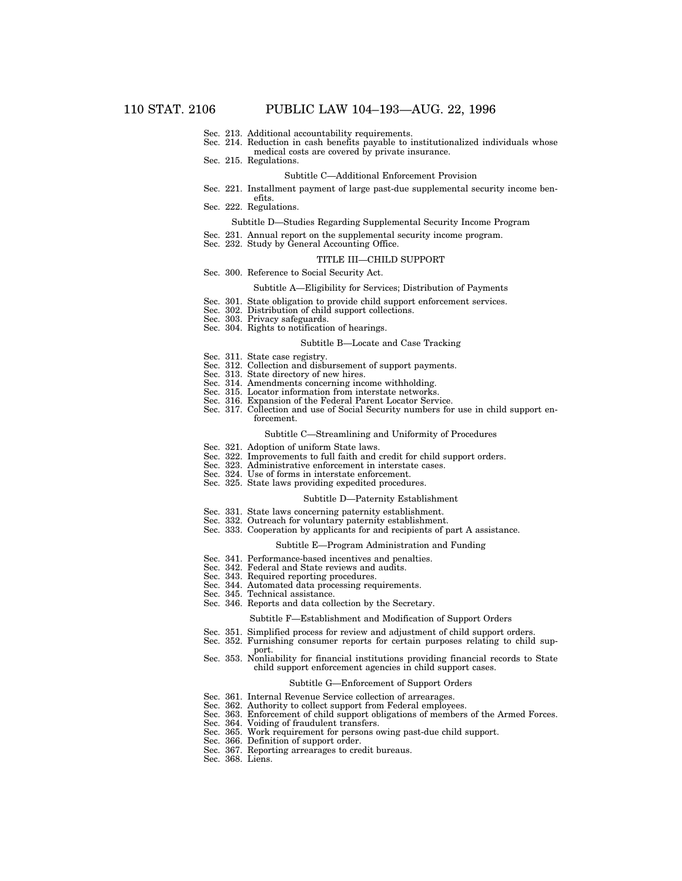Sec. 213. Additional accountability requirements.
Sec. 214. Reduction in cash benefits payable to institutionalized individuals whose medical costs are covered by private insurance.
Sec. 215. Regulations.

Subtitle C—Additional Enforcement Provision

Sec. 221. Installment payment of large past-due supplemental security income benefits.
Sec. 222. Regulations.

Subtitle D—Studies Regarding Supplemental Security Income Program

Sec. 231. Annual report on the supplemental security income program.
Sec. 232. Study by General Accounting Office.

TITLE III—CHILD SUPPORT

Sec. 300. Reference to Social Security Act.

Subtitle A—Eligibility for Services; Distribution of Payments

Sec. 301. State obligation to provide child support enforcement services.
Sec. 302. Distribution of child support collections.
Sec. 303. Privacy safeguards.
Sec. 304. Rights to notification of hearings.

Subtitle B—Locate and Case Tracking

Sec. 311. State case registry.
Sec. 312. Collection and disbursement of support payments.
Sec. 313. State directory of new hires.
Sec. 314. Amendments concerning income withholding.
Sec. 315. Locator information from interstate networks.
Sec. 316. Expansion of the Federal Parent Locator Service.
Sec. 317. Collection and use of Social Security numbers for use in child support enforcement.

Subtitle C—Streamlining and Uniformity of Procedures

Sec. 321. Adoption of uniform State laws.
Sec. 322. Improvements to full faith and credit for child support orders.
Sec. 323. Administrative enforcement in interstate cases.
Sec. 324. Use of forms in interstate enforcement.
Sec. 325. State laws providing expedited procedures.

Subtitle D—Paternity Establishment

Sec. 331. State laws concerning paternity establishment.
Sec. 332. Outreach for voluntary paternity establishment.
Sec. 333. Cooperation by applicants for and recipients of part A assistance.

Subtitle E—Program Administration and Funding

Sec. 341. Performance-based incentives and penalties.
Sec. 342. Federal and State reviews and audits.
Sec. 343. Required reporting procedures.
Sec. 344. Automated data processing requirements.
Sec. 345. Technical assistance.
Sec. 346. Reports and data collection by the Secretary.

Subtitle F—Establishment and Modification of Support Orders

Sec. 351. Simplified process for review and adjustment of child support orders.
Sec. 352. Furnishing consumer reports for certain purposes relating to child support.
Sec. 353. Nonliability for financial institutions providing financial records to State child support enforcement agencies in child support cases.

Subtitle G—Enforcement of Support Orders

Sec. 361. Internal Revenue Service collection of arrearages.
Sec. 362. Authority to collect support from Federal employees.
Sec. 363. Enforcement of child support obligations of members of the Armed Forces.
Sec. 364. Voiding of fraudulent transfers.
Sec. 365. Work requirement for persons owing past-due child support.
Sec. 366. Definition of support order.
Sec. 367. Reporting arrearages to credit bureaus.
Sec. 368. Liens.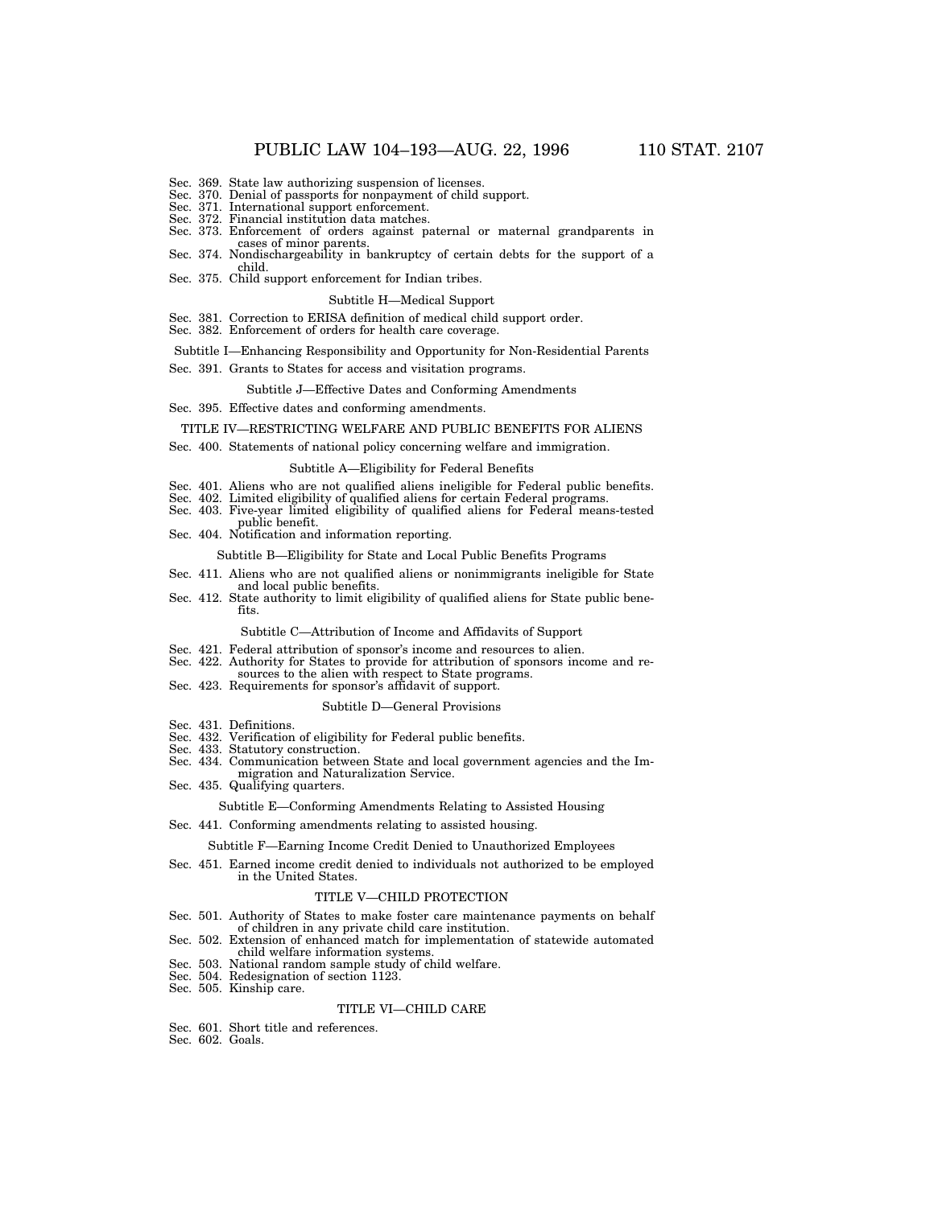Sec. 369. State law authorizing suspension of licenses.
Sec. 370. Denial of passports for nonpayment of child support.
Sec. 371. International support enforcement.
Sec. 372. Financial institution data matches.
Sec. 373. Enforcement of orders against paternal or maternal grandparents in cases of minor parents.
Sec. 374. Nondischargeability in bankruptcy of certain debts for the support of a child.
Sec. 375. Child support enforcement for Indian tribes.

Subtitle H—Medical Support

Sec. 381. Correction to ERISA definition of medical child support order.
Sec. 382. Enforcement of orders for health care coverage.

Subtitle I—Enhancing Responsibility and Opportunity for Non-Residential Parents

Sec. 391. Grants to States for access and visitation programs.

Subtitle J—Effective Dates and Conforming Amendments

Sec. 395. Effective dates and conforming amendments.

TITLE IV—RESTRICTING WELFARE AND PUBLIC BENEFITS FOR ALIENS

Sec. 400. Statements of national policy concerning welfare and immigration.

Subtitle A—Eligibility for Federal Benefits

Sec. 401. Aliens who are not qualified aliens ineligible for Federal public benefits.
Sec. 402. Limited eligibility of qualified aliens for certain Federal programs.
Sec. 403. Five-year limited eligibility of qualified aliens for Federal means-tested public benefit.
Sec. 404. Notification and information reporting.

Subtitle B—Eligibility for State and Local Public Benefits Programs

Sec. 411. Aliens who are not qualified aliens or nonimmigrants ineligible for State and local public benefits.
Sec. 412. State authority to limit eligibility of qualified aliens for State public benefits.

Subtitle C—Attribution of Income and Affidavits of Support

Sec. 421. Federal attribution of sponsor's income and resources to alien.
Sec. 422. Authority for States to provide for attribution of sponsors income and resources to the alien with respect to State programs.
Sec. 423. Requirements for sponsor's affidavit of support.

Subtitle D—General Provisions

Sec. 431. Definitions.
Sec. 432. Verification of eligibility for Federal public benefits.
Sec. 433. Statutory construction.
Sec. 434. Communication between State and local government agencies and the Immigration and Naturalization Service.
Sec. 435. Qualifying quarters.

Subtitle E—Conforming Amendments Relating to Assisted Housing

Sec. 441. Conforming amendments relating to assisted housing.

Subtitle F—Earning Income Credit Denied to Unauthorized Employees

Sec. 451. Earned income credit denied to individuals not authorized to be employed in the United States.

TITLE V—CHILD PROTECTION

Sec. 501. Authority of States to make foster care maintenance payments on behalf of children in any private child care institution.
Sec. 502. Extension of enhanced match for implementation of statewide automated child welfare information systems.
Sec. 503. National random sample study of child welfare.
Sec. 504. Redesignation of section 1123.
Sec. 505. Kinship care.

TITLE VI—CHILD CARE

Sec. 601. Short title and references.
Sec. 602. Goals.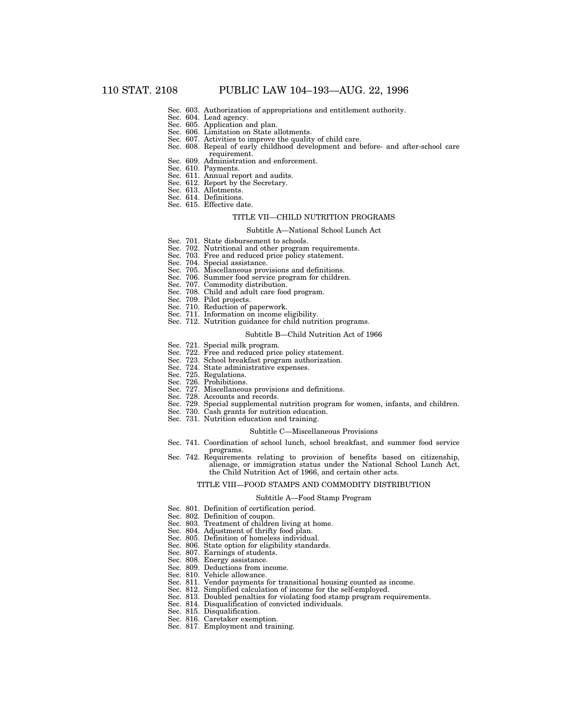Sec. 603. Authorization of appropriations and entitlement authority.
Sec. 604. Lead agency.
Sec. 605. Application and plan.
Sec. 606. Limitation on State allotments.
Sec. 607. Activities to improve the quality of child care.
Sec. 608. Repeal of early childhood development and before- and after-school care requirement.
Sec. 609. Administration and enforcement.
Sec. 610. Payments.
Sec. 611. Annual report and audits.
Sec. 612. Report by the Secretary.
Sec. 613. Allotments.
Sec. 614. Definitions.
Sec. 615. Effective date.

TITLE VII—CHILD NUTRITION PROGRAMS

Subtitle A—National School Lunch Act

Sec. 701. State disbursement to schools.
Sec. 702. Nutritional and other program requirements.
Sec. 703. Free and reduced price policy statement.
Sec. 704. Special assistance.
Sec. 705. Miscellaneous provisions and definitions.
Sec. 706. Summer food service program for children.
Sec. 707. Commodity distribution.
Sec. 708. Child and adult care food program.
Sec. 709. Pilot projects.
Sec. 710. Reduction of paperwork.
Sec. 711. Information on income eligibility.
Sec. 712. Nutrition guidance for child nutrition programs.

Subtitle B—Child Nutrition Act of 1966

Sec. 721. Special milk program.
Sec. 722. Free and reduced price policy statement.
Sec. 723. School breakfast program authorization.
Sec. 724. State administrative expenses.
Sec. 725. Regulations.
Sec. 726. Prohibitions.
Sec. 727. Miscellaneous provisions and definitions.
Sec. 728. Accounts and records.
Sec. 729. Special supplemental nutrition program for women, infants, and children.
Sec. 730. Cash grants for nutrition education.
Sec. 731. Nutrition education and training.

Subtitle C—Miscellaneous Provisions

Sec. 741. Coordination of school lunch, school breakfast, and summer food service programs.
Sec. 742. Requirements relating to provision of benefits based on citizenship, alienage, or immigration status under the National School Lunch Act, the Child Nutrition Act of 1966, and certain other acts.

TITLE VIII—FOOD STAMPS AND COMMODITY DISTRIBUTION

Subtitle A—Food Stamp Program

Sec. 801. Definition of certification period.
Sec. 802. Definition of coupon.
Sec. 803. Treatment of children living at home.
Sec. 804. Adjustment of thrifty food plan.
Sec. 805. Definition of homeless individual.
Sec. 806. State option for eligibility standards.
Sec. 807. Earnings of students.
Sec. 808. Energy assistance.
Sec. 809. Deductions from income.
Sec. 810. Vehicle allowance.
Sec. 811. Vendor payments for transitional housing counted as income.
Sec. 812. Simplified calculation of income for the self-employed.
Sec. 813. Doubled penalties for violating food stamp program requirements.
Sec. 814. Disqualification of convicted individuals.
Sec. 815. Disqualification.
Sec. 816. Caretaker exemption.
Sec. 817. Employment and training.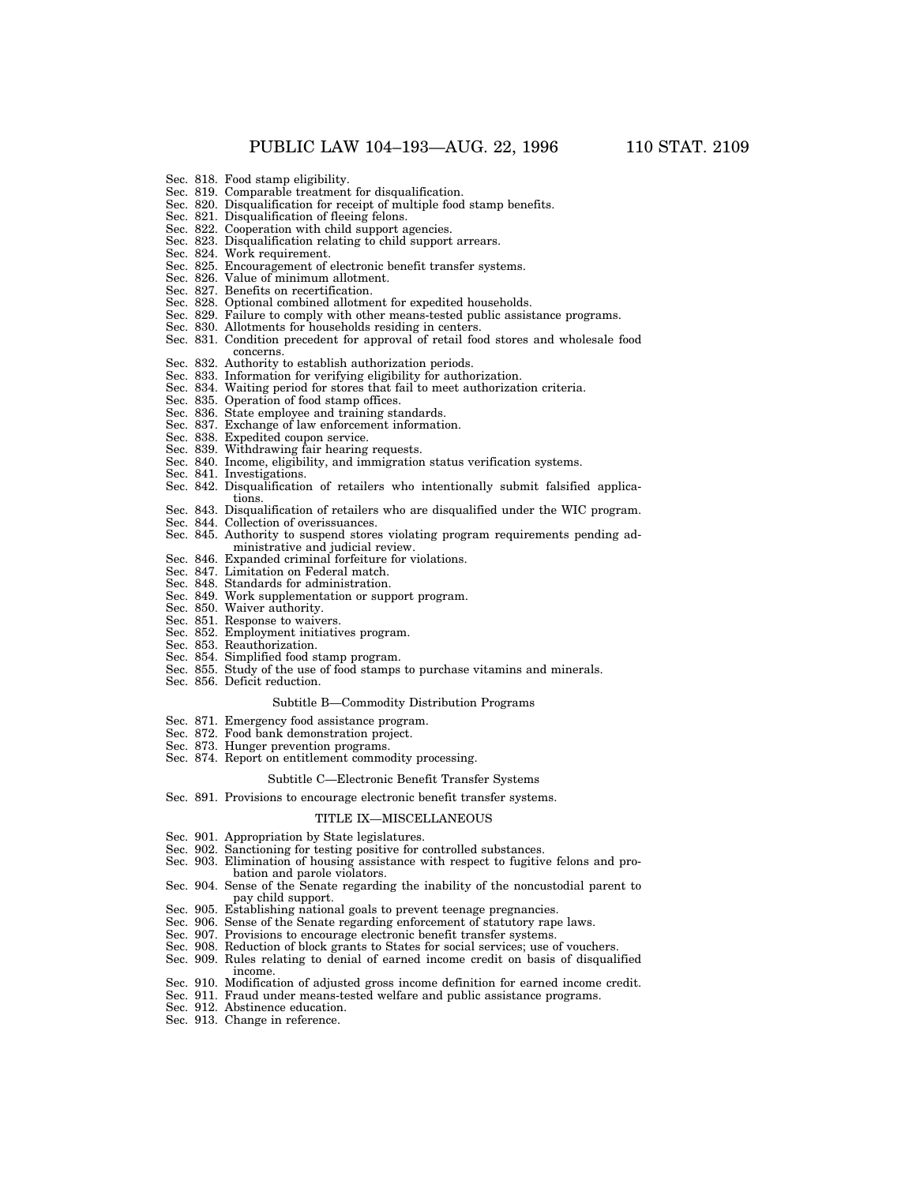Sec. 818. Food stamp eligibility.
Sec. 819. Comparable treatment for disqualification.
Sec. 820. Disqualification for receipt of multiple food stamp benefits.
Sec. 821. Disqualification of fleeing felons.
Sec. 822. Cooperation with child support agencies.
Sec. 823. Disqualification relating to child support arrears.
Sec. 824. Work requirement.
Sec. 825. Encouragement of electronic benefit transfer systems.
Sec. 826. Value of minimum allotment.
Sec. 827. Benefits on recertification.
Sec. 828. Optional combined allotment for expedited households.
Sec. 829. Failure to comply with other means-tested public assistance programs.
Sec. 830. Allotments for households residing in centers.
Sec. 831. Condition precedent for approval of retail food stores and wholesale food concerns.
Sec. 832. Authority to establish authorization periods.
Sec. 833. Information for verifying eligibility for authorization.
Sec. 834. Waiting period for stores that fail to meet authorization criteria.
Sec. 835. Operation of food stamp offices.
Sec. 836. State employee and training standards.
Sec. 837. Exchange of law enforcement information.
Sec. 838. Expedited coupon service.
Sec. 839. Withdrawing fair hearing requests.
Sec. 840. Income, eligibility, and immigration status verification systems.
Sec. 841. Investigations.
Sec. 842. Disqualification of retailers who intentionally submit falsified applications.
Sec. 843. Disqualification of retailers who are disqualified under the WIC program.
Sec. 844. Collection of overissuances.
Sec. 845. Authority to suspend stores violating program requirements pending administrative and judicial review.
Sec. 846. Expanded criminal forfeiture for violations.
Sec. 847. Limitation on Federal match.
Sec. 848. Standards for administration.
Sec. 849. Work supplementation or support program.
Sec. 850. Waiver authority.
Sec. 851. Response to waivers.
Sec. 852. Employment initiatives program.
Sec. 853. Reauthorization.
Sec. 854. Simplified food stamp program.
Sec. 855. Study of the use of food stamps to purchase vitamins and minerals.
Sec. 856. Deficit reduction.

Subtitle B—Commodity Distribution Programs

Sec. 871. Emergency food assistance program.
Sec. 872. Food bank demonstration project.
Sec. 873. Hunger prevention programs.
Sec. 874. Report on entitlement commodity processing.

Subtitle C—Electronic Benefit Transfer Systems

Sec. 891. Provisions to encourage electronic benefit transfer systems.

TITLE IX—MISCELLANEOUS

Sec. 901. Appropriation by State legislatures.
Sec. 902. Sanctioning for testing positive for controlled substances.
Sec. 903. Elimination of housing assistance with respect to fugitive felons and probation and parole violators.
Sec. 904. Sense of the Senate regarding the inability of the noncustodial parent to pay child support.
Sec. 905. Establishing national goals to prevent teenage pregnancies.
Sec. 906. Sense of the Senate regarding enforcement of statutory rape laws.
Sec. 907. Provisions to encourage electronic benefit transfer systems.
Sec. 908. Reduction of block grants to States for social services; use of vouchers.
Sec. 909. Rules relating to denial of earned income credit on basis of disqualified income.
Sec. 910. Modification of adjusted gross income definition for earned income credit.
Sec. 911. Fraud under means-tested welfare and public assistance programs.
Sec. 912. Abstinence education.
Sec. 913. Change in reference.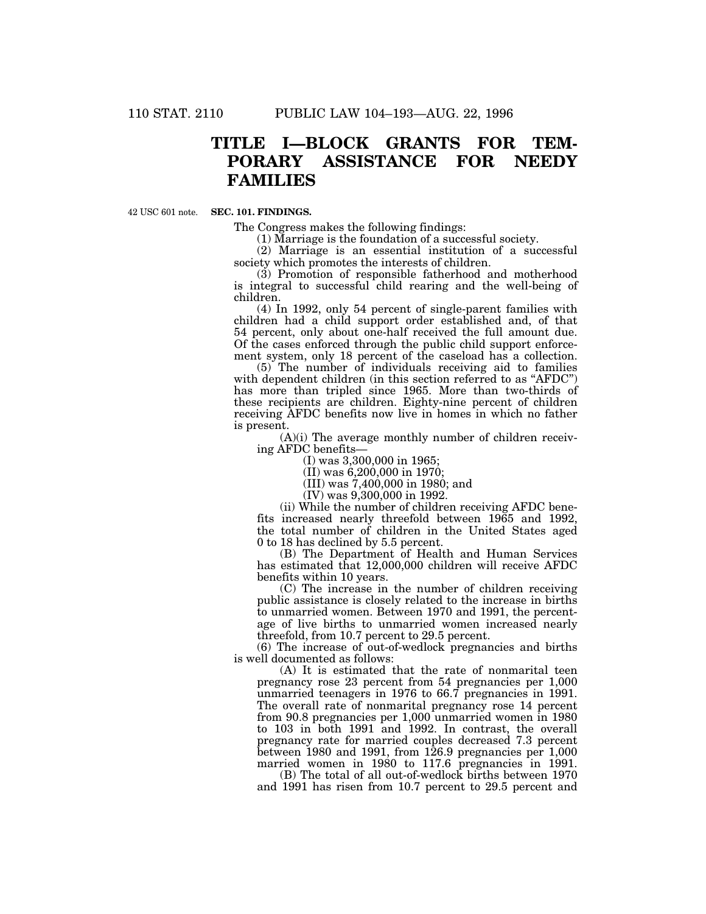# TITLE I—BLOCK GRANTS FOR TEMPORARY ASSISTANCE FOR NEEDY FAMILIES

42 USC 601 note.

**SEC. 101. FINDINGS.**

The Congress makes the following findings:

(1) Marriage is the foundation of a successful society.

(2) Marriage is an essential institution of a successful society which promotes the interests of children.

(3) Promotion of responsible fatherhood and motherhood is integral to successful child rearing and the well-being of children.

(4) In 1992, only 54 percent of single-parent families with children had a child support order established and, of that 54 percent, only about one-half received the full amount due. Of the cases enforced through the public child support enforcement system, only 18 percent of the caseload has a collection.

(5) The number of individuals receiving aid to families with dependent children (in this section referred to as "AFDC") has more than tripled since 1965. More than two-thirds of these recipients are children. Eighty-nine percent of children receiving AFDC benefits now live in homes in which no father is present.

(A)(i) The average monthly number of children receiving AFDC benefits—

(I) was 3,300,000 in 1965;

(II) was 6,200,000 in 1970;

(III) was 7,400,000 in 1980; and

(IV) was 9,300,000 in 1992.

(ii) While the number of children receiving AFDC benefits increased nearly threefold between 1965 and 1992, the total number of children in the United States aged 0 to 18 has declined by 5.5 percent.

(B) The Department of Health and Human Services has estimated that 12,000,000 children will receive AFDC benefits within 10 years.

(C) The increase in the number of children receiving public assistance is closely related to the increase in births to unmarried women. Between 1970 and 1991, the percentage of live births to unmarried women increased nearly threefold, from 10.7 percent to 29.5 percent.

(6) The increase of out-of-wedlock pregnancies and births is well documented as follows:

(A) It is estimated that the rate of nonmarital teen pregnancy rose 23 percent from 54 pregnancies per 1,000 unmarried teenagers in 1976 to 66.7 pregnancies in 1991. The overall rate of nonmarital pregnancy rose 14 percent from 90.8 pregnancies per 1,000 unmarried women in 1980 to 103 in both 1991 and 1992. In contrast, the overall pregnancy rate for married couples decreased 7.3 percent between 1980 and 1991, from 126.9 pregnancies per 1,000 married women in 1980 to 117.6 pregnancies in 1991.

(B) The total of all out-of-wedlock births between 1970 and 1991 has risen from 10.7 percent to 29.5 percent and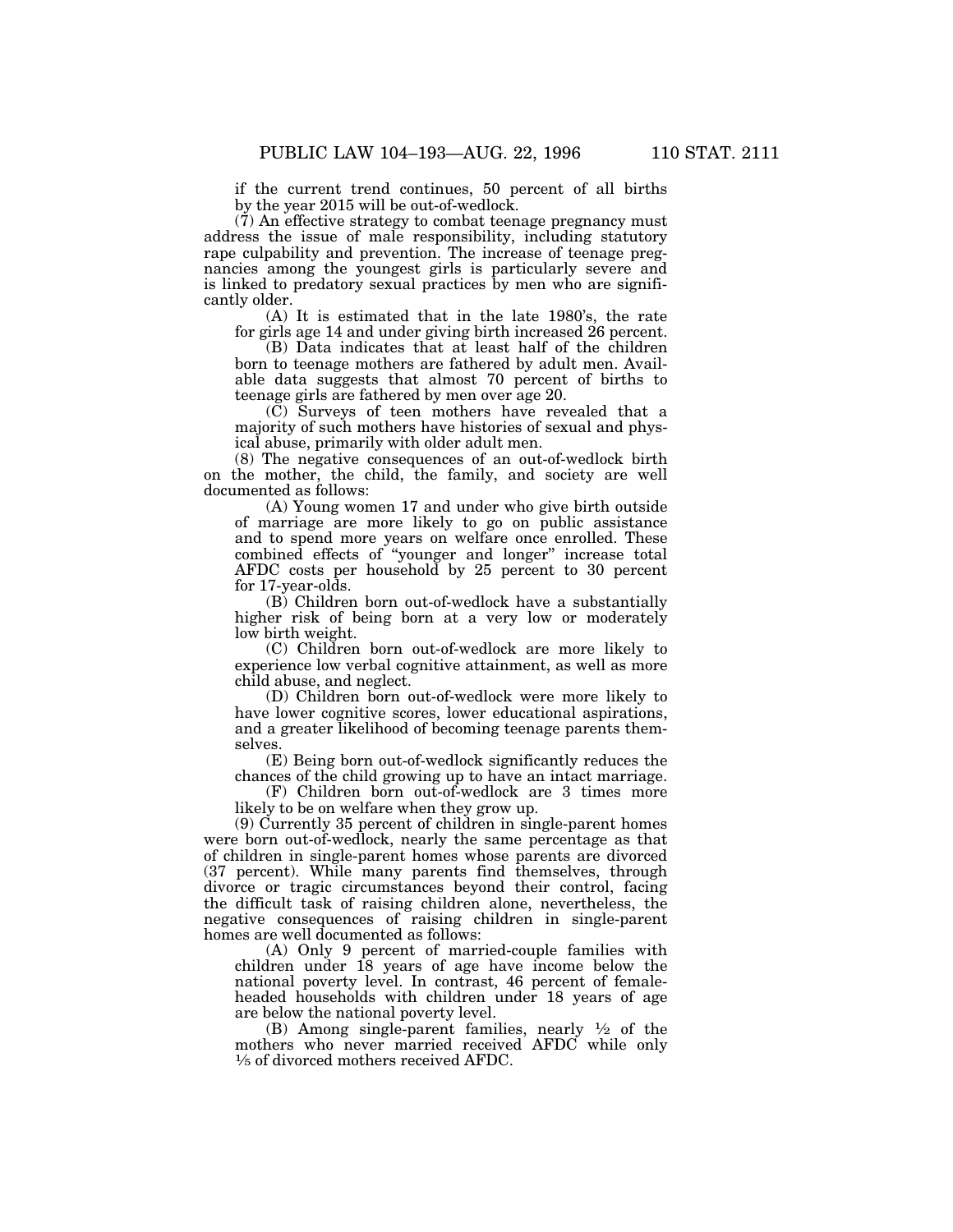if the current trend continues, 50 percent of all births by the year 2015 will be out-of-wedlock.

(7) An effective strategy to combat teenage pregnancy must address the issue of male responsibility, including statutory rape culpability and prevention. The increase of teenage pregnancies among the youngest girls is particularly severe and is linked to predatory sexual practices by men who are significantly older.

(A) It is estimated that in the late 1980's, the rate for girls age 14 and under giving birth increased 26 percent.

(B) Data indicates that at least half of the children born to teenage mothers are fathered by adult men. Available data suggests that almost 70 percent of births to teenage girls are fathered by men over age 20.

(C) Surveys of teen mothers have revealed that a majority of such mothers have histories of sexual and physical abuse, primarily with older adult men.

(8) The negative consequences of an out-of-wedlock birth on the mother, the child, the family, and society are well documented as follows:

(A) Young women 17 and under who give birth outside of marriage are more likely to go on public assistance and to spend more years on welfare once enrolled. These combined effects of "younger and longer" increase total AFDC costs per household by 25 percent to 30 percent for 17-year-olds.

(B) Children born out-of-wedlock have a substantially higher risk of being born at a very low or moderately low birth weight.

(C) Children born out-of-wedlock are more likely to experience low verbal cognitive attainment, as well as more child abuse, and neglect.

(D) Children born out-of-wedlock were more likely to have lower cognitive scores, lower educational aspirations, and a greater likelihood of becoming teenage parents themselves.

(E) Being born out-of-wedlock significantly reduces the chances of the child growing up to have an intact marriage.

(F) Children born out-of-wedlock are 3 times more likely to be on welfare when they grow up.

(9) Currently 35 percent of children in single-parent homes were born out-of-wedlock, nearly the same percentage as that of children in single-parent homes whose parents are divorced (37 percent). While many parents find themselves, through divorce or tragic circumstances beyond their control, facing the difficult task of raising children alone, nevertheless, the negative consequences of raising children in single-parent homes are well documented as follows:

(A) Only 9 percent of married-couple families with children under 18 years of age have income below the national poverty level. In contrast, 46 percent of female-headed households with children under 18 years of age are below the national poverty level.

(B) Among single-parent families, nearly ½ of the mothers who never married received AFDC while only ⅕ of divorced mothers received AFDC.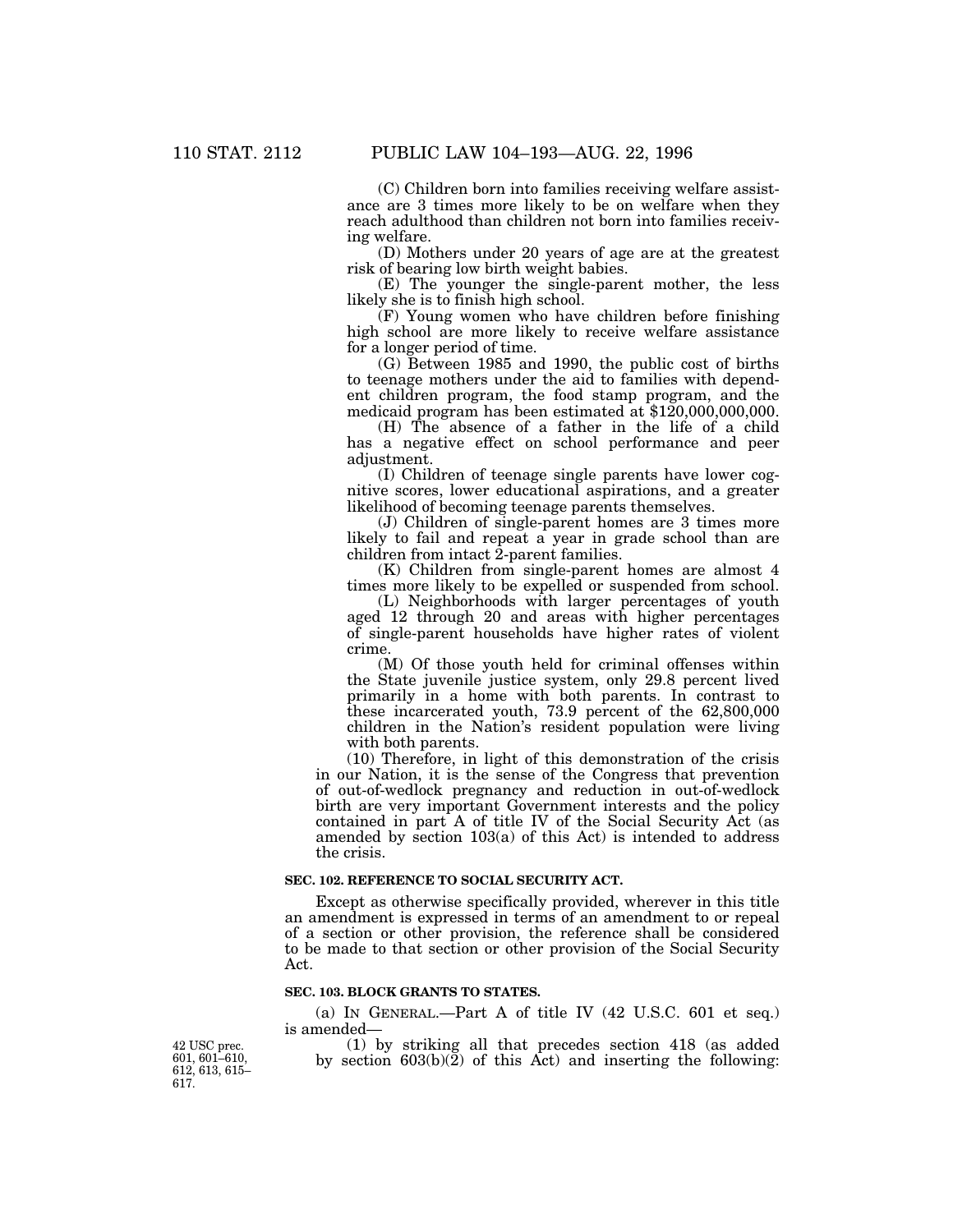(C) Children born into families receiving welfare assistance are 3 times more likely to be on welfare when they reach adulthood than children not born into families receiving welfare.

(D) Mothers under 20 years of age are at the greatest risk of bearing low birth weight babies.

(E) The younger the single-parent mother, the less likely she is to finish high school.

(F) Young women who have children before finishing high school are more likely to receive welfare assistance for a longer period of time.

(G) Between 1985 and 1990, the public cost of births to teenage mothers under the aid to families with dependent children program, the food stamp program, and the medicaid program has been estimated at $120,000,000,000.

(H) The absence of a father in the life of a child has a negative effect on school performance and peer adjustment.

(I) Children of teenage single parents have lower cognitive scores, lower educational aspirations, and a greater likelihood of becoming teenage parents themselves.

(J) Children of single-parent homes are 3 times more likely to fail and repeat a year in grade school than are children from intact 2-parent families.

(K) Children from single-parent homes are almost 4 times more likely to be expelled or suspended from school.

(L) Neighborhoods with larger percentages of youth aged 12 through 20 and areas with higher percentages of single-parent households have higher rates of violent crime.

(M) Of those youth held for criminal offenses within the State juvenile justice system, only 29.8 percent lived primarily in a home with both parents. In contrast to these incarcerated youth, 73.9 percent of the 62,800,000 children in the Nation's resident population were living with both parents.

(10) Therefore, in light of this demonstration of the crisis in our Nation, it is the sense of the Congress that prevention of out-of-wedlock pregnancy and reduction in out-of-wedlock birth are very important Government interests and the policy contained in part A of title IV of the Social Security Act (as amended by section 103(a) of this Act) is intended to address the crisis.

**SEC. 102. REFERENCE TO SOCIAL SECURITY ACT.**

Except as otherwise specifically provided, wherever in this title an amendment is expressed in terms of an amendment to or repeal of a section or other provision, the reference shall be considered to be made to that section or other provision of the Social Security Act.

**SEC. 103. BLOCK GRANTS TO STATES.**

(a) IN GENERAL.—Part A of title IV (42 U.S.C. 601 et seq.) is amended—

42 USC prec. 601, 601–610, 612, 613, 615–617.

(1) by striking all that precedes section 418 (as added by section 603(b)(2) of this Act) and inserting the following: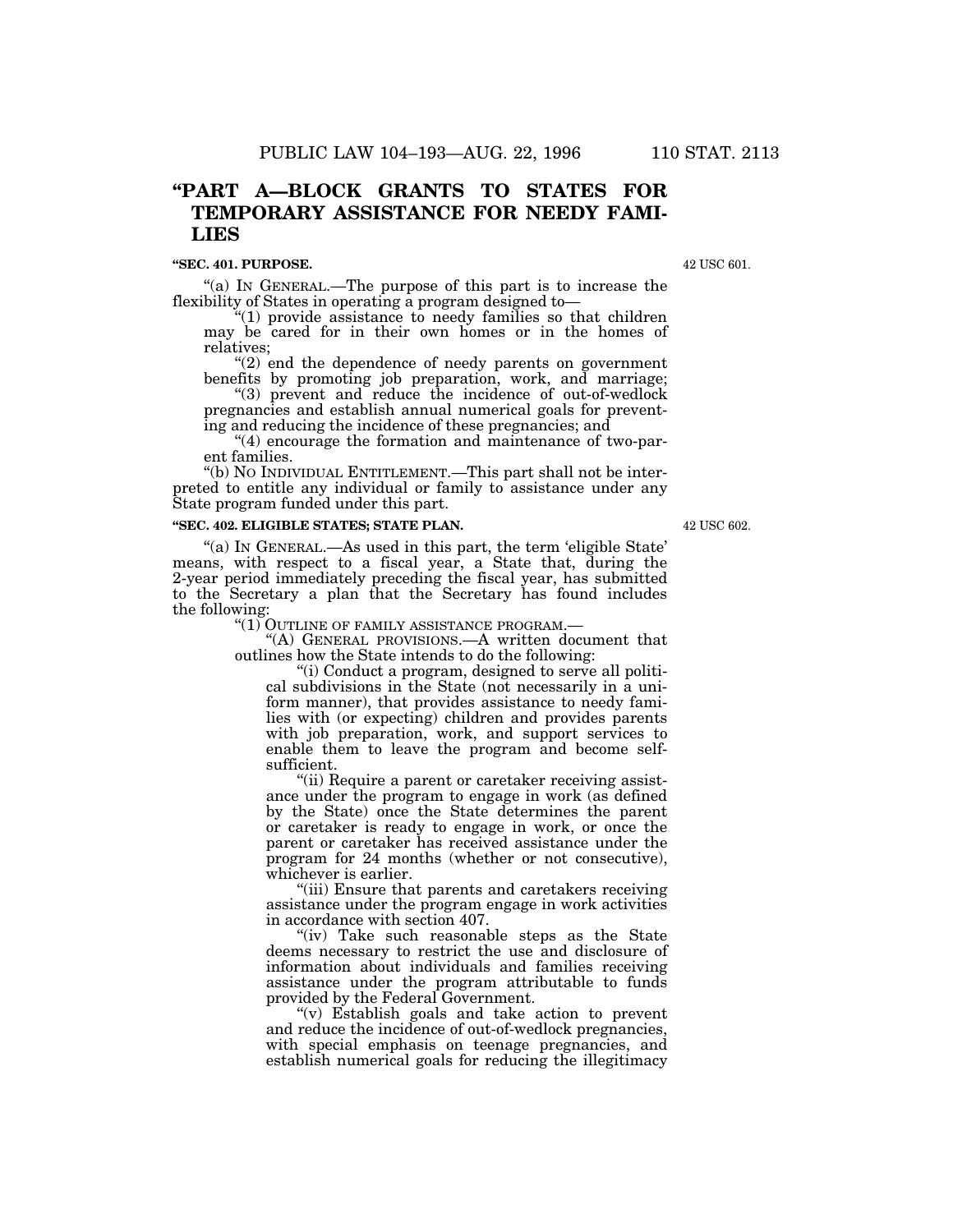# "PART A—BLOCK GRANTS TO STATES FOR TEMPORARY ASSISTANCE FOR NEEDY FAMILIES

## "SEC. 401. PURPOSE.

42 USC 601.

"(a) IN GENERAL.—The purpose of this part is to increase the flexibility of States in operating a program designed to—

"(1) provide assistance to needy families so that children may be cared for in their own homes or in the homes of relatives;

"(2) end the dependence of needy parents on government benefits by promoting job preparation, work, and marriage;

"(3) prevent and reduce the incidence of out-of-wedlock pregnancies and establish annual numerical goals for preventing and reducing the incidence of these pregnancies; and

"(4) encourage the formation and maintenance of two-parent families.

"(b) NO INDIVIDUAL ENTITLEMENT.—This part shall not be interpreted to entitle any individual or family to assistance under any State program funded under this part.

## "SEC. 402. ELIGIBLE STATES; STATE PLAN.

42 USC 602.

"(a) IN GENERAL.—As used in this part, the term 'eligible State' means, with respect to a fiscal year, a State that, during the 2-year period immediately preceding the fiscal year, has submitted to the Secretary a plan that the Secretary has found includes the following:

"(1) OUTLINE OF FAMILY ASSISTANCE PROGRAM.—

"(A) GENERAL PROVISIONS.—A written document that outlines how the State intends to do the following:

"(i) Conduct a program, designed to serve all political subdivisions in the State (not necessarily in a uniform manner), that provides assistance to needy families with (or expecting) children and provides parents with job preparation, work, and support services to enable them to leave the program and become self-sufficient.

"(ii) Require a parent or caretaker receiving assistance under the program to engage in work (as defined by the State) once the State determines the parent or caretaker is ready to engage in work, or once the parent or caretaker has received assistance under the program for 24 months (whether or not consecutive), whichever is earlier.

"(iii) Ensure that parents and caretakers receiving assistance under the program engage in work activities in accordance with section 407.

"(iv) Take such reasonable steps as the State deems necessary to restrict the use and disclosure of information about individuals and families receiving assistance under the program attributable to funds provided by the Federal Government.

"(v) Establish goals and take action to prevent and reduce the incidence of out-of-wedlock pregnancies, with special emphasis on teenage pregnancies, and establish numerical goals for reducing the illegitimacy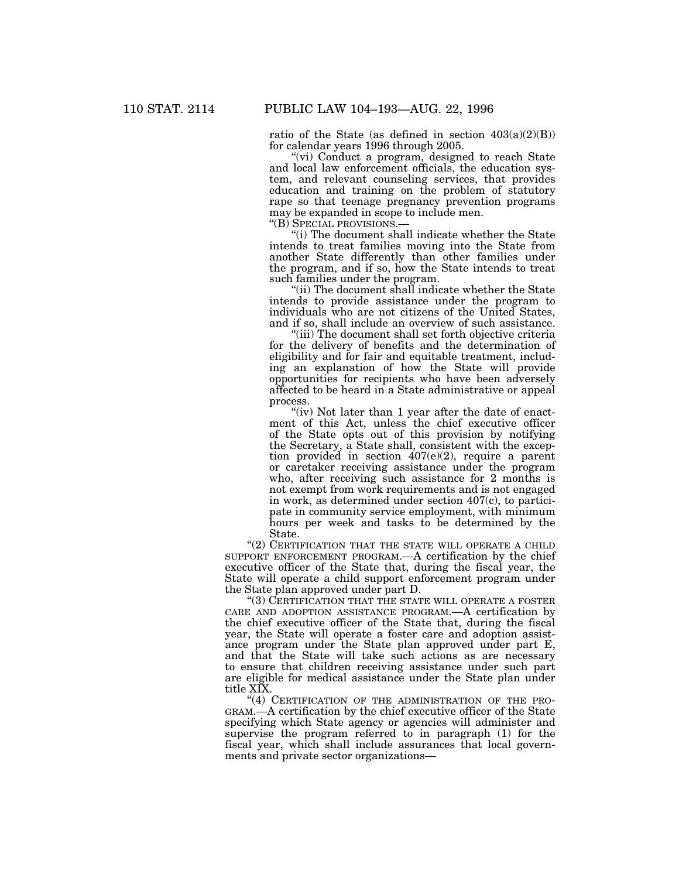ratio of the State (as defined in section 403(a)(2)(B)) for calendar years 1996 through 2005.

"(vi) Conduct a program, designed to reach State and local law enforcement officials, the education system, and relevant counseling services, that provides education and training on the problem of statutory rape so that teenage pregnancy prevention programs may be expanded in scope to include men.

"(B) SPECIAL PROVISIONS.—

"(i) The document shall indicate whether the State intends to treat families moving into the State from another State differently than other families under the program, and if so, how the State intends to treat such families under the program.

"(ii) The document shall indicate whether the State intends to provide assistance under the program to individuals who are not citizens of the United States, and if so, shall include an overview of such assistance.

"(iii) The document shall set forth objective criteria for the delivery of benefits and the determination of eligibility and for fair and equitable treatment, including an explanation of how the State will provide opportunities for recipients who have been adversely affected to be heard in a State administrative or appeal process.

"(iv) Not later than 1 year after the date of enactment of this Act, unless the chief executive officer of the State opts out of this provision by notifying the Secretary, a State shall, consistent with the exception provided in section 407(e)(2), require a parent or caretaker receiving assistance under the program who, after receiving such assistance for 2 months is not exempt from work requirements and is not engaged in work, as determined under section 407(c), to participate in community service employment, with minimum hours per week and tasks to be determined by the State.

"(2) CERTIFICATION THAT THE STATE WILL OPERATE A CHILD SUPPORT ENFORCEMENT PROGRAM.—A certification by the chief executive officer of the State that, during the fiscal year, the State will operate a child support enforcement program under the State plan approved under part D.

"(3) CERTIFICATION THAT THE STATE WILL OPERATE A FOSTER CARE AND ADOPTION ASSISTANCE PROGRAM.—A certification by the chief executive officer of the State that, during the fiscal year, the State will operate a foster care and adoption assistance program under the State plan approved under part E, and that the State will take such actions as are necessary to ensure that children receiving assistance under such part are eligible for medical assistance under the State plan under title XIX.

"(4) CERTIFICATION OF THE ADMINISTRATION OF THE PROGRAM.—A certification by the chief executive officer of the State specifying which State agency or agencies will administer and supervise the program referred to in paragraph (1) for the fiscal year, which shall include assurances that local governments and private sector organizations—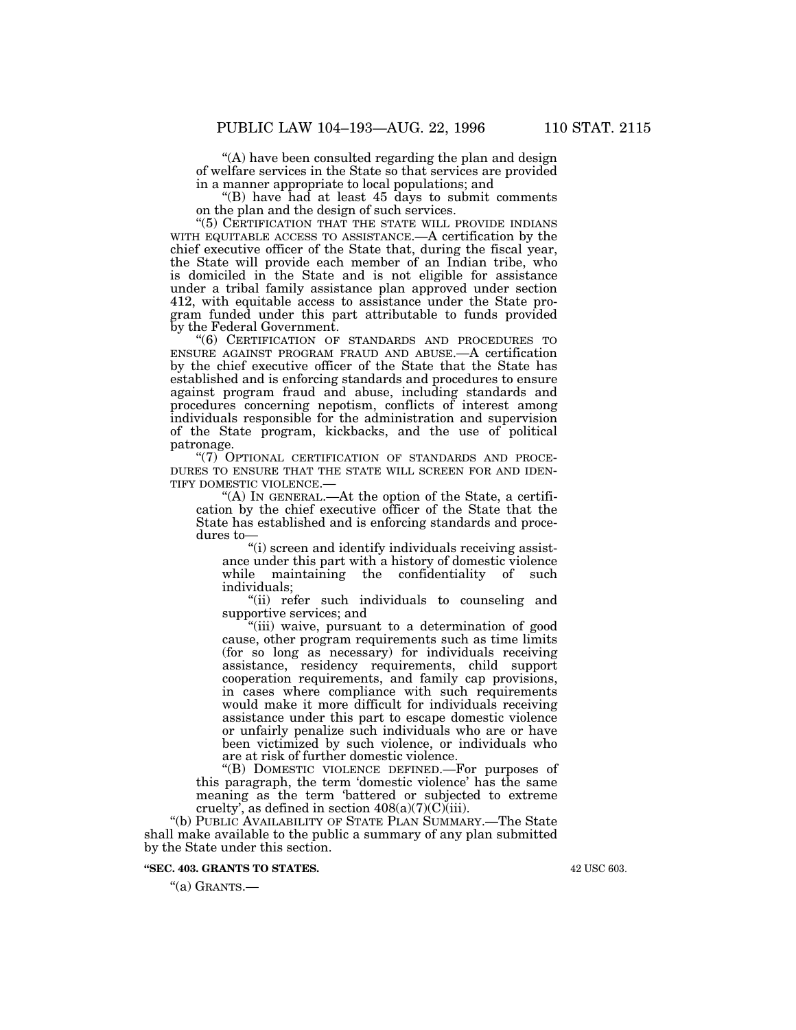"(A) have been consulted regarding the plan and design of welfare services in the State so that services are provided in a manner appropriate to local populations; and

"(B) have had at least 45 days to submit comments on the plan and the design of such services.

"(5) CERTIFICATION THAT THE STATE WILL PROVIDE INDIANS WITH EQUITABLE ACCESS TO ASSISTANCE.—A certification by the chief executive officer of the State that, during the fiscal year, the State will provide each member of an Indian tribe, who is domiciled in the State and is not eligible for assistance under a tribal family assistance plan approved under section 412, with equitable access to assistance under the State program funded under this part attributable to funds provided by the Federal Government.

"(6) CERTIFICATION OF STANDARDS AND PROCEDURES TO ENSURE AGAINST PROGRAM FRAUD AND ABUSE.—A certification by the chief executive officer of the State that the State has established and is enforcing standards and procedures to ensure against program fraud and abuse, including standards and procedures concerning nepotism, conflicts of interest among individuals responsible for the administration and supervision of the State program, kickbacks, and the use of political patronage.

"(7) OPTIONAL CERTIFICATION OF STANDARDS AND PROCEDURES TO ENSURE THAT THE STATE WILL SCREEN FOR AND IDENTIFY DOMESTIC VIOLENCE.—

"(A) IN GENERAL.—At the option of the State, a certification by the chief executive officer of the State that the State has established and is enforcing standards and procedures to—

"(i) screen and identify individuals receiving assistance under this part with a history of domestic violence while maintaining the confidentiality of such individuals;

"(ii) refer such individuals to counseling and supportive services; and

"(iii) waive, pursuant to a determination of good cause, other program requirements such as time limits (for so long as necessary) for individuals receiving assistance, residency requirements, child support cooperation requirements, and family cap provisions, in cases where compliance with such requirements would make it more difficult for individuals receiving assistance under this part to escape domestic violence or unfairly penalize such individuals who are or have been victimized by such violence, or individuals who are at risk of further domestic violence.

"(B) DOMESTIC VIOLENCE DEFINED.—For purposes of this paragraph, the term 'domestic violence' has the same meaning as the term 'battered or subjected to extreme cruelty', as defined in section 408(a)(7)(C)(iii).

"(b) PUBLIC AVAILABILITY OF STATE PLAN SUMMARY.—The State shall make available to the public a summary of any plan submitted by the State under this section.

**"SEC. 403. GRANTS TO STATES.**

42 USC 603.

"(a) GRANTS.—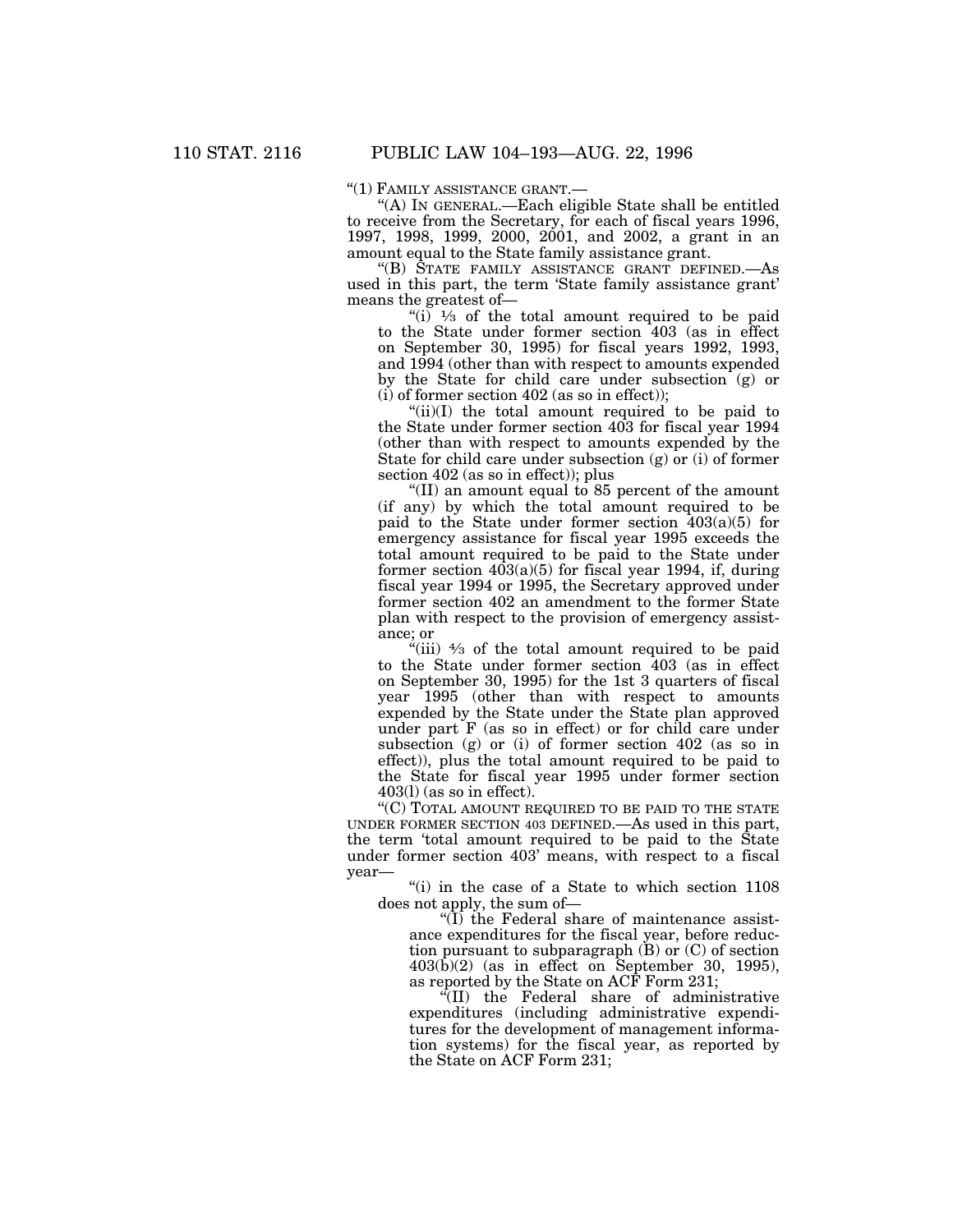"(1) FAMILY ASSISTANCE GRANT.—

"(A) IN GENERAL.—Each eligible State shall be entitled to receive from the Secretary, for each of fiscal years 1996, 1997, 1998, 1999, 2000, 2001, and 2002, a grant in an amount equal to the State family assistance grant.

"(B) STATE FAMILY ASSISTANCE GRANT DEFINED.—As used in this part, the term 'State family assistance grant' means the greatest of—

"(i) ⅓ of the total amount required to be paid to the State under former section 403 (as in effect on September 30, 1995) for fiscal years 1992, 1993, and 1994 (other than with respect to amounts expended by the State for child care under subsection (g) or (i) of former section 402 (as so in effect));

"(ii)(I) the total amount required to be paid to the State under former section 403 for fiscal year 1994 (other than with respect to amounts expended by the State for child care under subsection (g) or (i) of former section 402 (as so in effect)); plus

"(II) an amount equal to 85 percent of the amount (if any) by which the total amount required to be paid to the State under former section 403(a)(5) for emergency assistance for fiscal year 1995 exceeds the total amount required to be paid to the State under former section 403(a)(5) for fiscal year 1994, if, during fiscal year 1994 or 1995, the Secretary approved under former section 402 an amendment to the former State plan with respect to the provision of emergency assistance; or

"(iii) ⁴⁄₃ of the total amount required to be paid to the State under former section 403 (as in effect on September 30, 1995) for the 1st 3 quarters of fiscal year 1995 (other than with respect to amounts expended by the State under the State plan approved under part F (as so in effect) or for child care under subsection (g) or (i) of former section 402 (as so in effect)), plus the total amount required to be paid to the State for fiscal year 1995 under former section 403(l) (as so in effect).

"(C) TOTAL AMOUNT REQUIRED TO BE PAID TO THE STATE UNDER FORMER SECTION 403 DEFINED.—As used in this part, the term 'total amount required to be paid to the State under former section 403' means, with respect to a fiscal year—

"(i) in the case of a State to which section 1108 does not apply, the sum of—

"(I) the Federal share of maintenance assistance expenditures for the fiscal year, before reduction pursuant to subparagraph (B) or (C) of section 403(b)(2) (as in effect on September 30, 1995), as reported by the State on ACF Form 231;

"(II) the Federal share of administrative expenditures (including administrative expenditures for the development of management information systems) for the fiscal year, as reported by the State on ACF Form 231;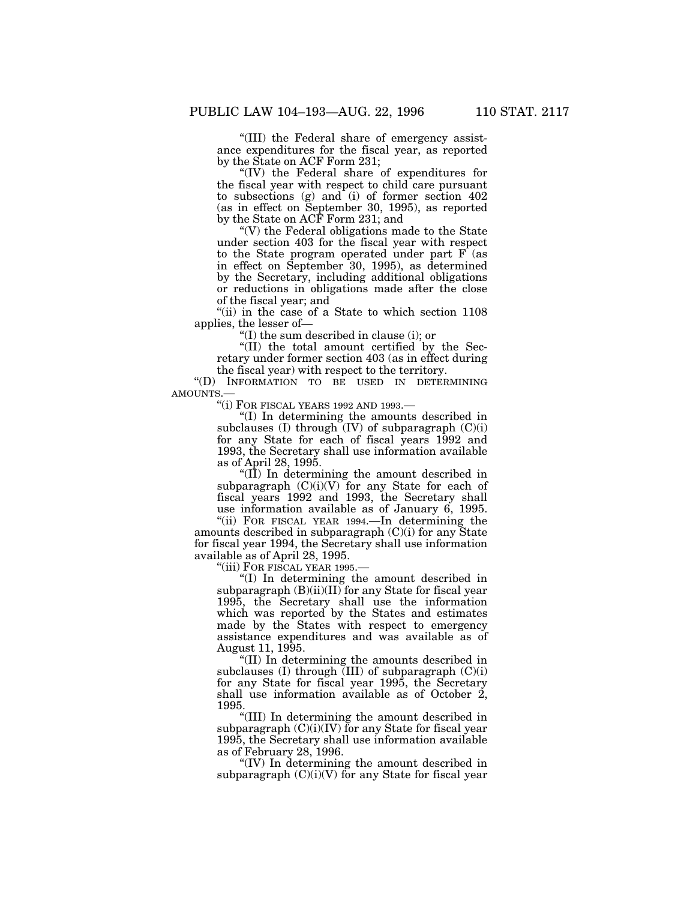"(III) the Federal share of emergency assistance expenditures for the fiscal year, as reported by the State on ACF Form 231;

"(IV) the Federal share of expenditures for the fiscal year with respect to child care pursuant to subsections (g) and (i) of former section 402 (as in effect on September 30, 1995), as reported by the State on ACF Form 231; and

"(V) the Federal obligations made to the State under section 403 for the fiscal year with respect to the State program operated under part F (as in effect on September 30, 1995), as determined by the Secretary, including additional obligations or reductions in obligations made after the close of the fiscal year; and

"(ii) in the case of a State to which section 1108 applies, the lesser of—

"(I) the sum described in clause (i); or

"(II) the total amount certified by the Secretary under former section 403 (as in effect during the fiscal year) with respect to the territory.

"(D) INFORMATION TO BE USED IN DETERMINING AMOUNTS.—

"(i) FOR FISCAL YEARS 1992 AND 1993.—

"(I) In determining the amounts described in subclauses (I) through (IV) of subparagraph (C)(i) for any State for each of fiscal years 1992 and 1993, the Secretary shall use information available as of April 28, 1995.

"(II) In determining the amount described in subparagraph (C)(i)(V) for any State for each of fiscal years 1992 and 1993, the Secretary shall use information available as of January 6, 1995.

"(ii) FOR FISCAL YEAR 1994.—In determining the amounts described in subparagraph (C)(i) for any State for fiscal year 1994, the Secretary shall use information available as of April 28, 1995.

"(iii) FOR FISCAL YEAR 1995.—

"(I) In determining the amount described in subparagraph (B)(ii)(II) for any State for fiscal year 1995, the Secretary shall use the information which was reported by the States and estimates made by the States with respect to emergency assistance expenditures and was available as of August 11, 1995.

"(II) In determining the amounts described in subclauses (I) through (III) of subparagraph (C)(i) for any State for fiscal year 1995, the Secretary shall use information available as of October 2, 1995.

"(III) In determining the amount described in subparagraph (C)(i)(IV) for any State for fiscal year 1995, the Secretary shall use information available as of February 28, 1996.

"(IV) In determining the amount described in subparagraph (C)(i)(V) for any State for fiscal year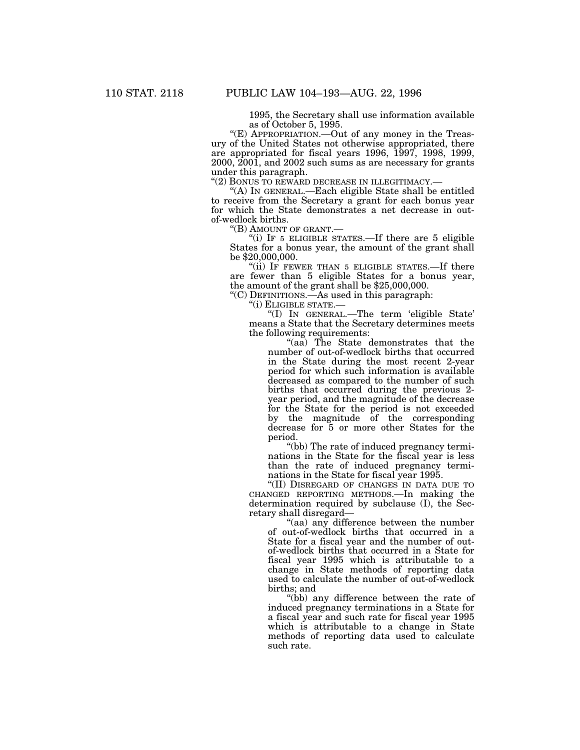1995, the Secretary shall use information available as of October 5, 1995.

"(E) APPROPRIATION.—Out of any money in the Treasury of the United States not otherwise appropriated, there are appropriated for fiscal years 1996, 1997, 1998, 1999, 2000, 2001, and 2002 such sums as are necessary for grants under this paragraph.

"(2) BONUS TO REWARD DECREASE IN ILLEGITIMACY.—

"(A) IN GENERAL.—Each eligible State shall be entitled to receive from the Secretary a grant for each bonus year for which the State demonstrates a net decrease in out-of-wedlock births.

"(B) AMOUNT OF GRANT.—

"(i) IF 5 ELIGIBLE STATES.—If there are 5 eligible States for a bonus year, the amount of the grant shall be $20,000,000.

"(ii) IF FEWER THAN 5 ELIGIBLE STATES.—If there are fewer than 5 eligible States for a bonus year, the amount of the grant shall be $25,000,000.

"(C) DEFINITIONS.—As used in this paragraph:

"(i) ELIGIBLE STATE.—

"(I) IN GENERAL.—The term 'eligible State' means a State that the Secretary determines meets the following requirements:

"(aa) The State demonstrates that the number of out-of-wedlock births that occurred in the State during the most recent 2-year period for which such information is available decreased as compared to the number of such births that occurred during the previous 2-year period, and the magnitude of the decrease for the State for the period is not exceeded by the magnitude of the corresponding decrease for 5 or more other States for the period.

"(bb) The rate of induced pregnancy terminations in the State for the fiscal year is less than the rate of induced pregnancy terminations in the State for fiscal year 1995.

"(II) DISREGARD OF CHANGES IN DATA DUE TO CHANGED REPORTING METHODS.—In making the determination required by subclause (I), the Secretary shall disregard—

"(aa) any difference between the number of out-of-wedlock births that occurred in a State for a fiscal year and the number of out-of-wedlock births that occurred in a State for fiscal year 1995 which is attributable to a change in State methods of reporting data used to calculate the number of out-of-wedlock births; and

"(bb) any difference between the rate of induced pregnancy terminations in a State for a fiscal year and such rate for fiscal year 1995 which is attributable to a change in State methods of reporting data used to calculate such rate.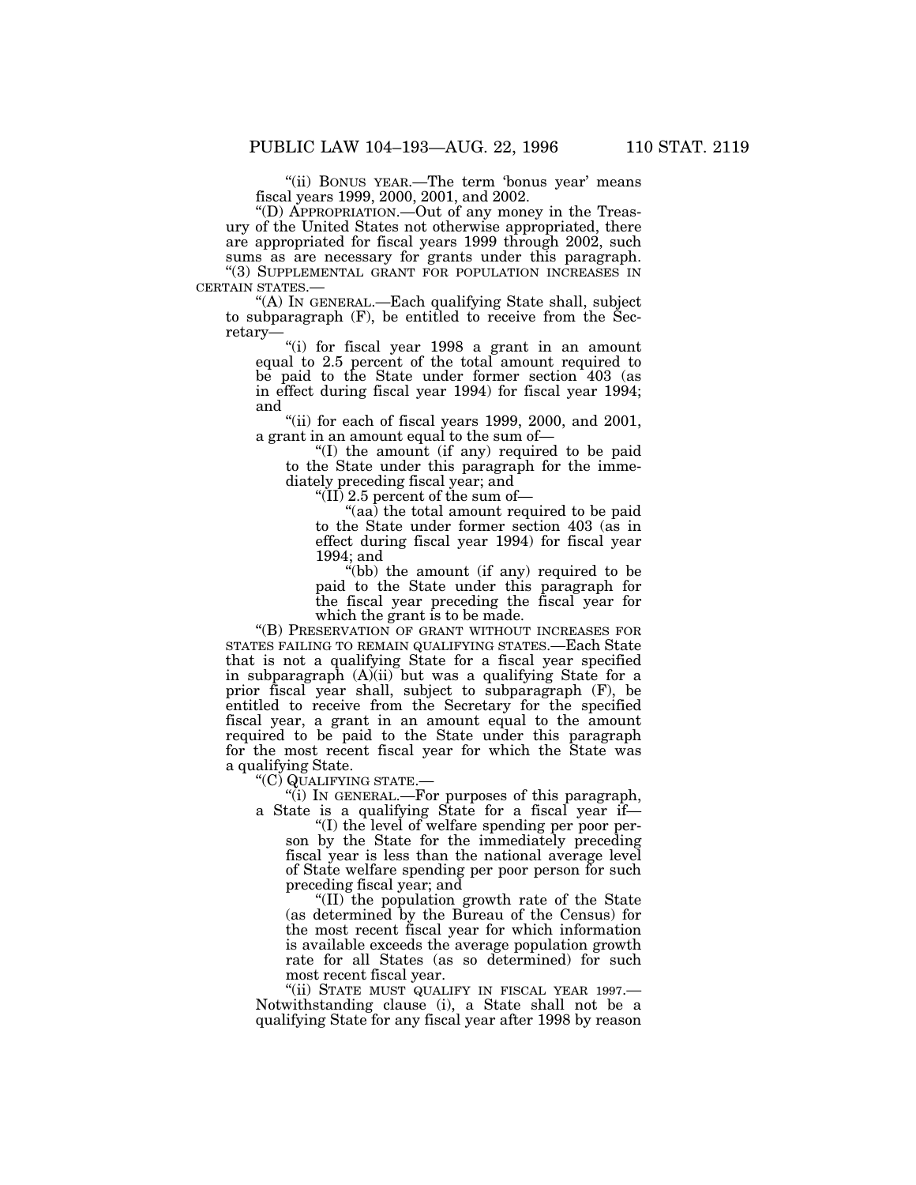"(ii) BONUS YEAR.—The term 'bonus year' means fiscal years 1999, 2000, 2001, and 2002.

"(D) APPROPRIATION.—Out of any money in the Treasury of the United States not otherwise appropriated, there are appropriated for fiscal years 1999 through 2002, such sums as are necessary for grants under this paragraph.

"(3) SUPPLEMENTAL GRANT FOR POPULATION INCREASES IN CERTAIN STATES.—

"(A) IN GENERAL.—Each qualifying State shall, subject to subparagraph (F), be entitled to receive from the Secretary—

"(i) for fiscal year 1998 a grant in an amount equal to 2.5 percent of the total amount required to be paid to the State under former section 403 (as in effect during fiscal year 1994) for fiscal year 1994; and

"(ii) for each of fiscal years 1999, 2000, and 2001, a grant in an amount equal to the sum of—

"(I) the amount (if any) required to be paid to the State under this paragraph for the immediately preceding fiscal year; and

"(II) 2.5 percent of the sum of—

"(aa) the total amount required to be paid to the State under former section 403 (as in effect during fiscal year 1994) for fiscal year 1994; and

"(bb) the amount (if any) required to be paid to the State under this paragraph for the fiscal year preceding the fiscal year for which the grant is to be made.

"(B) PRESERVATION OF GRANT WITHOUT INCREASES FOR STATES FAILING TO REMAIN QUALIFYING STATES.—Each State that is not a qualifying State for a fiscal year specified in subparagraph (A)(ii) but was a qualifying State for a prior fiscal year shall, subject to subparagraph (F), be entitled to receive from the Secretary for the specified fiscal year, a grant in an amount equal to the amount required to be paid to the State under this paragraph for the most recent fiscal year for which the State was a qualifying State.

"(C) QUALIFYING STATE.—

"(i) IN GENERAL.—For purposes of this paragraph, a State is a qualifying State for a fiscal year if—

"(I) the level of welfare spending per poor person by the State for the immediately preceding fiscal year is less than the national average level of State welfare spending per poor person for such preceding fiscal year; and

"(II) the population growth rate of the State (as determined by the Bureau of the Census) for the most recent fiscal year for which information is available exceeds the average population growth rate for all States (as so determined) for such most recent fiscal year.

"(ii) STATE MUST QUALIFY IN FISCAL YEAR 1997.—Notwithstanding clause (i), a State shall not be a qualifying State for any fiscal year after 1998 by reason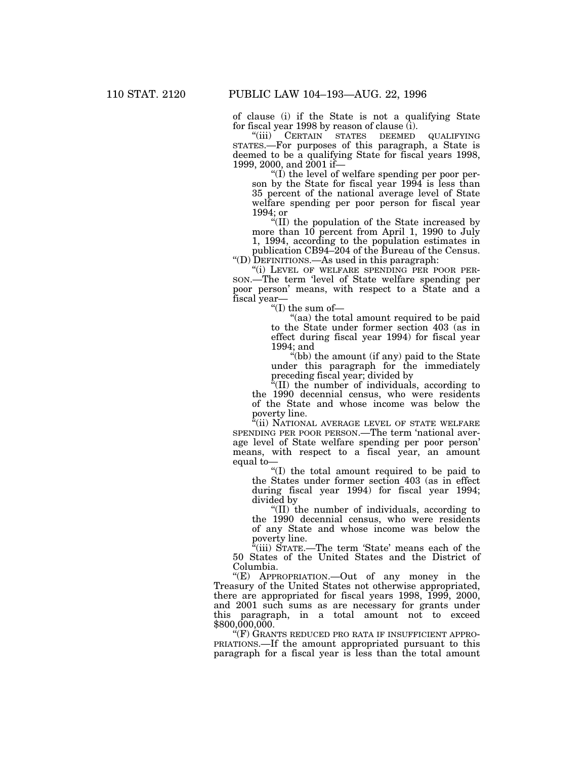of clause (i) if the State is not a qualifying State for fiscal year 1998 by reason of clause (i).

"(iii) CERTAIN STATES DEEMED QUALIFYING STATES.—For purposes of this paragraph, a State is deemed to be a qualifying State for fiscal years 1998, 1999, 2000, and 2001 if—

"(I) the level of welfare spending per poor person by the State for fiscal year 1994 is less than 35 percent of the national average level of State welfare spending per poor person for fiscal year 1994; or

"(II) the population of the State increased by more than 10 percent from April 1, 1990 to July 1, 1994, according to the population estimates in publication CB94–204 of the Bureau of the Census.

"(D) DEFINITIONS.—As used in this paragraph:

"(i) LEVEL OF WELFARE SPENDING PER POOR PERSON.—The term 'level of State welfare spending per poor person' means, with respect to a State and a fiscal year—

"(I) the sum of—

"(aa) the total amount required to be paid to the State under former section 403 (as in effect during fiscal year 1994) for fiscal year 1994; and

"(bb) the amount (if any) paid to the State under this paragraph for the immediately preceding fiscal year; divided by

"(II) the number of individuals, according to the 1990 decennial census, who were residents of the State and whose income was below the poverty line.

"(ii) NATIONAL AVERAGE LEVEL OF STATE WELFARE SPENDING PER POOR PERSON.—The term 'national average level of State welfare spending per poor person' means, with respect to a fiscal year, an amount equal to—

"(I) the total amount required to be paid to the States under former section 403 (as in effect during fiscal year 1994) for fiscal year 1994; divided by

"(II) the number of individuals, according to the 1990 decennial census, who were residents of any State and whose income was below the poverty line.

"(iii) STATE.—The term 'State' means each of the 50 States of the United States and the District of Columbia.

"(E) APPROPRIATION.—Out of any money in the Treasury of the United States not otherwise appropriated, there are appropriated for fiscal years 1998, 1999, 2000, and 2001 such sums as are necessary for grants under this paragraph, in a total amount not to exceed $800,000,000.

"(F) GRANTS REDUCED PRO RATA IF INSUFFICIENT APPROPRIATIONS.—If the amount appropriated pursuant to this paragraph for a fiscal year is less than the total amount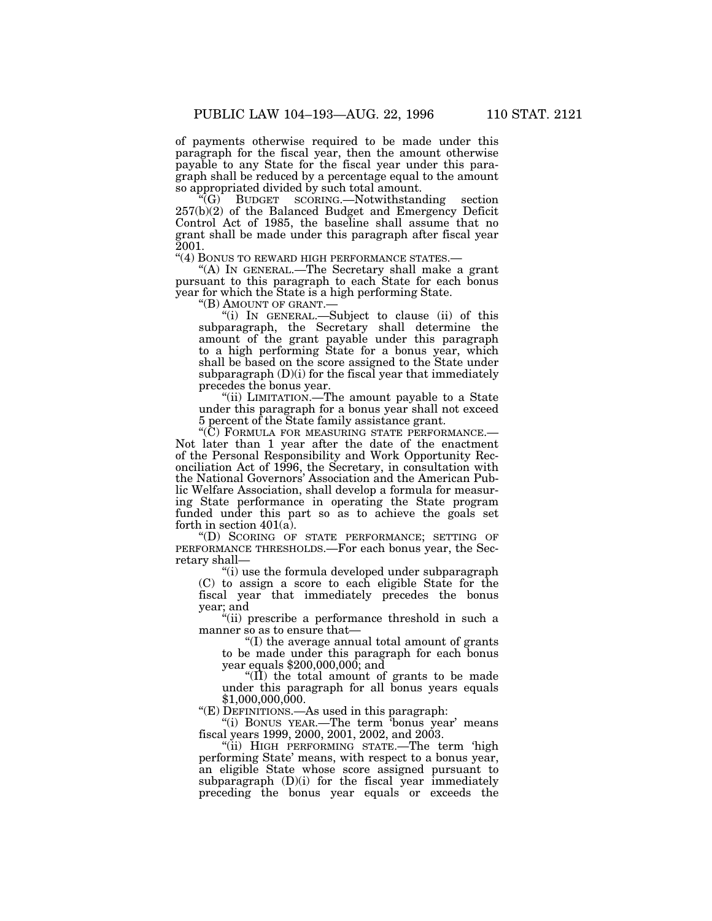of payments otherwise required to be made under this paragraph for the fiscal year, then the amount otherwise payable to any State for the fiscal year under this paragraph shall be reduced by a percentage equal to the amount so appropriated divided by such total amount.

"(G) BUDGET SCORING.—Notwithstanding section 257(b)(2) of the Balanced Budget and Emergency Deficit Control Act of 1985, the baseline shall assume that no grant shall be made under this paragraph after fiscal year 2001.

"(4) BONUS TO REWARD HIGH PERFORMANCE STATES.—

"(A) IN GENERAL.—The Secretary shall make a grant pursuant to this paragraph to each State for each bonus year for which the State is a high performing State.

"(B) AMOUNT OF GRANT.—

"(i) IN GENERAL.—Subject to clause (ii) of this subparagraph, the Secretary shall determine the amount of the grant payable under this paragraph to a high performing State for a bonus year, which shall be based on the score assigned to the State under subparagraph (D)(i) for the fiscal year that immediately precedes the bonus year.

"(ii) LIMITATION.—The amount payable to a State under this paragraph for a bonus year shall not exceed 5 percent of the State family assistance grant.

"(C) FORMULA FOR MEASURING STATE PERFORMANCE.—Not later than 1 year after the date of the enactment of the Personal Responsibility and Work Opportunity Reconciliation Act of 1996, the Secretary, in consultation with the National Governors' Association and the American Public Welfare Association, shall develop a formula for measuring State performance in operating the State program funded under this part so as to achieve the goals set forth in section 401(a).

"(D) SCORING OF STATE PERFORMANCE; SETTING OF PERFORMANCE THRESHOLDS.—For each bonus year, the Secretary shall—

"(i) use the formula developed under subparagraph (C) to assign a score to each eligible State for the fiscal year that immediately precedes the bonus year; and

"(ii) prescribe a performance threshold in such a manner so as to ensure that—

"(I) the average annual total amount of grants to be made under this paragraph for each bonus year equals $200,000,000; and

"(II) the total amount of grants to be made under this paragraph for all bonus years equals $1,000,000,000.

"(E) DEFINITIONS.—As used in this paragraph:

"(i) BONUS YEAR.—The term 'bonus year' means fiscal years 1999, 2000, 2001, 2002, and 2003.

"(ii) HIGH PERFORMING STATE.—The term 'high performing State' means, with respect to a bonus year, an eligible State whose score assigned pursuant to subparagraph (D)(i) for the fiscal year immediately preceding the bonus year equals or exceeds the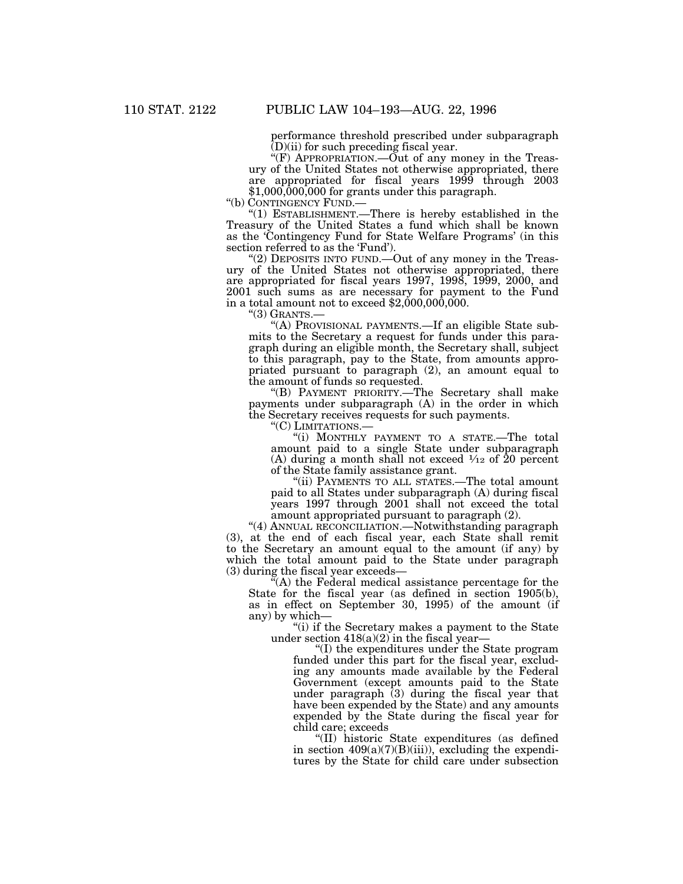performance threshold prescribed under subparagraph (D)(ii) for such preceding fiscal year.

"(F) APPROPRIATION.—Out of any money in the Treasury of the United States not otherwise appropriated, there are appropriated for fiscal years 1999 through 2003 $1,000,000,000 for grants under this paragraph.

"(b) CONTINGENCY FUND.—

"(1) ESTABLISHMENT.—There is hereby established in the Treasury of the United States a fund which shall be known as the 'Contingency Fund for State Welfare Programs' (in this section referred to as the 'Fund').

"(2) DEPOSITS INTO FUND.—Out of any money in the Treasury of the United States not otherwise appropriated, there are appropriated for fiscal years 1997, 1998, 1999, 2000, and 2001 such sums as are necessary for payment to the Fund in a total amount not to exceed $2,000,000,000.

"(3) GRANTS.—

"(A) PROVISIONAL PAYMENTS.—If an eligible State submits to the Secretary a request for funds under this paragraph during an eligible month, the Secretary shall, subject to this paragraph, pay to the State, from amounts appropriated pursuant to paragraph (2), an amount equal to the amount of funds so requested.

"(B) PAYMENT PRIORITY.—The Secretary shall make payments under subparagraph (A) in the order in which the Secretary receives requests for such payments.

"(C) LIMITATIONS.—

"(i) MONTHLY PAYMENT TO A STATE.—The total amount paid to a single State under subparagraph (A) during a month shall not exceed $\frac{1}{12}$ of 20 percent of the State family assistance grant.

"(ii) PAYMENTS TO ALL STATES.—The total amount paid to all States under subparagraph (A) during fiscal years 1997 through 2001 shall not exceed the total amount appropriated pursuant to paragraph (2).

"(4) ANNUAL RECONCILIATION.—Notwithstanding paragraph (3), at the end of each fiscal year, each State shall remit to the Secretary an amount equal to the amount (if any) by which the total amount paid to the State under paragraph (3) during the fiscal year exceeds—

"(A) the Federal medical assistance percentage for the State for the fiscal year (as defined in section 1905(b), as in effect on September 30, 1995) of the amount (if any) by which—

"(i) if the Secretary makes a payment to the State under section 418(a)(2) in the fiscal year—

"(I) the expenditures under the State program funded under this part for the fiscal year, excluding any amounts made available by the Federal Government (except amounts paid to the State under paragraph (3) during the fiscal year that have been expended by the State) and any amounts expended by the State during the fiscal year for child care; exceeds

"(II) historic State expenditures (as defined in section 409(a)(7)(B)(iii)), excluding the expenditures by the State for child care under subsection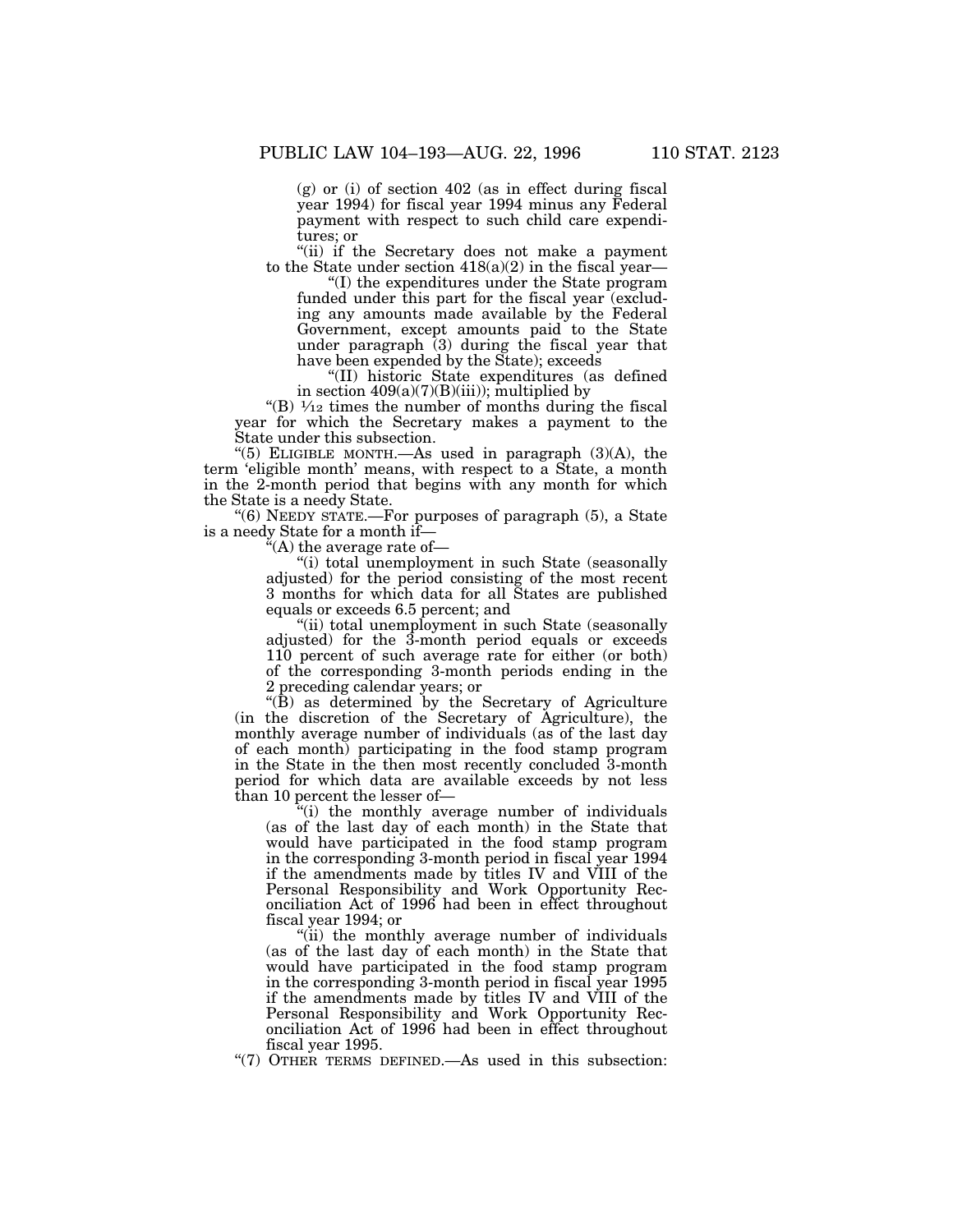(g) or (i) of section 402 (as in effect during fiscal year 1994) for fiscal year 1994 minus any Federal payment with respect to such child care expenditures; or

"(ii) if the Secretary does not make a payment to the State under section 418(a)(2) in the fiscal year—

"(I) the expenditures under the State program funded under this part for the fiscal year (excluding any amounts made available by the Federal Government, except amounts paid to the State under paragraph (3) during the fiscal year that have been expended by the State); exceeds

"(II) historic State expenditures (as defined in section 409(a)(7)(B)(iii)); multiplied by

"(B) 1/12 times the number of months during the fiscal year for which the Secretary makes a payment to the State under this subsection.

"(5) ELIGIBLE MONTH.—As used in paragraph (3)(A), the term 'eligible month' means, with respect to a State, a month in the 2-month period that begins with any month for which the State is a needy State.

"(6) NEEDY STATE.—For purposes of paragraph (5), a State is a needy State for a month if—

"(A) the average rate of—

"(i) total unemployment in such State (seasonally adjusted) for the period consisting of the most recent 3 months for which data for all States are published equals or exceeds 6.5 percent; and

"(ii) total unemployment in such State (seasonally adjusted) for the 3-month period equals or exceeds 110 percent of such average rate for either (or both) of the corresponding 3-month periods ending in the 2 preceding calendar years; or

"(B) as determined by the Secretary of Agriculture (in the discretion of the Secretary of Agriculture), the monthly average number of individuals (as of the last day of each month) participating in the food stamp program in the State in the then most recently concluded 3-month period for which data are available exceeds by not less than 10 percent the lesser of—

"(i) the monthly average number of individuals (as of the last day of each month) in the State that would have participated in the food stamp program in the corresponding 3-month period in fiscal year 1994 if the amendments made by titles IV and VIII of the Personal Responsibility and Work Opportunity Reconciliation Act of 1996 had been in effect throughout fiscal year 1994; or

"(ii) the monthly average number of individuals (as of the last day of each month) in the State that would have participated in the food stamp program in the corresponding 3-month period in fiscal year 1995 if the amendments made by titles IV and VIII of the Personal Responsibility and Work Opportunity Reconciliation Act of 1996 had been in effect throughout fiscal year 1995.

"(7) OTHER TERMS DEFINED.—As used in this subsection: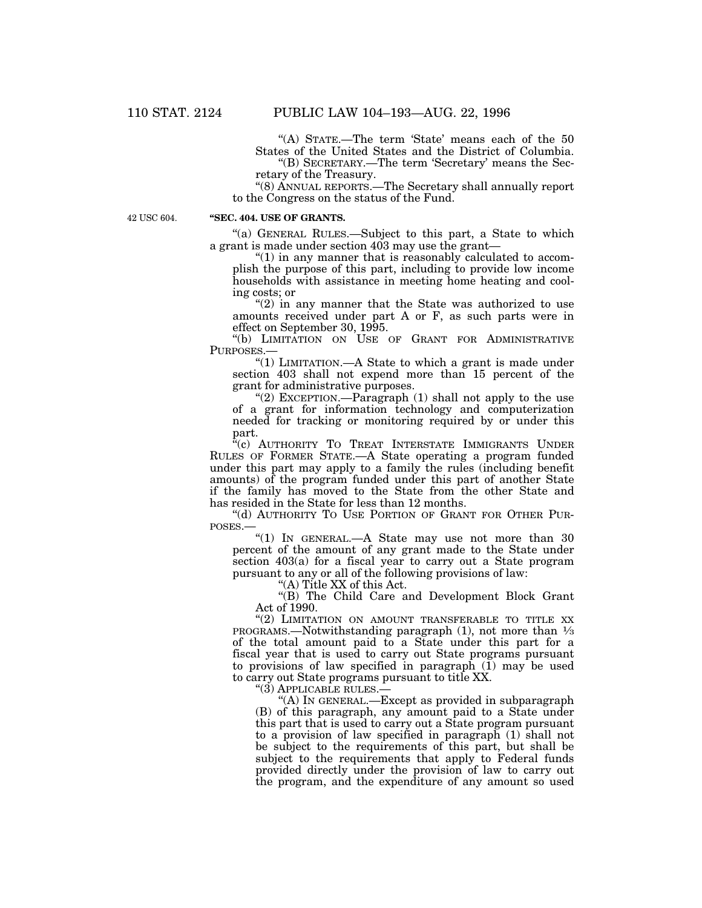"(A) STATE.—The term 'State' means each of the 50 States of the United States and the District of Columbia.

"(B) SECRETARY.—The term 'Secretary' means the Secretary of the Treasury.

"(8) ANNUAL REPORTS.—The Secretary shall annually report to the Congress on the status of the Fund.

42 USC 604.

**"SEC. 404. USE OF GRANTS.**

"(a) GENERAL RULES.—Subject to this part, a State to which a grant is made under section 403 may use the grant—

"(1) in any manner that is reasonably calculated to accomplish the purpose of this part, including to provide low income households with assistance in meeting home heating and cooling costs; or

"(2) in any manner that the State was authorized to use amounts received under part A or F, as such parts were in effect on September 30, 1995.

"(b) LIMITATION ON USE OF GRANT FOR ADMINISTRATIVE PURPOSES.—

"(1) LIMITATION.—A State to which a grant is made under section 403 shall not expend more than 15 percent of the grant for administrative purposes.

"(2) EXCEPTION.—Paragraph (1) shall not apply to the use of a grant for information technology and computerization needed for tracking or monitoring required by or under this part.

"(c) AUTHORITY TO TREAT INTERSTATE IMMIGRANTS UNDER RULES OF FORMER STATE.—A State operating a program funded under this part may apply to a family the rules (including benefit amounts) of the program funded under this part of another State if the family has moved to the State from the other State and has resided in the State for less than 12 months.

"(d) AUTHORITY TO USE PORTION OF GRANT FOR OTHER PURPOSES.—

"(1) IN GENERAL.—A State may use not more than 30 percent of the amount of any grant made to the State under section 403(a) for a fiscal year to carry out a State program pursuant to any or all of the following provisions of law:

"(A) Title XX of this Act.

"(B) The Child Care and Development Block Grant Act of 1990.

"(2) LIMITATION ON AMOUNT TRANSFERABLE TO TITLE XX PROGRAMS.—Notwithstanding paragraph (1), not more than 1/3 of the total amount paid to a State under this part for a fiscal year that is used to carry out State programs pursuant to provisions of law specified in paragraph (1) may be used to carry out State programs pursuant to title XX.

"(3) APPLICABLE RULES.—

"(A) IN GENERAL.—Except as provided in subparagraph (B) of this paragraph, any amount paid to a State under this part that is used to carry out a State program pursuant to a provision of law specified in paragraph (1) shall not be subject to the requirements of this part, but shall be subject to the requirements that apply to Federal funds provided directly under the provision of law to carry out the program, and the expenditure of any amount so used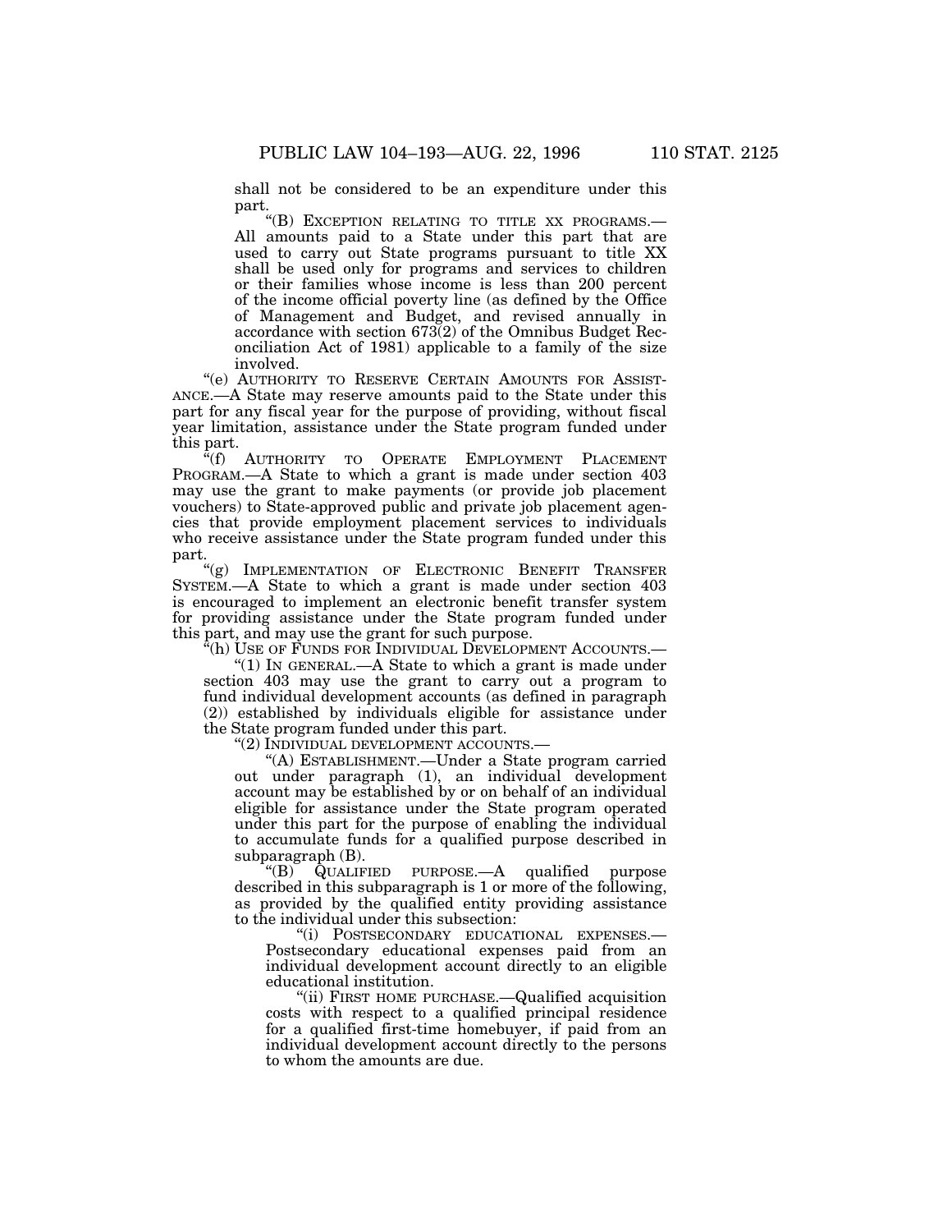shall not be considered to be an expenditure under this part.

"(B) EXCEPTION RELATING TO TITLE XX PROGRAMS.—All amounts paid to a State under this part that are used to carry out State programs pursuant to title XX shall be used only for programs and services to children or their families whose income is less than 200 percent of the income official poverty line (as defined by the Office of Management and Budget, and revised annually in accordance with section 673(2) of the Omnibus Budget Reconciliation Act of 1981) applicable to a family of the size involved.

"(e) AUTHORITY TO RESERVE CERTAIN AMOUNTS FOR ASSISTANCE.—A State may reserve amounts paid to the State under this part for any fiscal year for the purpose of providing, without fiscal year limitation, assistance under the State program funded under this part.

"(f) AUTHORITY TO OPERATE EMPLOYMENT PLACEMENT PROGRAM.—A State to which a grant is made under section 403 may use the grant to make payments (or provide job placement vouchers) to State-approved public and private job placement agencies that provide employment placement services to individuals who receive assistance under the State program funded under this part.

"(g) IMPLEMENTATION OF ELECTRONIC BENEFIT TRANSFER SYSTEM.—A State to which a grant is made under section 403 is encouraged to implement an electronic benefit transfer system for providing assistance under the State program funded under this part, and may use the grant for such purpose.

"(h) USE OF FUNDS FOR INDIVIDUAL DEVELOPMENT ACCOUNTS.—

"(1) IN GENERAL.—A State to which a grant is made under section 403 may use the grant to carry out a program to fund individual development accounts (as defined in paragraph (2)) established by individuals eligible for assistance under the State program funded under this part.

"(2) INDIVIDUAL DEVELOPMENT ACCOUNTS.—

"(A) ESTABLISHMENT.—Under a State program carried out under paragraph (1), an individual development account may be established by or on behalf of an individual eligible for assistance under the State program operated under this part for the purpose of enabling the individual to accumulate funds for a qualified purpose described in subparagraph (B).

"(B) QUALIFIED PURPOSE.—A qualified purpose described in this subparagraph is 1 or more of the following, as provided by the qualified entity providing assistance to the individual under this subsection:

"(i) POSTSECONDARY EDUCATIONAL EXPENSES.—Postsecondary educational expenses paid from an individual development account directly to an eligible educational institution.

"(ii) FIRST HOME PURCHASE.—Qualified acquisition costs with respect to a qualified principal residence for a qualified first-time homebuyer, if paid from an individual development account directly to the persons to whom the amounts are due.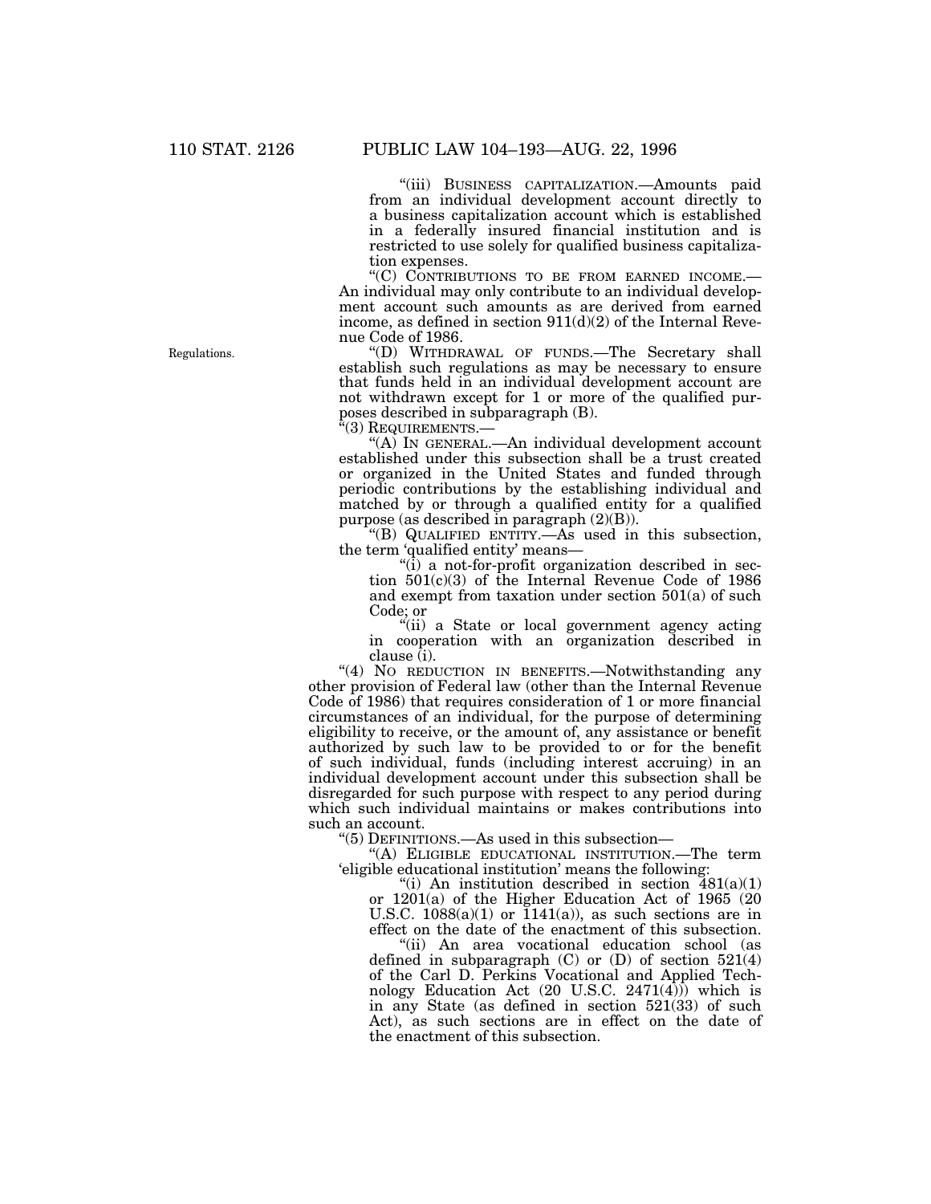"(iii) BUSINESS CAPITALIZATION.—Amounts paid from an individual development account directly to a business capitalization account which is established in a federally insured financial institution and is restricted to use solely for qualified business capitalization expenses.

"(C) CONTRIBUTIONS TO BE FROM EARNED INCOME.—An individual may only contribute to an individual development account such amounts as are derived from earned income, as defined in section 911(d)(2) of the Internal Revenue Code of 1986.

Regulations.

"(D) WITHDRAWAL OF FUNDS.—The Secretary shall establish such regulations as may be necessary to ensure that funds held in an individual development account are not withdrawn except for 1 or more of the qualified purposes described in subparagraph (B).

"(3) REQUIREMENTS.—

"(A) IN GENERAL.—An individual development account established under this subsection shall be a trust created or organized in the United States and funded through periodic contributions by the establishing individual and matched by or through a qualified entity for a qualified purpose (as described in paragraph (2)(B)).

"(B) QUALIFIED ENTITY.—As used in this subsection, the term 'qualified entity' means—

"(i) a not-for-profit organization described in section 501(c)(3) of the Internal Revenue Code of 1986 and exempt from taxation under section 501(a) of such Code; or

"(ii) a State or local government agency acting in cooperation with an organization described in clause (i).

"(4) NO REDUCTION IN BENEFITS.—Notwithstanding any other provision of Federal law (other than the Internal Revenue Code of 1986) that requires consideration of 1 or more financial circumstances of an individual, for the purpose of determining eligibility to receive, or the amount of, any assistance or benefit authorized by such law to be provided to or for the benefit of such individual, funds (including interest accruing) in an individual development account under this subsection shall be disregarded for such purpose with respect to any period during which such individual maintains or makes contributions into such an account.

"(5) DEFINITIONS.—As used in this subsection—

"(A) ELIGIBLE EDUCATIONAL INSTITUTION.—The term 'eligible educational institution' means the following:

"(i) An institution described in section 481(a)(1) or 1201(a) of the Higher Education Act of 1965 (20 U.S.C. 1088(a)(1) or 1141(a)), as such sections are in effect on the date of the enactment of this subsection.

"(ii) An area vocational education school (as defined in subparagraph (C) or (D) of section 521(4) of the Carl D. Perkins Vocational and Applied Technology Education Act (20 U.S.C. 2471(4))) which is in any State (as defined in section 521(33) of such Act), as such sections are in effect on the date of the enactment of this subsection.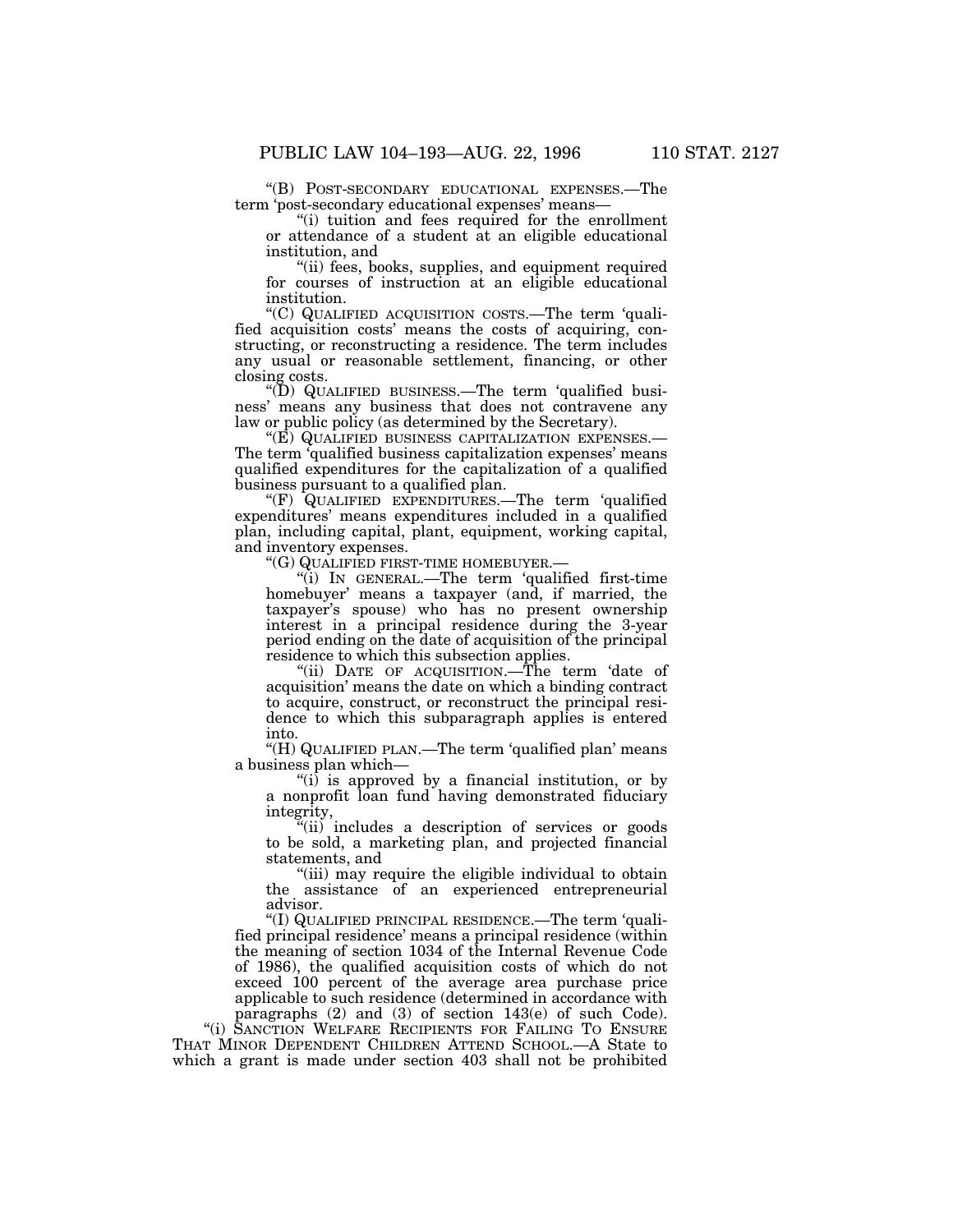"(B) POST-SECONDARY EDUCATIONAL EXPENSES.—The term 'post-secondary educational expenses' means—

"(i) tuition and fees required for the enrollment or attendance of a student at an eligible educational institution, and

"(ii) fees, books, supplies, and equipment required for courses of instruction at an eligible educational institution.

"(C) QUALIFIED ACQUISITION COSTS.—The term 'qualified acquisition costs' means the costs of acquiring, constructing, or reconstructing a residence. The term includes any usual or reasonable settlement, financing, or other closing costs.

"(D) QUALIFIED BUSINESS.—The term 'qualified business' means any business that does not contravene any law or public policy (as determined by the Secretary).

"(E) QUALIFIED BUSINESS CAPITALIZATION EXPENSES.—The term 'qualified business capitalization expenses' means qualified expenditures for the capitalization of a qualified business pursuant to a qualified plan.

"(F) QUALIFIED EXPENDITURES.—The term 'qualified expenditures' means expenditures included in a qualified plan, including capital, plant, equipment, working capital, and inventory expenses.

"(G) QUALIFIED FIRST-TIME HOMEBUYER.—

"(i) IN GENERAL.—The term 'qualified first-time homebuyer' means a taxpayer (and, if married, the taxpayer's spouse) who has no present ownership interest in a principal residence during the 3-year period ending on the date of acquisition of the principal residence to which this subsection applies.

"(ii) DATE OF ACQUISITION.—The term 'date of acquisition' means the date on which a binding contract to acquire, construct, or reconstruct the principal residence to which this subparagraph applies is entered into.

"(H) QUALIFIED PLAN.—The term 'qualified plan' means a business plan which—

"(i) is approved by a financial institution, or by a nonprofit loan fund having demonstrated fiduciary integrity,

"(ii) includes a description of services or goods to be sold, a marketing plan, and projected financial statements, and

"(iii) may require the eligible individual to obtain the assistance of an experienced entrepreneurial advisor.

"(I) QUALIFIED PRINCIPAL RESIDENCE.—The term 'qualified principal residence' means a principal residence (within the meaning of section 1034 of the Internal Revenue Code of 1986), the qualified acquisition costs of which do not exceed 100 percent of the average area purchase price applicable to such residence (determined in accordance with paragraphs (2) and (3) of section 143(e) of such Code).

"(i) SANCTION WELFARE RECIPIENTS FOR FAILING TO ENSURE THAT MINOR DEPENDENT CHILDREN ATTEND SCHOOL.—A State to which a grant is made under section 403 shall not be prohibited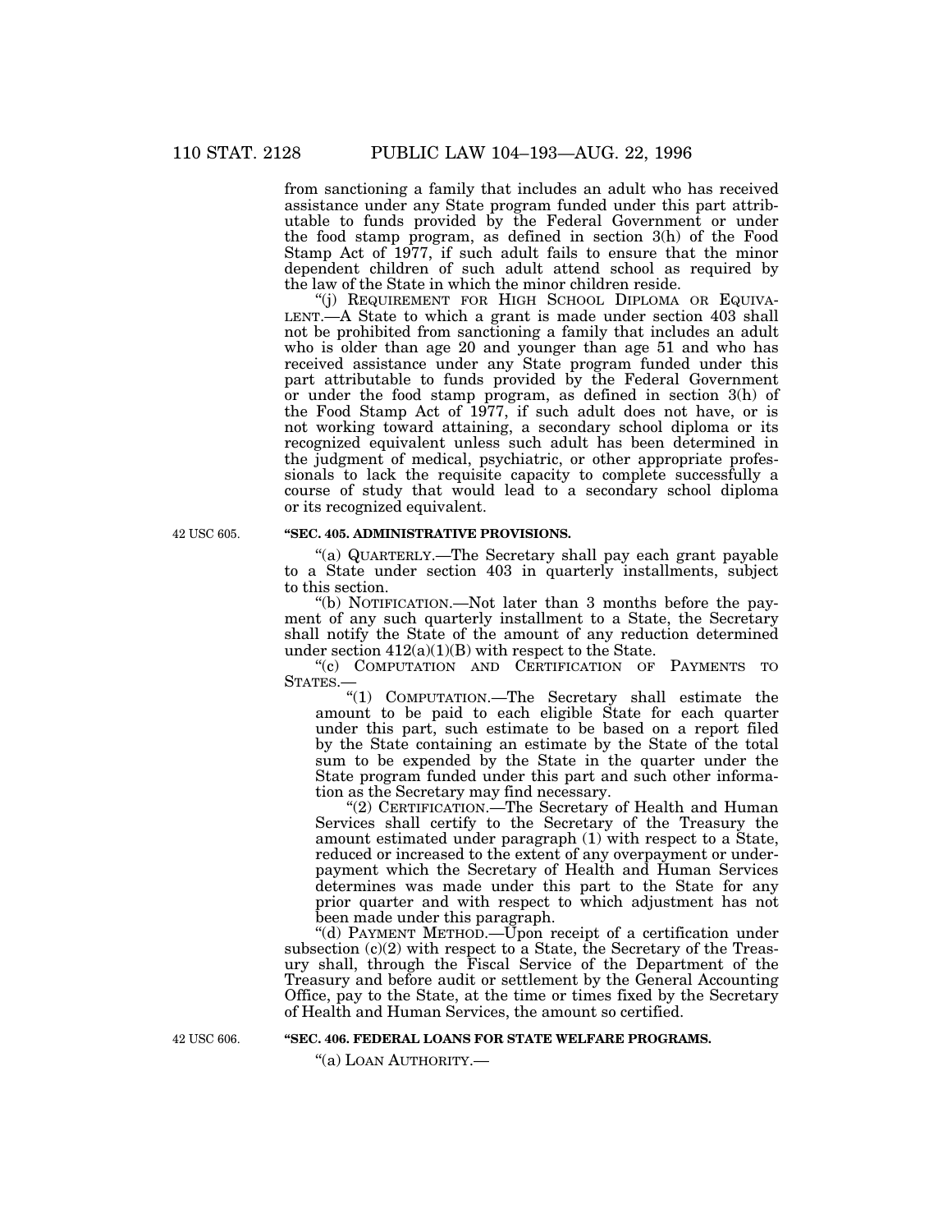from sanctioning a family that includes an adult who has received assistance under any State program funded under this part attributable to funds provided by the Federal Government or under the food stamp program, as defined in section 3(h) of the Food Stamp Act of 1977, if such adult fails to ensure that the minor dependent children of such adult attend school as required by the law of the State in which the minor children reside.

"(j) REQUIREMENT FOR HIGH SCHOOL DIPLOMA OR EQUIVALENT.—A State to which a grant is made under section 403 shall not be prohibited from sanctioning a family that includes an adult who is older than age 20 and younger than age 51 and who has received assistance under any State program funded under this part attributable to funds provided by the Federal Government or under the food stamp program, as defined in section 3(h) of the Food Stamp Act of 1977, if such adult does not have, or is not working toward attaining, a secondary school diploma or its recognized equivalent unless such adult has been determined in the judgment of medical, psychiatric, or other appropriate professionals to lack the requisite capacity to complete successfully a course of study that would lead to a secondary school diploma or its recognized equivalent.

42 USC 605.

**"SEC. 405. ADMINISTRATIVE PROVISIONS.**

"(a) QUARTERLY.—The Secretary shall pay each grant payable to a State under section 403 in quarterly installments, subject to this section.

"(b) NOTIFICATION.—Not later than 3 months before the payment of any such quarterly installment to a State, the Secretary shall notify the State of the amount of any reduction determined under section 412(a)(1)(B) with respect to the State.

"(c) COMPUTATION AND CERTIFICATION OF PAYMENTS TO STATES.—

"(1) COMPUTATION.—The Secretary shall estimate the amount to be paid to each eligible State for each quarter under this part, such estimate to be based on a report filed by the State containing an estimate by the State of the total sum to be expended by the State in the quarter under the State program funded under this part and such other information as the Secretary may find necessary.

"(2) CERTIFICATION.—The Secretary of Health and Human Services shall certify to the Secretary of the Treasury the amount estimated under paragraph (1) with respect to a State, reduced or increased to the extent of any overpayment or underpayment which the Secretary of Health and Human Services determines was made under this part to the State for any prior quarter and with respect to which adjustment has not been made under this paragraph.

"(d) PAYMENT METHOD.—Upon receipt of a certification under subsection (c)(2) with respect to a State, the Secretary of the Treasury shall, through the Fiscal Service of the Department of the Treasury and before audit or settlement by the General Accounting Office, pay to the State, at the time or times fixed by the Secretary of Health and Human Services, the amount so certified.

42 USC 606.

**"SEC. 406. FEDERAL LOANS FOR STATE WELFARE PROGRAMS.**

"(a) LOAN AUTHORITY.—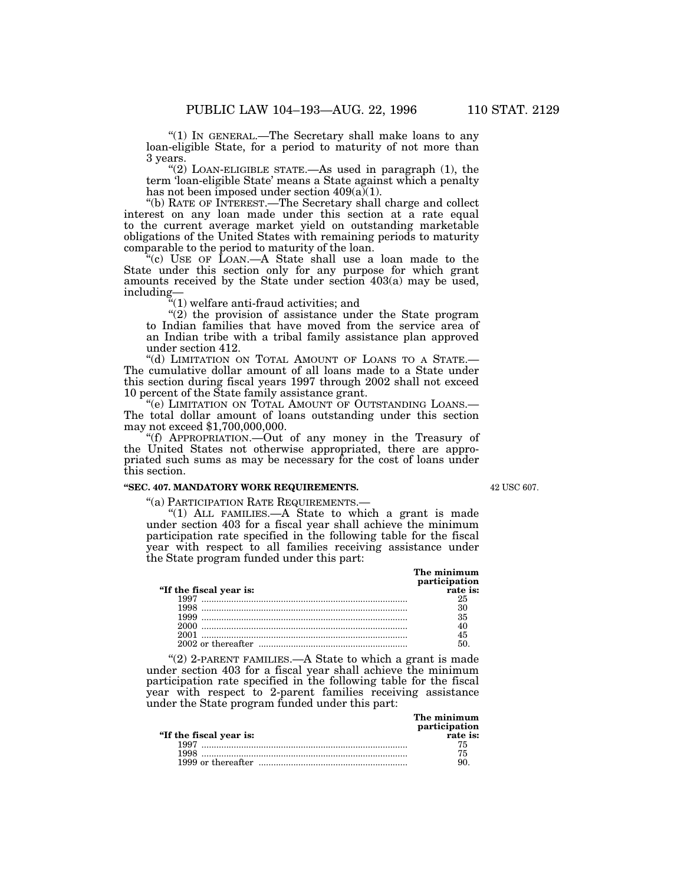"(1) IN GENERAL.—The Secretary shall make loans to any loan-eligible State, for a period to maturity of not more than 3 years.

"(2) LOAN-ELIGIBLE STATE.—As used in paragraph (1), the term 'loan-eligible State' means a State against which a penalty has not been imposed under section 409(a)(1).

"(b) RATE OF INTEREST.—The Secretary shall charge and collect interest on any loan made under this section at a rate equal to the current average market yield on outstanding marketable obligations of the United States with remaining periods to maturity comparable to the period to maturity of the loan.

"(c) USE OF LOAN.—A State shall use a loan made to the State under this section only for any purpose for which grant amounts received by the State under section 403(a) may be used, including—

"(1) welfare anti-fraud activities; and

"(2) the provision of assistance under the State program to Indian families that have moved from the service area of an Indian tribe with a tribal family assistance plan approved under section 412.

"(d) LIMITATION ON TOTAL AMOUNT OF LOANS TO A STATE.—The cumulative dollar amount of all loans made to a State under this section during fiscal years 1997 through 2002 shall not exceed 10 percent of the State family assistance grant.

"(e) LIMITATION ON TOTAL AMOUNT OF OUTSTANDING LOANS.—The total dollar amount of loans outstanding under this section may not exceed $1,700,000,000.

"(f) APPROPRIATION.—Out of any money in the Treasury of the United States not otherwise appropriated, there are appropriated such sums as may be necessary for the cost of loans under this section.

**"SEC. 407. MANDATORY WORK REQUIREMENTS.**

42 USC 607.

"(a) PARTICIPATION RATE REQUIREMENTS.—

"(1) ALL FAMILIES.—A State to which a grant is made under section 403 for a fiscal year shall achieve the minimum participation rate specified in the following table for the fiscal year with respect to all families receiving assistance under the State program funded under this part:

| "If the fiscal year is: | The minimum participation rate is: |
|---|---|
| 1997 | 25 |
| 1998 | 30 |
| 1999 | 35 |
| 2000 | 40 |
| 2001 | 45 |
| 2002 or thereafter | 50. |

"(2) 2-PARENT FAMILIES.—A State to which a grant is made under section 403 for a fiscal year shall achieve the minimum participation rate specified in the following table for the fiscal year with respect to 2-parent families receiving assistance under the State program funded under this part:

| "If the fiscal year is: | The minimum participation rate is: |
|---|---|
| 1997 | 75 |
| 1998 | 75 |
| 1999 or thereafter | 90. |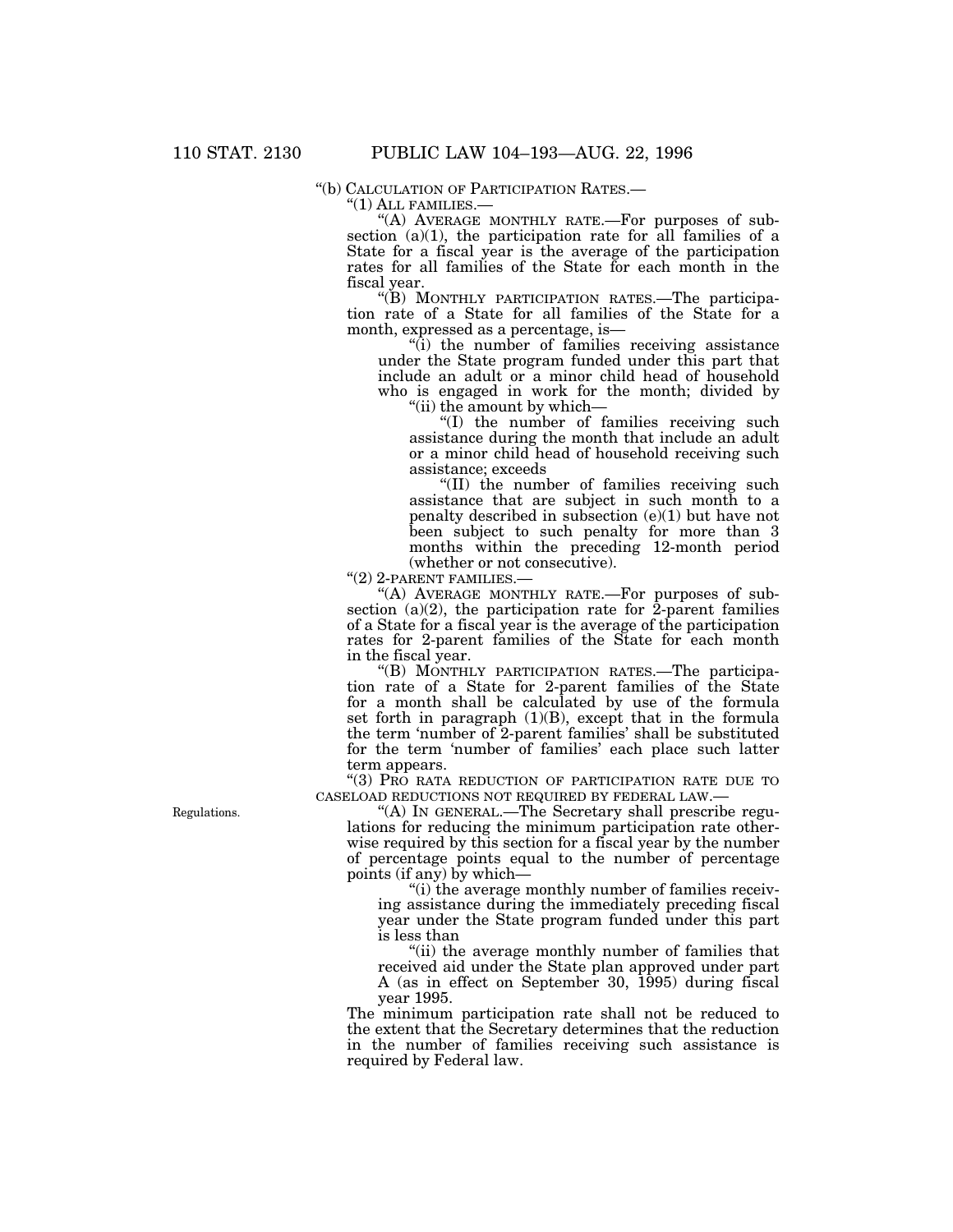"(b) CALCULATION OF PARTICIPATION RATES.—

"(1) ALL FAMILIES.—

"(A) AVERAGE MONTHLY RATE.—For purposes of subsection (a)(1), the participation rate for all families of a State for a fiscal year is the average of the participation rates for all families of the State for each month in the fiscal year.

"(B) MONTHLY PARTICIPATION RATES.—The participation rate of a State for all families of the State for a month, expressed as a percentage, is—

"(i) the number of families receiving assistance under the State program funded under this part that include an adult or a minor child head of household who is engaged in work for the month; divided by

"(ii) the amount by which—

"(I) the number of families receiving such assistance during the month that include an adult or a minor child head of household receiving such assistance; exceeds

"(II) the number of families receiving such assistance that are subject in such month to a penalty described in subsection (e)(1) but have not been subject to such penalty for more than 3 months within the preceding 12-month period (whether or not consecutive).

"(2) 2-PARENT FAMILIES.—

"(A) AVERAGE MONTHLY RATE.—For purposes of subsection (a)(2), the participation rate for 2-parent families of a State for a fiscal year is the average of the participation rates for 2-parent families of the State for each month in the fiscal year.

"(B) MONTHLY PARTICIPATION RATES.—The participation rate of a State for 2-parent families of the State for a month shall be calculated by use of the formula set forth in paragraph (1)(B), except that in the formula the term 'number of 2-parent families' shall be substituted for the term 'number of families' each place such latter term appears.

"(3) PRO RATA REDUCTION OF PARTICIPATION RATE DUE TO CASELOAD REDUCTIONS NOT REQUIRED BY FEDERAL LAW.—

Regulations.

"(A) IN GENERAL.—The Secretary shall prescribe regulations for reducing the minimum participation rate otherwise required by this section for a fiscal year by the number of percentage points equal to the number of percentage points (if any) by which—

"(i) the average monthly number of families receiving assistance during the immediately preceding fiscal year under the State program funded under this part is less than

"(ii) the average monthly number of families that received aid under the State plan approved under part A (as in effect on September 30, 1995) during fiscal year 1995.

The minimum participation rate shall not be reduced to the extent that the Secretary determines that the reduction in the number of families receiving such assistance is required by Federal law.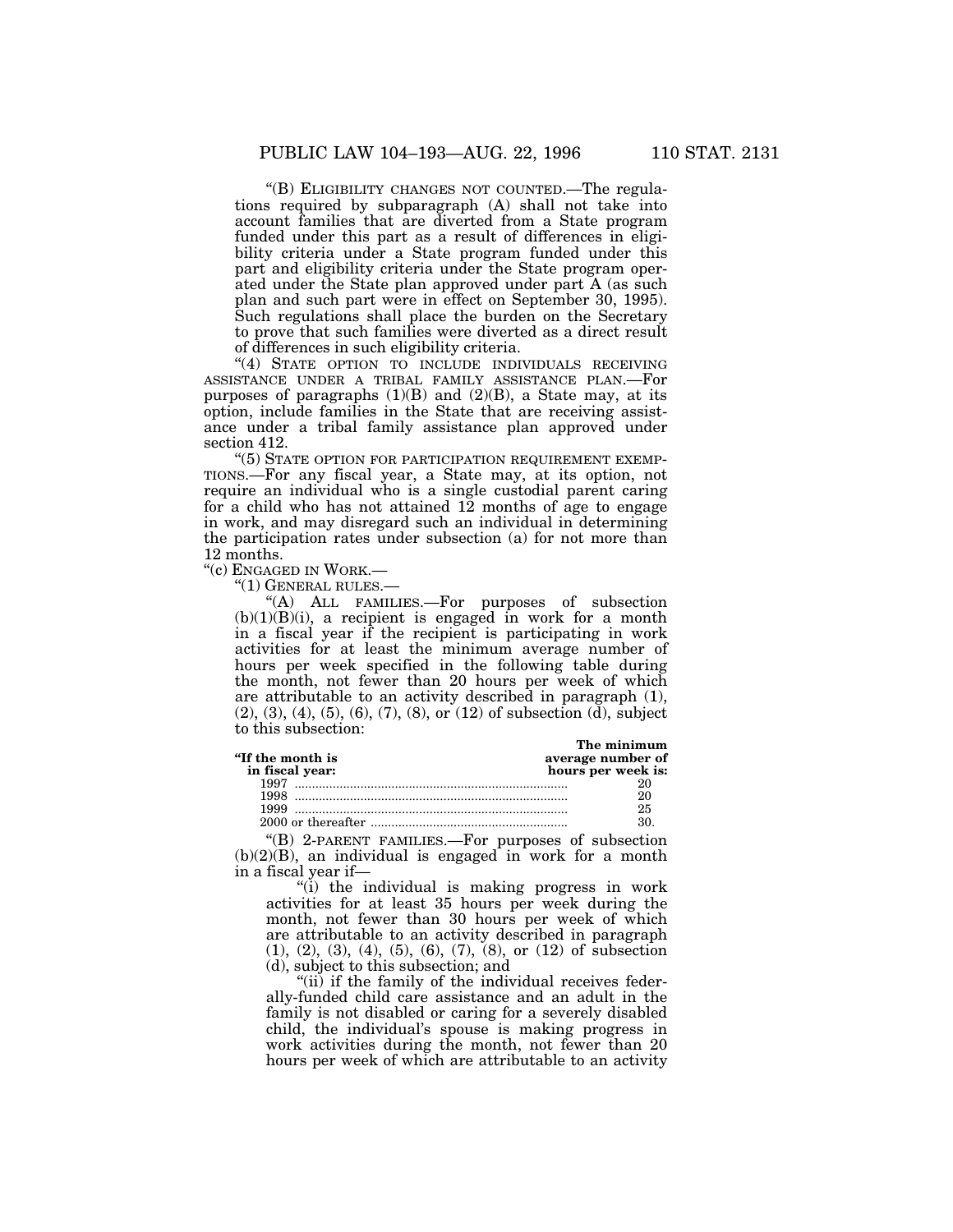"(B) ELIGIBILITY CHANGES NOT COUNTED.—The regulations required by subparagraph (A) shall not take into account families that are diverted from a State program funded under this part as a result of differences in eligibility criteria under a State program funded under this part and eligibility criteria under the State program operated under the State plan approved under part A (as such plan and such part were in effect on September 30, 1995). Such regulations shall place the burden on the Secretary to prove that such families were diverted as a direct result of differences in such eligibility criteria.

"(4) STATE OPTION TO INCLUDE INDIVIDUALS RECEIVING ASSISTANCE UNDER A TRIBAL FAMILY ASSISTANCE PLAN.—For purposes of paragraphs (1)(B) and (2)(B), a State may, at its option, include families in the State that are receiving assistance under a tribal family assistance plan approved under section 412.

"(5) STATE OPTION FOR PARTICIPATION REQUIREMENT EXEMPTIONS.—For any fiscal year, a State may, at its option, not require an individual who is a single custodial parent caring for a child who has not attained 12 months of age to engage in work, and may disregard such an individual in determining the participation rates under subsection (a) for not more than 12 months.

"(c) ENGAGED IN WORK.—

"(1) GENERAL RULES.—

"(A) ALL FAMILIES.—For purposes of subsection (b)(1)(B)(i), a recipient is engaged in work for a month in a fiscal year if the recipient is participating in work activities for at least the minimum average number of hours per week specified in the following table during the month, not fewer than 20 hours per week of which are attributable to an activity described in paragraph (1), (2), (3), (4), (5), (6), (7), (8), or (12) of subsection (d), subject to this subsection:

| "If the month is in fiscal year: | The minimum average number of hours per week is: |
|---|---|
| 1997 | 20 |
| 1998 | 20 |
| 1999 | 25 |
| 2000 or thereafter | 30. |

"(B) 2-PARENT FAMILIES.—For purposes of subsection (b)(2)(B), an individual is engaged in work for a month in a fiscal year if—

"(i) the individual is making progress in work activities for at least 35 hours per week during the month, not fewer than 30 hours per week of which are attributable to an activity described in paragraph (1), (2), (3), (4), (5), (6), (7), (8), or (12) of subsection (d), subject to this subsection; and

"(ii) if the family of the individual receives federally-funded child care assistance and an adult in the family is not disabled or caring for a severely disabled child, the individual's spouse is making progress in work activities during the month, not fewer than 20 hours per week of which are attributable to an activity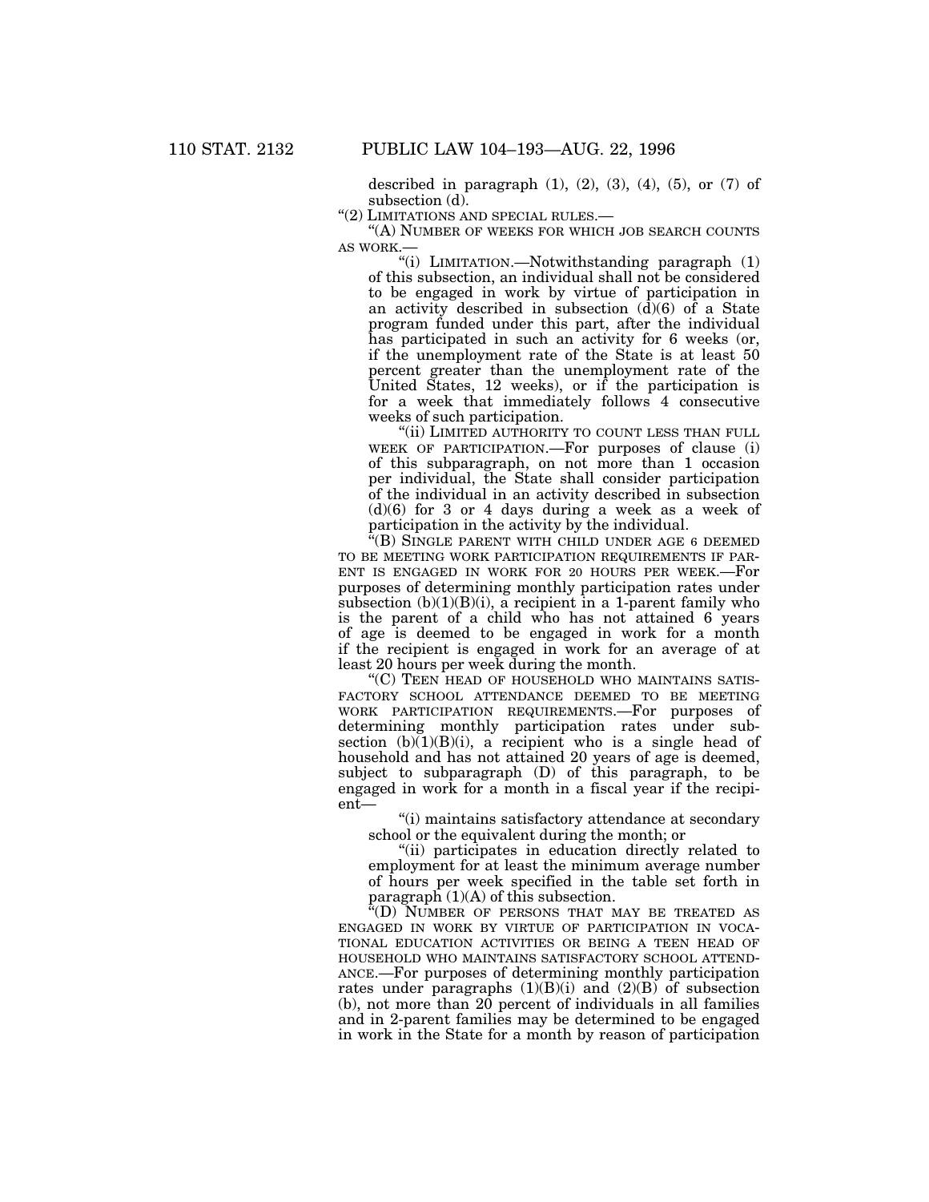described in paragraph (1), (2), (3), (4), (5), or (7) of subsection (d).

"(2) LIMITATIONS AND SPECIAL RULES.—

"(A) NUMBER OF WEEKS FOR WHICH JOB SEARCH COUNTS AS WORK.—

"(i) LIMITATION.—Notwithstanding paragraph (1) of this subsection, an individual shall not be considered to be engaged in work by virtue of participation in an activity described in subsection (d)(6) of a State program funded under this part, after the individual has participated in such an activity for 6 weeks (or, if the unemployment rate of the State is at least 50 percent greater than the unemployment rate of the United States, 12 weeks), or if the participation is for a week that immediately follows 4 consecutive weeks of such participation.

"(ii) LIMITED AUTHORITY TO COUNT LESS THAN FULL WEEK OF PARTICIPATION.—For purposes of clause (i) of this subparagraph, on not more than 1 occasion per individual, the State shall consider participation of the individual in an activity described in subsection (d)(6) for 3 or 4 days during a week as a week of participation in the activity by the individual.

"(B) SINGLE PARENT WITH CHILD UNDER AGE 6 DEEMED TO BE MEETING WORK PARTICIPATION REQUIREMENTS IF PARENT IS ENGAGED IN WORK FOR 20 HOURS PER WEEK.—For purposes of determining monthly participation rates under subsection (b)(1)(B)(i), a recipient in a 1-parent family who is the parent of a child who has not attained 6 years of age is deemed to be engaged in work for a month if the recipient is engaged in work for an average of at least 20 hours per week during the month.

"(C) TEEN HEAD OF HOUSEHOLD WHO MAINTAINS SATISFACTORY SCHOOL ATTENDANCE DEEMED TO BE MEETING WORK PARTICIPATION REQUIREMENTS.—For purposes of determining monthly participation rates under subsection (b)(1)(B)(i), a recipient who is a single head of household and has not attained 20 years of age is deemed, subject to subparagraph (D) of this paragraph, to be engaged in work for a month in a fiscal year if the recipient—

"(i) maintains satisfactory attendance at secondary school or the equivalent during the month; or

"(ii) participates in education directly related to employment for at least the minimum average number of hours per week specified in the table set forth in paragraph (1)(A) of this subsection.

"(D) NUMBER OF PERSONS THAT MAY BE TREATED AS ENGAGED IN WORK BY VIRTUE OF PARTICIPATION IN VOCATIONAL EDUCATION ACTIVITIES OR BEING A TEEN HEAD OF HOUSEHOLD WHO MAINTAINS SATISFACTORY SCHOOL ATTENDANCE.—For purposes of determining monthly participation rates under paragraphs (1)(B)(i) and (2)(B) of subsection (b), not more than 20 percent of individuals in all families and in 2-parent families may be determined to be engaged in work in the State for a month by reason of participation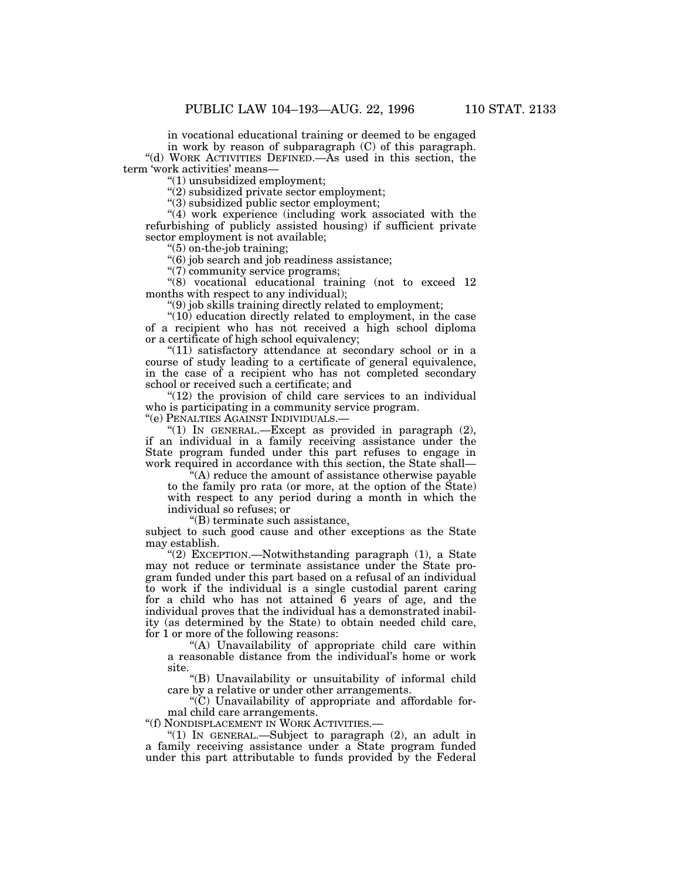in vocational educational training or deemed to be engaged in work by reason of subparagraph (C) of this paragraph.

"(d) WORK ACTIVITIES DEFINED.—As used in this section, the term 'work activities' means—

"(1) unsubsidized employment;

"(2) subsidized private sector employment;

"(3) subsidized public sector employment;

"(4) work experience (including work associated with the refurbishing of publicly assisted housing) if sufficient private sector employment is not available;

"(5) on-the-job training;

"(6) job search and job readiness assistance;

"(7) community service programs;

"(8) vocational educational training (not to exceed 12 months with respect to any individual);

"(9) job skills training directly related to employment;

"(10) education directly related to employment, in the case of a recipient who has not received a high school diploma or a certificate of high school equivalency;

"(11) satisfactory attendance at secondary school or in a course of study leading to a certificate of general equivalence, in the case of a recipient who has not completed secondary school or received such a certificate; and

"(12) the provision of child care services to an individual who is participating in a community service program.

"(e) PENALTIES AGAINST INDIVIDUALS.—

"(1) IN GENERAL.—Except as provided in paragraph (2), if an individual in a family receiving assistance under the State program funded under this part refuses to engage in work required in accordance with this section, the State shall—

"(A) reduce the amount of assistance otherwise payable to the family pro rata (or more, at the option of the State) with respect to any period during a month in which the individual so refuses; or

"(B) terminate such assistance,

subject to such good cause and other exceptions as the State may establish.

"(2) EXCEPTION.—Notwithstanding paragraph (1), a State may not reduce or terminate assistance under the State program funded under this part based on a refusal of an individual to work if the individual is a single custodial parent caring for a child who has not attained 6 years of age, and the individual proves that the individual has a demonstrated inability (as determined by the State) to obtain needed child care, for 1 or more of the following reasons:

"(A) Unavailability of appropriate child care within a reasonable distance from the individual's home or work site.

"(B) Unavailability or unsuitability of informal child care by a relative or under other arrangements.

"(C) Unavailability of appropriate and affordable formal child care arrangements.

"(f) NONDISPLACEMENT IN WORK ACTIVITIES.—

"(1) IN GENERAL.—Subject to paragraph (2), an adult in a family receiving assistance under a State program funded under this part attributable to funds provided by the Federal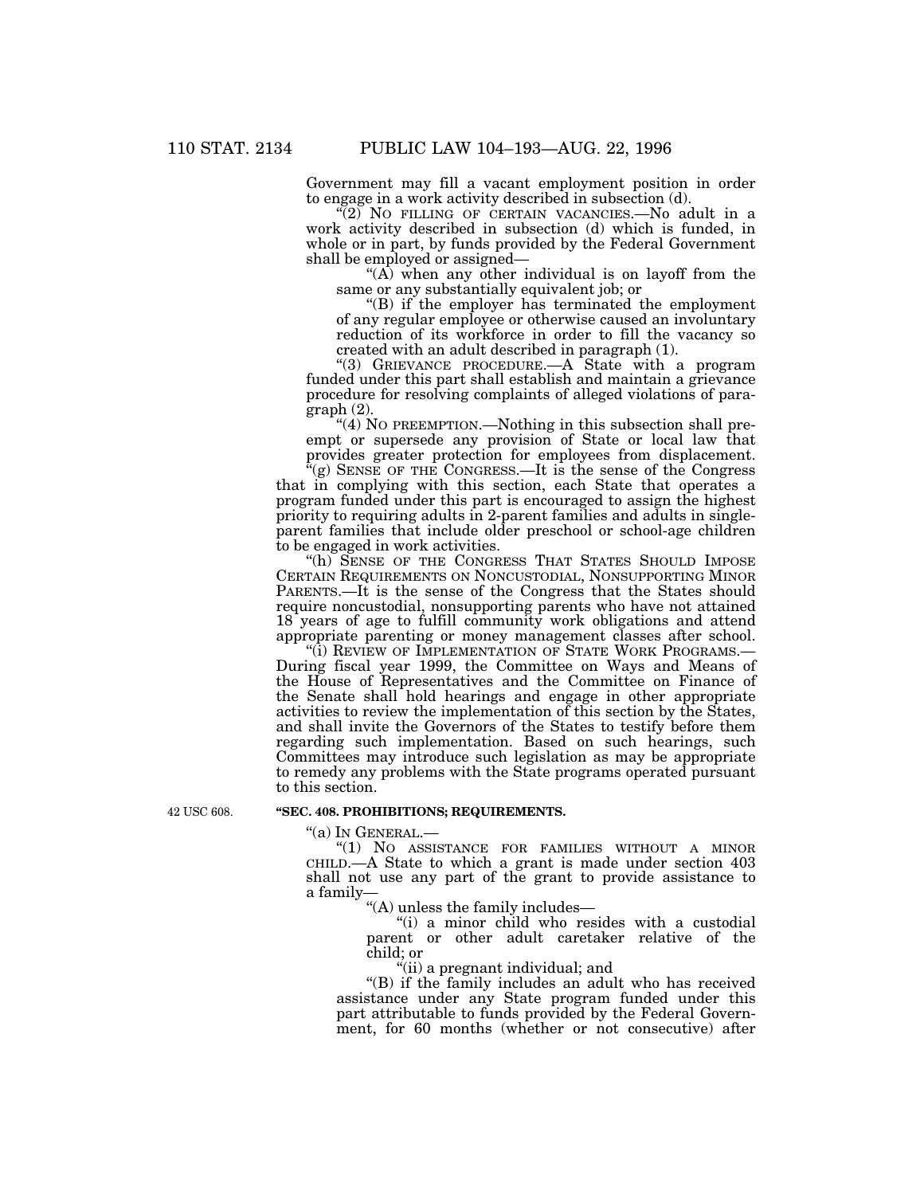Government may fill a vacant employment position in order to engage in a work activity described in subsection (d).

"(2) NO FILLING OF CERTAIN VACANCIES.—No adult in a work activity described in subsection (d) which is funded, in whole or in part, by funds provided by the Federal Government shall be employed or assigned—

"(A) when any other individual is on layoff from the same or any substantially equivalent job; or

"(B) if the employer has terminated the employment of any regular employee or otherwise caused an involuntary reduction of its workforce in order to fill the vacancy so created with an adult described in paragraph (1).

"(3) GRIEVANCE PROCEDURE.—A State with a program funded under this part shall establish and maintain a grievance procedure for resolving complaints of alleged violations of paragraph (2).

"(4) NO PREEMPTION.—Nothing in this subsection shall preempt or supersede any provision of State or local law that provides greater protection for employees from displacement.

"(g) SENSE OF THE CONGRESS.—It is the sense of the Congress that in complying with this section, each State that operates a program funded under this part is encouraged to assign the highest priority to requiring adults in 2-parent families and adults in single-parent families that include older preschool or school-age children to be engaged in work activities.

"(h) SENSE OF THE CONGRESS THAT STATES SHOULD IMPOSE CERTAIN REQUIREMENTS ON NONCUSTODIAL, NONSUPPORTING MINOR PARENTS.—It is the sense of the Congress that the States should require noncustodial, nonsupporting parents who have not attained 18 years of age to fulfill community work obligations and attend appropriate parenting or money management classes after school.

"(i) REVIEW OF IMPLEMENTATION OF STATE WORK PROGRAMS.—During fiscal year 1999, the Committee on Ways and Means of the House of Representatives and the Committee on Finance of the Senate shall hold hearings and engage in other appropriate activities to review the implementation of this section by the States, and shall invite the Governors of the States to testify before them regarding such implementation. Based on such hearings, such Committees may introduce such legislation as may be appropriate to remedy any problems with the State programs operated pursuant to this section.

42 USC 608.

**"SEC. 408. PROHIBITIONS; REQUIREMENTS.**

"(a) IN GENERAL.—

"(1) NO ASSISTANCE FOR FAMILIES WITHOUT A MINOR CHILD.—A State to which a grant is made under section 403 shall not use any part of the grant to provide assistance to a family—

"(A) unless the family includes—

"(i) a minor child who resides with a custodial parent or other adult caretaker relative of the child; or

"(ii) a pregnant individual; and

"(B) if the family includes an adult who has received assistance under any State program funded under this part attributable to funds provided by the Federal Government, for 60 months (whether or not consecutive) after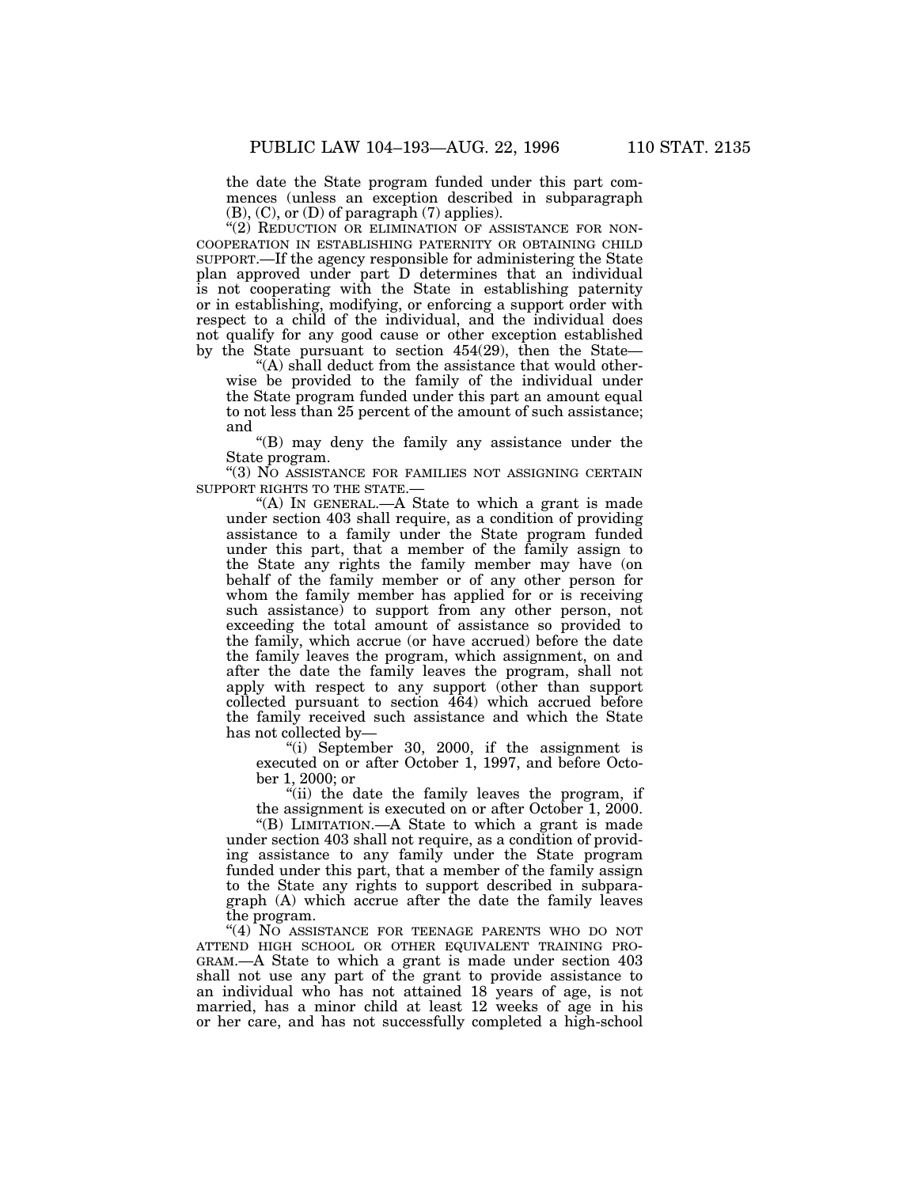the date the State program funded under this part commences (unless an exception described in subparagraph (B), (C), or (D) of paragraph (7) applies).

“(2) REDUCTION OR ELIMINATION OF ASSISTANCE FOR NONCOOPERATION IN ESTABLISHING PATERNITY OR OBTAINING CHILD SUPPORT.—If the agency responsible for administering the State plan approved under part D determines that an individual is not cooperating with the State in establishing paternity or in establishing, modifying, or enforcing a support order with respect to a child of the individual, and the individual does not qualify for any good cause or other exception established by the State pursuant to section 454(29), then the State—

“(A) shall deduct from the assistance that would otherwise be provided to the family of the individual under the State program funded under this part an amount equal to not less than 25 percent of the amount of such assistance; and

“(B) may deny the family any assistance under the State program.

“(3) NO ASSISTANCE FOR FAMILIES NOT ASSIGNING CERTAIN SUPPORT RIGHTS TO THE STATE.—

“(A) IN GENERAL.—A State to which a grant is made under section 403 shall require, as a condition of providing assistance to a family under the State program funded under this part, that a member of the family assign to the State any rights the family member may have (on behalf of the family member or of any other person for whom the family member has applied for or is receiving such assistance) to support from any other person, not exceeding the total amount of assistance so provided to the family, which accrue (or have accrued) before the date the family leaves the program, which assignment, on and after the date the family leaves the program, shall not apply with respect to any support (other than support collected pursuant to section 464) which accrued before the family received such assistance and which the State has not collected by—

“(i) September 30, 2000, if the assignment is executed on or after October 1, 1997, and before October 1, 2000; or

“(ii) the date the family leaves the program, if the assignment is executed on or after October 1, 2000.

“(B) LIMITATION.—A State to which a grant is made under section 403 shall not require, as a condition of providing assistance to any family under the State program funded under this part, that a member of the family assign to the State any rights to support described in subparagraph (A) which accrue after the date the family leaves the program.

“(4) NO ASSISTANCE FOR TEENAGE PARENTS WHO DO NOT ATTEND HIGH SCHOOL OR OTHER EQUIVALENT TRAINING PROGRAM.—A State to which a grant is made under section 403 shall not use any part of the grant to provide assistance to an individual who has not attained 18 years of age, is not married, has a minor child at least 12 weeks of age in his or her care, and has not successfully completed a high-school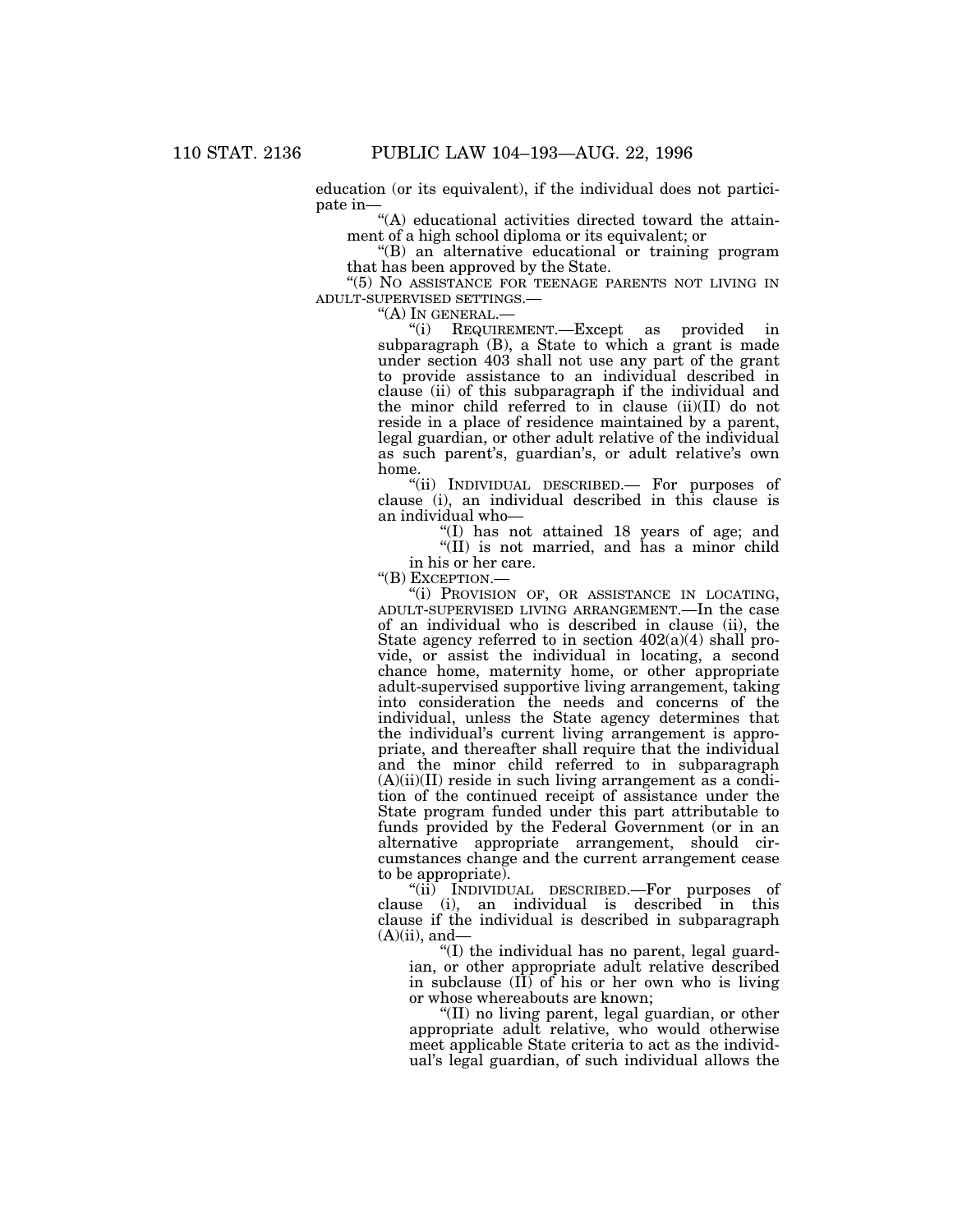education (or its equivalent), if the individual does not participate in—

"(A) educational activities directed toward the attainment of a high school diploma or its equivalent; or

"(B) an alternative educational or training program that has been approved by the State.

"(5) NO ASSISTANCE FOR TEENAGE PARENTS NOT LIVING IN ADULT-SUPERVISED SETTINGS.—

"(A) IN GENERAL.—

"(i) REQUIREMENT.—Except as provided in subparagraph (B), a State to which a grant is made under section 403 shall not use any part of the grant to provide assistance to an individual described in clause (ii) of this subparagraph if the individual and the minor child referred to in clause (ii)(II) do not reside in a place of residence maintained by a parent, legal guardian, or other adult relative of the individual as such parent's, guardian's, or adult relative's own home.

"(ii) INDIVIDUAL DESCRIBED.— For purposes of clause (i), an individual described in this clause is an individual who—

"(I) has not attained 18 years of age; and

"(II) is not married, and has a minor child in his or her care.

"(B) EXCEPTION.—

"(i) PROVISION OF, OR ASSISTANCE IN LOCATING, ADULT-SUPERVISED LIVING ARRANGEMENT.—In the case of an individual who is described in clause (ii), the State agency referred to in section 402(a)(4) shall provide, or assist the individual in locating, a second chance home, maternity home, or other appropriate adult-supervised supportive living arrangement, taking into consideration the needs and concerns of the individual, unless the State agency determines that the individual's current living arrangement is appropriate, and thereafter shall require that the individual and the minor child referred to in subparagraph (A)(ii)(II) reside in such living arrangement as a condition of the continued receipt of assistance under the State program funded under this part attributable to funds provided by the Federal Government (or in an alternative appropriate arrangement, should circumstances change and the current arrangement cease to be appropriate).

"(ii) INDIVIDUAL DESCRIBED.—For purposes of clause (i), an individual is described in this clause if the individual is described in subparagraph (A)(ii), and—

"(I) the individual has no parent, legal guardian, or other appropriate adult relative described in subclause (II) of his or her own who is living or whose whereabouts are known;

"(II) no living parent, legal guardian, or other appropriate adult relative, who would otherwise meet applicable State criteria to act as the individual's legal guardian, of such individual allows the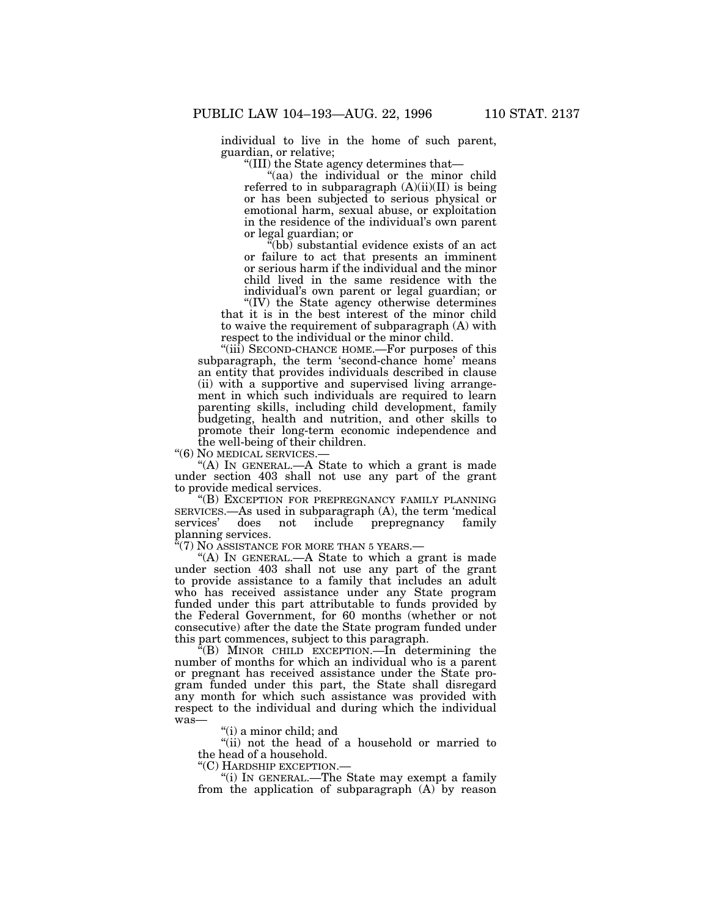individual to live in the home of such parent, guardian, or relative;

"(III) the State agency determines that—

"(aa) the individual or the minor child referred to in subparagraph (A)(ii)(II) is being or has been subjected to serious physical or emotional harm, sexual abuse, or exploitation in the residence of the individual's own parent or legal guardian; or

"(bb) substantial evidence exists of an act or failure to act that presents an imminent or serious harm if the individual and the minor child lived in the same residence with the individual's own parent or legal guardian; or

"(IV) the State agency otherwise determines that it is in the best interest of the minor child to waive the requirement of subparagraph (A) with respect to the individual or the minor child.

"(iii) SECOND-CHANCE HOME.—For purposes of this subparagraph, the term 'second-chance home' means an entity that provides individuals described in clause (ii) with a supportive and supervised living arrangement in which such individuals are required to learn parenting skills, including child development, family budgeting, health and nutrition, and other skills to promote their long-term economic independence and the well-being of their children.

"(6) NO MEDICAL SERVICES.—

"(A) IN GENERAL.—A State to which a grant is made under section 403 shall not use any part of the grant to provide medical services.

"(B) EXCEPTION FOR PREPREGNANCY FAMILY PLANNING SERVICES.—As used in subparagraph (A), the term 'medical services' does not include prepregnancy family planning services.

"(7) NO ASSISTANCE FOR MORE THAN 5 YEARS.—

"(A) IN GENERAL.—A State to which a grant is made under section 403 shall not use any part of the grant to provide assistance to a family that includes an adult who has received assistance under any State program funded under this part attributable to funds provided by the Federal Government, for 60 months (whether or not consecutive) after the date the State program funded under this part commences, subject to this paragraph.

"(B) MINOR CHILD EXCEPTION.—In determining the number of months for which an individual who is a parent or pregnant has received assistance under the State program funded under this part, the State shall disregard any month for which such assistance was provided with respect to the individual and during which the individual was—

"(i) a minor child; and

"(ii) not the head of a household or married to the head of a household.

"(C) HARDSHIP EXCEPTION.—

"(i) IN GENERAL.—The State may exempt a family from the application of subparagraph (A) by reason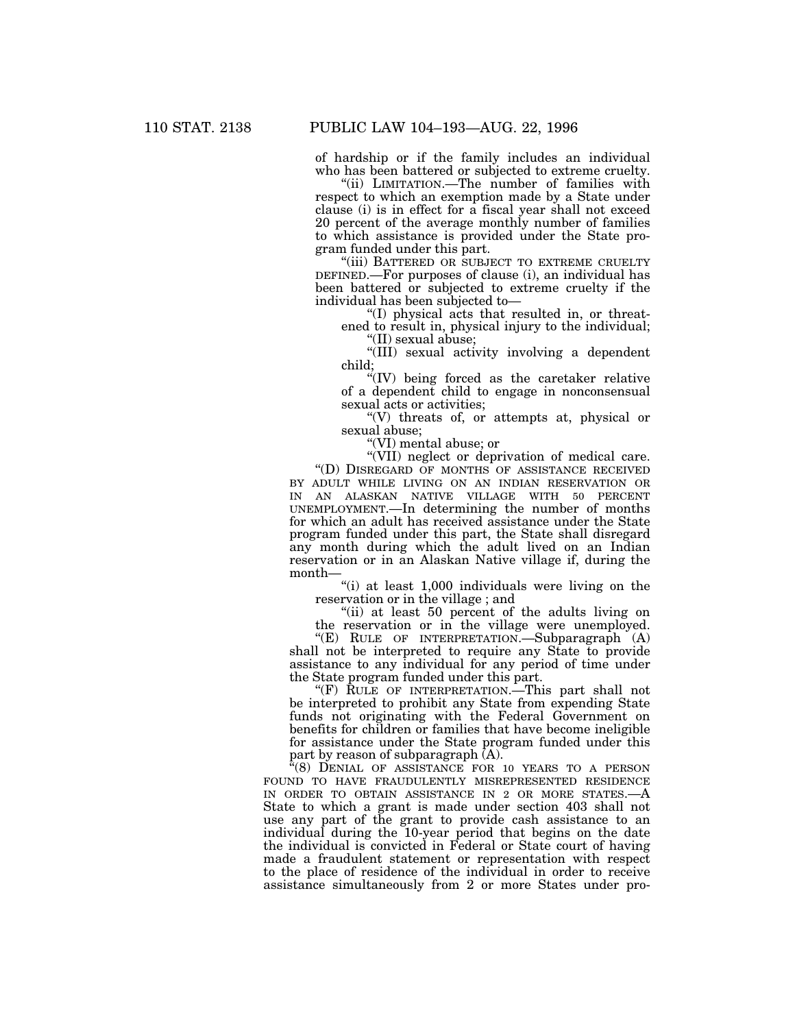of hardship or if the family includes an individual who has been battered or subjected to extreme cruelty.

"(ii) LIMITATION.—The number of families with respect to which an exemption made by a State under clause (i) is in effect for a fiscal year shall not exceed 20 percent of the average monthly number of families to which assistance is provided under the State program funded under this part.

"(iii) BATTERED OR SUBJECT TO EXTREME CRUELTY DEFINED.—For purposes of clause (i), an individual has been battered or subjected to extreme cruelty if the individual has been subjected to—

"(I) physical acts that resulted in, or threatened to result in, physical injury to the individual;

"(II) sexual abuse;

"(III) sexual activity involving a dependent child;

"(IV) being forced as the caretaker relative of a dependent child to engage in nonconsensual sexual acts or activities;

"(V) threats of, or attempts at, physical or sexual abuse;

"(VI) mental abuse; or

"(VII) neglect or deprivation of medical care.

"(D) DISREGARD OF MONTHS OF ASSISTANCE RECEIVED BY ADULT WHILE LIVING ON AN INDIAN RESERVATION OR IN AN ALASKAN NATIVE VILLAGE WITH 50 PERCENT UNEMPLOYMENT.—In determining the number of months for which an adult has received assistance under the State program funded under this part, the State shall disregard any month during which the adult lived on an Indian reservation or in an Alaskan Native village if, during the month—

"(i) at least 1,000 individuals were living on the reservation or in the village ; and

"(ii) at least 50 percent of the adults living on the reservation or in the village were unemployed.

"(E) RULE OF INTERPRETATION.—Subparagraph (A) shall not be interpreted to require any State to provide assistance to any individual for any period of time under the State program funded under this part.

"(F) RULE OF INTERPRETATION.—This part shall not be interpreted to prohibit any State from expending State funds not originating with the Federal Government on benefits for children or families that have become ineligible for assistance under the State program funded under this part by reason of subparagraph (A).

"(8) DENIAL OF ASSISTANCE FOR 10 YEARS TO A PERSON FOUND TO HAVE FRAUDULENTLY MISREPRESENTED RESIDENCE IN ORDER TO OBTAIN ASSISTANCE IN 2 OR MORE STATES.—A State to which a grant is made under section 403 shall not use any part of the grant to provide cash assistance to an individual during the 10-year period that begins on the date the individual is convicted in Federal or State court of having made a fraudulent statement or representation with respect to the place of residence of the individual in order to receive assistance simultaneously from 2 or more States under pro-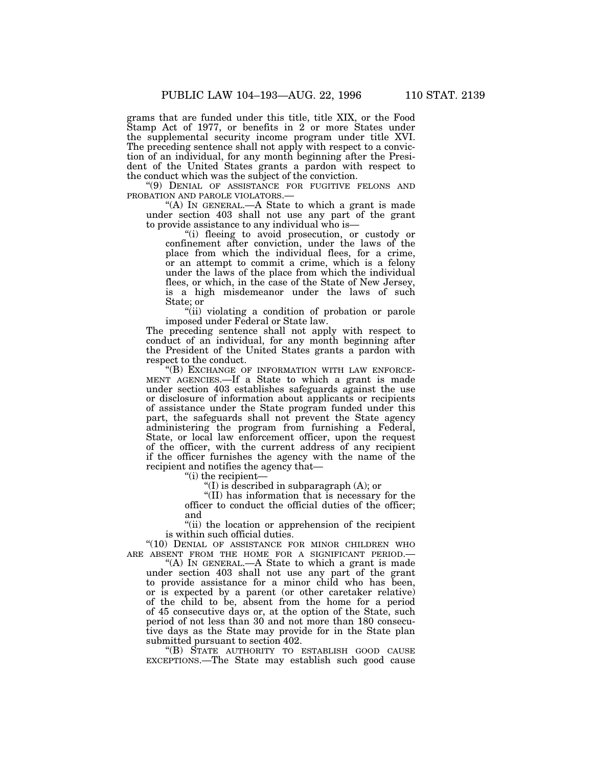grams that are funded under this title, title XIX, or the Food Stamp Act of 1977, or benefits in 2 or more States under the supplemental security income program under title XVI. The preceding sentence shall not apply with respect to a conviction of an individual, for any month beginning after the President of the United States grants a pardon with respect to the conduct which was the subject of the conviction.

"(9) DENIAL OF ASSISTANCE FOR FUGITIVE FELONS AND PROBATION AND PAROLE VIOLATORS.—

"(A) IN GENERAL.—A State to which a grant is made under section 403 shall not use any part of the grant to provide assistance to any individual who is—

"(i) fleeing to avoid prosecution, or custody or confinement after conviction, under the laws of the place from which the individual flees, for a crime, or an attempt to commit a crime, which is a felony under the laws of the place from which the individual flees, or which, in the case of the State of New Jersey, is a high misdemeanor under the laws of such State; or

"(ii) violating a condition of probation or parole imposed under Federal or State law.

The preceding sentence shall not apply with respect to conduct of an individual, for any month beginning after the President of the United States grants a pardon with respect to the conduct.

"(B) EXCHANGE OF INFORMATION WITH LAW ENFORCEMENT AGENCIES.—If a State to which a grant is made under section 403 establishes safeguards against the use or disclosure of information about applicants or recipients of assistance under the State program funded under this part, the safeguards shall not prevent the State agency administering the program from furnishing a Federal, State, or local law enforcement officer, upon the request of the officer, with the current address of any recipient if the officer furnishes the agency with the name of the recipient and notifies the agency that—

"(i) the recipient—

"(I) is described in subparagraph (A); or

"(II) has information that is necessary for the officer to conduct the official duties of the officer; and

"(ii) the location or apprehension of the recipient is within such official duties.

"(10) DENIAL OF ASSISTANCE FOR MINOR CHILDREN WHO ARE ABSENT FROM THE HOME FOR A SIGNIFICANT PERIOD.—

"(A) IN GENERAL.—A State to which a grant is made under section 403 shall not use any part of the grant to provide assistance for a minor child who has been, or is expected by a parent (or other caretaker relative) of the child to be, absent from the home for a period of 45 consecutive days or, at the option of the State, such period of not less than 30 and not more than 180 consecutive days as the State may provide for in the State plan submitted pursuant to section 402.

"(B) STATE AUTHORITY TO ESTABLISH GOOD CAUSE EXCEPTIONS.—The State may establish such good cause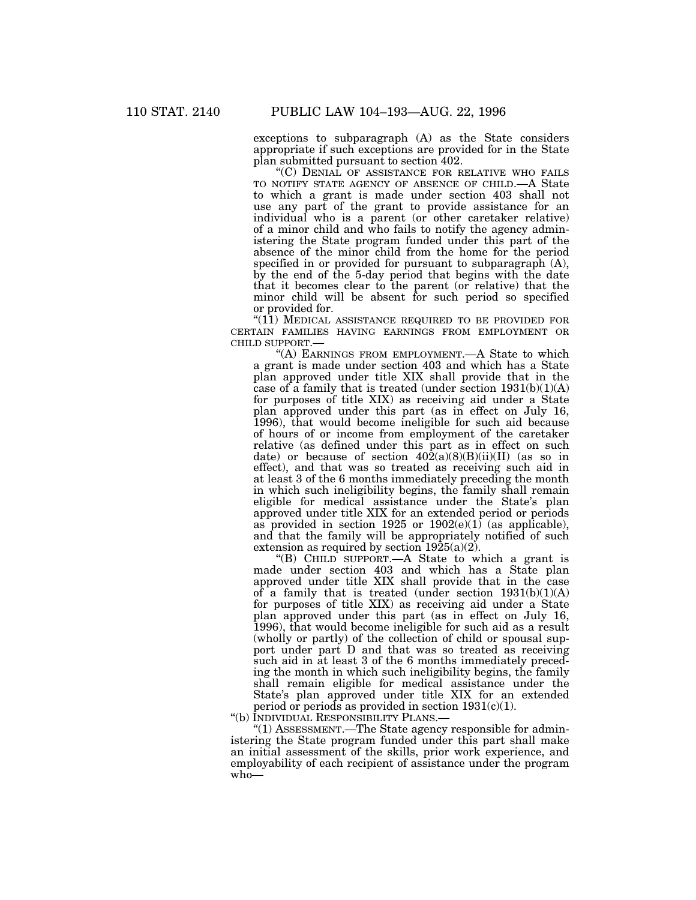exceptions to subparagraph (A) as the State considers appropriate if such exceptions are provided for in the State plan submitted pursuant to section 402.

"(C) DENIAL OF ASSISTANCE FOR RELATIVE WHO FAILS TO NOTIFY STATE AGENCY OF ABSENCE OF CHILD.—A State to which a grant is made under section 403 shall not use any part of the grant to provide assistance for an individual who is a parent (or other caretaker relative) of a minor child and who fails to notify the agency administering the State program funded under this part of the absence of the minor child from the home for the period specified in or provided for pursuant to subparagraph (A), by the end of the 5-day period that begins with the date that it becomes clear to the parent (or relative) that the minor child will be absent for such period so specified or provided for.

"(11) MEDICAL ASSISTANCE REQUIRED TO BE PROVIDED FOR CERTAIN FAMILIES HAVING EARNINGS FROM EMPLOYMENT OR CHILD SUPPORT.—

"(A) EARNINGS FROM EMPLOYMENT.—A State to which a grant is made under section 403 and which has a State plan approved under title XIX shall provide that in the case of a family that is treated (under section 1931(b)(1)(A) for purposes of title XIX) as receiving aid under a State plan approved under this part (as in effect on July 16, 1996), that would become ineligible for such aid because of hours of or income from employment of the caretaker relative (as defined under this part as in effect on such date) or because of section 402(a)(8)(B)(ii)(II) (as so in effect), and that was so treated as receiving such aid in at least 3 of the 6 months immediately preceding the month in which such ineligibility begins, the family shall remain eligible for medical assistance under the State's plan approved under title XIX for an extended period or periods as provided in section 1925 or 1902(e)(1) (as applicable), and that the family will be appropriately notified of such extension as required by section 1925(a)(2).

"(B) CHILD SUPPORT.—A State to which a grant is made under section 403 and which has a State plan approved under title XIX shall provide that in the case of a family that is treated (under section 1931(b)(1)(A) for purposes of title XIX) as receiving aid under a State plan approved under this part (as in effect on July 16, 1996), that would become ineligible for such aid as a result (wholly or partly) of the collection of child or spousal support under part D and that was so treated as receiving such aid in at least 3 of the 6 months immediately preceding the month in which such ineligibility begins, the family shall remain eligible for medical assistance under the State's plan approved under title XIX for an extended period or periods as provided in section 1931(c)(1).

"(b) INDIVIDUAL RESPONSIBILITY PLANS.—

"(1) ASSESSMENT.—The State agency responsible for administering the State program funded under this part shall make an initial assessment of the skills, prior work experience, and employability of each recipient of assistance under the program who—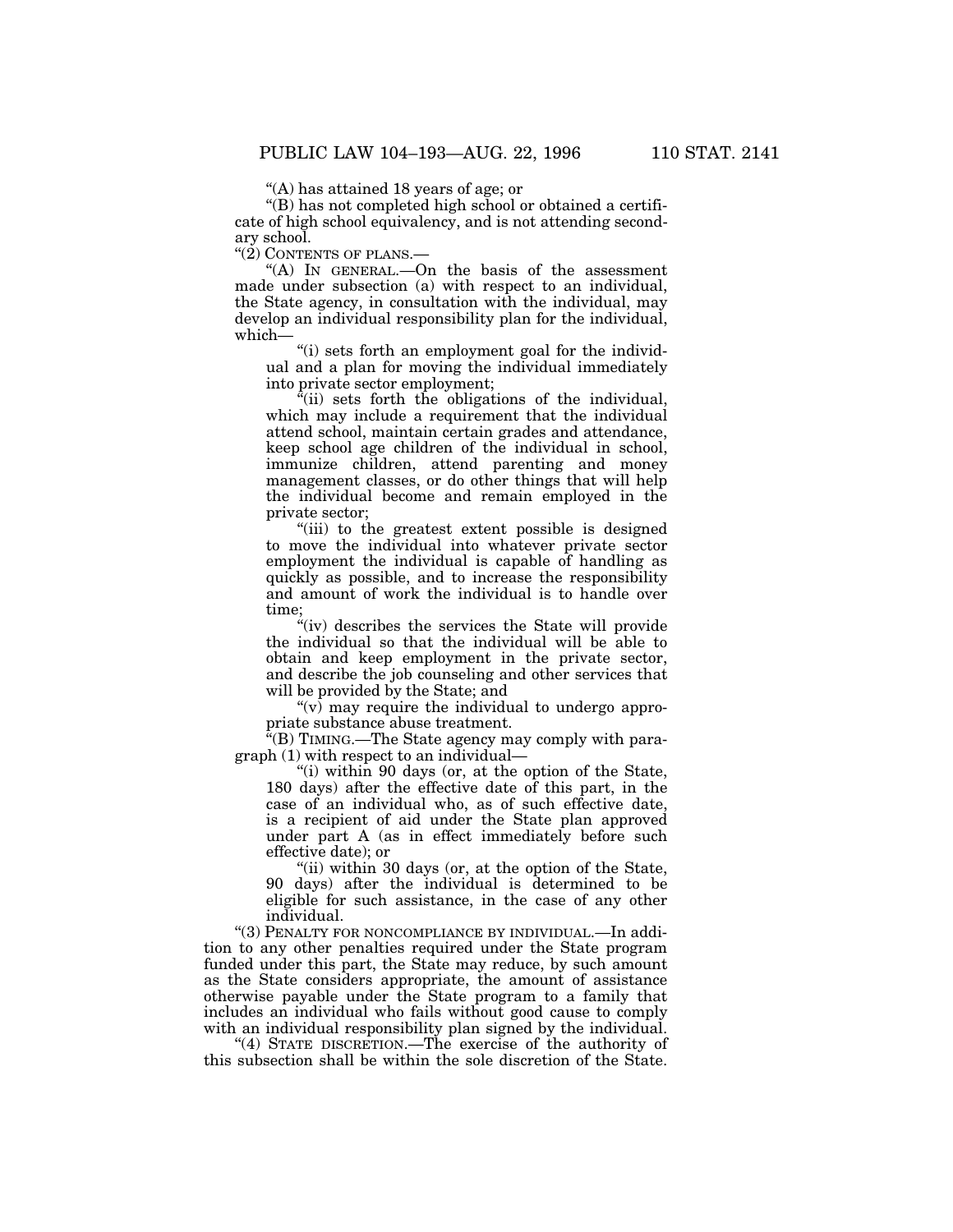"(A) has attained 18 years of age; or

"(B) has not completed high school or obtained a certificate of high school equivalency, and is not attending secondary school.

"(2) CONTENTS OF PLANS.—

"(A) IN GENERAL.—On the basis of the assessment made under subsection (a) with respect to an individual, the State agency, in consultation with the individual, may develop an individual responsibility plan for the individual, which—

"(i) sets forth an employment goal for the individual and a plan for moving the individual immediately into private sector employment;

"(ii) sets forth the obligations of the individual, which may include a requirement that the individual attend school, maintain certain grades and attendance, keep school age children of the individual in school, immunize children, attend parenting and money management classes, or do other things that will help the individual become and remain employed in the private sector;

"(iii) to the greatest extent possible is designed to move the individual into whatever private sector employment the individual is capable of handling as quickly as possible, and to increase the responsibility and amount of work the individual is to handle over time;

"(iv) describes the services the State will provide the individual so that the individual will be able to obtain and keep employment in the private sector, and describe the job counseling and other services that will be provided by the State; and

"(v) may require the individual to undergo appropriate substance abuse treatment.

"(B) TIMING.—The State agency may comply with paragraph (1) with respect to an individual—

"(i) within 90 days (or, at the option of the State, 180 days) after the effective date of this part, in the case of an individual who, as of such effective date, is a recipient of aid under the State plan approved under part A (as in effect immediately before such effective date); or

"(ii) within 30 days (or, at the option of the State, 90 days) after the individual is determined to be eligible for such assistance, in the case of any other individual.

"(3) PENALTY FOR NONCOMPLIANCE BY INDIVIDUAL.—In addition to any other penalties required under the State program funded under this part, the State may reduce, by such amount as the State considers appropriate, the amount of assistance otherwise payable under the State program to a family that includes an individual who fails without good cause to comply with an individual responsibility plan signed by the individual.

"(4) STATE DISCRETION.—The exercise of the authority of this subsection shall be within the sole discretion of the State.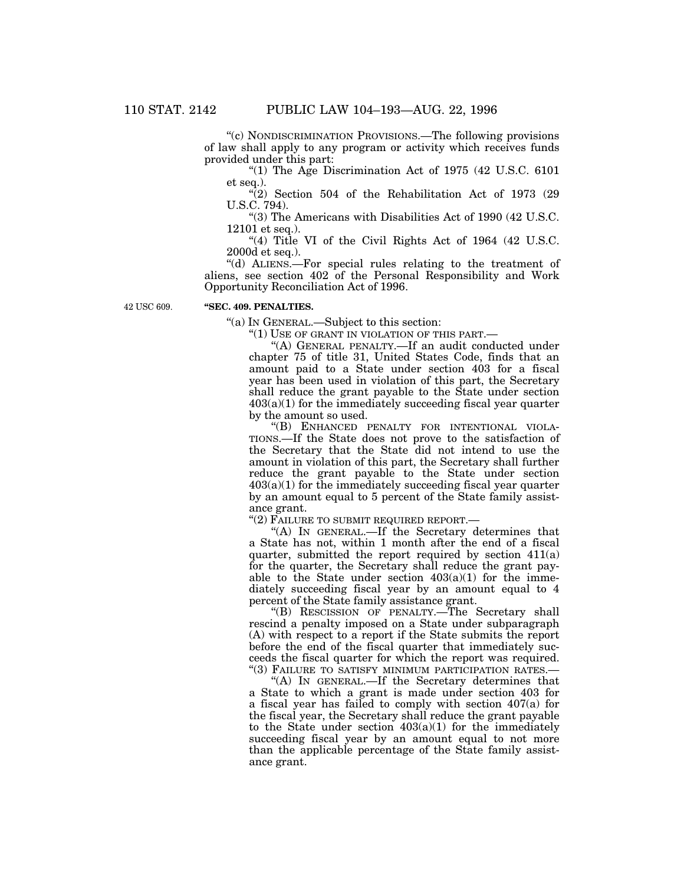"(c) NONDISCRIMINATION PROVISIONS.—The following provisions of law shall apply to any program or activity which receives funds provided under this part:

"(1) The Age Discrimination Act of 1975 (42 U.S.C. 6101 et seq.).

"(2) Section 504 of the Rehabilitation Act of 1973 (29 U.S.C. 794).

"(3) The Americans with Disabilities Act of 1990 (42 U.S.C. 12101 et seq.).

"(4) Title VI of the Civil Rights Act of 1964 (42 U.S.C. 2000d et seq.).

"(d) ALIENS.—For special rules relating to the treatment of aliens, see section 402 of the Personal Responsibility and Work Opportunity Reconciliation Act of 1996.

42 USC 609.

**"SEC. 409. PENALTIES.**

"(a) IN GENERAL.—Subject to this section:

"(1) USE OF GRANT IN VIOLATION OF THIS PART.—

"(A) GENERAL PENALTY.—If an audit conducted under chapter 75 of title 31, United States Code, finds that an amount paid to a State under section 403 for a fiscal year has been used in violation of this part, the Secretary shall reduce the grant payable to the State under section 403(a)(1) for the immediately succeeding fiscal year quarter by the amount so used.

"(B) ENHANCED PENALTY FOR INTENTIONAL VIOLATIONS.—If the State does not prove to the satisfaction of the Secretary that the State did not intend to use the amount in violation of this part, the Secretary shall further reduce the grant payable to the State under section 403(a)(1) for the immediately succeeding fiscal year quarter by an amount equal to 5 percent of the State family assistance grant.

"(2) FAILURE TO SUBMIT REQUIRED REPORT.—

"(A) IN GENERAL.—If the Secretary determines that a State has not, within 1 month after the end of a fiscal quarter, submitted the report required by section 411(a) for the quarter, the Secretary shall reduce the grant payable to the State under section 403(a)(1) for the immediately succeeding fiscal year by an amount equal to 4 percent of the State family assistance grant.

"(B) RESCISSION OF PENALTY.—The Secretary shall rescind a penalty imposed on a State under subparagraph (A) with respect to a report if the State submits the report before the end of the fiscal quarter that immediately succeeds the fiscal quarter for which the report was required.

"(3) FAILURE TO SATISFY MINIMUM PARTICIPATION RATES.—

"(A) IN GENERAL.—If the Secretary determines that a State to which a grant is made under section 403 for a fiscal year has failed to comply with section 407(a) for the fiscal year, the Secretary shall reduce the grant payable to the State under section 403(a)(1) for the immediately succeeding fiscal year by an amount equal to not more than the applicable percentage of the State family assistance grant.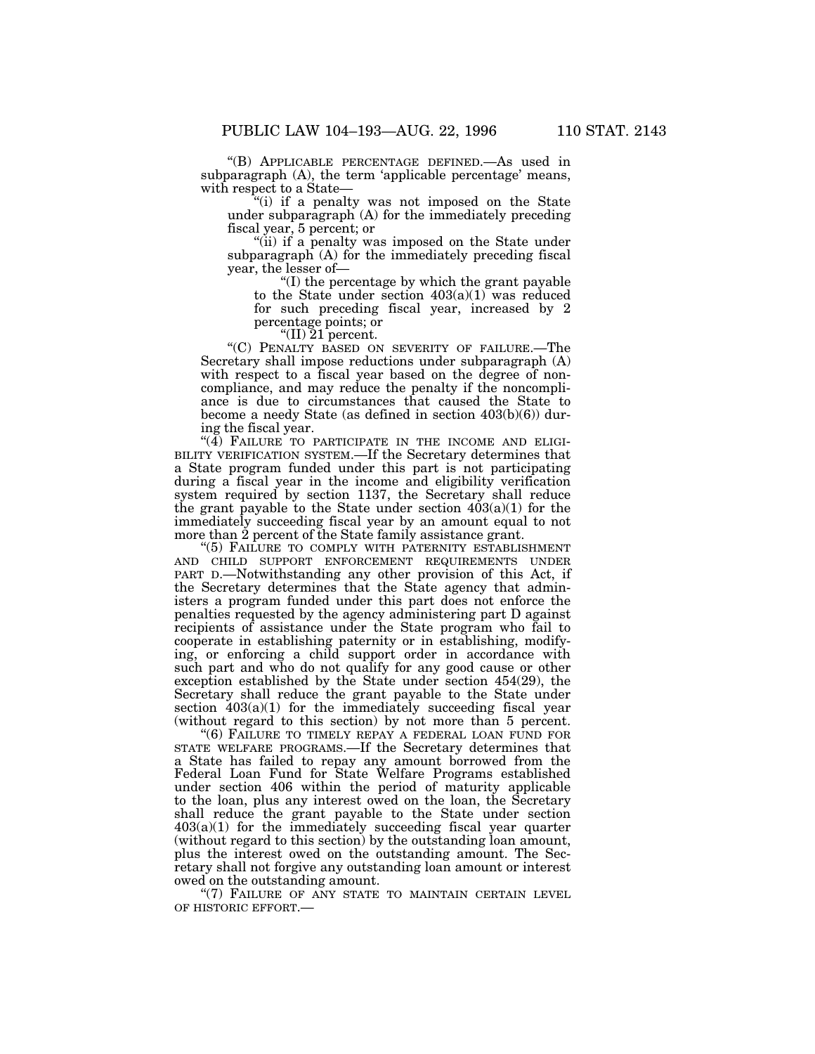"(B) APPLICABLE PERCENTAGE DEFINED.—As used in subparagraph (A), the term 'applicable percentage' means, with respect to a State—

"(i) if a penalty was not imposed on the State under subparagraph (A) for the immediately preceding fiscal year, 5 percent; or

"(ii) if a penalty was imposed on the State under subparagraph (A) for the immediately preceding fiscal year, the lesser of—

"(I) the percentage by which the grant payable to the State under section 403(a)(1) was reduced for such preceding fiscal year, increased by 2 percentage points; or

"(II) 21 percent.

"(C) PENALTY BASED ON SEVERITY OF FAILURE.—The Secretary shall impose reductions under subparagraph (A) with respect to a fiscal year based on the degree of noncompliance, and may reduce the penalty if the noncompliance is due to circumstances that caused the State to become a needy State (as defined in section 403(b)(6)) during the fiscal year.

"(4) FAILURE TO PARTICIPATE IN THE INCOME AND ELIGIBILITY VERIFICATION SYSTEM.—If the Secretary determines that a State program funded under this part is not participating during a fiscal year in the income and eligibility verification system required by section 1137, the Secretary shall reduce the grant payable to the State under section 403(a)(1) for the immediately succeeding fiscal year by an amount equal to not more than 2 percent of the State family assistance grant.

"(5) FAILURE TO COMPLY WITH PATERNITY ESTABLISHMENT AND CHILD SUPPORT ENFORCEMENT REQUIREMENTS UNDER PART D.—Notwithstanding any other provision of this Act, if the Secretary determines that the State agency that administers a program funded under this part does not enforce the penalties requested by the agency administering part D against recipients of assistance under the State program who fail to cooperate in establishing paternity or in establishing, modifying, or enforcing a child support order in accordance with such part and who do not qualify for any good cause or other exception established by the State under section 454(29), the Secretary shall reduce the grant payable to the State under section 403(a)(1) for the immediately succeeding fiscal year (without regard to this section) by not more than 5 percent.

"(6) FAILURE TO TIMELY REPAY A FEDERAL LOAN FUND FOR STATE WELFARE PROGRAMS.—If the Secretary determines that a State has failed to repay any amount borrowed from the Federal Loan Fund for State Welfare Programs established under section 406 within the period of maturity applicable to the loan, plus any interest owed on the loan, the Secretary shall reduce the grant payable to the State under section 403(a)(1) for the immediately succeeding fiscal year quarter (without regard to this section) by the outstanding loan amount, plus the interest owed on the outstanding amount. The Secretary shall not forgive any outstanding loan amount or interest owed on the outstanding amount.

"(7) FAILURE OF ANY STATE TO MAINTAIN CERTAIN LEVEL OF HISTORIC EFFORT.—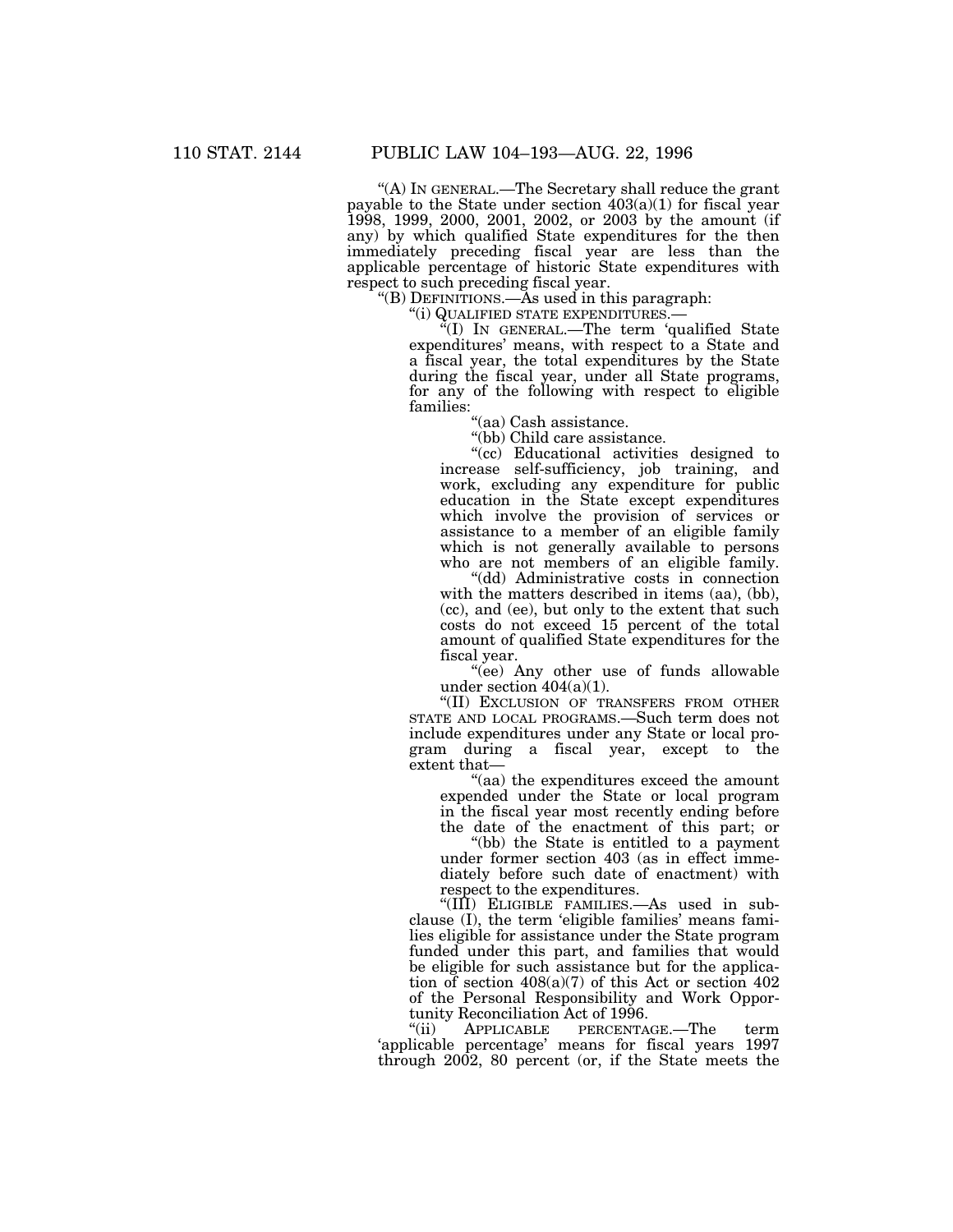"(A) IN GENERAL.—The Secretary shall reduce the grant payable to the State under section 403(a)(1) for fiscal year 1998, 1999, 2000, 2001, 2002, or 2003 by the amount (if any) by which qualified State expenditures for the then immediately preceding fiscal year are less than the applicable percentage of historic State expenditures with respect to such preceding fiscal year.

"(B) DEFINITIONS.—As used in this paragraph:

"(i) QUALIFIED STATE EXPENDITURES.—

"(I) IN GENERAL.—The term 'qualified State expenditures' means, with respect to a State and a fiscal year, the total expenditures by the State during the fiscal year, under all State programs, for any of the following with respect to eligible families:

"(aa) Cash assistance.

"(bb) Child care assistance.

"(cc) Educational activities designed to increase self-sufficiency, job training, and work, excluding any expenditure for public education in the State except expenditures which involve the provision of services or assistance to a member of an eligible family which is not generally available to persons who are not members of an eligible family.

"(dd) Administrative costs in connection with the matters described in items (aa), (bb), (cc), and (ee), but only to the extent that such costs do not exceed 15 percent of the total amount of qualified State expenditures for the fiscal year.

"(ee) Any other use of funds allowable under section 404(a)(1).

"(II) EXCLUSION OF TRANSFERS FROM OTHER STATE AND LOCAL PROGRAMS.—Such term does not include expenditures under any State or local program during a fiscal year, except to the extent that—

"(aa) the expenditures exceed the amount expended under the State or local program in the fiscal year most recently ending before the date of the enactment of this part; or

"(bb) the State is entitled to a payment under former section 403 (as in effect immediately before such date of enactment) with respect to the expenditures.

"(III) ELIGIBLE FAMILIES.—As used in subclause (I), the term 'eligible families' means families eligible for assistance under the State program funded under this part, and families that would be eligible for such assistance but for the application of section 408(a)(7) of this Act or section 402 of the Personal Responsibility and Work Opportunity Reconciliation Act of 1996.

"(ii) APPLICABLE PERCENTAGE.—The term 'applicable percentage' means for fiscal years 1997 through 2002, 80 percent (or, if the State meets the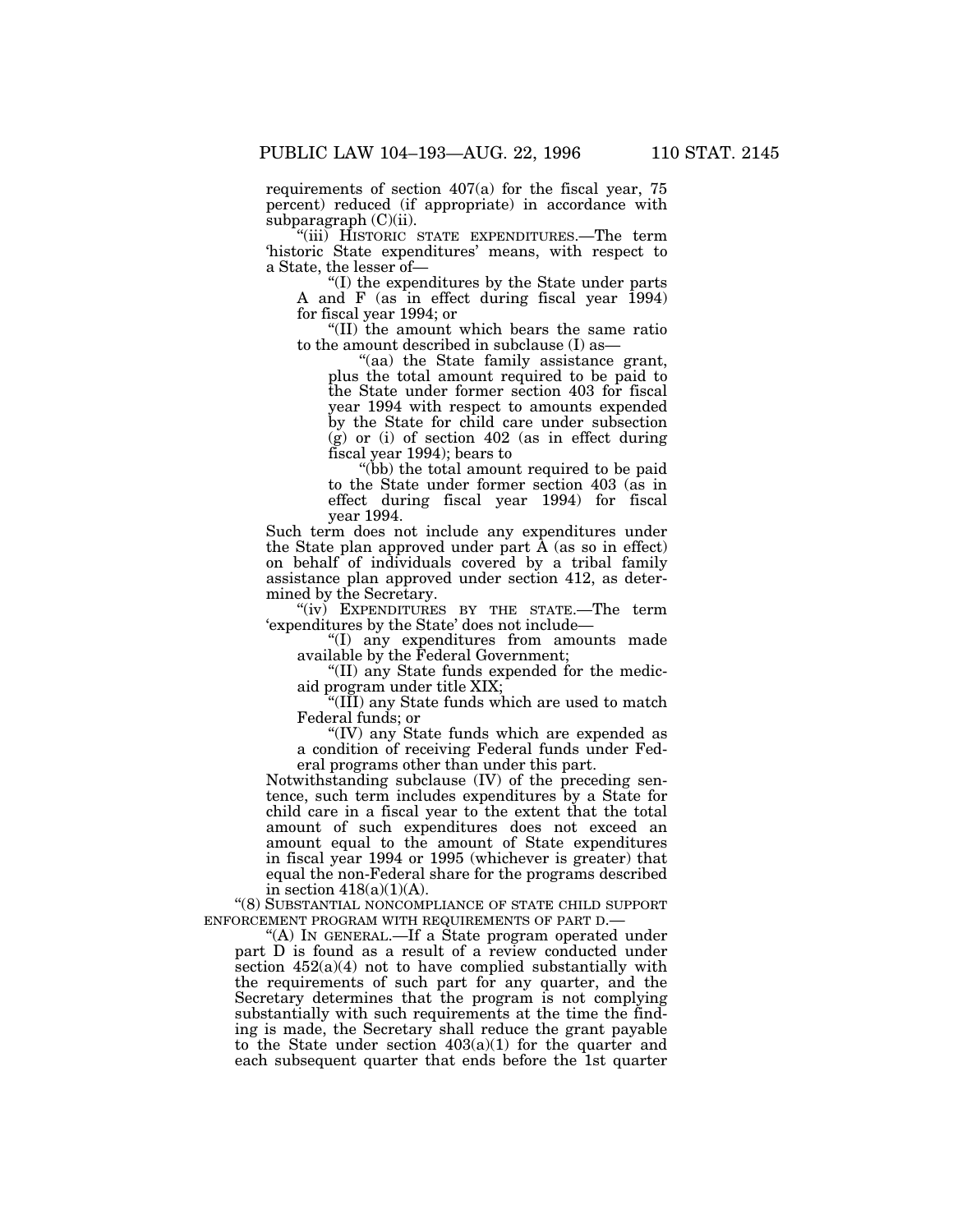requirements of section 407(a) for the fiscal year, 75 percent) reduced (if appropriate) in accordance with subparagraph (C)(ii).

"(iii) HISTORIC STATE EXPENDITURES.—The term 'historic State expenditures' means, with respect to a State, the lesser of—

"(I) the expenditures by the State under parts A and F (as in effect during fiscal year 1994) for fiscal year 1994; or

"(II) the amount which bears the same ratio to the amount described in subclause (I) as—

"(aa) the State family assistance grant, plus the total amount required to be paid to the State under former section 403 for fiscal year 1994 with respect to amounts expended by the State for child care under subsection (g) or (i) of section 402 (as in effect during fiscal year 1994); bears to

"(bb) the total amount required to be paid to the State under former section 403 (as in effect during fiscal year 1994) for fiscal year 1994.

Such term does not include any expenditures under the State plan approved under part A (as so in effect) on behalf of individuals covered by a tribal family assistance plan approved under section 412, as determined by the Secretary.

"(iv) EXPENDITURES BY THE STATE.—The term 'expenditures by the State' does not include—

"(I) any expenditures from amounts made available by the Federal Government;

"(II) any State funds expended for the medicaid program under title XIX;

"(III) any State funds which are used to match Federal funds; or

"(IV) any State funds which are expended as a condition of receiving Federal funds under Federal programs other than under this part.

Notwithstanding subclause (IV) of the preceding sentence, such term includes expenditures by a State for child care in a fiscal year to the extent that the total amount of such expenditures does not exceed an amount equal to the amount of State expenditures in fiscal year 1994 or 1995 (whichever is greater) that equal the non-Federal share for the programs described in section 418(a)(1)(A).

"(8) SUBSTANTIAL NONCOMPLIANCE OF STATE CHILD SUPPORT ENFORCEMENT PROGRAM WITH REQUIREMENTS OF PART D.—

"(A) IN GENERAL.—If a State program operated under part D is found as a result of a review conducted under section 452(a)(4) not to have complied substantially with the requirements of such part for any quarter, and the Secretary determines that the program is not complying substantially with such requirements at the time the finding is made, the Secretary shall reduce the grant payable to the State under section 403(a)(1) for the quarter and each subsequent quarter that ends before the 1st quarter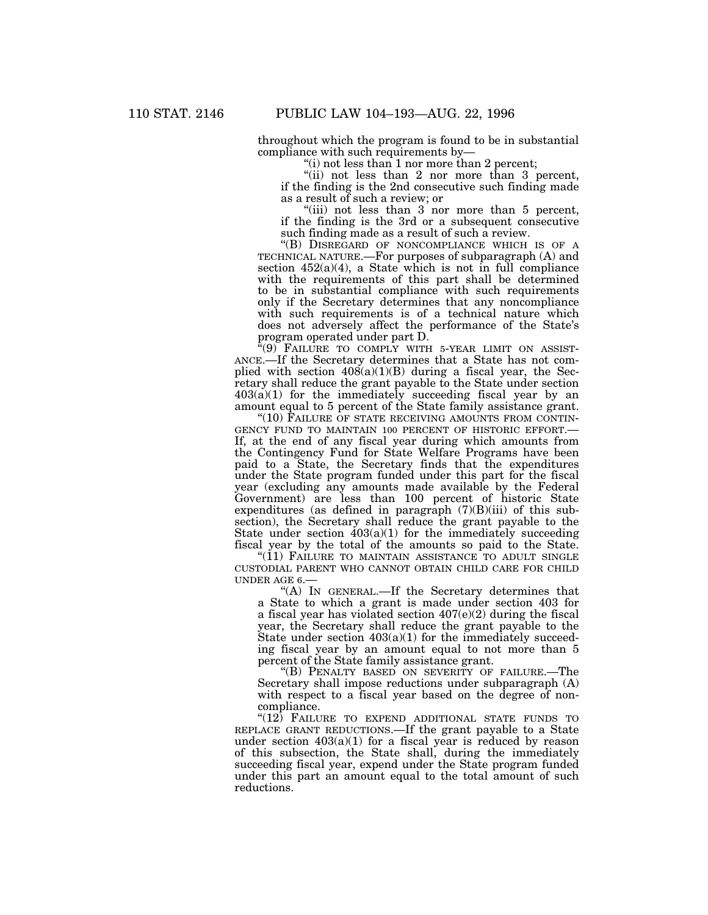throughout which the program is found to be in substantial compliance with such requirements by—

"(i) not less than 1 nor more than 2 percent;

"(ii) not less than 2 nor more than 3 percent, if the finding is the 2nd consecutive such finding made as a result of such a review; or

"(iii) not less than 3 nor more than 5 percent, if the finding is the 3rd or a subsequent consecutive such finding made as a result of such a review.

"(B) DISREGARD OF NONCOMPLIANCE WHICH IS OF A TECHNICAL NATURE.—For purposes of subparagraph (A) and section 452(a)(4), a State which is not in full compliance with the requirements of this part shall be determined to be in substantial compliance with such requirements only if the Secretary determines that any noncompliance with such requirements is of a technical nature which does not adversely affect the performance of the State's program operated under part D.

"(9) FAILURE TO COMPLY WITH 5-YEAR LIMIT ON ASSISTANCE.—If the Secretary determines that a State has not complied with section 408(a)(1)(B) during a fiscal year, the Secretary shall reduce the grant payable to the State under section 403(a)(1) for the immediately succeeding fiscal year by an amount equal to 5 percent of the State family assistance grant.

"(10) FAILURE OF STATE RECEIVING AMOUNTS FROM CONTINGENCY FUND TO MAINTAIN 100 PERCENT OF HISTORIC EFFORT.—If, at the end of any fiscal year during which amounts from the Contingency Fund for State Welfare Programs have been paid to a State, the Secretary finds that the expenditures under the State program funded under this part for the fiscal year (excluding any amounts made available by the Federal Government) are less than 100 percent of historic State expenditures (as defined in paragraph (7)(B)(iii) of this subsection), the Secretary shall reduce the grant payable to the State under section 403(a)(1) for the immediately succeeding fiscal year by the total of the amounts so paid to the State.

"(11) FAILURE TO MAINTAIN ASSISTANCE TO ADULT SINGLE CUSTODIAL PARENT WHO CANNOT OBTAIN CHILD CARE FOR CHILD UNDER AGE 6.—

"(A) IN GENERAL.—If the Secretary determines that a State to which a grant is made under section 403 for a fiscal year has violated section 407(e)(2) during the fiscal year, the Secretary shall reduce the grant payable to the State under section 403(a)(1) for the immediately succeeding fiscal year by an amount equal to not more than 5 percent of the State family assistance grant.

"(B) PENALTY BASED ON SEVERITY OF FAILURE.—The Secretary shall impose reductions under subparagraph (A) with respect to a fiscal year based on the degree of noncompliance.

"(12) FAILURE TO EXPEND ADDITIONAL STATE FUNDS TO REPLACE GRANT REDUCTIONS.—If the grant payable to a State under section 403(a)(1) for a fiscal year is reduced by reason of this subsection, the State shall, during the immediately succeeding fiscal year, expend under the State program funded under this part an amount equal to the total amount of such reductions.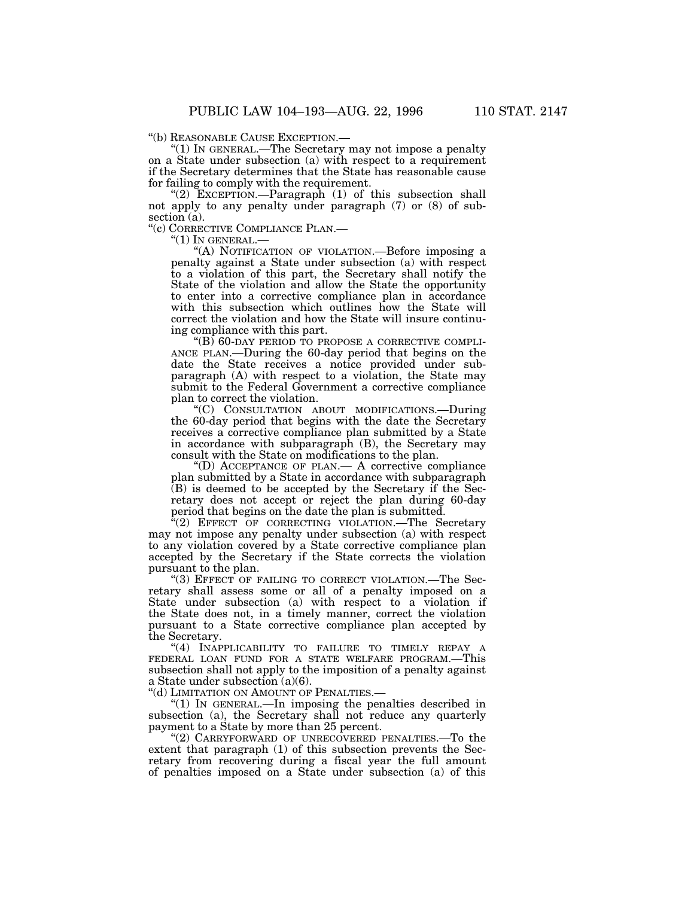"(b) REASONABLE CAUSE EXCEPTION.—

"(1) IN GENERAL.—The Secretary may not impose a penalty on a State under subsection (a) with respect to a requirement if the Secretary determines that the State has reasonable cause for failing to comply with the requirement.

"(2) EXCEPTION.—Paragraph (1) of this subsection shall not apply to any penalty under paragraph (7) or (8) of subsection (a).

"(c) CORRECTIVE COMPLIANCE PLAN.—

"(1) IN GENERAL.—

"(A) NOTIFICATION OF VIOLATION.—Before imposing a penalty against a State under subsection (a) with respect to a violation of this part, the Secretary shall notify the State of the violation and allow the State the opportunity to enter into a corrective compliance plan in accordance with this subsection which outlines how the State will correct the violation and how the State will insure continuing compliance with this part.

"(B) 60-DAY PERIOD TO PROPOSE A CORRECTIVE COMPLIANCE PLAN.—During the 60-day period that begins on the date the State receives a notice provided under subparagraph (A) with respect to a violation, the State may submit to the Federal Government a corrective compliance plan to correct the violation.

"(C) CONSULTATION ABOUT MODIFICATIONS.—During the 60-day period that begins with the date the Secretary receives a corrective compliance plan submitted by a State in accordance with subparagraph (B), the Secretary may consult with the State on modifications to the plan.

"(D) ACCEPTANCE OF PLAN.— A corrective compliance plan submitted by a State in accordance with subparagraph (B) is deemed to be accepted by the Secretary if the Secretary does not accept or reject the plan during 60-day period that begins on the date the plan is submitted.

"(2) EFFECT OF CORRECTING VIOLATION.—The Secretary may not impose any penalty under subsection (a) with respect to any violation covered by a State corrective compliance plan accepted by the Secretary if the State corrects the violation pursuant to the plan.

"(3) EFFECT OF FAILING TO CORRECT VIOLATION.—The Secretary shall assess some or all of a penalty imposed on a State under subsection (a) with respect to a violation if the State does not, in a timely manner, correct the violation pursuant to a State corrective compliance plan accepted by the Secretary.

"(4) INAPPLICABILITY TO FAILURE TO TIMELY REPAY A FEDERAL LOAN FUND FOR A STATE WELFARE PROGRAM.—This subsection shall not apply to the imposition of a penalty against a State under subsection (a)(6).

"(d) LIMITATION ON AMOUNT OF PENALTIES.—

"(1) IN GENERAL.—In imposing the penalties described in subsection (a), the Secretary shall not reduce any quarterly payment to a State by more than 25 percent.

"(2) CARRYFORWARD OF UNRECOVERED PENALTIES.—To the extent that paragraph (1) of this subsection prevents the Secretary from recovering during a fiscal year the full amount of penalties imposed on a State under subsection (a) of this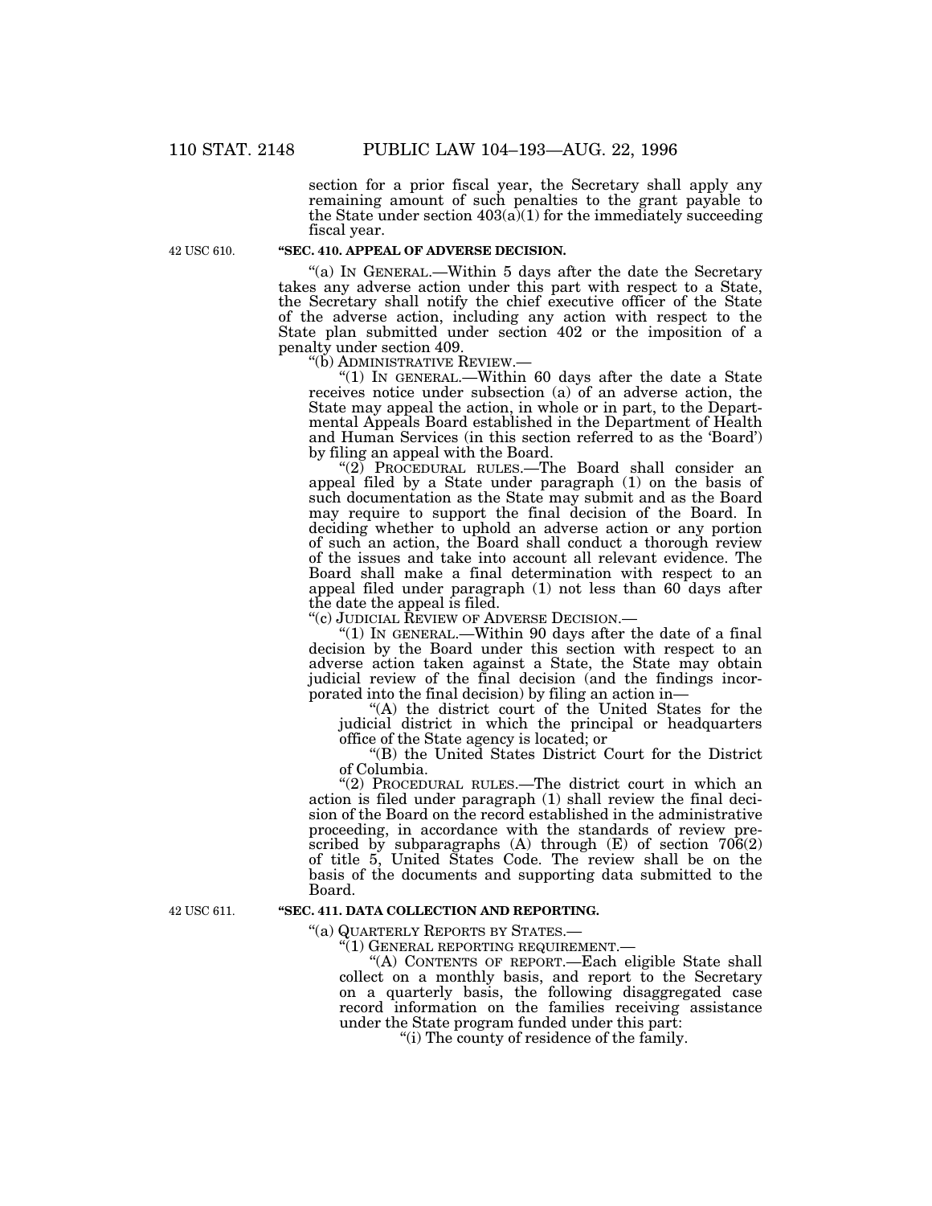section for a prior fiscal year, the Secretary shall apply any remaining amount of such penalties to the grant payable to the State under section 403(a)(1) for the immediately succeeding fiscal year.

42 USC 610.

**"SEC. 410. APPEAL OF ADVERSE DECISION.**

"(a) IN GENERAL.—Within 5 days after the date the Secretary takes any adverse action under this part with respect to a State, the Secretary shall notify the chief executive officer of the State of the adverse action, including any action with respect to the State plan submitted under section 402 or the imposition of a penalty under section 409.

"(b) ADMINISTRATIVE REVIEW.—

"(1) IN GENERAL.—Within 60 days after the date a State receives notice under subsection (a) of an adverse action, the State may appeal the action, in whole or in part, to the Departmental Appeals Board established in the Department of Health and Human Services (in this section referred to as the 'Board') by filing an appeal with the Board.

"(2) PROCEDURAL RULES.—The Board shall consider an appeal filed by a State under paragraph (1) on the basis of such documentation as the State may submit and as the Board may require to support the final decision of the Board. In deciding whether to uphold an adverse action or any portion of such an action, the Board shall conduct a thorough review of the issues and take into account all relevant evidence. The Board shall make a final determination with respect to an appeal filed under paragraph (1) not less than 60 days after the date the appeal is filed.

"(c) JUDICIAL REVIEW OF ADVERSE DECISION.—

"(1) IN GENERAL.—Within 90 days after the date of a final decision by the Board under this section with respect to an adverse action taken against a State, the State may obtain judicial review of the final decision (and the findings incorporated into the final decision) by filing an action in—

"(A) the district court of the United States for the judicial district in which the principal or headquarters office of the State agency is located; or

"(B) the United States District Court for the District of Columbia.

"(2) PROCEDURAL RULES.—The district court in which an action is filed under paragraph (1) shall review the final decision of the Board on the record established in the administrative proceeding, in accordance with the standards of review prescribed by subparagraphs (A) through (E) of section 706(2) of title 5, United States Code. The review shall be on the basis of the documents and supporting data submitted to the Board.

42 USC 611.

**"SEC. 411. DATA COLLECTION AND REPORTING.**

"(a) QUARTERLY REPORTS BY STATES.—

"(1) GENERAL REPORTING REQUIREMENT.—

"(A) CONTENTS OF REPORT.—Each eligible State shall collect on a monthly basis, and report to the Secretary on a quarterly basis, the following disaggregated case record information on the families receiving assistance under the State program funded under this part:

"(i) The county of residence of the family.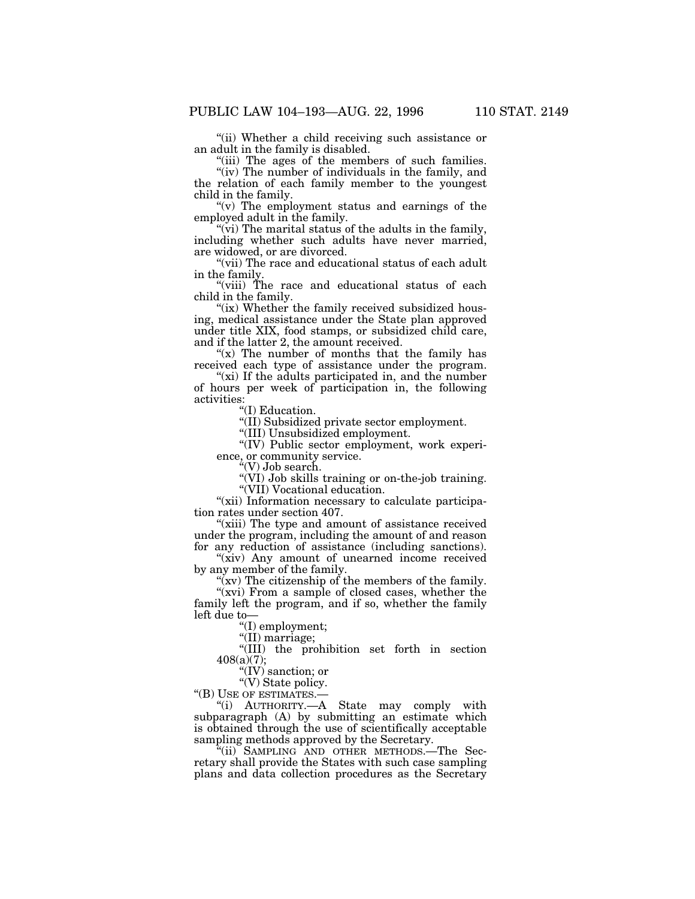"(ii) Whether a child receiving such assistance or an adult in the family is disabled.

"(iii) The ages of the members of such families.

"(iv) The number of individuals in the family, and the relation of each family member to the youngest child in the family.

"(v) The employment status and earnings of the employed adult in the family.

"(vi) The marital status of the adults in the family, including whether such adults have never married, are widowed, or are divorced.

"(vii) The race and educational status of each adult in the family.

"(viii) The race and educational status of each child in the family.

"(ix) Whether the family received subsidized housing, medical assistance under the State plan approved under title XIX, food stamps, or subsidized child care, and if the latter 2, the amount received.

"(x) The number of months that the family has received each type of assistance under the program.

"(xi) If the adults participated in, and the number of hours per week of participation in, the following activities:

"(I) Education.

"(II) Subsidized private sector employment.

"(III) Unsubsidized employment.

"(IV) Public sector employment, work experience, or community service.

"(V) Job search.

"(VI) Job skills training or on-the-job training.

"(VII) Vocational education.

"(xii) Information necessary to calculate participation rates under section 407.

"(xiii) The type and amount of assistance received under the program, including the amount of and reason for any reduction of assistance (including sanctions).

"(xiv) Any amount of unearned income received by any member of the family.

"(xv) The citizenship of the members of the family.

"(xvi) From a sample of closed cases, whether the family left the program, and if so, whether the family left due to—

"(I) employment;

"(II) marriage;

"(III) the prohibition set forth in section 408(a)(7);

"(IV) sanction; or

"(V) State policy.

"(B) USE OF ESTIMATES.—

"(i) AUTHORITY.—A State may comply with subparagraph (A) by submitting an estimate which is obtained through the use of scientifically acceptable sampling methods approved by the Secretary.

"(ii) SAMPLING AND OTHER METHODS.—The Secretary shall provide the States with such case sampling plans and data collection procedures as the Secretary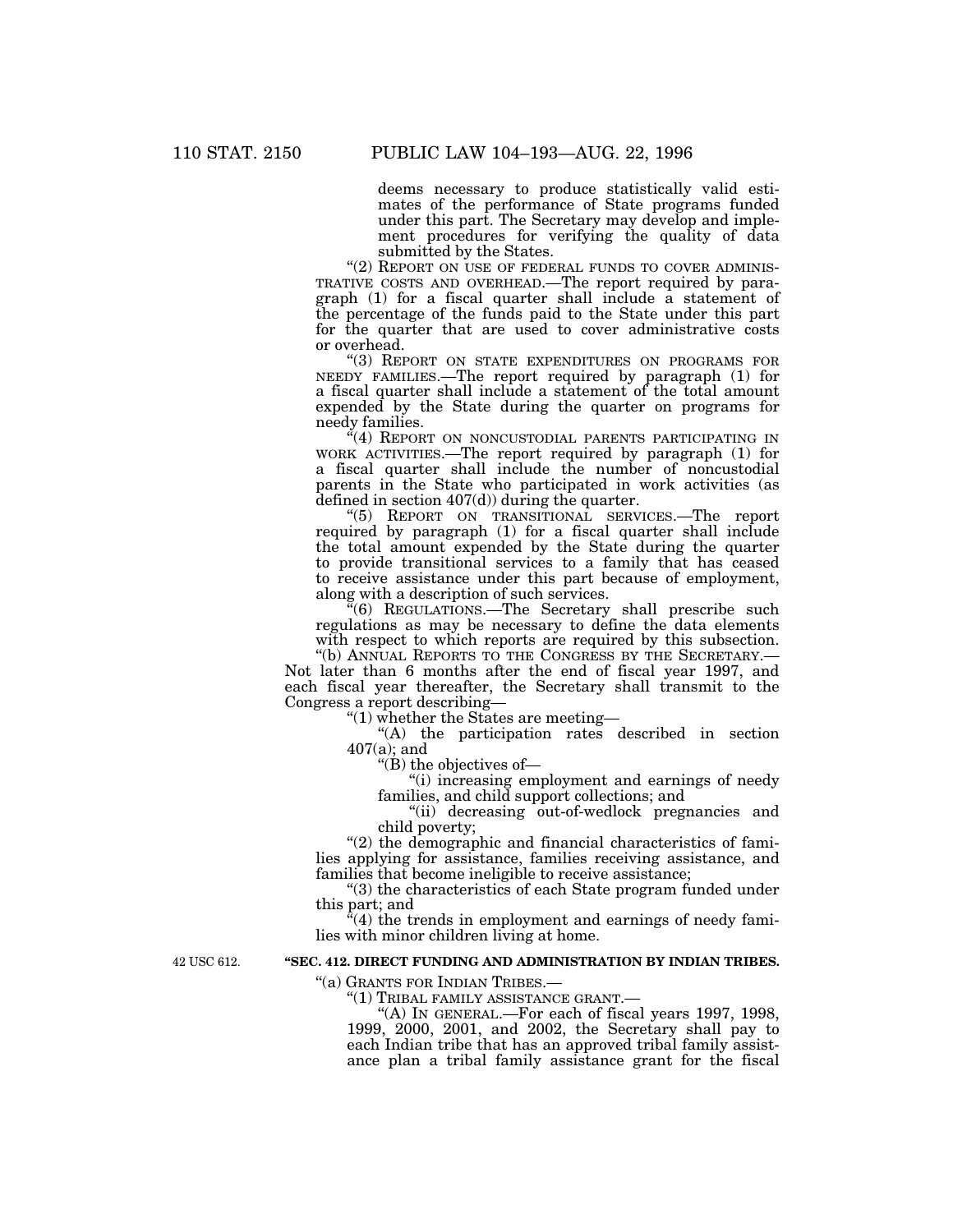deems necessary to produce statistically valid estimates of the performance of State programs funded under this part. The Secretary may develop and implement procedures for verifying the quality of data submitted by the States.

"(2) REPORT ON USE OF FEDERAL FUNDS TO COVER ADMINISTRATIVE COSTS AND OVERHEAD.—The report required by paragraph (1) for a fiscal quarter shall include a statement of the percentage of the funds paid to the State under this part for the quarter that are used to cover administrative costs or overhead.

"(3) REPORT ON STATE EXPENDITURES ON PROGRAMS FOR NEEDY FAMILIES.—The report required by paragraph (1) for a fiscal quarter shall include a statement of the total amount expended by the State during the quarter on programs for needy families.

"(4) REPORT ON NONCUSTODIAL PARENTS PARTICIPATING IN WORK ACTIVITIES.—The report required by paragraph (1) for a fiscal quarter shall include the number of noncustodial parents in the State who participated in work activities (as defined in section 407(d)) during the quarter.

"(5) REPORT ON TRANSITIONAL SERVICES.—The report required by paragraph (1) for a fiscal quarter shall include the total amount expended by the State during the quarter to provide transitional services to a family that has ceased to receive assistance under this part because of employment, along with a description of such services.

"(6) REGULATIONS.—The Secretary shall prescribe such regulations as may be necessary to define the data elements with respect to which reports are required by this subsection.

"(b) ANNUAL REPORTS TO THE CONGRESS BY THE SECRETARY.—Not later than 6 months after the end of fiscal year 1997, and each fiscal year thereafter, the Secretary shall transmit to the Congress a report describing—

"(1) whether the States are meeting—

"(A) the participation rates described in section 407(a); and

"(B) the objectives of—

"(i) increasing employment and earnings of needy families, and child support collections; and

"(ii) decreasing out-of-wedlock pregnancies and child poverty;

"(2) the demographic and financial characteristics of families applying for assistance, families receiving assistance, and families that become ineligible to receive assistance;

"(3) the characteristics of each State program funded under this part; and

"(4) the trends in employment and earnings of needy families with minor children living at home.

42 USC 612.

**"SEC. 412. DIRECT FUNDING AND ADMINISTRATION BY INDIAN TRIBES.**

"(a) GRANTS FOR INDIAN TRIBES.—

"(1) TRIBAL FAMILY ASSISTANCE GRANT.—

"(A) IN GENERAL.—For each of fiscal years 1997, 1998, 1999, 2000, 2001, and 2002, the Secretary shall pay to each Indian tribe that has an approved tribal family assistance plan a tribal family assistance grant for the fiscal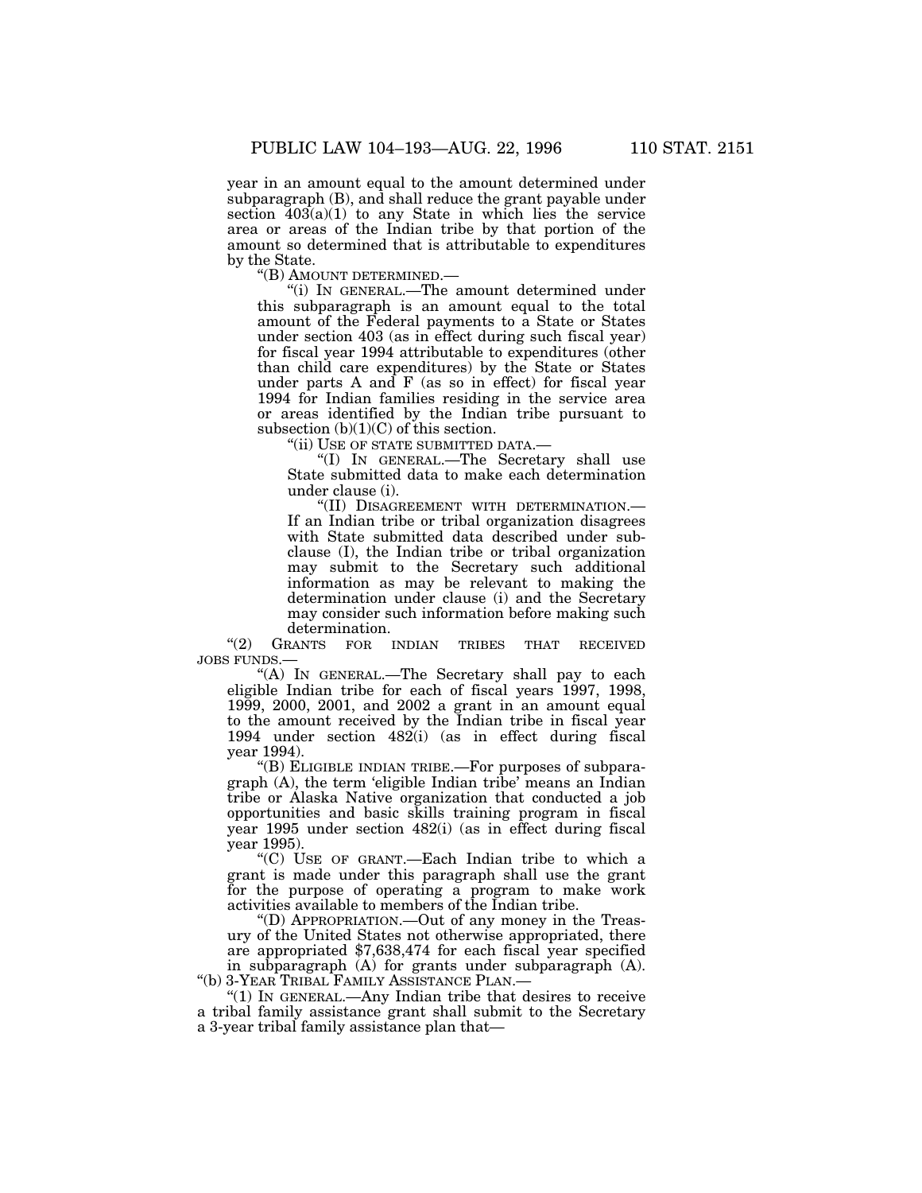year in an amount equal to the amount determined under subparagraph (B), and shall reduce the grant payable under section 403(a)(1) to any State in which lies the service area or areas of the Indian tribe by that portion of the amount so determined that is attributable to expenditures by the State.

"(B) AMOUNT DETERMINED.—

"(i) IN GENERAL.—The amount determined under this subparagraph is an amount equal to the total amount of the Federal payments to a State or States under section 403 (as in effect during such fiscal year) for fiscal year 1994 attributable to expenditures (other than child care expenditures) by the State or States under parts A and F (as so in effect) for fiscal year 1994 for Indian families residing in the service area or areas identified by the Indian tribe pursuant to subsection (b)(1)(C) of this section.

"(ii) USE OF STATE SUBMITTED DATA.—

"(I) IN GENERAL.—The Secretary shall use State submitted data to make each determination under clause (i).

"(II) DISAGREEMENT WITH DETERMINATION.—If an Indian tribe or tribal organization disagrees with State submitted data described under subclause (I), the Indian tribe or tribal organization may submit to the Secretary such additional information as may be relevant to making the determination under clause (i) and the Secretary may consider such information before making such determination.

"(2) GRANTS FOR INDIAN TRIBES THAT RECEIVED JOBS FUNDS.—

"(A) IN GENERAL.—The Secretary shall pay to each eligible Indian tribe for each of fiscal years 1997, 1998, 1999, 2000, 2001, and 2002 a grant in an amount equal to the amount received by the Indian tribe in fiscal year 1994 under section 482(i) (as in effect during fiscal year 1994).

"(B) ELIGIBLE INDIAN TRIBE.—For purposes of subparagraph (A), the term 'eligible Indian tribe' means an Indian tribe or Alaska Native organization that conducted a job opportunities and basic skills training program in fiscal year 1995 under section 482(i) (as in effect during fiscal year 1995).

"(C) USE OF GRANT.—Each Indian tribe to which a grant is made under this paragraph shall use the grant for the purpose of operating a program to make work activities available to members of the Indian tribe.

"(D) APPROPRIATION.—Out of any money in the Treasury of the United States not otherwise appropriated, there are appropriated $7,638,474 for each fiscal year specified in subparagraph (A) for grants under subparagraph (A).

"(b) 3-YEAR TRIBAL FAMILY ASSISTANCE PLAN.—

"(1) IN GENERAL.—Any Indian tribe that desires to receive a tribal family assistance grant shall submit to the Secretary a 3-year tribal family assistance plan that—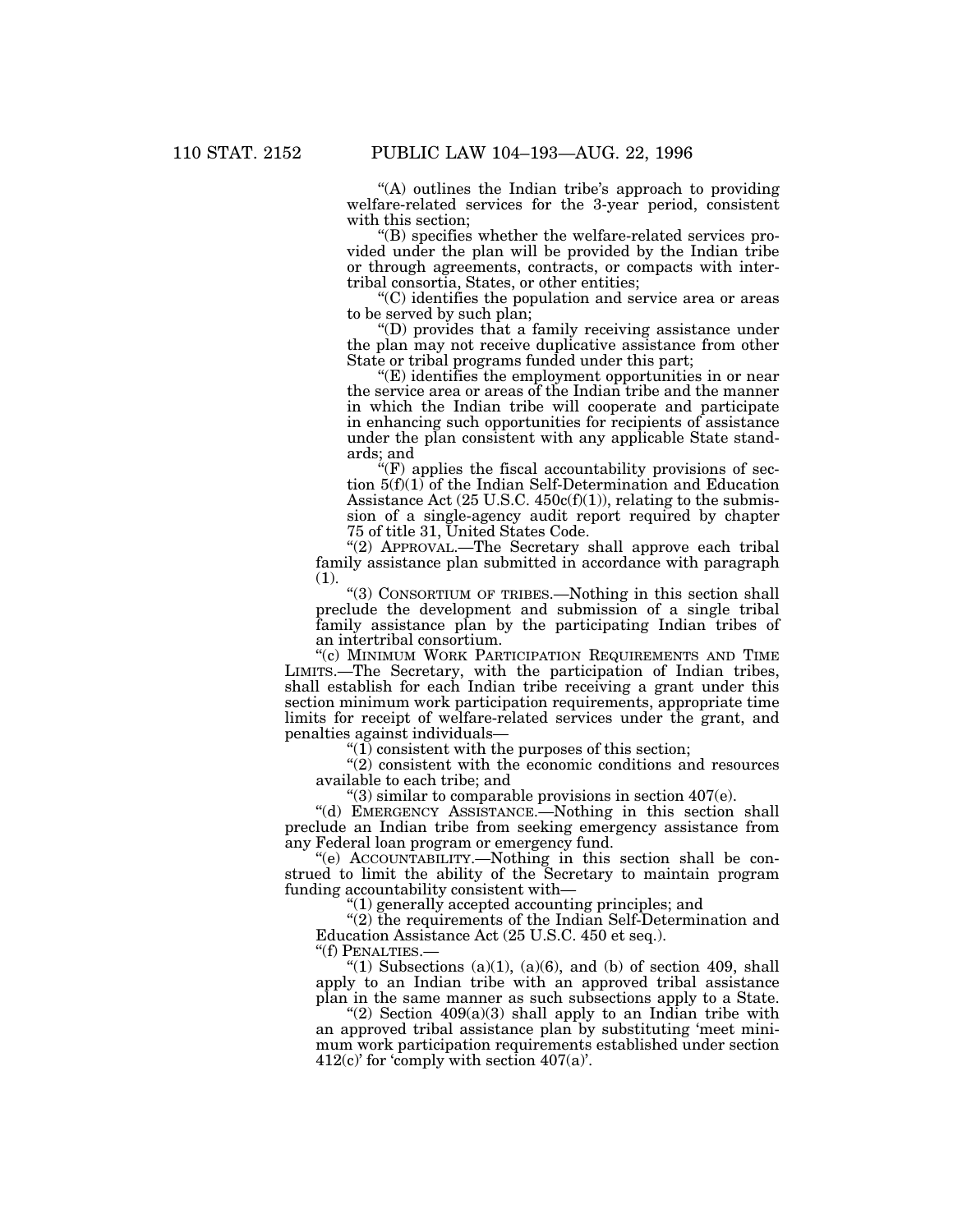"(A) outlines the Indian tribe's approach to providing welfare-related services for the 3-year period, consistent with this section;

"(B) specifies whether the welfare-related services provided under the plan will be provided by the Indian tribe or through agreements, contracts, or compacts with intertribal consortia, States, or other entities;

"(C) identifies the population and service area or areas to be served by such plan;

"(D) provides that a family receiving assistance under the plan may not receive duplicative assistance from other State or tribal programs funded under this part;

"(E) identifies the employment opportunities in or near the service area or areas of the Indian tribe and the manner in which the Indian tribe will cooperate and participate in enhancing such opportunities for recipients of assistance under the plan consistent with any applicable State standards; and

"(F) applies the fiscal accountability provisions of section 5(f)(1) of the Indian Self-Determination and Education Assistance Act (25 U.S.C. 450c(f)(1)), relating to the submission of a single-agency audit report required by chapter 75 of title 31, United States Code.

"(2) APPROVAL.—The Secretary shall approve each tribal family assistance plan submitted in accordance with paragraph (1).

"(3) CONSORTIUM OF TRIBES.—Nothing in this section shall preclude the development and submission of a single tribal family assistance plan by the participating Indian tribes of an intertribal consortium.

"(c) MINIMUM WORK PARTICIPATION REQUIREMENTS AND TIME LIMITS.—The Secretary, with the participation of Indian tribes, shall establish for each Indian tribe receiving a grant under this section minimum work participation requirements, appropriate time limits for receipt of welfare-related services under the grant, and penalties against individuals—

"(1) consistent with the purposes of this section;

"(2) consistent with the economic conditions and resources available to each tribe; and

"(3) similar to comparable provisions in section 407(e).

"(d) EMERGENCY ASSISTANCE.—Nothing in this section shall preclude an Indian tribe from seeking emergency assistance from any Federal loan program or emergency fund.

"(e) ACCOUNTABILITY.—Nothing in this section shall be construed to limit the ability of the Secretary to maintain program funding accountability consistent with—

"(1) generally accepted accounting principles; and

"(2) the requirements of the Indian Self-Determination and Education Assistance Act (25 U.S.C. 450 et seq.).

"(f) PENALTIES.—

"(1) Subsections (a)(1), (a)(6), and (b) of section 409, shall apply to an Indian tribe with an approved tribal assistance plan in the same manner as such subsections apply to a State.

"(2) Section 409(a)(3) shall apply to an Indian tribe with an approved tribal assistance plan by substituting 'meet minimum work participation requirements established under section 412(c)' for 'comply with section 407(a)'.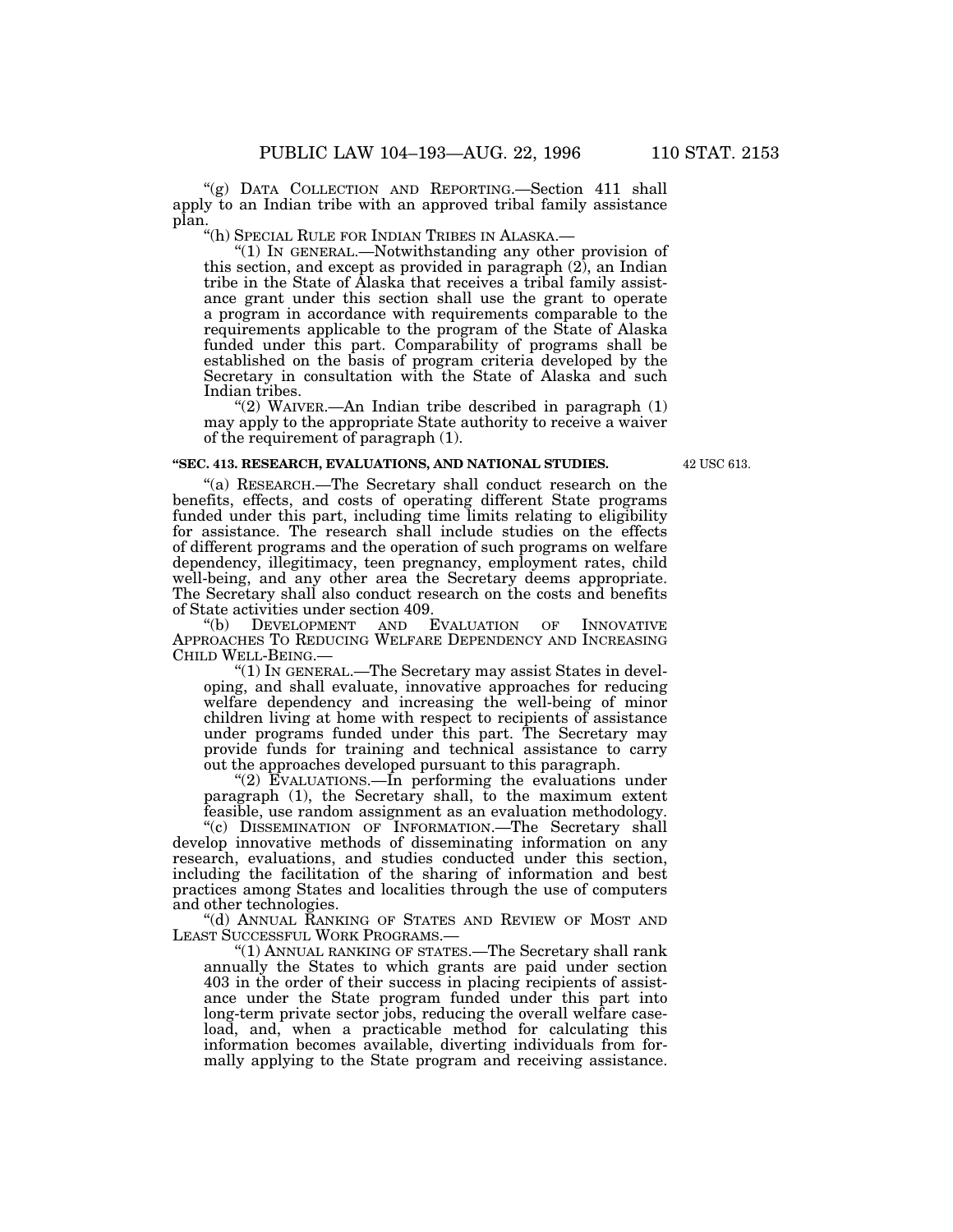"(g) DATA COLLECTION AND REPORTING.—Section 411 shall apply to an Indian tribe with an approved tribal family assistance plan.

"(h) SPECIAL RULE FOR INDIAN TRIBES IN ALASKA.—

"(1) IN GENERAL.—Notwithstanding any other provision of this section, and except as provided in paragraph (2), an Indian tribe in the State of Alaska that receives a tribal family assistance grant under this section shall use the grant to operate a program in accordance with requirements comparable to the requirements applicable to the program of the State of Alaska funded under this part. Comparability of programs shall be established on the basis of program criteria developed by the Secretary in consultation with the State of Alaska and such Indian tribes.

"(2) WAIVER.—An Indian tribe described in paragraph (1) may apply to the appropriate State authority to receive a waiver of the requirement of paragraph (1).

**"SEC. 413. RESEARCH, EVALUATIONS, AND NATIONAL STUDIES.**

42 USC 613.

"(a) RESEARCH.—The Secretary shall conduct research on the benefits, effects, and costs of operating different State programs funded under this part, including time limits relating to eligibility for assistance. The research shall include studies on the effects of different programs and the operation of such programs on welfare dependency, illegitimacy, teen pregnancy, employment rates, child well-being, and any other area the Secretary deems appropriate. The Secretary shall also conduct research on the costs and benefits of State activities under section 409.

"(b) DEVELOPMENT AND EVALUATION OF INNOVATIVE APPROACHES TO REDUCING WELFARE DEPENDENCY AND INCREASING CHILD WELL-BEING.—

"(1) IN GENERAL.—The Secretary may assist States in developing, and shall evaluate, innovative approaches for reducing welfare dependency and increasing the well-being of minor children living at home with respect to recipients of assistance under programs funded under this part. The Secretary may provide funds for training and technical assistance to carry out the approaches developed pursuant to this paragraph.

"(2) EVALUATIONS.—In performing the evaluations under paragraph (1), the Secretary shall, to the maximum extent feasible, use random assignment as an evaluation methodology.

"(c) DISSEMINATION OF INFORMATION.—The Secretary shall develop innovative methods of disseminating information on any research, evaluations, and studies conducted under this section, including the facilitation of the sharing of information and best practices among States and localities through the use of computers and other technologies.

"(d) ANNUAL RANKING OF STATES AND REVIEW OF MOST AND LEAST SUCCESSFUL WORK PROGRAMS.—

"(1) ANNUAL RANKING OF STATES.—The Secretary shall rank annually the States to which grants are paid under section 403 in the order of their success in placing recipients of assistance under the State program funded under this part into long-term private sector jobs, reducing the overall welfare caseload, and, when a practicable method for calculating this information becomes available, diverting individuals from formally applying to the State program and receiving assistance.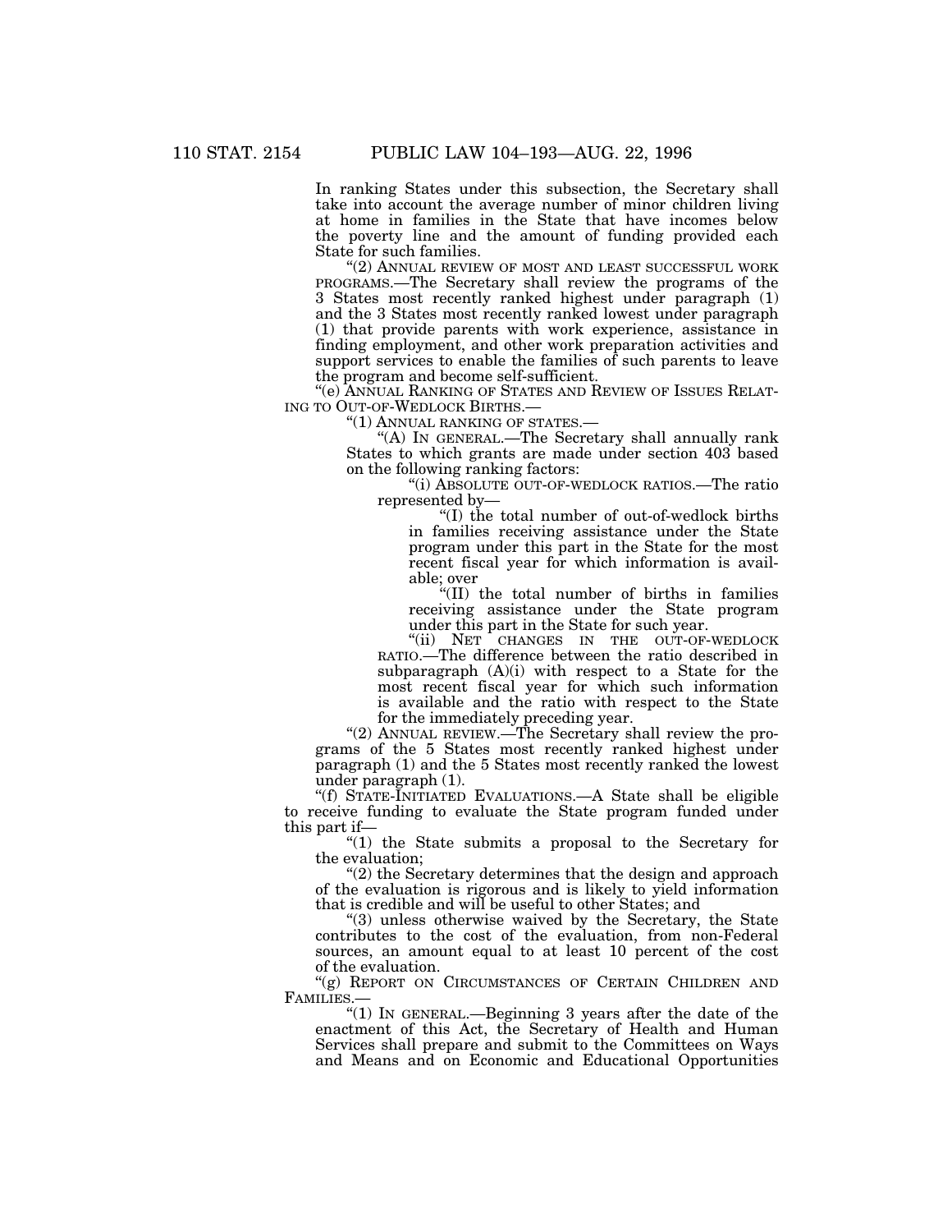In ranking States under this subsection, the Secretary shall take into account the average number of minor children living at home in families in the State that have incomes below the poverty line and the amount of funding provided each State for such families.

"(2) ANNUAL REVIEW OF MOST AND LEAST SUCCESSFUL WORK PROGRAMS.—The Secretary shall review the programs of the 3 States most recently ranked highest under paragraph (1) and the 3 States most recently ranked lowest under paragraph (1) that provide parents with work experience, assistance in finding employment, and other work preparation activities and support services to enable the families of such parents to leave the program and become self-sufficient.

"(e) ANNUAL RANKING OF STATES AND REVIEW OF ISSUES RELATING TO OUT-OF-WEDLOCK BIRTHS.—

"(1) ANNUAL RANKING OF STATES.—

"(A) IN GENERAL.—The Secretary shall annually rank States to which grants are made under section 403 based on the following ranking factors:

"(i) ABSOLUTE OUT-OF-WEDLOCK RATIOS.—The ratio represented by—

"(I) the total number of out-of-wedlock births in families receiving assistance under the State program under this part in the State for the most recent fiscal year for which information is available; over

"(II) the total number of births in families receiving assistance under the State program under this part in the State for such year.

"(ii) NET CHANGES IN THE OUT-OF-WEDLOCK RATIO.—The difference between the ratio described in subparagraph (A)(i) with respect to a State for the most recent fiscal year for which such information is available and the ratio with respect to the State for the immediately preceding year.

"(2) ANNUAL REVIEW.—The Secretary shall review the programs of the 5 States most recently ranked highest under paragraph (1) and the 5 States most recently ranked the lowest under paragraph (1).

"(f) STATE-INITIATED EVALUATIONS.—A State shall be eligible to receive funding to evaluate the State program funded under this part if—

"(1) the State submits a proposal to the Secretary for the evaluation;

"(2) the Secretary determines that the design and approach of the evaluation is rigorous and is likely to yield information that is credible and will be useful to other States; and

"(3) unless otherwise waived by the Secretary, the State contributes to the cost of the evaluation, from non-Federal sources, an amount equal to at least 10 percent of the cost of the evaluation.

"(g) REPORT ON CIRCUMSTANCES OF CERTAIN CHILDREN AND FAMILIES.—

"(1) IN GENERAL.—Beginning 3 years after the date of the enactment of this Act, the Secretary of Health and Human Services shall prepare and submit to the Committees on Ways and Means and on Economic and Educational Opportunities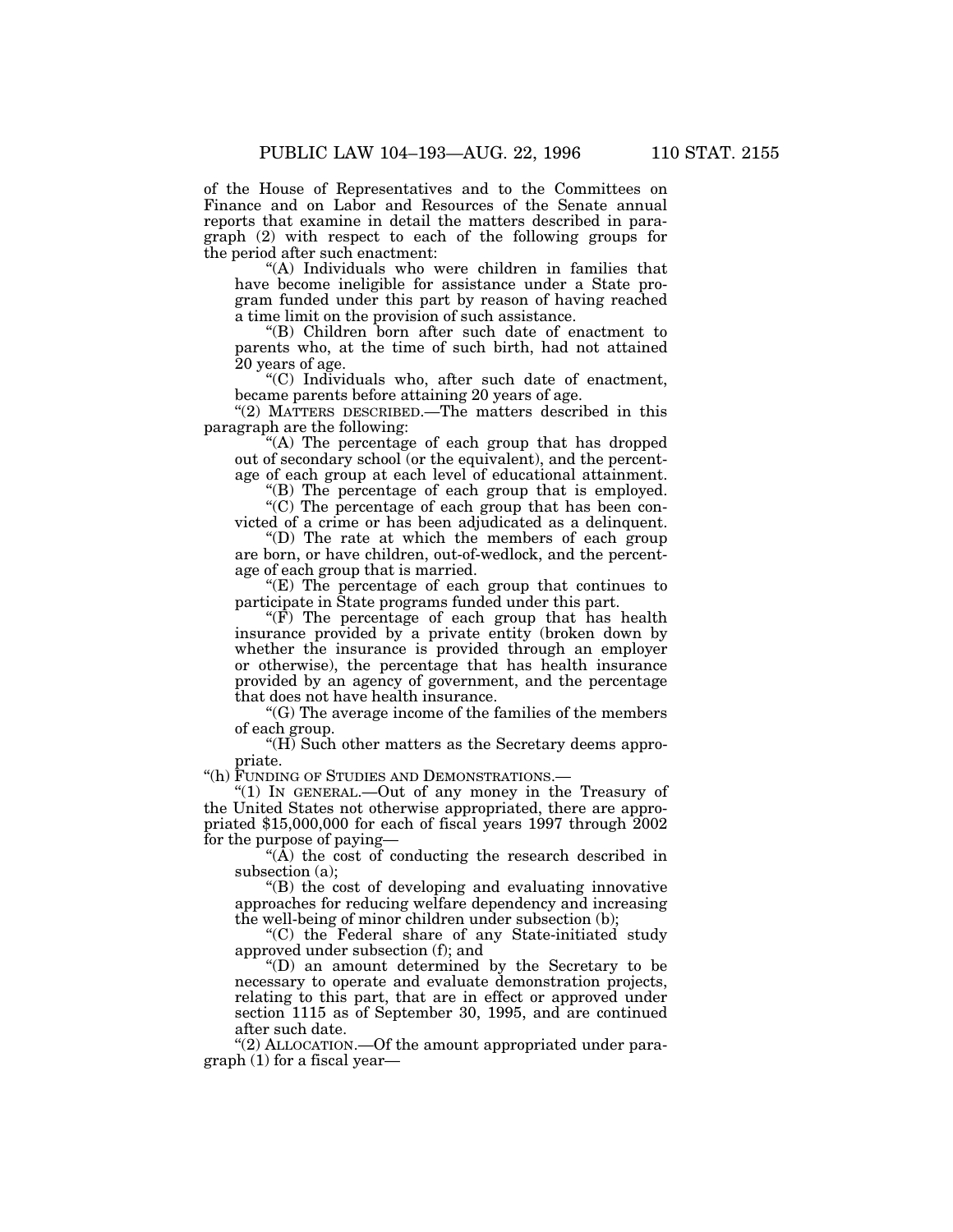of the House of Representatives and to the Committees on Finance and on Labor and Resources of the Senate annual reports that examine in detail the matters described in paragraph (2) with respect to each of the following groups for the period after such enactment:

"(A) Individuals who were children in families that have become ineligible for assistance under a State program funded under this part by reason of having reached a time limit on the provision of such assistance.

"(B) Children born after such date of enactment to parents who, at the time of such birth, had not attained 20 years of age.

"(C) Individuals who, after such date of enactment, became parents before attaining 20 years of age.

"(2) MATTERS DESCRIBED.—The matters described in this paragraph are the following:

"(A) The percentage of each group that has dropped out of secondary school (or the equivalent), and the percentage of each group at each level of educational attainment.

"(B) The percentage of each group that is employed.

"(C) The percentage of each group that has been convicted of a crime or has been adjudicated as a delinquent.

"(D) The rate at which the members of each group are born, or have children, out-of-wedlock, and the percentage of each group that is married.

"(E) The percentage of each group that continues to participate in State programs funded under this part.

"(F) The percentage of each group that has health insurance provided by a private entity (broken down by whether the insurance is provided through an employer or otherwise), the percentage that has health insurance provided by an agency of government, and the percentage that does not have health insurance.

"(G) The average income of the families of the members of each group.

"(H) Such other matters as the Secretary deems appropriate.

"(h) FUNDING OF STUDIES AND DEMONSTRATIONS.—

"(1) IN GENERAL.—Out of any money in the Treasury of the United States not otherwise appropriated, there are appropriated $15,000,000 for each of fiscal years 1997 through 2002 for the purpose of paying—

"(A) the cost of conducting the research described in subsection (a);

"(B) the cost of developing and evaluating innovative approaches for reducing welfare dependency and increasing the well-being of minor children under subsection (b);

"(C) the Federal share of any State-initiated study approved under subsection (f); and

"(D) an amount determined by the Secretary to be necessary to operate and evaluate demonstration projects, relating to this part, that are in effect or approved under section 1115 as of September 30, 1995, and are continued after such date.

"(2) ALLOCATION.—Of the amount appropriated under paragraph (1) for a fiscal year—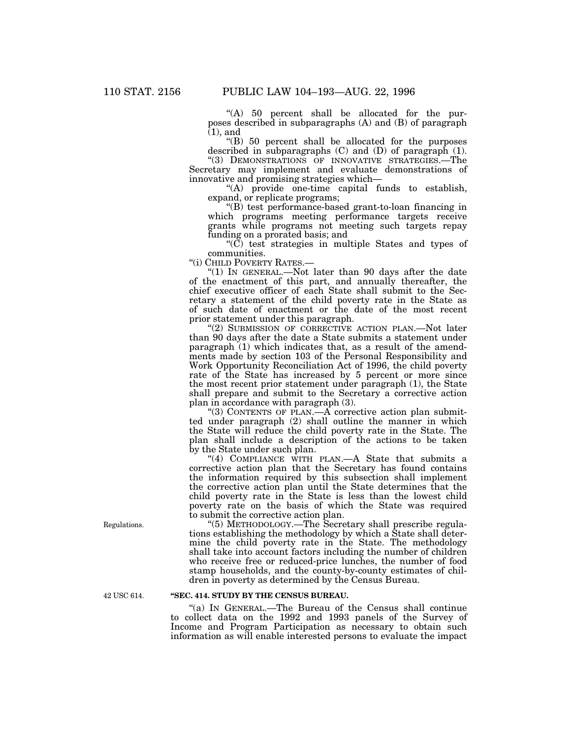"(A) 50 percent shall be allocated for the purposes described in subparagraphs (A) and (B) of paragraph (1), and

"(B) 50 percent shall be allocated for the purposes described in subparagraphs (C) and (D) of paragraph (1).

"(3) DEMONSTRATIONS OF INNOVATIVE STRATEGIES.—The Secretary may implement and evaluate demonstrations of innovative and promising strategies which—

"(A) provide one-time capital funds to establish, expand, or replicate programs;

"(B) test performance-based grant-to-loan financing in which programs meeting performance targets receive grants while programs not meeting such targets repay funding on a prorated basis; and

"(C) test strategies in multiple States and types of communities.

"(i) CHILD POVERTY RATES.—

"(1) IN GENERAL.—Not later than 90 days after the date of the enactment of this part, and annually thereafter, the chief executive officer of each State shall submit to the Secretary a statement of the child poverty rate in the State as of such date of enactment or the date of the most recent prior statement under this paragraph.

"(2) SUBMISSION OF CORRECTIVE ACTION PLAN.—Not later than 90 days after the date a State submits a statement under paragraph (1) which indicates that, as a result of the amendments made by section 103 of the Personal Responsibility and Work Opportunity Reconciliation Act of 1996, the child poverty rate of the State has increased by 5 percent or more since the most recent prior statement under paragraph (1), the State shall prepare and submit to the Secretary a corrective action plan in accordance with paragraph (3).

"(3) CONTENTS OF PLAN.—A corrective action plan submitted under paragraph (2) shall outline the manner in which the State will reduce the child poverty rate in the State. The plan shall include a description of the actions to be taken by the State under such plan.

"(4) COMPLIANCE WITH PLAN.—A State that submits a corrective action plan that the Secretary has found contains the information required by this subsection shall implement the corrective action plan until the State determines that the child poverty rate in the State is less than the lowest child poverty rate on the basis of which the State was required to submit the corrective action plan.

Regulations.

"(5) METHODOLOGY.—The Secretary shall prescribe regulations establishing the methodology by which a State shall determine the child poverty rate in the State. The methodology shall take into account factors including the number of children who receive free or reduced-price lunches, the number of food stamp households, and the county-by-county estimates of children in poverty as determined by the Census Bureau.

42 USC 614.

**"SEC. 414. STUDY BY THE CENSUS BUREAU.**

"(a) IN GENERAL.—The Bureau of the Census shall continue to collect data on the 1992 and 1993 panels of the Survey of Income and Program Participation as necessary to obtain such information as will enable interested persons to evaluate the impact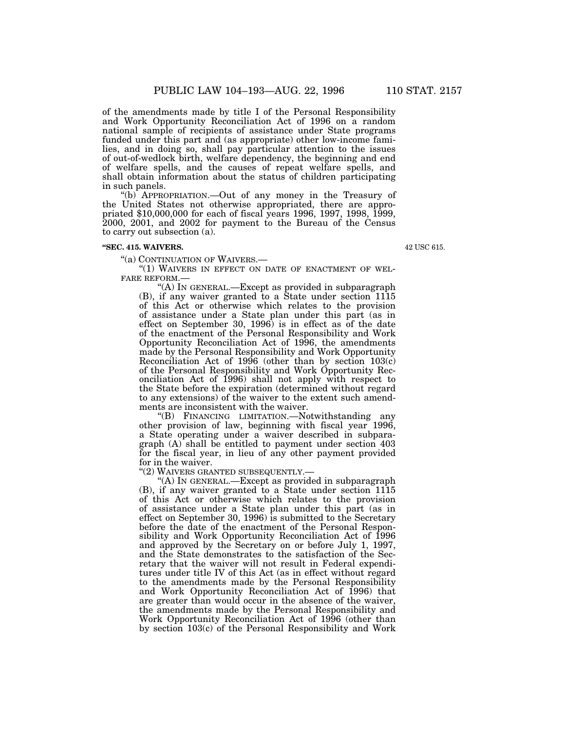of the amendments made by title I of the Personal Responsibility and Work Opportunity Reconciliation Act of 1996 on a random national sample of recipients of assistance under State programs funded under this part and (as appropriate) other low-income families, and in doing so, shall pay particular attention to the issues of out-of-wedlock birth, welfare dependency, the beginning and end of welfare spells, and the causes of repeat welfare spells, and shall obtain information about the status of children participating in such panels.

"(b) APPROPRIATION.—Out of any money in the Treasury of the United States not otherwise appropriated, there are appropriated $10,000,000 for each of fiscal years 1996, 1997, 1998, 1999, 2000, 2001, and 2002 for payment to the Bureau of the Census to carry out subsection (a).

**"SEC. 415. WAIVERS.**

42 USC 615.

"(a) CONTINUATION OF WAIVERS.—

"(1) WAIVERS IN EFFECT ON DATE OF ENACTMENT OF WELFARE REFORM.—

"(A) IN GENERAL.—Except as provided in subparagraph (B), if any waiver granted to a State under section 1115 of this Act or otherwise which relates to the provision of assistance under a State plan under this part (as in effect on September 30, 1996) is in effect as of the date of the enactment of the Personal Responsibility and Work Opportunity Reconciliation Act of 1996, the amendments made by the Personal Responsibility and Work Opportunity Reconciliation Act of 1996 (other than by section 103(c) of the Personal Responsibility and Work Opportunity Reconciliation Act of 1996) shall not apply with respect to the State before the expiration (determined without regard to any extensions) of the waiver to the extent such amendments are inconsistent with the waiver.

"(B) FINANCING LIMITATION.—Notwithstanding any other provision of law, beginning with fiscal year 1996, a State operating under a waiver described in subparagraph (A) shall be entitled to payment under section 403 for the fiscal year, in lieu of any other payment provided for in the waiver.

"(2) WAIVERS GRANTED SUBSEQUENTLY.—

"(A) IN GENERAL.—Except as provided in subparagraph (B), if any waiver granted to a State under section 1115 of this Act or otherwise which relates to the provision of assistance under a State plan under this part (as in effect on September 30, 1996) is submitted to the Secretary before the date of the enactment of the Personal Responsibility and Work Opportunity Reconciliation Act of 1996 and approved by the Secretary on or before July 1, 1997, and the State demonstrates to the satisfaction of the Secretary that the waiver will not result in Federal expenditures under title IV of this Act (as in effect without regard to the amendments made by the Personal Responsibility and Work Opportunity Reconciliation Act of 1996) that are greater than would occur in the absence of the waiver, the amendments made by the Personal Responsibility and Work Opportunity Reconciliation Act of 1996 (other than by section 103(c) of the Personal Responsibility and Work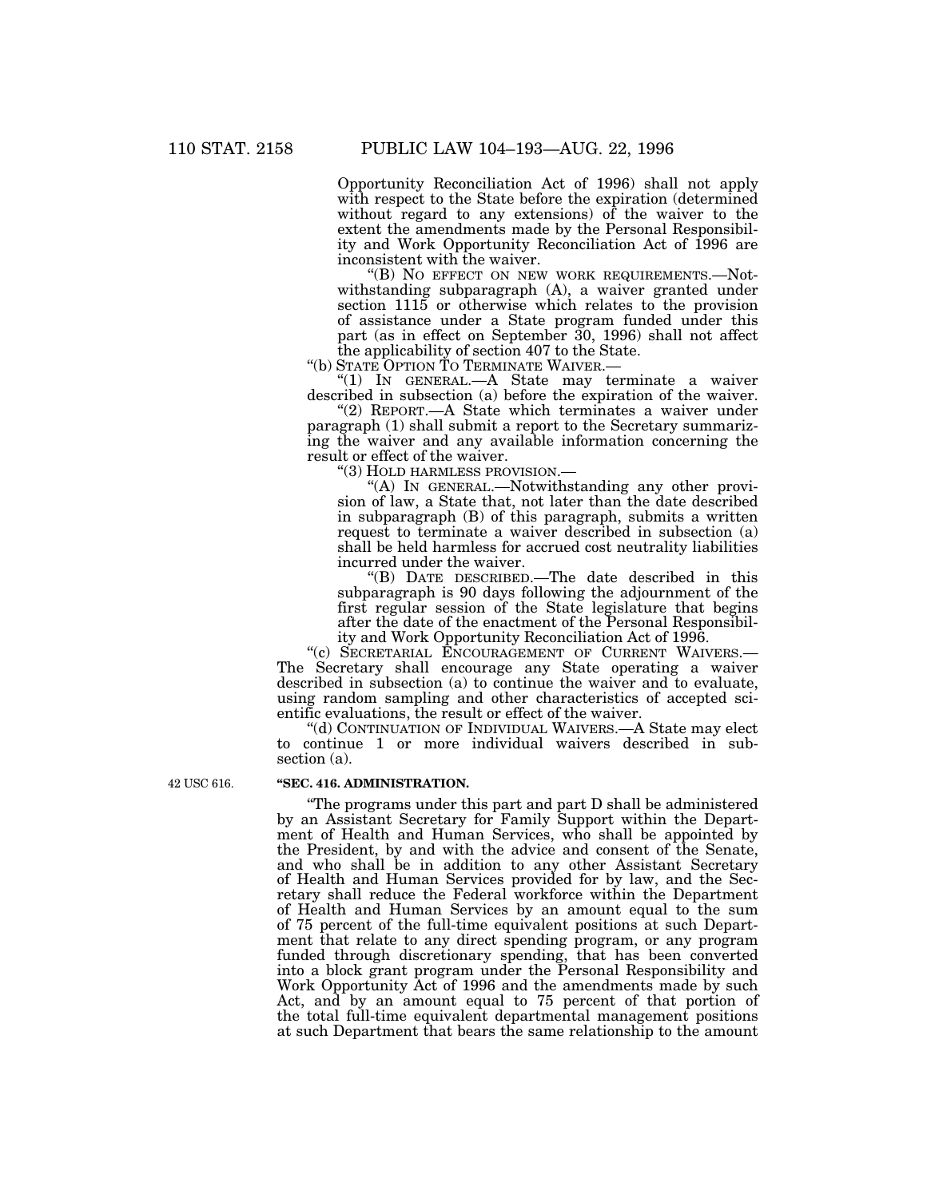Opportunity Reconciliation Act of 1996) shall not apply with respect to the State before the expiration (determined without regard to any extensions) of the waiver to the extent the amendments made by the Personal Responsibility and Work Opportunity Reconciliation Act of 1996 are inconsistent with the waiver.

"(B) NO EFFECT ON NEW WORK REQUIREMENTS.—Notwithstanding subparagraph (A), a waiver granted under section 1115 or otherwise which relates to the provision of assistance under a State program funded under this part (as in effect on September 30, 1996) shall not affect the applicability of section 407 to the State.

"(b) STATE OPTION TO TERMINATE WAIVER.—

"(1) IN GENERAL.—A State may terminate a waiver described in subsection (a) before the expiration of the waiver.

"(2) REPORT.—A State which terminates a waiver under paragraph (1) shall submit a report to the Secretary summarizing the waiver and any available information concerning the result or effect of the waiver.

"(3) HOLD HARMLESS PROVISION.—

"(A) IN GENERAL.—Notwithstanding any other provision of law, a State that, not later than the date described in subparagraph (B) of this paragraph, submits a written request to terminate a waiver described in subsection (a) shall be held harmless for accrued cost neutrality liabilities incurred under the waiver.

"(B) DATE DESCRIBED.—The date described in this subparagraph is 90 days following the adjournment of the first regular session of the State legislature that begins after the date of the enactment of the Personal Responsibility and Work Opportunity Reconciliation Act of 1996.

"(c) SECRETARIAL ENCOURAGEMENT OF CURRENT WAIVERS.—The Secretary shall encourage any State operating a waiver described in subsection (a) to continue the waiver and to evaluate, using random sampling and other characteristics of accepted scientific evaluations, the result or effect of the waiver.

"(d) CONTINUATION OF INDIVIDUAL WAIVERS.—A State may elect to continue 1 or more individual waivers described in subsection (a).

42 USC 616.

**"SEC. 416. ADMINISTRATION.**

"The programs under this part and part D shall be administered by an Assistant Secretary for Family Support within the Department of Health and Human Services, who shall be appointed by the President, by and with the advice and consent of the Senate, and who shall be in addition to any other Assistant Secretary of Health and Human Services provided for by law, and the Secretary shall reduce the Federal workforce within the Department of Health and Human Services by an amount equal to the sum of 75 percent of the full-time equivalent positions at such Department that relate to any direct spending program, or any program funded through discretionary spending, that has been converted into a block grant program under the Personal Responsibility and Work Opportunity Act of 1996 and the amendments made by such Act, and by an amount equal to 75 percent of that portion of the total full-time equivalent departmental management positions at such Department that bears the same relationship to the amount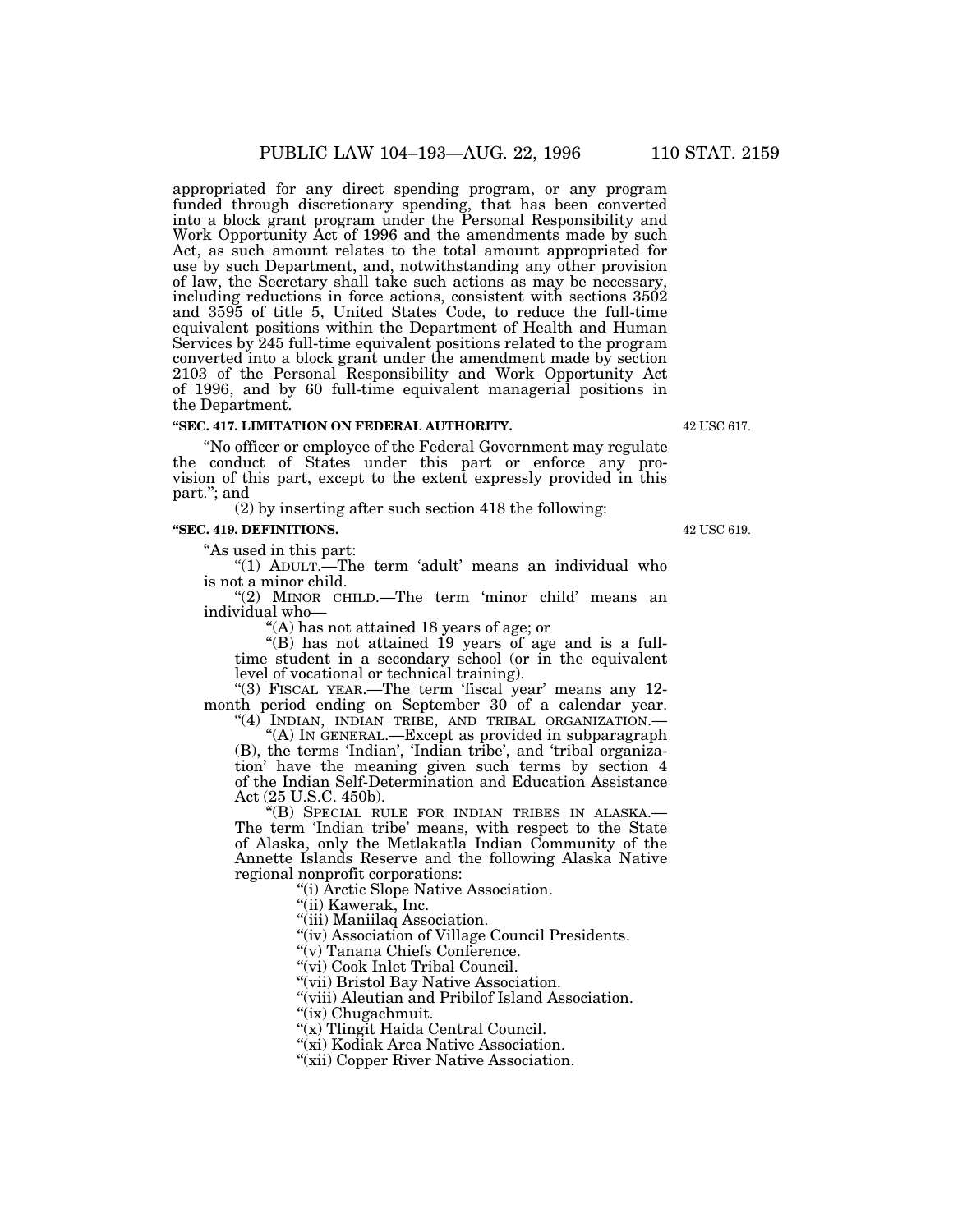appropriated for any direct spending program, or any program funded through discretionary spending, that has been converted into a block grant program under the Personal Responsibility and Work Opportunity Act of 1996 and the amendments made by such Act, as such amount relates to the total amount appropriated for use by such Department, and, notwithstanding any other provision of law, the Secretary shall take such actions as may be necessary, including reductions in force actions, consistent with sections 3502 and 3595 of title 5, United States Code, to reduce the full-time equivalent positions within the Department of Health and Human Services by 245 full-time equivalent positions related to the program converted into a block grant under the amendment made by section 2103 of the Personal Responsibility and Work Opportunity Act of 1996, and by 60 full-time equivalent managerial positions in the Department.

**"SEC. 417. LIMITATION ON FEDERAL AUTHORITY.**

42 USC 617.

"No officer or employee of the Federal Government may regulate the conduct of States under this part or enforce any provision of this part, except to the extent expressly provided in this part."; and

(2) by inserting after such section 418 the following:

**"SEC. 419. DEFINITIONS.**

42 USC 619.

"As used in this part:

"(1) ADULT.—The term 'adult' means an individual who is not a minor child.

"(2) MINOR CHILD.—The term 'minor child' means an individual who—

"(A) has not attained 18 years of age; or

"(B) has not attained 19 years of age and is a full-time student in a secondary school (or in the equivalent level of vocational or technical training).

"(3) FISCAL YEAR.—The term 'fiscal year' means any 12-month period ending on September 30 of a calendar year.

"(4) INDIAN, INDIAN TRIBE, AND TRIBAL ORGANIZATION.—

"(A) IN GENERAL.—Except as provided in subparagraph (B), the terms 'Indian', 'Indian tribe', and 'tribal organization' have the meaning given such terms by section 4 of the Indian Self-Determination and Education Assistance Act (25 U.S.C. 450b).

"(B) SPECIAL RULE FOR INDIAN TRIBES IN ALASKA.— The term 'Indian tribe' means, with respect to the State of Alaska, only the Metlakatla Indian Community of the Annette Islands Reserve and the following Alaska Native regional nonprofit corporations:

"(i) Arctic Slope Native Association.

"(ii) Kawerak, Inc.

"(iii) Maniilaq Association.

"(iv) Association of Village Council Presidents.

"(v) Tanana Chiefs Conference.

"(vi) Cook Inlet Tribal Council.

"(vii) Bristol Bay Native Association.

"(viii) Aleutian and Pribilof Island Association.

"(ix) Chugachmuit.

"(x) Tlingit Haida Central Council.

"(xi) Kodiak Area Native Association.

"(xii) Copper River Native Association.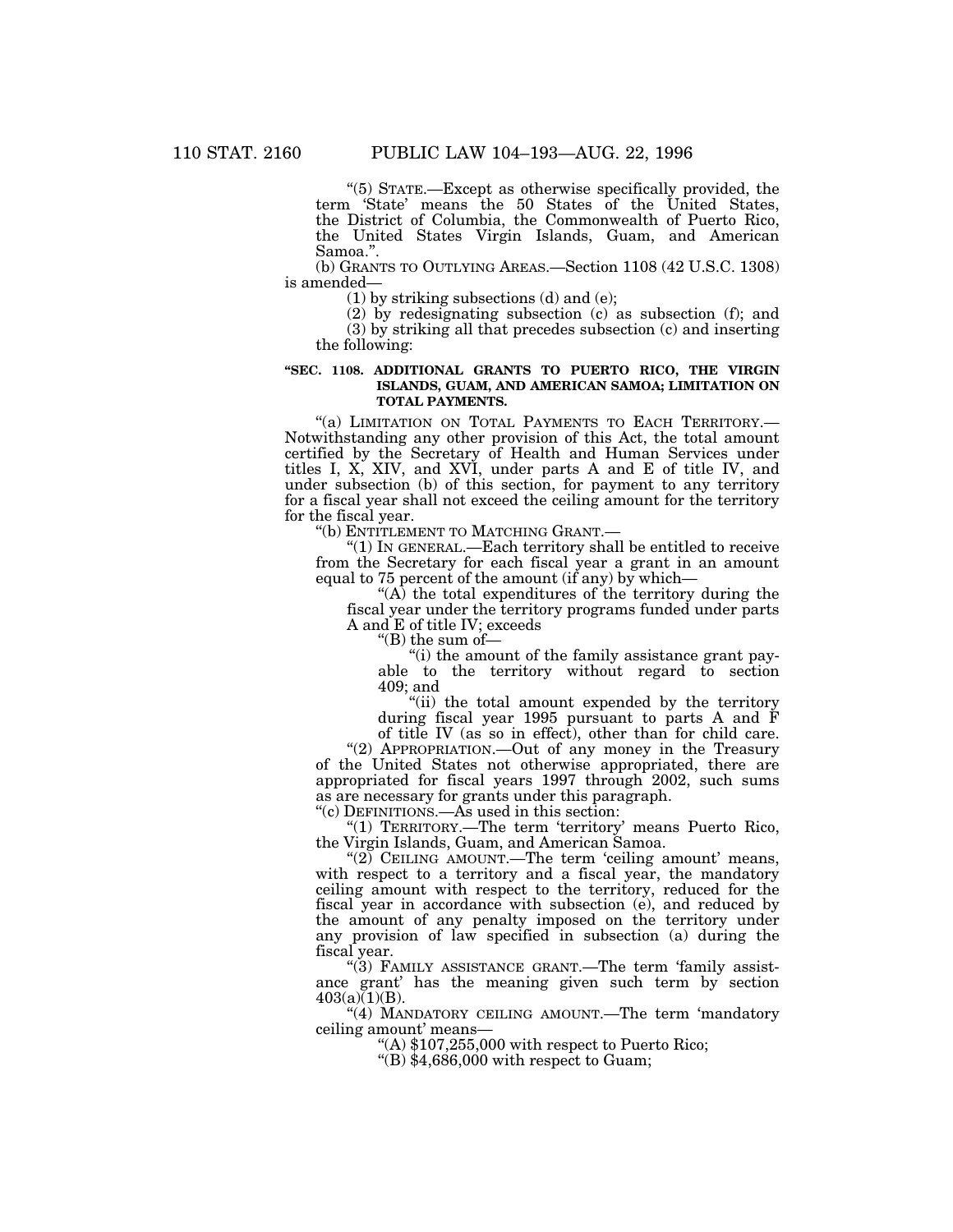"(5) STATE.—Except as otherwise specifically provided, the term 'State' means the 50 States of the United States, the District of Columbia, the Commonwealth of Puerto Rico, the United States Virgin Islands, Guam, and American Samoa.".

(b) GRANTS TO OUTLYING AREAS.—Section 1108 (42 U.S.C. 1308) is amended—

(1) by striking subsections (d) and (e);

(2) by redesignating subsection (c) as subsection (f); and

(3) by striking all that precedes subsection (c) and inserting the following:

**"SEC. 1108. ADDITIONAL GRANTS TO PUERTO RICO, THE VIRGIN ISLANDS, GUAM, AND AMERICAN SAMOA; LIMITATION ON TOTAL PAYMENTS.**

"(a) LIMITATION ON TOTAL PAYMENTS TO EACH TERRITORY.—Notwithstanding any other provision of this Act, the total amount certified by the Secretary of Health and Human Services under titles I, X, XIV, and XVI, under parts A and E of title IV, and under subsection (b) of this section, for payment to any territory for a fiscal year shall not exceed the ceiling amount for the territory for the fiscal year.

"(b) ENTITLEMENT TO MATCHING GRANT.—

"(1) IN GENERAL.—Each territory shall be entitled to receive from the Secretary for each fiscal year a grant in an amount equal to 75 percent of the amount (if any) by which—

"(A) the total expenditures of the territory during the fiscal year under the territory programs funded under parts A and E of title IV; exceeds

"(B) the sum of—

"(i) the amount of the family assistance grant payable to the territory without regard to section 409; and

"(ii) the total amount expended by the territory during fiscal year 1995 pursuant to parts A and F of title IV (as so in effect), other than for child care.

"(2) APPROPRIATION.—Out of any money in the Treasury of the United States not otherwise appropriated, there are appropriated for fiscal years 1997 through 2002, such sums as are necessary for grants under this paragraph.

"(c) DEFINITIONS.—As used in this section:

"(1) TERRITORY.—The term 'territory' means Puerto Rico, the Virgin Islands, Guam, and American Samoa.

"(2) CEILING AMOUNT.—The term 'ceiling amount' means, with respect to a territory and a fiscal year, the mandatory ceiling amount with respect to the territory, reduced for the fiscal year in accordance with subsection (e), and reduced by the amount of any penalty imposed on the territory under any provision of law specified in subsection (a) during the fiscal year.

"(3) FAMILY ASSISTANCE GRANT.—The term 'family assistance grant' has the meaning given such term by section 403(a)(1)(B).

"(4) MANDATORY CEILING AMOUNT.—The term 'mandatory ceiling amount' means—

"(A) $107,255,000 with respect to Puerto Rico;

"(B) $4,686,000 with respect to Guam;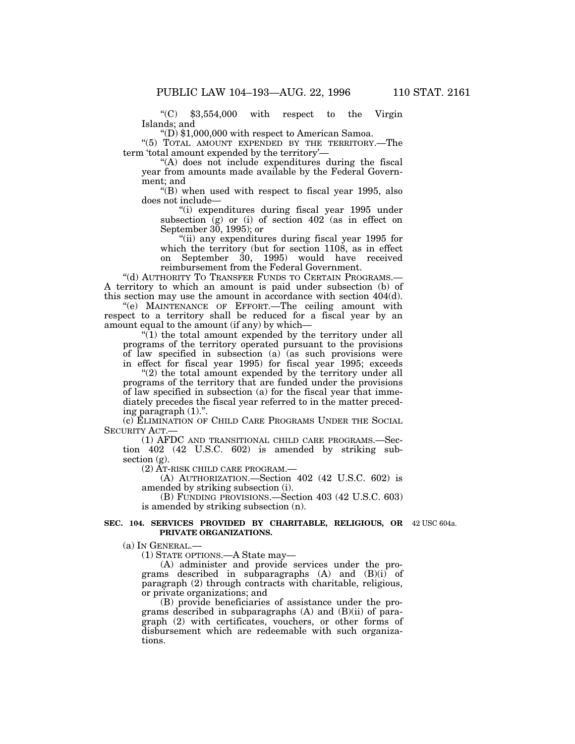"(C) $3,554,000 with respect to the Virgin Islands; and

"(D) $1,000,000 with respect to American Samoa.

"(5) TOTAL AMOUNT EXPENDED BY THE TERRITORY.—The term 'total amount expended by the territory'—

"(A) does not include expenditures during the fiscal year from amounts made available by the Federal Government; and

"(B) when used with respect to fiscal year 1995, also does not include—

"(i) expenditures during fiscal year 1995 under subsection (g) or (i) of section 402 (as in effect on September 30, 1995); or

"(ii) any expenditures during fiscal year 1995 for which the territory (but for section 1108, as in effect on September 30, 1995) would have received reimbursement from the Federal Government.

"(d) AUTHORITY TO TRANSFER FUNDS TO CERTAIN PROGRAMS.—A territory to which an amount is paid under subsection (b) of this section may use the amount in accordance with section 404(d).

"(e) MAINTENANCE OF EFFORT.—The ceiling amount with respect to a territory shall be reduced for a fiscal year by an amount equal to the amount (if any) by which—

"(1) the total amount expended by the territory under all programs of the territory operated pursuant to the provisions of law specified in subsection (a) (as such provisions were in effect for fiscal year 1995) for fiscal year 1995; exceeds

"(2) the total amount expended by the territory under all programs of the territory that are funded under the provisions of law specified in subsection (a) for the fiscal year that immediately precedes the fiscal year referred to in the matter preceding paragraph (1).".

(c) ELIMINATION OF CHILD CARE PROGRAMS UNDER THE SOCIAL SECURITY ACT.—

(1) AFDC AND TRANSITIONAL CHILD CARE PROGRAMS.—Section 402 (42 U.S.C. 602) is amended by striking subsection (g).

(2) AT-RISK CHILD CARE PROGRAM.—

(A) AUTHORIZATION.—Section 402 (42 U.S.C. 602) is amended by striking subsection (i).

(B) FUNDING PROVISIONS.—Section 403 (42 U.S.C. 603) is amended by striking subsection (n).

**SEC. 104. SERVICES PROVIDED BY CHARITABLE, RELIGIOUS, OR PRIVATE ORGANIZATIONS.**

42 USC 604a.

(a) IN GENERAL.—

(1) STATE OPTIONS.—A State may—

(A) administer and provide services under the programs described in subparagraphs (A) and (B)(i) of paragraph (2) through contracts with charitable, religious, or private organizations; and

(B) provide beneficiaries of assistance under the programs described in subparagraphs (A) and (B)(ii) of paragraph (2) with certificates, vouchers, or other forms of disbursement which are redeemable with such organizations.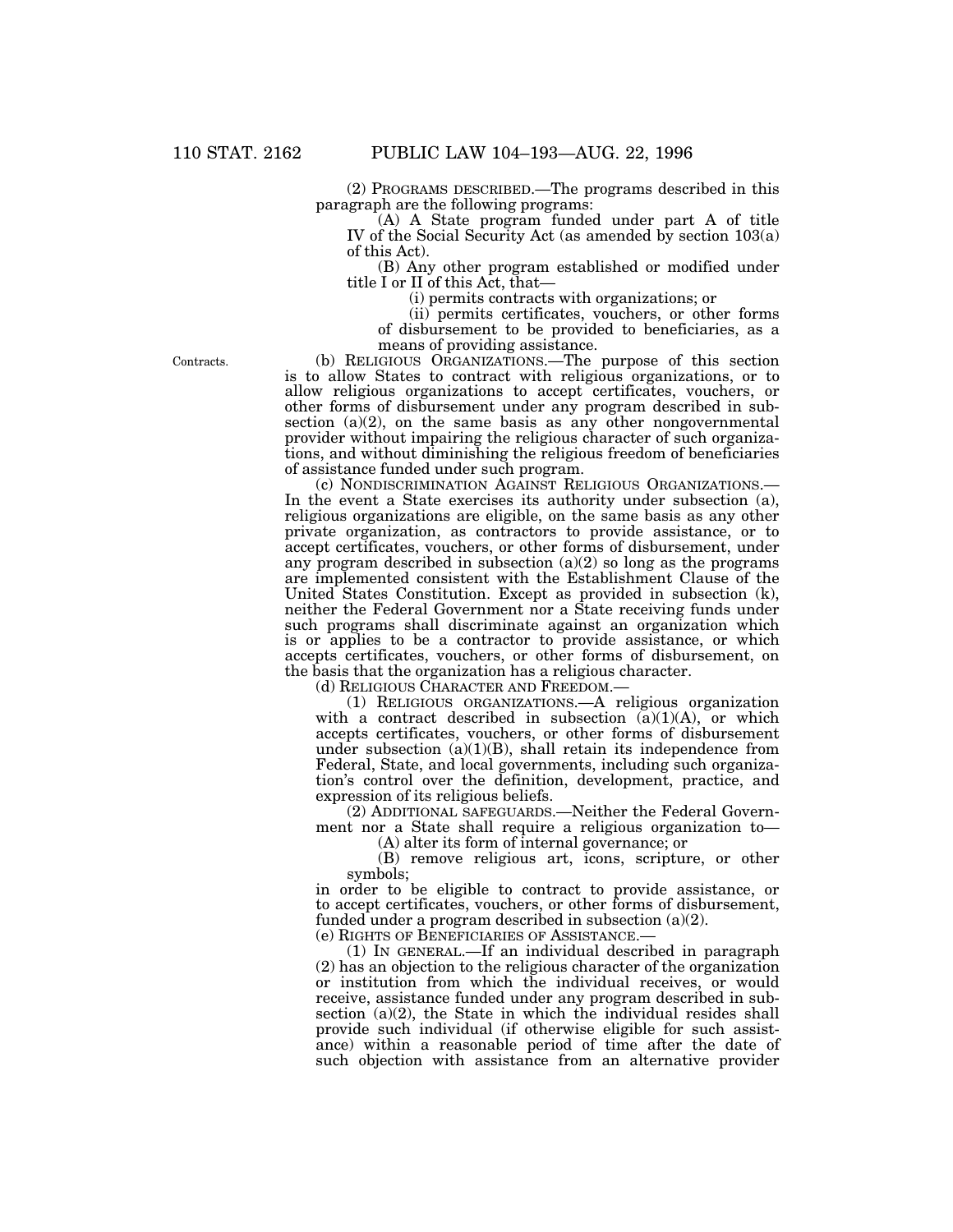(2) PROGRAMS DESCRIBED.—The programs described in this paragraph are the following programs:

(A) A State program funded under part A of title IV of the Social Security Act (as amended by section 103(a) of this Act).

(B) Any other program established or modified under title I or II of this Act, that—

(i) permits contracts with organizations; or

(ii) permits certificates, vouchers, or other forms of disbursement to be provided to beneficiaries, as a means of providing assistance.

Contracts.

(b) RELIGIOUS ORGANIZATIONS.—The purpose of this section is to allow States to contract with religious organizations, or to allow religious organizations to accept certificates, vouchers, or other forms of disbursement under any program described in subsection (a)(2), on the same basis as any other nongovernmental provider without impairing the religious character of such organizations, and without diminishing the religious freedom of beneficiaries of assistance funded under such program.

(c) NONDISCRIMINATION AGAINST RELIGIOUS ORGANIZATIONS.—In the event a State exercises its authority under subsection (a), religious organizations are eligible, on the same basis as any other private organization, as contractors to provide assistance, or to accept certificates, vouchers, or other forms of disbursement, under any program described in subsection (a)(2) so long as the programs are implemented consistent with the Establishment Clause of the United States Constitution. Except as provided in subsection (k), neither the Federal Government nor a State receiving funds under such programs shall discriminate against an organization which is or applies to be a contractor to provide assistance, or which accepts certificates, vouchers, or other forms of disbursement, on the basis that the organization has a religious character.

(d) RELIGIOUS CHARACTER AND FREEDOM.—

(1) RELIGIOUS ORGANIZATIONS.—A religious organization with a contract described in subsection (a)(1)(A), or which accepts certificates, vouchers, or other forms of disbursement under subsection (a)(1)(B), shall retain its independence from Federal, State, and local governments, including such organization's control over the definition, development, practice, and expression of its religious beliefs.

(2) ADDITIONAL SAFEGUARDS.—Neither the Federal Government nor a State shall require a religious organization to—

(A) alter its form of internal governance; or

(B) remove religious art, icons, scripture, or other symbols;

in order to be eligible to contract to provide assistance, or to accept certificates, vouchers, or other forms of disbursement, funded under a program described in subsection (a)(2).

(e) RIGHTS OF BENEFICIARIES OF ASSISTANCE.—

(1) IN GENERAL.—If an individual described in paragraph (2) has an objection to the religious character of the organization or institution from which the individual receives, or would receive, assistance funded under any program described in subsection (a)(2), the State in which the individual resides shall provide such individual (if otherwise eligible for such assistance) within a reasonable period of time after the date of such objection with assistance from an alternative provider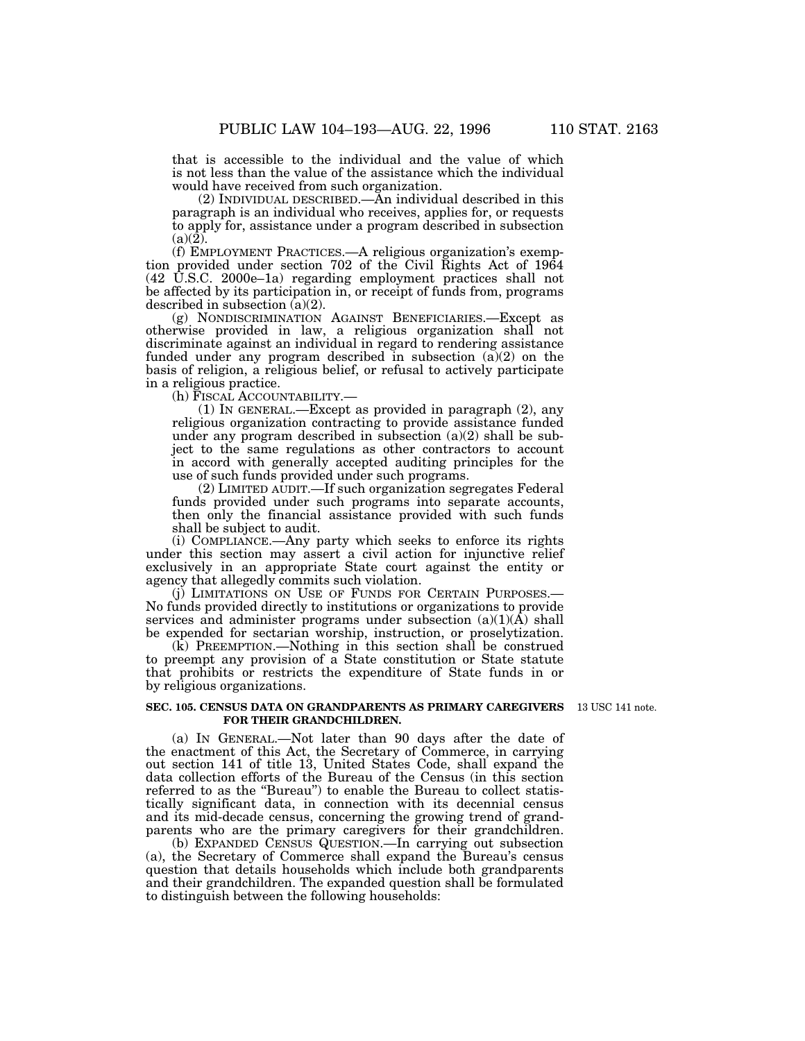that is accessible to the individual and the value of which is not less than the value of the assistance which the individual would have received from such organization.

(2) INDIVIDUAL DESCRIBED.—An individual described in this paragraph is an individual who receives, applies for, or requests to apply for, assistance under a program described in subsection (a)(2).

(f) EMPLOYMENT PRACTICES.—A religious organization's exemption provided under section 702 of the Civil Rights Act of 1964 (42 U.S.C. 2000e–1a) regarding employment practices shall not be affected by its participation in, or receipt of funds from, programs described in subsection (a)(2).

(g) NONDISCRIMINATION AGAINST BENEFICIARIES.—Except as otherwise provided in law, a religious organization shall not discriminate against an individual in regard to rendering assistance funded under any program described in subsection (a)(2) on the basis of religion, a religious belief, or refusal to actively participate in a religious practice.

(h) FISCAL ACCOUNTABILITY.—

(1) IN GENERAL.—Except as provided in paragraph (2), any religious organization contracting to provide assistance funded under any program described in subsection (a)(2) shall be subject to the same regulations as other contractors to account in accord with generally accepted auditing principles for the use of such funds provided under such programs.

(2) LIMITED AUDIT.—If such organization segregates Federal funds provided under such programs into separate accounts, then only the financial assistance provided with such funds shall be subject to audit.

(i) COMPLIANCE.—Any party which seeks to enforce its rights under this section may assert a civil action for injunctive relief exclusively in an appropriate State court against the entity or agency that allegedly commits such violation.

(j) LIMITATIONS ON USE OF FUNDS FOR CERTAIN PURPOSES.—No funds provided directly to institutions or organizations to provide services and administer programs under subsection (a)(1)(A) shall be expended for sectarian worship, instruction, or proselytization.

(k) PREEMPTION.—Nothing in this section shall be construed to preempt any provision of a State constitution or State statute that prohibits or restricts the expenditure of State funds in or by religious organizations.

**SEC. 105. CENSUS DATA ON GRANDPARENTS AS PRIMARY CAREGIVERS FOR THEIR GRANDCHILDREN.**

13 USC 141 note.

(a) IN GENERAL.—Not later than 90 days after the date of the enactment of this Act, the Secretary of Commerce, in carrying out section 141 of title 13, United States Code, shall expand the data collection efforts of the Bureau of the Census (in this section referred to as the "Bureau") to enable the Bureau to collect statistically significant data, in connection with its decennial census and its mid-decade census, concerning the growing trend of grandparents who are the primary caregivers for their grandchildren.

(b) EXPANDED CENSUS QUESTION.—In carrying out subsection (a), the Secretary of Commerce shall expand the Bureau's census question that details households which include both grandparents and their grandchildren. The expanded question shall be formulated to distinguish between the following households: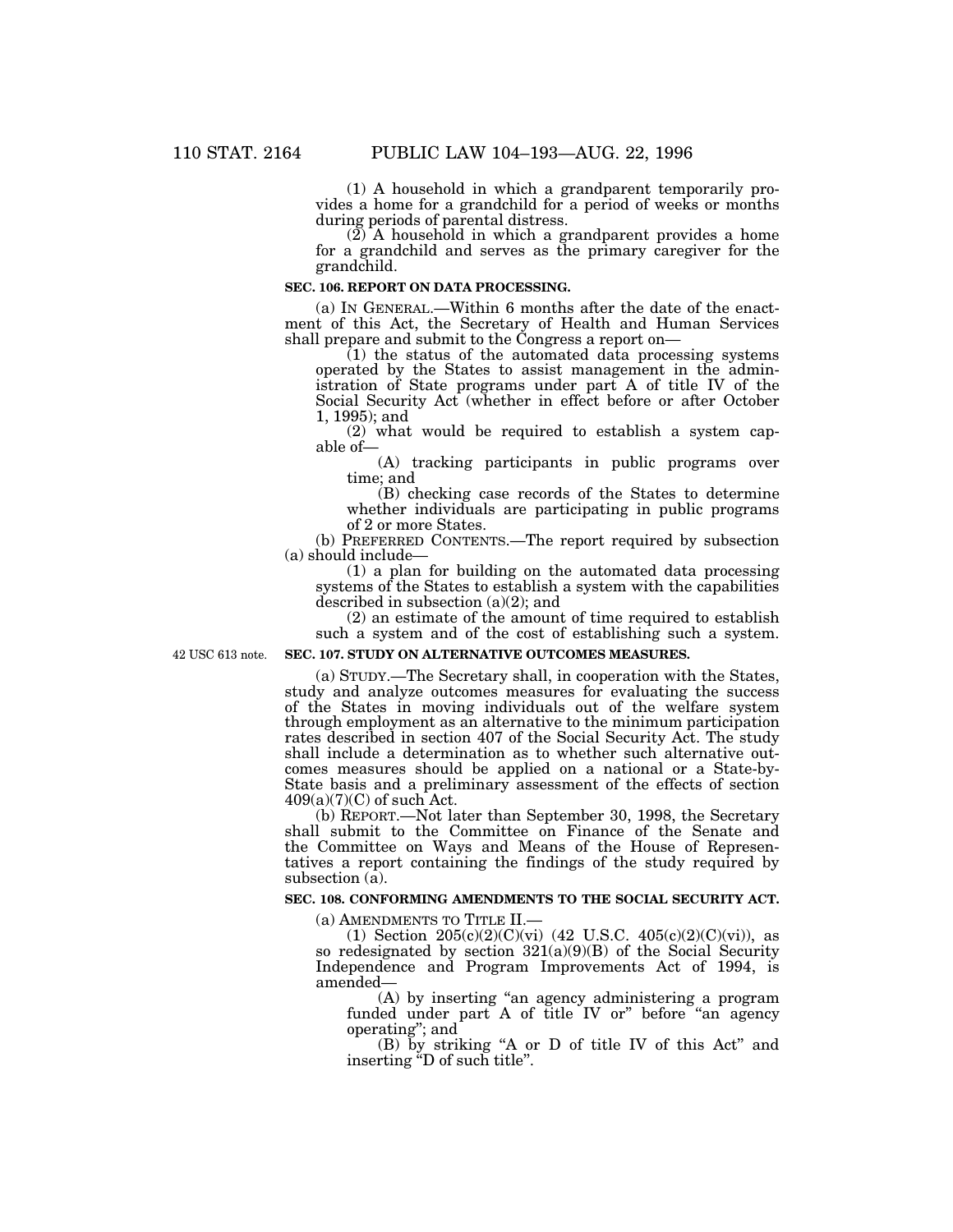(1) A household in which a grandparent temporarily provides a home for a grandchild for a period of weeks or months during periods of parental distress.

(2) A household in which a grandparent provides a home for a grandchild and serves as the primary caregiver for the grandchild.

**SEC. 106. REPORT ON DATA PROCESSING.**

(a) IN GENERAL.—Within 6 months after the date of the enactment of this Act, the Secretary of Health and Human Services shall prepare and submit to the Congress a report on—

(1) the status of the automated data processing systems operated by the States to assist management in the administration of State programs under part A of title IV of the Social Security Act (whether in effect before or after October 1, 1995); and

(2) what would be required to establish a system capable of—

(A) tracking participants in public programs over time; and

(B) checking case records of the States to determine whether individuals are participating in public programs of 2 or more States.

(b) PREFERRED CONTENTS.—The report required by subsection (a) should include—

(1) a plan for building on the automated data processing systems of the States to establish a system with the capabilities described in subsection (a)(2); and

(2) an estimate of the amount of time required to establish such a system and of the cost of establishing such a system.

42 USC 613 note.

**SEC. 107. STUDY ON ALTERNATIVE OUTCOMES MEASURES.**

(a) STUDY.—The Secretary shall, in cooperation with the States, study and analyze outcomes measures for evaluating the success of the States in moving individuals out of the welfare system through employment as an alternative to the minimum participation rates described in section 407 of the Social Security Act. The study shall include a determination as to whether such alternative outcomes measures should be applied on a national or a State-by-State basis and a preliminary assessment of the effects of section 409(a)(7)(C) of such Act.

(b) REPORT.—Not later than September 30, 1998, the Secretary shall submit to the Committee on Finance of the Senate and the Committee on Ways and Means of the House of Representatives a report containing the findings of the study required by subsection (a).

**SEC. 108. CONFORMING AMENDMENTS TO THE SOCIAL SECURITY ACT.**

(a) AMENDMENTS TO TITLE II.—

(1) Section 205(c)(2)(C)(vi) (42 U.S.C. 405(c)(2)(C)(vi)), as so redesignated by section 321(a)(9)(B) of the Social Security Independence and Program Improvements Act of 1994, is amended—

(A) by inserting "an agency administering a program funded under part A of title IV or" before "an agency operating"; and

(B) by striking "A or D of title IV of this Act" and inserting "D of such title".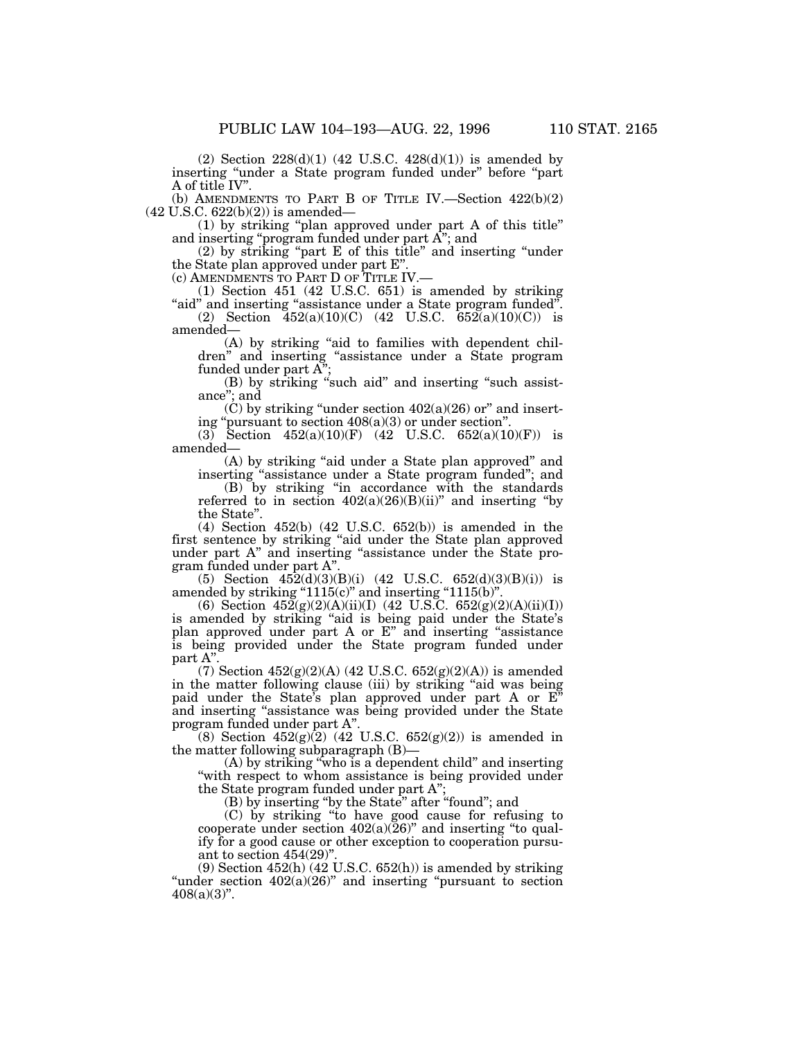(2) Section 228(d)(1) (42 U.S.C. 428(d)(1)) is amended by inserting "under a State program funded under" before "part A of title IV".

(b) AMENDMENTS TO PART B OF TITLE IV.—Section 422(b)(2) (42 U.S.C. 622(b)(2)) is amended—

(1) by striking "plan approved under part A of this title" and inserting "program funded under part A"; and

(2) by striking "part E of this title" and inserting "under the State plan approved under part E".

(c) AMENDMENTS TO PART D OF TITLE IV.—

(1) Section 451 (42 U.S.C. 651) is amended by striking "aid" and inserting "assistance under a State program funded".

(2) Section 452(a)(10)(C) (42 U.S.C. 652(a)(10)(C)) is amended—

(A) by striking "aid to families with dependent children" and inserting "assistance under a State program funded under part A";

(B) by striking "such aid" and inserting "such assistance"; and

(C) by striking "under section 402(a)(26) or" and inserting "pursuant to section 408(a)(3) or under section".

(3) Section 452(a)(10)(F) (42 U.S.C. 652(a)(10)(F)) is amended—

(A) by striking "aid under a State plan approved" and inserting "assistance under a State program funded"; and

(B) by striking "in accordance with the standards referred to in section 402(a)(26)(B)(ii)" and inserting "by the State".

(4) Section 452(b) (42 U.S.C. 652(b)) is amended in the first sentence by striking "aid under the State plan approved under part A" and inserting "assistance under the State program funded under part A".

(5) Section 452(d)(3)(B)(i) (42 U.S.C. 652(d)(3)(B)(i)) is amended by striking "1115(c)" and inserting "1115(b)".

(6) Section 452(g)(2)(A)(ii)(I) (42 U.S.C. 652(g)(2)(A)(ii)(I)) is amended by striking "aid is being paid under the State's plan approved under part A or E" and inserting "assistance is being provided under the State program funded under part A".

(7) Section 452(g)(2)(A) (42 U.S.C. 652(g)(2)(A)) is amended in the matter following clause (iii) by striking "aid was being paid under the State's plan approved under part A or E" and inserting "assistance was being provided under the State program funded under part A".

(8) Section 452(g)(2) (42 U.S.C. 652(g)(2)) is amended in the matter following subparagraph (B)—

(A) by striking "who is a dependent child" and inserting "with respect to whom assistance is being provided under the State program funded under part A";

(B) by inserting "by the State" after "found"; and

(C) by striking "to have good cause for refusing to cooperate under section 402(a)(26)" and inserting "to qualify for a good cause or other exception to cooperation pursuant to section 454(29)".

(9) Section 452(h) (42 U.S.C. 652(h)) is amended by striking "under section 402(a)(26)" and inserting "pursuant to section 408(a)(3)".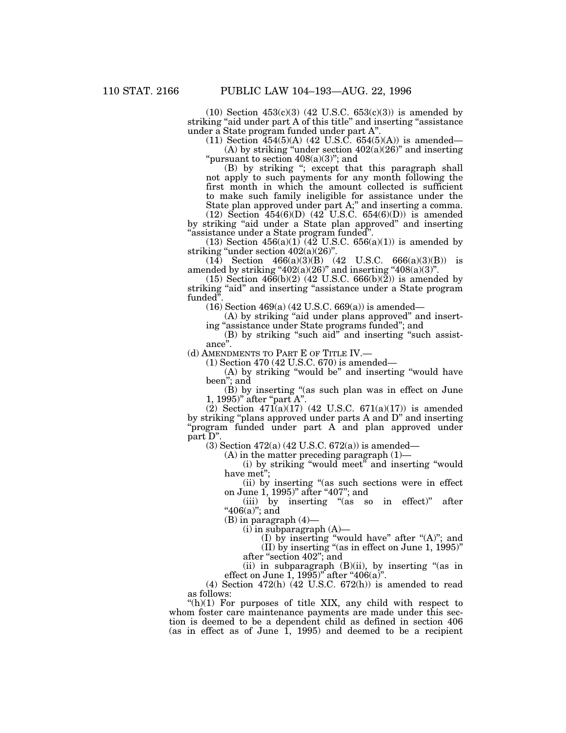(10) Section 453(c)(3) (42 U.S.C. 653(c)(3)) is amended by striking "aid under part A of this title" and inserting "assistance under a State program funded under part A".

(11) Section 454(5)(A) (42 U.S.C. 654(5)(A)) is amended—

(A) by striking "under section 402(a)(26)" and inserting "pursuant to section 408(a)(3)"; and

(B) by striking "; except that this paragraph shall not apply to such payments for any month following the first month in which the amount collected is sufficient to make such family ineligible for assistance under the State plan approved under part A;" and inserting a comma.

(12) Section 454(6)(D) (42 U.S.C. 654(6)(D)) is amended by striking "aid under a State plan approved" and inserting "assistance under a State program funded".

(13) Section 456(a)(1) (42 U.S.C. 656(a)(1)) is amended by striking "under section 402(a)(26)".

(14) Section 466(a)(3)(B) (42 U.S.C. 666(a)(3)(B)) is amended by striking "402(a)(26)" and inserting "408(a)(3)".

(15) Section 466(b)(2) (42 U.S.C. 666(b)(2)) is amended by striking "aid" and inserting "assistance under a State program funded".

(16) Section 469(a) (42 U.S.C. 669(a)) is amended—

(A) by striking "aid under plans approved" and inserting "assistance under State programs funded"; and

(B) by striking "such aid" and inserting "such assistance".

(d) AMENDMENTS TO PART E OF TITLE IV.—

(1) Section 470 (42 U.S.C. 670) is amended—

(A) by striking "would be" and inserting "would have been"; and

(B) by inserting "(as such plan was in effect on June 1, 1995)" after "part A".

(2) Section 471(a)(17) (42 U.S.C. 671(a)(17)) is amended by striking "plans approved under parts A and D" and inserting "program funded under part A and plan approved under part D".

(3) Section 472(a) (42 U.S.C. 672(a)) is amended—

(A) in the matter preceding paragraph (1)—

(i) by striking "would meet" and inserting "would have met";

(ii) by inserting "(as such sections were in effect on June 1, 1995)" after "407"; and

(iii) by inserting "(as so in effect)" after "406(a)"; and

(B) in paragraph (4)—

(i) in subparagraph (A)—

(I) by inserting "would have" after "(A)"; and

(II) by inserting "(as in effect on June 1, 1995)" after "section 402"; and

(ii) in subparagraph (B)(ii), by inserting "(as in effect on June 1, 1995)" after "406(a)".

(4) Section 472(h) (42 U.S.C. 672(h)) is amended to read as follows:

"(h)(1) For purposes of title XIX, any child with respect to whom foster care maintenance payments are made under this section is deemed to be a dependent child as defined in section 406 (as in effect as of June 1, 1995) and deemed to be a recipient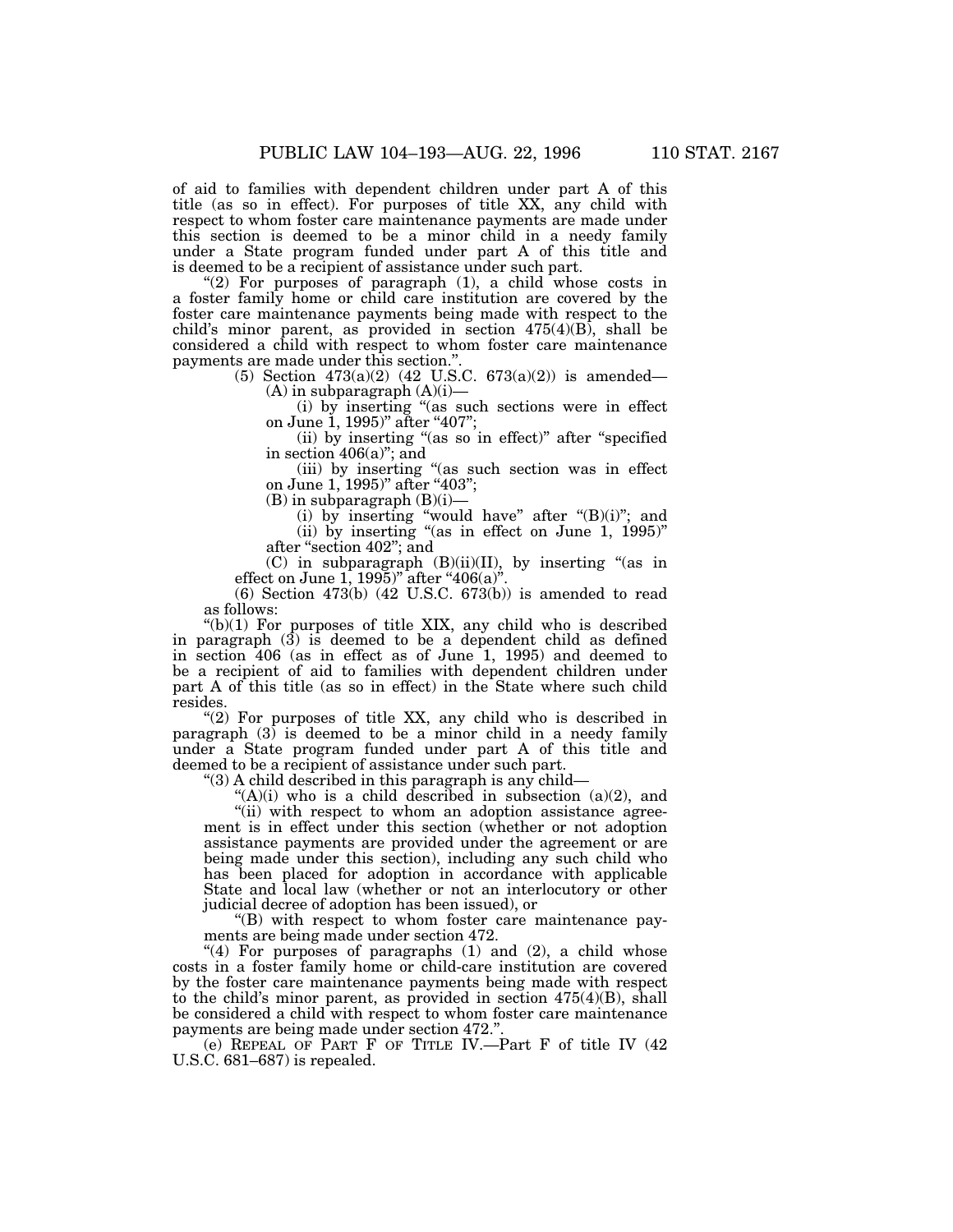of aid to families with dependent children under part A of this title (as so in effect). For purposes of title XX, any child with respect to whom foster care maintenance payments are made under this section is deemed to be a minor child in a needy family under a State program funded under part A of this title and is deemed to be a recipient of assistance under such part.

"(2) For purposes of paragraph (1), a child whose costs in a foster family home or child care institution are covered by the foster care maintenance payments being made with respect to the child's minor parent, as provided in section 475(4)(B), shall be considered a child with respect to whom foster care maintenance payments are made under this section.".

(5) Section 473(a)(2) (42 U.S.C. 673(a)(2)) is amended—

(A) in subparagraph (A)(i)—

(i) by inserting "(as such sections were in effect on June 1, 1995)" after "407";

(ii) by inserting "(as so in effect)" after "specified in section 406(a)"; and

(iii) by inserting "(as such section was in effect on June 1, 1995)" after "403";

(B) in subparagraph (B)(i)—

(i) by inserting "would have" after "(B)(i)"; and

(ii) by inserting "(as in effect on June 1, 1995)" after "section 402"; and

(C) in subparagraph (B)(ii)(II), by inserting "(as in effect on June 1, 1995)" after "406(a)".

(6) Section 473(b) (42 U.S.C. 673(b)) is amended to read as follows:

"(b)(1) For purposes of title XIX, any child who is described in paragraph (3) is deemed to be a dependent child as defined in section 406 (as in effect as of June 1, 1995) and deemed to be a recipient of aid to families with dependent children under part A of this title (as so in effect) in the State where such child resides.

"(2) For purposes of title XX, any child who is described in paragraph (3) is deemed to be a minor child in a needy family under a State program funded under part A of this title and deemed to be a recipient of assistance under such part.

"(3) A child described in this paragraph is any child—

"(A)(i) who is a child described in subsection (a)(2), and

"(ii) with respect to whom an adoption assistance agreement is in effect under this section (whether or not adoption assistance payments are provided under the agreement or are being made under this section), including any such child who has been placed for adoption in accordance with applicable State and local law (whether or not an interlocutory or other judicial decree of adoption has been issued), or

"(B) with respect to whom foster care maintenance payments are being made under section 472.

"(4) For purposes of paragraphs (1) and (2), a child whose costs in a foster family home or child-care institution are covered by the foster care maintenance payments being made with respect to the child's minor parent, as provided in section 475(4)(B), shall be considered a child with respect to whom foster care maintenance payments are being made under section 472.".

(e) REPEAL OF PART F OF TITLE IV.—Part F of title IV (42 U.S.C. 681–687) is repealed.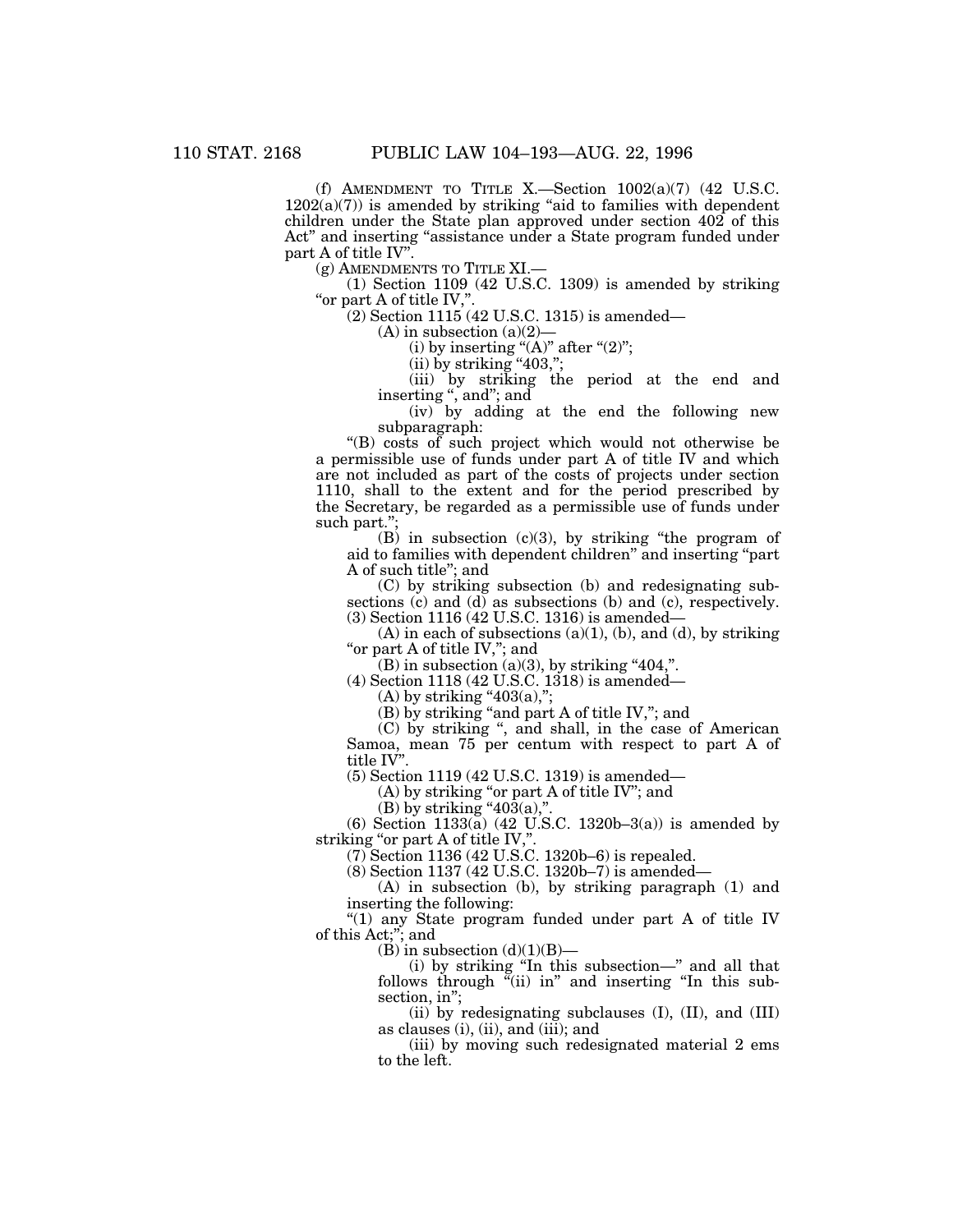(f) AMENDMENT TO TITLE X.—Section 1002(a)(7) (42 U.S.C. 1202(a)(7)) is amended by striking "aid to families with dependent children under the State plan approved under section 402 of this Act" and inserting "assistance under a State program funded under part A of title IV".

(g) AMENDMENTS TO TITLE XI.—

(1) Section 1109 (42 U.S.C. 1309) is amended by striking "or part A of title IV,".

(2) Section 1115 (42 U.S.C. 1315) is amended—

(A) in subsection (a)(2)—

(i) by inserting "(A)" after "(2)";

(ii) by striking "403,";

(iii) by striking the period at the end and inserting ", and"; and

(iv) by adding at the end the following new subparagraph:

"(B) costs of such project which would not otherwise be a permissible use of funds under part A of title IV and which are not included as part of the costs of projects under section 1110, shall to the extent and for the period prescribed by the Secretary, be regarded as a permissible use of funds under such part.";

(B) in subsection (c)(3), by striking "the program of aid to families with dependent children" and inserting "part A of such title"; and

(C) by striking subsection (b) and redesignating subsections (c) and (d) as subsections (b) and (c), respectively.

(3) Section 1116 (42 U.S.C. 1316) is amended—

(A) in each of subsections (a)(1), (b), and (d), by striking "or part A of title IV,"; and

(B) in subsection (a)(3), by striking "404,".

(4) Section 1118 (42 U.S.C. 1318) is amended—

(A) by striking "403(a),";

(B) by striking "and part A of title IV,"; and

(C) by striking ", and shall, in the case of American Samoa, mean 75 per centum with respect to part A of title IV".

(5) Section 1119 (42 U.S.C. 1319) is amended—

(A) by striking "or part A of title IV"; and

(B) by striking "403(a),".

(6) Section 1133(a) (42 U.S.C. 1320b–3(a)) is amended by striking "or part A of title IV,".

(7) Section 1136 (42 U.S.C. 1320b–6) is repealed.

(8) Section 1137 (42 U.S.C. 1320b–7) is amended—

(A) in subsection (b), by striking paragraph (1) and inserting the following:

"(1) any State program funded under part A of title IV of this Act;"; and

(B) in subsection (d)(1)(B)—

(i) by striking "In this subsection—" and all that follows through "(ii) in" and inserting "In this subsection, in";

(ii) by redesignating subclauses (I), (II), and (III) as clauses (i), (ii), and (iii); and

(iii) by moving such redesignated material 2 ems to the left.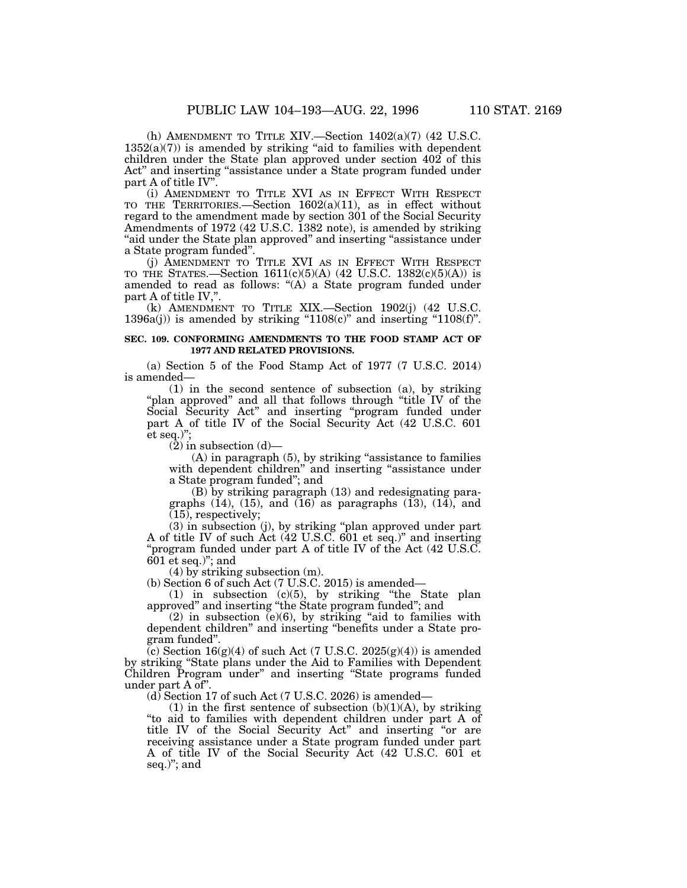(h) AMENDMENT TO TITLE XIV.—Section 1402(a)(7) (42 U.S.C. 1352(a)(7)) is amended by striking "aid to families with dependent children under the State plan approved under section 402 of this Act" and inserting "assistance under a State program funded under part A of title IV".

(i) AMENDMENT TO TITLE XVI AS IN EFFECT WITH RESPECT TO THE TERRITORIES.—Section 1602(a)(11), as in effect without regard to the amendment made by section 301 of the Social Security Amendments of 1972 (42 U.S.C. 1382 note), is amended by striking "aid under the State plan approved" and inserting "assistance under a State program funded".

(j) AMENDMENT TO TITLE XVI AS IN EFFECT WITH RESPECT TO THE STATES.—Section 1611(c)(5)(A) (42 U.S.C. 1382(c)(5)(A)) is amended to read as follows: "(A) a State program funded under part A of title IV,".

(k) AMENDMENT TO TITLE XIX.—Section 1902(j) (42 U.S.C. 1396a(j)) is amended by striking "1108(c)" and inserting "1108(f)".

**SEC. 109. CONFORMING AMENDMENTS TO THE FOOD STAMP ACT OF 1977 AND RELATED PROVISIONS.**

(a) Section 5 of the Food Stamp Act of 1977 (7 U.S.C. 2014) is amended—

(1) in the second sentence of subsection (a), by striking "plan approved" and all that follows through "title IV of the Social Security Act" and inserting "program funded under part A of title IV of the Social Security Act (42 U.S.C. 601 et seq.)";

(2) in subsection (d)—

(A) in paragraph (5), by striking "assistance to families with dependent children" and inserting "assistance under a State program funded"; and

(B) by striking paragraph (13) and redesignating paragraphs (14), (15), and (16) as paragraphs (13), (14), and (15), respectively;

(3) in subsection (j), by striking "plan approved under part A of title IV of such Act (42 U.S.C. 601 et seq.)" and inserting "program funded under part A of title IV of the Act (42 U.S.C. 601 et seq.)"; and

(4) by striking subsection (m).

(b) Section 6 of such Act (7 U.S.C. 2015) is amended—

(1) in subsection (c)(5), by striking "the State plan approved" and inserting "the State program funded"; and

(2) in subsection (e)(6), by striking "aid to families with dependent children" and inserting "benefits under a State program funded".

(c) Section 16(g)(4) of such Act (7 U.S.C. 2025(g)(4)) is amended by striking "State plans under the Aid to Families with Dependent Children Program under" and inserting "State programs funded under part A of".

(d) Section 17 of such Act (7 U.S.C. 2026) is amended—

(1) in the first sentence of subsection (b)(1)(A), by striking "to aid to families with dependent children under part A of title IV of the Social Security Act" and inserting "or are receiving assistance under a State program funded under part A of title IV of the Social Security Act (42 U.S.C. 601 et seq.)"; and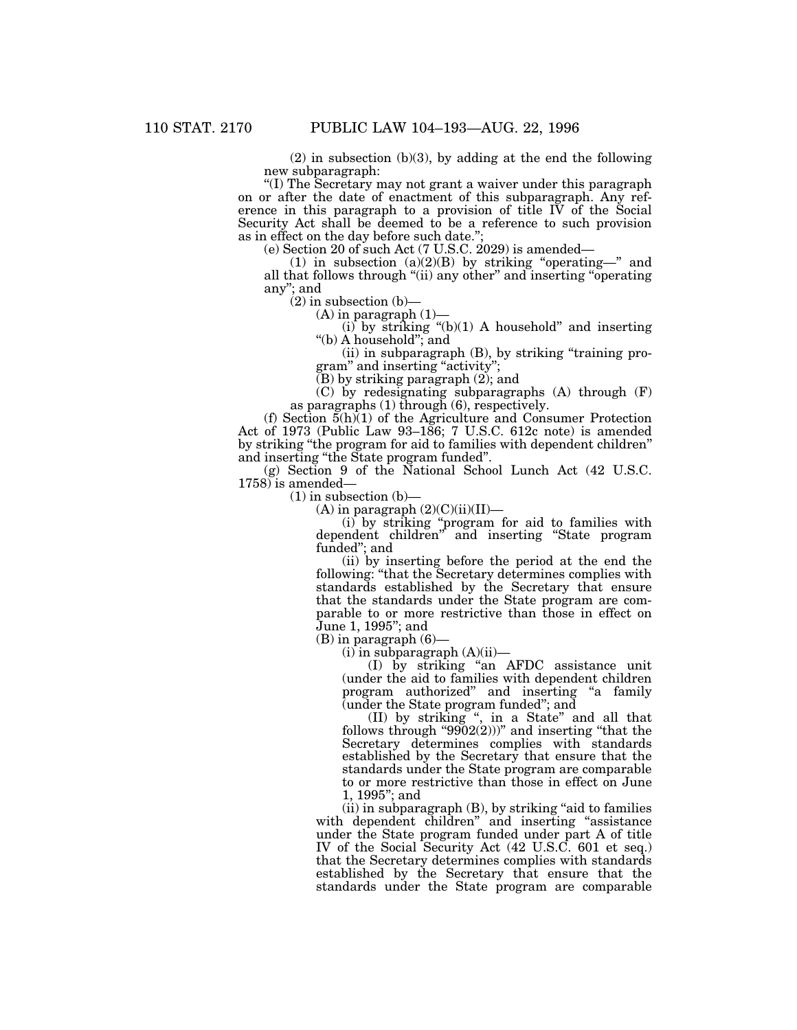(2) in subsection (b)(3), by adding at the end the following new subparagraph:

"(I) The Secretary may not grant a waiver under this paragraph on or after the date of enactment of this subparagraph. Any reference in this paragraph to a provision of title IV of the Social Security Act shall be deemed to be a reference to such provision as in effect on the day before such date.";

(e) Section 20 of such Act (7 U.S.C. 2029) is amended—

(1) in subsection (a)(2)(B) by striking "operating—" and all that follows through "(ii) any other" and inserting "operating any"; and

(2) in subsection (b)—

(A) in paragraph (1)—

(i) by striking "(b)(1) A household" and inserting "(b) A household"; and

(ii) in subparagraph (B), by striking "training program" and inserting "activity";

(B) by striking paragraph (2); and

(C) by redesignating subparagraphs (A) through (F) as paragraphs (1) through (6), respectively.

(f) Section 5(h)(1) of the Agriculture and Consumer Protection Act of 1973 (Public Law 93–186; 7 U.S.C. 612c note) is amended by striking "the program for aid to families with dependent children" and inserting "the State program funded".

(g) Section 9 of the National School Lunch Act (42 U.S.C. 1758) is amended—

(1) in subsection (b)—

(A) in paragraph (2)(C)(ii)(II)—

(i) by striking "program for aid to families with dependent children" and inserting "State program funded"; and

(ii) by inserting before the period at the end the following: "that the Secretary determines complies with standards established by the Secretary that ensure that the standards under the State program are comparable to or more restrictive than those in effect on June 1, 1995"; and

(B) in paragraph (6)—

(i) in subparagraph (A)(ii)—

(I) by striking "an AFDC assistance unit (under the aid to families with dependent children program authorized" and inserting "a family (under the State program funded"; and

(II) by striking ", in a State" and all that follows through "9902(2)))" and inserting "that the Secretary determines complies with standards established by the Secretary that ensure that the standards under the State program are comparable to or more restrictive than those in effect on June 1, 1995"; and

(ii) in subparagraph (B), by striking "aid to families with dependent children" and inserting "assistance under the State program funded under part A of title IV of the Social Security Act (42 U.S.C. 601 et seq.) that the Secretary determines complies with standards established by the Secretary that ensure that the standards under the State program are comparable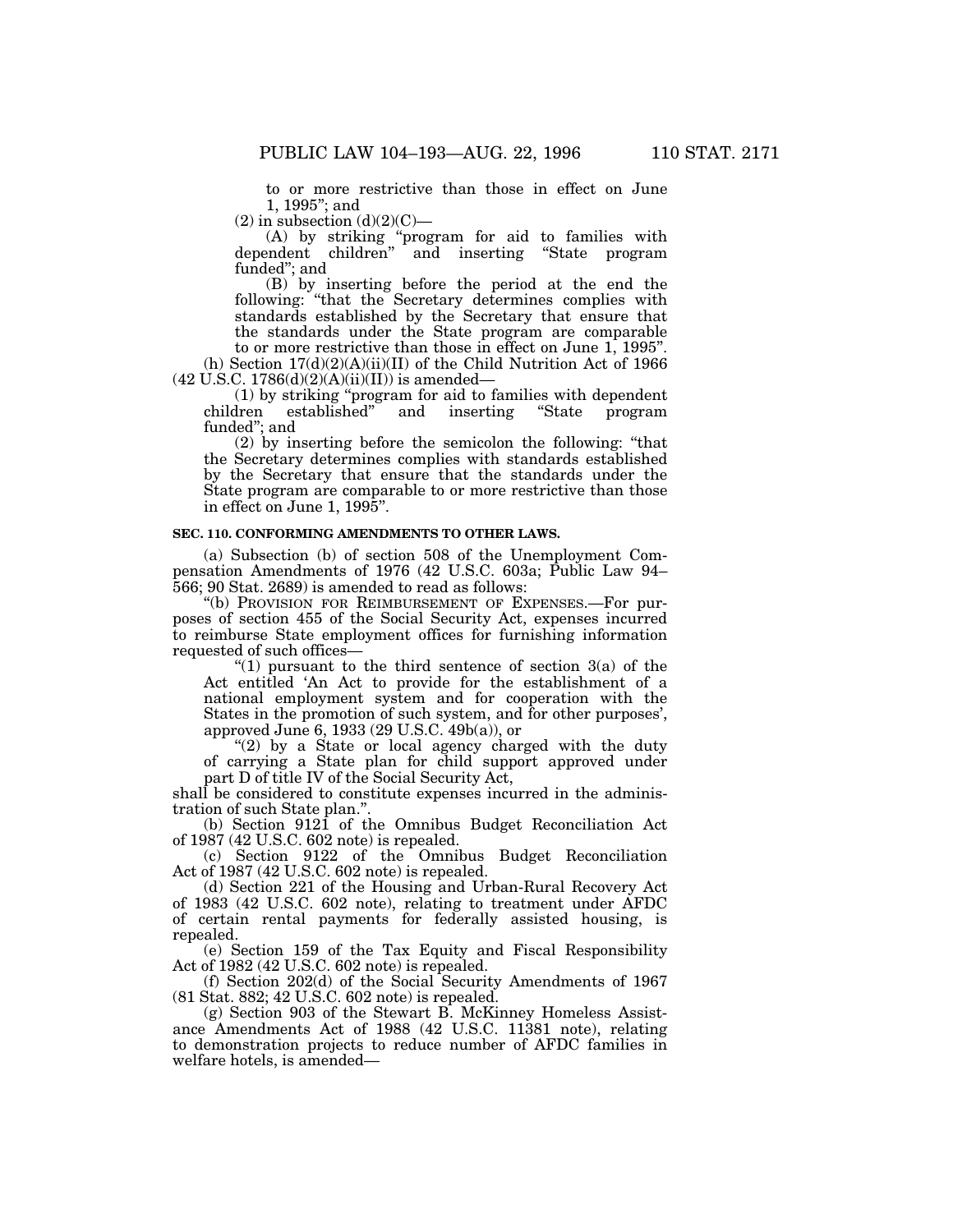to or more restrictive than those in effect on June 1, 1995''; and

(2) in subsection (d)(2)(C)—

(A) by striking ''program for aid to families with dependent children'' and inserting ''State program funded''; and

(B) by inserting before the period at the end the following: ''that the Secretary determines complies with standards established by the Secretary that ensure that the standards under the State program are comparable to or more restrictive than those in effect on June 1, 1995''.

(h) Section 17(d)(2)(A)(ii)(II) of the Child Nutrition Act of 1966 (42 U.S.C. 1786(d)(2)(A)(ii)(II)) is amended—

(1) by striking ''program for aid to families with dependent children established'' and inserting ''State program funded''; and

(2) by inserting before the semicolon the following: ''that the Secretary determines complies with standards established by the Secretary that ensure that the standards under the State program are comparable to or more restrictive than those in effect on June 1, 1995''.

**SEC. 110. CONFORMING AMENDMENTS TO OTHER LAWS.**

(a) Subsection (b) of section 508 of the Unemployment Compensation Amendments of 1976 (42 U.S.C. 603a; Public Law 94–566; 90 Stat. 2689) is amended to read as follows:

''(b) PROVISION FOR REIMBURSEMENT OF EXPENSES.—For purposes of section 455 of the Social Security Act, expenses incurred to reimburse State employment offices for furnishing information requested of such offices—

''(1) pursuant to the third sentence of section 3(a) of the Act entitled 'An Act to provide for the establishment of a national employment system and for cooperation with the States in the promotion of such system, and for other purposes', approved June 6, 1933 (29 U.S.C. 49b(a)), or

''(2) by a State or local agency charged with the duty of carrying a State plan for child support approved under part D of title IV of the Social Security Act,

shall be considered to constitute expenses incurred in the administration of such State plan.''.

(b) Section 9121 of the Omnibus Budget Reconciliation Act of 1987 (42 U.S.C. 602 note) is repealed.

(c) Section 9122 of the Omnibus Budget Reconciliation Act of 1987 (42 U.S.C. 602 note) is repealed.

(d) Section 221 of the Housing and Urban-Rural Recovery Act of 1983 (42 U.S.C. 602 note), relating to treatment under AFDC of certain rental payments for federally assisted housing, is repealed.

(e) Section 159 of the Tax Equity and Fiscal Responsibility Act of 1982 (42 U.S.C. 602 note) is repealed.

(f) Section 202(d) of the Social Security Amendments of 1967 (81 Stat. 882; 42 U.S.C. 602 note) is repealed.

(g) Section 903 of the Stewart B. McKinney Homeless Assistance Amendments Act of 1988 (42 U.S.C. 11381 note), relating to demonstration projects to reduce number of AFDC families in welfare hotels, is amended—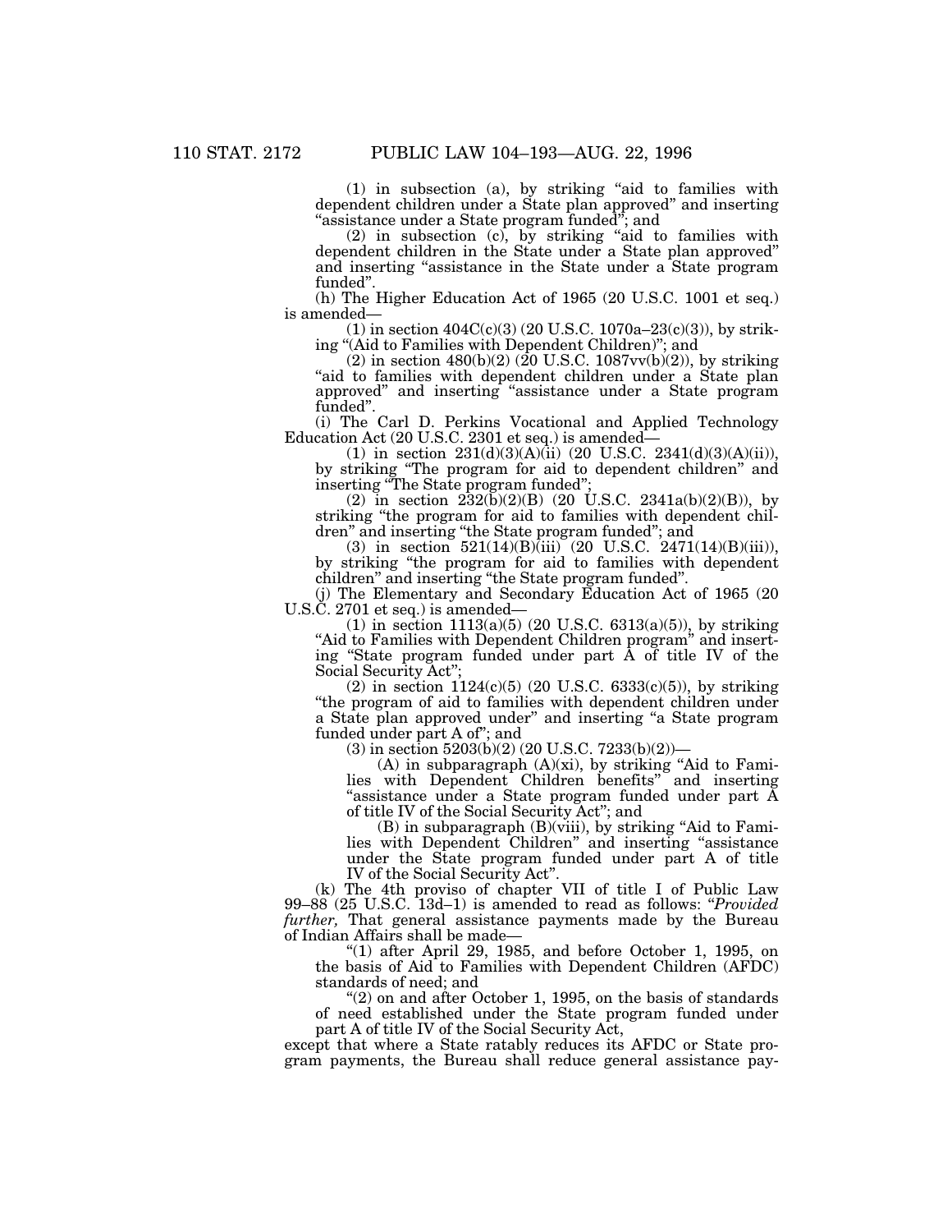(1) in subsection (a), by striking "aid to families with dependent children under a State plan approved" and inserting "assistance under a State program funded"; and

(2) in subsection (c), by striking "aid to families with dependent children in the State under a State plan approved" and inserting "assistance in the State under a State program funded".

(h) The Higher Education Act of 1965 (20 U.S.C. 1001 et seq.) is amended—

(1) in section 404C(c)(3) (20 U.S.C. 1070a–23(c)(3)), by striking "(Aid to Families with Dependent Children)"; and

(2) in section 480(b)(2) (20 U.S.C. 1087vv(b)(2)), by striking "aid to families with dependent children under a State plan approved" and inserting "assistance under a State program funded".

(i) The Carl D. Perkins Vocational and Applied Technology Education Act (20 U.S.C. 2301 et seq.) is amended—

(1) in section 231(d)(3)(A)(ii) (20 U.S.C. 2341(d)(3)(A)(ii)), by striking "The program for aid to dependent children" and inserting "The State program funded";

(2) in section 232(b)(2)(B) (20 U.S.C. 2341a(b)(2)(B)), by striking "the program for aid to families with dependent children" and inserting "the State program funded"; and

(3) in section 521(14)(B)(iii) (20 U.S.C. 2471(14)(B)(iii)), by striking "the program for aid to families with dependent children" and inserting "the State program funded".

(j) The Elementary and Secondary Education Act of 1965 (20 U.S.C. 2701 et seq.) is amended—

(1) in section 1113(a)(5) (20 U.S.C. 6313(a)(5)), by striking "Aid to Families with Dependent Children program" and inserting "State program funded under part A of title IV of the Social Security Act";

(2) in section 1124(c)(5) (20 U.S.C. 6333(c)(5)), by striking "the program of aid to families with dependent children under a State plan approved under" and inserting "a State program funded under part A of"; and

(3) in section 5203(b)(2) (20 U.S.C. 7233(b)(2))—

(A) in subparagraph (A)(xi), by striking "Aid to Families with Dependent Children benefits" and inserting "assistance under a State program funded under part A of title IV of the Social Security Act"; and

(B) in subparagraph (B)(viii), by striking "Aid to Families with Dependent Children" and inserting "assistance under the State program funded under part A of title IV of the Social Security Act".

(k) The 4th proviso of chapter VII of title I of Public Law 99–88 (25 U.S.C. 13d–1) is amended to read as follows: "*Provided further,* That general assistance payments made by the Bureau of Indian Affairs shall be made—

"(1) after April 29, 1985, and before October 1, 1995, on the basis of Aid to Families with Dependent Children (AFDC) standards of need; and

"(2) on and after October 1, 1995, on the basis of standards of need established under the State program funded under part A of title IV of the Social Security Act,

except that where a State ratably reduces its AFDC or State program payments, the Bureau shall reduce general assistance pay-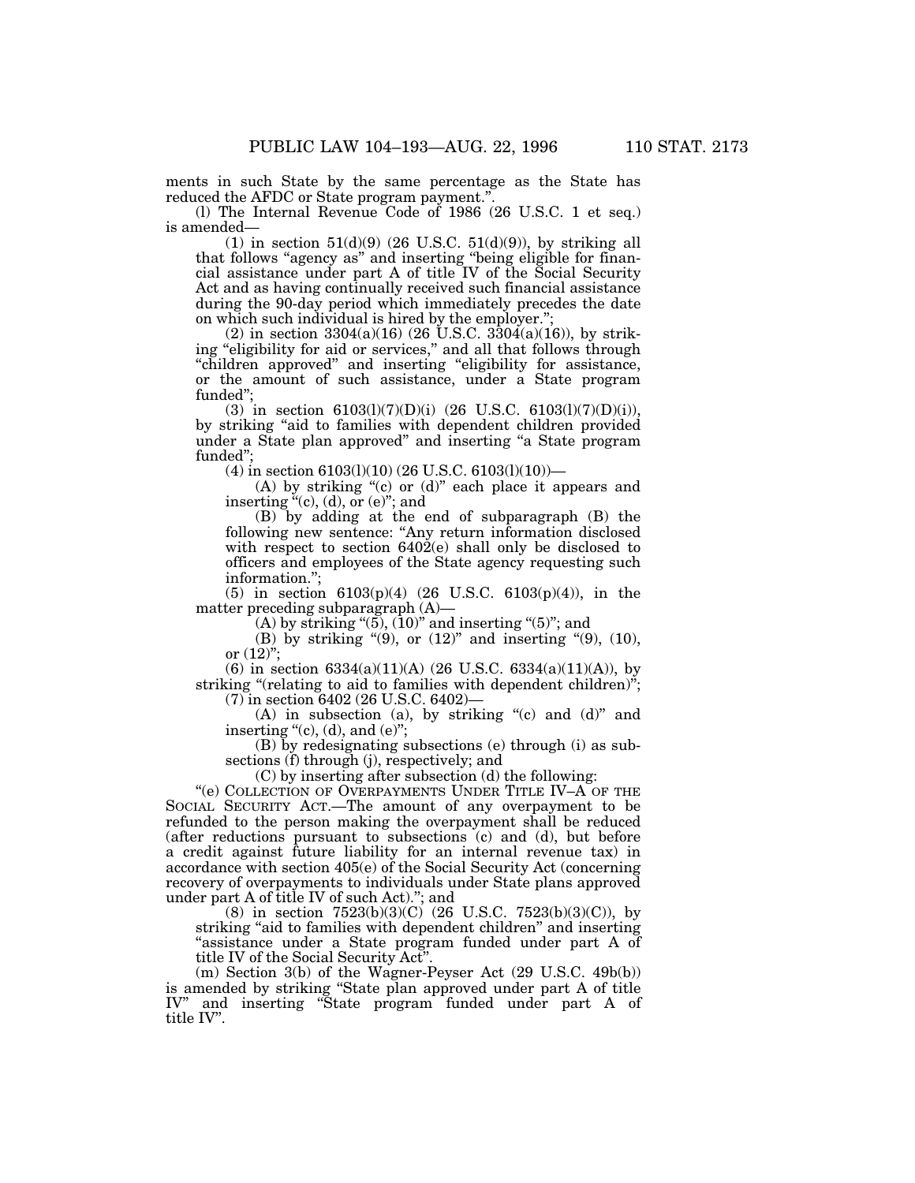ments in such State by the same percentage as the State has reduced the AFDC or State program payment.".

(l) The Internal Revenue Code of 1986 (26 U.S.C. 1 et seq.) is amended—

(1) in section 51(d)(9) (26 U.S.C. 51(d)(9)), by striking all that follows "agency as" and inserting "being eligible for financial assistance under part A of title IV of the Social Security Act and as having continually received such financial assistance during the 90-day period which immediately precedes the date on which such individual is hired by the employer.";

(2) in section 3304(a)(16) (26 U.S.C. 3304(a)(16)), by striking "eligibility for aid or services," and all that follows through "children approved" and inserting "eligibility for assistance, or the amount of such assistance, under a State program funded";

(3) in section 6103(l)(7)(D)(i) (26 U.S.C. 6103(l)(7)(D)(i)), by striking "aid to families with dependent children provided under a State plan approved" and inserting "a State program funded";

(4) in section 6103(l)(10) (26 U.S.C. 6103(l)(10))—

(A) by striking "(c) or (d)" each place it appears and inserting "(c), (d), or (e)"; and

(B) by adding at the end of subparagraph (B) the following new sentence: "Any return information disclosed with respect to section 6402(e) shall only be disclosed to officers and employees of the State agency requesting such information.";

(5) in section 6103(p)(4) (26 U.S.C. 6103(p)(4)), in the matter preceding subparagraph (A)—

(A) by striking "(5), (10)" and inserting "(5)"; and

(B) by striking "(9), or (12)" and inserting "(9), (10), or (12)";

(6) in section 6334(a)(11)(A) (26 U.S.C. 6334(a)(11)(A)), by striking "(relating to aid to families with dependent children)";

(7) in section 6402 (26 U.S.C. 6402)—

(A) in subsection (a), by striking "(c) and (d)" and inserting "(c), (d), and (e)";

(B) by redesignating subsections (e) through (i) as subsections (f) through (j), respectively; and

(C) by inserting after subsection (d) the following:

"(e) COLLECTION OF OVERPAYMENTS UNDER TITLE IV–A OF THE SOCIAL SECURITY ACT.—The amount of any overpayment to be refunded to the person making the overpayment shall be reduced (after reductions pursuant to subsections (c) and (d), but before a credit against future liability for an internal revenue tax) in accordance with section 405(e) of the Social Security Act (concerning recovery of overpayments to individuals under State plans approved under part A of title IV of such Act)."; and

(8) in section 7523(b)(3)(C) (26 U.S.C. 7523(b)(3)(C)), by striking "aid to families with dependent children" and inserting "assistance under a State program funded under part A of title IV of the Social Security Act".

(m) Section 3(b) of the Wagner-Peyser Act (29 U.S.C. 49b(b)) is amended by striking "State plan approved under part A of title IV" and inserting "State program funded under part A of title IV".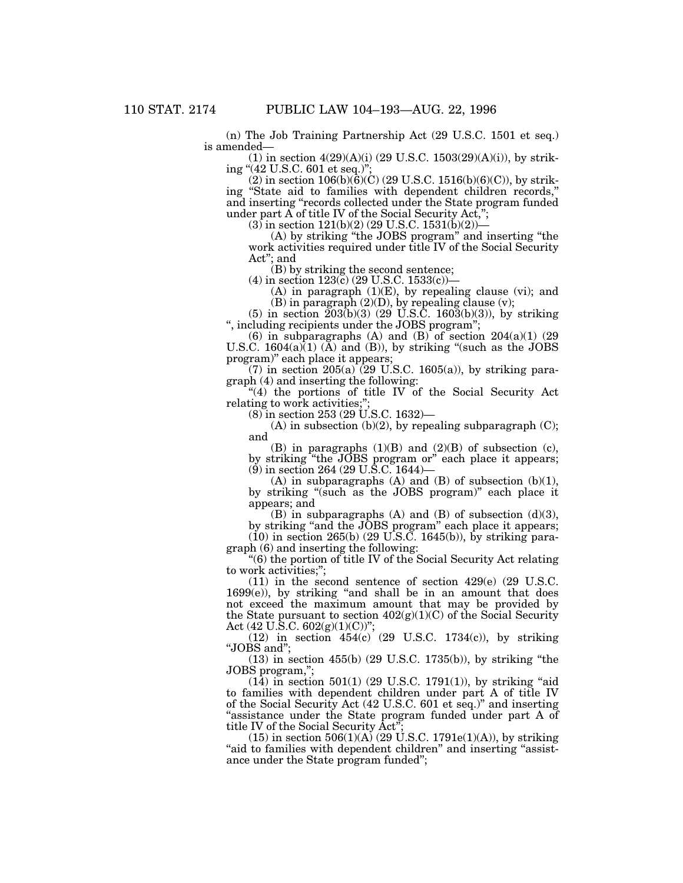(n) The Job Training Partnership Act (29 U.S.C. 1501 et seq.) is amended—

(1) in section 4(29)(A)(i) (29 U.S.C. 1503(29)(A)(i)), by striking "(42 U.S.C. 601 et seq.)";

(2) in section 106(b)(6)(C) (29 U.S.C. 1516(b)(6)(C)), by striking "State aid to families with dependent children records," and inserting "records collected under the State program funded under part A of title IV of the Social Security Act,";

(3) in section 121(b)(2) (29 U.S.C. 1531(b)(2))—

(A) by striking "the JOBS program" and inserting "the work activities required under title IV of the Social Security Act"; and

(B) by striking the second sentence;

(4) in section 123(c) (29 U.S.C. 1533(c))—

(A) in paragraph (1)(E), by repealing clause (vi); and

(B) in paragraph (2)(D), by repealing clause (v);

(5) in section 203(b)(3) (29 U.S.C. 1603(b)(3)), by striking ", including recipients under the JOBS program";

(6) in subparagraphs (A) and (B) of section 204(a)(1) (29 U.S.C. 1604(a)(1) (A) and (B)), by striking "(such as the JOBS program)" each place it appears;

(7) in section 205(a) (29 U.S.C. 1605(a)), by striking paragraph (4) and inserting the following:

"(4) the portions of title IV of the Social Security Act relating to work activities;";

(8) in section 253 (29 U.S.C. 1632)—

(A) in subsection (b)(2), by repealing subparagraph (C); and

(B) in paragraphs (1)(B) and (2)(B) of subsection (c), by striking "the JOBS program or" each place it appears;

(9) in section 264 (29 U.S.C. 1644)—

(A) in subparagraphs (A) and (B) of subsection (b)(1), by striking "(such as the JOBS program)" each place it appears; and

(B) in subparagraphs (A) and (B) of subsection (d)(3), by striking "and the JOBS program" each place it appears;

(10) in section 265(b) (29 U.S.C. 1645(b)), by striking paragraph (6) and inserting the following:

"(6) the portion of title IV of the Social Security Act relating to work activities;";

(11) in the second sentence of section 429(e) (29 U.S.C. 1699(e)), by striking "and shall be in an amount that does not exceed the maximum amount that may be provided by the State pursuant to section 402(g)(1)(C) of the Social Security Act (42 U.S.C. 602(g)(1)(C))";

(12) in section 454(c) (29 U.S.C. 1734(c)), by striking "JOBS and";

(13) in section 455(b) (29 U.S.C. 1735(b)), by striking "the JOBS program,";

(14) in section 501(1) (29 U.S.C. 1791(1)), by striking "aid to families with dependent children under part A of title IV of the Social Security Act (42 U.S.C. 601 et seq.)" and inserting "assistance under the State program funded under part A of title IV of the Social Security Act";

(15) in section 506(1)(A) (29 U.S.C. 1791e(1)(A)), by striking "aid to families with dependent children" and inserting "assistance under the State program funded";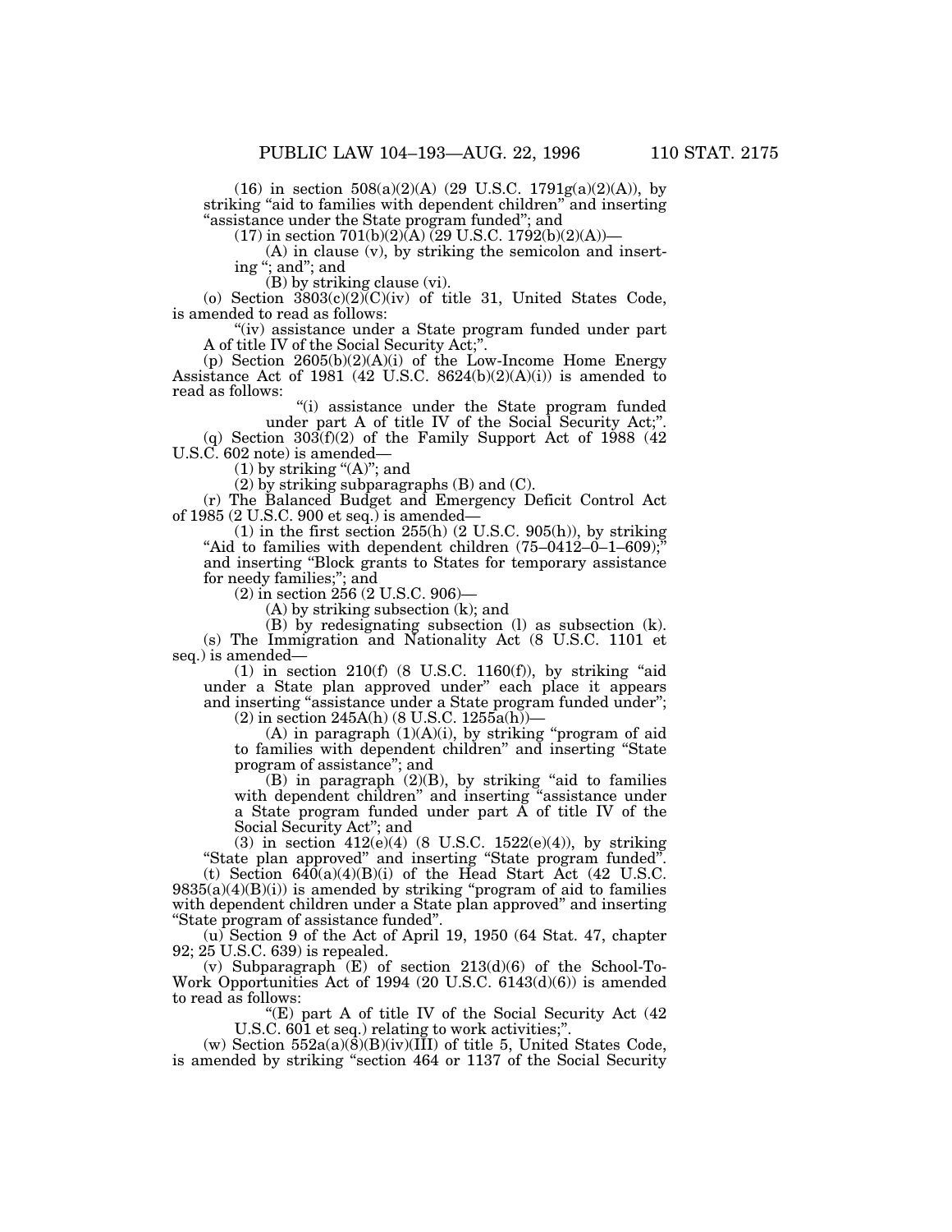(16) in section 508(a)(2)(A) (29 U.S.C. 1791g(a)(2)(A)), by striking "aid to families with dependent children" and inserting "assistance under the State program funded"; and

(17) in section 701(b)(2)(A) (29 U.S.C. 1792(b)(2)(A))—

(A) in clause (v), by striking the semicolon and inserting "; and"; and

(B) by striking clause (vi).

(o) Section 3803(c)(2)(C)(iv) of title 31, United States Code, is amended to read as follows:

"(iv) assistance under a State program funded under part A of title IV of the Social Security Act;".

(p) Section 2605(b)(2)(A)(i) of the Low-Income Home Energy Assistance Act of 1981 (42 U.S.C. 8624(b)(2)(A)(i)) is amended to read as follows:

"(i) assistance under the State program funded under part A of title IV of the Social Security Act;".

(q) Section 303(f)(2) of the Family Support Act of 1988 (42 U.S.C. 602 note) is amended—

(1) by striking "(A)"; and

(2) by striking subparagraphs (B) and (C).

(r) The Balanced Budget and Emergency Deficit Control Act of 1985 (2 U.S.C. 900 et seq.) is amended—

(1) in the first section 255(h) (2 U.S.C. 905(h)), by striking "Aid to families with dependent children (75–0412–0–1–609);" and inserting "Block grants to States for temporary assistance for needy families;"; and

(2) in section 256 (2 U.S.C. 906)—

(A) by striking subsection (k); and

(B) by redesignating subsection (l) as subsection (k).

(s) The Immigration and Nationality Act (8 U.S.C. 1101 et seq.) is amended—

(1) in section 210(f) (8 U.S.C. 1160(f)), by striking "aid under a State plan approved under" each place it appears and inserting "assistance under a State program funded under";

(2) in section 245A(h) (8 U.S.C. 1255a(h))—

(A) in paragraph (1)(A)(i), by striking "program of aid to families with dependent children" and inserting "State program of assistance"; and

(B) in paragraph (2)(B), by striking "aid to families with dependent children" and inserting "assistance under a State program funded under part A of title IV of the Social Security Act"; and

(3) in section 412(e)(4) (8 U.S.C. 1522(e)(4)), by striking "State plan approved" and inserting "State program funded".

(t) Section 640(a)(4)(B)(i) of the Head Start Act (42 U.S.C. 9835(a)(4)(B)(i)) is amended by striking "program of aid to families with dependent children under a State plan approved" and inserting "State program of assistance funded".

(u) Section 9 of the Act of April 19, 1950 (64 Stat. 47, chapter 92; 25 U.S.C. 639) is repealed.

(v) Subparagraph (E) of section 213(d)(6) of the School-To-Work Opportunities Act of 1994 (20 U.S.C. 6143(d)(6)) is amended to read as follows:

"(E) part A of title IV of the Social Security Act (42 U.S.C. 601 et seq.) relating to work activities;".

(w) Section 552a(a)(8)(B)(iv)(III) of title 5, United States Code, is amended by striking "section 464 or 1137 of the Social Security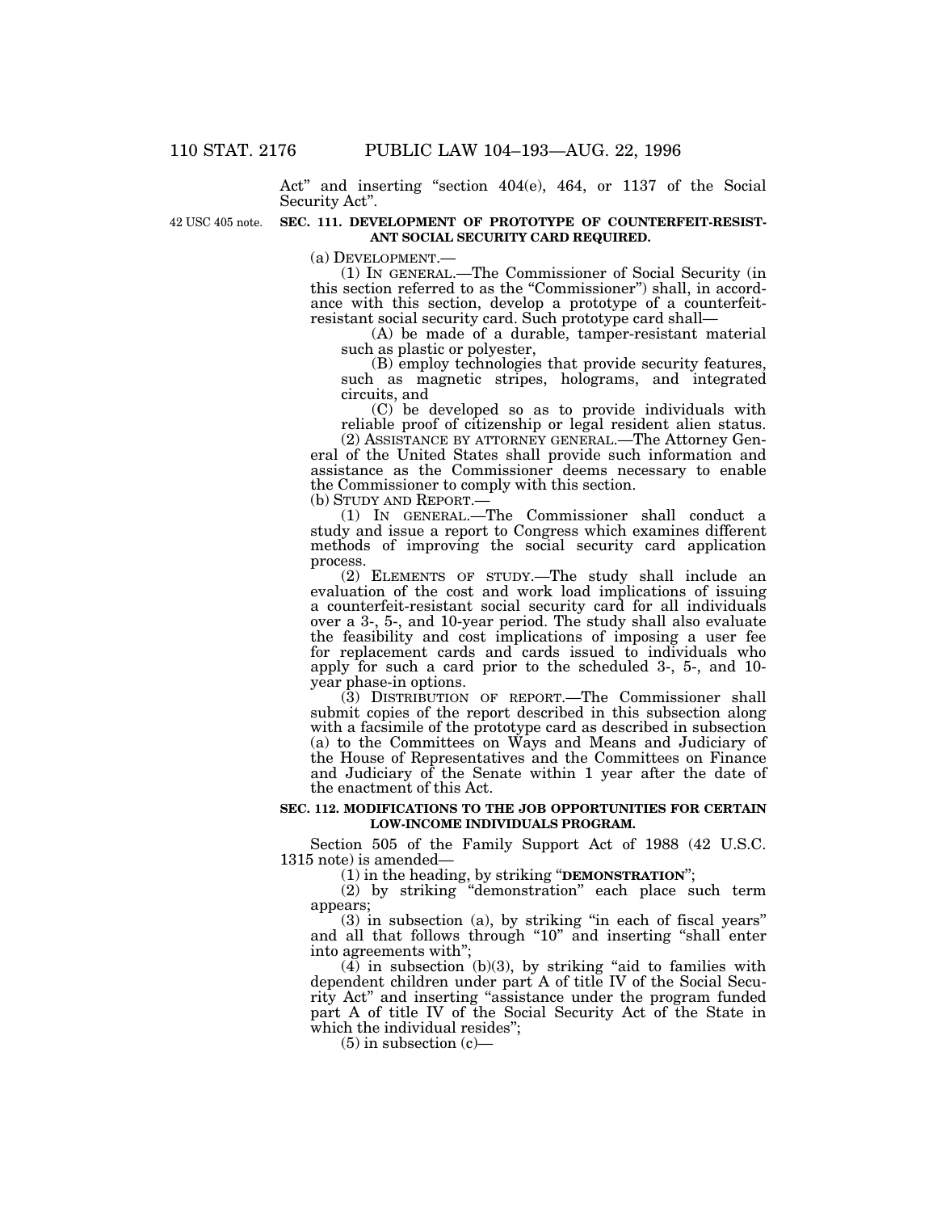Act" and inserting "section 404(e), 464, or 1137 of the Social Security Act".

42 USC 405 note.

**SEC. 111. DEVELOPMENT OF PROTOTYPE OF COUNTERFEIT-RESISTANT SOCIAL SECURITY CARD REQUIRED.**

(a) DEVELOPMENT.—

(1) IN GENERAL.—The Commissioner of Social Security (in this section referred to as the "Commissioner") shall, in accordance with this section, develop a prototype of a counterfeit-resistant social security card. Such prototype card shall—

(A) be made of a durable, tamper-resistant material such as plastic or polyester,

(B) employ technologies that provide security features, such as magnetic stripes, holograms, and integrated circuits, and

(C) be developed so as to provide individuals with reliable proof of citizenship or legal resident alien status.

(2) ASSISTANCE BY ATTORNEY GENERAL.—The Attorney General of the United States shall provide such information and assistance as the Commissioner deems necessary to enable the Commissioner to comply with this section.

(b) STUDY AND REPORT.—

(1) IN GENERAL.—The Commissioner shall conduct a study and issue a report to Congress which examines different methods of improving the social security card application process.

(2) ELEMENTS OF STUDY.—The study shall include an evaluation of the cost and work load implications of issuing a counterfeit-resistant social security card for all individuals over a 3-, 5-, and 10-year period. The study shall also evaluate the feasibility and cost implications of imposing a user fee for replacement cards and cards issued to individuals who apply for such a card prior to the scheduled 3-, 5-, and 10-year phase-in options.

(3) DISTRIBUTION OF REPORT.—The Commissioner shall submit copies of the report described in this subsection along with a facsimile of the prototype card as described in subsection (a) to the Committees on Ways and Means and Judiciary of the House of Representatives and the Committees on Finance and Judiciary of the Senate within 1 year after the date of the enactment of this Act.

**SEC. 112. MODIFICATIONS TO THE JOB OPPORTUNITIES FOR CERTAIN LOW-INCOME INDIVIDUALS PROGRAM.**

Section 505 of the Family Support Act of 1988 (42 U.S.C. 1315 note) is amended—

(1) in the heading, by striking "**DEMONSTRATION**";

(2) by striking "demonstration" each place such term appears;

(3) in subsection (a), by striking "in each of fiscal years" and all that follows through "10" and inserting "shall enter into agreements with";

(4) in subsection (b)(3), by striking "aid to families with dependent children under part A of title IV of the Social Security Act" and inserting "assistance under the program funded part A of title IV of the Social Security Act of the State in which the individual resides";

(5) in subsection (c)—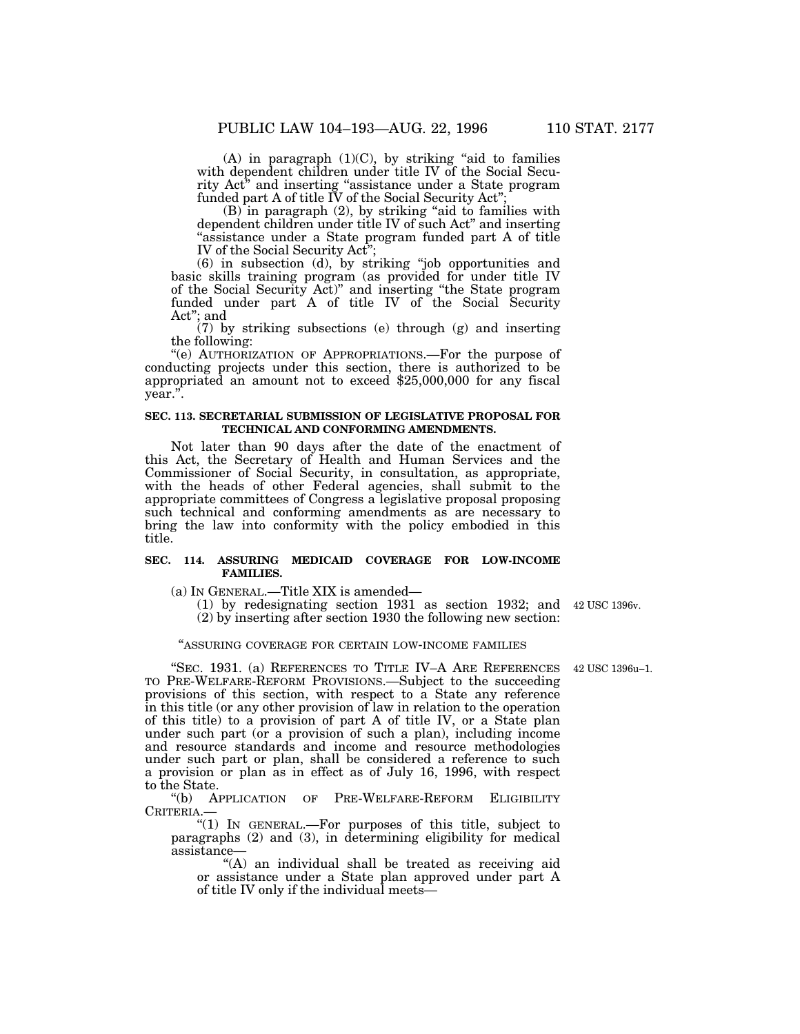(A) in paragraph (1)(C), by striking "aid to families with dependent children under title IV of the Social Security Act" and inserting "assistance under a State program funded part A of title IV of the Social Security Act";

(B) in paragraph (2), by striking "aid to families with dependent children under title IV of such Act" and inserting "assistance under a State program funded part A of title IV of the Social Security Act";

(6) in subsection (d), by striking "job opportunities and basic skills training program (as provided for under title IV of the Social Security Act)" and inserting "the State program funded under part A of title IV of the Social Security Act"; and

(7) by striking subsections (e) through (g) and inserting the following:

"(e) AUTHORIZATION OF APPROPRIATIONS.—For the purpose of conducting projects under this section, there is authorized to be appropriated an amount not to exceed $25,000,000 for any fiscal year.".

**SEC. 113. SECRETARIAL SUBMISSION OF LEGISLATIVE PROPOSAL FOR TECHNICAL AND CONFORMING AMENDMENTS.**

Not later than 90 days after the date of the enactment of this Act, the Secretary of Health and Human Services and the Commissioner of Social Security, in consultation, as appropriate, with the heads of other Federal agencies, shall submit to the appropriate committees of Congress a legislative proposal proposing such technical and conforming amendments as are necessary to bring the law into conformity with the policy embodied in this title.

**SEC. 114. ASSURING MEDICAID COVERAGE FOR LOW-INCOME FAMILIES.**

(a) IN GENERAL.—Title XIX is amended—

(1) by redesignating section 1931 as section 1932; and (2) by inserting after section 1930 the following new section:

42 USC 1396v.

"ASSURING COVERAGE FOR CERTAIN LOW-INCOME FAMILIES

42 USC 1396u–1.

"SEC. 1931. (a) REFERENCES TO TITLE IV–A ARE REFERENCES TO PRE-WELFARE-REFORM PROVISIONS.—Subject to the succeeding provisions of this section, with respect to a State any reference in this title (or any other provision of law in relation to the operation of this title) to a provision of part A of title IV, or a State plan under such part (or a provision of such a plan), including income and resource standards and income and resource methodologies under such part or plan, shall be considered a reference to such a provision or plan as in effect as of July 16, 1996, with respect to the State.

"(b) APPLICATION OF PRE-WELFARE-REFORM ELIGIBILITY CRITERIA.—

"(1) IN GENERAL.—For purposes of this title, subject to paragraphs (2) and (3), in determining eligibility for medical assistance—

"(A) an individual shall be treated as receiving aid or assistance under a State plan approved under part A of title IV only if the individual meets—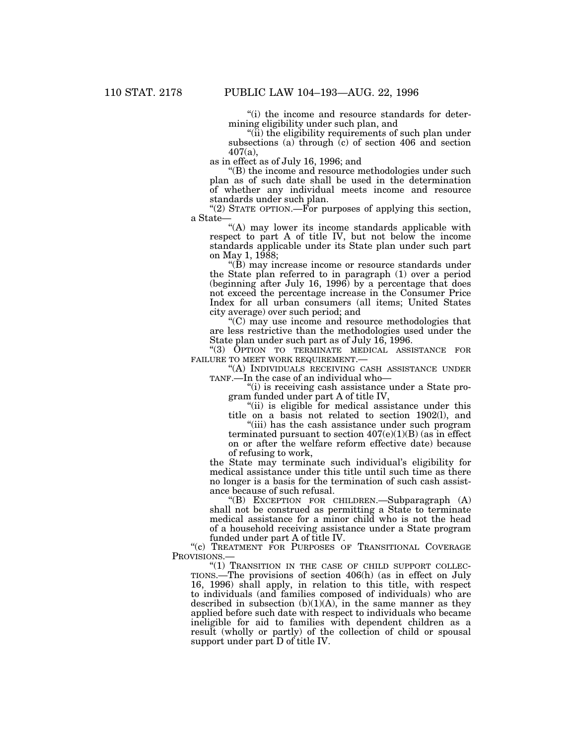“(i) the income and resource standards for determining eligibility under such plan, and

“(ii) the eligibility requirements of such plan under subsections (a) through (c) of section 406 and section 407(a),

as in effect as of July 16, 1996; and

“(B) the income and resource methodologies under such plan as of such date shall be used in the determination of whether any individual meets income and resource standards under such plan.

“(2) STATE OPTION.—For purposes of applying this section, a State—

“(A) may lower its income standards applicable with respect to part A of title IV, but not below the income standards applicable under its State plan under such part on May 1, 1988;

“(B) may increase income or resource standards under the State plan referred to in paragraph (1) over a period (beginning after July 16, 1996) by a percentage that does not exceed the percentage increase in the Consumer Price Index for all urban consumers (all items; United States city average) over such period; and

“(C) may use income and resource methodologies that are less restrictive than the methodologies used under the State plan under such part as of July 16, 1996.

“(3) OPTION TO TERMINATE MEDICAL ASSISTANCE FOR FAILURE TO MEET WORK REQUIREMENT.—

“(A) INDIVIDUALS RECEIVING CASH ASSISTANCE UNDER TANF.—In the case of an individual who—

“(i) is receiving cash assistance under a State program funded under part A of title IV,

“(ii) is eligible for medical assistance under this title on a basis not related to section 1902(l), and

“(iii) has the cash assistance under such program terminated pursuant to section 407(e)(1)(B) (as in effect on or after the welfare reform effective date) because of refusing to work,

the State may terminate such individual’s eligibility for medical assistance under this title until such time as there no longer is a basis for the termination of such cash assistance because of such refusal.

“(B) EXCEPTION FOR CHILDREN.—Subparagraph (A) shall not be construed as permitting a State to terminate medical assistance for a minor child who is not the head of a household receiving assistance under a State program funded under part A of title IV.

“(c) TREATMENT FOR PURPOSES OF TRANSITIONAL COVERAGE PROVISIONS.—

“(1) TRANSITION IN THE CASE OF CHILD SUPPORT COLLECTIONS.—The provisions of section 406(h) (as in effect on July 16, 1996) shall apply, in relation to this title, with respect to individuals (and families composed of individuals) who are described in subsection (b)(1)(A), in the same manner as they applied before such date with respect to individuals who became ineligible for aid to families with dependent children as a result (wholly or partly) of the collection of child or spousal support under part D of title IV.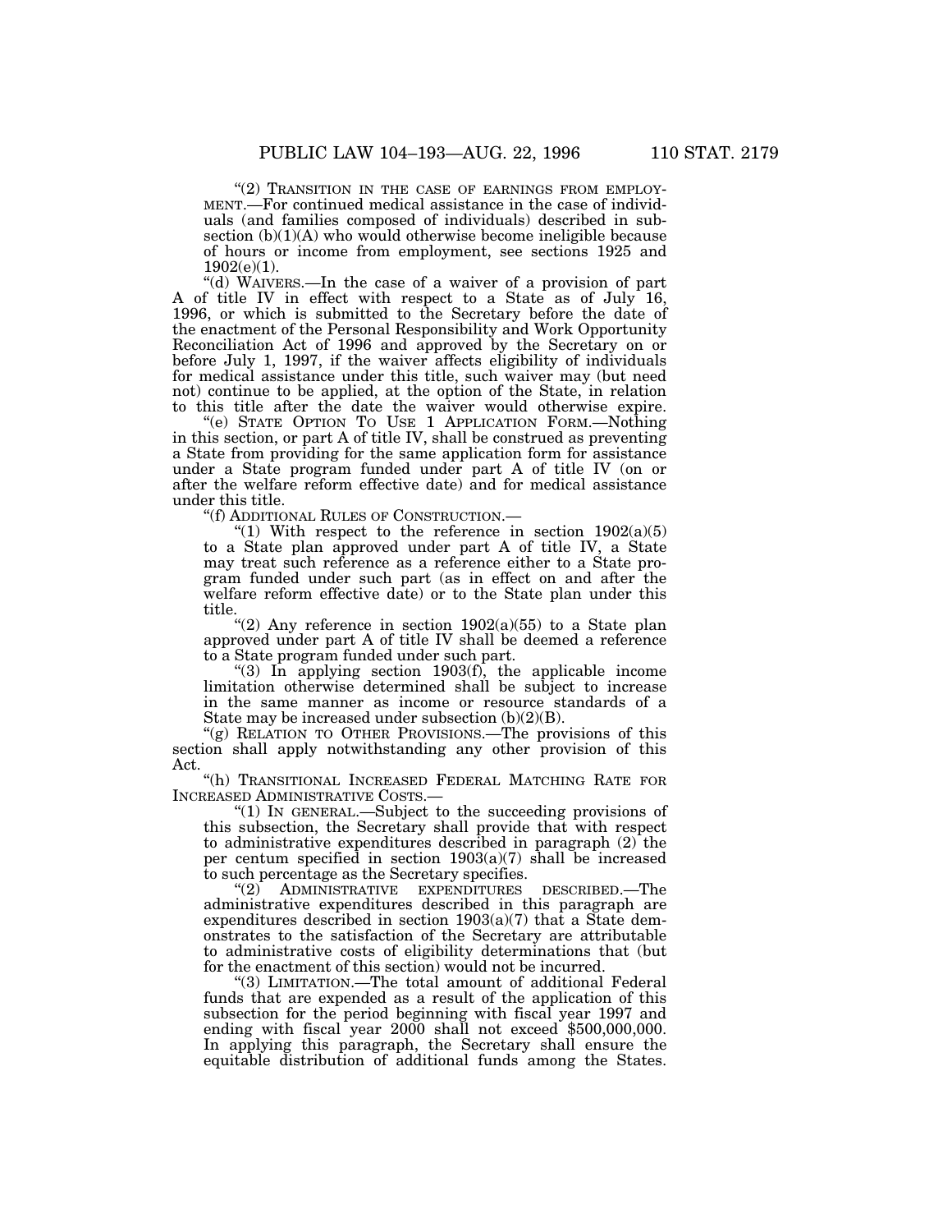"(2) TRANSITION IN THE CASE OF EARNINGS FROM EMPLOYMENT.—For continued medical assistance in the case of individuals (and families composed of individuals) described in subsection (b)(1)(A) who would otherwise become ineligible because of hours or income from employment, see sections 1925 and 1902(e)(1).

"(d) WAIVERS.—In the case of a waiver of a provision of part A of title IV in effect with respect to a State as of July 16, 1996, or which is submitted to the Secretary before the date of the enactment of the Personal Responsibility and Work Opportunity Reconciliation Act of 1996 and approved by the Secretary on or before July 1, 1997, if the waiver affects eligibility of individuals for medical assistance under this title, such waiver may (but need not) continue to be applied, at the option of the State, in relation to this title after the date the waiver would otherwise expire.

"(e) STATE OPTION TO USE 1 APPLICATION FORM.—Nothing in this section, or part A of title IV, shall be construed as preventing a State from providing for the same application form for assistance under a State program funded under part A of title IV (on or after the welfare reform effective date) and for medical assistance under this title.

"(f) ADDITIONAL RULES OF CONSTRUCTION.—

"(1) With respect to the reference in section 1902(a)(5) to a State plan approved under part A of title IV, a State may treat such reference as a reference either to a State program funded under such part (as in effect on and after the welfare reform effective date) or to the State plan under this title.

"(2) Any reference in section 1902(a)(55) to a State plan approved under part A of title IV shall be deemed a reference to a State program funded under such part.

"(3) In applying section 1903(f), the applicable income limitation otherwise determined shall be subject to increase in the same manner as income or resource standards of a State may be increased under subsection (b)(2)(B).

"(g) RELATION TO OTHER PROVISIONS.—The provisions of this section shall apply notwithstanding any other provision of this Act.

"(h) TRANSITIONAL INCREASED FEDERAL MATCHING RATE FOR INCREASED ADMINISTRATIVE COSTS.—

"(1) IN GENERAL.—Subject to the succeeding provisions of this subsection, the Secretary shall provide that with respect to administrative expenditures described in paragraph (2) the per centum specified in section 1903(a)(7) shall be increased to such percentage as the Secretary specifies.

"(2) ADMINISTRATIVE EXPENDITURES DESCRIBED.—The administrative expenditures described in this paragraph are expenditures described in section 1903(a)(7) that a State demonstrates to the satisfaction of the Secretary are attributable to administrative costs of eligibility determinations that (but for the enactment of this section) would not be incurred.

"(3) LIMITATION.—The total amount of additional Federal funds that are expended as a result of the application of this subsection for the period beginning with fiscal year 1997 and ending with fiscal year 2000 shall not exceed $500,000,000. In applying this paragraph, the Secretary shall ensure the equitable distribution of additional funds among the States.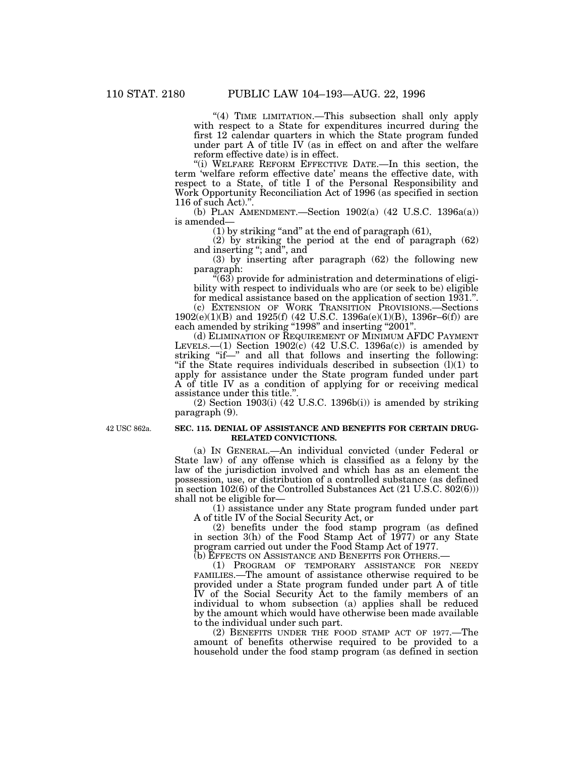"(4) TIME LIMITATION.—This subsection shall only apply with respect to a State for expenditures incurred during the first 12 calendar quarters in which the State program funded under part A of title IV (as in effect on and after the welfare reform effective date) is in effect.

"(i) WELFARE REFORM EFFECTIVE DATE.—In this section, the term 'welfare reform effective date' means the effective date, with respect to a State, of title I of the Personal Responsibility and Work Opportunity Reconciliation Act of 1996 (as specified in section 116 of such Act).".

(b) PLAN AMENDMENT.—Section 1902(a) (42 U.S.C. 1396a(a)) is amended—

(1) by striking "and" at the end of paragraph (61),

(2) by striking the period at the end of paragraph (62) and inserting "; and", and

(3) by inserting after paragraph (62) the following new paragraph:

"(63) provide for administration and determinations of eligibility with respect to individuals who are (or seek to be) eligible for medical assistance based on the application of section 1931.".

(c) EXTENSION OF WORK TRANSITION PROVISIONS.—Sections 1902(e)(1)(B) and 1925(f) (42 U.S.C. 1396a(e)(1)(B), 1396r–6(f)) are each amended by striking "1998" and inserting "2001".

(d) ELIMINATION OF REQUIREMENT OF MINIMUM AFDC PAYMENT LEVELS.—(1) Section 1902(c) (42 U.S.C. 1396a(c)) is amended by striking "if—" and all that follows and inserting the following: "if the State requires individuals described in subsection (l)(1) to apply for assistance under the State program funded under part A of title IV as a condition of applying for or receiving medical assistance under this title.".

(2) Section 1903(i) (42 U.S.C. 1396b(i)) is amended by striking paragraph (9).

42 USC 862a.

**SEC. 115. DENIAL OF ASSISTANCE AND BENEFITS FOR CERTAIN DRUG-RELATED CONVICTIONS.**

(a) IN GENERAL.—An individual convicted (under Federal or State law) of any offense which is classified as a felony by the law of the jurisdiction involved and which has as an element the possession, use, or distribution of a controlled substance (as defined in section 102(6) of the Controlled Substances Act (21 U.S.C. 802(6))) shall not be eligible for—

(1) assistance under any State program funded under part A of title IV of the Social Security Act, or

(2) benefits under the food stamp program (as defined in section 3(h) of the Food Stamp Act of 1977) or any State program carried out under the Food Stamp Act of 1977.

(b) EFFECTS ON ASSISTANCE AND BENEFITS FOR OTHERS.—

(1) PROGRAM OF TEMPORARY ASSISTANCE FOR NEEDY FAMILIES.—The amount of assistance otherwise required to be provided under a State program funded under part A of title IV of the Social Security Act to the family members of an individual to whom subsection (a) applies shall be reduced by the amount which would have otherwise been made available to the individual under such part.

(2) BENEFITS UNDER THE FOOD STAMP ACT OF 1977.—The amount of benefits otherwise required to be provided to a household under the food stamp program (as defined in section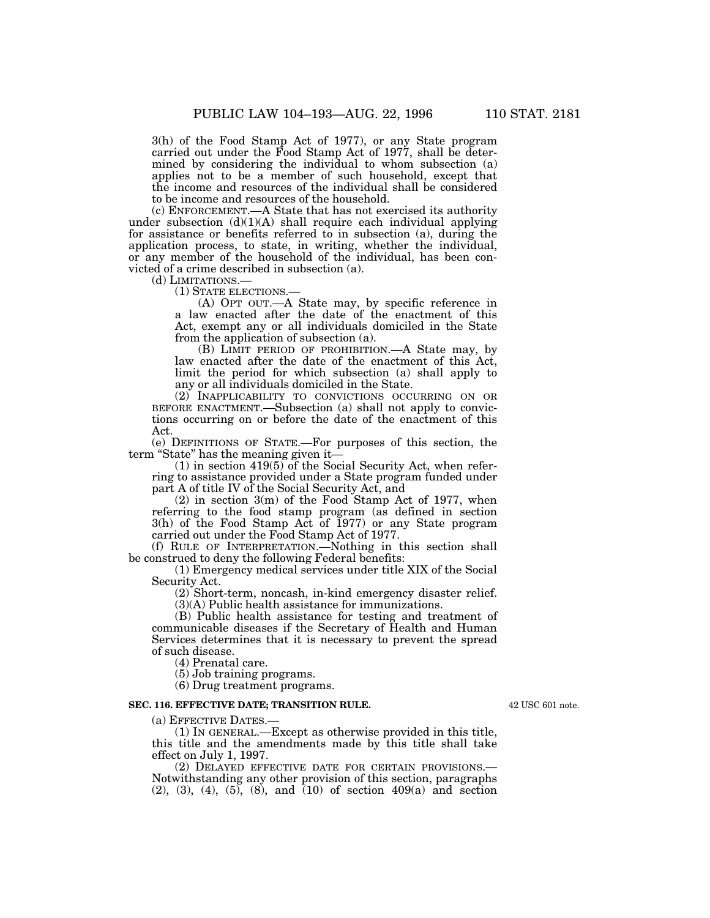3(h) of the Food Stamp Act of 1977), or any State program carried out under the Food Stamp Act of 1977, shall be determined by considering the individual to whom subsection (a) applies not to be a member of such household, except that the income and resources of the individual shall be considered to be income and resources of the household.

(c) ENFORCEMENT.—A State that has not exercised its authority under subsection (d)(1)(A) shall require each individual applying for assistance or benefits referred to in subsection (a), during the application process, to state, in writing, whether the individual, or any member of the household of the individual, has been convicted of a crime described in subsection (a).

(d) LIMITATIONS.—

(1) STATE ELECTIONS.—

(A) OPT OUT.—A State may, by specific reference in a law enacted after the date of the enactment of this Act, exempt any or all individuals domiciled in the State from the application of subsection (a).

(B) LIMIT PERIOD OF PROHIBITION.—A State may, by law enacted after the date of the enactment of this Act, limit the period for which subsection (a) shall apply to any or all individuals domiciled in the State.

(2) INAPPLICABILITY TO CONVICTIONS OCCURRING ON OR BEFORE ENACTMENT.—Subsection (a) shall not apply to convictions occurring on or before the date of the enactment of this Act.

(e) DEFINITIONS OF STATE.—For purposes of this section, the term "State" has the meaning given it—

(1) in section 419(5) of the Social Security Act, when referring to assistance provided under a State program funded under part A of title IV of the Social Security Act, and

(2) in section 3(m) of the Food Stamp Act of 1977, when referring to the food stamp program (as defined in section 3(h) of the Food Stamp Act of 1977) or any State program carried out under the Food Stamp Act of 1977.

(f) RULE OF INTERPRETATION.—Nothing in this section shall be construed to deny the following Federal benefits:

(1) Emergency medical services under title XIX of the Social Security Act.

(2) Short-term, noncash, in-kind emergency disaster relief.

(3)(A) Public health assistance for immunizations.

(B) Public health assistance for testing and treatment of communicable diseases if the Secretary of Health and Human Services determines that it is necessary to prevent the spread of such disease.

(4) Prenatal care.

(5) Job training programs.

(6) Drug treatment programs.

**SEC. 116. EFFECTIVE DATE; TRANSITION RULE.**

42 USC 601 note.

(a) EFFECTIVE DATES.—

(1) IN GENERAL.—Except as otherwise provided in this title, this title and the amendments made by this title shall take effect on July 1, 1997.

(2) DELAYED EFFECTIVE DATE FOR CERTAIN PROVISIONS.—Notwithstanding any other provision of this section, paragraphs (2), (3), (4), (5), (8), and (10) of section 409(a) and section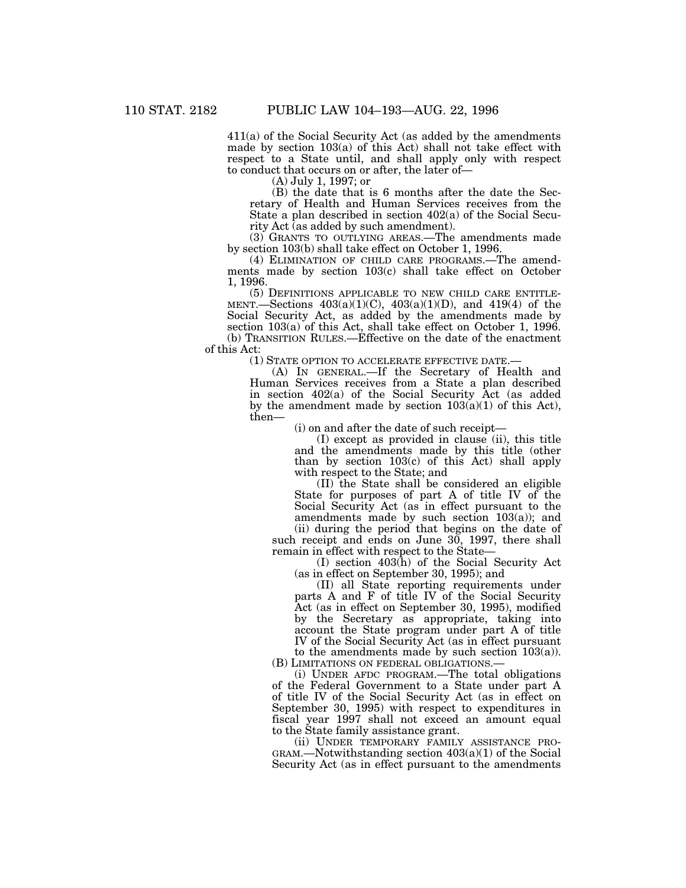411(a) of the Social Security Act (as added by the amendments made by section 103(a) of this Act) shall not take effect with respect to a State until, and shall apply only with respect to conduct that occurs on or after, the later of—

(A) July 1, 1997; or

(B) the date that is 6 months after the date the Secretary of Health and Human Services receives from the State a plan described in section 402(a) of the Social Security Act (as added by such amendment).

(3) GRANTS TO OUTLYING AREAS.—The amendments made by section 103(b) shall take effect on October 1, 1996.

(4) ELIMINATION OF CHILD CARE PROGRAMS.—The amendments made by section 103(c) shall take effect on October 1, 1996.

(5) DEFINITIONS APPLICABLE TO NEW CHILD CARE ENTITLEMENT.—Sections 403(a)(1)(C), 403(a)(1)(D), and 419(4) of the Social Security Act, as added by the amendments made by section 103(a) of this Act, shall take effect on October 1, 1996.

(b) TRANSITION RULES.—Effective on the date of the enactment of this Act:

(1) STATE OPTION TO ACCELERATE EFFECTIVE DATE.—

(A) IN GENERAL.—If the Secretary of Health and Human Services receives from a State a plan described in section 402(a) of the Social Security Act (as added by the amendment made by section 103(a)(1) of this Act), then—

(i) on and after the date of such receipt—

(I) except as provided in clause (ii), this title and the amendments made by this title (other than by section 103(c) of this Act) shall apply with respect to the State; and

(II) the State shall be considered an eligible State for purposes of part A of title IV of the Social Security Act (as in effect pursuant to the amendments made by such section 103(a)); and

(ii) during the period that begins on the date of such receipt and ends on June 30, 1997, there shall remain in effect with respect to the State—

(I) section 403(h) of the Social Security Act (as in effect on September 30, 1995); and

(II) all State reporting requirements under parts A and F of title IV of the Social Security Act (as in effect on September 30, 1995), modified by the Secretary as appropriate, taking into account the State program under part A of title IV of the Social Security Act (as in effect pursuant to the amendments made by such section 103(a)).

(B) LIMITATIONS ON FEDERAL OBLIGATIONS.—

(i) UNDER AFDC PROGRAM.—The total obligations of the Federal Government to a State under part A of title IV of the Social Security Act (as in effect on September 30, 1995) with respect to expenditures in fiscal year 1997 shall not exceed an amount equal to the State family assistance grant.

(ii) UNDER TEMPORARY FAMILY ASSISTANCE PROGRAM.—Notwithstanding section 403(a)(1) of the Social Security Act (as in effect pursuant to the amendments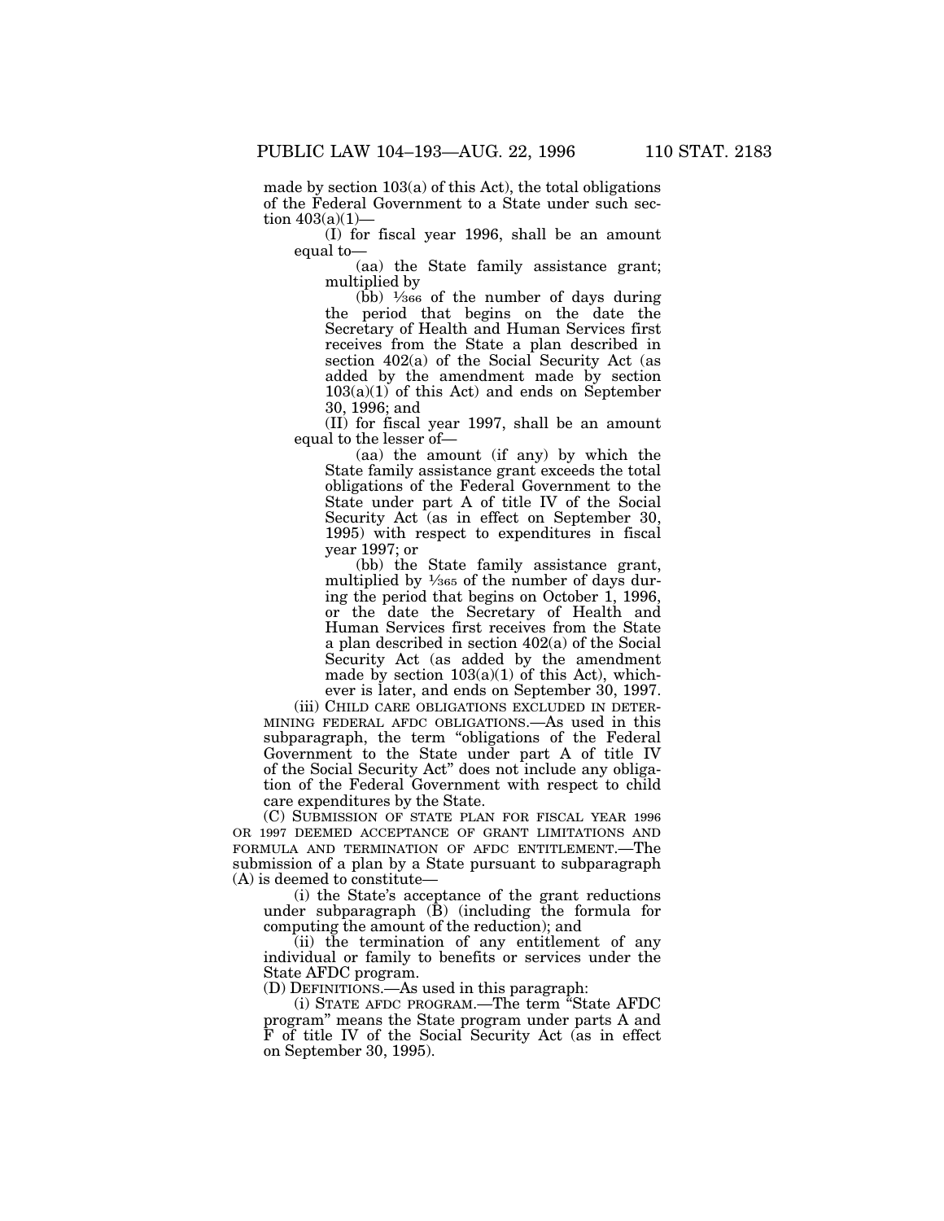made by section 103(a) of this Act), the total obligations of the Federal Government to a State under such section 403(a)(1)—

(I) for fiscal year 1996, shall be an amount equal to—

(aa) the State family assistance grant; multiplied by

(bb) $\frac{1}{366}$ of the number of days during the period that begins on the date the Secretary of Health and Human Services first receives from the State a plan described in section 402(a) of the Social Security Act (as added by the amendment made by section 103(a)(1) of this Act) and ends on September 30, 1996; and

(II) for fiscal year 1997, shall be an amount equal to the lesser of—

(aa) the amount (if any) by which the State family assistance grant exceeds the total obligations of the Federal Government to the State under part A of title IV of the Social Security Act (as in effect on September 30, 1995) with respect to expenditures in fiscal year 1997; or

(bb) the State family assistance grant, multiplied by $\frac{1}{365}$ of the number of days during the period that begins on October 1, 1996, or the date the Secretary of Health and Human Services first receives from the State a plan described in section 402(a) of the Social Security Act (as added by the amendment made by section 103(a)(1) of this Act), whichever is later, and ends on September 30, 1997.

(iii) CHILD CARE OBLIGATIONS EXCLUDED IN DETERMINING FEDERAL AFDC OBLIGATIONS.—As used in this subparagraph, the term "obligations of the Federal Government to the State under part A of title IV of the Social Security Act" does not include any obligation of the Federal Government with respect to child care expenditures by the State.

(C) SUBMISSION OF STATE PLAN FOR FISCAL YEAR 1996 OR 1997 DEEMED ACCEPTANCE OF GRANT LIMITATIONS AND FORMULA AND TERMINATION OF AFDC ENTITLEMENT.—The submission of a plan by a State pursuant to subparagraph (A) is deemed to constitute—

(i) the State's acceptance of the grant reductions under subparagraph (B) (including the formula for computing the amount of the reduction); and

(ii) the termination of any entitlement of any individual or family to benefits or services under the State AFDC program.

(D) DEFINITIONS.—As used in this paragraph:

(i) STATE AFDC PROGRAM.—The term "State AFDC program" means the State program under parts A and F of title IV of the Social Security Act (as in effect on September 30, 1995).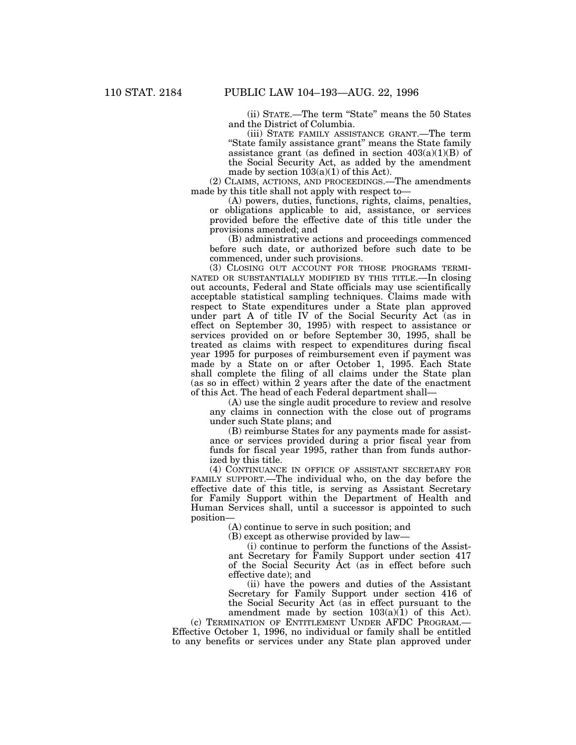(ii) STATE.—The term "State" means the 50 States and the District of Columbia.

(iii) STATE FAMILY ASSISTANCE GRANT.—The term "State family assistance grant" means the State family assistance grant (as defined in section 403(a)(1)(B) of the Social Security Act, as added by the amendment made by section 103(a)(1) of this Act).

(2) CLAIMS, ACTIONS, AND PROCEEDINGS.—The amendments made by this title shall not apply with respect to—

(A) powers, duties, functions, rights, claims, penalties, or obligations applicable to aid, assistance, or services provided before the effective date of this title under the provisions amended; and

(B) administrative actions and proceedings commenced before such date, or authorized before such date to be commenced, under such provisions.

(3) CLOSING OUT ACCOUNT FOR THOSE PROGRAMS TERMINATED OR SUBSTANTIALLY MODIFIED BY THIS TITLE.—In closing out accounts, Federal and State officials may use scientifically acceptable statistical sampling techniques. Claims made with respect to State expenditures under a State plan approved under part A of title IV of the Social Security Act (as in effect on September 30, 1995) with respect to assistance or services provided on or before September 30, 1995, shall be treated as claims with respect to expenditures during fiscal year 1995 for purposes of reimbursement even if payment was made by a State on or after October 1, 1995. Each State shall complete the filing of all claims under the State plan (as so in effect) within 2 years after the date of the enactment of this Act. The head of each Federal department shall—

(A) use the single audit procedure to review and resolve any claims in connection with the close out of programs under such State plans; and

(B) reimburse States for any payments made for assistance or services provided during a prior fiscal year from funds for fiscal year 1995, rather than from funds authorized by this title.

(4) CONTINUANCE IN OFFICE OF ASSISTANT SECRETARY FOR FAMILY SUPPORT.—The individual who, on the day before the effective date of this title, is serving as Assistant Secretary for Family Support within the Department of Health and Human Services shall, until a successor is appointed to such position—

(A) continue to serve in such position; and

(B) except as otherwise provided by law—

(i) continue to perform the functions of the Assistant Secretary for Family Support under section 417 of the Social Security Act (as in effect before such effective date); and

(ii) have the powers and duties of the Assistant Secretary for Family Support under section 416 of the Social Security Act (as in effect pursuant to the amendment made by section 103(a)(1) of this Act).

(c) TERMINATION OF ENTITLEMENT UNDER AFDC PROGRAM.—Effective October 1, 1996, no individual or family shall be entitled to any benefits or services under any State plan approved under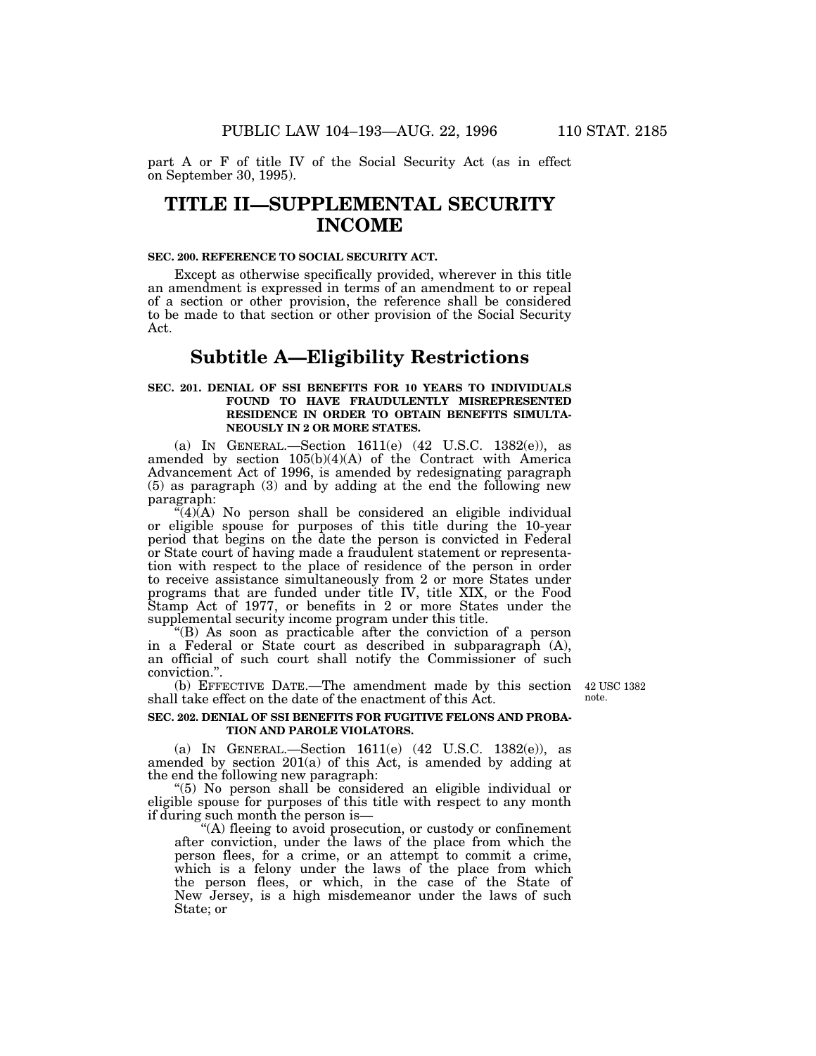part A or F of title IV of the Social Security Act (as in effect on September 30, 1995).

# TITLE II—SUPPLEMENTAL SECURITY INCOME

**SEC. 200. REFERENCE TO SOCIAL SECURITY ACT.**

Except as otherwise specifically provided, wherever in this title an amendment is expressed in terms of an amendment to or repeal of a section or other provision, the reference shall be considered to be made to that section or other provision of the Social Security Act.

## Subtitle A—Eligibility Restrictions

**SEC. 201. DENIAL OF SSI BENEFITS FOR 10 YEARS TO INDIVIDUALS FOUND TO HAVE FRAUDULENTLY MISREPRESENTED RESIDENCE IN ORDER TO OBTAIN BENEFITS SIMULTANEOUSLY IN 2 OR MORE STATES.**

(a) IN GENERAL.—Section 1611(e) (42 U.S.C. 1382(e)), as amended by section 105(b)(4)(A) of the Contract with America Advancement Act of 1996, is amended by redesignating paragraph (5) as paragraph (3) and by adding at the end the following new paragraph:

"(4)(A) No person shall be considered an eligible individual or eligible spouse for purposes of this title during the 10-year period that begins on the date the person is convicted in Federal or State court of having made a fraudulent statement or representation with respect to the place of residence of the person in order to receive assistance simultaneously from 2 or more States under programs that are funded under title IV, title XIX, or the Food Stamp Act of 1977, or benefits in 2 or more States under the supplemental security income program under this title.

"(B) As soon as practicable after the conviction of a person in a Federal or State court as described in subparagraph (A), an official of such court shall notify the Commissioner of such conviction.".

(b) EFFECTIVE DATE.—The amendment made by this section shall take effect on the date of the enactment of this Act.

42 USC 1382 note.

**SEC. 202. DENIAL OF SSI BENEFITS FOR FUGITIVE FELONS AND PROBATION AND PAROLE VIOLATORS.**

(a) IN GENERAL.—Section 1611(e) (42 U.S.C. 1382(e)), as amended by section 201(a) of this Act, is amended by adding at the end the following new paragraph:

"(5) No person shall be considered an eligible individual or eligible spouse for purposes of this title with respect to any month if during such month the person is—

"(A) fleeing to avoid prosecution, or custody or confinement after conviction, under the laws of the place from which the person flees, for a crime, or an attempt to commit a crime, which is a felony under the laws of the place from which the person flees, or which, in the case of the State of New Jersey, is a high misdemeanor under the laws of such State; or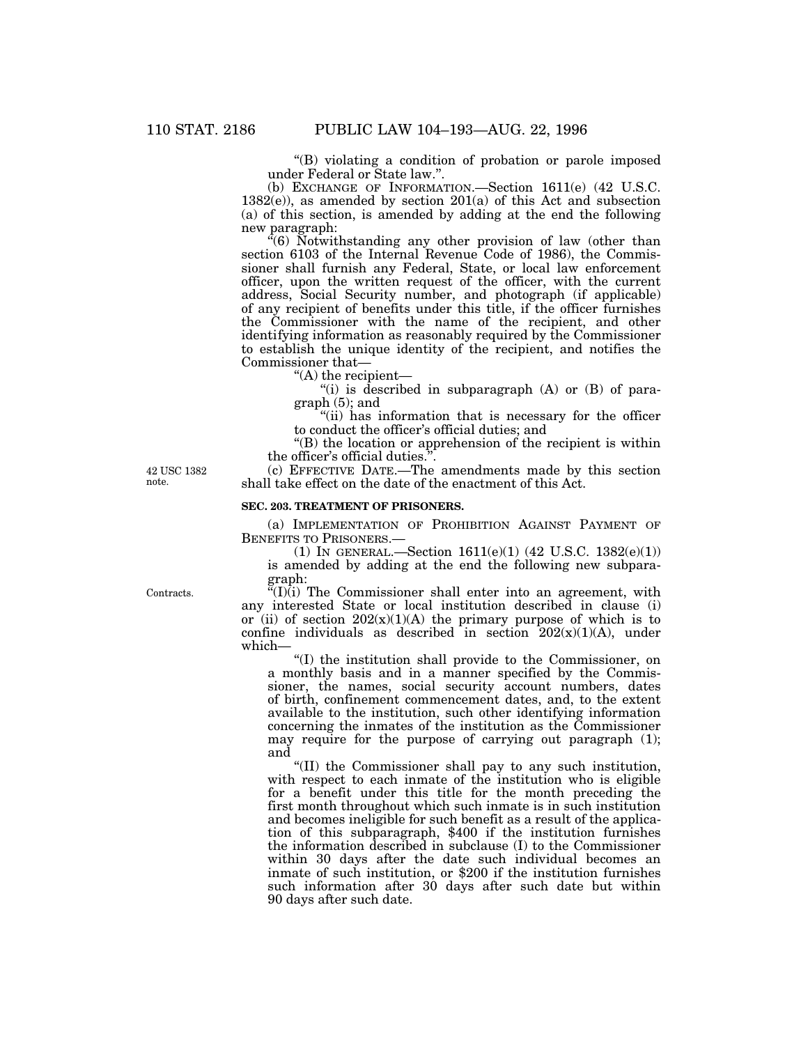"(B) violating a condition of probation or parole imposed under Federal or State law.".

(b) EXCHANGE OF INFORMATION.—Section 1611(e) (42 U.S.C. 1382(e)), as amended by section 201(a) of this Act and subsection (a) of this section, is amended by adding at the end the following new paragraph:

"(6) Notwithstanding any other provision of law (other than section 6103 of the Internal Revenue Code of 1986), the Commissioner shall furnish any Federal, State, or local law enforcement officer, upon the written request of the officer, with the current address, Social Security number, and photograph (if applicable) of any recipient of benefits under this title, if the officer furnishes the Commissioner with the name of the recipient, and other identifying information as reasonably required by the Commissioner to establish the unique identity of the recipient, and notifies the Commissioner that—

"(A) the recipient—

"(i) is described in subparagraph (A) or (B) of paragraph (5); and

"(ii) has information that is necessary for the officer to conduct the officer's official duties; and

"(B) the location or apprehension of the recipient is within the officer's official duties.".

42 USC 1382 note.

(c) EFFECTIVE DATE.—The amendments made by this section shall take effect on the date of the enactment of this Act.

**SEC. 203. TREATMENT OF PRISONERS.**

(a) IMPLEMENTATION OF PROHIBITION AGAINST PAYMENT OF BENEFITS TO PRISONERS.—

(1) IN GENERAL.—Section 1611(e)(1) (42 U.S.C. 1382(e)(1)) is amended by adding at the end the following new subparagraph:

Contracts.

"(I)(i) The Commissioner shall enter into an agreement, with any interested State or local institution described in clause (i) or (ii) of section 202(x)(1)(A) the primary purpose of which is to confine individuals as described in section 202(x)(1)(A), under which—

"(I) the institution shall provide to the Commissioner, on a monthly basis and in a manner specified by the Commissioner, the names, social security account numbers, dates of birth, confinement commencement dates, and, to the extent available to the institution, such other identifying information concerning the inmates of the institution as the Commissioner may require for the purpose of carrying out paragraph (1); and

"(II) the Commissioner shall pay to any such institution, with respect to each inmate of the institution who is eligible for a benefit under this title for the month preceding the first month throughout which such inmate is in such institution and becomes ineligible for such benefit as a result of the application of this subparagraph, $400 if the institution furnishes the information described in subclause (I) to the Commissioner within 30 days after the date such individual becomes an inmate of such institution, or $200 if the institution furnishes such information after 30 days after such date but within 90 days after such date.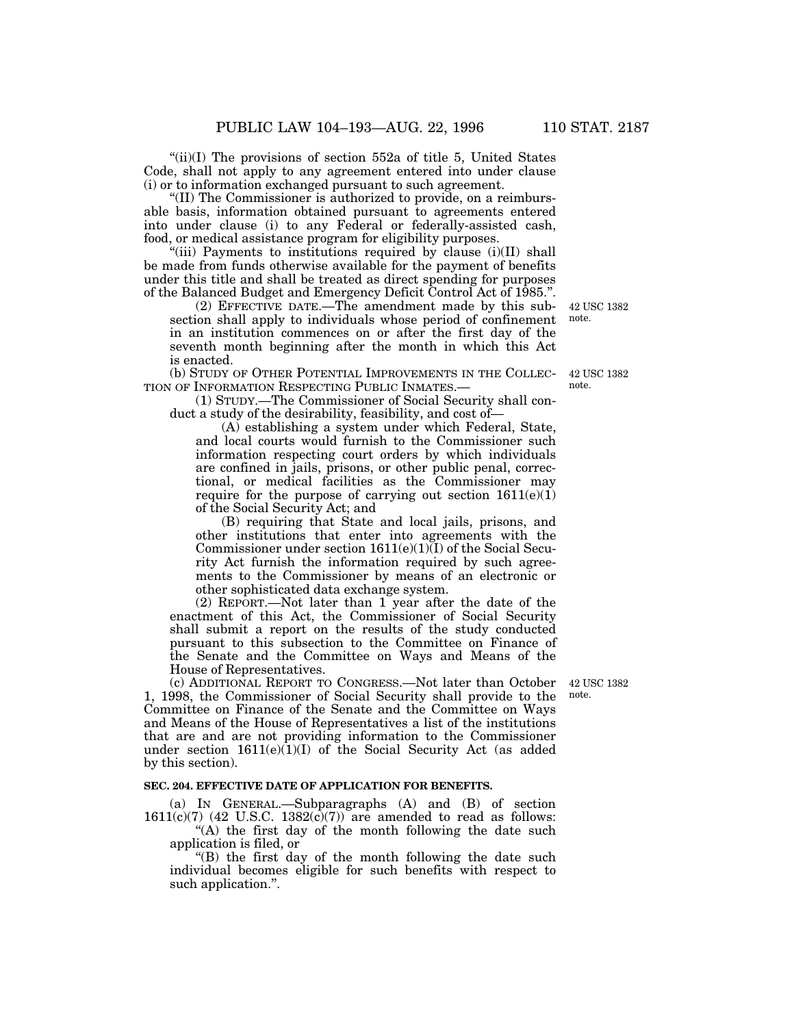"(ii)(I) The provisions of section 552a of title 5, United States Code, shall not apply to any agreement entered into under clause (i) or to information exchanged pursuant to such agreement.

"(II) The Commissioner is authorized to provide, on a reimbursable basis, information obtained pursuant to agreements entered into under clause (i) to any Federal or federally-assisted cash, food, or medical assistance program for eligibility purposes.

"(iii) Payments to institutions required by clause (i)(II) shall be made from funds otherwise available for the payment of benefits under this title and shall be treated as direct spending for purposes of the Balanced Budget and Emergency Deficit Control Act of 1985.".

(2) EFFECTIVE DATE.—The amendment made by this subsection shall apply to individuals whose period of confinement in an institution commences on or after the first day of the seventh month beginning after the month in which this Act is enacted.

42 USC 1382 note.

(b) STUDY OF OTHER POTENTIAL IMPROVEMENTS IN THE COLLECTION OF INFORMATION RESPECTING PUBLIC INMATES.—

42 USC 1382 note.

(1) STUDY.—The Commissioner of Social Security shall conduct a study of the desirability, feasibility, and cost of—

(A) establishing a system under which Federal, State, and local courts would furnish to the Commissioner such information respecting court orders by which individuals are confined in jails, prisons, or other public penal, correctional, or medical facilities as the Commissioner may require for the purpose of carrying out section 1611(e)(1) of the Social Security Act; and

(B) requiring that State and local jails, prisons, and other institutions that enter into agreements with the Commissioner under section 1611(e)(1)(I) of the Social Security Act furnish the information required by such agreements to the Commissioner by means of an electronic or other sophisticated data exchange system.

(2) REPORT.—Not later than 1 year after the date of the enactment of this Act, the Commissioner of Social Security shall submit a report on the results of the study conducted pursuant to this subsection to the Committee on Finance of the Senate and the Committee on Ways and Means of the House of Representatives.

(c) ADDITIONAL REPORT TO CONGRESS.—Not later than October 1, 1998, the Commissioner of Social Security shall provide to the Committee on Finance of the Senate and the Committee on Ways and Means of the House of Representatives a list of the institutions that are and are not providing information to the Commissioner under section 1611(e)(1)(I) of the Social Security Act (as added by this section).

42 USC 1382 note.

**SEC. 204. EFFECTIVE DATE OF APPLICATION FOR BENEFITS.**

(a) IN GENERAL.—Subparagraphs (A) and (B) of section 1611(c)(7) (42 U.S.C. 1382(c)(7)) are amended to read as follows:

"(A) the first day of the month following the date such application is filed, or

"(B) the first day of the month following the date such individual becomes eligible for such benefits with respect to such application.".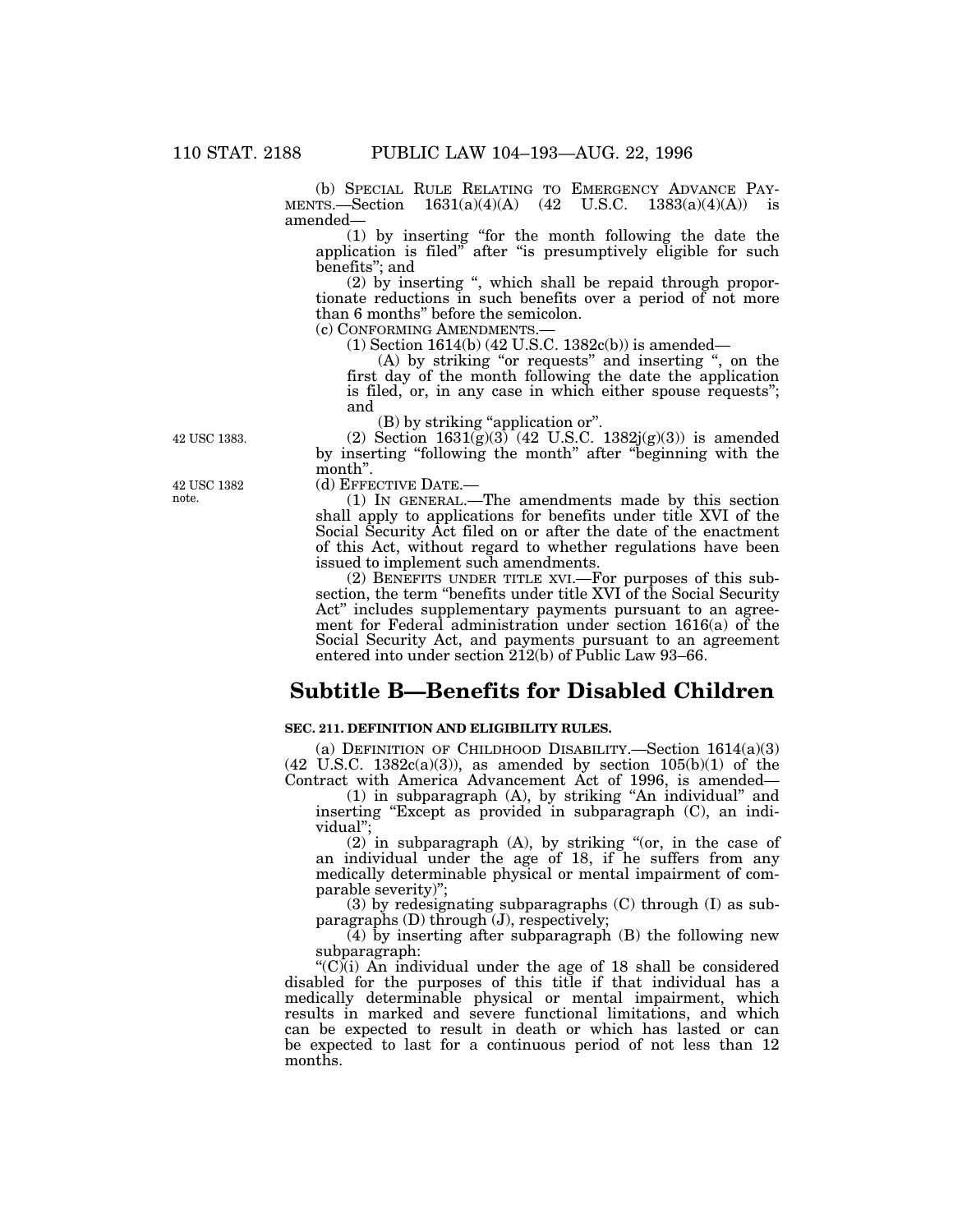(b) SPECIAL RULE RELATING TO EMERGENCY ADVANCE PAYMENTS.—Section 1631(a)(4)(A) (42 U.S.C. 1383(a)(4)(A)) is amended—

(1) by inserting "for the month following the date the application is filed" after "is presumptively eligible for such benefits"; and

(2) by inserting ", which shall be repaid through proportionate reductions in such benefits over a period of not more than 6 months" before the semicolon.

(c) CONFORMING AMENDMENTS.—

(1) Section 1614(b) (42 U.S.C. 1382c(b)) is amended—

(A) by striking "or requests" and inserting ", on the first day of the month following the date the application is filed, or, in any case in which either spouse requests"; and

(B) by striking "application or".

42 USC 1383.

(2) Section 1631(g)(3) (42 U.S.C. 1382j(g)(3)) is amended by inserting "following the month" after "beginning with the month".

42 USC 1382 note.

(d) EFFECTIVE DATE.—

(1) IN GENERAL.—The amendments made by this section shall apply to applications for benefits under title XVI of the Social Security Act filed on or after the date of the enactment of this Act, without regard to whether regulations have been issued to implement such amendments.

(2) BENEFITS UNDER TITLE XVI.—For purposes of this subsection, the term "benefits under title XVI of the Social Security Act" includes supplementary payments pursuant to an agreement for Federal administration under section 1616(a) of the Social Security Act, and payments pursuant to an agreement entered into under section 212(b) of Public Law 93–66.

# Subtitle B—Benefits for Disabled Children

**SEC. 211. DEFINITION AND ELIGIBILITY RULES.**

(a) DEFINITION OF CHILDHOOD DISABILITY.—Section 1614(a)(3) (42 U.S.C. 1382c(a)(3)), as amended by section 105(b)(1) of the Contract with America Advancement Act of 1996, is amended—

(1) in subparagraph (A), by striking "An individual" and inserting "Except as provided in subparagraph (C), an individual";

(2) in subparagraph (A), by striking "(or, in the case of an individual under the age of 18, if he suffers from any medically determinable physical or mental impairment of comparable severity)";

(3) by redesignating subparagraphs (C) through (I) as subparagraphs (D) through (J), respectively;

(4) by inserting after subparagraph (B) the following new subparagraph:

"(C)(i) An individual under the age of 18 shall be considered disabled for the purposes of this title if that individual has a medically determinable physical or mental impairment, which results in marked and severe functional limitations, and which can be expected to result in death or which has lasted or can be expected to last for a continuous period of not less than 12 months.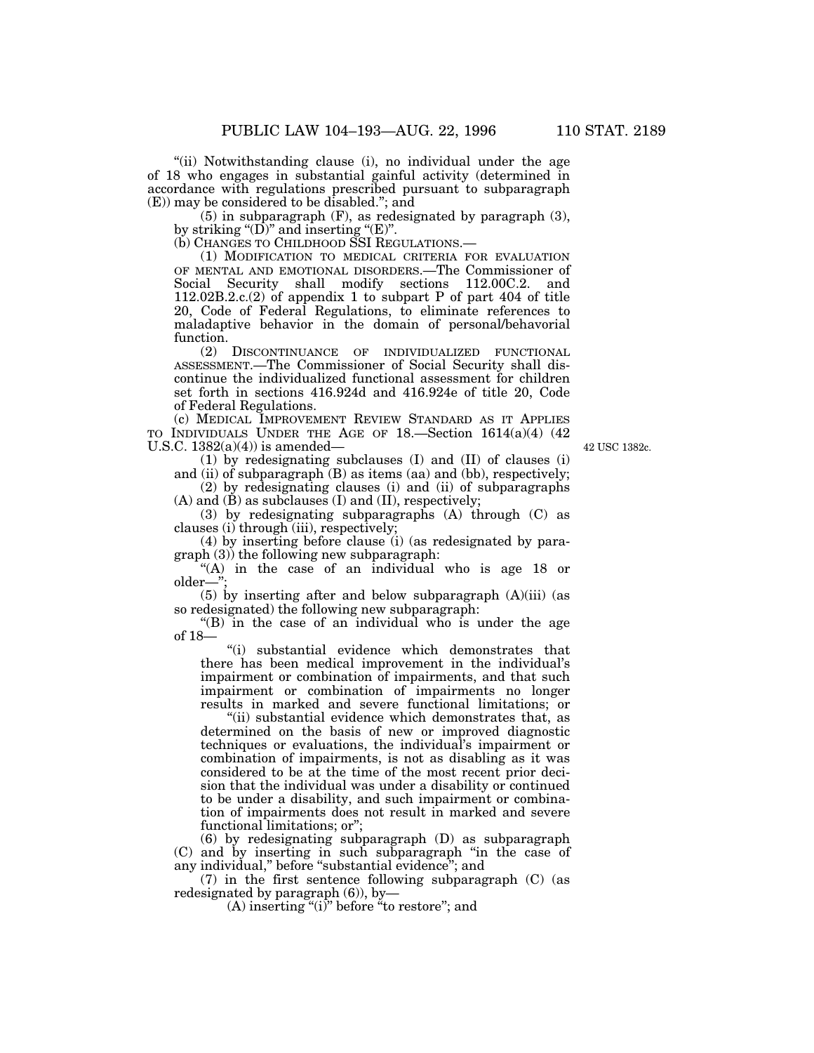"(ii) Notwithstanding clause (i), no individual under the age of 18 who engages in substantial gainful activity (determined in accordance with regulations prescribed pursuant to subparagraph (E)) may be considered to be disabled."; and

(5) in subparagraph (F), as redesignated by paragraph (3), by striking "(D)" and inserting "(E)".

(b) CHANGES TO CHILDHOOD SSI REGULATIONS.—

(1) MODIFICATION TO MEDICAL CRITERIA FOR EVALUATION OF MENTAL AND EMOTIONAL DISORDERS.—The Commissioner of Social Security shall modify sections 112.00C.2. and 112.02B.2.c.(2) of appendix 1 to subpart P of part 404 of title 20, Code of Federal Regulations, to eliminate references to maladaptive behavior in the domain of personal/behavorial function.

(2) DISCONTINUANCE OF INDIVIDUALIZED FUNCTIONAL ASSESSMENT.—The Commissioner of Social Security shall discontinue the individualized functional assessment for children set forth in sections 416.924d and 416.924e of title 20, Code of Federal Regulations.

(c) MEDICAL IMPROVEMENT REVIEW STANDARD AS IT APPLIES TO INDIVIDUALS UNDER THE AGE OF 18.—Section 1614(a)(4) (42 U.S.C. 1382(a)(4)) is amended—

42 USC 1382c.

(1) by redesignating subclauses (I) and (II) of clauses (i) and (ii) of subparagraph (B) as items (aa) and (bb), respectively;

(2) by redesignating clauses (i) and (ii) of subparagraphs (A) and (B) as subclauses (I) and (II), respectively;

(3) by redesignating subparagraphs (A) through (C) as clauses (i) through (iii), respectively;

(4) by inserting before clause (i) (as redesignated by paragraph (3)) the following new subparagraph:

"(A) in the case of an individual who is age 18 or older—";

(5) by inserting after and below subparagraph (A)(iii) (as so redesignated) the following new subparagraph:

"(B) in the case of an individual who is under the age of 18—

"(i) substantial evidence which demonstrates that there has been medical improvement in the individual's impairment or combination of impairments, and that such impairment or combination of impairments no longer results in marked and severe functional limitations; or

"(ii) substantial evidence which demonstrates that, as determined on the basis of new or improved diagnostic techniques or evaluations, the individual's impairment or combination of impairments, is not as disabling as it was considered to be at the time of the most recent prior decision that the individual was under a disability or continued to be under a disability, and such impairment or combination of impairments does not result in marked and severe functional limitations; or";

(6) by redesignating subparagraph (D) as subparagraph (C) and by inserting in such subparagraph "in the case of any individual," before "substantial evidence"; and

(7) in the first sentence following subparagraph (C) (as redesignated by paragraph (6)), by—

(A) inserting "(i)" before "to restore"; and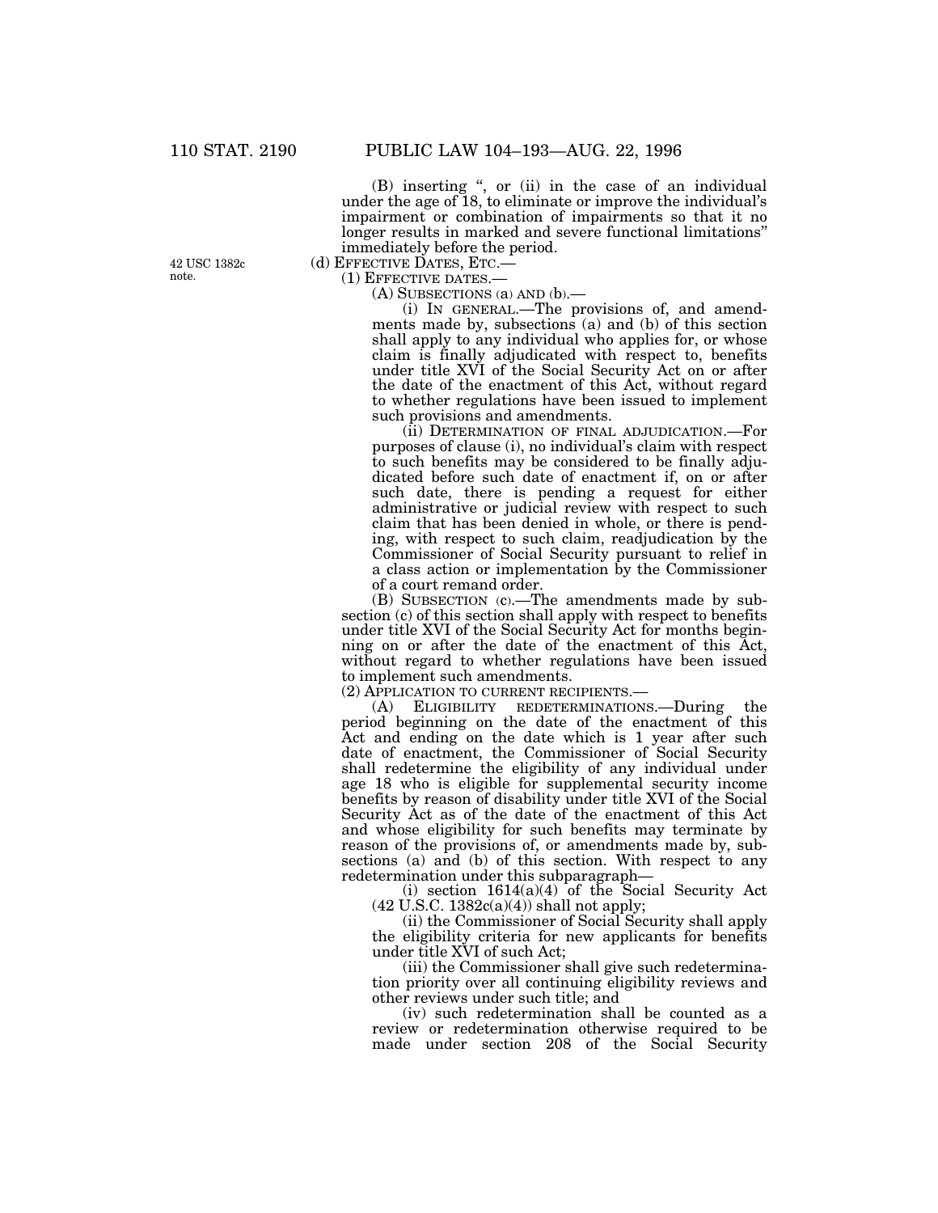(B) inserting ", or (ii) in the case of an individual under the age of 18, to eliminate or improve the individual's impairment or combination of impairments so that it no longer results in marked and severe functional limitations" immediately before the period.

42 USC 1382c note.

(d) EFFECTIVE DATES, ETC.—

(1) EFFECTIVE DATES.—

(A) SUBSECTIONS (a) AND (b).—

(i) IN GENERAL.—The provisions of, and amendments made by, subsections (a) and (b) of this section shall apply to any individual who applies for, or whose claim is finally adjudicated with respect to, benefits under title XVI of the Social Security Act on or after the date of the enactment of this Act, without regard to whether regulations have been issued to implement such provisions and amendments.

(ii) DETERMINATION OF FINAL ADJUDICATION.—For purposes of clause (i), no individual's claim with respect to such benefits may be considered to be finally adjudicated before such date of enactment if, on or after such date, there is pending a request for either administrative or judicial review with respect to such claim that has been denied in whole, or there is pending, with respect to such claim, readjudication by the Commissioner of Social Security pursuant to relief in a class action or implementation by the Commissioner of a court remand order.

(B) SUBSECTION (c).—The amendments made by subsection (c) of this section shall apply with respect to benefits under title XVI of the Social Security Act for months beginning on or after the date of the enactment of this Act, without regard to whether regulations have been issued to implement such amendments.

(2) APPLICATION TO CURRENT RECIPIENTS.—

(A) ELIGIBILITY REDETERMINATIONS.—During the period beginning on the date of the enactment of this Act and ending on the date which is 1 year after such date of enactment, the Commissioner of Social Security shall redetermine the eligibility of any individual under age 18 who is eligible for supplemental security income benefits by reason of disability under title XVI of the Social Security Act as of the date of the enactment of this Act and whose eligibility for such benefits may terminate by reason of the provisions of, or amendments made by, subsections (a) and (b) of this section. With respect to any redetermination under this subparagraph—

(i) section 1614(a)(4) of the Social Security Act (42 U.S.C. 1382c(a)(4)) shall not apply;

(ii) the Commissioner of Social Security shall apply the eligibility criteria for new applicants for benefits under title XVI of such Act;

(iii) the Commissioner shall give such redetermination priority over all continuing eligibility reviews and other reviews under such title; and

(iv) such redetermination shall be counted as a review or redetermination otherwise required to be made under section 208 of the Social Security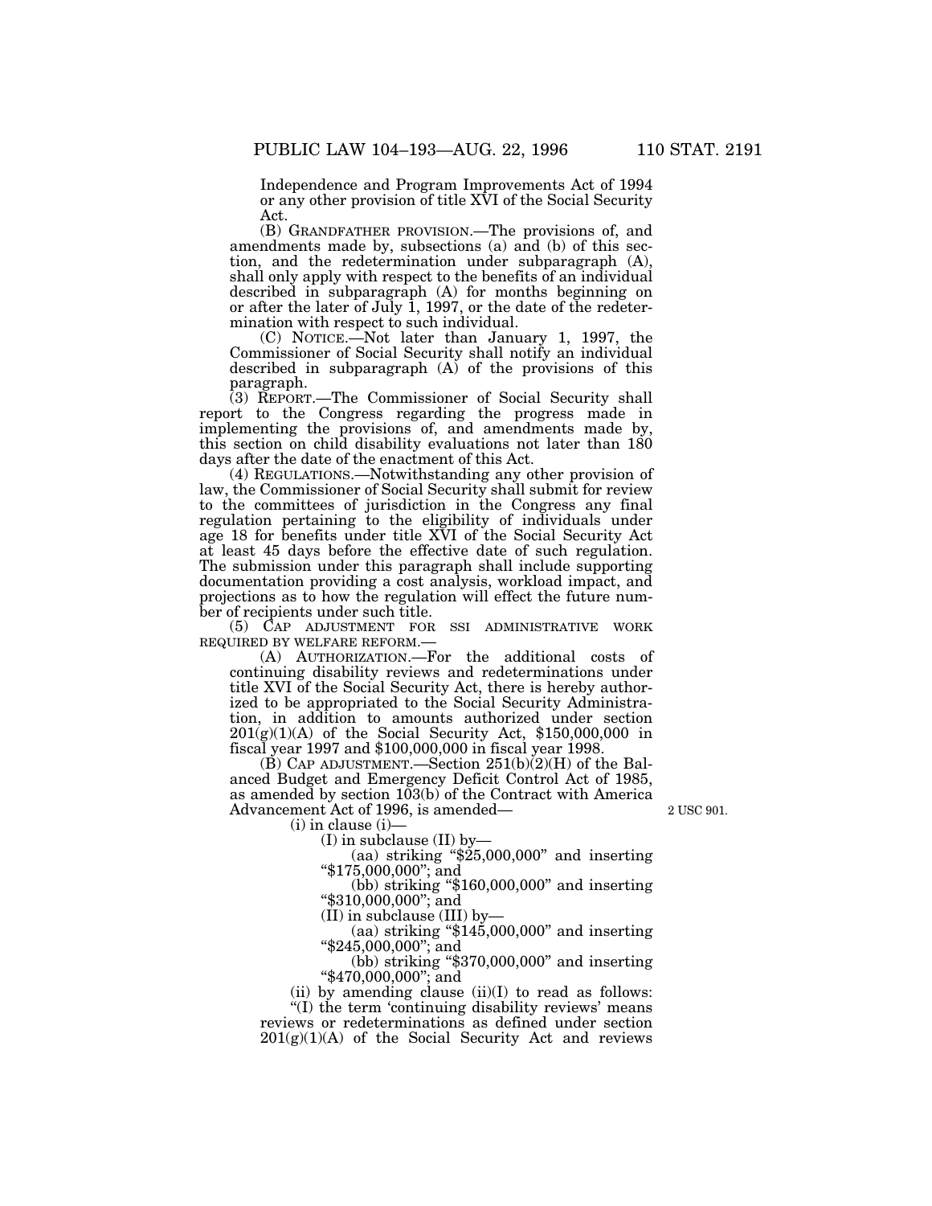Independence and Program Improvements Act of 1994 or any other provision of title XVI of the Social Security Act.

(B) GRANDFATHER PROVISION.—The provisions of, and amendments made by, subsections (a) and (b) of this section, and the redetermination under subparagraph (A), shall only apply with respect to the benefits of an individual described in subparagraph (A) for months beginning on or after the later of July 1, 1997, or the date of the redetermination with respect to such individual.

(C) NOTICE.—Not later than January 1, 1997, the Commissioner of Social Security shall notify an individual described in subparagraph (A) of the provisions of this paragraph.

(3) REPORT.—The Commissioner of Social Security shall report to the Congress regarding the progress made in implementing the provisions of, and amendments made by, this section on child disability evaluations not later than 180 days after the date of the enactment of this Act.

(4) REGULATIONS.—Notwithstanding any other provision of law, the Commissioner of Social Security shall submit for review to the committees of jurisdiction in the Congress any final regulation pertaining to the eligibility of individuals under age 18 for benefits under title XVI of the Social Security Act at least 45 days before the effective date of such regulation. The submission under this paragraph shall include supporting documentation providing a cost analysis, workload impact, and projections as to how the regulation will effect the future number of recipients under such title.

(5) CAP ADJUSTMENT FOR SSI ADMINISTRATIVE WORK REQUIRED BY WELFARE REFORM.—

(A) AUTHORIZATION.—For the additional costs of continuing disability reviews and redeterminations under title XVI of the Social Security Act, there is hereby authorized to be appropriated to the Social Security Administration, in addition to amounts authorized under section 201(g)(1)(A) of the Social Security Act, $150,000,000 in fiscal year 1997 and $100,000,000 in fiscal year 1998.

(B) CAP ADJUSTMENT.—Section 251(b)(2)(H) of the Balanced Budget and Emergency Deficit Control Act of 1985, as amended by section 103(b) of the Contract with America Advancement Act of 1996, is amended—

2 USC 901.

(i) in clause (i)—

(I) in subclause (II) by—

(aa) striking "$25,000,000" and inserting "$175,000,000"; and

(bb) striking "$160,000,000" and inserting "$310,000,000"; and

(II) in subclause (III) by—

(aa) striking "$145,000,000" and inserting "$245,000,000"; and

(bb) striking "$370,000,000" and inserting "$470,000,000"; and

(ii) by amending clause (ii)(I) to read as follows:

"(I) the term 'continuing disability reviews' means reviews or redeterminations as defined under section 201(g)(1)(A) of the Social Security Act and reviews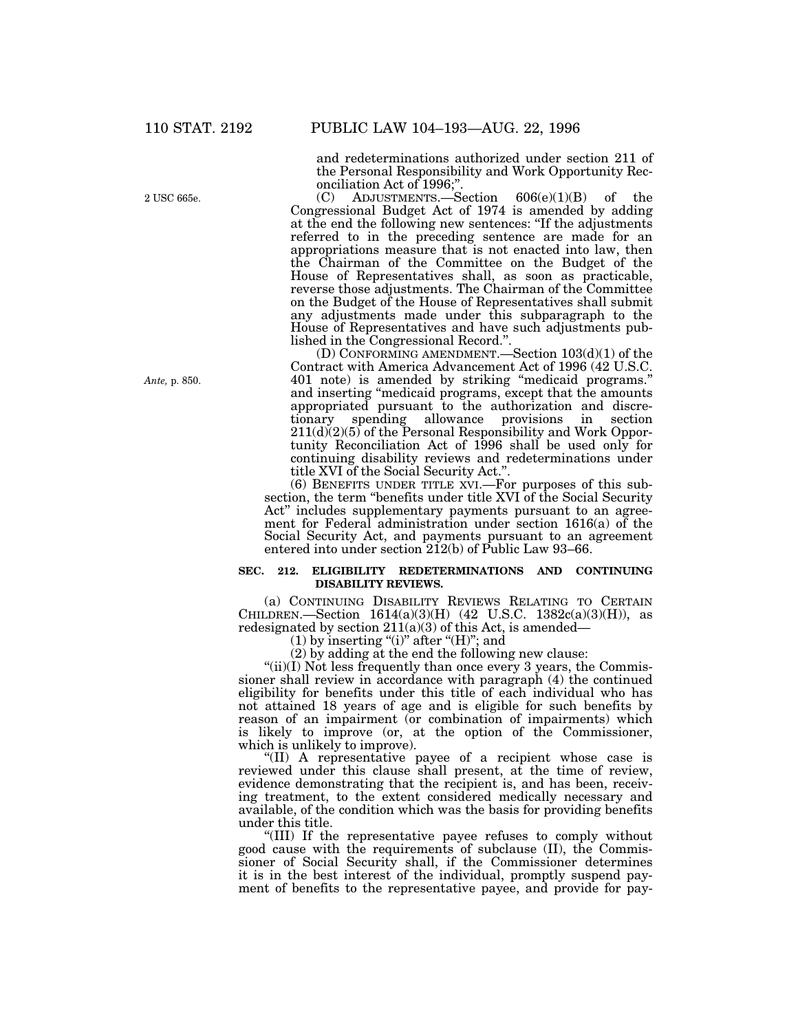and redeterminations authorized under section 211 of the Personal Responsibility and Work Opportunity Reconciliation Act of 1996;".

2 USC 665e.

(C) ADJUSTMENTS.—Section 606(e)(1)(B) of the Congressional Budget Act of 1974 is amended by adding at the end the following new sentences: "If the adjustments referred to in the preceding sentence are made for an appropriations measure that is not enacted into law, then the Chairman of the Committee on the Budget of the House of Representatives shall, as soon as practicable, reverse those adjustments. The Chairman of the Committee on the Budget of the House of Representatives shall submit any adjustments made under this subparagraph to the House of Representatives and have such adjustments published in the Congressional Record.".

*Ante,* p. 850.

(D) CONFORMING AMENDMENT.—Section 103(d)(1) of the Contract with America Advancement Act of 1996 (42 U.S.C. 401 note) is amended by striking "medicaid programs." and inserting "medicaid programs, except that the amounts appropriated pursuant to the authorization and discretionary spending allowance provisions in section 211(d)(2)(5) of the Personal Responsibility and Work Opportunity Reconciliation Act of 1996 shall be used only for continuing disability reviews and redeterminations under title XVI of the Social Security Act.".

(6) BENEFITS UNDER TITLE XVI.—For purposes of this subsection, the term "benefits under title XVI of the Social Security Act" includes supplementary payments pursuant to an agreement for Federal administration under section 1616(a) of the Social Security Act, and payments pursuant to an agreement entered into under section 212(b) of Public Law 93–66.

**SEC. 212. ELIGIBILITY REDETERMINATIONS AND CONTINUING DISABILITY REVIEWS.**

(a) CONTINUING DISABILITY REVIEWS RELATING TO CERTAIN CHILDREN.—Section 1614(a)(3)(H) (42 U.S.C. 1382c(a)(3)(H)), as redesignated by section 211(a)(3) of this Act, is amended—

(1) by inserting "(i)" after "(H)"; and

(2) by adding at the end the following new clause:

"(ii)(I) Not less frequently than once every 3 years, the Commissioner shall review in accordance with paragraph (4) the continued eligibility for benefits under this title of each individual who has not attained 18 years of age and is eligible for such benefits by reason of an impairment (or combination of impairments) which is likely to improve (or, at the option of the Commissioner, which is unlikely to improve).

"(II) A representative payee of a recipient whose case is reviewed under this clause shall present, at the time of review, evidence demonstrating that the recipient is, and has been, receiving treatment, to the extent considered medically necessary and available, of the condition which was the basis for providing benefits under this title.

"(III) If the representative payee refuses to comply without good cause with the requirements of subclause (II), the Commissioner of Social Security shall, if the Commissioner determines it is in the best interest of the individual, promptly suspend payment of benefits to the representative payee, and provide for pay-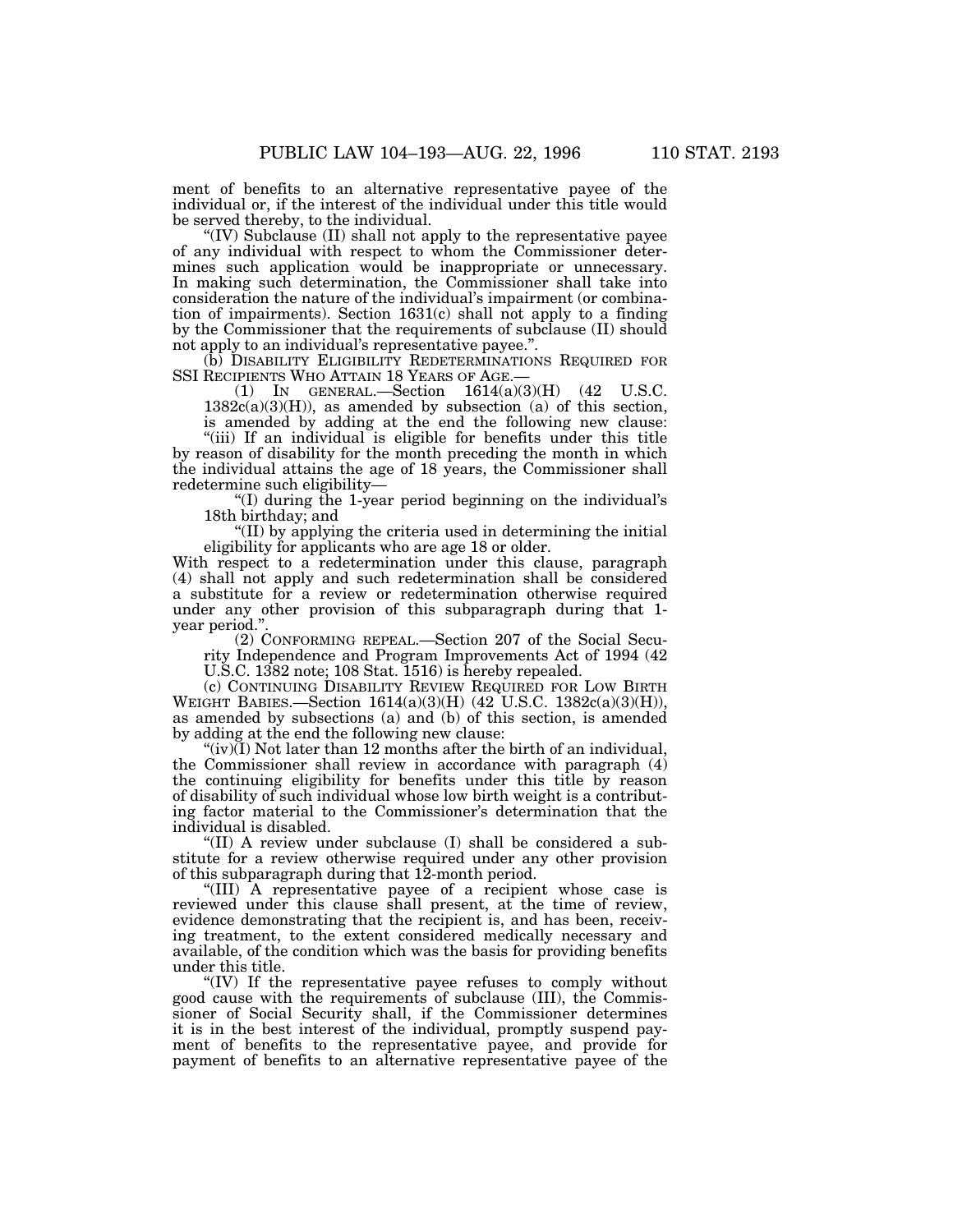ment of benefits to an alternative representative payee of the individual or, if the interest of the individual under this title would be served thereby, to the individual.

"(IV) Subclause (II) shall not apply to the representative payee of any individual with respect to whom the Commissioner determines such application would be inappropriate or unnecessary. In making such determination, the Commissioner shall take into consideration the nature of the individual's impairment (or combination of impairments). Section 1631(c) shall not apply to a finding by the Commissioner that the requirements of subclause (II) should not apply to an individual's representative payee.".

(b) DISABILITY ELIGIBILITY REDETERMINATIONS REQUIRED FOR SSI RECIPIENTS WHO ATTAIN 18 YEARS OF AGE.—

(1) IN GENERAL.—Section 1614(a)(3)(H) (42 U.S.C. 1382c(a)(3)(H)), as amended by subsection (a) of this section, is amended by adding at the end the following new clause:

"(iii) If an individual is eligible for benefits under this title by reason of disability for the month preceding the month in which the individual attains the age of 18 years, the Commissioner shall redetermine such eligibility—

"(I) during the 1-year period beginning on the individual's 18th birthday; and

"(II) by applying the criteria used in determining the initial eligibility for applicants who are age 18 or older.

With respect to a redetermination under this clause, paragraph (4) shall not apply and such redetermination shall be considered a substitute for a review or redetermination otherwise required under any other provision of this subparagraph during that 1-year period.".

(2) CONFORMING REPEAL.—Section 207 of the Social Security Independence and Program Improvements Act of 1994 (42 U.S.C. 1382 note; 108 Stat. 1516) is hereby repealed.

(c) CONTINUING DISABILITY REVIEW REQUIRED FOR LOW BIRTH WEIGHT BABIES.—Section 1614(a)(3)(H) (42 U.S.C. 1382c(a)(3)(H)), as amended by subsections (a) and (b) of this section, is amended by adding at the end the following new clause:

"(iv)(I) Not later than 12 months after the birth of an individual, the Commissioner shall review in accordance with paragraph (4) the continuing eligibility for benefits under this title by reason of disability of such individual whose low birth weight is a contributing factor material to the Commissioner's determination that the individual is disabled.

"(II) A review under subclause (I) shall be considered a substitute for a review otherwise required under any other provision of this subparagraph during that 12-month period.

"(III) A representative payee of a recipient whose case is reviewed under this clause shall present, at the time of review, evidence demonstrating that the recipient is, and has been, receiving treatment, to the extent considered medically necessary and available, of the condition which was the basis for providing benefits under this title.

"(IV) If the representative payee refuses to comply without good cause with the requirements of subclause (III), the Commissioner of Social Security shall, if the Commissioner determines it is in the best interest of the individual, promptly suspend payment of benefits to the representative payee, and provide for payment of benefits to an alternative representative payee of the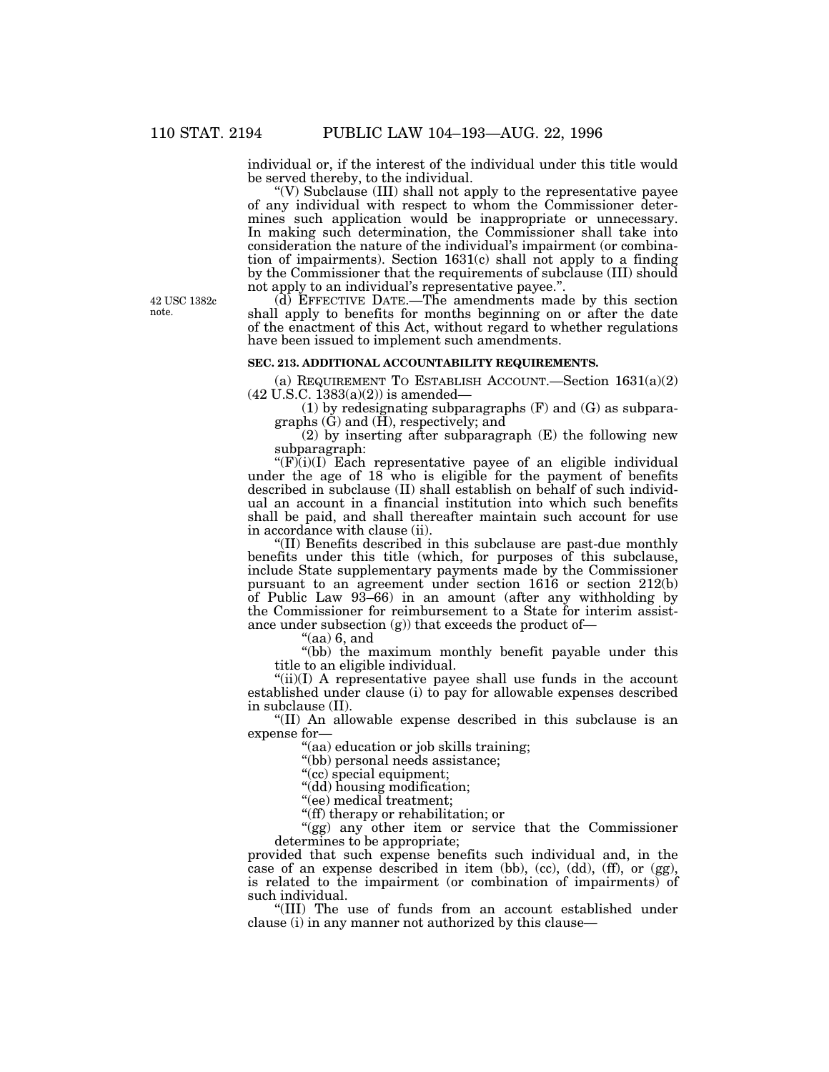individual or, if the interest of the individual under this title would be served thereby, to the individual.

"(V) Subclause (III) shall not apply to the representative payee of any individual with respect to whom the Commissioner determines such application would be inappropriate or unnecessary. In making such determination, the Commissioner shall take into consideration the nature of the individual's impairment (or combination of impairments). Section 1631(c) shall not apply to a finding by the Commissioner that the requirements of subclause (III) should not apply to an individual's representative payee.".

42 USC 1382c note.

(d) EFFECTIVE DATE.—The amendments made by this section shall apply to benefits for months beginning on or after the date of the enactment of this Act, without regard to whether regulations have been issued to implement such amendments.

**SEC. 213. ADDITIONAL ACCOUNTABILITY REQUIREMENTS.**

(a) REQUIREMENT TO ESTABLISH ACCOUNT.—Section 1631(a)(2) (42 U.S.C. 1383(a)(2)) is amended—

(1) by redesignating subparagraphs (F) and (G) as subparagraphs (G) and (H), respectively; and

(2) by inserting after subparagraph (E) the following new subparagraph:

"(F)(i)(I) Each representative payee of an eligible individual under the age of 18 who is eligible for the payment of benefits described in subclause (II) shall establish on behalf of such individual an account in a financial institution into which such benefits shall be paid, and shall thereafter maintain such account for use in accordance with clause (ii).

"(II) Benefits described in this subclause are past-due monthly benefits under this title (which, for purposes of this subclause, include State supplementary payments made by the Commissioner pursuant to an agreement under section 1616 or section 212(b) of Public Law 93–66) in an amount (after any withholding by the Commissioner for reimbursement to a State for interim assistance under subsection (g)) that exceeds the product of—

"(aa) 6, and

"(bb) the maximum monthly benefit payable under this title to an eligible individual.

"(ii)(I) A representative payee shall use funds in the account established under clause (i) to pay for allowable expenses described in subclause (II).

"(II) An allowable expense described in this subclause is an expense for—

"(aa) education or job skills training;

"(bb) personal needs assistance;

"(cc) special equipment;

"(dd) housing modification;

"(ee) medical treatment;

"(ff) therapy or rehabilitation; or

"(gg) any other item or service that the Commissioner determines to be appropriate;

provided that such expense benefits such individual and, in the case of an expense described in item (bb), (cc), (dd), (ff), or (gg), is related to the impairment (or combination of impairments) of such individual.

"(III) The use of funds from an account established under clause (i) in any manner not authorized by this clause—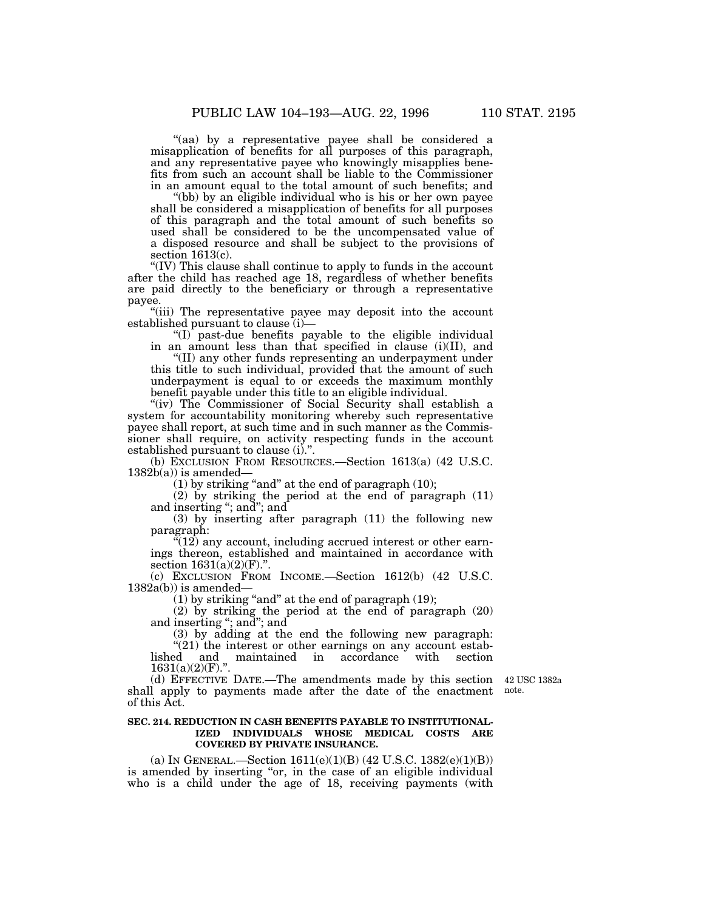"(aa) by a representative payee shall be considered a misapplication of benefits for all purposes of this paragraph, and any representative payee who knowingly misapplies benefits from such an account shall be liable to the Commissioner in an amount equal to the total amount of such benefits; and

"(bb) by an eligible individual who is his or her own payee shall be considered a misapplication of benefits for all purposes of this paragraph and the total amount of such benefits so used shall be considered to be the uncompensated value of a disposed resource and shall be subject to the provisions of section 1613(c).

"(IV) This clause shall continue to apply to funds in the account after the child has reached age 18, regardless of whether benefits are paid directly to the beneficiary or through a representative payee.

"(iii) The representative payee may deposit into the account established pursuant to clause (i)—

"(I) past-due benefits payable to the eligible individual in an amount less than that specified in clause (i)(II), and

"(II) any other funds representing an underpayment under this title to such individual, provided that the amount of such underpayment is equal to or exceeds the maximum monthly benefit payable under this title to an eligible individual.

"(iv) The Commissioner of Social Security shall establish a system for accountability monitoring whereby such representative payee shall report, at such time and in such manner as the Commissioner shall require, on activity respecting funds in the account established pursuant to clause (i).".

(b) EXCLUSION FROM RESOURCES.—Section 1613(a) (42 U.S.C. 1382b(a)) is amended—

(1) by striking "and" at the end of paragraph (10);

(2) by striking the period at the end of paragraph (11) and inserting "; and"; and

(3) by inserting after paragraph (11) the following new paragraph:

"(12) any account, including accrued interest or other earnings thereon, established and maintained in accordance with section 1631(a)(2)(F).".

(c) EXCLUSION FROM INCOME.—Section 1612(b) (42 U.S.C. 1382a(b)) is amended—

(1) by striking "and" at the end of paragraph (19);

(2) by striking the period at the end of paragraph (20) and inserting "; and"; and

(3) by adding at the end the following new paragraph:

"(21) the interest or other earnings on any account established and maintained in accordance with section 1631(a)(2)(F).".

(d) EFFECTIVE DATE.—The amendments made by this section shall apply to payments made after the date of the enactment of this Act.

42 USC 1382a note.

**SEC. 214. REDUCTION IN CASH BENEFITS PAYABLE TO INSTITUTIONALIZED INDIVIDUALS WHOSE MEDICAL COSTS ARE COVERED BY PRIVATE INSURANCE.**

(a) IN GENERAL.—Section 1611(e)(1)(B) (42 U.S.C. 1382(e)(1)(B)) is amended by inserting "or, in the case of an eligible individual who is a child under the age of 18, receiving payments (with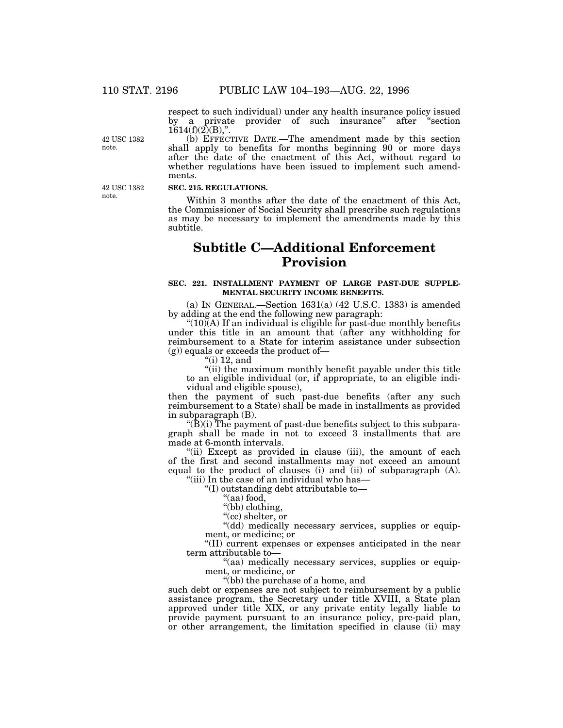respect to such individual) under any health insurance policy issued by a private provider of such insurance" after "section 1614(f)(2)(B),".

42 USC 1382 note.

(b) EFFECTIVE DATE.—The amendment made by this section shall apply to benefits for months beginning 90 or more days after the date of the enactment of this Act, without regard to whether regulations have been issued to implement such amendments.

42 USC 1382 note.

**SEC. 215. REGULATIONS.**

Within 3 months after the date of the enactment of this Act, the Commissioner of Social Security shall prescribe such regulations as may be necessary to implement the amendments made by this subtitle.

# Subtitle C—Additional Enforcement Provision

**SEC. 221. INSTALLMENT PAYMENT OF LARGE PAST-DUE SUPPLEMENTAL SECURITY INCOME BENEFITS.**

(a) IN GENERAL.—Section 1631(a) (42 U.S.C. 1383) is amended by adding at the end the following new paragraph:

"(10)(A) If an individual is eligible for past-due monthly benefits under this title in an amount that (after any withholding for reimbursement to a State for interim assistance under subsection (g)) equals or exceeds the product of—

"(i) 12, and

"(ii) the maximum monthly benefit payable under this title to an eligible individual (or, if appropriate, to an eligible individual and eligible spouse),

then the payment of such past-due benefits (after any such reimbursement to a State) shall be made in installments as provided in subparagraph (B).

"(B)(i) The payment of past-due benefits subject to this subparagraph shall be made in not to exceed 3 installments that are made at 6-month intervals.

"(ii) Except as provided in clause (iii), the amount of each of the first and second installments may not exceed an amount equal to the product of clauses (i) and (ii) of subparagraph (A).

"(iii) In the case of an individual who has—

"(I) outstanding debt attributable to—

"(aa) food,

"(bb) clothing,

"(cc) shelter, or

"(dd) medically necessary services, supplies or equipment, or medicine; or

"(II) current expenses or expenses anticipated in the near term attributable to—

"(aa) medically necessary services, supplies or equipment, or medicine, or

"(bb) the purchase of a home, and

such debt or expenses are not subject to reimbursement by a public assistance program, the Secretary under title XVIII, a State plan approved under title XIX, or any private entity legally liable to provide payment pursuant to an insurance policy, pre-paid plan, or other arrangement, the limitation specified in clause (ii) may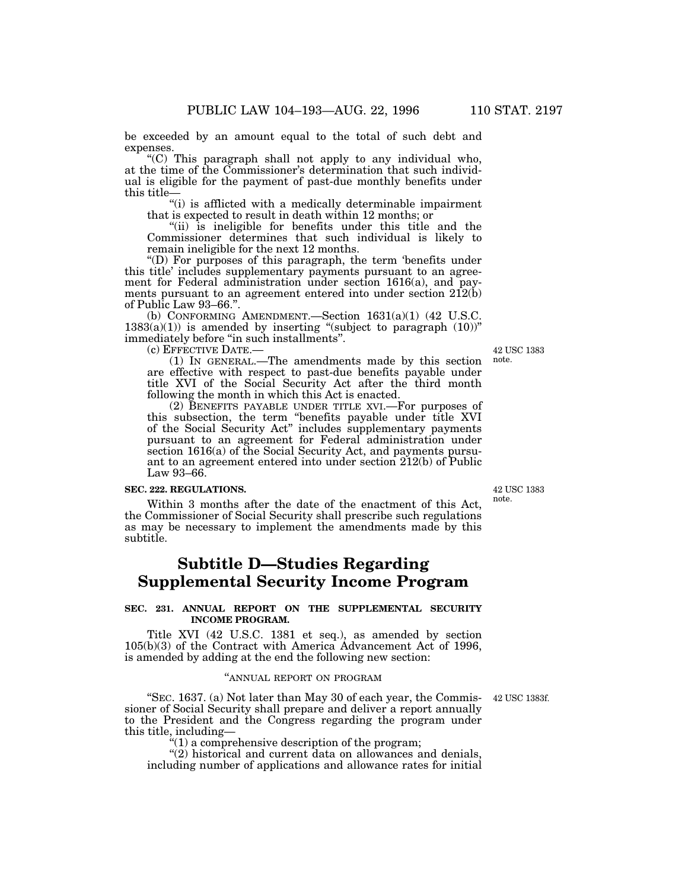be exceeded by an amount equal to the total of such debt and expenses.

"(C) This paragraph shall not apply to any individual who, at the time of the Commissioner's determination that such individual is eligible for the payment of past-due monthly benefits under this title—

"(i) is afflicted with a medically determinable impairment that is expected to result in death within 12 months; or

"(ii) is ineligible for benefits under this title and the Commissioner determines that such individual is likely to remain ineligible for the next 12 months.

"(D) For purposes of this paragraph, the term 'benefits under this title' includes supplementary payments pursuant to an agreement for Federal administration under section 1616(a), and payments pursuant to an agreement entered into under section 212(b) of Public Law 93–66.".

(b) CONFORMING AMENDMENT.—Section 1631(a)(1) (42 U.S.C. 1383(a)(1)) is amended by inserting "(subject to paragraph (10))" immediately before "in such installments".

(c) EFFECTIVE DATE.—

42 USC 1383 note.

(1) IN GENERAL.—The amendments made by this section are effective with respect to past-due benefits payable under title XVI of the Social Security Act after the third month following the month in which this Act is enacted.

(2) BENEFITS PAYABLE UNDER TITLE XVI.—For purposes of this subsection, the term "benefits payable under title XVI of the Social Security Act" includes supplementary payments pursuant to an agreement for Federal administration under section 1616(a) of the Social Security Act, and payments pursuant to an agreement entered into under section 212(b) of Public Law 93–66.

**SEC. 222. REGULATIONS.**

42 USC 1383 note.

Within 3 months after the date of the enactment of this Act, the Commissioner of Social Security shall prescribe such regulations as may be necessary to implement the amendments made by this subtitle.

# Subtitle D—Studies Regarding Supplemental Security Income Program

**SEC. 231. ANNUAL REPORT ON THE SUPPLEMENTAL SECURITY INCOME PROGRAM.**

Title XVI (42 U.S.C. 1381 et seq.), as amended by section 105(b)(3) of the Contract with America Advancement Act of 1996, is amended by adding at the end the following new section:

"ANNUAL REPORT ON PROGRAM

42 USC 1383f.

"SEC. 1637. (a) Not later than May 30 of each year, the Commissioner of Social Security shall prepare and deliver a report annually to the President and the Congress regarding the program under this title, including—

"(1) a comprehensive description of the program;

"(2) historical and current data on allowances and denials, including number of applications and allowance rates for initial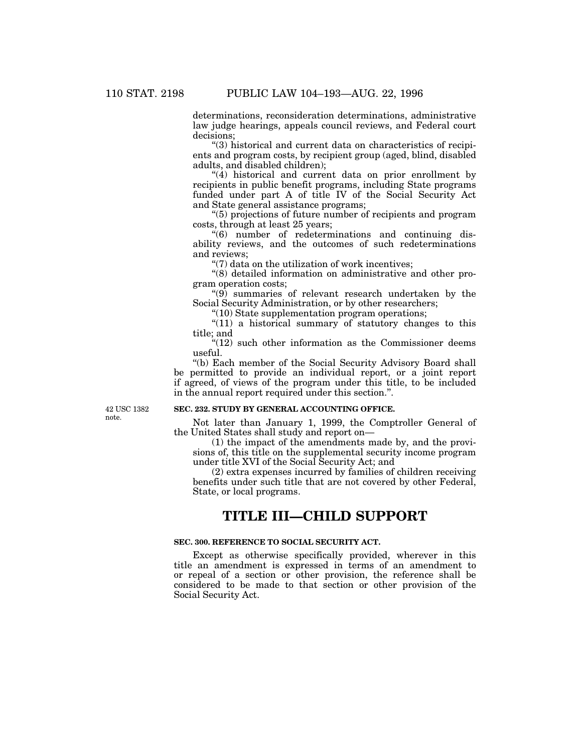determinations, reconsideration determinations, administrative law judge hearings, appeals council reviews, and Federal court decisions;

"(3) historical and current data on characteristics of recipients and program costs, by recipient group (aged, blind, disabled adults, and disabled children);

"(4) historical and current data on prior enrollment by recipients in public benefit programs, including State programs funded under part A of title IV of the Social Security Act and State general assistance programs;

"(5) projections of future number of recipients and program costs, through at least 25 years;

"(6) number of redeterminations and continuing disability reviews, and the outcomes of such redeterminations and reviews;

"(7) data on the utilization of work incentives;

"(8) detailed information on administrative and other program operation costs;

"(9) summaries of relevant research undertaken by the Social Security Administration, or by other researchers;

"(10) State supplementation program operations;

"(11) a historical summary of statutory changes to this title; and

"(12) such other information as the Commissioner deems useful.

"(b) Each member of the Social Security Advisory Board shall be permitted to provide an individual report, or a joint report if agreed, of views of the program under this title, to be included in the annual report required under this section.".

42 USC 1382 note.

**SEC. 232. STUDY BY GENERAL ACCOUNTING OFFICE.**

Not later than January 1, 1999, the Comptroller General of the United States shall study and report on—

(1) the impact of the amendments made by, and the provisions of, this title on the supplemental security income program under title XVI of the Social Security Act; and

(2) extra expenses incurred by families of children receiving benefits under such title that are not covered by other Federal, State, or local programs.

# TITLE III—CHILD SUPPORT

**SEC. 300. REFERENCE TO SOCIAL SECURITY ACT.**

Except as otherwise specifically provided, wherever in this title an amendment is expressed in terms of an amendment to or repeal of a section or other provision, the reference shall be considered to be made to that section or other provision of the Social Security Act.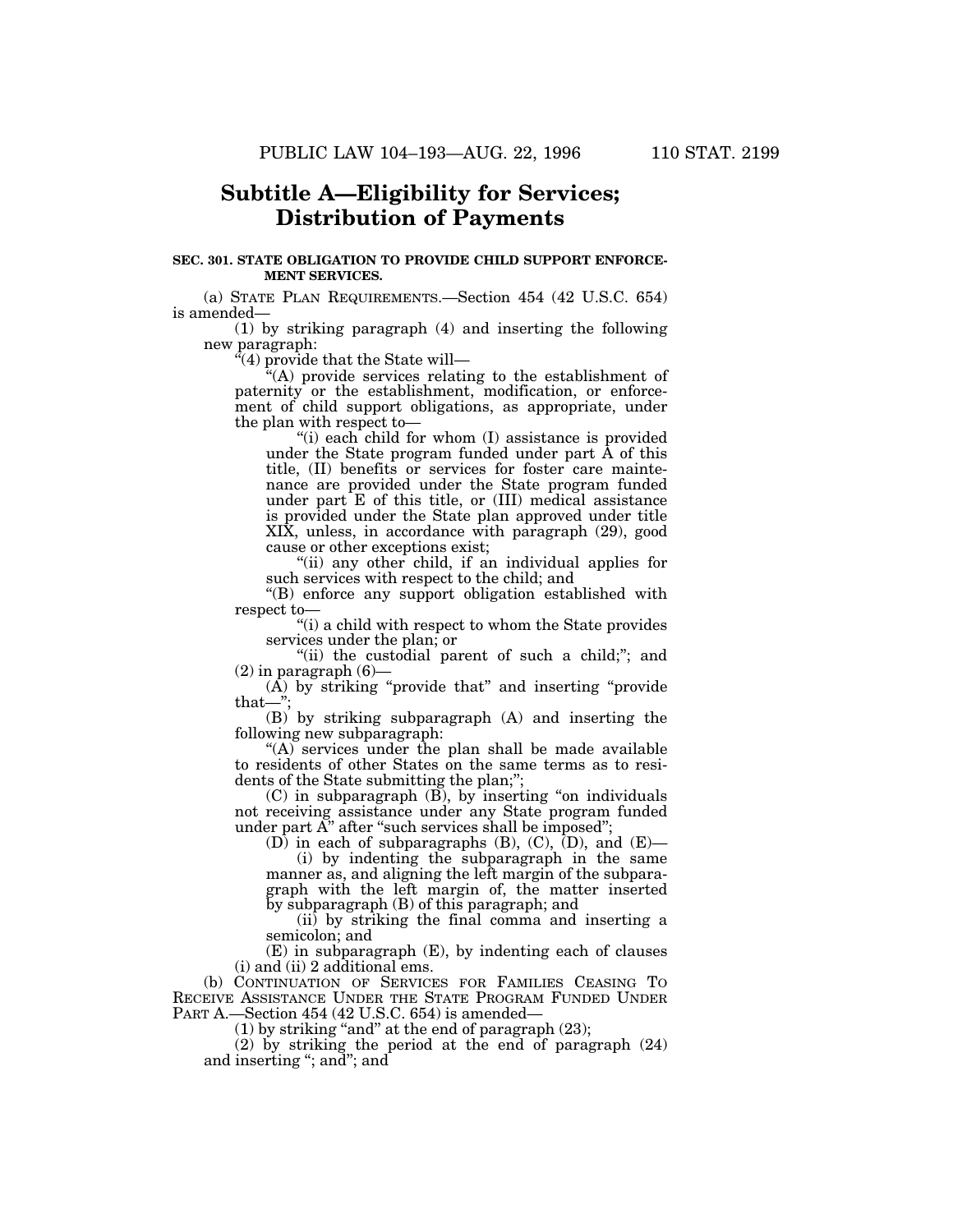# Subtitle A—Eligibility for Services; Distribution of Payments

**SEC. 301. STATE OBLIGATION TO PROVIDE CHILD SUPPORT ENFORCEMENT SERVICES.**

(a) STATE PLAN REQUIREMENTS.—Section 454 (42 U.S.C. 654) is amended—

(1) by striking paragraph (4) and inserting the following new paragraph:

"(4) provide that the State will—

"(A) provide services relating to the establishment of paternity or the establishment, modification, or enforcement of child support obligations, as appropriate, under the plan with respect to—

"(i) each child for whom (I) assistance is provided under the State program funded under part A of this title, (II) benefits or services for foster care maintenance are provided under the State program funded under part E of this title, or (III) medical assistance is provided under the State plan approved under title XIX, unless, in accordance with paragraph (29), good cause or other exceptions exist;

"(ii) any other child, if an individual applies for such services with respect to the child; and

"(B) enforce any support obligation established with respect to—

"(i) a child with respect to whom the State provides services under the plan; or

"(ii) the custodial parent of such a child;"; and

(2) in paragraph (6)—

(A) by striking "provide that" and inserting "provide that—";

(B) by striking subparagraph (A) and inserting the following new subparagraph:

"(A) services under the plan shall be made available to residents of other States on the same terms as to residents of the State submitting the plan;";

(C) in subparagraph (B), by inserting "on individuals not receiving assistance under any State program funded under part A" after "such services shall be imposed";

(D) in each of subparagraphs (B), (C), (D), and (E)—

(i) by indenting the subparagraph in the same manner as, and aligning the left margin of the subparagraph with the left margin of, the matter inserted by subparagraph (B) of this paragraph; and

(ii) by striking the final comma and inserting a semicolon; and

(E) in subparagraph (E), by indenting each of clauses (i) and (ii) 2 additional ems.

(b) CONTINUATION OF SERVICES FOR FAMILIES CEASING TO RECEIVE ASSISTANCE UNDER THE STATE PROGRAM FUNDED UNDER PART A.—Section 454 (42 U.S.C. 654) is amended—

(1) by striking "and" at the end of paragraph (23);

(2) by striking the period at the end of paragraph (24) and inserting "; and"; and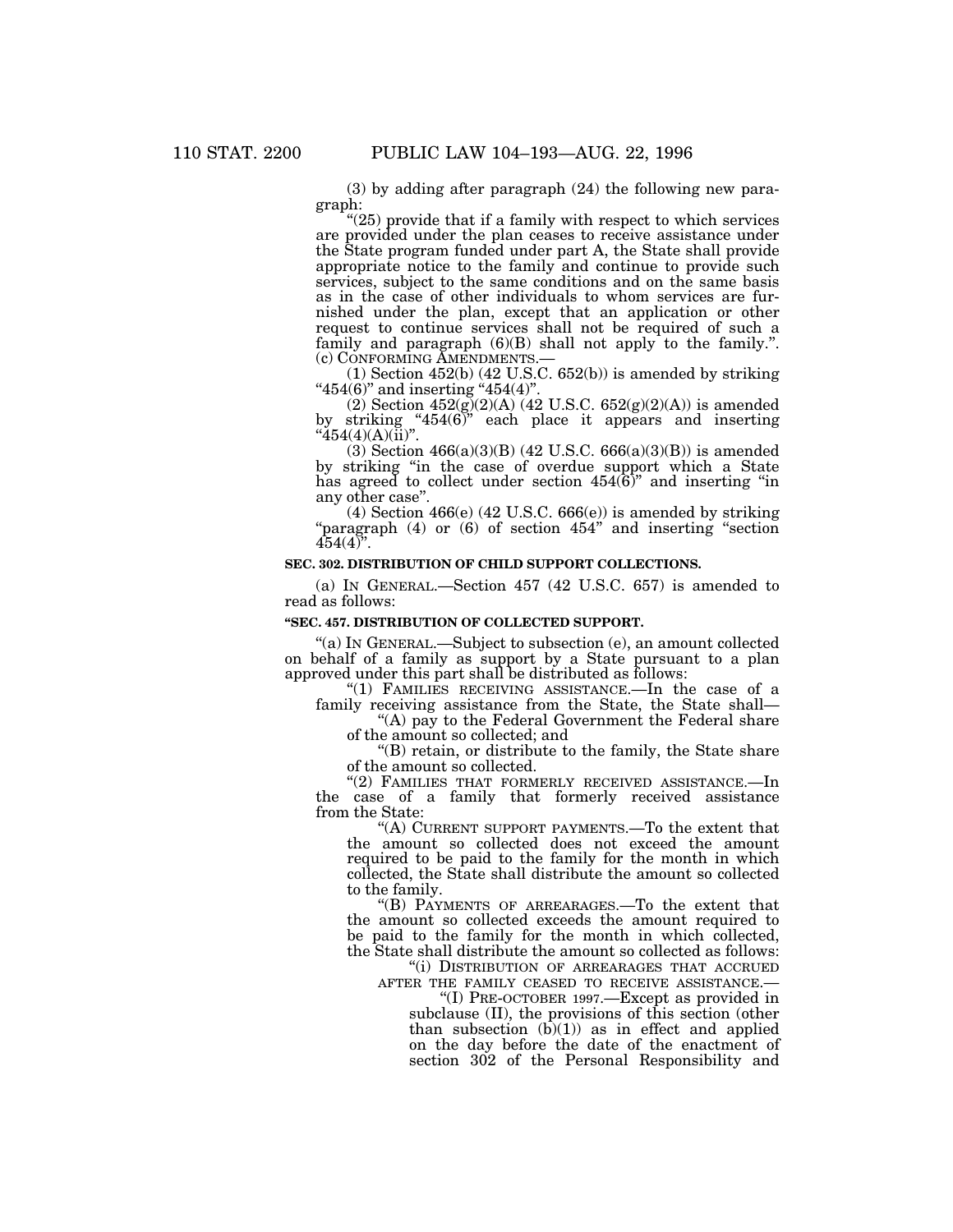(3) by adding after paragraph (24) the following new paragraph:

"(25) provide that if a family with respect to which services are provided under the plan ceases to receive assistance under the State program funded under part A, the State shall provide appropriate notice to the family and continue to provide such services, subject to the same conditions and on the same basis as in the case of other individuals to whom services are furnished under the plan, except that an application or other request to continue services shall not be required of such a family and paragraph (6)(B) shall not apply to the family.".

(c) CONFORMING AMENDMENTS.—

(1) Section 452(b) (42 U.S.C. 652(b)) is amended by striking "454(6)" and inserting "454(4)".

(2) Section 452(g)(2)(A) (42 U.S.C. 652(g)(2)(A)) is amended by striking "454(6)" each place it appears and inserting "454(4)(A)(ii)".

(3) Section 466(a)(3)(B) (42 U.S.C. 666(a)(3)(B)) is amended by striking "in the case of overdue support which a State has agreed to collect under section 454(6)" and inserting "in any other case".

(4) Section 466(e) (42 U.S.C. 666(e)) is amended by striking "paragraph (4) or (6) of section 454" and inserting "section 454(4)".

**SEC. 302. DISTRIBUTION OF CHILD SUPPORT COLLECTIONS.**

(a) IN GENERAL.—Section 457 (42 U.S.C. 657) is amended to read as follows:

**"SEC. 457. DISTRIBUTION OF COLLECTED SUPPORT.**

"(a) IN GENERAL.—Subject to subsection (e), an amount collected on behalf of a family as support by a State pursuant to a plan approved under this part shall be distributed as follows:

"(1) FAMILIES RECEIVING ASSISTANCE.—In the case of a family receiving assistance from the State, the State shall—

"(A) pay to the Federal Government the Federal share of the amount so collected; and

"(B) retain, or distribute to the family, the State share of the amount so collected.

"(2) FAMILIES THAT FORMERLY RECEIVED ASSISTANCE.—In the case of a family that formerly received assistance from the State:

"(A) CURRENT SUPPORT PAYMENTS.—To the extent that the amount so collected does not exceed the amount required to be paid to the family for the month in which collected, the State shall distribute the amount so collected to the family.

"(B) PAYMENTS OF ARREARAGES.—To the extent that the amount so collected exceeds the amount required to be paid to the family for the month in which collected, the State shall distribute the amount so collected as follows:

"(i) DISTRIBUTION OF ARREARAGES THAT ACCRUED AFTER THE FAMILY CEASED TO RECEIVE ASSISTANCE.—

"(I) PRE-OCTOBER 1997.—Except as provided in subclause (II), the provisions of this section (other than subsection (b)(1)) as in effect and applied on the day before the date of the enactment of section 302 of the Personal Responsibility and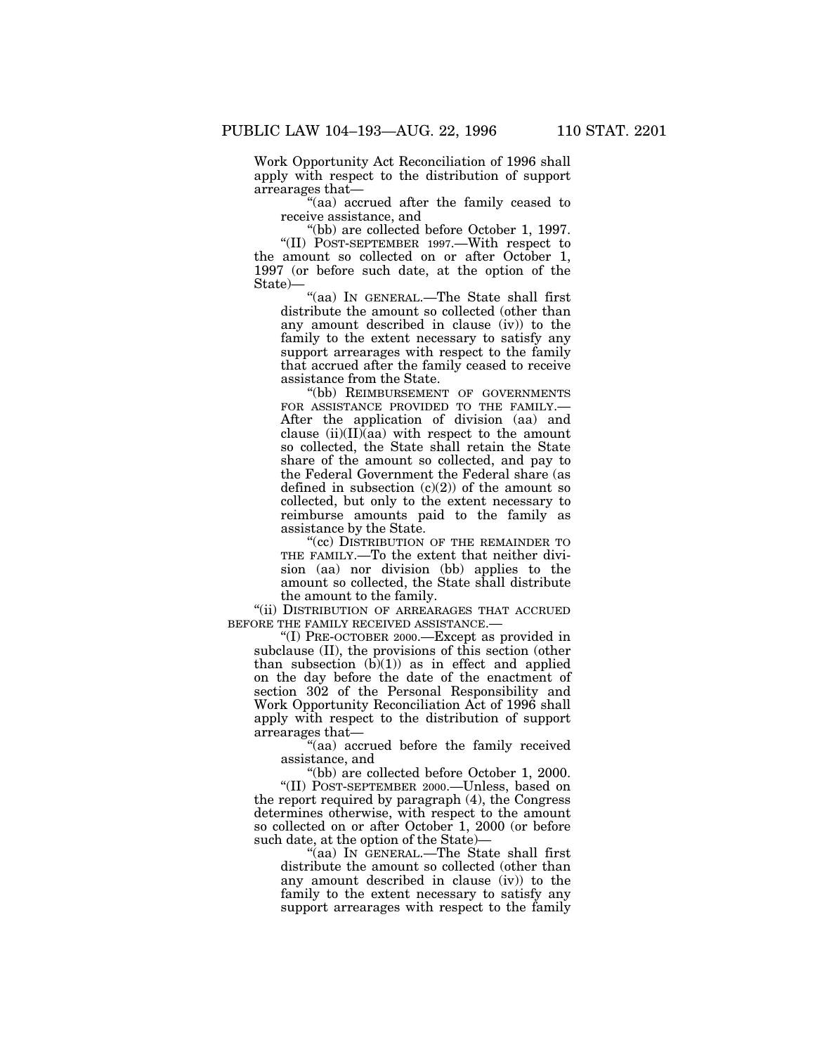Work Opportunity Act Reconciliation of 1996 shall apply with respect to the distribution of support arrearages that—

"(aa) accrued after the family ceased to receive assistance, and

"(bb) are collected before October 1, 1997.

"(II) POST-SEPTEMBER 1997.—With respect to the amount so collected on or after October 1, 1997 (or before such date, at the option of the State)—

"(aa) IN GENERAL.—The State shall first distribute the amount so collected (other than any amount described in clause (iv)) to the family to the extent necessary to satisfy any support arrearages with respect to the family that accrued after the family ceased to receive assistance from the State.

"(bb) REIMBURSEMENT OF GOVERNMENTS FOR ASSISTANCE PROVIDED TO THE FAMILY.—After the application of division (aa) and clause (ii)(II)(aa) with respect to the amount so collected, the State shall retain the State share of the amount so collected, and pay to the Federal Government the Federal share (as defined in subsection (c)(2)) of the amount so collected, but only to the extent necessary to reimburse amounts paid to the family as assistance by the State.

"(cc) DISTRIBUTION OF THE REMAINDER TO THE FAMILY.—To the extent that neither division (aa) nor division (bb) applies to the amount so collected, the State shall distribute the amount to the family.

"(ii) DISTRIBUTION OF ARREARAGES THAT ACCRUED BEFORE THE FAMILY RECEIVED ASSISTANCE.—

"(I) PRE-OCTOBER 2000.—Except as provided in subclause (II), the provisions of this section (other than subsection (b)(1)) as in effect and applied on the day before the date of the enactment of section 302 of the Personal Responsibility and Work Opportunity Reconciliation Act of 1996 shall apply with respect to the distribution of support arrearages that—

"(aa) accrued before the family received assistance, and

"(bb) are collected before October 1, 2000.

"(II) POST-SEPTEMBER 2000.—Unless, based on the report required by paragraph (4), the Congress determines otherwise, with respect to the amount so collected on or after October 1, 2000 (or before such date, at the option of the State)—

"(aa) IN GENERAL.—The State shall first distribute the amount so collected (other than any amount described in clause (iv)) to the family to the extent necessary to satisfy any support arrearages with respect to the family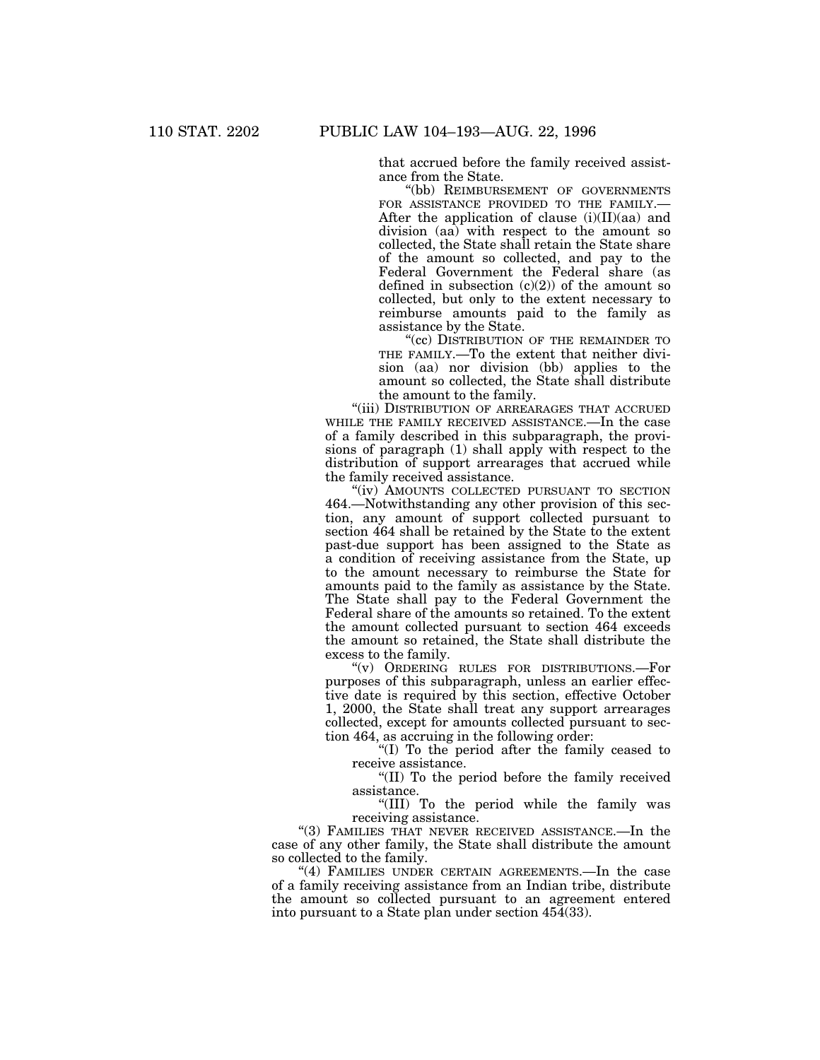that accrued before the family received assistance from the State.

"(bb) REIMBURSEMENT OF GOVERNMENTS FOR ASSISTANCE PROVIDED TO THE FAMILY.—After the application of clause (i)(II)(aa) and division (aa) with respect to the amount so collected, the State shall retain the State share of the amount so collected, and pay to the Federal Government the Federal share (as defined in subsection (c)(2)) of the amount so collected, but only to the extent necessary to reimburse amounts paid to the family as assistance by the State.

"(cc) DISTRIBUTION OF THE REMAINDER TO THE FAMILY.—To the extent that neither division (aa) nor division (bb) applies to the amount so collected, the State shall distribute the amount to the family.

"(iii) DISTRIBUTION OF ARREARAGES THAT ACCRUED WHILE THE FAMILY RECEIVED ASSISTANCE.—In the case of a family described in this subparagraph, the provisions of paragraph (1) shall apply with respect to the distribution of support arrearages that accrued while the family received assistance.

"(iv) AMOUNTS COLLECTED PURSUANT TO SECTION 464.—Notwithstanding any other provision of this section, any amount of support collected pursuant to section 464 shall be retained by the State to the extent past-due support has been assigned to the State as a condition of receiving assistance from the State, up to the amount necessary to reimburse the State for amounts paid to the family as assistance by the State. The State shall pay to the Federal Government the Federal share of the amounts so retained. To the extent the amount collected pursuant to section 464 exceeds the amount so retained, the State shall distribute the excess to the family.

"(v) ORDERING RULES FOR DISTRIBUTIONS.—For purposes of this subparagraph, unless an earlier effective date is required by this section, effective October 1, 2000, the State shall treat any support arrearages collected, except for amounts collected pursuant to section 464, as accruing in the following order:

"(I) To the period after the family ceased to receive assistance.

"(II) To the period before the family received assistance.

"(III) To the period while the family was receiving assistance.

"(3) FAMILIES THAT NEVER RECEIVED ASSISTANCE.—In the case of any other family, the State shall distribute the amount so collected to the family.

"(4) FAMILIES UNDER CERTAIN AGREEMENTS.—In the case of a family receiving assistance from an Indian tribe, distribute the amount so collected pursuant to an agreement entered into pursuant to a State plan under section 454(33).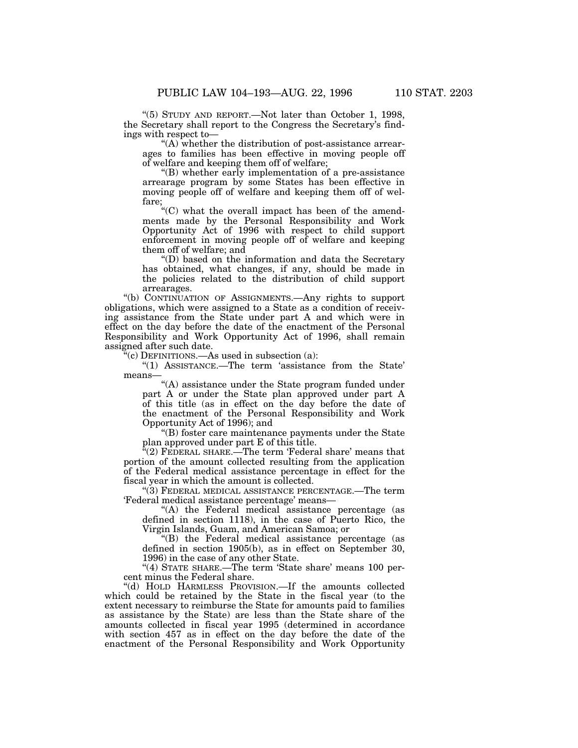"(5) STUDY AND REPORT.—Not later than October 1, 1998, the Secretary shall report to the Congress the Secretary's findings with respect to—

"(A) whether the distribution of post-assistance arrearages to families has been effective in moving people off of welfare and keeping them off of welfare;

"(B) whether early implementation of a pre-assistance arrearage program by some States has been effective in moving people off of welfare and keeping them off of welfare;

"(C) what the overall impact has been of the amendments made by the Personal Responsibility and Work Opportunity Act of 1996 with respect to child support enforcement in moving people off of welfare and keeping them off of welfare; and

"(D) based on the information and data the Secretary has obtained, what changes, if any, should be made in the policies related to the distribution of child support arrearages.

"(b) CONTINUATION OF ASSIGNMENTS.—Any rights to support obligations, which were assigned to a State as a condition of receiving assistance from the State under part A and which were in effect on the day before the date of the enactment of the Personal Responsibility and Work Opportunity Act of 1996, shall remain assigned after such date.

"(c) DEFINITIONS.—As used in subsection (a):

"(1) ASSISTANCE.—The term 'assistance from the State' means—

"(A) assistance under the State program funded under part A or under the State plan approved under part A of this title (as in effect on the day before the date of the enactment of the Personal Responsibility and Work Opportunity Act of 1996); and

"(B) foster care maintenance payments under the State plan approved under part E of this title.

"(2) FEDERAL SHARE.—The term 'Federal share' means that portion of the amount collected resulting from the application of the Federal medical assistance percentage in effect for the fiscal year in which the amount is collected.

"(3) FEDERAL MEDICAL ASSISTANCE PERCENTAGE.—The term 'Federal medical assistance percentage' means—

"(A) the Federal medical assistance percentage (as defined in section 1118), in the case of Puerto Rico, the Virgin Islands, Guam, and American Samoa; or

"(B) the Federal medical assistance percentage (as defined in section 1905(b), as in effect on September 30, 1996) in the case of any other State.

"(4) STATE SHARE.—The term 'State share' means 100 percent minus the Federal share.

"(d) HOLD HARMLESS PROVISION.—If the amounts collected which could be retained by the State in the fiscal year (to the extent necessary to reimburse the State for amounts paid to families as assistance by the State) are less than the State share of the amounts collected in fiscal year 1995 (determined in accordance with section 457 as in effect on the day before the date of the enactment of the Personal Responsibility and Work Opportunity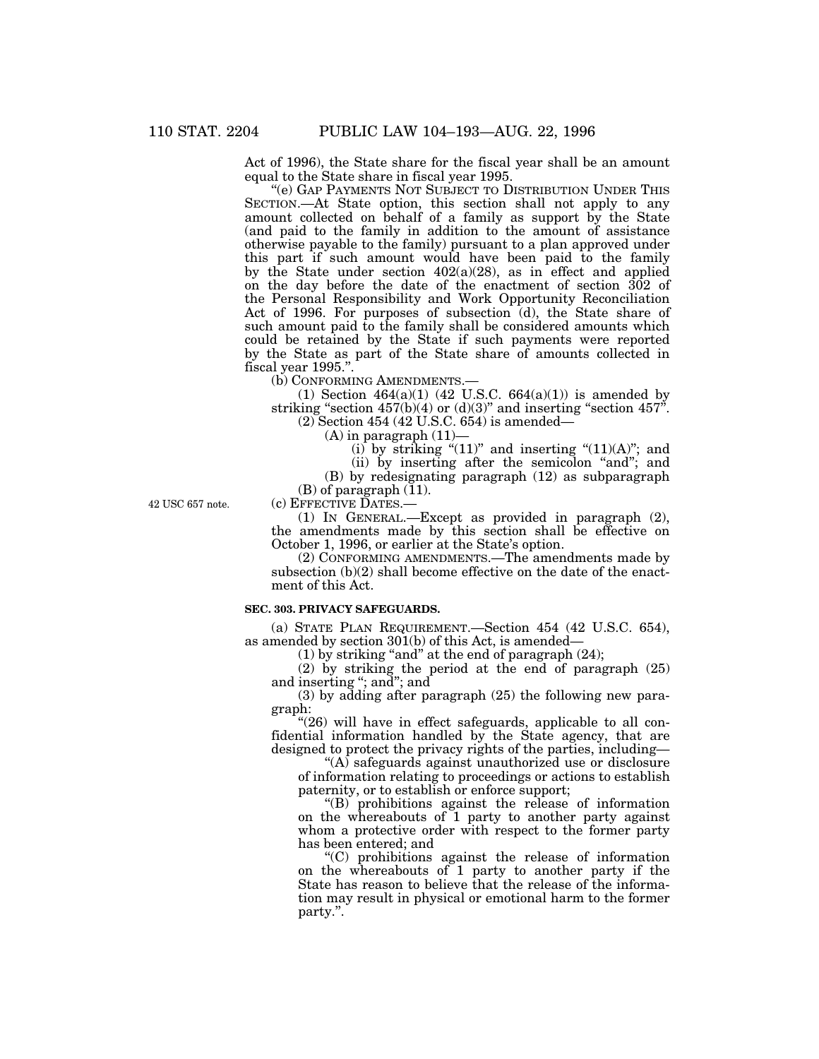Act of 1996), the State share for the fiscal year shall be an amount equal to the State share in fiscal year 1995.

"(e) GAP PAYMENTS NOT SUBJECT TO DISTRIBUTION UNDER THIS SECTION.—At State option, this section shall not apply to any amount collected on behalf of a family as support by the State (and paid to the family in addition to the amount of assistance otherwise payable to the family) pursuant to a plan approved under this part if such amount would have been paid to the family by the State under section 402(a)(28), as in effect and applied on the day before the date of the enactment of section 302 of the Personal Responsibility and Work Opportunity Reconciliation Act of 1996. For purposes of subsection (d), the State share of such amount paid to the family shall be considered amounts which could be retained by the State if such payments were reported by the State as part of the State share of amounts collected in fiscal year 1995.".

(b) CONFORMING AMENDMENTS.—

(1) Section 464(a)(1) (42 U.S.C. 664(a)(1)) is amended by striking "section 457(b)(4) or (d)(3)" and inserting "section 457".

(2) Section 454 (42 U.S.C. 654) is amended—

(A) in paragraph (11)—

(i) by striking "(11)" and inserting "(11)(A)"; and

(ii) by inserting after the semicolon "and"; and

(B) by redesignating paragraph (12) as subparagraph (B) of paragraph (11).

42 USC 657 note.

(c) EFFECTIVE DATES.—

(1) IN GENERAL.—Except as provided in paragraph (2), the amendments made by this section shall be effective on October 1, 1996, or earlier at the State's option.

(2) CONFORMING AMENDMENTS.—The amendments made by subsection (b)(2) shall become effective on the date of the enactment of this Act.

**SEC. 303. PRIVACY SAFEGUARDS.**

(a) STATE PLAN REQUIREMENT.—Section 454 (42 U.S.C. 654), as amended by section 301(b) of this Act, is amended—

(1) by striking "and" at the end of paragraph (24);

(2) by striking the period at the end of paragraph (25) and inserting "; and"; and

(3) by adding after paragraph (25) the following new paragraph:

"(26) will have in effect safeguards, applicable to all confidential information handled by the State agency, that are designed to protect the privacy rights of the parties, including—

"(A) safeguards against unauthorized use or disclosure of information relating to proceedings or actions to establish paternity, or to establish or enforce support;

"(B) prohibitions against the release of information on the whereabouts of 1 party to another party against whom a protective order with respect to the former party has been entered; and

"(C) prohibitions against the release of information on the whereabouts of 1 party to another party if the State has reason to believe that the release of the information may result in physical or emotional harm to the former party.".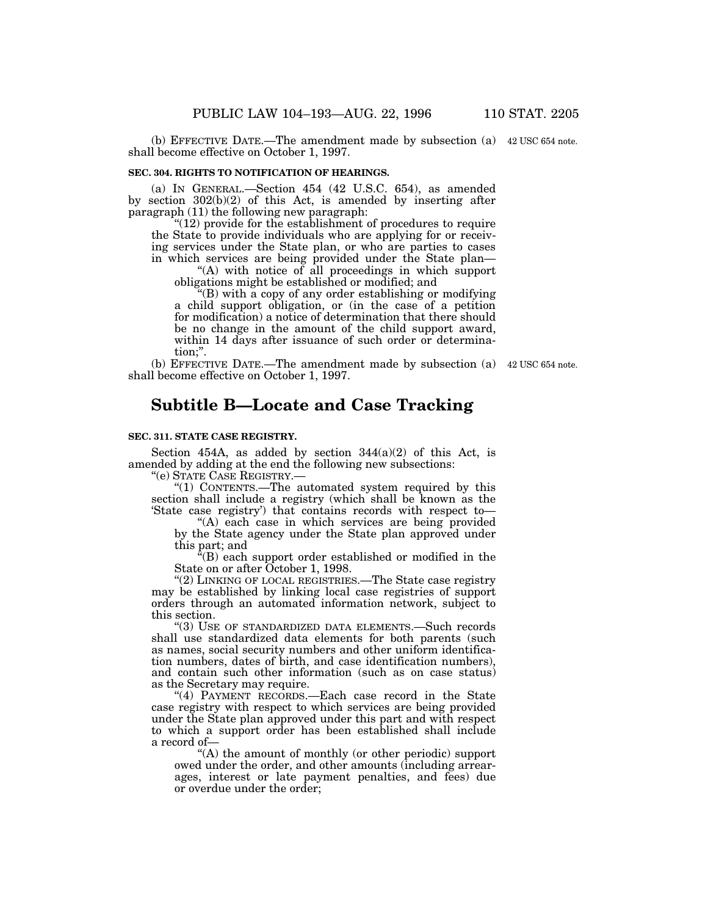(b) EFFECTIVE DATE.—The amendment made by subsection (a) shall become effective on October 1, 1997.

42 USC 654 note.

**SEC. 304. RIGHTS TO NOTIFICATION OF HEARINGS.**

(a) IN GENERAL.—Section 454 (42 U.S.C. 654), as amended by section 302(b)(2) of this Act, is amended by inserting after paragraph (11) the following new paragraph:

"(12) provide for the establishment of procedures to require the State to provide individuals who are applying for or receiving services under the State plan, or who are parties to cases in which services are being provided under the State plan—

"(A) with notice of all proceedings in which support obligations might be established or modified; and

"(B) with a copy of any order establishing or modifying a child support obligation, or (in the case of a petition for modification) a notice of determination that there should be no change in the amount of the child support award, within 14 days after issuance of such order or determination;".

(b) EFFECTIVE DATE.—The amendment made by subsection (a) shall become effective on October 1, 1997.

42 USC 654 note.

# Subtitle B—Locate and Case Tracking

**SEC. 311. STATE CASE REGISTRY.**

Section 454A, as added by section 344(a)(2) of this Act, is amended by adding at the end the following new subsections:

"(e) STATE CASE REGISTRY.—

"(1) CONTENTS.—The automated system required by this section shall include a registry (which shall be known as the 'State case registry') that contains records with respect to—

"(A) each case in which services are being provided by the State agency under the State plan approved under this part; and

"(B) each support order established or modified in the State on or after October 1, 1998.

"(2) LINKING OF LOCAL REGISTRIES.—The State case registry may be established by linking local case registries of support orders through an automated information network, subject to this section.

"(3) USE OF STANDARDIZED DATA ELEMENTS.—Such records shall use standardized data elements for both parents (such as names, social security numbers and other uniform identification numbers, dates of birth, and case identification numbers), and contain such other information (such as on case status) as the Secretary may require.

"(4) PAYMENT RECORDS.—Each case record in the State case registry with respect to which services are being provided under the State plan approved under this part and with respect to which a support order has been established shall include a record of—

"(A) the amount of monthly (or other periodic) support owed under the order, and other amounts (including arrearages, interest or late payment penalties, and fees) due or overdue under the order;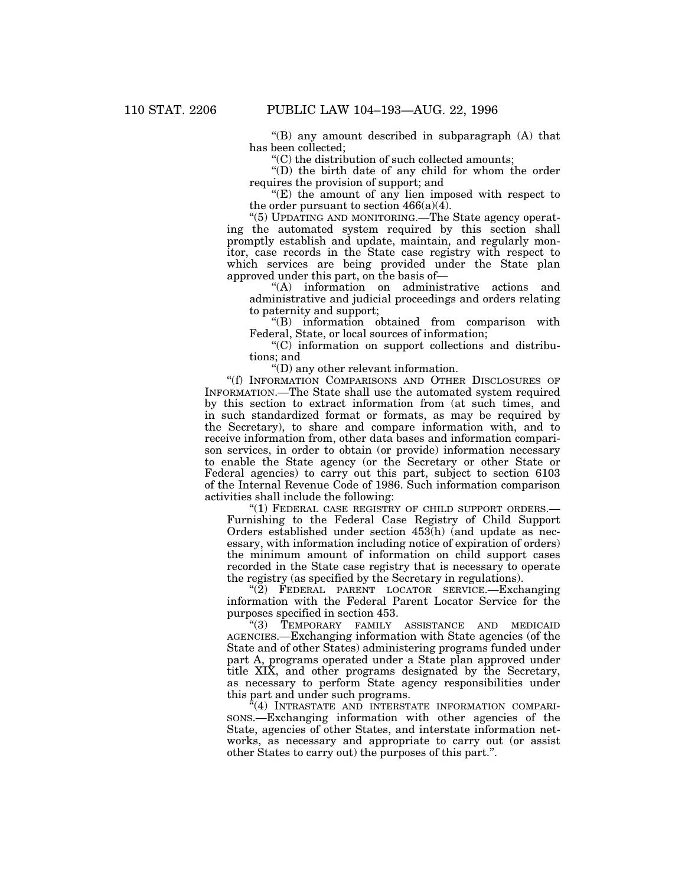"(B) any amount described in subparagraph (A) that has been collected;

"(C) the distribution of such collected amounts;

"(D) the birth date of any child for whom the order requires the provision of support; and

"(E) the amount of any lien imposed with respect to the order pursuant to section 466(a)(4).

"(5) UPDATING AND MONITORING.—The State agency operating the automated system required by this section shall promptly establish and update, maintain, and regularly monitor, case records in the State case registry with respect to which services are being provided under the State plan approved under this part, on the basis of—

"(A) information on administrative actions and administrative and judicial proceedings and orders relating to paternity and support;

"(B) information obtained from comparison with Federal, State, or local sources of information;

"(C) information on support collections and distributions; and

"(D) any other relevant information.

"(f) INFORMATION COMPARISONS AND OTHER DISCLOSURES OF INFORMATION.—The State shall use the automated system required by this section to extract information from (at such times, and in such standardized format or formats, as may be required by the Secretary), to share and compare information with, and to receive information from, other data bases and information comparison services, in order to obtain (or provide) information necessary to enable the State agency (or the Secretary or other State or Federal agencies) to carry out this part, subject to section 6103 of the Internal Revenue Code of 1986. Such information comparison activities shall include the following:

"(1) FEDERAL CASE REGISTRY OF CHILD SUPPORT ORDERS.—Furnishing to the Federal Case Registry of Child Support Orders established under section 453(h) (and update as necessary, with information including notice of expiration of orders) the minimum amount of information on child support cases recorded in the State case registry that is necessary to operate the registry (as specified by the Secretary in regulations).

"(2) FEDERAL PARENT LOCATOR SERVICE.—Exchanging information with the Federal Parent Locator Service for the purposes specified in section 453.

"(3) TEMPORARY FAMILY ASSISTANCE AND MEDICAID AGENCIES.—Exchanging information with State agencies (of the State and of other States) administering programs funded under part A, programs operated under a State plan approved under title XIX, and other programs designated by the Secretary, as necessary to perform State agency responsibilities under this part and under such programs.

"(4) INTRASTATE AND INTERSTATE INFORMATION COMPARISONS.—Exchanging information with other agencies of the State, agencies of other States, and interstate information networks, as necessary and appropriate to carry out (or assist other States to carry out) the purposes of this part.".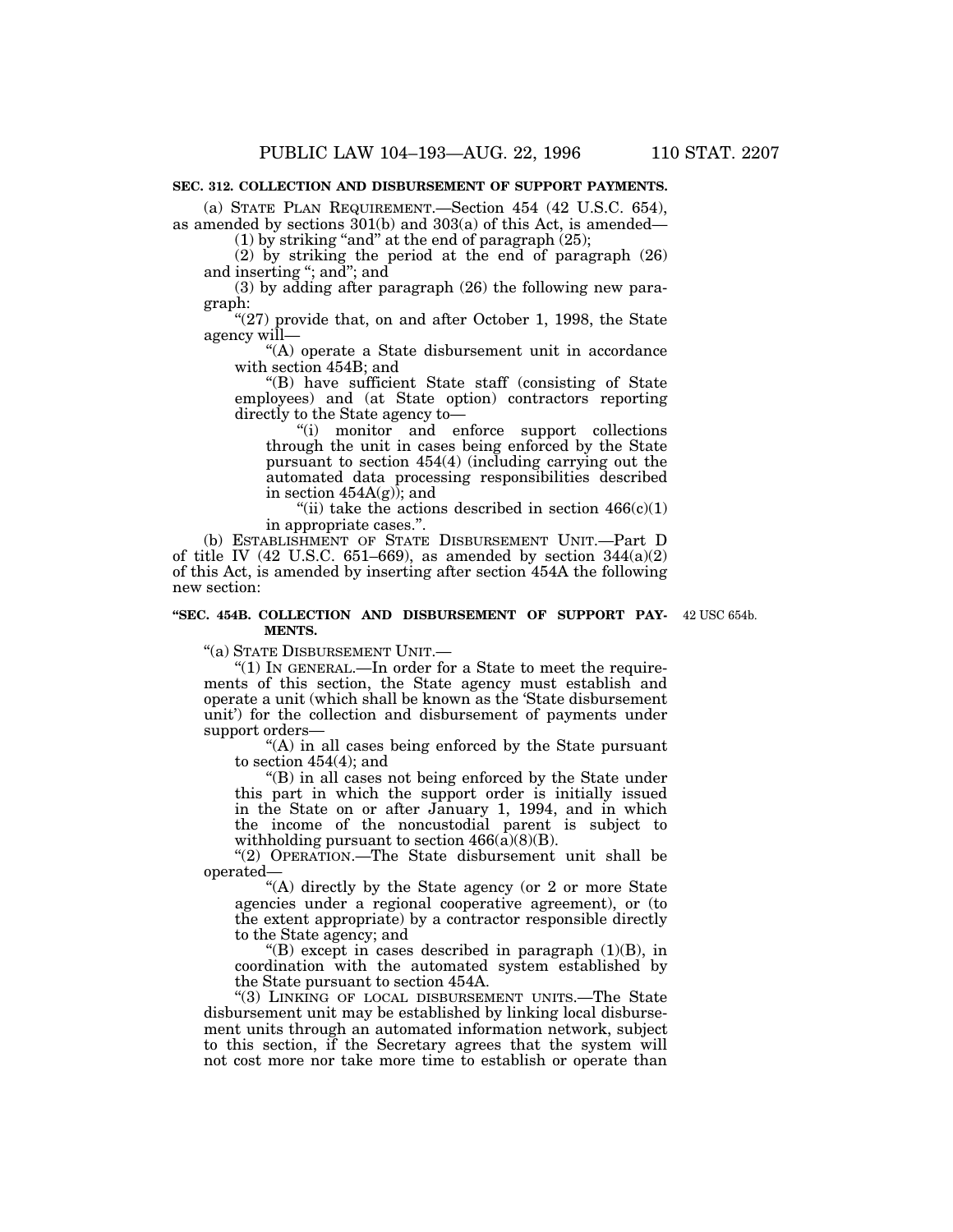**SEC. 312. COLLECTION AND DISBURSEMENT OF SUPPORT PAYMENTS.**

(a) STATE PLAN REQUIREMENT.—Section 454 (42 U.S.C. 654), as amended by sections 301(b) and 303(a) of this Act, is amended—

(1) by striking "and" at the end of paragraph (25);

(2) by striking the period at the end of paragraph (26) and inserting "; and"; and

(3) by adding after paragraph (26) the following new paragraph:

"(27) provide that, on and after October 1, 1998, the State agency will—

"(A) operate a State disbursement unit in accordance with section 454B; and

"(B) have sufficient State staff (consisting of State employees) and (at State option) contractors reporting directly to the State agency to—

"(i) monitor and enforce support collections through the unit in cases being enforced by the State pursuant to section 454(4) (including carrying out the automated data processing responsibilities described in section 454A(g)); and

"(ii) take the actions described in section 466(c)(1) in appropriate cases.".

(b) ESTABLISHMENT OF STATE DISBURSEMENT UNIT.—Part D of title IV (42 U.S.C. 651–669), as amended by section 344(a)(2) of this Act, is amended by inserting after section 454A the following new section:

**"SEC. 454B. COLLECTION AND DISBURSEMENT OF SUPPORT PAYMENTS.**

42 USC 654b.

"(a) STATE DISBURSEMENT UNIT.—

"(1) IN GENERAL.—In order for a State to meet the requirements of this section, the State agency must establish and operate a unit (which shall be known as the 'State disbursement unit') for the collection and disbursement of payments under support orders—

"(A) in all cases being enforced by the State pursuant to section 454(4); and

"(B) in all cases not being enforced by the State under this part in which the support order is initially issued in the State on or after January 1, 1994, and in which the income of the noncustodial parent is subject to withholding pursuant to section 466(a)(8)(B).

"(2) OPERATION.—The State disbursement unit shall be operated—

"(A) directly by the State agency (or 2 or more State agencies under a regional cooperative agreement), or (to the extent appropriate) by a contractor responsible directly to the State agency; and

"(B) except in cases described in paragraph (1)(B), in coordination with the automated system established by the State pursuant to section 454A.

"(3) LINKING OF LOCAL DISBURSEMENT UNITS.—The State disbursement unit may be established by linking local disbursement units through an automated information network, subject to this section, if the Secretary agrees that the system will not cost more nor take more time to establish or operate than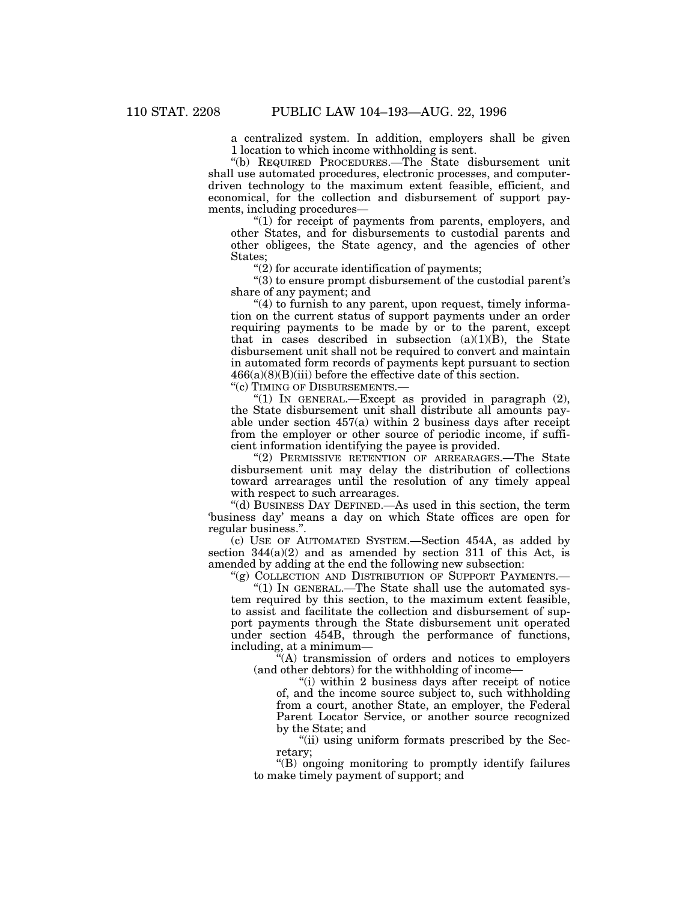a centralized system. In addition, employers shall be given 1 location to which income withholding is sent.

"(b) REQUIRED PROCEDURES.—The State disbursement unit shall use automated procedures, electronic processes, and computer-driven technology to the maximum extent feasible, efficient, and economical, for the collection and disbursement of support payments, including procedures—

"(1) for receipt of payments from parents, employers, and other States, and for disbursements to custodial parents and other obligees, the State agency, and the agencies of other States;

"(2) for accurate identification of payments;

"(3) to ensure prompt disbursement of the custodial parent's share of any payment; and

"(4) to furnish to any parent, upon request, timely information on the current status of support payments under an order requiring payments to be made by or to the parent, except that in cases described in subsection (a)(1)(B), the State disbursement unit shall not be required to convert and maintain in automated form records of payments kept pursuant to section 466(a)(8)(B)(iii) before the effective date of this section.

"(c) TIMING OF DISBURSEMENTS.—

"(1) IN GENERAL.—Except as provided in paragraph (2), the State disbursement unit shall distribute all amounts payable under section 457(a) within 2 business days after receipt from the employer or other source of periodic income, if sufficient information identifying the payee is provided.

"(2) PERMISSIVE RETENTION OF ARREARAGES.—The State disbursement unit may delay the distribution of collections toward arrearages until the resolution of any timely appeal with respect to such arrearages.

"(d) BUSINESS DAY DEFINED.—As used in this section, the term 'business day' means a day on which State offices are open for regular business.".

(c) USE OF AUTOMATED SYSTEM.—Section 454A, as added by section 344(a)(2) and as amended by section 311 of this Act, is amended by adding at the end the following new subsection:

"(g) COLLECTION AND DISTRIBUTION OF SUPPORT PAYMENTS.—

"(1) IN GENERAL.—The State shall use the automated system required by this section, to the maximum extent feasible, to assist and facilitate the collection and disbursement of support payments through the State disbursement unit operated under section 454B, through the performance of functions, including, at a minimum—

"(A) transmission of orders and notices to employers (and other debtors) for the withholding of income—

"(i) within 2 business days after receipt of notice of, and the income source subject to, such withholding from a court, another State, an employer, the Federal Parent Locator Service, or another source recognized by the State; and

"(ii) using uniform formats prescribed by the Secretary;

"(B) ongoing monitoring to promptly identify failures to make timely payment of support; and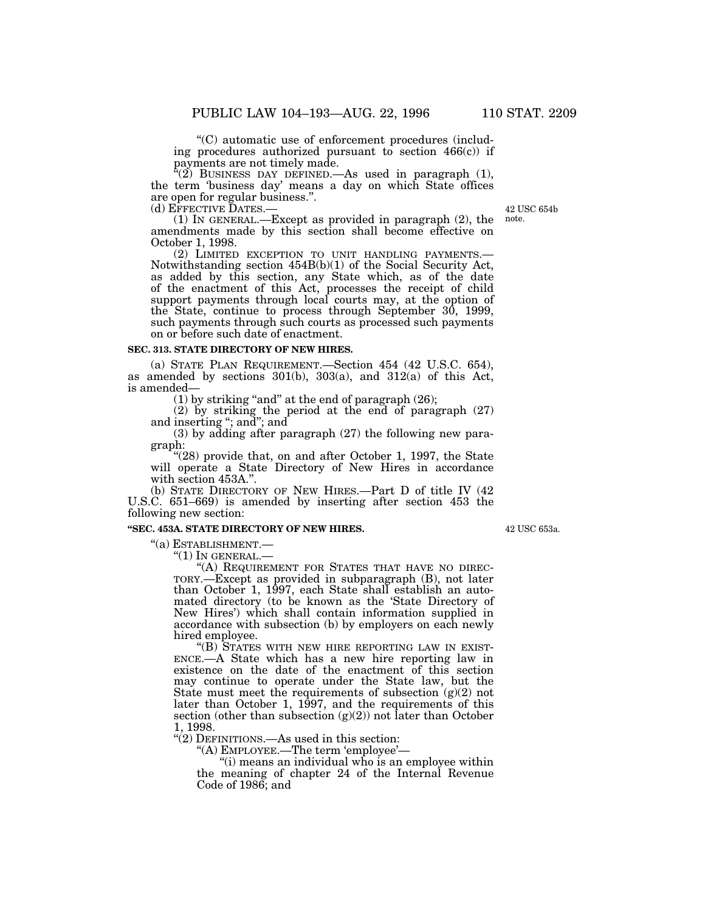"(C) automatic use of enforcement procedures (including procedures authorized pursuant to section 466(c)) if payments are not timely made.

"(2) BUSINESS DAY DEFINED.—As used in paragraph (1), the term 'business day' means a day on which State offices are open for regular business.".

(d) EFFECTIVE DATES.—

42 USC 654b note.

(1) IN GENERAL.—Except as provided in paragraph (2), the amendments made by this section shall become effective on October 1, 1998.

(2) LIMITED EXCEPTION TO UNIT HANDLING PAYMENTS.—Notwithstanding section 454B(b)(1) of the Social Security Act, as added by this section, any State which, as of the date of the enactment of this Act, processes the receipt of child support payments through local courts may, at the option of the State, continue to process through September 30, 1999, such payments through such courts as processed such payments on or before such date of enactment.

**SEC. 313. STATE DIRECTORY OF NEW HIRES.**

(a) STATE PLAN REQUIREMENT.—Section 454 (42 U.S.C. 654), as amended by sections 301(b), 303(a), and 312(a) of this Act, is amended—

(1) by striking "and" at the end of paragraph (26);

(2) by striking the period at the end of paragraph (27) and inserting "; and"; and

(3) by adding after paragraph (27) the following new paragraph:

"(28) provide that, on and after October 1, 1997, the State will operate a State Directory of New Hires in accordance with section 453A.".

(b) STATE DIRECTORY OF NEW HIRES.—Part D of title IV (42 U.S.C. 651–669) is amended by inserting after section 453 the following new section:

**"SEC. 453A. STATE DIRECTORY OF NEW HIRES.**

42 USC 653a.

"(a) ESTABLISHMENT.—

"(1) IN GENERAL.—

"(A) REQUIREMENT FOR STATES THAT HAVE NO DIRECTORY.—Except as provided in subparagraph (B), not later than October 1, 1997, each State shall establish an automated directory (to be known as the 'State Directory of New Hires') which shall contain information supplied in accordance with subsection (b) by employers on each newly hired employee.

"(B) STATES WITH NEW HIRE REPORTING LAW IN EXISTENCE.—A State which has a new hire reporting law in existence on the date of the enactment of this section may continue to operate under the State law, but the State must meet the requirements of subsection (g)(2) not later than October 1, 1997, and the requirements of this section (other than subsection (g)(2)) not later than October 1, 1998.

"(2) DEFINITIONS.—As used in this section:

"(A) EMPLOYEE.—The term 'employee'—

"(i) means an individual who is an employee within the meaning of chapter 24 of the Internal Revenue Code of 1986; and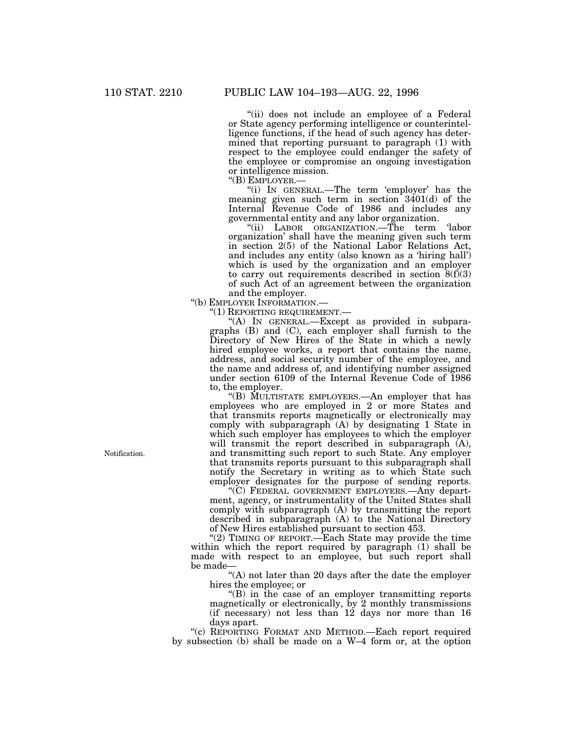"(ii) does not include an employee of a Federal or State agency performing intelligence or counterintelligence functions, if the head of such agency has determined that reporting pursuant to paragraph (1) with respect to the employee could endanger the safety of the employee or compromise an ongoing investigation or intelligence mission.

"(B) EMPLOYER.—

"(i) IN GENERAL.—The term 'employer' has the meaning given such term in section 3401(d) of the Internal Revenue Code of 1986 and includes any governmental entity and any labor organization.

"(ii) LABOR ORGANIZATION.—The term 'labor organization' shall have the meaning given such term in section 2(5) of the National Labor Relations Act, and includes any entity (also known as a 'hiring hall') which is used by the organization and an employer to carry out requirements described in section 8(f)(3) of such Act of an agreement between the organization and the employer.

"(b) EMPLOYER INFORMATION.—

"(1) REPORTING REQUIREMENT.—

"(A) IN GENERAL.—Except as provided in subparagraphs (B) and (C), each employer shall furnish to the Directory of New Hires of the State in which a newly hired employee works, a report that contains the name, address, and social security number of the employee, and the name and address of, and identifying number assigned under section 6109 of the Internal Revenue Code of 1986 to, the employer.

"(B) MULTISTATE EMPLOYERS.—An employer that has employees who are employed in 2 or more States and that transmits reports magnetically or electronically may comply with subparagraph (A) by designating 1 State in which such employer has employees to which the employer will transmit the report described in subparagraph (A), and transmitting such report to such State. Any employer that transmits reports pursuant to this subparagraph shall notify the Secretary in writing as to which State such employer designates for the purpose of sending reports.

Notification.

"(C) FEDERAL GOVERNMENT EMPLOYERS.—Any department, agency, or instrumentality of the United States shall comply with subparagraph (A) by transmitting the report described in subparagraph (A) to the National Directory of New Hires established pursuant to section 453.

"(2) TIMING OF REPORT.—Each State may provide the time within which the report required by paragraph (1) shall be made with respect to an employee, but such report shall be made—

"(A) not later than 20 days after the date the employer hires the employee; or

"(B) in the case of an employer transmitting reports magnetically or electronically, by 2 monthly transmissions (if necessary) not less than 12 days nor more than 16 days apart.

"(c) REPORTING FORMAT AND METHOD.—Each report required by subsection (b) shall be made on a W–4 form or, at the option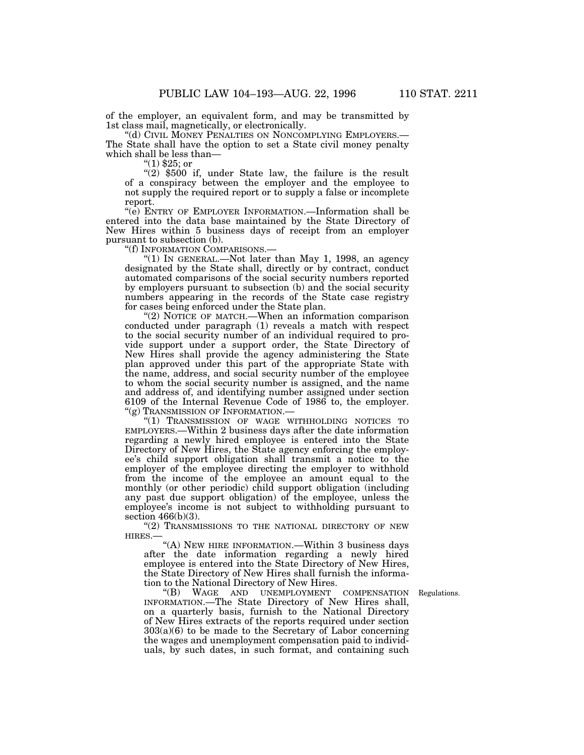of the employer, an equivalent form, and may be transmitted by 1st class mail, magnetically, or electronically.

"(d) CIVIL MONEY PENALTIES ON NONCOMPLYING EMPLOYERS.—The State shall have the option to set a State civil money penalty which shall be less than—

"(1) $25; or

"(2) $500 if, under State law, the failure is the result of a conspiracy between the employer and the employee to not supply the required report or to supply a false or incomplete report.

"(e) ENTRY OF EMPLOYER INFORMATION.—Information shall be entered into the data base maintained by the State Directory of New Hires within 5 business days of receipt from an employer pursuant to subsection (b).

"(f) INFORMATION COMPARISONS.—

"(1) IN GENERAL.—Not later than May 1, 1998, an agency designated by the State shall, directly or by contract, conduct automated comparisons of the social security numbers reported by employers pursuant to subsection (b) and the social security numbers appearing in the records of the State case registry for cases being enforced under the State plan.

"(2) NOTICE OF MATCH.—When an information comparison conducted under paragraph (1) reveals a match with respect to the social security number of an individual required to provide support under a support order, the State Directory of New Hires shall provide the agency administering the State plan approved under this part of the appropriate State with the name, address, and social security number of the employee to whom the social security number is assigned, and the name and address of, and identifying number assigned under section 6109 of the Internal Revenue Code of 1986 to, the employer.

"(g) TRANSMISSION OF INFORMATION.—

"(1) TRANSMISSION OF WAGE WITHHOLDING NOTICES TO EMPLOYERS.—Within 2 business days after the date information regarding a newly hired employee is entered into the State Directory of New Hires, the State agency enforcing the employee's child support obligation shall transmit a notice to the employer of the employee directing the employer to withhold from the income of the employee an amount equal to the monthly (or other periodic) child support obligation (including any past due support obligation) of the employee, unless the employee's income is not subject to withholding pursuant to section 466(b)(3).

"(2) TRANSMISSIONS TO THE NATIONAL DIRECTORY OF NEW HIRES.—

"(A) NEW HIRE INFORMATION.—Within 3 business days after the date information regarding a newly hired employee is entered into the State Directory of New Hires, the State Directory of New Hires shall furnish the information to the National Directory of New Hires.

"(B) WAGE AND UNEMPLOYMENT COMPENSATION INFORMATION.—The State Directory of New Hires shall, on a quarterly basis, furnish to the National Directory of New Hires extracts of the reports required under section 303(a)(6) to be made to the Secretary of Labor concerning the wages and unemployment compensation paid to individuals, by such dates, in such format, and containing such

Regulations.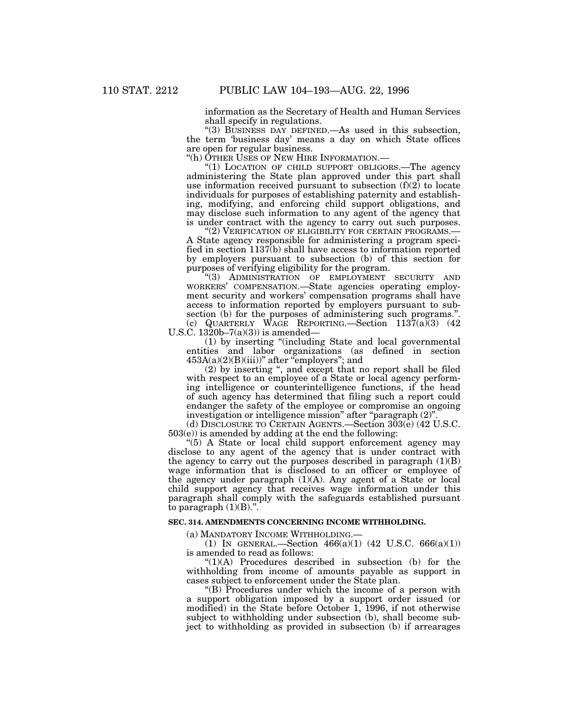information as the Secretary of Health and Human Services shall specify in regulations.

"(3) BUSINESS DAY DEFINED.—As used in this subsection, the term 'business day' means a day on which State offices are open for regular business.

"(h) OTHER USES OF NEW HIRE INFORMATION.—

"(1) LOCATION OF CHILD SUPPORT OBLIGORS.—The agency administering the State plan approved under this part shall use information received pursuant to subsection (f)(2) to locate individuals for purposes of establishing paternity and establishing, modifying, and enforcing child support obligations, and may disclose such information to any agent of the agency that is under contract with the agency to carry out such purposes.

"(2) VERIFICATION OF ELIGIBILITY FOR CERTAIN PROGRAMS.—A State agency responsible for administering a program specified in section 1137(b) shall have access to information reported by employers pursuant to subsection (b) of this section for purposes of verifying eligibility for the program.

"(3) ADMINISTRATION OF EMPLOYMENT SECURITY AND WORKERS' COMPENSATION.—State agencies operating employment security and workers' compensation programs shall have access to information reported by employers pursuant to subsection (b) for the purposes of administering such programs.".

(c) QUARTERLY WAGE REPORTING.—Section 1137(a)(3) (42 U.S.C. 1320b–7(a)(3)) is amended—

(1) by inserting "(including State and local governmental entities and labor organizations (as defined in section 453A(a)(2)(B)(iii))" after "employers"; and

(2) by inserting ", and except that no report shall be filed with respect to an employee of a State or local agency performing intelligence or counterintelligence functions, if the head of such agency has determined that filing such a report could endanger the safety of the employee or compromise an ongoing investigation or intelligence mission" after "paragraph (2)".

(d) DISCLOSURE TO CERTAIN AGENTS.—Section 303(e) (42 U.S.C. 503(e)) is amended by adding at the end the following:

"(5) A State or local child support enforcement agency may disclose to any agent of the agency that is under contract with the agency to carry out the purposes described in paragraph (1)(B) wage information that is disclosed to an officer or employee of the agency under paragraph (1)(A). Any agent of a State or local child support agency that receives wage information under this paragraph shall comply with the safeguards established pursuant to paragraph (1)(B).".

**SEC. 314. AMENDMENTS CONCERNING INCOME WITHHOLDING.**

(a) MANDATORY INCOME WITHHOLDING.—

(1) IN GENERAL.—Section 466(a)(1) (42 U.S.C. 666(a)(1)) is amended to read as follows:

"(1)(A) Procedures described in subsection (b) for the withholding from income of amounts payable as support in cases subject to enforcement under the State plan.

"(B) Procedures under which the income of a person with a support obligation imposed by a support order issued (or modified) in the State before October 1, 1996, if not otherwise subject to withholding under subsection (b), shall become subject to withholding as provided in subsection (b) if arrearages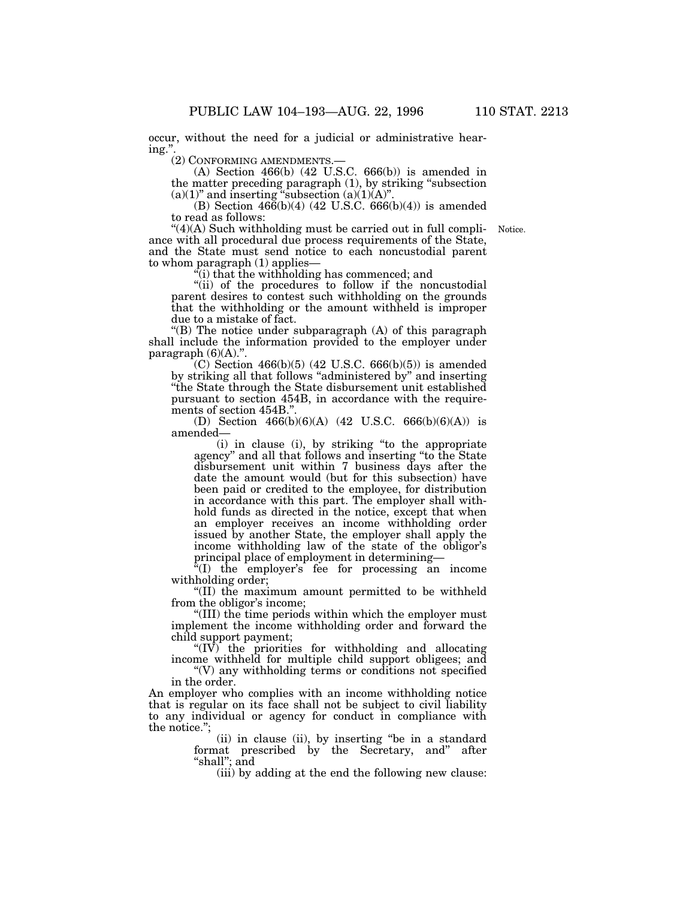occur, without the need for a judicial or administrative hearing.".

(2) CONFORMING AMENDMENTS.—

(A) Section 466(b) (42 U.S.C. 666(b)) is amended in the matter preceding paragraph (1), by striking "subsection (a)(1)" and inserting "subsection (a)(1)(A)".

(B) Section 466(b)(4) (42 U.S.C. 666(b)(4)) is amended to read as follows:

Notice.

"(4)(A) Such withholding must be carried out in full compliance with all procedural due process requirements of the State, and the State must send notice to each noncustodial parent to whom paragraph (1) applies—

"(i) that the withholding has commenced; and

"(ii) of the procedures to follow if the noncustodial parent desires to contest such withholding on the grounds that the withholding or the amount withheld is improper due to a mistake of fact.

"(B) The notice under subparagraph (A) of this paragraph shall include the information provided to the employer under paragraph (6)(A).".

(C) Section 466(b)(5) (42 U.S.C. 666(b)(5)) is amended by striking all that follows "administered by" and inserting "the State through the State disbursement unit established pursuant to section 454B, in accordance with the requirements of section 454B.".

(D) Section 466(b)(6)(A) (42 U.S.C. 666(b)(6)(A)) is amended—

(i) in clause (i), by striking "to the appropriate agency" and all that follows and inserting "to the State disbursement unit within 7 business days after the date the amount would (but for this subsection) have been paid or credited to the employee, for distribution in accordance with this part. The employer shall withhold funds as directed in the notice, except that when an employer receives an income withholding order issued by another State, the employer shall apply the income withholding law of the state of the obligor's principal place of employment in determining—

"(I) the employer's fee for processing an income withholding order;

"(II) the maximum amount permitted to be withheld from the obligor's income;

"(III) the time periods within which the employer must implement the income withholding order and forward the child support payment;

"(IV) the priorities for withholding and allocating income withheld for multiple child support obligees; and

"(V) any withholding terms or conditions not specified in the order.

An employer who complies with an income withholding notice that is regular on its face shall not be subject to civil liability to any individual or agency for conduct in compliance with the notice.";

(ii) in clause (ii), by inserting "be in a standard format prescribed by the Secretary, and" after "shall"; and

(iii) by adding at the end the following new clause: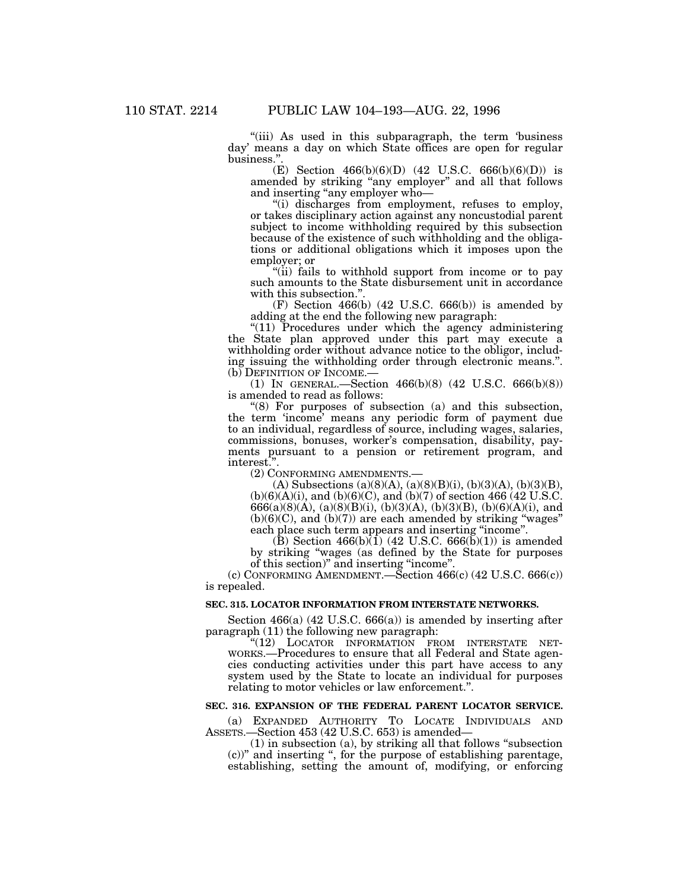"(iii) As used in this subparagraph, the term 'business day' means a day on which State offices are open for regular business.".

(E) Section 466(b)(6)(D) (42 U.S.C. 666(b)(6)(D)) is amended by striking "any employer" and all that follows and inserting "any employer who—

"(i) discharges from employment, refuses to employ, or takes disciplinary action against any noncustodial parent subject to income withholding required by this subsection because of the existence of such withholding and the obligations or additional obligations which it imposes upon the employer; or

"(ii) fails to withhold support from income or to pay such amounts to the State disbursement unit in accordance with this subsection.".

(F) Section 466(b) (42 U.S.C. 666(b)) is amended by adding at the end the following new paragraph:

"(11) Procedures under which the agency administering the State plan approved under this part may execute a withholding order without advance notice to the obligor, including issuing the withholding order through electronic means.".

(b) DEFINITION OF INCOME.—

(1) IN GENERAL.—Section 466(b)(8) (42 U.S.C. 666(b)(8)) is amended to read as follows:

"(8) For purposes of subsection (a) and this subsection, the term 'income' means any periodic form of payment due to an individual, regardless of source, including wages, salaries, commissions, bonuses, worker's compensation, disability, payments pursuant to a pension or retirement program, and interest.".

(2) CONFORMING AMENDMENTS.—

(A) Subsections (a)(8)(A), (a)(8)(B)(i), (b)(3)(A), (b)(3)(B), (b)(6)(A)(i), and (b)(6)(C), and (b)(7) of section 466 (42 U.S.C. 666(a)(8)(A), (a)(8)(B)(i), (b)(3)(A), (b)(3)(B), (b)(6)(A)(i), and (b)(6)(C), and (b)(7)) are each amended by striking "wages" each place such term appears and inserting "income".

(B) Section 466(b)(1) (42 U.S.C. 666(b)(1)) is amended by striking "wages (as defined by the State for purposes of this section)" and inserting "income".

(c) CONFORMING AMENDMENT.—Section 466(c) (42 U.S.C. 666(c)) is repealed.

**SEC. 315. LOCATOR INFORMATION FROM INTERSTATE NETWORKS.**

Section 466(a) (42 U.S.C. 666(a)) is amended by inserting after paragraph (11) the following new paragraph:

"(12) LOCATOR INFORMATION FROM INTERSTATE NETWORKS.—Procedures to ensure that all Federal and State agencies conducting activities under this part have access to any system used by the State to locate an individual for purposes relating to motor vehicles or law enforcement.".

**SEC. 316. EXPANSION OF THE FEDERAL PARENT LOCATOR SERVICE.**

(a) EXPANDED AUTHORITY TO LOCATE INDIVIDUALS AND ASSETS.—Section 453 (42 U.S.C. 653) is amended—

(1) in subsection (a), by striking all that follows "subsection (c))" and inserting ", for the purpose of establishing parentage, establishing, setting the amount of, modifying, or enforcing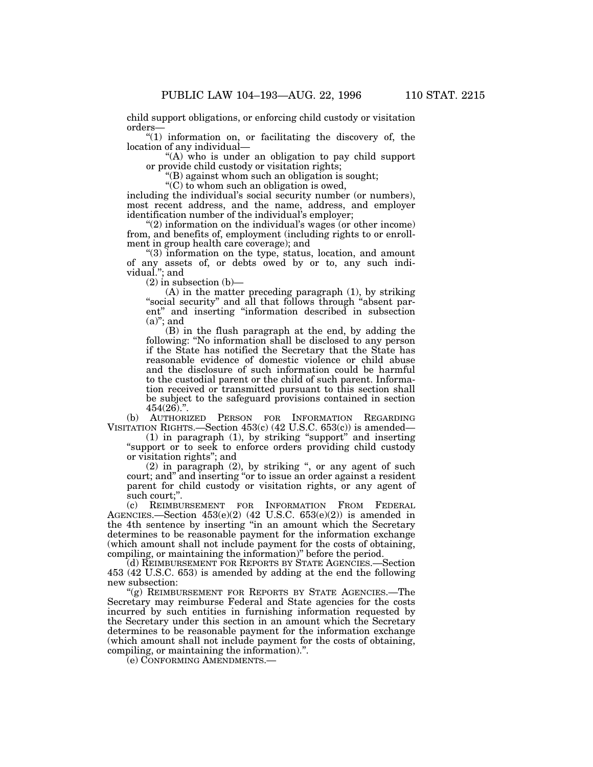child support obligations, or enforcing child custody or visitation orders—

"(1) information on, or facilitating the discovery of, the location of any individual—

"(A) who is under an obligation to pay child support or provide child custody or visitation rights;

"(B) against whom such an obligation is sought;

"(C) to whom such an obligation is owed,

including the individual's social security number (or numbers), most recent address, and the name, address, and employer identification number of the individual's employer;

"(2) information on the individual's wages (or other income) from, and benefits of, employment (including rights to or enrollment in group health care coverage); and

"(3) information on the type, status, location, and amount of any assets of, or debts owed by or to, any such individual."; and

(2) in subsection (b)—

(A) in the matter preceding paragraph (1), by striking "social security" and all that follows through "absent parent" and inserting "information described in subsection (a)"; and

(B) in the flush paragraph at the end, by adding the following: "No information shall be disclosed to any person if the State has notified the Secretary that the State has reasonable evidence of domestic violence or child abuse and the disclosure of such information could be harmful to the custodial parent or the child of such parent. Information received or transmitted pursuant to this section shall be subject to the safeguard provisions contained in section 454(26).".

(b) AUTHORIZED PERSON FOR INFORMATION REGARDING VISITATION RIGHTS.—Section 453(c) (42 U.S.C. 653(c)) is amended—

(1) in paragraph (1), by striking "support" and inserting "support or to seek to enforce orders providing child custody or visitation rights"; and

(2) in paragraph (2), by striking ", or any agent of such court; and" and inserting "or to issue an order against a resident parent for child custody or visitation rights, or any agent of such court;".

(c) REIMBURSEMENT FOR INFORMATION FROM FEDERAL AGENCIES.—Section 453(e)(2) (42 U.S.C. 653(e)(2)) is amended in the 4th sentence by inserting "in an amount which the Secretary determines to be reasonable payment for the information exchange (which amount shall not include payment for the costs of obtaining, compiling, or maintaining the information)" before the period.

(d) REIMBURSEMENT FOR REPORTS BY STATE AGENCIES.—Section 453 (42 U.S.C. 653) is amended by adding at the end the following new subsection:

"(g) REIMBURSEMENT FOR REPORTS BY STATE AGENCIES.—The Secretary may reimburse Federal and State agencies for the costs incurred by such entities in furnishing information requested by the Secretary under this section in an amount which the Secretary determines to be reasonable payment for the information exchange (which amount shall not include payment for the costs of obtaining, compiling, or maintaining the information).".

(e) CONFORMING AMENDMENTS.—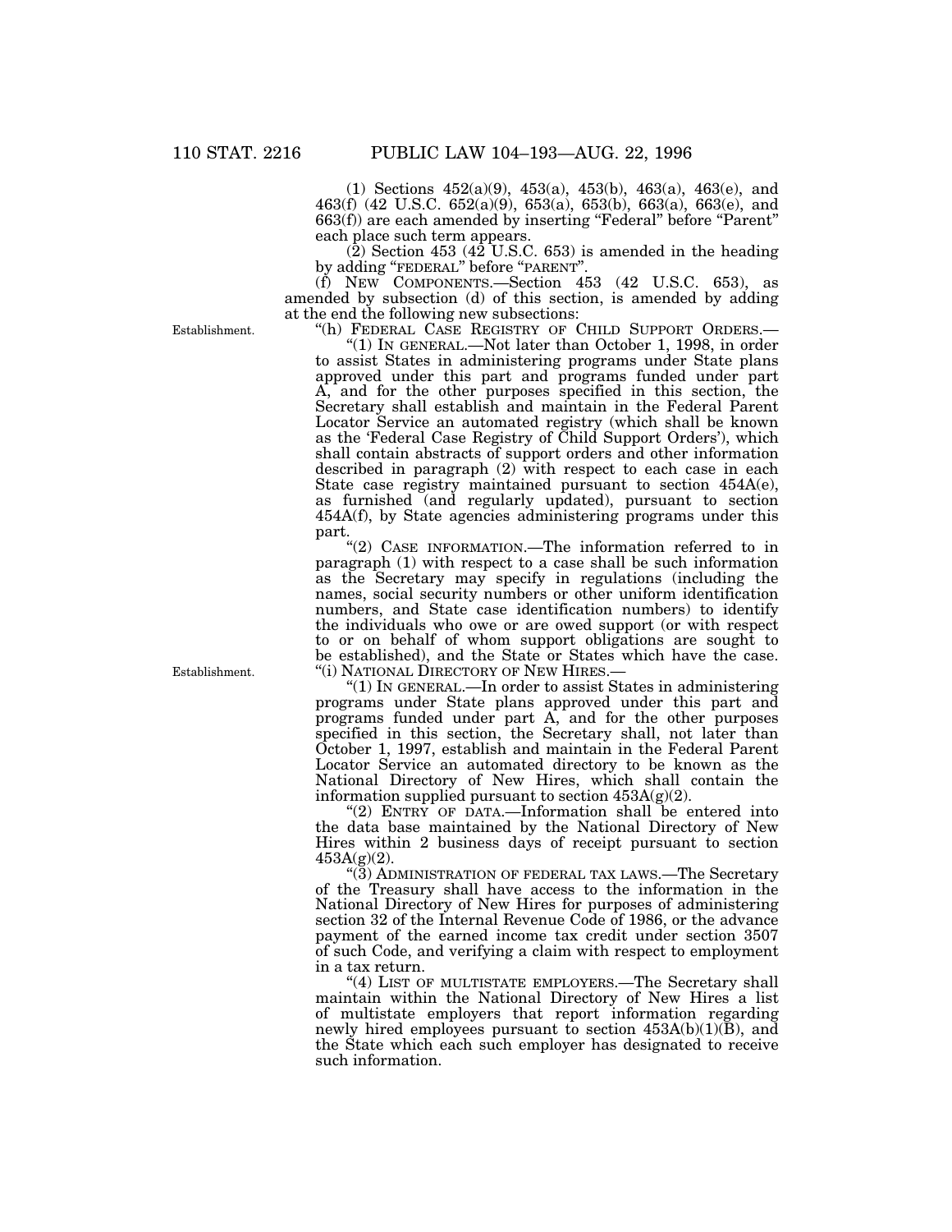(1) Sections 452(a)(9), 453(a), 453(b), 463(a), 463(e), and 463(f) (42 U.S.C. 652(a)(9), 653(a), 653(b), 663(a), 663(e), and 663(f)) are each amended by inserting "Federal" before "Parent" each place such term appears.

(2) Section 453 (42 U.S.C. 653) is amended in the heading by adding "FEDERAL" before "PARENT".

(f) NEW COMPONENTS.—Section 453 (42 U.S.C. 653), as amended by subsection (d) of this section, is amended by adding at the end the following new subsections:

Establishment.

"(h) FEDERAL CASE REGISTRY OF CHILD SUPPORT ORDERS.—

"(1) IN GENERAL.—Not later than October 1, 1998, in order to assist States in administering programs under State plans approved under this part and programs funded under part A, and for the other purposes specified in this section, the Secretary shall establish and maintain in the Federal Parent Locator Service an automated registry (which shall be known as the 'Federal Case Registry of Child Support Orders'), which shall contain abstracts of support orders and other information described in paragraph (2) with respect to each case in each State case registry maintained pursuant to section 454A(e), as furnished (and regularly updated), pursuant to section 454A(f), by State agencies administering programs under this part.

"(2) CASE INFORMATION.—The information referred to in paragraph (1) with respect to a case shall be such information as the Secretary may specify in regulations (including the names, social security numbers or other uniform identification numbers, and State case identification numbers) to identify the individuals who owe or are owed support (or with respect to or on behalf of whom support obligations are sought to be established), and the State or States which have the case.

Establishment.

"(i) NATIONAL DIRECTORY OF NEW HIRES.—

"(1) IN GENERAL.—In order to assist States in administering programs under State plans approved under this part and programs funded under part A, and for the other purposes specified in this section, the Secretary shall, not later than October 1, 1997, establish and maintain in the Federal Parent Locator Service an automated directory to be known as the National Directory of New Hires, which shall contain the information supplied pursuant to section 453A(g)(2).

"(2) ENTRY OF DATA.—Information shall be entered into the data base maintained by the National Directory of New Hires within 2 business days of receipt pursuant to section 453A(g)(2).

"(3) ADMINISTRATION OF FEDERAL TAX LAWS.—The Secretary of the Treasury shall have access to the information in the National Directory of New Hires for purposes of administering section 32 of the Internal Revenue Code of 1986, or the advance payment of the earned income tax credit under section 3507 of such Code, and verifying a claim with respect to employment in a tax return.

"(4) LIST OF MULTISTATE EMPLOYERS.—The Secretary shall maintain within the National Directory of New Hires a list of multistate employers that report information regarding newly hired employees pursuant to section 453A(b)(1)(B), and the State which each such employer has designated to receive such information.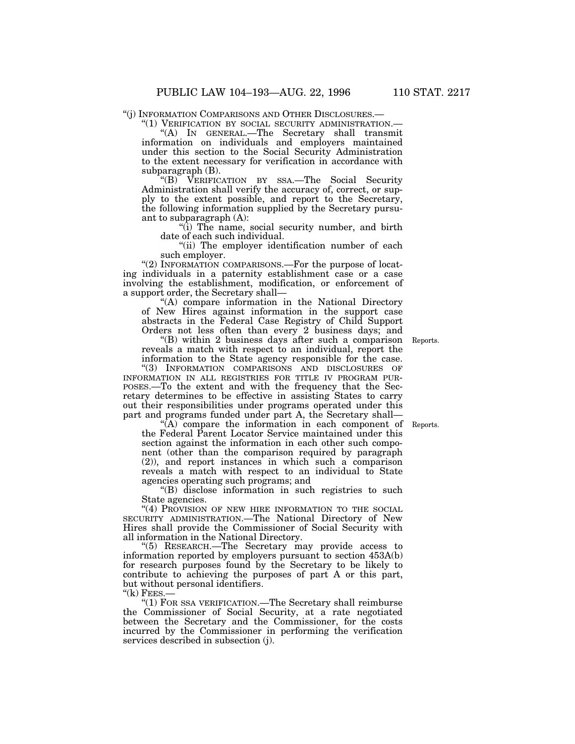"(j) INFORMATION COMPARISONS AND OTHER DISCLOSURES.—

"(1) VERIFICATION BY SOCIAL SECURITY ADMINISTRATION.—

"(A) IN GENERAL.—The Secretary shall transmit information on individuals and employers maintained under this section to the Social Security Administration to the extent necessary for verification in accordance with subparagraph (B).

"(B) VERIFICATION BY SSA.—The Social Security Administration shall verify the accuracy of, correct, or supply to the extent possible, and report to the Secretary, the following information supplied by the Secretary pursuant to subparagraph (A):

"(i) The name, social security number, and birth date of each such individual.

"(ii) The employer identification number of each such employer.

"(2) INFORMATION COMPARISONS.—For the purpose of locating individuals in a paternity establishment case or a case involving the establishment, modification, or enforcement of a support order, the Secretary shall—

"(A) compare information in the National Directory of New Hires against information in the support case abstracts in the Federal Case Registry of Child Support Orders not less often than every 2 business days; and

Reports.

"(B) within 2 business days after such a comparison reveals a match with respect to an individual, report the information to the State agency responsible for the case.

"(3) INFORMATION COMPARISONS AND DISCLOSURES OF INFORMATION IN ALL REGISTRIES FOR TITLE IV PROGRAM PURPOSES.—To the extent and with the frequency that the Secretary determines to be effective in assisting States to carry out their responsibilities under programs operated under this part and programs funded under part A, the Secretary shall—

Reports.

"(A) compare the information in each component of the Federal Parent Locator Service maintained under this section against the information in each other such component (other than the comparison required by paragraph (2)), and report instances in which such a comparison reveals a match with respect to an individual to State agencies operating such programs; and

"(B) disclose information in such registries to such State agencies.

"(4) PROVISION OF NEW HIRE INFORMATION TO THE SOCIAL SECURITY ADMINISTRATION.—The National Directory of New Hires shall provide the Commissioner of Social Security with all information in the National Directory.

"(5) RESEARCH.—The Secretary may provide access to information reported by employers pursuant to section 453A(b) for research purposes found by the Secretary to be likely to contribute to achieving the purposes of part A or this part, but without personal identifiers.

"(k) FEES.—

"(1) FOR SSA VERIFICATION.—The Secretary shall reimburse the Commissioner of Social Security, at a rate negotiated between the Secretary and the Commissioner, for the costs incurred by the Commissioner in performing the verification services described in subsection (j).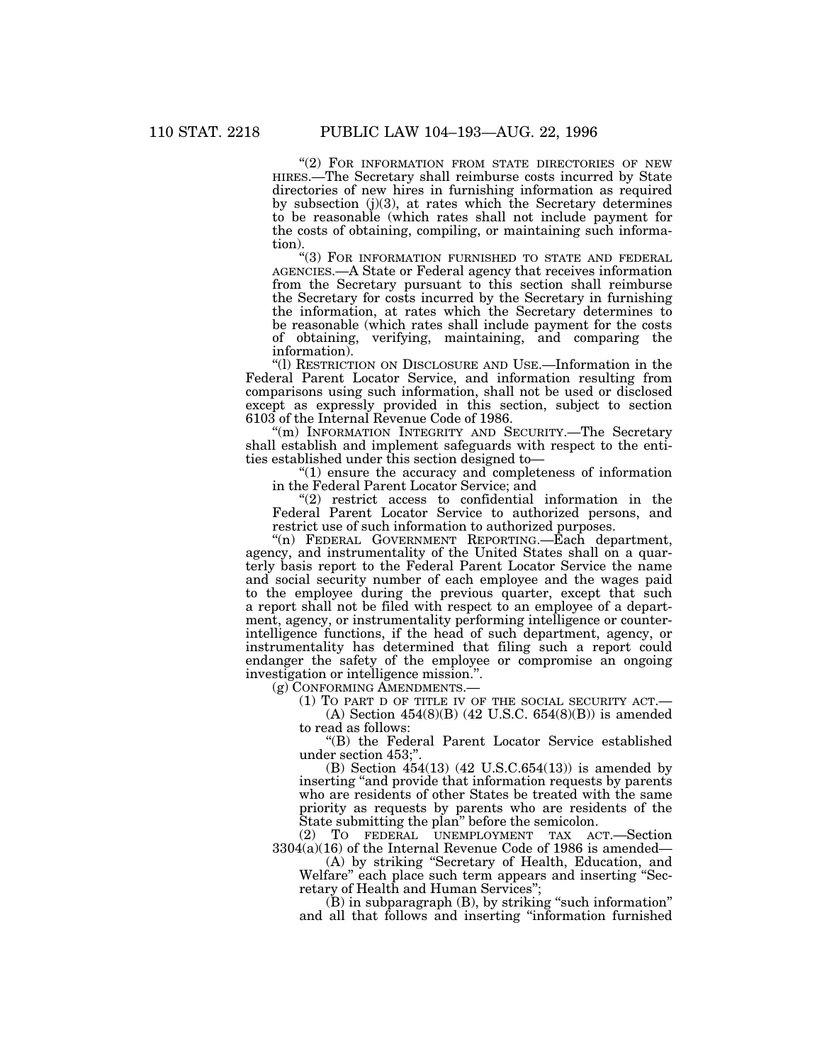"(2) FOR INFORMATION FROM STATE DIRECTORIES OF NEW HIRES.—The Secretary shall reimburse costs incurred by State directories of new hires in furnishing information as required by subsection (j)(3), at rates which the Secretary determines to be reasonable (which rates shall not include payment for the costs of obtaining, compiling, or maintaining such information).

"(3) FOR INFORMATION FURNISHED TO STATE AND FEDERAL AGENCIES.—A State or Federal agency that receives information from the Secretary pursuant to this section shall reimburse the Secretary for costs incurred by the Secretary in furnishing the information, at rates which the Secretary determines to be reasonable (which rates shall include payment for the costs of obtaining, verifying, maintaining, and comparing the information).

"(l) RESTRICTION ON DISCLOSURE AND USE.—Information in the Federal Parent Locator Service, and information resulting from comparisons using such information, shall not be used or disclosed except as expressly provided in this section, subject to section 6103 of the Internal Revenue Code of 1986.

"(m) INFORMATION INTEGRITY AND SECURITY.—The Secretary shall establish and implement safeguards with respect to the entities established under this section designed to—

"(1) ensure the accuracy and completeness of information in the Federal Parent Locator Service; and

"(2) restrict access to confidential information in the Federal Parent Locator Service to authorized persons, and restrict use of such information to authorized purposes.

"(n) FEDERAL GOVERNMENT REPORTING.—Each department, agency, and instrumentality of the United States shall on a quarterly basis report to the Federal Parent Locator Service the name and social security number of each employee and the wages paid to the employee during the previous quarter, except that such a report shall not be filed with respect to an employee of a department, agency, or instrumentality performing intelligence or counterintelligence functions, if the head of such department, agency, or instrumentality has determined that filing such a report could endanger the safety of the employee or compromise an ongoing investigation or intelligence mission.".

(g) CONFORMING AMENDMENTS.—

(1) TO PART D OF TITLE IV OF THE SOCIAL SECURITY ACT.—

(A) Section 454(8)(B) (42 U.S.C. 654(8)(B)) is amended to read as follows:

"(B) the Federal Parent Locator Service established under section 453;".

(B) Section 454(13) (42 U.S.C.654(13)) is amended by inserting "and provide that information requests by parents who are residents of other States be treated with the same priority as requests by parents who are residents of the State submitting the plan" before the semicolon.

(2) TO FEDERAL UNEMPLOYMENT TAX ACT.—Section 3304(a)(16) of the Internal Revenue Code of 1986 is amended—

(A) by striking "Secretary of Health, Education, and Welfare" each place such term appears and inserting "Secretary of Health and Human Services";

(B) in subparagraph (B), by striking "such information" and all that follows and inserting "information furnished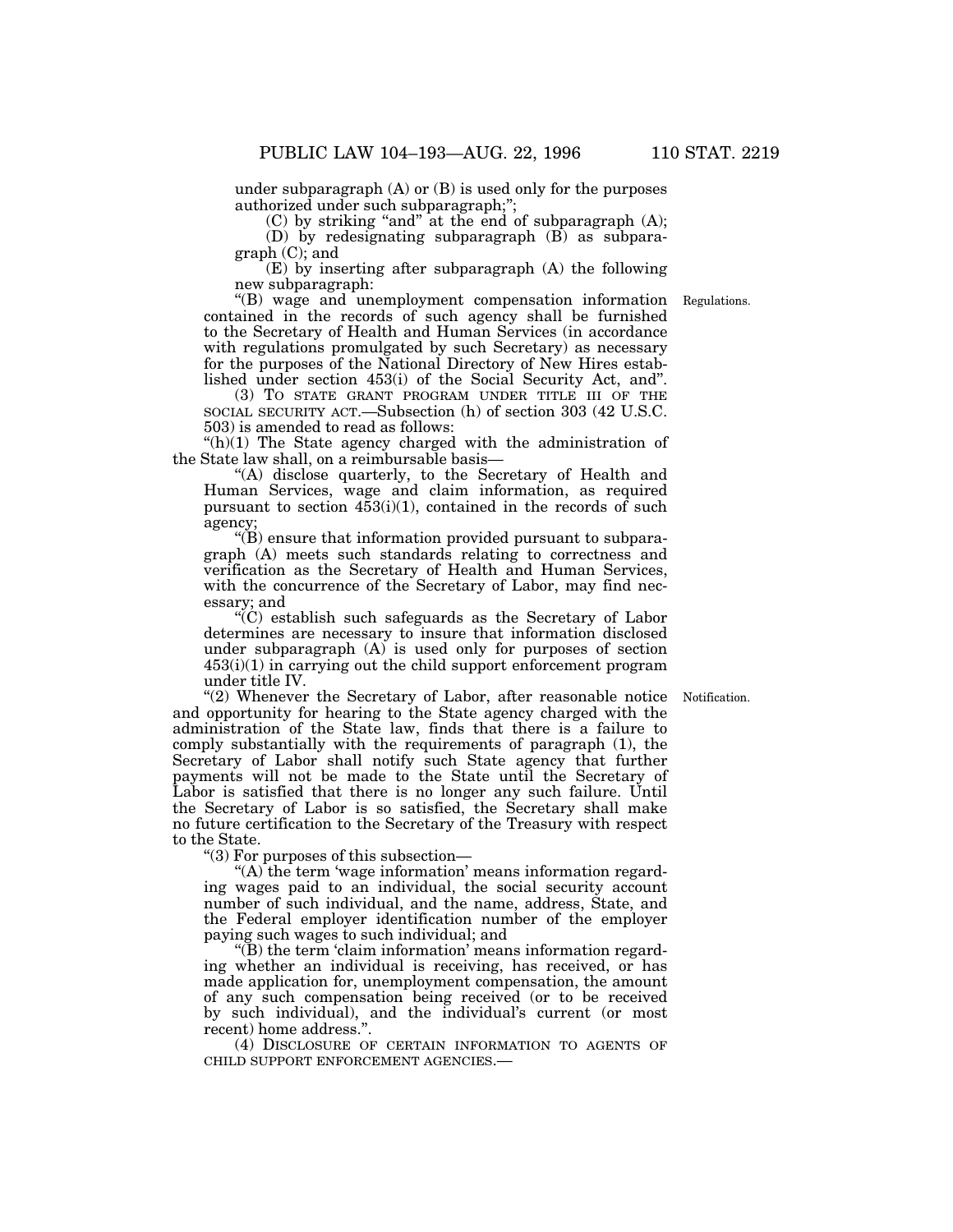under subparagraph (A) or (B) is used only for the purposes authorized under such subparagraph;";

(C) by striking "and" at the end of subparagraph (A);

(D) by redesignating subparagraph (B) as subparagraph (C); and

(E) by inserting after subparagraph (A) the following new subparagraph:

"(B) wage and unemployment compensation information contained in the records of such agency shall be furnished to the Secretary of Health and Human Services (in accordance with regulations promulgated by such Secretary) as necessary for the purposes of the National Directory of New Hires established under section 453(i) of the Social Security Act, and".

Regulations.

(3) TO STATE GRANT PROGRAM UNDER TITLE III OF THE SOCIAL SECURITY ACT.—Subsection (h) of section 303 (42 U.S.C. 503) is amended to read as follows:

"(h)(1) The State agency charged with the administration of the State law shall, on a reimbursable basis—

"(A) disclose quarterly, to the Secretary of Health and Human Services, wage and claim information, as required pursuant to section 453(i)(1), contained in the records of such agency;

"(B) ensure that information provided pursuant to subparagraph (A) meets such standards relating to correctness and verification as the Secretary of Health and Human Services, with the concurrence of the Secretary of Labor, may find necessary; and

"(C) establish such safeguards as the Secretary of Labor determines are necessary to insure that information disclosed under subparagraph (A) is used only for purposes of section 453(i)(1) in carrying out the child support enforcement program under title IV.

"(2) Whenever the Secretary of Labor, after reasonable notice and opportunity for hearing to the State agency charged with the administration of the State law, finds that there is a failure to comply substantially with the requirements of paragraph (1), the Secretary of Labor shall notify such State agency that further payments will not be made to the State until the Secretary of Labor is satisfied that there is no longer any such failure. Until the Secretary of Labor is so satisfied, the Secretary shall make no future certification to the Secretary of the Treasury with respect to the State.

Notification.

"(3) For purposes of this subsection—

"(A) the term 'wage information' means information regarding wages paid to an individual, the social security account number of such individual, and the name, address, State, and the Federal employer identification number of the employer paying such wages to such individual; and

"(B) the term 'claim information' means information regarding whether an individual is receiving, has received, or has made application for, unemployment compensation, the amount of any such compensation being received (or to be received by such individual), and the individual's current (or most recent) home address.".

(4) DISCLOSURE OF CERTAIN INFORMATION TO AGENTS OF CHILD SUPPORT ENFORCEMENT AGENCIES.—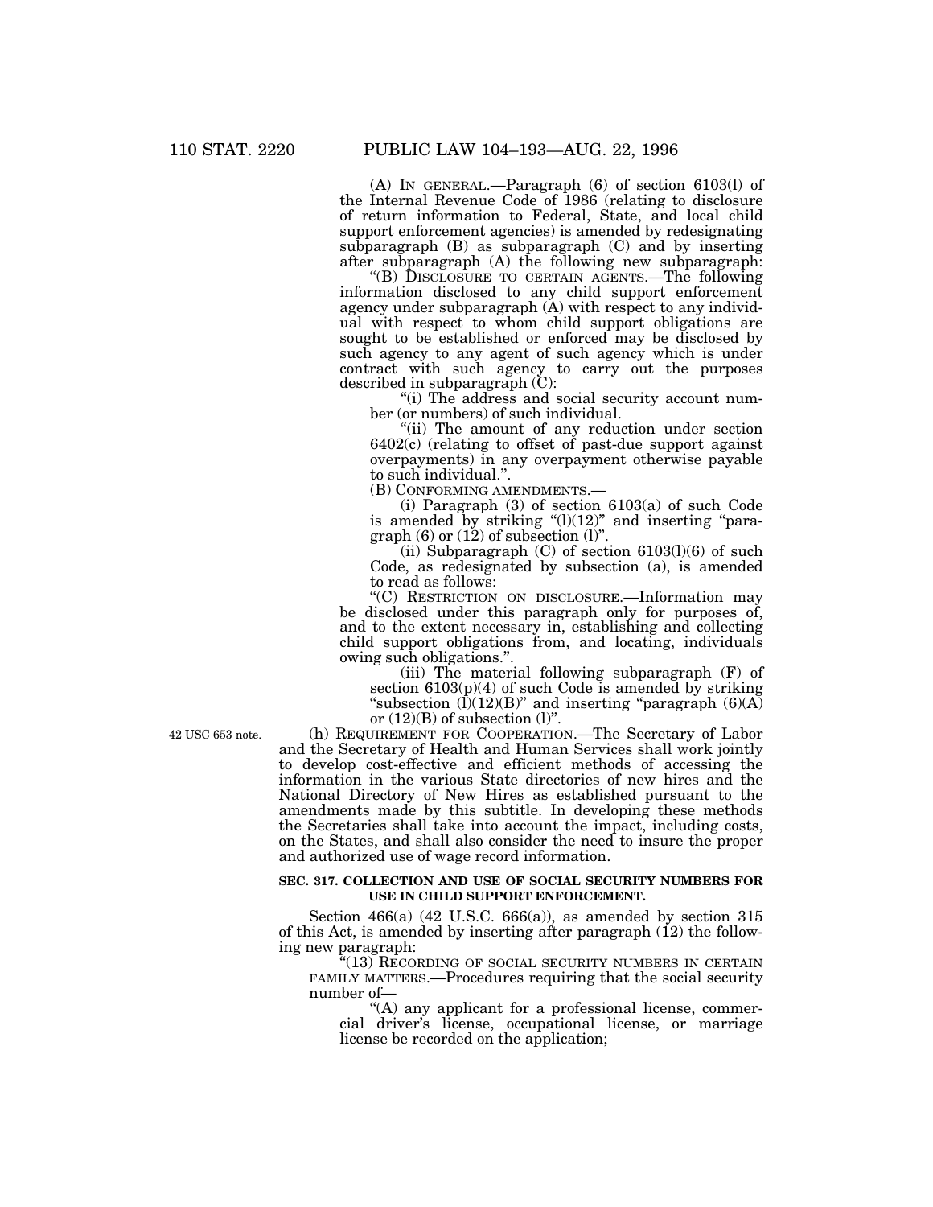(A) IN GENERAL.—Paragraph (6) of section 6103(l) of the Internal Revenue Code of 1986 (relating to disclosure of return information to Federal, State, and local child support enforcement agencies) is amended by redesignating subparagraph (B) as subparagraph (C) and by inserting after subparagraph (A) the following new subparagraph:

"(B) DISCLOSURE TO CERTAIN AGENTS.—The following information disclosed to any child support enforcement agency under subparagraph (A) with respect to any individual with respect to whom child support obligations are sought to be established or enforced may be disclosed by such agency to any agent of such agency which is under contract with such agency to carry out the purposes described in subparagraph (C):

"(i) The address and social security account number (or numbers) of such individual.

"(ii) The amount of any reduction under section 6402(c) (relating to offset of past-due support against overpayments) in any overpayment otherwise payable to such individual.".

(B) CONFORMING AMENDMENTS.—

(i) Paragraph (3) of section 6103(a) of such Code is amended by striking "(l)(12)" and inserting "paragraph (6) or (12) of subsection (l)".

(ii) Subparagraph (C) of section 6103(l)(6) of such Code, as redesignated by subsection (a), is amended to read as follows:

"(C) RESTRICTION ON DISCLOSURE.—Information may be disclosed under this paragraph only for purposes of, and to the extent necessary in, establishing and collecting child support obligations from, and locating, individuals owing such obligations.".

(iii) The material following subparagraph (F) of section 6103(p)(4) of such Code is amended by striking "subsection (l)(12)(B)" and inserting "paragraph (6)(A) or (12)(B) of subsection (l)".

42 USC 653 note.

(h) REQUIREMENT FOR COOPERATION.—The Secretary of Labor and the Secretary of Health and Human Services shall work jointly to develop cost-effective and efficient methods of accessing the information in the various State directories of new hires and the National Directory of New Hires as established pursuant to the amendments made by this subtitle. In developing these methods the Secretaries shall take into account the impact, including costs, on the States, and shall also consider the need to insure the proper and authorized use of wage record information.

**SEC. 317. COLLECTION AND USE OF SOCIAL SECURITY NUMBERS FOR USE IN CHILD SUPPORT ENFORCEMENT.**

Section 466(a) (42 U.S.C. 666(a)), as amended by section 315 of this Act, is amended by inserting after paragraph (12) the following new paragraph:

"(13) RECORDING OF SOCIAL SECURITY NUMBERS IN CERTAIN FAMILY MATTERS.—Procedures requiring that the social security number of—

"(A) any applicant for a professional license, commercial driver's license, occupational license, or marriage license be recorded on the application;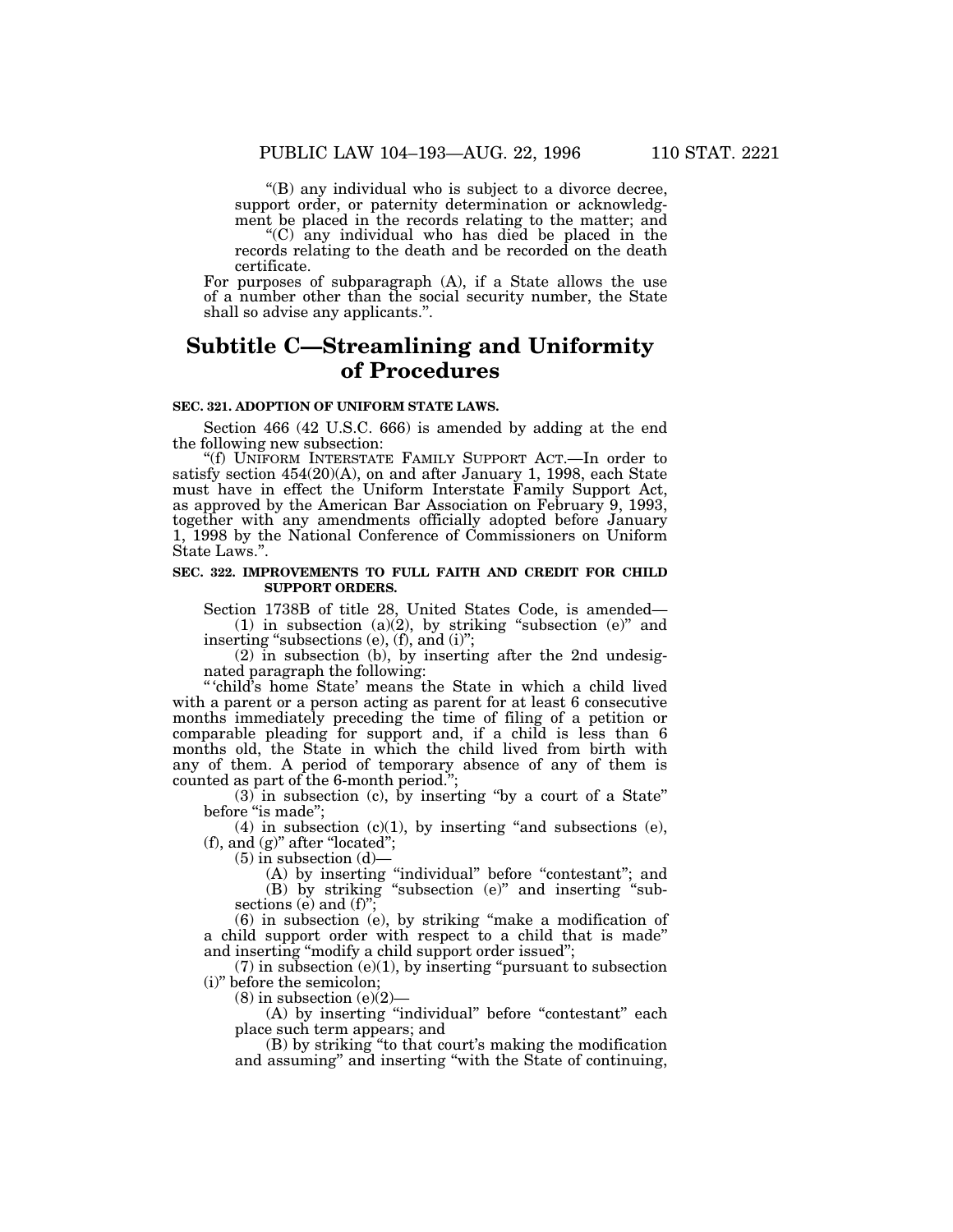"(B) any individual who is subject to a divorce decree, support order, or paternity determination or acknowledgment be placed in the records relating to the matter; and

"(C) any individual who has died be placed in the records relating to the death and be recorded on the death certificate.

For purposes of subparagraph (A), if a State allows the use of a number other than the social security number, the State shall so advise any applicants.".

## Subtitle C—Streamlining and Uniformity of Procedures

### SEC. 321. ADOPTION OF UNIFORM STATE LAWS.

Section 466 (42 U.S.C. 666) is amended by adding at the end the following new subsection:

"(f) UNIFORM INTERSTATE FAMILY SUPPORT ACT.—In order to satisfy section 454(20)(A), on and after January 1, 1998, each State must have in effect the Uniform Interstate Family Support Act, as approved by the American Bar Association on February 9, 1993, together with any amendments officially adopted before January 1, 1998 by the National Conference of Commissioners on Uniform State Laws.".

### SEC. 322. IMPROVEMENTS TO FULL FAITH AND CREDIT FOR CHILD SUPPORT ORDERS.

Section 1738B of title 28, United States Code, is amended—

(1) in subsection (a)(2), by striking "subsection (e)" and inserting "subsections (e), (f), and (i)";

(2) in subsection (b), by inserting after the 2nd undesignated paragraph the following:

"'child's home State' means the State in which a child lived with a parent or a person acting as parent for at least 6 consecutive months immediately preceding the time of filing of a petition or comparable pleading for support and, if a child is less than 6 months old, the State in which the child lived from birth with any of them. A period of temporary absence of any of them is counted as part of the 6-month period.";

(3) in subsection (c), by inserting "by a court of a State" before "is made";

(4) in subsection (c)(1), by inserting "and subsections (e), (f), and (g)" after "located";

(5) in subsection (d)—

(A) by inserting "individual" before "contestant"; and

(B) by striking "subsection (e)" and inserting "subsections (e) and (f)";

(6) in subsection (e), by striking "make a modification of a child support order with respect to a child that is made" and inserting "modify a child support order issued";

(7) in subsection (e)(1), by inserting "pursuant to subsection (i)" before the semicolon;

(8) in subsection (e)(2)—

(A) by inserting "individual" before "contestant" each place such term appears; and

(B) by striking "to that court's making the modification and assuming" and inserting "with the State of continuing,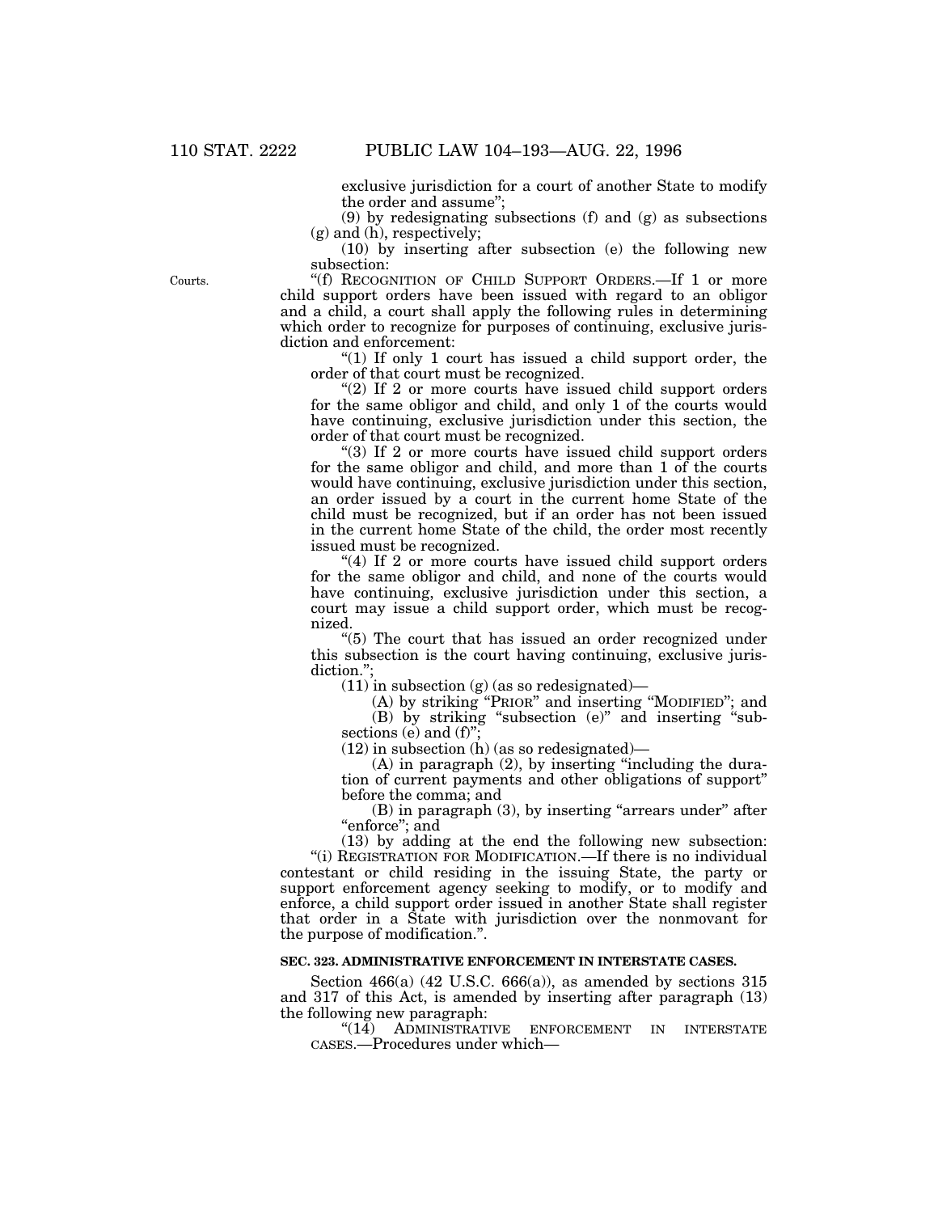exclusive jurisdiction for a court of another State to modify the order and assume";

(9) by redesignating subsections (f) and (g) as subsections (g) and (h), respectively;

(10) by inserting after subsection (e) the following new subsection:

Courts.

"(f) RECOGNITION OF CHILD SUPPORT ORDERS.—If 1 or more child support orders have been issued with regard to an obligor and a child, a court shall apply the following rules in determining which order to recognize for purposes of continuing, exclusive jurisdiction and enforcement:

"(1) If only 1 court has issued a child support order, the order of that court must be recognized.

"(2) If 2 or more courts have issued child support orders for the same obligor and child, and only 1 of the courts would have continuing, exclusive jurisdiction under this section, the order of that court must be recognized.

"(3) If 2 or more courts have issued child support orders for the same obligor and child, and more than 1 of the courts would have continuing, exclusive jurisdiction under this section, an order issued by a court in the current home State of the child must be recognized, but if an order has not been issued in the current home State of the child, the order most recently issued must be recognized.

"(4) If 2 or more courts have issued child support orders for the same obligor and child, and none of the courts would have continuing, exclusive jurisdiction under this section, a court may issue a child support order, which must be recognized.

"(5) The court that has issued an order recognized under this subsection is the court having continuing, exclusive jurisdiction.";

(11) in subsection (g) (as so redesignated)—

(A) by striking "PRIOR" and inserting "MODIFIED"; and

(B) by striking "subsection (e)" and inserting "subsections (e) and (f)";

(12) in subsection (h) (as so redesignated)—

(A) in paragraph (2), by inserting "including the duration of current payments and other obligations of support" before the comma; and

(B) in paragraph (3), by inserting "arrears under" after "enforce"; and

(13) by adding at the end the following new subsection:

"(i) REGISTRATION FOR MODIFICATION.—If there is no individual contestant or child residing in the issuing State, the party or support enforcement agency seeking to modify, or to modify and enforce, a child support order issued in another State shall register that order in a State with jurisdiction over the nonmovant for the purpose of modification.".

**SEC. 323. ADMINISTRATIVE ENFORCEMENT IN INTERSTATE CASES.**

Section 466(a) (42 U.S.C. 666(a)), as amended by sections 315 and 317 of this Act, is amended by inserting after paragraph (13) the following new paragraph:

"(14) ADMINISTRATIVE ENFORCEMENT IN INTERSTATE CASES.—Procedures under which—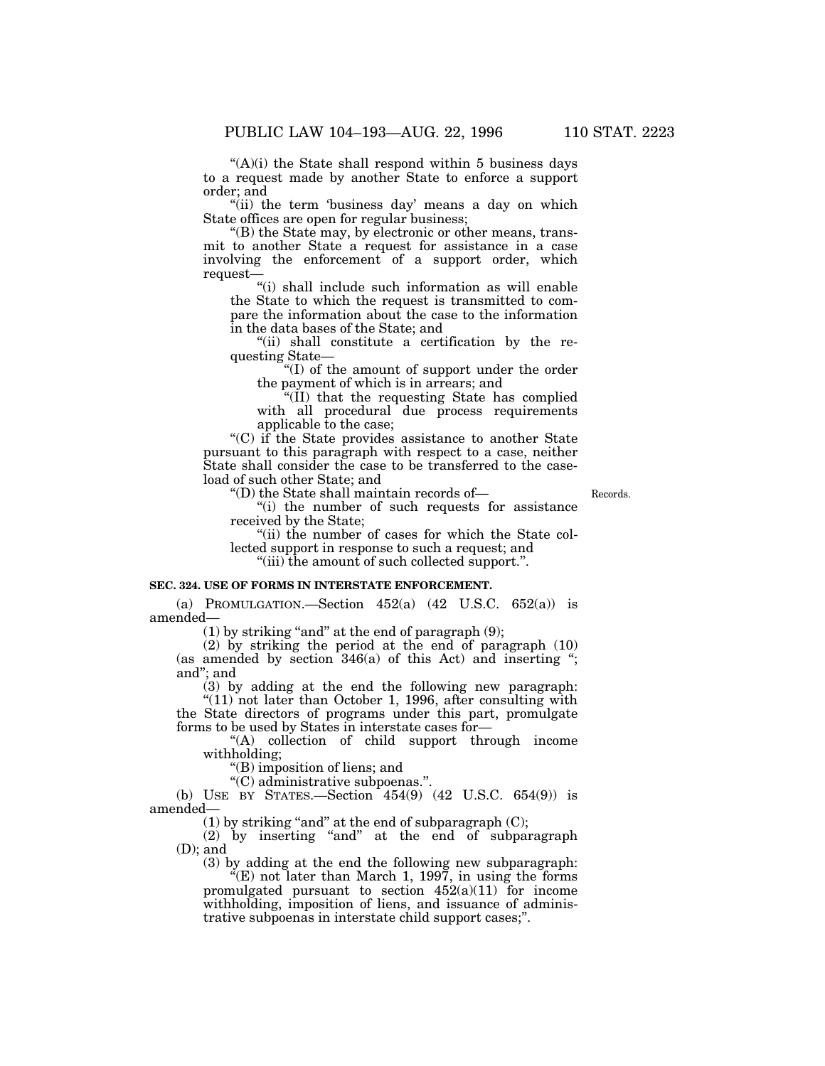"(A)(i) the State shall respond within 5 business days to a request made by another State to enforce a support order; and

"(ii) the term 'business day' means a day on which State offices are open for regular business;

"(B) the State may, by electronic or other means, transmit to another State a request for assistance in a case involving the enforcement of a support order, which request—

"(i) shall include such information as will enable the State to which the request is transmitted to compare the information about the case to the information in the data bases of the State; and

"(ii) shall constitute a certification by the requesting State—

"(I) of the amount of support under the order the payment of which is in arrears; and

"(II) that the requesting State has complied with all procedural due process requirements applicable to the case;

"(C) if the State provides assistance to another State pursuant to this paragraph with respect to a case, neither State shall consider the case to be transferred to the caseload of such other State; and

"(D) the State shall maintain records of—

Records.

"(i) the number of such requests for assistance received by the State;

"(ii) the number of cases for which the State collected support in response to such a request; and

"(iii) the amount of such collected support.".

**SEC. 324. USE OF FORMS IN INTERSTATE ENFORCEMENT.**

(a) PROMULGATION.—Section 452(a) (42 U.S.C. 652(a)) is amended—

(1) by striking "and" at the end of paragraph (9);

(2) by striking the period at the end of paragraph (10) (as amended by section 346(a) of this Act) and inserting "; and"; and

(3) by adding at the end the following new paragraph:

"(11) not later than October 1, 1996, after consulting with the State directors of programs under this part, promulgate forms to be used by States in interstate cases for—

"(A) collection of child support through income withholding;

"(B) imposition of liens; and

"(C) administrative subpoenas.".

(b) USE BY STATES.—Section 454(9) (42 U.S.C. 654(9)) is amended—

(1) by striking "and" at the end of subparagraph (C);

(2) by inserting "and" at the end of subparagraph (D); and

(3) by adding at the end the following new subparagraph:

"(E) not later than March 1, 1997, in using the forms promulgated pursuant to section 452(a)(11) for income withholding, imposition of liens, and issuance of administrative subpoenas in interstate child support cases;".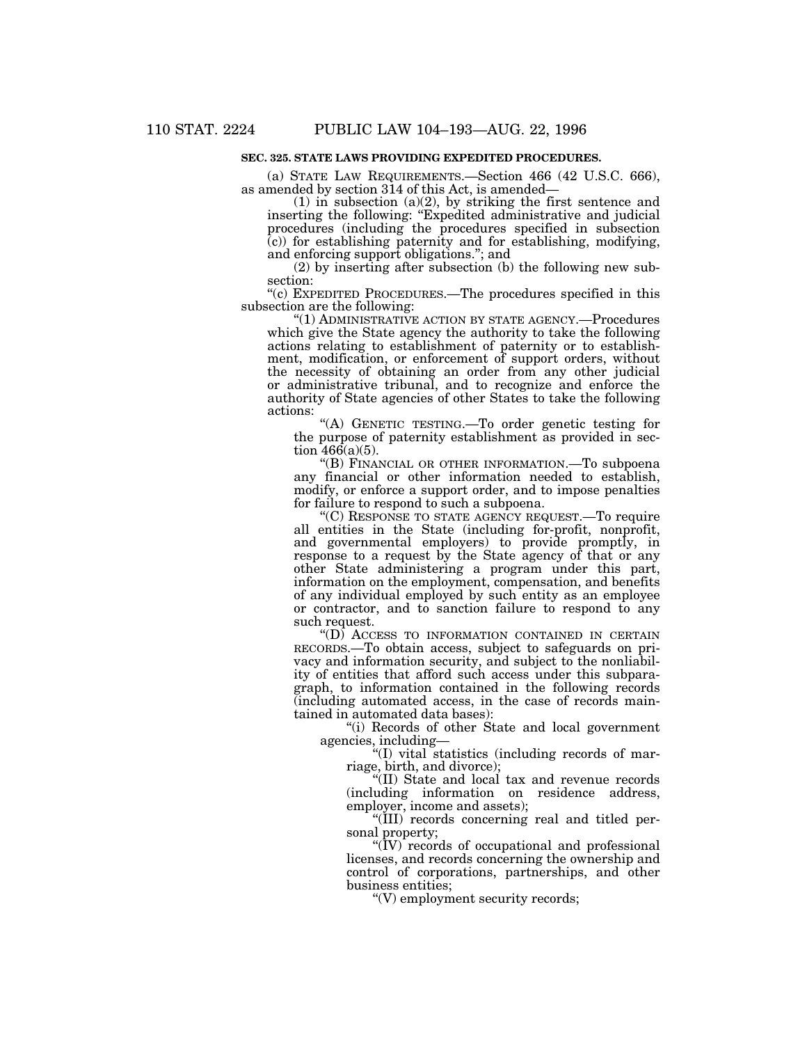**SEC. 325. STATE LAWS PROVIDING EXPEDITED PROCEDURES.**

(a) STATE LAW REQUIREMENTS.—Section 466 (42 U.S.C. 666), as amended by section 314 of this Act, is amended—

(1) in subsection (a)(2), by striking the first sentence and inserting the following: "Expedited administrative and judicial procedures (including the procedures specified in subsection (c)) for establishing paternity and for establishing, modifying, and enforcing support obligations."; and

(2) by inserting after subsection (b) the following new subsection:

"(c) EXPEDITED PROCEDURES.—The procedures specified in this subsection are the following:

"(1) ADMINISTRATIVE ACTION BY STATE AGENCY.—Procedures which give the State agency the authority to take the following actions relating to establishment of paternity or to establishment, modification, or enforcement of support orders, without the necessity of obtaining an order from any other judicial or administrative tribunal, and to recognize and enforce the authority of State agencies of other States to take the following actions:

"(A) GENETIC TESTING.—To order genetic testing for the purpose of paternity establishment as provided in section 466(a)(5).

"(B) FINANCIAL OR OTHER INFORMATION.—To subpoena any financial or other information needed to establish, modify, or enforce a support order, and to impose penalties for failure to respond to such a subpoena.

"(C) RESPONSE TO STATE AGENCY REQUEST.—To require all entities in the State (including for-profit, nonprofit, and governmental employers) to provide promptly, in response to a request by the State agency of that or any other State administering a program under this part, information on the employment, compensation, and benefits of any individual employed by such entity as an employee or contractor, and to sanction failure to respond to any such request.

"(D) ACCESS TO INFORMATION CONTAINED IN CERTAIN RECORDS.—To obtain access, subject to safeguards on privacy and information security, and subject to the nonliability of entities that afford such access under this subparagraph, to information contained in the following records (including automated access, in the case of records maintained in automated data bases):

"(i) Records of other State and local government agencies, including—

"(I) vital statistics (including records of marriage, birth, and divorce);

"(II) State and local tax and revenue records (including information on residence address, employer, income and assets);

"(III) records concerning real and titled personal property;

"(IV) records of occupational and professional licenses, and records concerning the ownership and control of corporations, partnerships, and other business entities;

"(V) employment security records;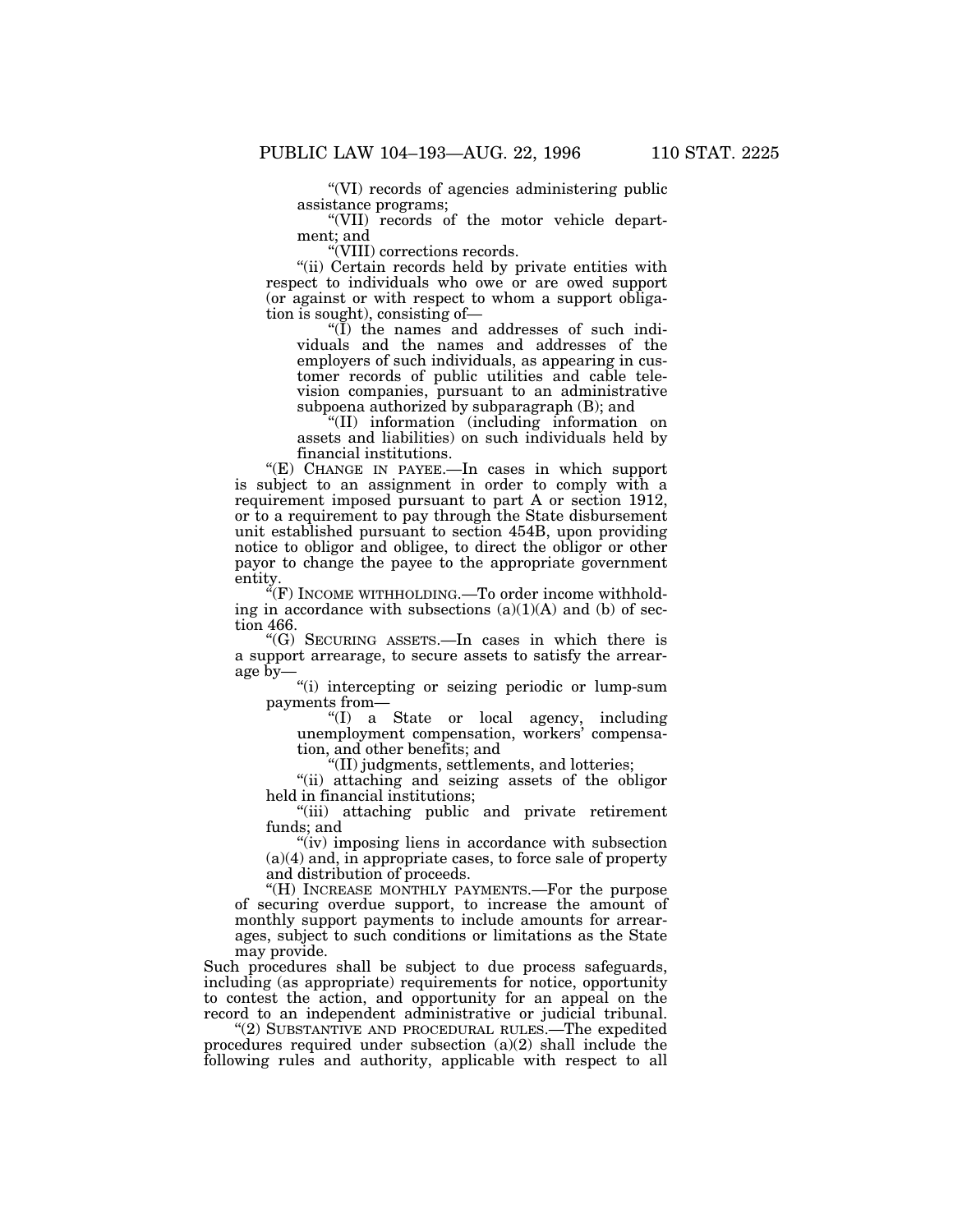"(VI) records of agencies administering public assistance programs;

"(VII) records of the motor vehicle department; and

"(VIII) corrections records.

"(ii) Certain records held by private entities with respect to individuals who owe or are owed support (or against or with respect to whom a support obligation is sought), consisting of—

"(I) the names and addresses of such individuals and the names and addresses of the employers of such individuals, as appearing in customer records of public utilities and cable television companies, pursuant to an administrative subpoena authorized by subparagraph (B); and

"(II) information (including information on assets and liabilities) on such individuals held by financial institutions.

"(E) CHANGE IN PAYEE.—In cases in which support is subject to an assignment in order to comply with a requirement imposed pursuant to part A or section 1912, or to a requirement to pay through the State disbursement unit established pursuant to section 454B, upon providing notice to obligor and obligee, to direct the obligor or other payor to change the payee to the appropriate government entity.

"(F) INCOME WITHHOLDING.—To order income withholding in accordance with subsections (a)(1)(A) and (b) of section 466.

"(G) SECURING ASSETS.—In cases in which there is a support arrearage, to secure assets to satisfy the arrearage by—

"(i) intercepting or seizing periodic or lump-sum payments from—

"(I) a State or local agency, including unemployment compensation, workers' compensation, and other benefits; and

"(II) judgments, settlements, and lotteries;

"(ii) attaching and seizing assets of the obligor held in financial institutions;

"(iii) attaching public and private retirement funds; and

"(iv) imposing liens in accordance with subsection (a)(4) and, in appropriate cases, to force sale of property and distribution of proceeds.

"(H) INCREASE MONTHLY PAYMENTS.—For the purpose of securing overdue support, to increase the amount of monthly support payments to include amounts for arrearages, subject to such conditions or limitations as the State may provide.

Such procedures shall be subject to due process safeguards, including (as appropriate) requirements for notice, opportunity to contest the action, and opportunity for an appeal on the record to an independent administrative or judicial tribunal.

"(2) SUBSTANTIVE AND PROCEDURAL RULES.—The expedited procedures required under subsection (a)(2) shall include the following rules and authority, applicable with respect to all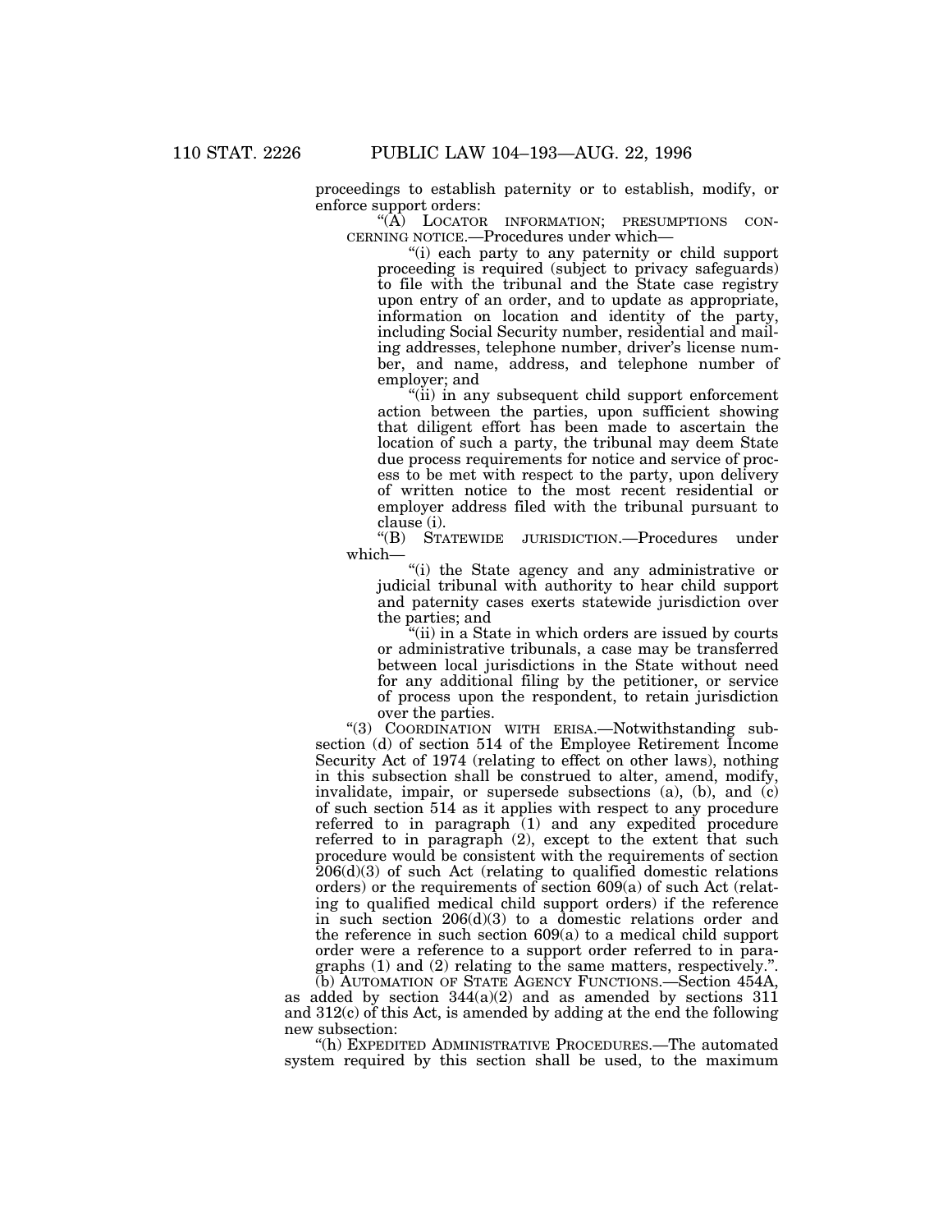proceedings to establish paternity or to establish, modify, or enforce support orders:

"(A) LOCATOR INFORMATION; PRESUMPTIONS CONCERNING NOTICE.—Procedures under which—

"(i) each party to any paternity or child support proceeding is required (subject to privacy safeguards) to file with the tribunal and the State case registry upon entry of an order, and to update as appropriate, information on location and identity of the party, including Social Security number, residential and mailing addresses, telephone number, driver's license number, and name, address, and telephone number of employer; and

"(ii) in any subsequent child support enforcement action between the parties, upon sufficient showing that diligent effort has been made to ascertain the location of such a party, the tribunal may deem State due process requirements for notice and service of process to be met with respect to the party, upon delivery of written notice to the most recent residential or employer address filed with the tribunal pursuant to clause (i).

"(B) STATEWIDE JURISDICTION.—Procedures under which—

"(i) the State agency and any administrative or judicial tribunal with authority to hear child support and paternity cases exerts statewide jurisdiction over the parties; and

"(ii) in a State in which orders are issued by courts or administrative tribunals, a case may be transferred between local jurisdictions in the State without need for any additional filing by the petitioner, or service of process upon the respondent, to retain jurisdiction over the parties.

"(3) COORDINATION WITH ERISA.—Notwithstanding subsection (d) of section 514 of the Employee Retirement Income Security Act of 1974 (relating to effect on other laws), nothing in this subsection shall be construed to alter, amend, modify, invalidate, impair, or supersede subsections (a), (b), and (c) of such section 514 as it applies with respect to any procedure referred to in paragraph (1) and any expedited procedure referred to in paragraph (2), except to the extent that such procedure would be consistent with the requirements of section 206(d)(3) of such Act (relating to qualified domestic relations orders) or the requirements of section 609(a) of such Act (relating to qualified medical child support orders) if the reference in such section 206(d)(3) to a domestic relations order and the reference in such section 609(a) to a medical child support order were a reference to a support order referred to in paragraphs (1) and (2) relating to the same matters, respectively.".

(b) AUTOMATION OF STATE AGENCY FUNCTIONS.—Section 454A, as added by section 344(a)(2) and as amended by sections 311 and 312(c) of this Act, is amended by adding at the end the following new subsection:

"(h) EXPEDITED ADMINISTRATIVE PROCEDURES.—The automated system required by this section shall be used, to the maximum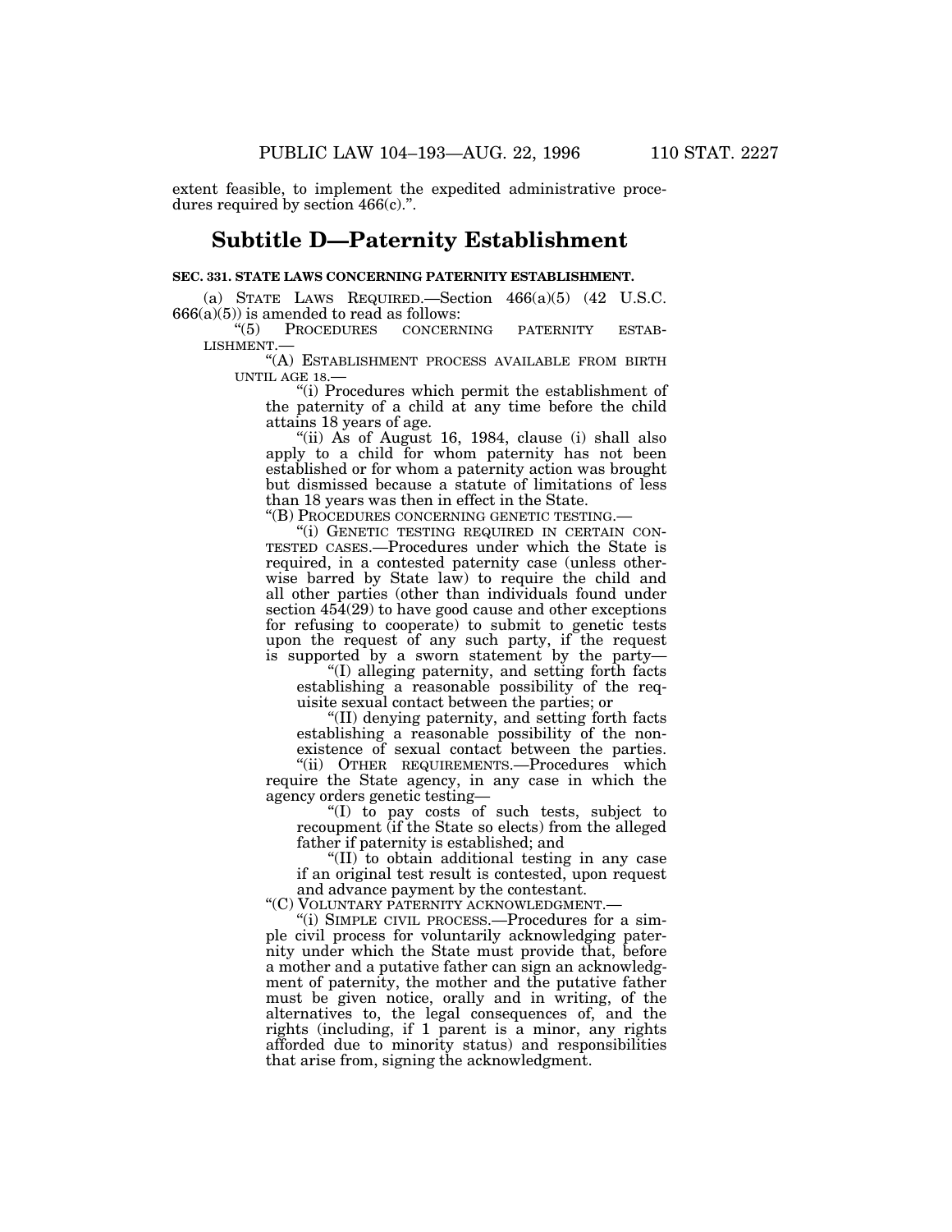extent feasible, to implement the expedited administrative procedures required by section 466(c).".

## Subtitle D—Paternity Establishment

**SEC. 331. STATE LAWS CONCERNING PATERNITY ESTABLISHMENT.**

(a) STATE LAWS REQUIRED.—Section 466(a)(5) (42 U.S.C. 666(a)(5)) is amended to read as follows:

"(5) PROCEDURES CONCERNING PATERNITY ESTABLISHMENT.—

"(A) ESTABLISHMENT PROCESS AVAILABLE FROM BIRTH UNTIL AGE 18.—

"(i) Procedures which permit the establishment of the paternity of a child at any time before the child attains 18 years of age.

"(ii) As of August 16, 1984, clause (i) shall also apply to a child for whom paternity has not been established or for whom a paternity action was brought but dismissed because a statute of limitations of less than 18 years was then in effect in the State.

"(B) PROCEDURES CONCERNING GENETIC TESTING.—

"(i) GENETIC TESTING REQUIRED IN CERTAIN CONTESTED CASES.—Procedures under which the State is required, in a contested paternity case (unless otherwise barred by State law) to require the child and all other parties (other than individuals found under section 454(29) to have good cause and other exceptions for refusing to cooperate) to submit to genetic tests upon the request of any such party, if the request is supported by a sworn statement by the party—

"(I) alleging paternity, and setting forth facts establishing a reasonable possibility of the requisite sexual contact between the parties; or

"(II) denying paternity, and setting forth facts establishing a reasonable possibility of the nonexistence of sexual contact between the parties.

"(ii) OTHER REQUIREMENTS.—Procedures which require the State agency, in any case in which the agency orders genetic testing—

"(I) to pay costs of such tests, subject to recoupment (if the State so elects) from the alleged father if paternity is established; and

"(II) to obtain additional testing in any case if an original test result is contested, upon request and advance payment by the contestant.

"(C) VOLUNTARY PATERNITY ACKNOWLEDGMENT.—

"(i) SIMPLE CIVIL PROCESS.—Procedures for a simple civil process for voluntarily acknowledging paternity under which the State must provide that, before a mother and a putative father can sign an acknowledgment of paternity, the mother and the putative father must be given notice, orally and in writing, of the alternatives to, the legal consequences of, and the rights (including, if 1 parent is a minor, any rights afforded due to minority status) and responsibilities that arise from, signing the acknowledgment.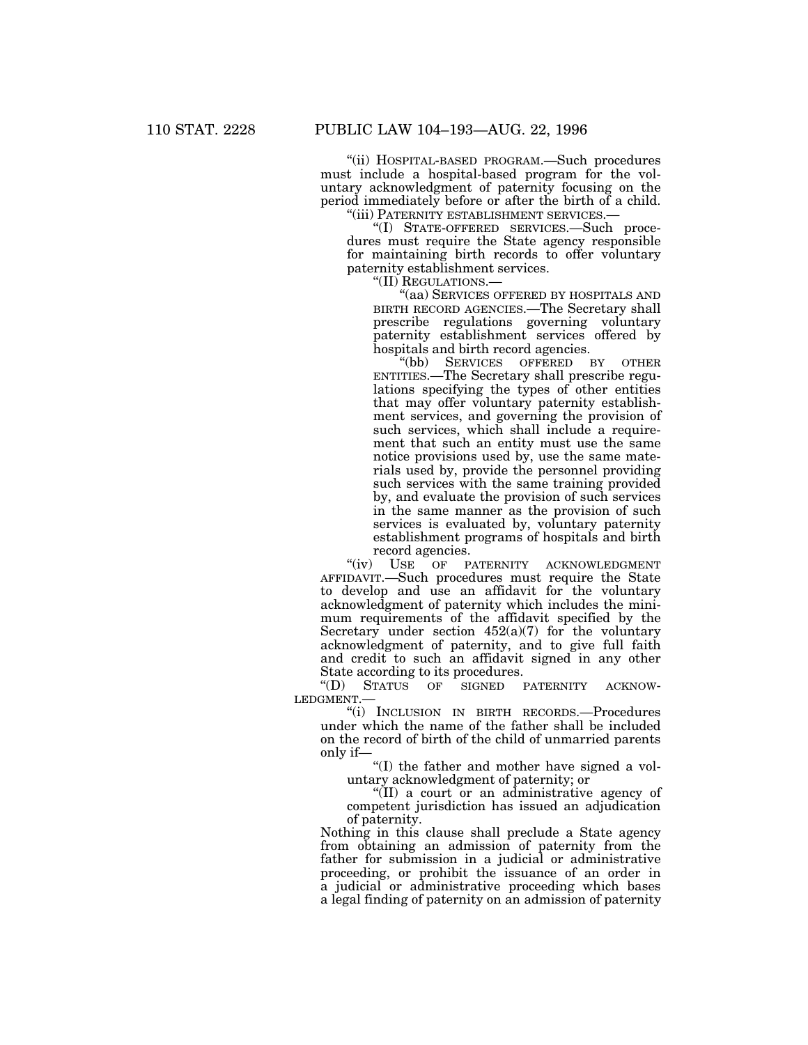"(ii) HOSPITAL-BASED PROGRAM.—Such procedures must include a hospital-based program for the voluntary acknowledgment of paternity focusing on the period immediately before or after the birth of a child.

"(iii) PATERNITY ESTABLISHMENT SERVICES.—

"(I) STATE-OFFERED SERVICES.—Such procedures must require the State agency responsible for maintaining birth records to offer voluntary paternity establishment services.

"(II) REGULATIONS.—

"(aa) SERVICES OFFERED BY HOSPITALS AND BIRTH RECORD AGENCIES.—The Secretary shall prescribe regulations governing voluntary paternity establishment services offered by hospitals and birth record agencies.

"(bb) SERVICES OFFERED BY OTHER ENTITIES.—The Secretary shall prescribe regulations specifying the types of other entities that may offer voluntary paternity establishment services, and governing the provision of such services, which shall include a requirement that such an entity must use the same notice provisions used by, use the same materials used by, provide the personnel providing such services with the same training provided by, and evaluate the provision of such services in the same manner as the provision of such services is evaluated by, voluntary paternity establishment programs of hospitals and birth record agencies.

"(iv) USE OF PATERNITY ACKNOWLEDGMENT AFFIDAVIT.—Such procedures must require the State to develop and use an affidavit for the voluntary acknowledgment of paternity which includes the minimum requirements of the affidavit specified by the Secretary under section 452(a)(7) for the voluntary acknowledgment of paternity, and to give full faith and credit to such an affidavit signed in any other State according to its procedures.

"(D) STATUS OF SIGNED PATERNITY ACKNOWLEDGMENT.—

"(i) INCLUSION IN BIRTH RECORDS.—Procedures under which the name of the father shall be included on the record of birth of the child of unmarried parents only if—

"(I) the father and mother have signed a voluntary acknowledgment of paternity; or

"(II) a court or an administrative agency of competent jurisdiction has issued an adjudication of paternity.

Nothing in this clause shall preclude a State agency from obtaining an admission of paternity from the father for submission in a judicial or administrative proceeding, or prohibit the issuance of an order in a judicial or administrative proceeding which bases a legal finding of paternity on an admission of paternity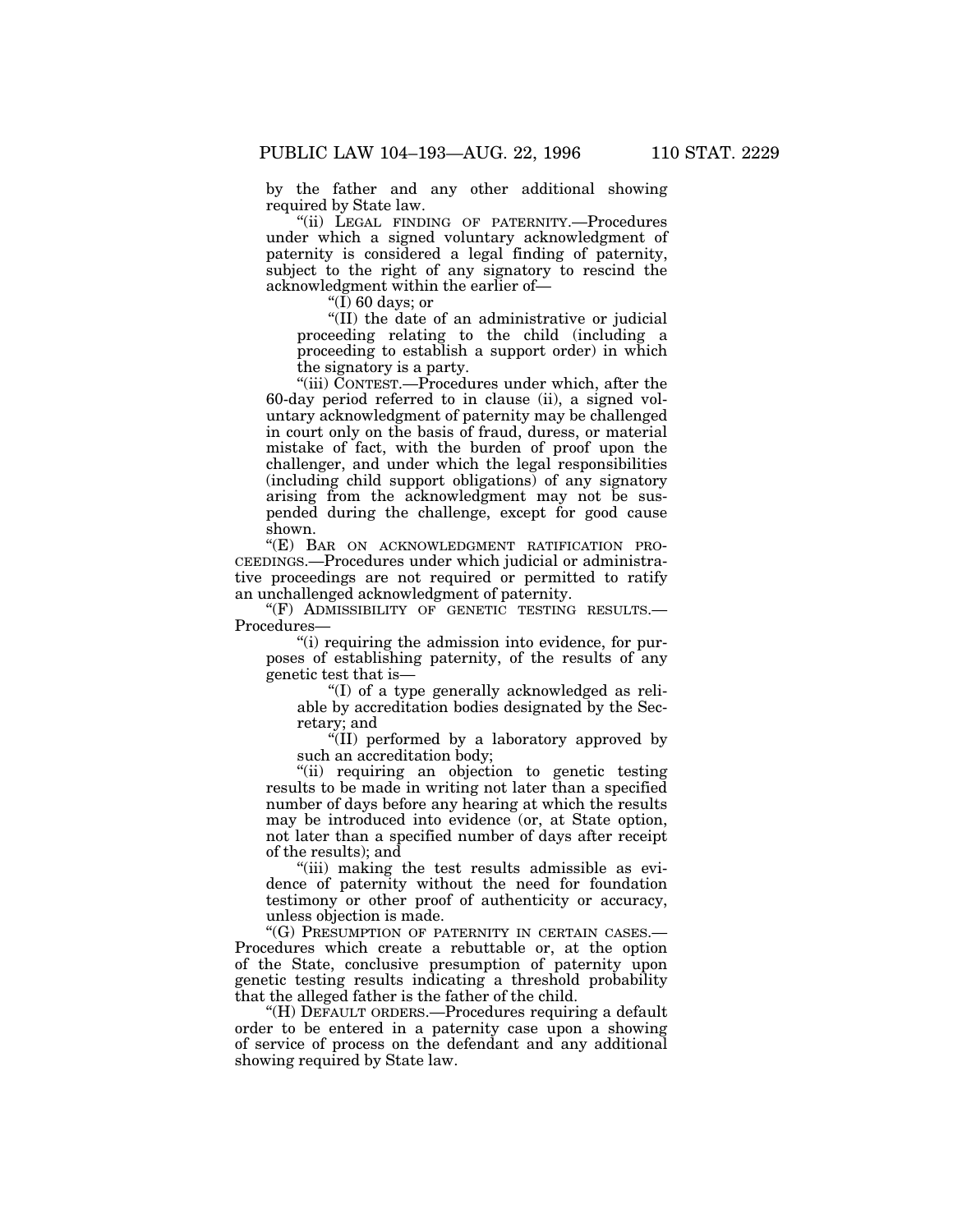by the father and any other additional showing required by State law.

"(ii) LEGAL FINDING OF PATERNITY.—Procedures under which a signed voluntary acknowledgment of paternity is considered a legal finding of paternity, subject to the right of any signatory to rescind the acknowledgment within the earlier of—

"(I) 60 days; or

"(II) the date of an administrative or judicial proceeding relating to the child (including a proceeding to establish a support order) in which the signatory is a party.

"(iii) CONTEST.—Procedures under which, after the 60-day period referred to in clause (ii), a signed voluntary acknowledgment of paternity may be challenged in court only on the basis of fraud, duress, or material mistake of fact, with the burden of proof upon the challenger, and under which the legal responsibilities (including child support obligations) of any signatory arising from the acknowledgment may not be suspended during the challenge, except for good cause shown.

"(E) BAR ON ACKNOWLEDGMENT RATIFICATION PROCEEDINGS.—Procedures under which judicial or administrative proceedings are not required or permitted to ratify an unchallenged acknowledgment of paternity.

"(F) ADMISSIBILITY OF GENETIC TESTING RESULTS.—Procedures—

"(i) requiring the admission into evidence, for purposes of establishing paternity, of the results of any genetic test that is—

"(I) of a type generally acknowledged as reliable by accreditation bodies designated by the Secretary; and

"(II) performed by a laboratory approved by such an accreditation body;

"(ii) requiring an objection to genetic testing results to be made in writing not later than a specified number of days before any hearing at which the results may be introduced into evidence (or, at State option, not later than a specified number of days after receipt of the results); and

"(iii) making the test results admissible as evidence of paternity without the need for foundation testimony or other proof of authenticity or accuracy, unless objection is made.

"(G) PRESUMPTION OF PATERNITY IN CERTAIN CASES.—Procedures which create a rebuttable or, at the option of the State, conclusive presumption of paternity upon genetic testing results indicating a threshold probability that the alleged father is the father of the child.

"(H) DEFAULT ORDERS.—Procedures requiring a default order to be entered in a paternity case upon a showing of service of process on the defendant and any additional showing required by State law.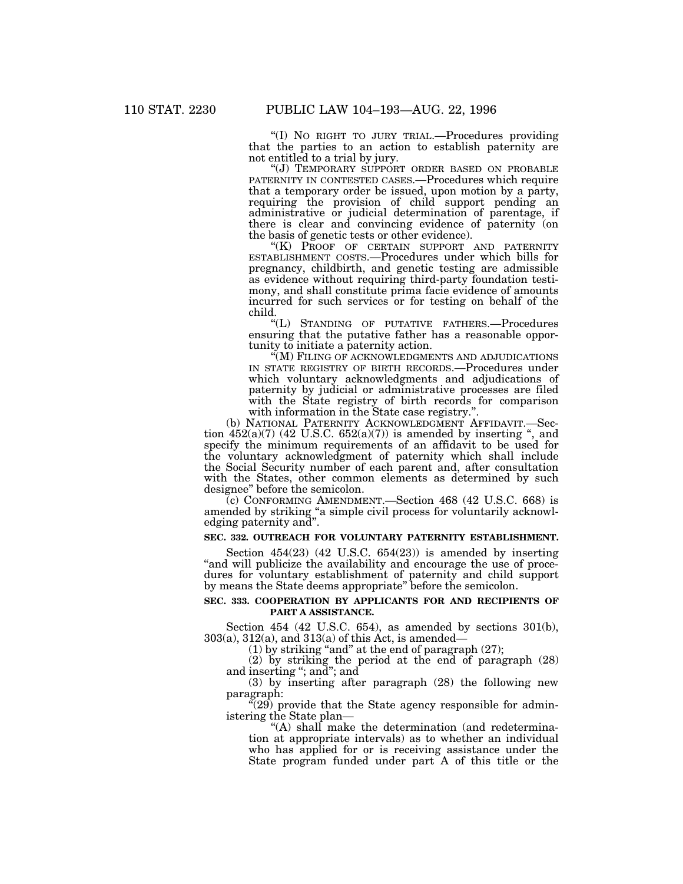"(I) NO RIGHT TO JURY TRIAL.—Procedures providing that the parties to an action to establish paternity are not entitled to a trial by jury.

"(J) TEMPORARY SUPPORT ORDER BASED ON PROBABLE PATERNITY IN CONTESTED CASES.—Procedures which require that a temporary order be issued, upon motion by a party, requiring the provision of child support pending an administrative or judicial determination of parentage, if there is clear and convincing evidence of paternity (on the basis of genetic tests or other evidence).

"(K) PROOF OF CERTAIN SUPPORT AND PATERNITY ESTABLISHMENT COSTS.—Procedures under which bills for pregnancy, childbirth, and genetic testing are admissible as evidence without requiring third-party foundation testimony, and shall constitute prima facie evidence of amounts incurred for such services or for testing on behalf of the child.

"(L) STANDING OF PUTATIVE FATHERS.—Procedures ensuring that the putative father has a reasonable opportunity to initiate a paternity action.

"(M) FILING OF ACKNOWLEDGMENTS AND ADJUDICATIONS IN STATE REGISTRY OF BIRTH RECORDS.—Procedures under which voluntary acknowledgments and adjudications of paternity by judicial or administrative processes are filed with the State registry of birth records for comparison with information in the State case registry.".

(b) NATIONAL PATERNITY ACKNOWLEDGMENT AFFIDAVIT.—Section 452(a)(7) (42 U.S.C. 652(a)(7)) is amended by inserting ", and specify the minimum requirements of an affidavit to be used for the voluntary acknowledgment of paternity which shall include the Social Security number of each parent and, after consultation with the States, other common elements as determined by such designee" before the semicolon.

(c) CONFORMING AMENDMENT.—Section 468 (42 U.S.C. 668) is amended by striking "a simple civil process for voluntarily acknowledging paternity and".

**SEC. 332. OUTREACH FOR VOLUNTARY PATERNITY ESTABLISHMENT.**

Section 454(23) (42 U.S.C. 654(23)) is amended by inserting "and will publicize the availability and encourage the use of procedures for voluntary establishment of paternity and child support by means the State deems appropriate" before the semicolon.

**SEC. 333. COOPERATION BY APPLICANTS FOR AND RECIPIENTS OF PART A ASSISTANCE.**

Section 454 (42 U.S.C. 654), as amended by sections 301(b), 303(a), 312(a), and 313(a) of this Act, is amended—

(1) by striking "and" at the end of paragraph (27);

(2) by striking the period at the end of paragraph (28) and inserting "; and"; and

(3) by inserting after paragraph (28) the following new paragraph:

"(29) provide that the State agency responsible for administering the State plan—

"(A) shall make the determination (and redetermination at appropriate intervals) as to whether an individual who has applied for or is receiving assistance under the State program funded under part A of this title or the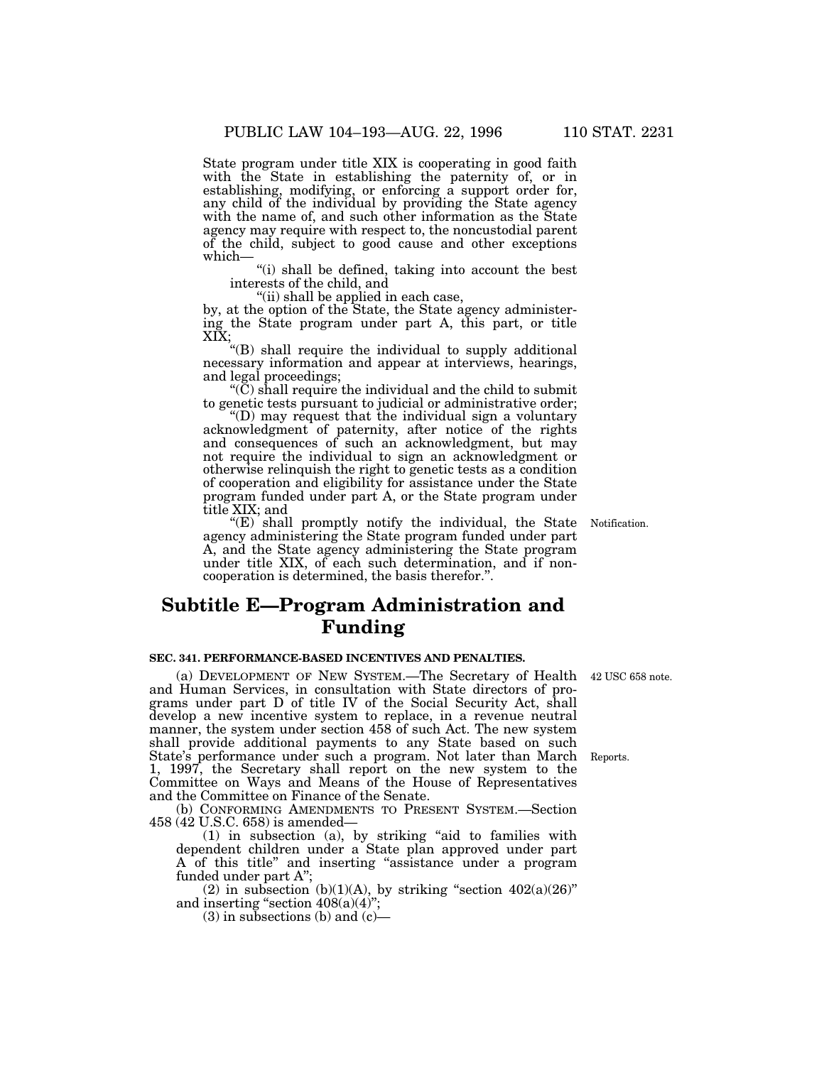State program under title XIX is cooperating in good faith with the State in establishing the paternity of, or in establishing, modifying, or enforcing a support order for, any child of the individual by providing the State agency with the name of, and such other information as the State agency may require with respect to, the noncustodial parent of the child, subject to good cause and other exceptions which—

"(i) shall be defined, taking into account the best interests of the child, and

"(ii) shall be applied in each case,

by, at the option of the State, the State agency administering the State program under part A, this part, or title XIX;

"(B) shall require the individual to supply additional necessary information and appear at interviews, hearings, and legal proceedings;

"(C) shall require the individual and the child to submit to genetic tests pursuant to judicial or administrative order;

"(D) may request that the individual sign a voluntary acknowledgment of paternity, after notice of the rights and consequences of such an acknowledgment, but may not require the individual to sign an acknowledgment or otherwise relinquish the right to genetic tests as a condition of cooperation and eligibility for assistance under the State program funded under part A, or the State program under title XIX; and

Notification.

"(E) shall promptly notify the individual, the State agency administering the State program funded under part A, and the State agency administering the State program under title XIX, of each such determination, and if noncooperation is determined, the basis therefor.".

## Subtitle E—Program Administration and Funding

**SEC. 341. PERFORMANCE-BASED INCENTIVES AND PENALTIES.**

42 USC 658 note.

(a) DEVELOPMENT OF NEW SYSTEM.—The Secretary of Health and Human Services, in consultation with State directors of programs under part D of title IV of the Social Security Act, shall develop a new incentive system to replace, in a revenue neutral manner, the system under section 458 of such Act. The new system shall provide additional payments to any State based on such State's performance under such a program. Not later than March 1, 1997, the Secretary shall report on the new system to the Committee on Ways and Means of the House of Representatives and the Committee on Finance of the Senate.

Reports.

(b) CONFORMING AMENDMENTS TO PRESENT SYSTEM.—Section 458 (42 U.S.C. 658) is amended—

(1) in subsection (a), by striking "aid to families with dependent children under a State plan approved under part A of this title" and inserting "assistance under a program funded under part A";

(2) in subsection (b)(1)(A), by striking "section 402(a)(26)" and inserting "section 408(a)(4)";

(3) in subsections (b) and (c)—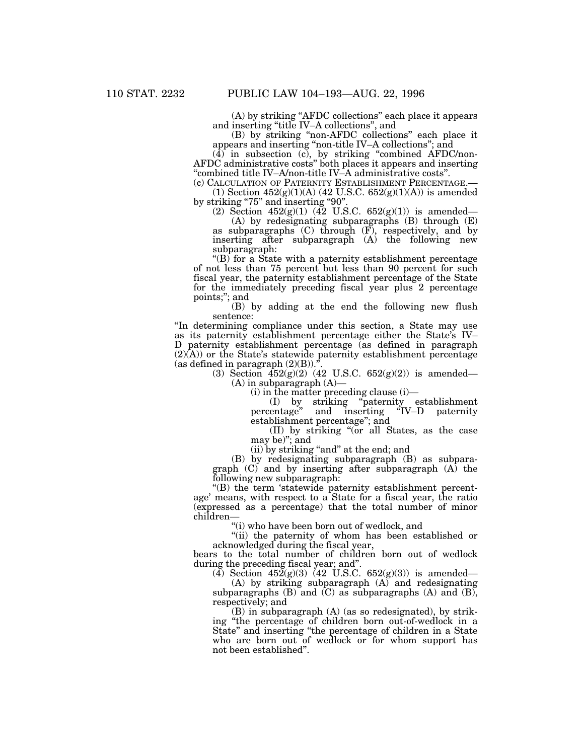(A) by striking "AFDC collections" each place it appears and inserting "title IV–A collections", and

(B) by striking "non-AFDC collections" each place it appears and inserting "non-title IV–A collections"; and

(4) in subsection (c), by striking "combined AFDC/non-AFDC administrative costs" both places it appears and inserting "combined title IV–A/non-title IV–A administrative costs".

(c) CALCULATION OF PATERNITY ESTABLISHMENT PERCENTAGE.—

(1) Section 452(g)(1)(A) (42 U.S.C. 652(g)(1)(A)) is amended by striking "75" and inserting "90".

(2) Section 452(g)(1) (42 U.S.C. 652(g)(1)) is amended—

(A) by redesignating subparagraphs (B) through (E) as subparagraphs (C) through (F), respectively, and by inserting after subparagraph (A) the following new subparagraph:

"(B) for a State with a paternity establishment percentage of not less than 75 percent but less than 90 percent for such fiscal year, the paternity establishment percentage of the State for the immediately preceding fiscal year plus 2 percentage points;"; and

(B) by adding at the end the following new flush sentence:

"In determining compliance under this section, a State may use as its paternity establishment percentage either the State's IV–D paternity establishment percentage (as defined in paragraph (2)(A)) or the State's statewide paternity establishment percentage (as defined in paragraph (2)(B)).".

(3) Section 452(g)(2) (42 U.S.C. 652(g)(2)) is amended—

(A) in subparagraph (A)—

(i) in the matter preceding clause (i)—

(I) by striking "paternity establishment percentage" and inserting "IV–D paternity establishment percentage"; and

(II) by striking "(or all States, as the case may be)"; and

(ii) by striking "and" at the end; and

(B) by redesignating subparagraph (B) as subparagraph (C) and by inserting after subparagraph (A) the following new subparagraph:

"(B) the term 'statewide paternity establishment percentage' means, with respect to a State for a fiscal year, the ratio (expressed as a percentage) that the total number of minor children—

"(i) who have been born out of wedlock, and

"(ii) the paternity of whom has been established or acknowledged during the fiscal year,

bears to the total number of children born out of wedlock during the preceding fiscal year; and".

(4) Section 452(g)(3) (42 U.S.C. 652(g)(3)) is amended—

(A) by striking subparagraph (A) and redesignating subparagraphs (B) and (C) as subparagraphs (A) and (B), respectively; and

(B) in subparagraph (A) (as so redesignated), by striking "the percentage of children born out-of-wedlock in a State" and inserting "the percentage of children in a State who are born out of wedlock or for whom support has not been established".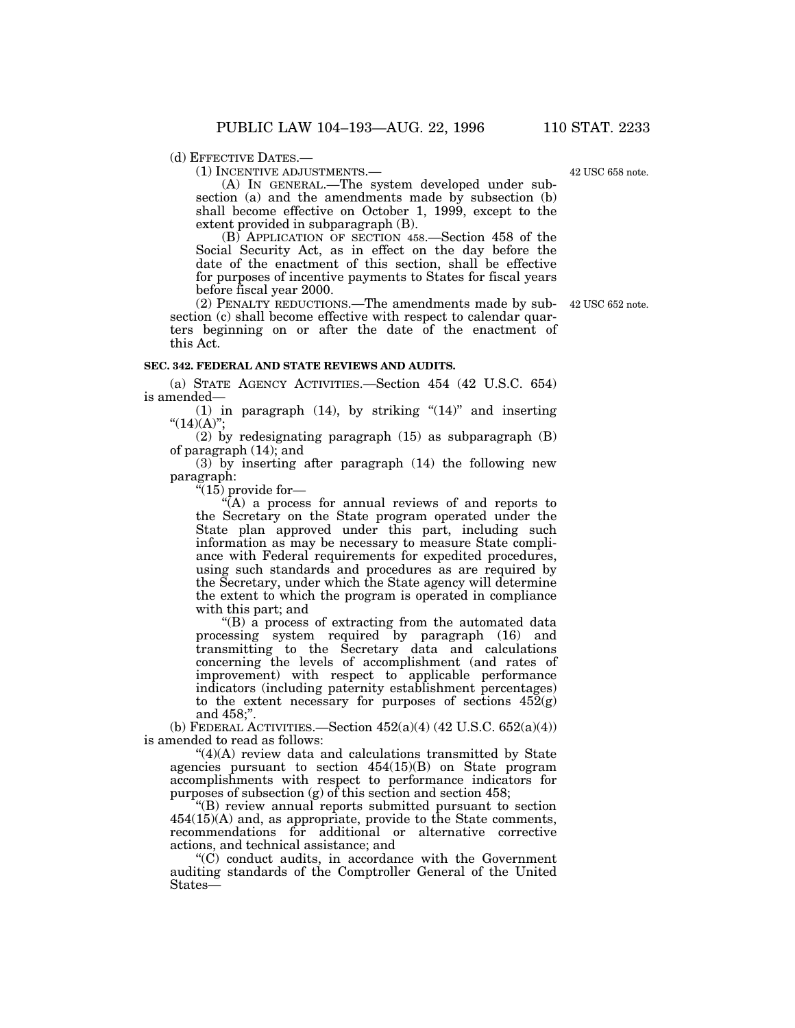(d) EFFECTIVE DATES.—

(1) INCENTIVE ADJUSTMENTS.—

42 USC 658 note.

(A) IN GENERAL.—The system developed under subsection (a) and the amendments made by subsection (b) shall become effective on October 1, 1999, except to the extent provided in subparagraph (B).

(B) APPLICATION OF SECTION 458.—Section 458 of the Social Security Act, as in effect on the day before the date of the enactment of this section, shall be effective for purposes of incentive payments to States for fiscal years before fiscal year 2000.

42 USC 652 note.

(2) PENALTY REDUCTIONS.—The amendments made by subsection (c) shall become effective with respect to calendar quarters beginning on or after the date of the enactment of this Act.

**SEC. 342. FEDERAL AND STATE REVIEWS AND AUDITS.**

(a) STATE AGENCY ACTIVITIES.—Section 454 (42 U.S.C. 654) is amended—

(1) in paragraph (14), by striking "(14)" and inserting "(14)(A)";

(2) by redesignating paragraph (15) as subparagraph (B) of paragraph (14); and

(3) by inserting after paragraph (14) the following new paragraph:

"(15) provide for—

"(A) a process for annual reviews of and reports to the Secretary on the State program operated under the State plan approved under this part, including such information as may be necessary to measure State compliance with Federal requirements for expedited procedures, using such standards and procedures as are required by the Secretary, under which the State agency will determine the extent to which the program is operated in compliance with this part; and

"(B) a process of extracting from the automated data processing system required by paragraph (16) and transmitting to the Secretary data and calculations concerning the levels of accomplishment (and rates of improvement) with respect to applicable performance indicators (including paternity establishment percentages) to the extent necessary for purposes of sections 452(g) and 458;".

(b) FEDERAL ACTIVITIES.—Section 452(a)(4) (42 U.S.C. 652(a)(4)) is amended to read as follows:

"(4)(A) review data and calculations transmitted by State agencies pursuant to section 454(15)(B) on State program accomplishments with respect to performance indicators for purposes of subsection (g) of this section and section 458;

"(B) review annual reports submitted pursuant to section 454(15)(A) and, as appropriate, provide to the State comments, recommendations for additional or alternative corrective actions, and technical assistance; and

"(C) conduct audits, in accordance with the Government auditing standards of the Comptroller General of the United States—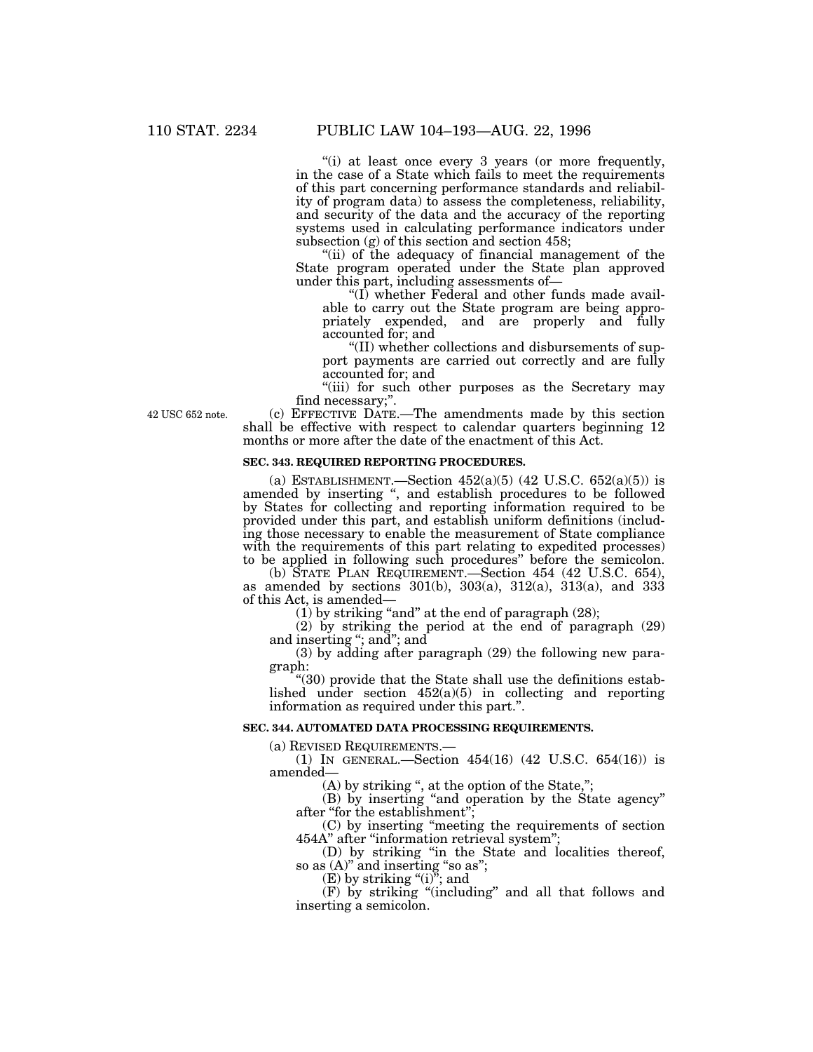"(i) at least once every 3 years (or more frequently, in the case of a State which fails to meet the requirements of this part concerning performance standards and reliability of program data) to assess the completeness, reliability, and security of the data and the accuracy of the reporting systems used in calculating performance indicators under subsection (g) of this section and section 458;

"(ii) of the adequacy of financial management of the State program operated under the State plan approved under this part, including assessments of—

"(I) whether Federal and other funds made available to carry out the State program are being appropriately expended, and are properly and fully accounted for; and

"(II) whether collections and disbursements of support payments are carried out correctly and are fully accounted for; and

"(iii) for such other purposes as the Secretary may find necessary;".

42 USC 652 note.

(c) EFFECTIVE DATE.—The amendments made by this section shall be effective with respect to calendar quarters beginning 12 months or more after the date of the enactment of this Act.

**SEC. 343. REQUIRED REPORTING PROCEDURES.**

(a) ESTABLISHMENT.—Section 452(a)(5) (42 U.S.C. 652(a)(5)) is amended by inserting ", and establish procedures to be followed by States for collecting and reporting information required to be provided under this part, and establish uniform definitions (including those necessary to enable the measurement of State compliance with the requirements of this part relating to expedited processes) to be applied in following such procedures" before the semicolon.

(b) STATE PLAN REQUIREMENT.—Section 454 (42 U.S.C. 654), as amended by sections 301(b), 303(a), 312(a), 313(a), and 333 of this Act, is amended—

(1) by striking "and" at the end of paragraph (28);

(2) by striking the period at the end of paragraph (29) and inserting "; and"; and

(3) by adding after paragraph (29) the following new paragraph:

"(30) provide that the State shall use the definitions established under section 452(a)(5) in collecting and reporting information as required under this part.".

**SEC. 344. AUTOMATED DATA PROCESSING REQUIREMENTS.**

(a) REVISED REQUIREMENTS.—

(1) IN GENERAL.—Section 454(16) (42 U.S.C. 654(16)) is amended—

(A) by striking ", at the option of the State,";

(B) by inserting "and operation by the State agency" after "for the establishment";

(C) by inserting "meeting the requirements of section 454A" after "information retrieval system";

(D) by striking "in the State and localities thereof, so as (A)" and inserting "so as";

(E) by striking "(i)"; and

(F) by striking "(including" and all that follows and inserting a semicolon.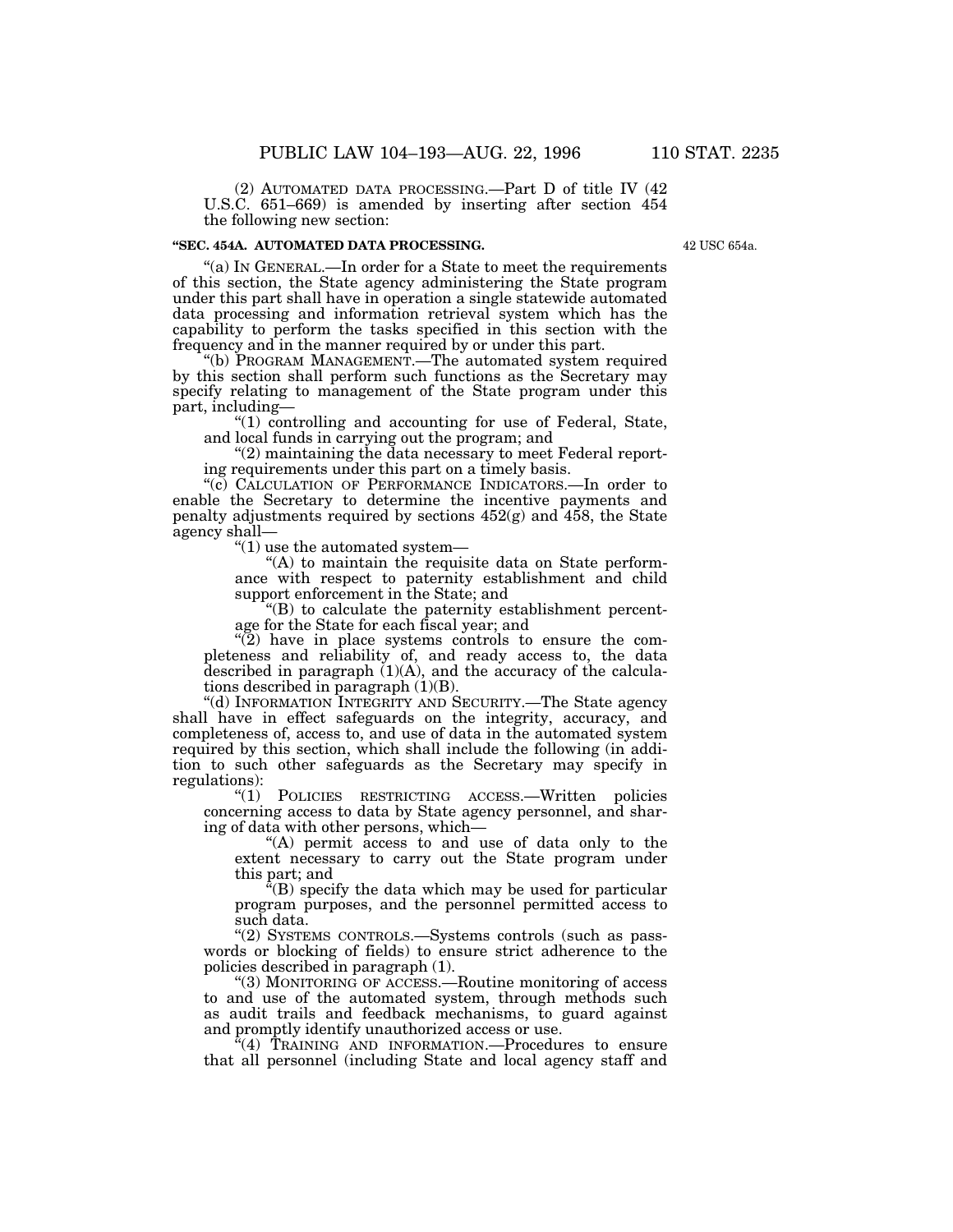(2) AUTOMATED DATA PROCESSING.—Part D of title IV (42 U.S.C. 651–669) is amended by inserting after section 454 the following new section:

**"SEC. 454A. AUTOMATED DATA PROCESSING.**

42 USC 654a.

"(a) IN GENERAL.—In order for a State to meet the requirements of this section, the State agency administering the State program under this part shall have in operation a single statewide automated data processing and information retrieval system which has the capability to perform the tasks specified in this section with the frequency and in the manner required by or under this part.

"(b) PROGRAM MANAGEMENT.—The automated system required by this section shall perform such functions as the Secretary may specify relating to management of the State program under this part, including—

"(1) controlling and accounting for use of Federal, State, and local funds in carrying out the program; and

"(2) maintaining the data necessary to meet Federal reporting requirements under this part on a timely basis.

"(c) CALCULATION OF PERFORMANCE INDICATORS.—In order to enable the Secretary to determine the incentive payments and penalty adjustments required by sections 452(g) and 458, the State agency shall—

"(1) use the automated system—

"(A) to maintain the requisite data on State performance with respect to paternity establishment and child support enforcement in the State; and

"(B) to calculate the paternity establishment percentage for the State for each fiscal year; and

"(2) have in place systems controls to ensure the completeness and reliability of, and ready access to, the data described in paragraph (1)(A), and the accuracy of the calculations described in paragraph (1)(B).

"(d) INFORMATION INTEGRITY AND SECURITY.—The State agency shall have in effect safeguards on the integrity, accuracy, and completeness of, access to, and use of data in the automated system required by this section, which shall include the following (in addition to such other safeguards as the Secretary may specify in regulations):

"(1) POLICIES RESTRICTING ACCESS.—Written policies concerning access to data by State agency personnel, and sharing of data with other persons, which—

"(A) permit access to and use of data only to the extent necessary to carry out the State program under this part; and

"(B) specify the data which may be used for particular program purposes, and the personnel permitted access to such data.

"(2) SYSTEMS CONTROLS.—Systems controls (such as passwords or blocking of fields) to ensure strict adherence to the policies described in paragraph (1).

"(3) MONITORING OF ACCESS.—Routine monitoring of access to and use of the automated system, through methods such as audit trails and feedback mechanisms, to guard against and promptly identify unauthorized access or use.

"(4) TRAINING AND INFORMATION.—Procedures to ensure that all personnel (including State and local agency staff and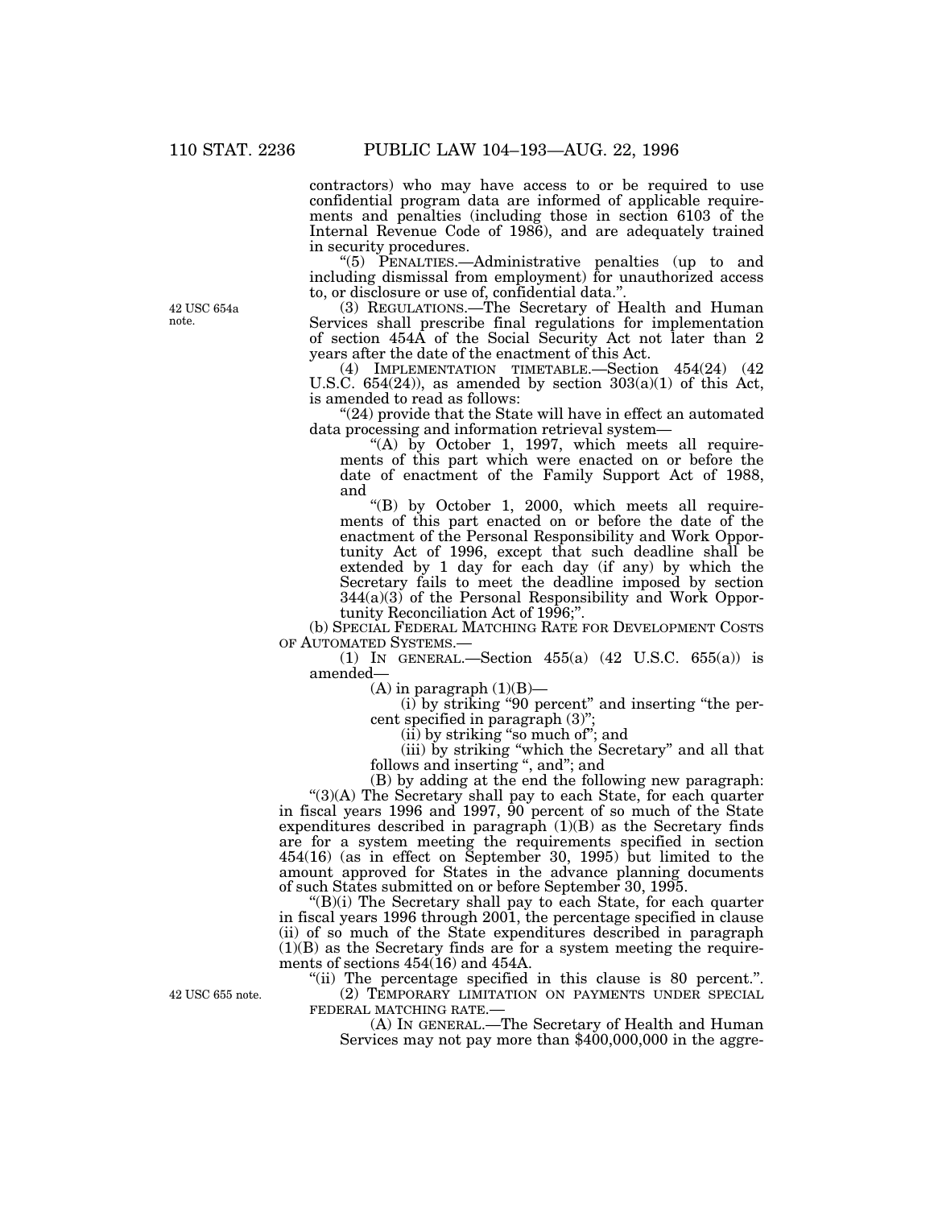contractors) who may have access to or be required to use confidential program data are informed of applicable requirements and penalties (including those in section 6103 of the Internal Revenue Code of 1986), and are adequately trained in security procedures.

"(5) PENALTIES.—Administrative penalties (up to and including dismissal from employment) for unauthorized access to, or disclosure or use of, confidential data.".

42 USC 654a note.

(3) REGULATIONS.—The Secretary of Health and Human Services shall prescribe final regulations for implementation of section 454A of the Social Security Act not later than 2 years after the date of the enactment of this Act.

(4) IMPLEMENTATION TIMETABLE.—Section 454(24) (42 U.S.C. 654(24)), as amended by section 303(a)(1) of this Act, is amended to read as follows:

"(24) provide that the State will have in effect an automated data processing and information retrieval system—

"(A) by October 1, 1997, which meets all requirements of this part which were enacted on or before the date of enactment of the Family Support Act of 1988, and

"(B) by October 1, 2000, which meets all requirements of this part enacted on or before the date of the enactment of the Personal Responsibility and Work Opportunity Act of 1996, except that such deadline shall be extended by 1 day for each day (if any) by which the Secretary fails to meet the deadline imposed by section 344(a)(3) of the Personal Responsibility and Work Opportunity Reconciliation Act of 1996;".

(b) SPECIAL FEDERAL MATCHING RATE FOR DEVELOPMENT COSTS OF AUTOMATED SYSTEMS.—

(1) IN GENERAL.—Section 455(a) (42 U.S.C. 655(a)) is amended—

(A) in paragraph (1)(B)—

(i) by striking "90 percent" and inserting "the percent specified in paragraph (3)";

(ii) by striking "so much of"; and

(iii) by striking "which the Secretary" and all that follows and inserting ", and"; and

(B) by adding at the end the following new paragraph:

"(3)(A) The Secretary shall pay to each State, for each quarter in fiscal years 1996 and 1997, 90 percent of so much of the State expenditures described in paragraph (1)(B) as the Secretary finds are for a system meeting the requirements specified in section 454(16) (as in effect on September 30, 1995) but limited to the amount approved for States in the advance planning documents of such States submitted on or before September 30, 1995.

"(B)(i) The Secretary shall pay to each State, for each quarter in fiscal years 1996 through 2001, the percentage specified in clause (ii) of so much of the State expenditures described in paragraph (1)(B) as the Secretary finds are for a system meeting the requirements of sections 454(16) and 454A.

"(ii) The percentage specified in this clause is 80 percent.".

42 USC 655 note.

(2) TEMPORARY LIMITATION ON PAYMENTS UNDER SPECIAL FEDERAL MATCHING RATE.—

(A) IN GENERAL.—The Secretary of Health and Human Services may not pay more than $400,000,000 in the aggre-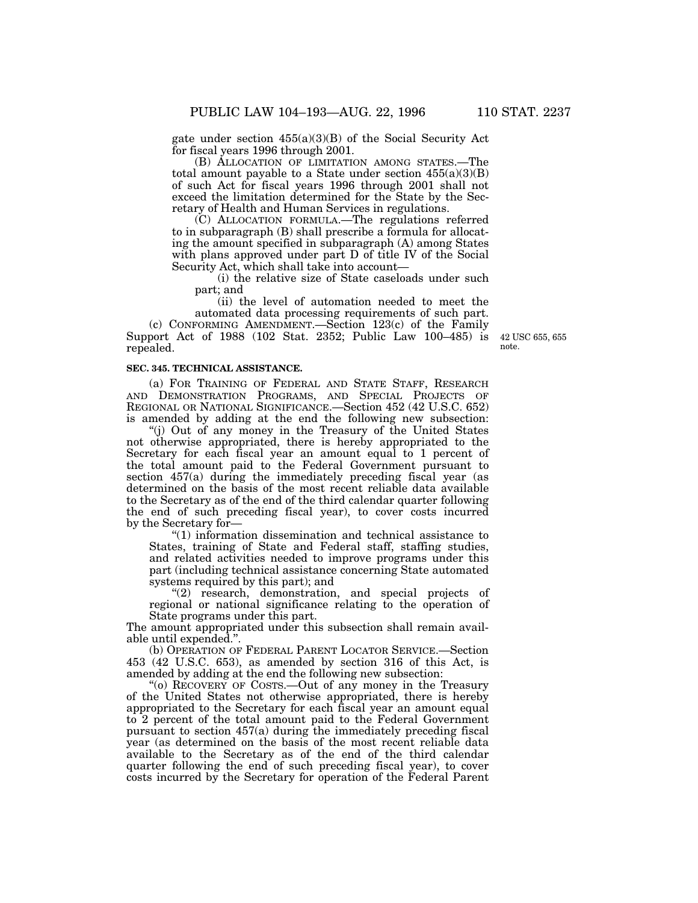gate under section 455(a)(3)(B) of the Social Security Act for fiscal years 1996 through 2001.

(B) ALLOCATION OF LIMITATION AMONG STATES.—The total amount payable to a State under section 455(a)(3)(B) of such Act for fiscal years 1996 through 2001 shall not exceed the limitation determined for the State by the Secretary of Health and Human Services in regulations.

(C) ALLOCATION FORMULA.—The regulations referred to in subparagraph (B) shall prescribe a formula for allocating the amount specified in subparagraph (A) among States with plans approved under part D of title IV of the Social Security Act, which shall take into account—

(i) the relative size of State caseloads under such part; and

(ii) the level of automation needed to meet the automated data processing requirements of such part.

(c) CONFORMING AMENDMENT.—Section 123(c) of the Family Support Act of 1988 (102 Stat. 2352; Public Law 100–485) is repealed.

42 USC 655, 655 note.

**SEC. 345. TECHNICAL ASSISTANCE.**

(a) FOR TRAINING OF FEDERAL AND STATE STAFF, RESEARCH AND DEMONSTRATION PROGRAMS, AND SPECIAL PROJECTS OF REGIONAL OR NATIONAL SIGNIFICANCE.—Section 452 (42 U.S.C. 652) is amended by adding at the end the following new subsection:

"(j) Out of any money in the Treasury of the United States not otherwise appropriated, there is hereby appropriated to the Secretary for each fiscal year an amount equal to 1 percent of the total amount paid to the Federal Government pursuant to section 457(a) during the immediately preceding fiscal year (as determined on the basis of the most recent reliable data available to the Secretary as of the end of the third calendar quarter following the end of such preceding fiscal year), to cover costs incurred by the Secretary for—

"(1) information dissemination and technical assistance to States, training of State and Federal staff, staffing studies, and related activities needed to improve programs under this part (including technical assistance concerning State automated systems required by this part); and

"(2) research, demonstration, and special projects of regional or national significance relating to the operation of State programs under this part.

The amount appropriated under this subsection shall remain available until expended.".

(b) OPERATION OF FEDERAL PARENT LOCATOR SERVICE.—Section 453 (42 U.S.C. 653), as amended by section 316 of this Act, is amended by adding at the end the following new subsection:

"(o) RECOVERY OF COSTS.—Out of any money in the Treasury of the United States not otherwise appropriated, there is hereby appropriated to the Secretary for each fiscal year an amount equal to 2 percent of the total amount paid to the Federal Government pursuant to section 457(a) during the immediately preceding fiscal year (as determined on the basis of the most recent reliable data available to the Secretary as of the end of the third calendar quarter following the end of such preceding fiscal year), to cover costs incurred by the Secretary for operation of the Federal Parent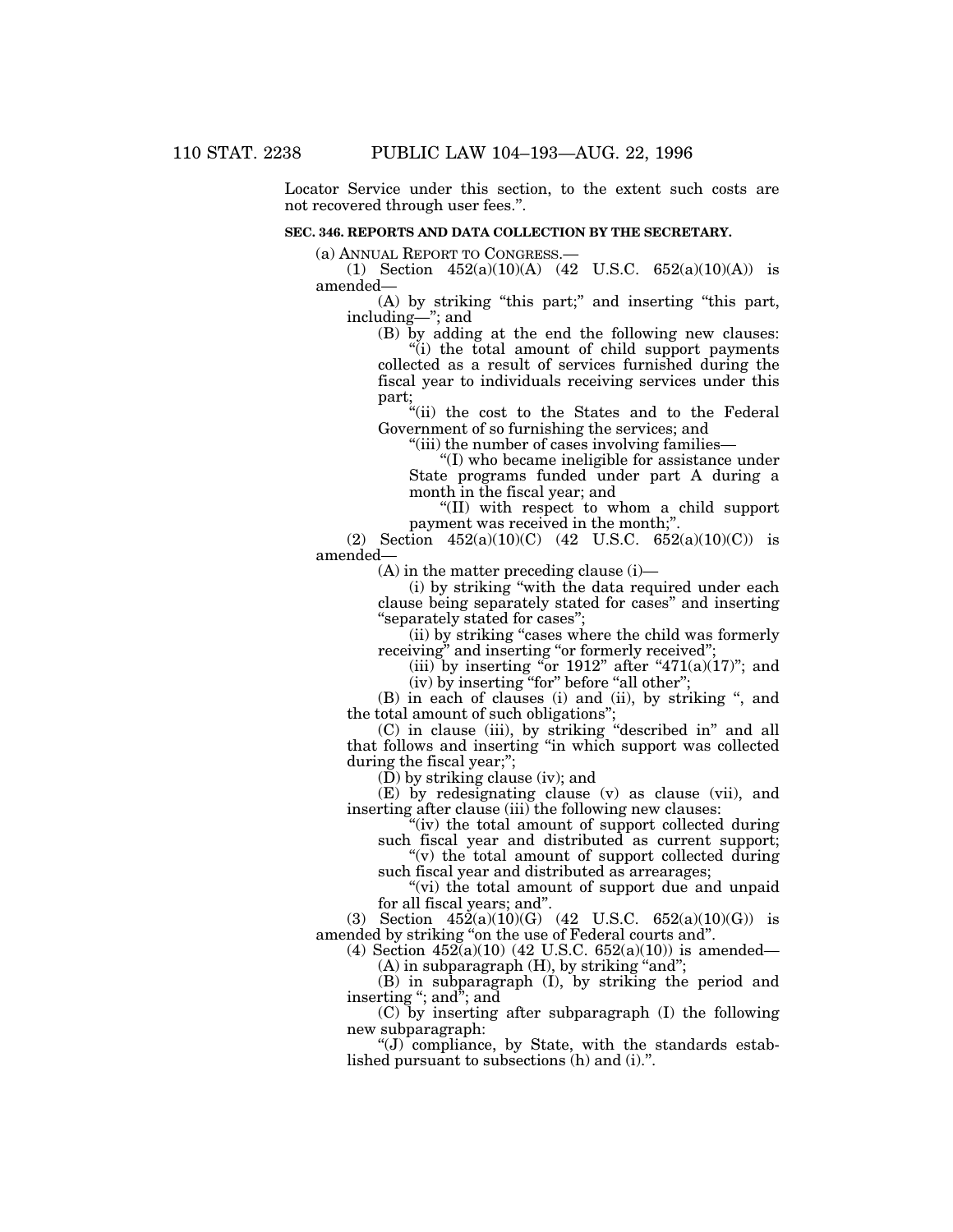Locator Service under this section, to the extent such costs are not recovered through user fees.".

**SEC. 346. REPORTS AND DATA COLLECTION BY THE SECRETARY.**

(a) ANNUAL REPORT TO CONGRESS.—

(1) Section 452(a)(10)(A) (42 U.S.C. 652(a)(10)(A)) is amended—

(A) by striking "this part;" and inserting "this part, including—"; and

(B) by adding at the end the following new clauses:

"(i) the total amount of child support payments collected as a result of services furnished during the fiscal year to individuals receiving services under this part;

"(ii) the cost to the States and to the Federal Government of so furnishing the services; and

"(iii) the number of cases involving families—

"(I) who became ineligible for assistance under State programs funded under part A during a month in the fiscal year; and

"(II) with respect to whom a child support payment was received in the month;".

(2) Section 452(a)(10)(C) (42 U.S.C. 652(a)(10)(C)) is amended—

(A) in the matter preceding clause (i)—

(i) by striking "with the data required under each clause being separately stated for cases" and inserting "separately stated for cases";

(ii) by striking "cases where the child was formerly receiving" and inserting "or formerly received";

(iii) by inserting "or 1912" after "471(a)(17)"; and

(iv) by inserting "for" before "all other";

(B) in each of clauses (i) and (ii), by striking ", and the total amount of such obligations";

(C) in clause (iii), by striking "described in" and all that follows and inserting "in which support was collected during the fiscal year;";

(D) by striking clause (iv); and

(E) by redesignating clause (v) as clause (vii), and inserting after clause (iii) the following new clauses:

"(iv) the total amount of support collected during such fiscal year and distributed as current support;

"(v) the total amount of support collected during such fiscal year and distributed as arrearages;

"(vi) the total amount of support due and unpaid for all fiscal years; and".

(3) Section 452(a)(10)(G) (42 U.S.C. 652(a)(10)(G)) is amended by striking "on the use of Federal courts and".

(4) Section 452(a)(10) (42 U.S.C. 652(a)(10)) is amended—

(A) in subparagraph (H), by striking "and";

(B) in subparagraph (I), by striking the period and inserting "; and"; and

(C) by inserting after subparagraph (I) the following new subparagraph:

"(J) compliance, by State, with the standards established pursuant to subsections (h) and (i).".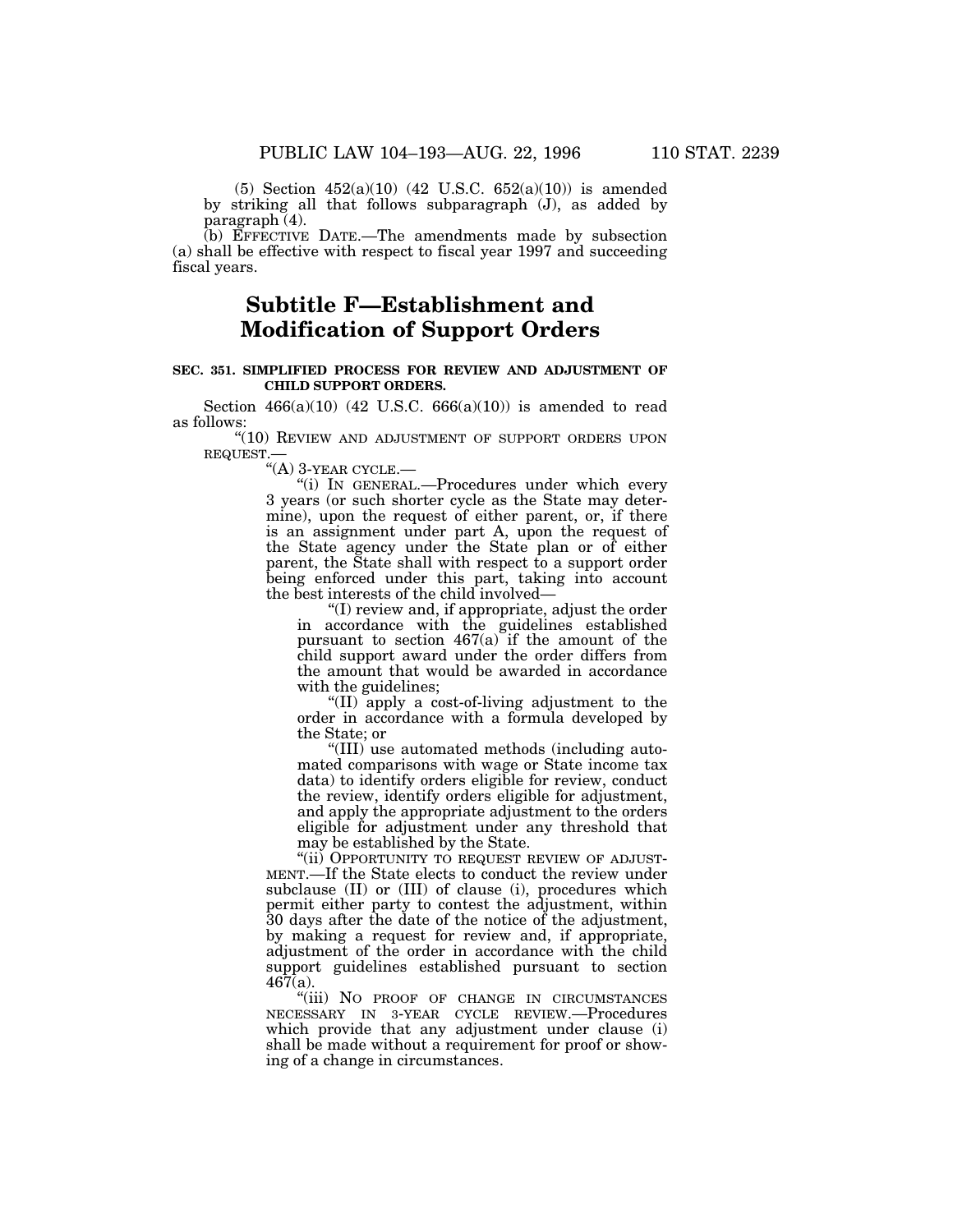(5) Section 452(a)(10) (42 U.S.C. 652(a)(10)) is amended by striking all that follows subparagraph (J), as added by paragraph (4).

(b) EFFECTIVE DATE.—The amendments made by subsection (a) shall be effective with respect to fiscal year 1997 and succeeding fiscal years.

## Subtitle F—Establishment and Modification of Support Orders

**SEC. 351. SIMPLIFIED PROCESS FOR REVIEW AND ADJUSTMENT OF CHILD SUPPORT ORDERS.**

Section 466(a)(10) (42 U.S.C. 666(a)(10)) is amended to read as follows:

"(10) REVIEW AND ADJUSTMENT OF SUPPORT ORDERS UPON REQUEST.—

"(A) 3-YEAR CYCLE.—

"(i) IN GENERAL.—Procedures under which every 3 years (or such shorter cycle as the State may determine), upon the request of either parent, or, if there is an assignment under part A, upon the request of the State agency under the State plan or of either parent, the State shall with respect to a support order being enforced under this part, taking into account the best interests of the child involved—

"(I) review and, if appropriate, adjust the order in accordance with the guidelines established pursuant to section 467(a) if the amount of the child support award under the order differs from the amount that would be awarded in accordance with the guidelines;

"(II) apply a cost-of-living adjustment to the order in accordance with a formula developed by the State; or

"(III) use automated methods (including automated comparisons with wage or State income tax data) to identify orders eligible for review, conduct the review, identify orders eligible for adjustment, and apply the appropriate adjustment to the orders eligible for adjustment under any threshold that may be established by the State.

"(ii) OPPORTUNITY TO REQUEST REVIEW OF ADJUSTMENT.—If the State elects to conduct the review under subclause (II) or (III) of clause (i), procedures which permit either party to contest the adjustment, within 30 days after the date of the notice of the adjustment, by making a request for review and, if appropriate, adjustment of the order in accordance with the child support guidelines established pursuant to section 467(a).

"(iii) NO PROOF OF CHANGE IN CIRCUMSTANCES NECESSARY IN 3-YEAR CYCLE REVIEW.—Procedures which provide that any adjustment under clause (i) shall be made without a requirement for proof or showing of a change in circumstances.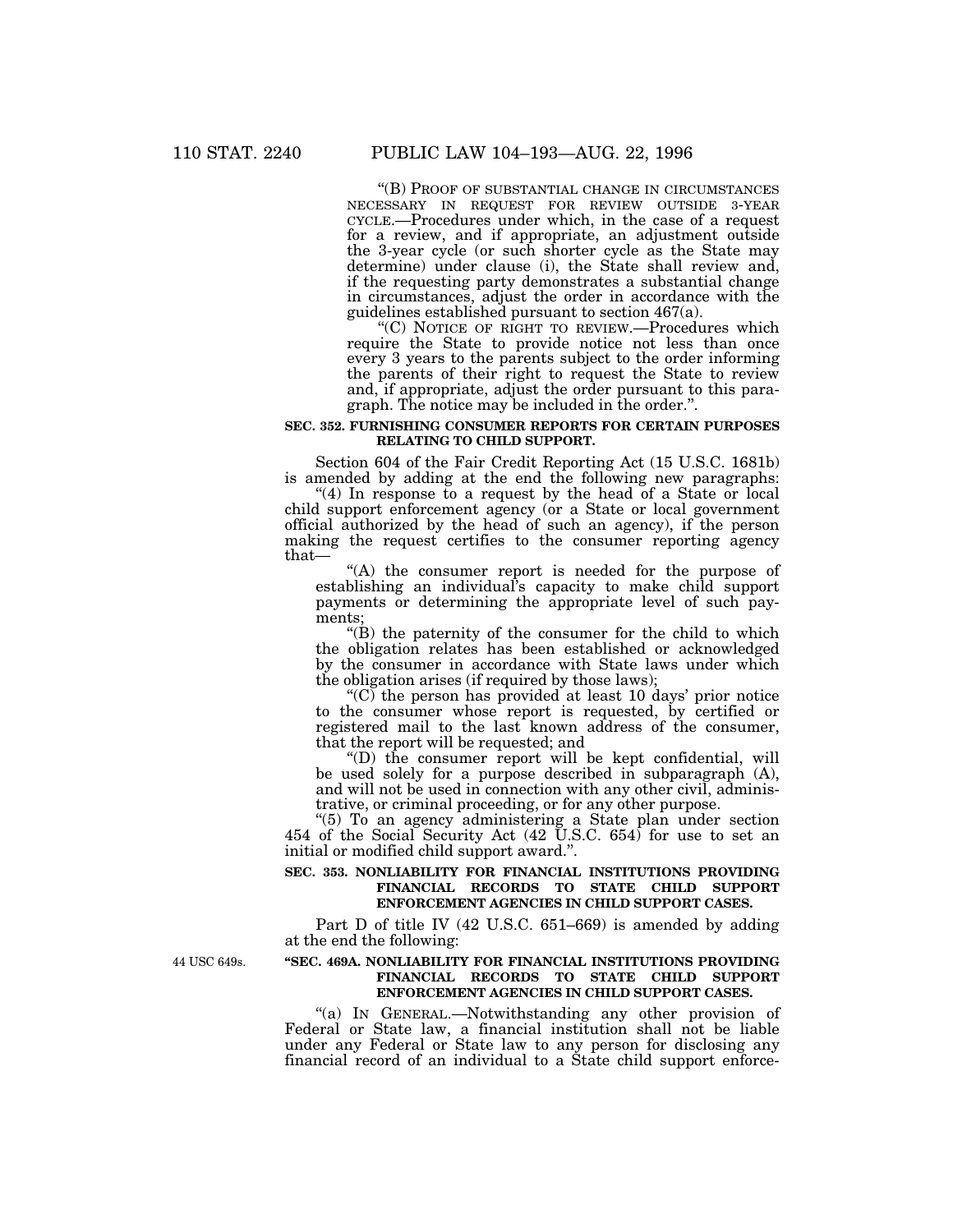"(B) PROOF OF SUBSTANTIAL CHANGE IN CIRCUMSTANCES NECESSARY IN REQUEST FOR REVIEW OUTSIDE 3-YEAR CYCLE.—Procedures under which, in the case of a request for a review, and if appropriate, an adjustment outside the 3-year cycle (or such shorter cycle as the State may determine) under clause (i), the State shall review and, if the requesting party demonstrates a substantial change in circumstances, adjust the order in accordance with the guidelines established pursuant to section 467(a).

"(C) NOTICE OF RIGHT TO REVIEW.—Procedures which require the State to provide notice not less than once every 3 years to the parents subject to the order informing the parents of their right to request the State to review and, if appropriate, adjust the order pursuant to this paragraph. The notice may be included in the order.".

**SEC. 352. FURNISHING CONSUMER REPORTS FOR CERTAIN PURPOSES RELATING TO CHILD SUPPORT.**

Section 604 of the Fair Credit Reporting Act (15 U.S.C. 1681b) is amended by adding at the end the following new paragraphs:

"(4) In response to a request by the head of a State or local child support enforcement agency (or a State or local government official authorized by the head of such an agency), if the person making the request certifies to the consumer reporting agency that—

"(A) the consumer report is needed for the purpose of establishing an individual's capacity to make child support payments or determining the appropriate level of such payments;

"(B) the paternity of the consumer for the child to which the obligation relates has been established or acknowledged by the consumer in accordance with State laws under which the obligation arises (if required by those laws);

"(C) the person has provided at least 10 days' prior notice to the consumer whose report is requested, by certified or registered mail to the last known address of the consumer, that the report will be requested; and

"(D) the consumer report will be kept confidential, will be used solely for a purpose described in subparagraph (A), and will not be used in connection with any other civil, administrative, or criminal proceeding, or for any other purpose.

"(5) To an agency administering a State plan under section 454 of the Social Security Act (42 U.S.C. 654) for use to set an initial or modified child support award.".

**SEC. 353. NONLIABILITY FOR FINANCIAL INSTITUTIONS PROVIDING FINANCIAL RECORDS TO STATE CHILD SUPPORT ENFORCEMENT AGENCIES IN CHILD SUPPORT CASES.**

Part D of title IV (42 U.S.C. 651–669) is amended by adding at the end the following:

44 USC 649s.

**"SEC. 469A. NONLIABILITY FOR FINANCIAL INSTITUTIONS PROVIDING FINANCIAL RECORDS TO STATE CHILD SUPPORT ENFORCEMENT AGENCIES IN CHILD SUPPORT CASES.**

"(a) IN GENERAL.—Notwithstanding any other provision of Federal or State law, a financial institution shall not be liable under any Federal or State law to any person for disclosing any financial record of an individual to a State child support enforce-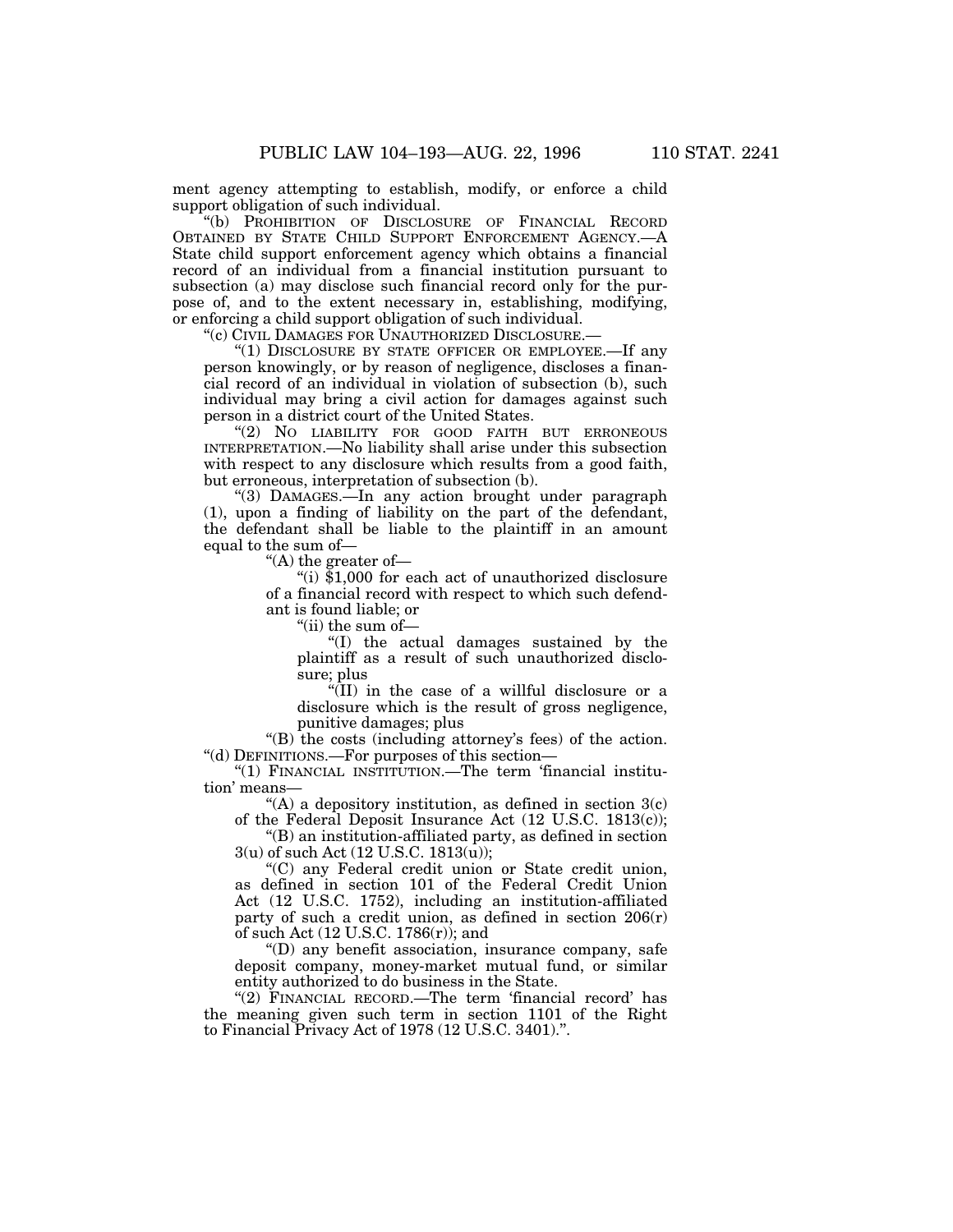ment agency attempting to establish, modify, or enforce a child support obligation of such individual.

"(b) PROHIBITION OF DISCLOSURE OF FINANCIAL RECORD OBTAINED BY STATE CHILD SUPPORT ENFORCEMENT AGENCY.—A State child support enforcement agency which obtains a financial record of an individual from a financial institution pursuant to subsection (a) may disclose such financial record only for the purpose of, and to the extent necessary in, establishing, modifying, or enforcing a child support obligation of such individual.

"(c) CIVIL DAMAGES FOR UNAUTHORIZED DISCLOSURE.—

"(1) DISCLOSURE BY STATE OFFICER OR EMPLOYEE.—If any person knowingly, or by reason of negligence, discloses a financial record of an individual in violation of subsection (b), such individual may bring a civil action for damages against such person in a district court of the United States.

"(2) NO LIABILITY FOR GOOD FAITH BUT ERRONEOUS INTERPRETATION.—No liability shall arise under this subsection with respect to any disclosure which results from a good faith, but erroneous, interpretation of subsection (b).

"(3) DAMAGES.—In any action brought under paragraph (1), upon a finding of liability on the part of the defendant, the defendant shall be liable to the plaintiff in an amount equal to the sum of—

"(A) the greater of—

"(i) $1,000 for each act of unauthorized disclosure of a financial record with respect to which such defendant is found liable; or

"(ii) the sum of—

"(I) the actual damages sustained by the plaintiff as a result of such unauthorized disclosure; plus

"(II) in the case of a willful disclosure or a disclosure which is the result of gross negligence, punitive damages; plus

"(B) the costs (including attorney's fees) of the action.

"(d) DEFINITIONS.—For purposes of this section—

"(1) FINANCIAL INSTITUTION.—The term 'financial institution' means—

"(A) a depository institution, as defined in section 3(c) of the Federal Deposit Insurance Act (12 U.S.C. 1813(c));

"(B) an institution-affiliated party, as defined in section 3(u) of such Act (12 U.S.C. 1813(u));

"(C) any Federal credit union or State credit union, as defined in section 101 of the Federal Credit Union Act (12 U.S.C. 1752), including an institution-affiliated party of such a credit union, as defined in section 206(r) of such Act (12 U.S.C. 1786(r)); and

"(D) any benefit association, insurance company, safe deposit company, money-market mutual fund, or similar entity authorized to do business in the State.

"(2) FINANCIAL RECORD.—The term 'financial record' has the meaning given such term in section 1101 of the Right to Financial Privacy Act of 1978 (12 U.S.C. 3401).".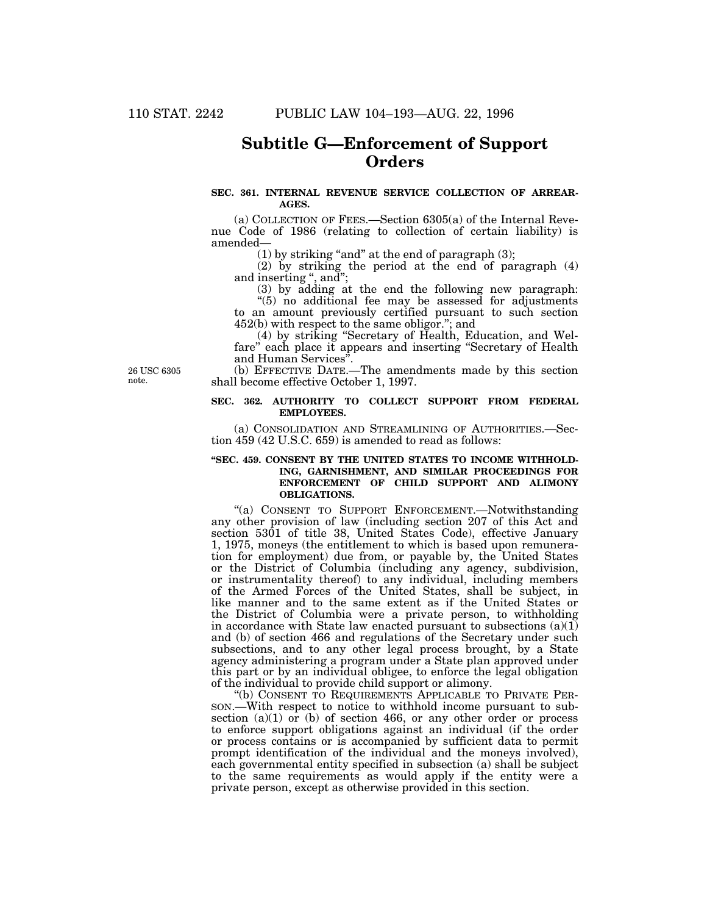## Subtitle G—Enforcement of Support Orders

**SEC. 361. INTERNAL REVENUE SERVICE COLLECTION OF ARREARAGES.**

(a) COLLECTION OF FEES.—Section 6305(a) of the Internal Revenue Code of 1986 (relating to collection of certain liability) is amended—

(1) by striking "and" at the end of paragraph (3);

(2) by striking the period at the end of paragraph (4) and inserting ", and";

(3) by adding at the end the following new paragraph:

"(5) no additional fee may be assessed for adjustments to an amount previously certified pursuant to such section 452(b) with respect to the same obligor."; and

(4) by striking "Secretary of Health, Education, and Welfare" each place it appears and inserting "Secretary of Health and Human Services".

26 USC 6305 note.

(b) EFFECTIVE DATE.—The amendments made by this section shall become effective October 1, 1997.

**SEC. 362. AUTHORITY TO COLLECT SUPPORT FROM FEDERAL EMPLOYEES.**

(a) CONSOLIDATION AND STREAMLINING OF AUTHORITIES.—Section 459 (42 U.S.C. 659) is amended to read as follows:

**"SEC. 459. CONSENT BY THE UNITED STATES TO INCOME WITHHOLDING, GARNISHMENT, AND SIMILAR PROCEEDINGS FOR ENFORCEMENT OF CHILD SUPPORT AND ALIMONY OBLIGATIONS.**

"(a) CONSENT TO SUPPORT ENFORCEMENT.—Notwithstanding any other provision of law (including section 207 of this Act and section 5301 of title 38, United States Code), effective January 1, 1975, moneys (the entitlement to which is based upon remuneration for employment) due from, or payable by, the United States or the District of Columbia (including any agency, subdivision, or instrumentality thereof) to any individual, including members of the Armed Forces of the United States, shall be subject, in like manner and to the same extent as if the United States or the District of Columbia were a private person, to withholding in accordance with State law enacted pursuant to subsections (a)(1) and (b) of section 466 and regulations of the Secretary under such subsections, and to any other legal process brought, by a State agency administering a program under a State plan approved under this part or by an individual obligee, to enforce the legal obligation of the individual to provide child support or alimony.

"(b) CONSENT TO REQUIREMENTS APPLICABLE TO PRIVATE PERSON.—With respect to notice to withhold income pursuant to subsection (a)(1) or (b) of section 466, or any other order or process to enforce support obligations against an individual (if the order or process contains or is accompanied by sufficient data to permit prompt identification of the individual and the moneys involved), each governmental entity specified in subsection (a) shall be subject to the same requirements as would apply if the entity were a private person, except as otherwise provided in this section.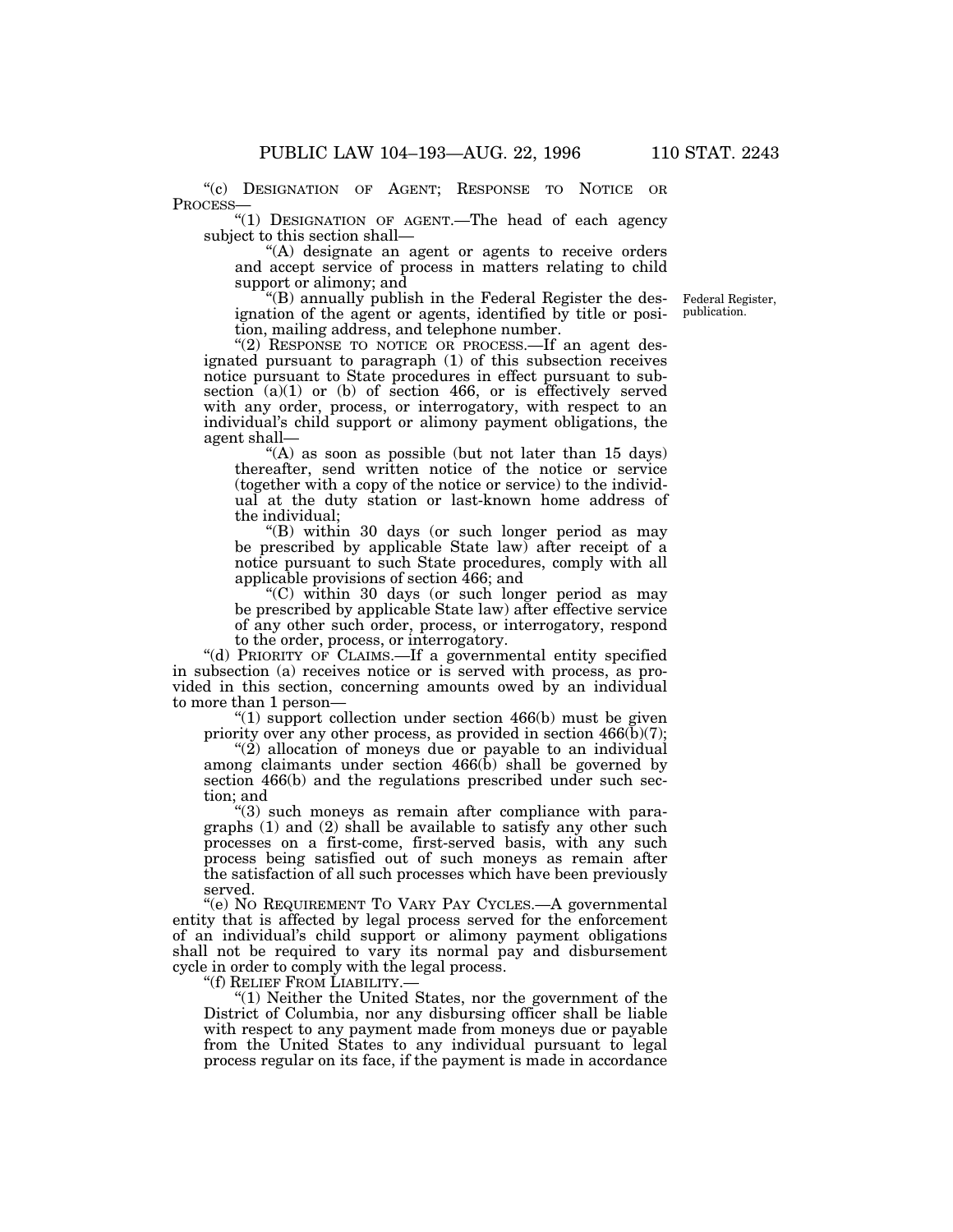"(c) DESIGNATION OF AGENT; RESPONSE TO NOTICE OR PROCESS—

"(1) DESIGNATION OF AGENT.—The head of each agency subject to this section shall—

"(A) designate an agent or agents to receive orders and accept service of process in matters relating to child support or alimony; and

"(B) annually publish in the Federal Register the designation of the agent or agents, identified by title or position, mailing address, and telephone number.

Federal Register, publication.

"(2) RESPONSE TO NOTICE OR PROCESS.—If an agent designated pursuant to paragraph (1) of this subsection receives notice pursuant to State procedures in effect pursuant to subsection (a)(1) or (b) of section 466, or is effectively served with any order, process, or interrogatory, with respect to an individual's child support or alimony payment obligations, the agent shall—

"(A) as soon as possible (but not later than 15 days) thereafter, send written notice of the notice or service (together with a copy of the notice or service) to the individual at the duty station or last-known home address of the individual;

"(B) within 30 days (or such longer period as may be prescribed by applicable State law) after receipt of a notice pursuant to such State procedures, comply with all applicable provisions of section 466; and

"(C) within 30 days (or such longer period as may be prescribed by applicable State law) after effective service of any other such order, process, or interrogatory, respond to the order, process, or interrogatory.

"(d) PRIORITY OF CLAIMS.—If a governmental entity specified in subsection (a) receives notice or is served with process, as provided in this section, concerning amounts owed by an individual to more than 1 person—

"(1) support collection under section 466(b) must be given priority over any other process, as provided in section 466(b)(7);

"(2) allocation of moneys due or payable to an individual among claimants under section 466(b) shall be governed by section 466(b) and the regulations prescribed under such section; and

"(3) such moneys as remain after compliance with paragraphs (1) and (2) shall be available to satisfy any other such processes on a first-come, first-served basis, with any such process being satisfied out of such moneys as remain after the satisfaction of all such processes which have been previously served.

"(e) NO REQUIREMENT TO VARY PAY CYCLES.—A governmental entity that is affected by legal process served for the enforcement of an individual's child support or alimony payment obligations shall not be required to vary its normal pay and disbursement cycle in order to comply with the legal process.

"(f) RELIEF FROM LIABILITY.—

"(1) Neither the United States, nor the government of the District of Columbia, nor any disbursing officer shall be liable with respect to any payment made from moneys due or payable from the United States to any individual pursuant to legal process regular on its face, if the payment is made in accordance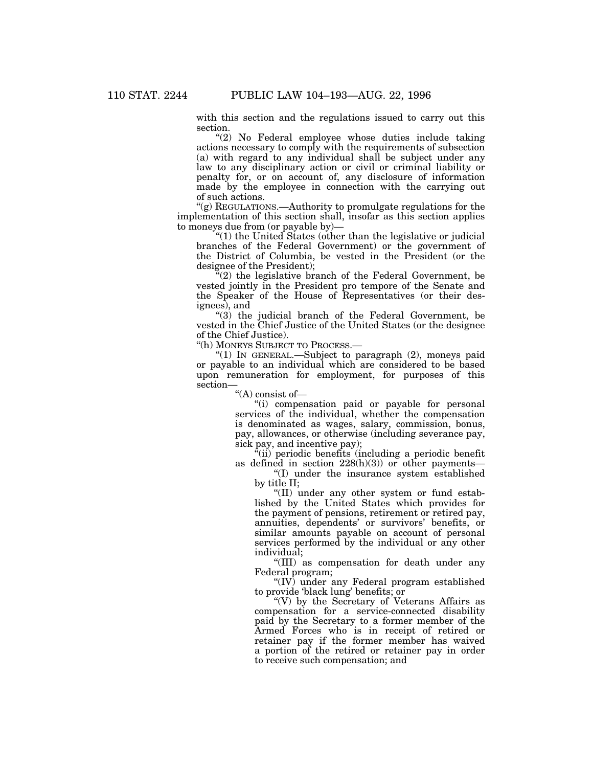with this section and the regulations issued to carry out this section.

"(2) No Federal employee whose duties include taking actions necessary to comply with the requirements of subsection (a) with regard to any individual shall be subject under any law to any disciplinary action or civil or criminal liability or penalty for, or on account of, any disclosure of information made by the employee in connection with the carrying out of such actions.

"(g) REGULATIONS.—Authority to promulgate regulations for the implementation of this section shall, insofar as this section applies to moneys due from (or payable by)—

"(1) the United States (other than the legislative or judicial branches of the Federal Government) or the government of the District of Columbia, be vested in the President (or the designee of the President);

"(2) the legislative branch of the Federal Government, be vested jointly in the President pro tempore of the Senate and the Speaker of the House of Representatives (or their designees), and

"(3) the judicial branch of the Federal Government, be vested in the Chief Justice of the United States (or the designee of the Chief Justice).

"(h) MONEYS SUBJECT TO PROCESS.—

"(1) IN GENERAL.—Subject to paragraph (2), moneys paid or payable to an individual which are considered to be based upon remuneration for employment, for purposes of this section—

"(A) consist of—

"(i) compensation paid or payable for personal services of the individual, whether the compensation is denominated as wages, salary, commission, bonus, pay, allowances, or otherwise (including severance pay, sick pay, and incentive pay);

"(ii) periodic benefits (including a periodic benefit as defined in section 228(h)(3)) or other payments—

"(I) under the insurance system established by title II;

"(II) under any other system or fund established by the United States which provides for the payment of pensions, retirement or retired pay, annuities, dependents' or survivors' benefits, or similar amounts payable on account of personal services performed by the individual or any other individual;

"(III) as compensation for death under any Federal program;

"(IV) under any Federal program established to provide 'black lung' benefits; or

"(V) by the Secretary of Veterans Affairs as compensation for a service-connected disability paid by the Secretary to a former member of the Armed Forces who is in receipt of retired or retainer pay if the former member has waived a portion of the retired or retainer pay in order to receive such compensation; and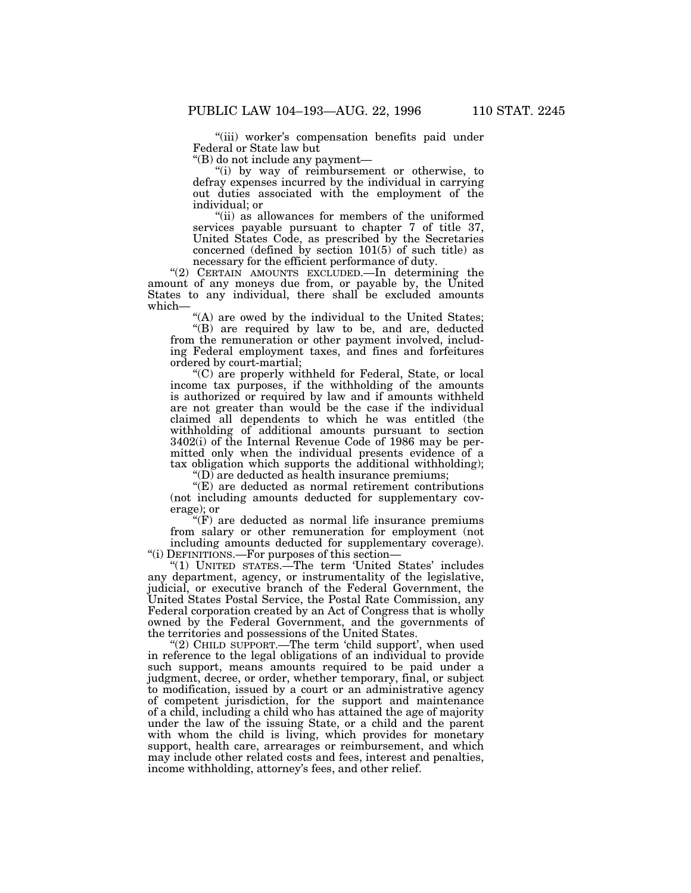"(iii) worker's compensation benefits paid under Federal or State law but

"(B) do not include any payment—

"(i) by way of reimbursement or otherwise, to defray expenses incurred by the individual in carrying out duties associated with the employment of the individual; or

"(ii) as allowances for members of the uniformed services payable pursuant to chapter 7 of title 37, United States Code, as prescribed by the Secretaries concerned (defined by section 101(5) of such title) as necessary for the efficient performance of duty.

"(2) CERTAIN AMOUNTS EXCLUDED.—In determining the amount of any moneys due from, or payable by, the United States to any individual, there shall be excluded amounts which—

"(A) are owed by the individual to the United States;

"(B) are required by law to be, and are, deducted from the remuneration or other payment involved, including Federal employment taxes, and fines and forfeitures ordered by court-martial;

"(C) are properly withheld for Federal, State, or local income tax purposes, if the withholding of the amounts is authorized or required by law and if amounts withheld are not greater than would be the case if the individual claimed all dependents to which he was entitled (the withholding of additional amounts pursuant to section 3402(i) of the Internal Revenue Code of 1986 may be permitted only when the individual presents evidence of a tax obligation which supports the additional withholding);

"(D) are deducted as health insurance premiums;

"(E) are deducted as normal retirement contributions (not including amounts deducted for supplementary coverage); or

"(F) are deducted as normal life insurance premiums from salary or other remuneration for employment (not including amounts deducted for supplementary coverage).

"(i) DEFINITIONS.—For purposes of this section—

"(1) UNITED STATES.—The term 'United States' includes any department, agency, or instrumentality of the legislative, judicial, or executive branch of the Federal Government, the United States Postal Service, the Postal Rate Commission, any Federal corporation created by an Act of Congress that is wholly owned by the Federal Government, and the governments of the territories and possessions of the United States.

"(2) CHILD SUPPORT.—The term 'child support', when used in reference to the legal obligations of an individual to provide such support, means amounts required to be paid under a judgment, decree, or order, whether temporary, final, or subject to modification, issued by a court or an administrative agency of competent jurisdiction, for the support and maintenance of a child, including a child who has attained the age of majority under the law of the issuing State, or a child and the parent with whom the child is living, which provides for monetary support, health care, arrearages or reimbursement, and which may include other related costs and fees, interest and penalties, income withholding, attorney's fees, and other relief.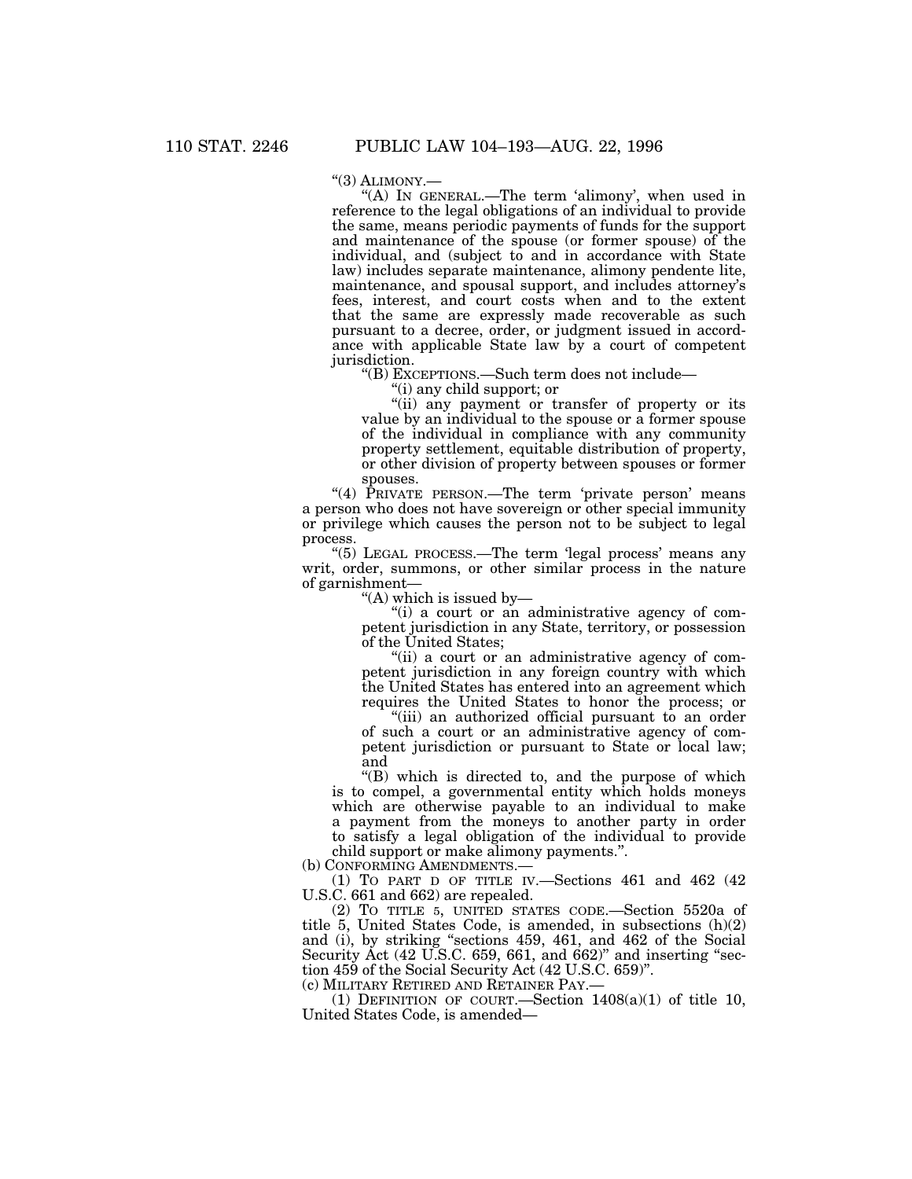"(3) ALIMONY.—

"(A) IN GENERAL.—The term 'alimony', when used in reference to the legal obligations of an individual to provide the same, means periodic payments of funds for the support and maintenance of the spouse (or former spouse) of the individual, and (subject to and in accordance with State law) includes separate maintenance, alimony pendente lite, maintenance, and spousal support, and includes attorney's fees, interest, and court costs when and to the extent that the same are expressly made recoverable as such pursuant to a decree, order, or judgment issued in accordance with applicable State law by a court of competent jurisdiction.

"(B) EXCEPTIONS.—Such term does not include—

"(i) any child support; or

"(ii) any payment or transfer of property or its value by an individual to the spouse or a former spouse of the individual in compliance with any community property settlement, equitable distribution of property, or other division of property between spouses or former spouses.

"(4) PRIVATE PERSON.—The term 'private person' means a person who does not have sovereign or other special immunity or privilege which causes the person not to be subject to legal process.

"(5) LEGAL PROCESS.—The term 'legal process' means any writ, order, summons, or other similar process in the nature of garnishment—

"(A) which is issued by—

"(i) a court or an administrative agency of competent jurisdiction in any State, territory, or possession of the United States;

"(ii) a court or an administrative agency of competent jurisdiction in any foreign country with which the United States has entered into an agreement which requires the United States to honor the process; or

"(iii) an authorized official pursuant to an order of such a court or an administrative agency of competent jurisdiction or pursuant to State or local law; and

"(B) which is directed to, and the purpose of which is to compel, a governmental entity which holds moneys which are otherwise payable to an individual to make a payment from the moneys to another party in order to satisfy a legal obligation of the individual to provide child support or make alimony payments.".

(b) CONFORMING AMENDMENTS.—

(1) TO PART D OF TITLE IV.—Sections 461 and 462 (42 U.S.C. 661 and 662) are repealed.

(2) TO TITLE 5, UNITED STATES CODE.—Section 5520a of title 5, United States Code, is amended, in subsections (h)(2) and (i), by striking "sections 459, 461, and 462 of the Social Security Act (42 U.S.C. 659, 661, and 662)" and inserting "section 459 of the Social Security Act (42 U.S.C. 659)".

(c) MILITARY RETIRED AND RETAINER PAY.—

(1) DEFINITION OF COURT.—Section 1408(a)(1) of title 10, United States Code, is amended—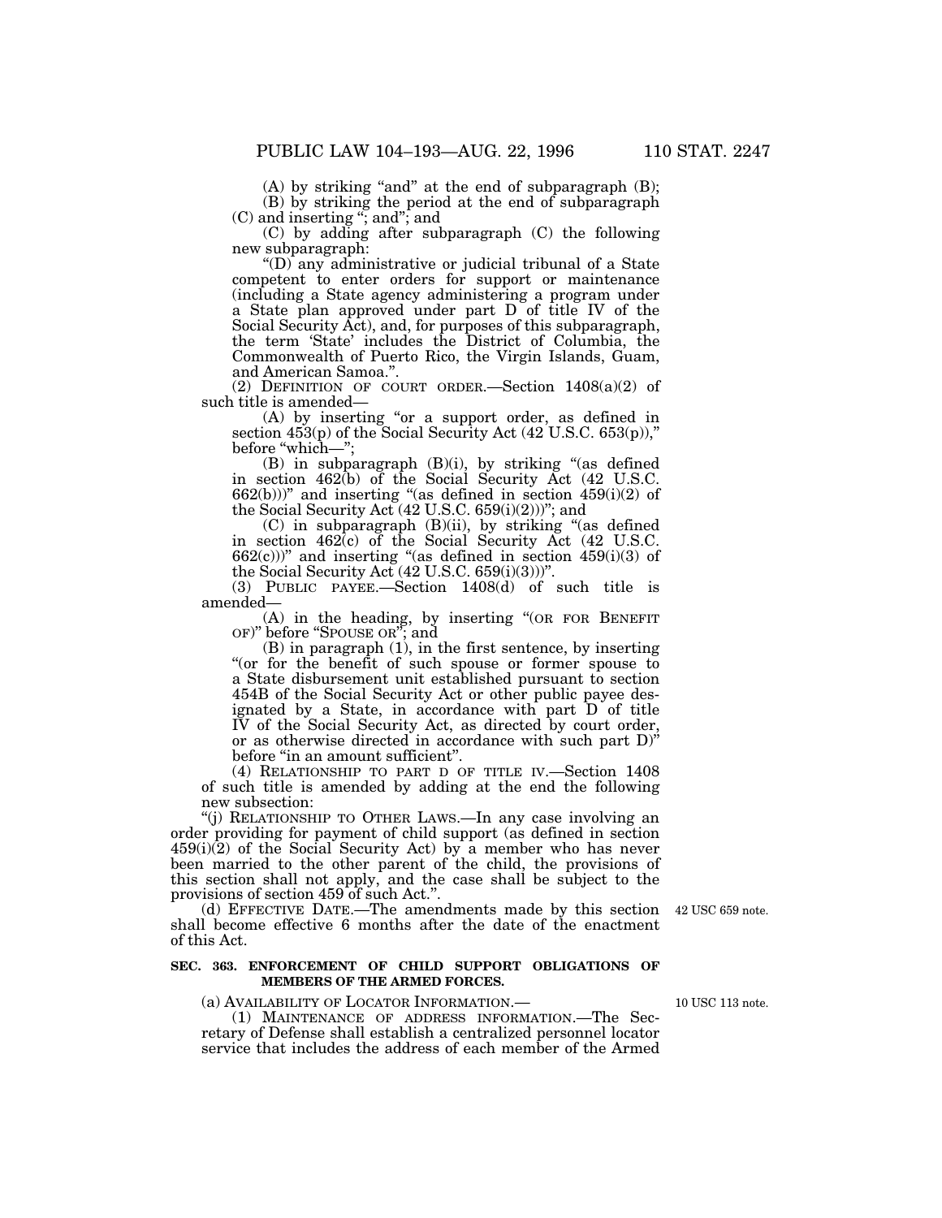(A) by striking "and" at the end of subparagraph (B);

(B) by striking the period at the end of subparagraph (C) and inserting "; and"; and

(C) by adding after subparagraph (C) the following new subparagraph:

"(D) any administrative or judicial tribunal of a State competent to enter orders for support or maintenance (including a State agency administering a program under a State plan approved under part D of title IV of the Social Security Act), and, for purposes of this subparagraph, the term 'State' includes the District of Columbia, the Commonwealth of Puerto Rico, the Virgin Islands, Guam, and American Samoa.".

(2) DEFINITION OF COURT ORDER.—Section 1408(a)(2) of such title is amended—

(A) by inserting "or a support order, as defined in section 453(p) of the Social Security Act (42 U.S.C. 653(p))," before "which—";

(B) in subparagraph (B)(i), by striking "(as defined in section 462(b) of the Social Security Act (42 U.S.C. 662(b)))" and inserting "(as defined in section 459(i)(2) of the Social Security Act (42 U.S.C. 659(i)(2)))"; and

(C) in subparagraph (B)(ii), by striking "(as defined in section 462(c) of the Social Security Act (42 U.S.C. 662(c)))" and inserting "(as defined in section 459(i)(3) of the Social Security Act (42 U.S.C. 659(i)(3)))".

(3) PUBLIC PAYEE.—Section 1408(d) of such title is amended—

(A) in the heading, by inserting "(OR FOR BENEFIT OF)" before "SPOUSE OR"; and

(B) in paragraph (1), in the first sentence, by inserting "(or for the benefit of such spouse or former spouse to a State disbursement unit established pursuant to section 454B of the Social Security Act or other public payee designated by a State, in accordance with part D of title IV of the Social Security Act, as directed by court order, or as otherwise directed in accordance with such part D)" before "in an amount sufficient".

(4) RELATIONSHIP TO PART D OF TITLE IV.—Section 1408 of such title is amended by adding at the end the following new subsection:

"(j) RELATIONSHIP TO OTHER LAWS.—In any case involving an order providing for payment of child support (as defined in section 459(i)(2) of the Social Security Act) by a member who has never been married to the other parent of the child, the provisions of this section shall not apply, and the case shall be subject to the provisions of section 459 of such Act.".

(d) EFFECTIVE DATE.—The amendments made by this section shall become effective 6 months after the date of the enactment of this Act.

42 USC 659 note.

**SEC. 363. ENFORCEMENT OF CHILD SUPPORT OBLIGATIONS OF MEMBERS OF THE ARMED FORCES.**

10 USC 113 note.

(a) AVAILABILITY OF LOCATOR INFORMATION.—

(1) MAINTENANCE OF ADDRESS INFORMATION.—The Secretary of Defense shall establish a centralized personnel locator service that includes the address of each member of the Armed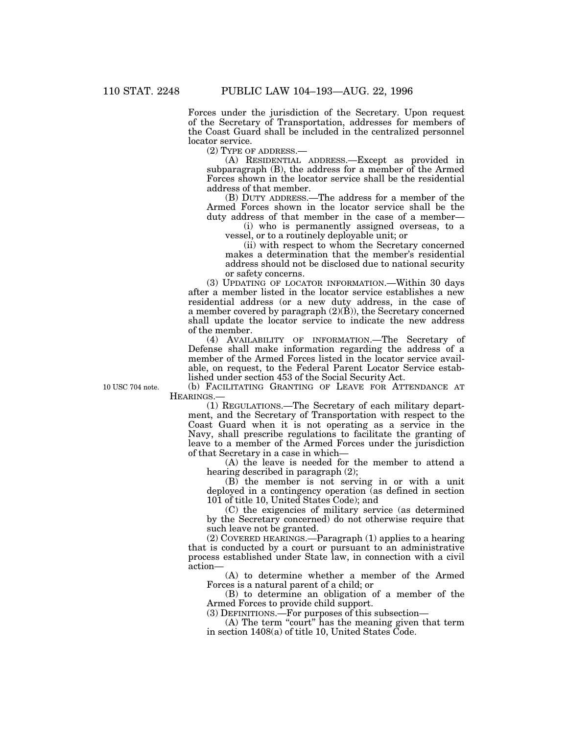Forces under the jurisdiction of the Secretary. Upon request of the Secretary of Transportation, addresses for members of the Coast Guard shall be included in the centralized personnel locator service.

(2) TYPE OF ADDRESS.—

(A) RESIDENTIAL ADDRESS.—Except as provided in subparagraph (B), the address for a member of the Armed Forces shown in the locator service shall be the residential address of that member.

(B) DUTY ADDRESS.—The address for a member of the Armed Forces shown in the locator service shall be the duty address of that member in the case of a member—

(i) who is permanently assigned overseas, to a vessel, or to a routinely deployable unit; or

(ii) with respect to whom the Secretary concerned makes a determination that the member's residential address should not be disclosed due to national security or safety concerns.

(3) UPDATING OF LOCATOR INFORMATION.—Within 30 days after a member listed in the locator service establishes a new residential address (or a new duty address, in the case of a member covered by paragraph (2)(B)), the Secretary concerned shall update the locator service to indicate the new address of the member.

(4) AVAILABILITY OF INFORMATION.—The Secretary of Defense shall make information regarding the address of a member of the Armed Forces listed in the locator service available, on request, to the Federal Parent Locator Service established under section 453 of the Social Security Act.

10 USC 704 note.

(b) FACILITATING GRANTING OF LEAVE FOR ATTENDANCE AT HEARINGS.—

(1) REGULATIONS.—The Secretary of each military department, and the Secretary of Transportation with respect to the Coast Guard when it is not operating as a service in the Navy, shall prescribe regulations to facilitate the granting of leave to a member of the Armed Forces under the jurisdiction of that Secretary in a case in which—

(A) the leave is needed for the member to attend a hearing described in paragraph (2);

(B) the member is not serving in or with a unit deployed in a contingency operation (as defined in section 101 of title 10, United States Code); and

(C) the exigencies of military service (as determined by the Secretary concerned) do not otherwise require that such leave not be granted.

(2) COVERED HEARINGS.—Paragraph (1) applies to a hearing that is conducted by a court or pursuant to an administrative process established under State law, in connection with a civil action—

(A) to determine whether a member of the Armed Forces is a natural parent of a child; or

(B) to determine an obligation of a member of the Armed Forces to provide child support.

(3) DEFINITIONS.—For purposes of this subsection—

(A) The term "court" has the meaning given that term in section 1408(a) of title 10, United States Code.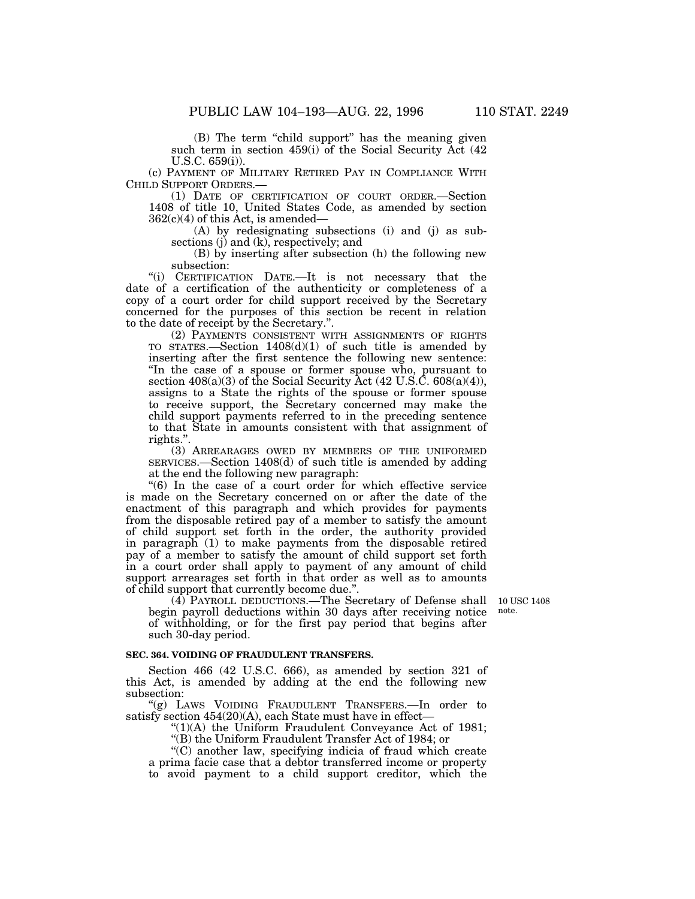(B) The term "child support" has the meaning given such term in section 459(i) of the Social Security Act (42 U.S.C. 659(i)).

(c) PAYMENT OF MILITARY RETIRED PAY IN COMPLIANCE WITH CHILD SUPPORT ORDERS.—

(1) DATE OF CERTIFICATION OF COURT ORDER.—Section 1408 of title 10, United States Code, as amended by section 362(c)(4) of this Act, is amended—

(A) by redesignating subsections (i) and (j) as subsections (j) and (k), respectively; and

(B) by inserting after subsection (h) the following new subsection:

"(i) CERTIFICATION DATE.—It is not necessary that the date of a certification of the authenticity or completeness of a copy of a court order for child support received by the Secretary concerned for the purposes of this section be recent in relation to the date of receipt by the Secretary.".

(2) PAYMENTS CONSISTENT WITH ASSIGNMENTS OF RIGHTS TO STATES.—Section 1408(d)(1) of such title is amended by inserting after the first sentence the following new sentence: "In the case of a spouse or former spouse who, pursuant to section 408(a)(3) of the Social Security Act (42 U.S.C. 608(a)(4)), assigns to a State the rights of the spouse or former spouse to receive support, the Secretary concerned may make the child support payments referred to in the preceding sentence to that State in amounts consistent with that assignment of rights.".

(3) ARREARAGES OWED BY MEMBERS OF THE UNIFORMED SERVICES.—Section 1408(d) of such title is amended by adding at the end the following new paragraph:

"(6) In the case of a court order for which effective service is made on the Secretary concerned on or after the date of the enactment of this paragraph and which provides for payments from the disposable retired pay of a member to satisfy the amount of child support set forth in the order, the authority provided in paragraph (1) to make payments from the disposable retired pay of a member to satisfy the amount of child support set forth in a court order shall apply to payment of any amount of child support arrearages set forth in that order as well as to amounts of child support that currently become due.".

(4) PAYROLL DEDUCTIONS.—The Secretary of Defense shall begin payroll deductions within 30 days after receiving notice of withholding, or for the first pay period that begins after such 30-day period.

10 USC 1408 note.

**SEC. 364. VOIDING OF FRAUDULENT TRANSFERS.**

Section 466 (42 U.S.C. 666), as amended by section 321 of this Act, is amended by adding at the end the following new subsection:

"(g) LAWS VOIDING FRAUDULENT TRANSFERS.—In order to satisfy section 454(20)(A), each State must have in effect—

"(1)(A) the Uniform Fraudulent Conveyance Act of 1981;

"(B) the Uniform Fraudulent Transfer Act of 1984; or

"(C) another law, specifying indicia of fraud which create a prima facie case that a debtor transferred income or property to avoid payment to a child support creditor, which the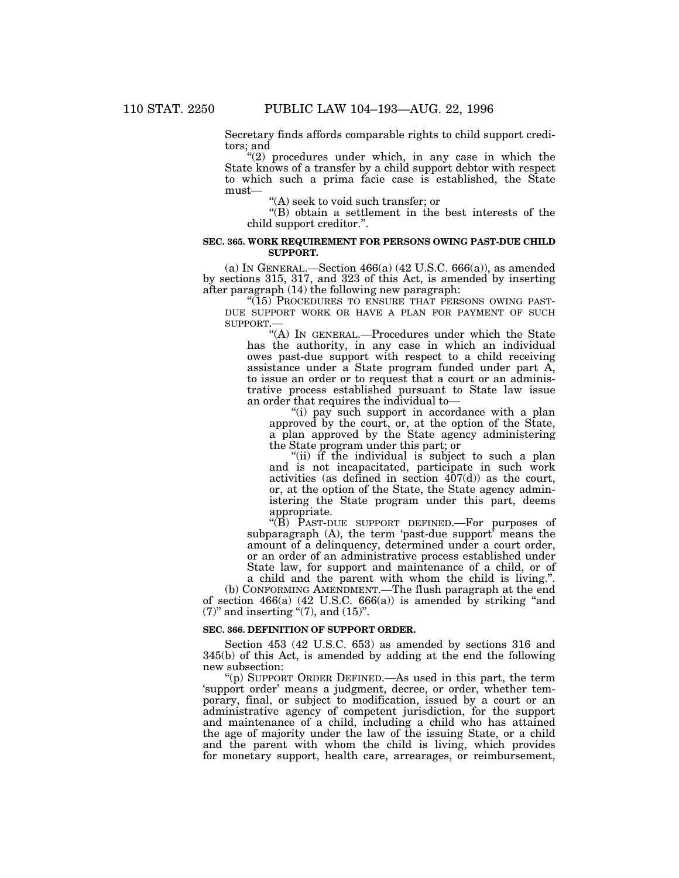Secretary finds affords comparable rights to child support creditors; and

"(2) procedures under which, in any case in which the State knows of a transfer by a child support debtor with respect to which such a prima facie case is established, the State must—

"(A) seek to void such transfer; or

"(B) obtain a settlement in the best interests of the child support creditor.".

**SEC. 365. WORK REQUIREMENT FOR PERSONS OWING PAST-DUE CHILD SUPPORT.**

(a) IN GENERAL.—Section 466(a) (42 U.S.C. 666(a)), as amended by sections 315, 317, and 323 of this Act, is amended by inserting after paragraph (14) the following new paragraph:

"(15) PROCEDURES TO ENSURE THAT PERSONS OWING PAST-DUE SUPPORT WORK OR HAVE A PLAN FOR PAYMENT OF SUCH SUPPORT.—

"(A) IN GENERAL.—Procedures under which the State has the authority, in any case in which an individual owes past-due support with respect to a child receiving assistance under a State program funded under part A, to issue an order or to request that a court or an administrative process established pursuant to State law issue an order that requires the individual to—

"(i) pay such support in accordance with a plan approved by the court, or, at the option of the State, a plan approved by the State agency administering the State program under this part; or

"(ii) if the individual is subject to such a plan and is not incapacitated, participate in such work activities (as defined in section 407(d)) as the court, or, at the option of the State, the State agency administering the State program under this part, deems appropriate.

"(B) PAST-DUE SUPPORT DEFINED.—For purposes of subparagraph (A), the term 'past-due support' means the amount of a delinquency, determined under a court order, or an order of an administrative process established under State law, for support and maintenance of a child, or of a child and the parent with whom the child is living.".

(b) CONFORMING AMENDMENT.—The flush paragraph at the end of section 466(a) (42 U.S.C. 666(a)) is amended by striking "and (7)" and inserting "(7), and (15)".

**SEC. 366. DEFINITION OF SUPPORT ORDER.**

Section 453 (42 U.S.C. 653) as amended by sections 316 and 345(b) of this Act, is amended by adding at the end the following new subsection:

"(p) SUPPORT ORDER DEFINED.—As used in this part, the term 'support order' means a judgment, decree, or order, whether temporary, final, or subject to modification, issued by a court or an administrative agency of competent jurisdiction, for the support and maintenance of a child, including a child who has attained the age of majority under the law of the issuing State, or a child and the parent with whom the child is living, which provides for monetary support, health care, arrearages, or reimbursement,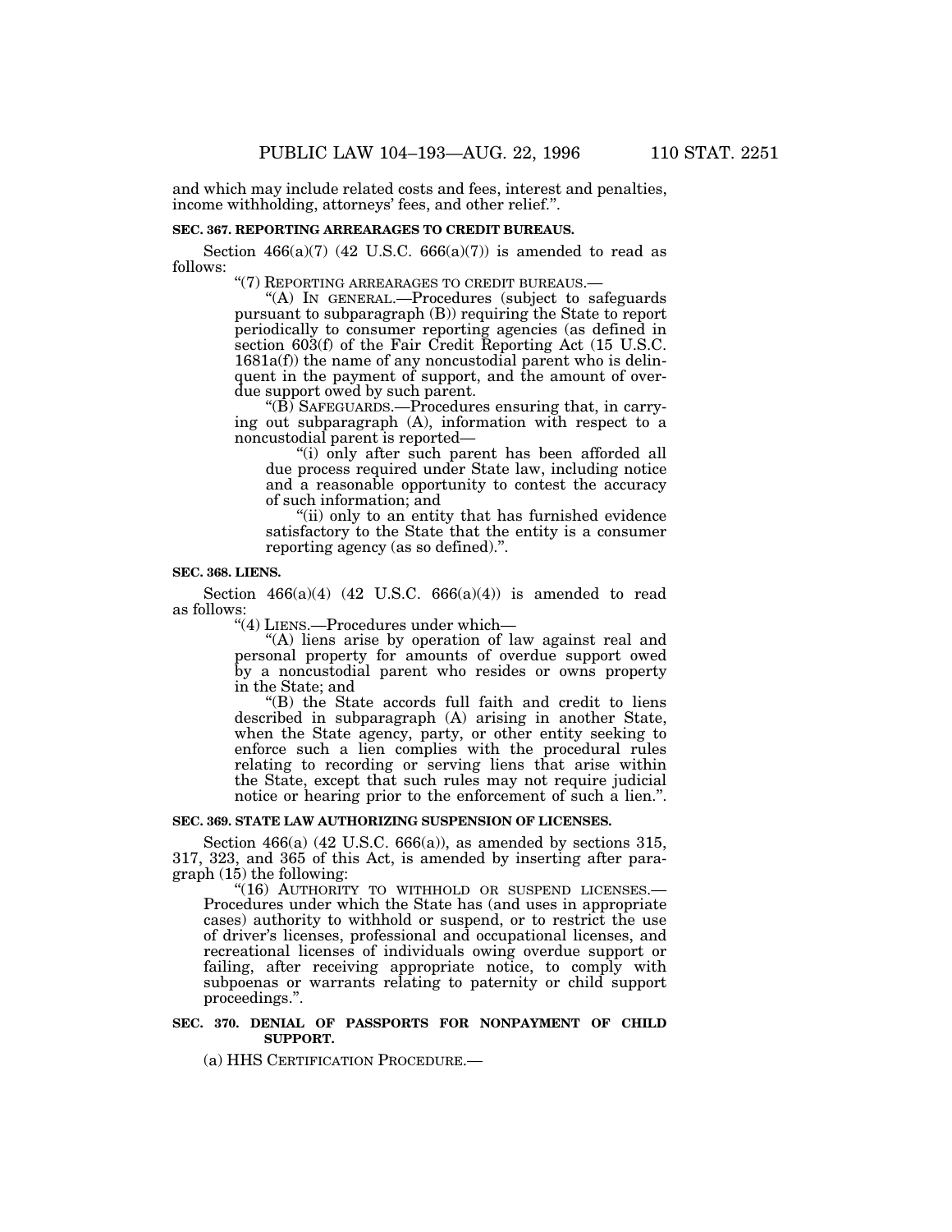and which may include related costs and fees, interest and penalties, income withholding, attorneys' fees, and other relief.".

**SEC. 367. REPORTING ARREARAGES TO CREDIT BUREAUS.**

Section 466(a)(7) (42 U.S.C. 666(a)(7)) is amended to read as follows:

"(7) REPORTING ARREARAGES TO CREDIT BUREAUS.—

"(A) IN GENERAL.—Procedures (subject to safeguards pursuant to subparagraph (B)) requiring the State to report periodically to consumer reporting agencies (as defined in section 603(f) of the Fair Credit Reporting Act (15 U.S.C. 1681a(f)) the name of any noncustodial parent who is delinquent in the payment of support, and the amount of overdue support owed by such parent.

"(B) SAFEGUARDS.—Procedures ensuring that, in carrying out subparagraph (A), information with respect to a noncustodial parent is reported—

"(i) only after such parent has been afforded all due process required under State law, including notice and a reasonable opportunity to contest the accuracy of such information; and

"(ii) only to an entity that has furnished evidence satisfactory to the State that the entity is a consumer reporting agency (as so defined).".

**SEC. 368. LIENS.**

Section 466(a)(4) (42 U.S.C. 666(a)(4)) is amended to read as follows:

"(4) LIENS.—Procedures under which—

"(A) liens arise by operation of law against real and personal property for amounts of overdue support owed by a noncustodial parent who resides or owns property in the State; and

"(B) the State accords full faith and credit to liens described in subparagraph (A) arising in another State, when the State agency, party, or other entity seeking to enforce such a lien complies with the procedural rules relating to recording or serving liens that arise within the State, except that such rules may not require judicial notice or hearing prior to the enforcement of such a lien.".

**SEC. 369. STATE LAW AUTHORIZING SUSPENSION OF LICENSES.**

Section 466(a) (42 U.S.C. 666(a)), as amended by sections 315, 317, 323, and 365 of this Act, is amended by inserting after paragraph (15) the following:

"(16) AUTHORITY TO WITHHOLD OR SUSPEND LICENSES.—Procedures under which the State has (and uses in appropriate cases) authority to withhold or suspend, or to restrict the use of driver's licenses, professional and occupational licenses, and recreational licenses of individuals owing overdue support or failing, after receiving appropriate notice, to comply with subpoenas or warrants relating to paternity or child support proceedings.".

**SEC. 370. DENIAL OF PASSPORTS FOR NONPAYMENT OF CHILD SUPPORT.**

(a) HHS CERTIFICATION PROCEDURE.—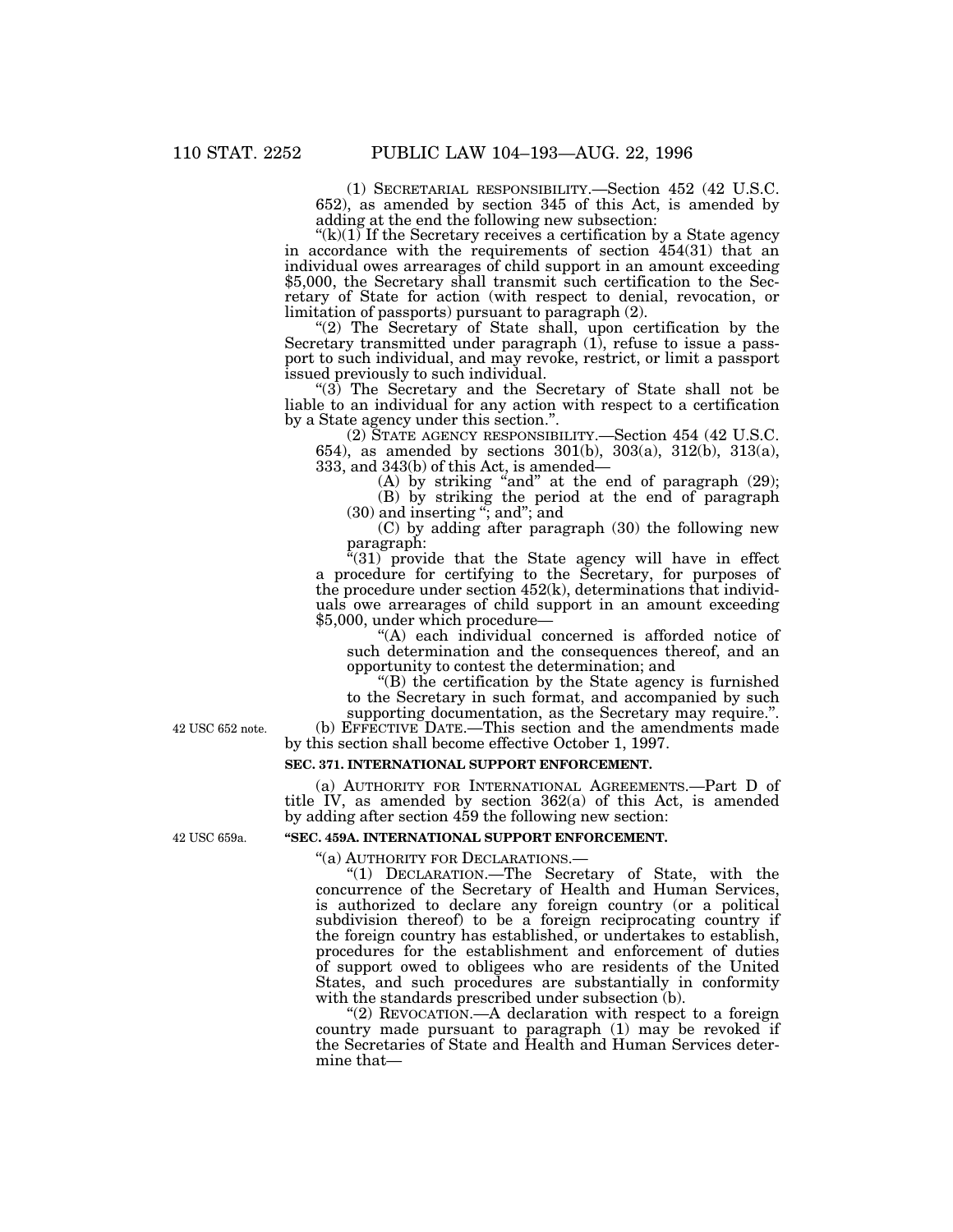(1) SECRETARIAL RESPONSIBILITY.—Section 452 (42 U.S.C. 652), as amended by section 345 of this Act, is amended by adding at the end the following new subsection:

"(k)(1) If the Secretary receives a certification by a State agency in accordance with the requirements of section 454(31) that an individual owes arrearages of child support in an amount exceeding $5,000, the Secretary shall transmit such certification to the Secretary of State for action (with respect to denial, revocation, or limitation of passports) pursuant to paragraph (2).

"(2) The Secretary of State shall, upon certification by the Secretary transmitted under paragraph (1), refuse to issue a passport to such individual, and may revoke, restrict, or limit a passport issued previously to such individual.

"(3) The Secretary and the Secretary of State shall not be liable to an individual for any action with respect to a certification by a State agency under this section.".

(2) STATE AGENCY RESPONSIBILITY.—Section 454 (42 U.S.C. 654), as amended by sections 301(b), 303(a), 312(b), 313(a), 333, and 343(b) of this Act, is amended—

(A) by striking "and" at the end of paragraph (29);

(B) by striking the period at the end of paragraph (30) and inserting "; and"; and

(C) by adding after paragraph (30) the following new paragraph:

"(31) provide that the State agency will have in effect a procedure for certifying to the Secretary, for purposes of the procedure under section 452(k), determinations that individuals owe arrearages of child support in an amount exceeding $5,000, under which procedure—

"(A) each individual concerned is afforded notice of such determination and the consequences thereof, and an opportunity to contest the determination; and

"(B) the certification by the State agency is furnished to the Secretary in such format, and accompanied by such supporting documentation, as the Secretary may require.".

42 USC 652 note.

(b) EFFECTIVE DATE.—This section and the amendments made by this section shall become effective October 1, 1997.

**SEC. 371. INTERNATIONAL SUPPORT ENFORCEMENT.**

(a) AUTHORITY FOR INTERNATIONAL AGREEMENTS.—Part D of title IV, as amended by section 362(a) of this Act, is amended by adding after section 459 the following new section:

42 USC 659a.

**"SEC. 459A. INTERNATIONAL SUPPORT ENFORCEMENT.**

"(a) AUTHORITY FOR DECLARATIONS.—

"(1) DECLARATION.—The Secretary of State, with the concurrence of the Secretary of Health and Human Services, is authorized to declare any foreign country (or a political subdivision thereof) to be a foreign reciprocating country if the foreign country has established, or undertakes to establish, procedures for the establishment and enforcement of duties of support owed to obligees who are residents of the United States, and such procedures are substantially in conformity with the standards prescribed under subsection (b).

"(2) REVOCATION.—A declaration with respect to a foreign country made pursuant to paragraph (1) may be revoked if the Secretaries of State and Health and Human Services determine that—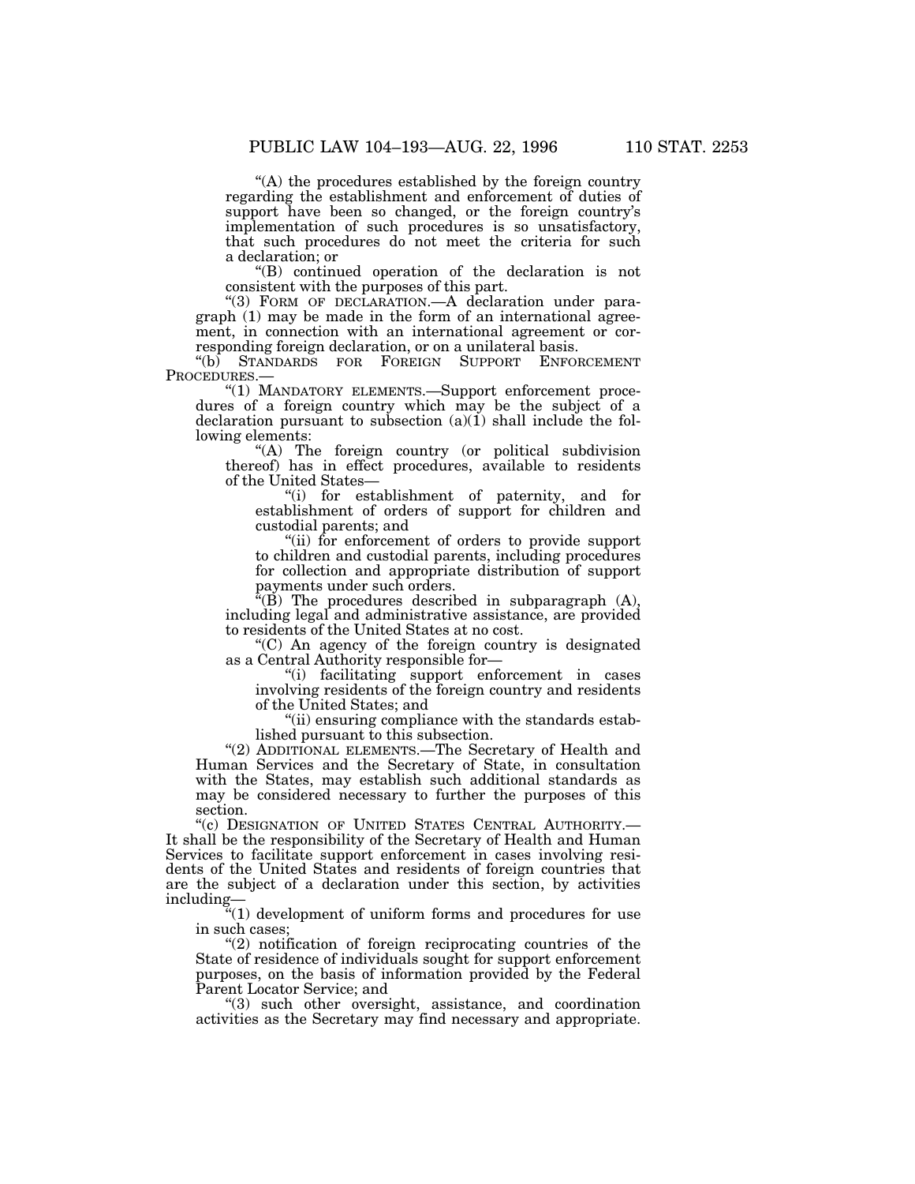"(A) the procedures established by the foreign country regarding the establishment and enforcement of duties of support have been so changed, or the foreign country's implementation of such procedures is so unsatisfactory, that such procedures do not meet the criteria for such a declaration; or

"(B) continued operation of the declaration is not consistent with the purposes of this part.

"(3) FORM OF DECLARATION.—A declaration under paragraph (1) may be made in the form of an international agreement, in connection with an international agreement or corresponding foreign declaration, or on a unilateral basis.

"(b) STANDARDS FOR FOREIGN SUPPORT ENFORCEMENT PROCEDURES.—

"(1) MANDATORY ELEMENTS.—Support enforcement procedures of a foreign country which may be the subject of a declaration pursuant to subsection (a)(1) shall include the following elements:

"(A) The foreign country (or political subdivision thereof) has in effect procedures, available to residents of the United States—

"(i) for establishment of paternity, and for establishment of orders of support for children and custodial parents; and

"(ii) for enforcement of orders to provide support to children and custodial parents, including procedures for collection and appropriate distribution of support payments under such orders.

"(B) The procedures described in subparagraph (A), including legal and administrative assistance, are provided to residents of the United States at no cost.

"(C) An agency of the foreign country is designated as a Central Authority responsible for—

"(i) facilitating support enforcement in cases involving residents of the foreign country and residents of the United States; and

"(ii) ensuring compliance with the standards established pursuant to this subsection.

"(2) ADDITIONAL ELEMENTS.—The Secretary of Health and Human Services and the Secretary of State, in consultation with the States, may establish such additional standards as may be considered necessary to further the purposes of this section.

"(c) DESIGNATION OF UNITED STATES CENTRAL AUTHORITY.— It shall be the responsibility of the Secretary of Health and Human Services to facilitate support enforcement in cases involving residents of the United States and residents of foreign countries that are the subject of a declaration under this section, by activities including—

"(1) development of uniform forms and procedures for use in such cases;

"(2) notification of foreign reciprocating countries of the State of residence of individuals sought for support enforcement purposes, on the basis of information provided by the Federal Parent Locator Service; and

"(3) such other oversight, assistance, and coordination activities as the Secretary may find necessary and appropriate.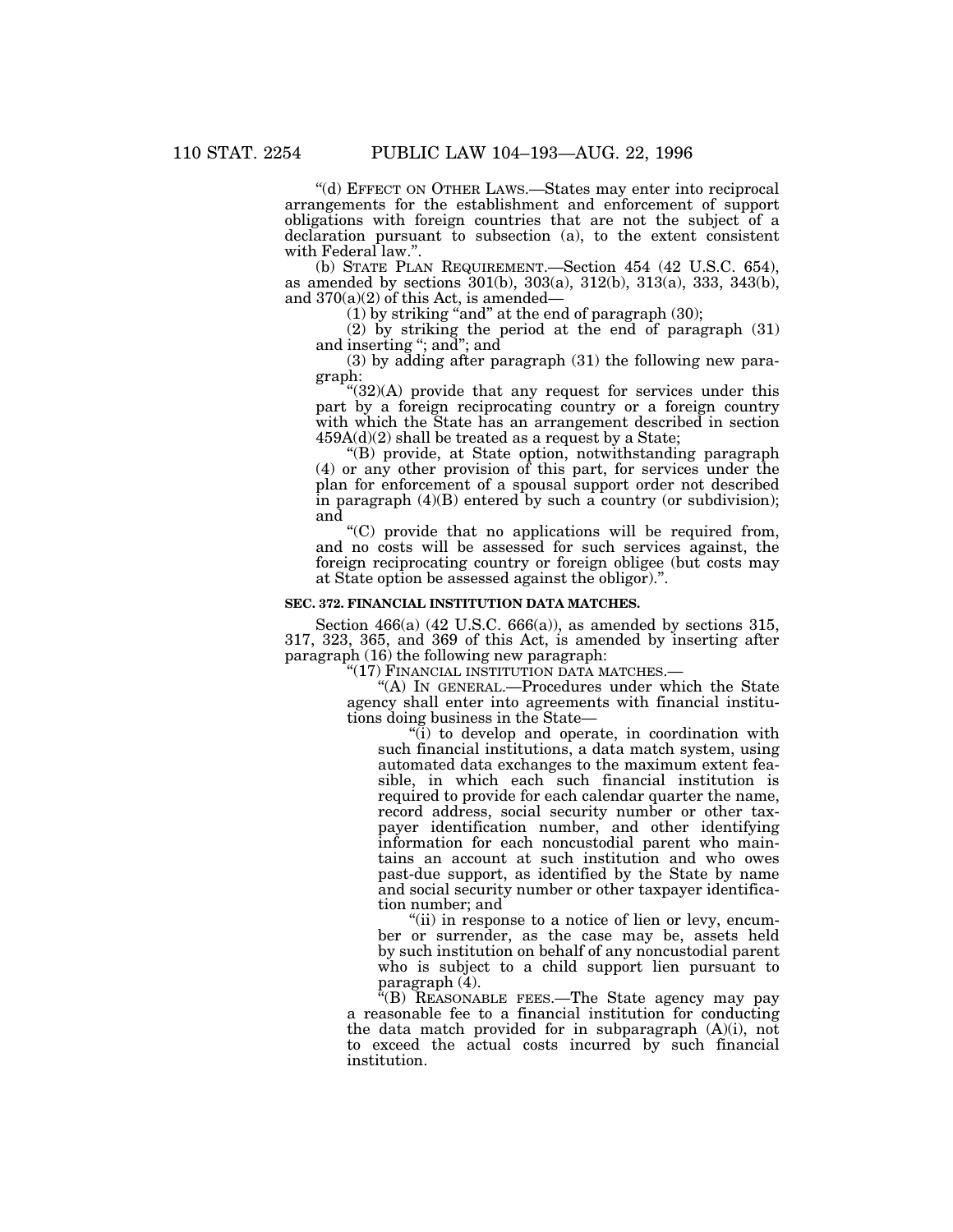"(d) EFFECT ON OTHER LAWS.—States may enter into reciprocal arrangements for the establishment and enforcement of support obligations with foreign countries that are not the subject of a declaration pursuant to subsection (a), to the extent consistent with Federal law.".

(b) STATE PLAN REQUIREMENT.—Section 454 (42 U.S.C. 654), as amended by sections 301(b), 303(a), 312(b), 313(a), 333, 343(b), and 370(a)(2) of this Act, is amended—

(1) by striking "and" at the end of paragraph (30);

(2) by striking the period at the end of paragraph (31) and inserting "; and"; and

(3) by adding after paragraph (31) the following new paragraph:

"(32)(A) provide that any request for services under this part by a foreign reciprocating country or a foreign country with which the State has an arrangement described in section 459A(d)(2) shall be treated as a request by a State;

"(B) provide, at State option, notwithstanding paragraph (4) or any other provision of this part, for services under the plan for enforcement of a spousal support order not described in paragraph (4)(B) entered by such a country (or subdivision); and

"(C) provide that no applications will be required from, and no costs will be assessed for such services against, the foreign reciprocating country or foreign obligee (but costs may at State option be assessed against the obligor).".

**SEC. 372. FINANCIAL INSTITUTION DATA MATCHES.**

Section 466(a) (42 U.S.C. 666(a)), as amended by sections 315, 317, 323, 365, and 369 of this Act, is amended by inserting after paragraph (16) the following new paragraph:

"(17) FINANCIAL INSTITUTION DATA MATCHES.—

"(A) IN GENERAL.—Procedures under which the State agency shall enter into agreements with financial institutions doing business in the State—

"(i) to develop and operate, in coordination with such financial institutions, a data match system, using automated data exchanges to the maximum extent feasible, in which each such financial institution is required to provide for each calendar quarter the name, record address, social security number or other taxpayer identification number, and other identifying information for each noncustodial parent who maintains an account at such institution and who owes past-due support, as identified by the State by name and social security number or other taxpayer identification number; and

"(ii) in response to a notice of lien or levy, encumber or surrender, as the case may be, assets held by such institution on behalf of any noncustodial parent who is subject to a child support lien pursuant to paragraph (4).

"(B) REASONABLE FEES.—The State agency may pay a reasonable fee to a financial institution for conducting the data match provided for in subparagraph (A)(i), not to exceed the actual costs incurred by such financial institution.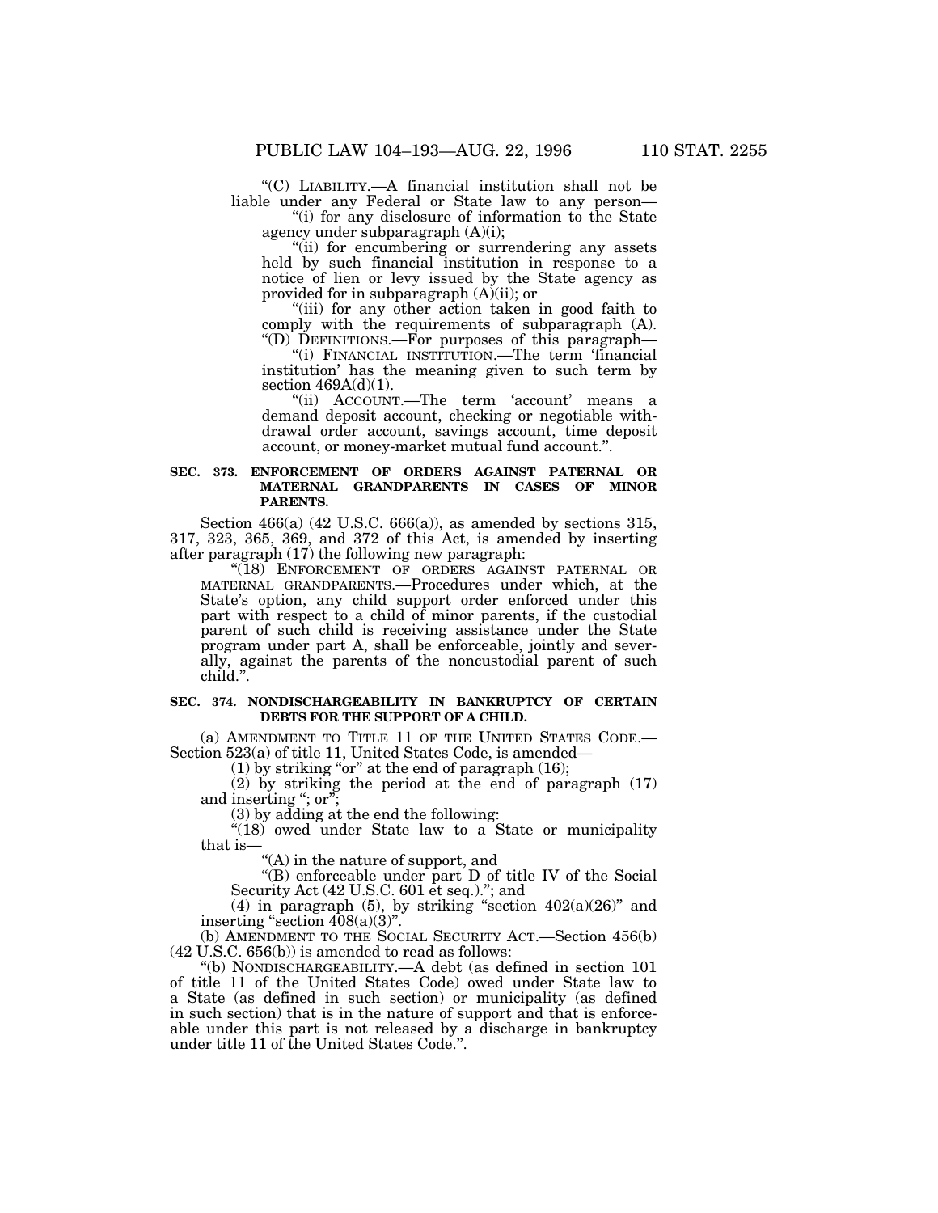"(C) LIABILITY.—A financial institution shall not be liable under any Federal or State law to any person—

"(i) for any disclosure of information to the State agency under subparagraph (A)(i);

"(ii) for encumbering or surrendering any assets held by such financial institution in response to a notice of lien or levy issued by the State agency as provided for in subparagraph (A)(ii); or

"(iii) for any other action taken in good faith to comply with the requirements of subparagraph (A).

"(D) DEFINITIONS.—For purposes of this paragraph—

"(i) FINANCIAL INSTITUTION.—The term 'financial institution' has the meaning given to such term by section 469A(d)(1).

"(ii) ACCOUNT.—The term 'account' means a demand deposit account, checking or negotiable withdrawal order account, savings account, time deposit account, or money-market mutual fund account.".

**SEC. 373. ENFORCEMENT OF ORDERS AGAINST PATERNAL OR MATERNAL GRANDPARENTS IN CASES OF MINOR PARENTS.**

Section 466(a) (42 U.S.C. 666(a)), as amended by sections 315, 317, 323, 365, 369, and 372 of this Act, is amended by inserting after paragraph (17) the following new paragraph:

"(18) ENFORCEMENT OF ORDERS AGAINST PATERNAL OR MATERNAL GRANDPARENTS.—Procedures under which, at the State's option, any child support order enforced under this part with respect to a child of minor parents, if the custodial parent of such child is receiving assistance under the State program under part A, shall be enforceable, jointly and severally, against the parents of the noncustodial parent of such child.".

**SEC. 374. NONDISCHARGEABILITY IN BANKRUPTCY OF CERTAIN DEBTS FOR THE SUPPORT OF A CHILD.**

(a) AMENDMENT TO TITLE 11 OF THE UNITED STATES CODE.—Section 523(a) of title 11, United States Code, is amended—

(1) by striking "or" at the end of paragraph (16);

(2) by striking the period at the end of paragraph (17) and inserting "; or";

(3) by adding at the end the following:

"(18) owed under State law to a State or municipality that is—

"(A) in the nature of support, and

"(B) enforceable under part D of title IV of the Social Security Act (42 U.S.C. 601 et seq.)."; and

(4) in paragraph (5), by striking "section 402(a)(26)" and inserting "section 408(a)(3)".

(b) AMENDMENT TO THE SOCIAL SECURITY ACT.—Section 456(b) (42 U.S.C. 656(b)) is amended to read as follows:

"(b) NONDISCHARGEABILITY.—A debt (as defined in section 101 of title 11 of the United States Code) owed under State law to a State (as defined in such section) or municipality (as defined in such section) that is in the nature of support and that is enforceable under this part is not released by a discharge in bankruptcy under title 11 of the United States Code.".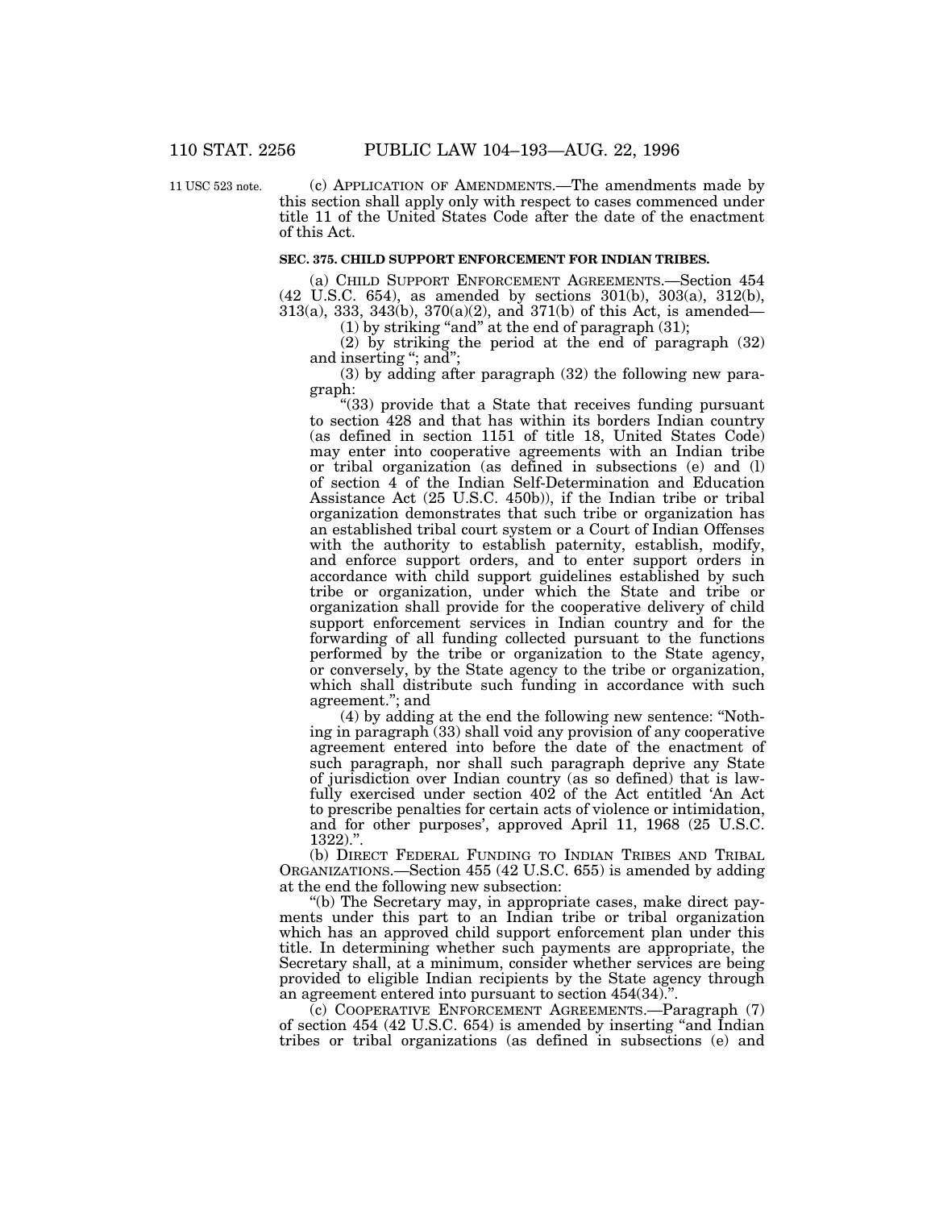11 USC 523 note.

(c) APPLICATION OF AMENDMENTS.—The amendments made by this section shall apply only with respect to cases commenced under title 11 of the United States Code after the date of the enactment of this Act.

**SEC. 375. CHILD SUPPORT ENFORCEMENT FOR INDIAN TRIBES.**

(a) CHILD SUPPORT ENFORCEMENT AGREEMENTS.—Section 454 (42 U.S.C. 654), as amended by sections 301(b), 303(a), 312(b), 313(a), 333, 343(b), 370(a)(2), and 371(b) of this Act, is amended—

(1) by striking "and" at the end of paragraph (31);

(2) by striking the period at the end of paragraph (32) and inserting "; and";

(3) by adding after paragraph (32) the following new paragraph:

"(33) provide that a State that receives funding pursuant to section 428 and that has within its borders Indian country (as defined in section 1151 of title 18, United States Code) may enter into cooperative agreements with an Indian tribe or tribal organization (as defined in subsections (e) and (l) of section 4 of the Indian Self-Determination and Education Assistance Act (25 U.S.C. 450b)), if the Indian tribe or tribal organization demonstrates that such tribe or organization has an established tribal court system or a Court of Indian Offenses with the authority to establish paternity, establish, modify, and enforce support orders, and to enter support orders in accordance with child support guidelines established by such tribe or organization, under which the State and tribe or organization shall provide for the cooperative delivery of child support enforcement services in Indian country and for the forwarding of all funding collected pursuant to the functions performed by the tribe or organization to the State agency, or conversely, by the State agency to the tribe or organization, which shall distribute such funding in accordance with such agreement."; and

(4) by adding at the end the following new sentence: "Nothing in paragraph (33) shall void any provision of any cooperative agreement entered into before the date of the enactment of such paragraph, nor shall such paragraph deprive any State of jurisdiction over Indian country (as so defined) that is lawfully exercised under section 402 of the Act entitled 'An Act to prescribe penalties for certain acts of violence or intimidation, and for other purposes', approved April 11, 1968 (25 U.S.C. 1322).".

(b) DIRECT FEDERAL FUNDING TO INDIAN TRIBES AND TRIBAL ORGANIZATIONS.—Section 455 (42 U.S.C. 655) is amended by adding at the end the following new subsection:

"(b) The Secretary may, in appropriate cases, make direct payments under this part to an Indian tribe or tribal organization which has an approved child support enforcement plan under this title. In determining whether such payments are appropriate, the Secretary shall, at a minimum, consider whether services are being provided to eligible Indian recipients by the State agency through an agreement entered into pursuant to section 454(34).".

(c) COOPERATIVE ENFORCEMENT AGREEMENTS.—Paragraph (7) of section 454 (42 U.S.C. 654) is amended by inserting "and Indian tribes or tribal organizations (as defined in subsections (e) and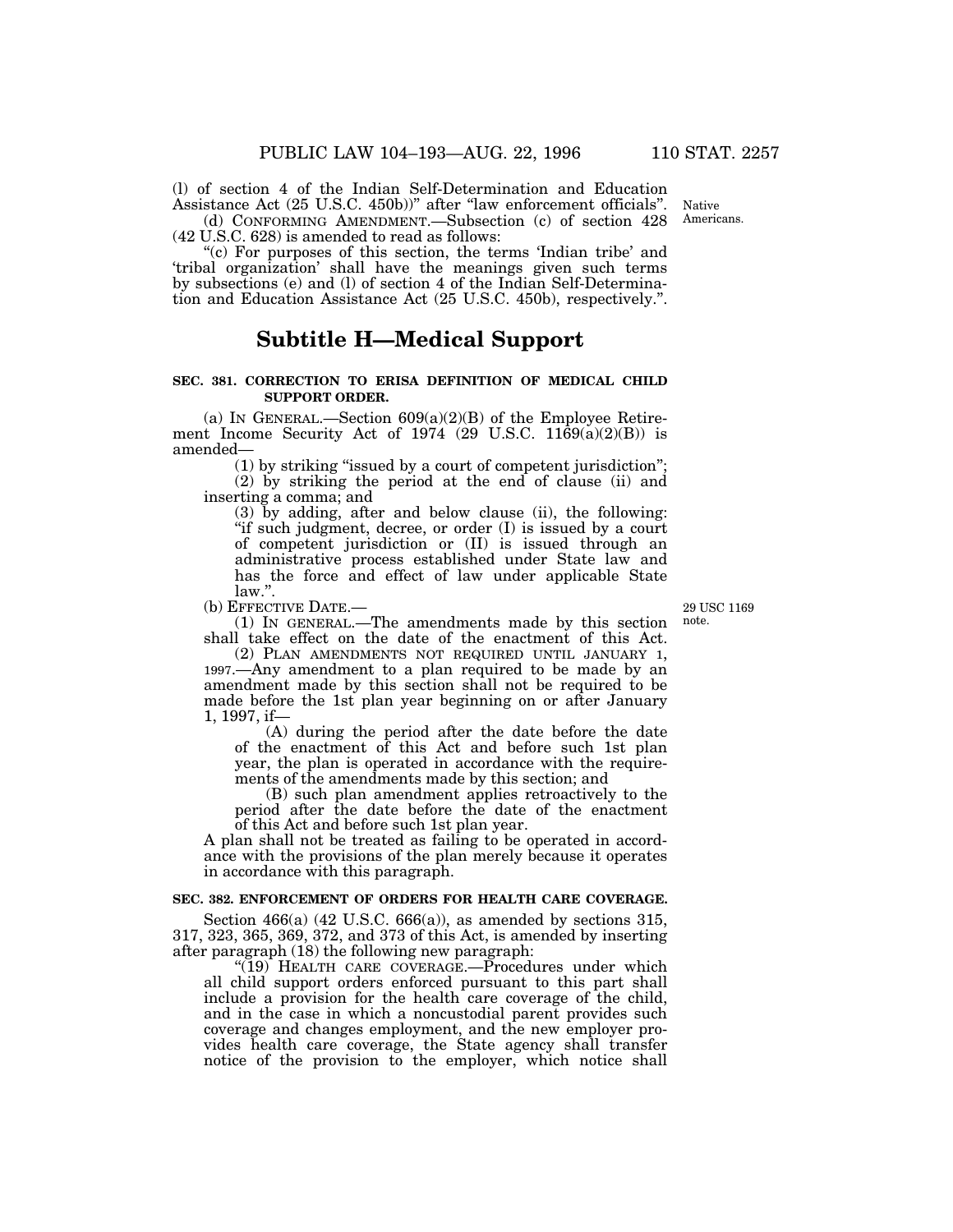(l) of section 4 of the Indian Self-Determination and Education Assistance Act (25 U.S.C. 450b))" after "law enforcement officials".

Native Americans.

(d) CONFORMING AMENDMENT.—Subsection (c) of section 428 (42 U.S.C. 628) is amended to read as follows:

"(c) For purposes of this section, the terms 'Indian tribe' and 'tribal organization' shall have the meanings given such terms by subsections (e) and (l) of section 4 of the Indian Self-Determination and Education Assistance Act (25 U.S.C. 450b), respectively.".

# Subtitle H—Medical Support

### SEC. 381. CORRECTION TO ERISA DEFINITION OF MEDICAL CHILD SUPPORT ORDER.

(a) IN GENERAL.—Section 609(a)(2)(B) of the Employee Retirement Income Security Act of 1974 (29 U.S.C. 1169(a)(2)(B)) is amended—

(1) by striking "issued by a court of competent jurisdiction";

(2) by striking the period at the end of clause (ii) and inserting a comma; and

(3) by adding, after and below clause (ii), the following: "if such judgment, decree, or order (I) is issued by a court of competent jurisdiction or (II) is issued through an administrative process established under State law and has the force and effect of law under applicable State law.".

(b) EFFECTIVE DATE.—

29 USC 1169 note.

(1) IN GENERAL.—The amendments made by this section shall take effect on the date of the enactment of this Act.

(2) PLAN AMENDMENTS NOT REQUIRED UNTIL JANUARY 1, 1997.—Any amendment to a plan required to be made by an amendment made by this section shall not be required to be made before the 1st plan year beginning on or after January 1, 1997, if—

(A) during the period after the date before the date of the enactment of this Act and before such 1st plan year, the plan is operated in accordance with the requirements of the amendments made by this section; and

(B) such plan amendment applies retroactively to the period after the date before the date of the enactment of this Act and before such 1st plan year.

A plan shall not be treated as failing to be operated in accordance with the provisions of the plan merely because it operates in accordance with this paragraph.

### SEC. 382. ENFORCEMENT OF ORDERS FOR HEALTH CARE COVERAGE.

Section 466(a) (42 U.S.C. 666(a)), as amended by sections 315, 317, 323, 365, 369, 372, and 373 of this Act, is amended by inserting after paragraph (18) the following new paragraph:

"(19) HEALTH CARE COVERAGE.—Procedures under which all child support orders enforced pursuant to this part shall include a provision for the health care coverage of the child, and in the case in which a noncustodial parent provides such coverage and changes employment, and the new employer provides health care coverage, the State agency shall transfer notice of the provision to the employer, which notice shall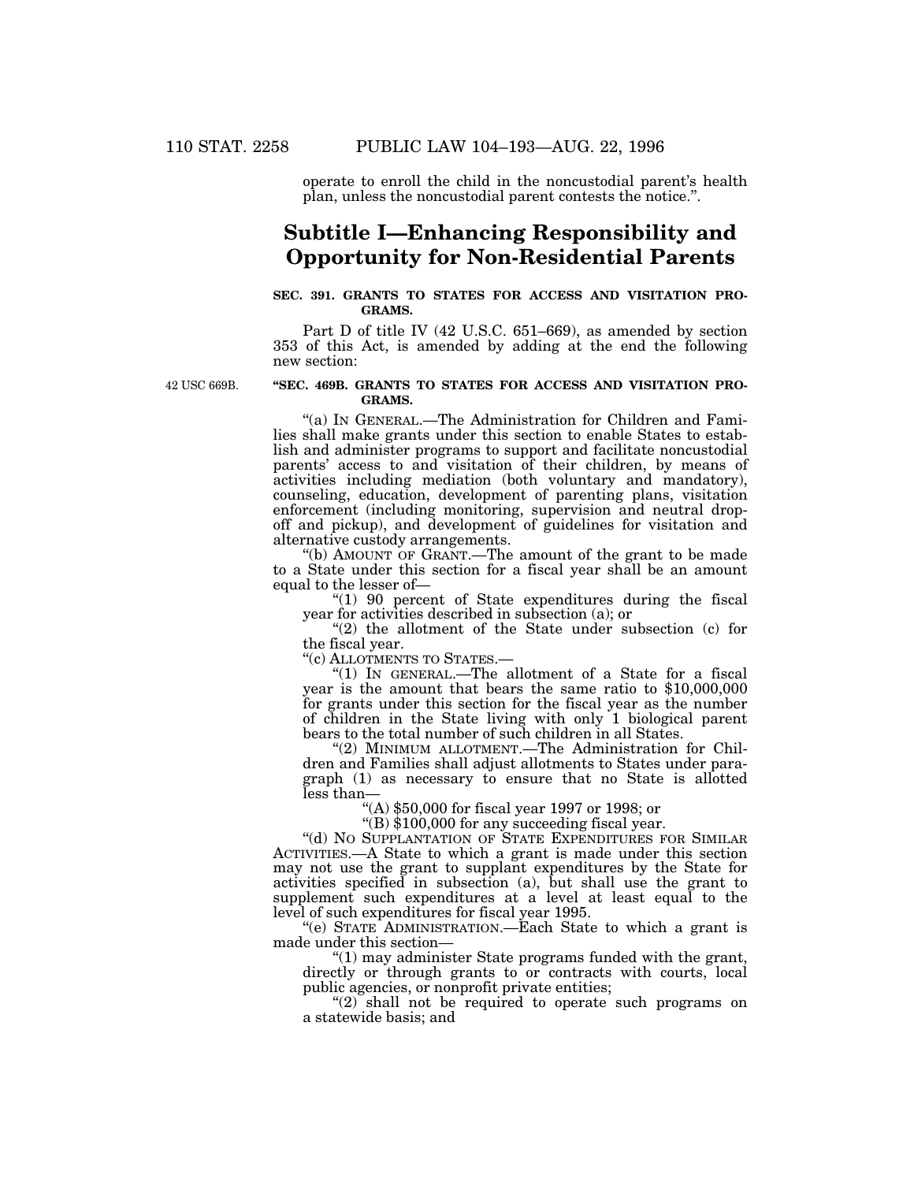operate to enroll the child in the noncustodial parent's health plan, unless the noncustodial parent contests the notice.".

## Subtitle I—Enhancing Responsibility and Opportunity for Non-Residential Parents

**SEC. 391. GRANTS TO STATES FOR ACCESS AND VISITATION PROGRAMS.**

Part D of title IV (42 U.S.C. 651–669), as amended by section 353 of this Act, is amended by adding at the end the following new section:

42 USC 669B.

**"SEC. 469B. GRANTS TO STATES FOR ACCESS AND VISITATION PROGRAMS.**

"(a) IN GENERAL.—The Administration for Children and Families shall make grants under this section to enable States to establish and administer programs to support and facilitate noncustodial parents' access to and visitation of their children, by means of activities including mediation (both voluntary and mandatory), counseling, education, development of parenting plans, visitation enforcement (including monitoring, supervision and neutral drop-off and pickup), and development of guidelines for visitation and alternative custody arrangements.

"(b) AMOUNT OF GRANT.—The amount of the grant to be made to a State under this section for a fiscal year shall be an amount equal to the lesser of—

"(1) 90 percent of State expenditures during the fiscal year for activities described in subsection (a); or

"(2) the allotment of the State under subsection (c) for the fiscal year.

"(c) ALLOTMENTS TO STATES.—

"(1) IN GENERAL.—The allotment of a State for a fiscal year is the amount that bears the same ratio to $10,000,000 for grants under this section for the fiscal year as the number of children in the State living with only 1 biological parent bears to the total number of such children in all States.

"(2) MINIMUM ALLOTMENT.—The Administration for Children and Families shall adjust allotments to States under paragraph (1) as necessary to ensure that no State is allotted less than—

"(A) $50,000 for fiscal year 1997 or 1998; or

"(B) $100,000 for any succeeding fiscal year.

"(d) NO SUPPLANTATION OF STATE EXPENDITURES FOR SIMILAR ACTIVITIES.—A State to which a grant is made under this section may not use the grant to supplant expenditures by the State for activities specified in subsection (a), but shall use the grant to supplement such expenditures at a level at least equal to the level of such expenditures for fiscal year 1995.

"(e) STATE ADMINISTRATION.—Each State to which a grant is made under this section—

"(1) may administer State programs funded with the grant, directly or through grants to or contracts with courts, local public agencies, or nonprofit private entities;

"(2) shall not be required to operate such programs on a statewide basis; and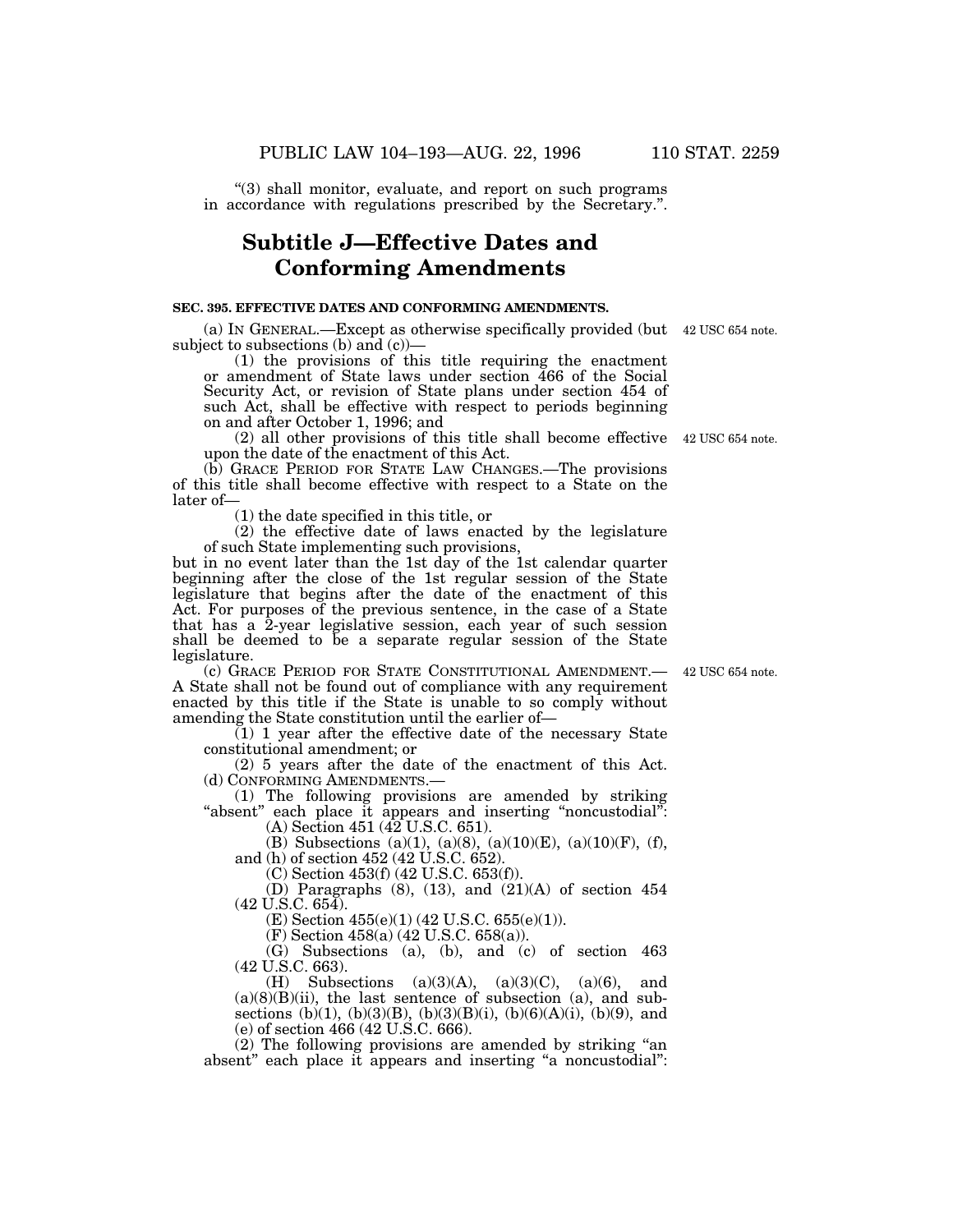"(3) shall monitor, evaluate, and report on such programs in accordance with regulations prescribed by the Secretary.".

# Subtitle J—Effective Dates and Conforming Amendments

**SEC. 395. EFFECTIVE DATES AND CONFORMING AMENDMENTS.**

(a) IN GENERAL.—Except as otherwise specifically provided (but subject to subsections (b) and (c))— 42 USC 654 note.

(1) the provisions of this title requiring the enactment or amendment of State laws under section 466 of the Social Security Act, or revision of State plans under section 454 of such Act, shall be effective with respect to periods beginning on and after October 1, 1996; and

(2) all other provisions of this title shall become effective upon the date of the enactment of this Act. 42 USC 654 note.

(b) GRACE PERIOD FOR STATE LAW CHANGES.—The provisions of this title shall become effective with respect to a State on the later of—

(1) the date specified in this title, or

(2) the effective date of laws enacted by the legislature of such State implementing such provisions,

but in no event later than the 1st day of the 1st calendar quarter beginning after the close of the 1st regular session of the State legislature that begins after the date of the enactment of this Act. For purposes of the previous sentence, in the case of a State that has a 2-year legislative session, each year of such session shall be deemed to be a separate regular session of the State legislature.

(c) GRACE PERIOD FOR STATE CONSTITUTIONAL AMENDMENT.—A State shall not be found out of compliance with any requirement enacted by this title if the State is unable to so comply without amending the State constitution until the earlier of— 42 USC 654 note.

(1) 1 year after the effective date of the necessary State constitutional amendment; or

(2) 5 years after the date of the enactment of this Act.

(d) CONFORMING AMENDMENTS.—

(1) The following provisions are amended by striking "absent" each place it appears and inserting "noncustodial":

(A) Section 451 (42 U.S.C. 651).

(B) Subsections (a)(1), (a)(8), (a)(10)(E), (a)(10)(F), (f), and (h) of section 452 (42 U.S.C. 652).

(C) Section 453(f) (42 U.S.C. 653(f)).

(D) Paragraphs (8), (13), and (21)(A) of section 454 (42 U.S.C. 654).

(E) Section 455(e)(1) (42 U.S.C. 655(e)(1)).

(F) Section 458(a) (42 U.S.C. 658(a)).

(G) Subsections (a), (b), and (c) of section 463 (42 U.S.C. 663).

(H) Subsections (a)(3)(A), (a)(3)(C), (a)(6), and (a)(8)(B)(ii), the last sentence of subsection (a), and subsections (b)(1), (b)(3)(B), (b)(3)(B)(i), (b)(6)(A)(i), (b)(9), and (e) of section 466 (42 U.S.C. 666).

(2) The following provisions are amended by striking "an absent" each place it appears and inserting "a noncustodial":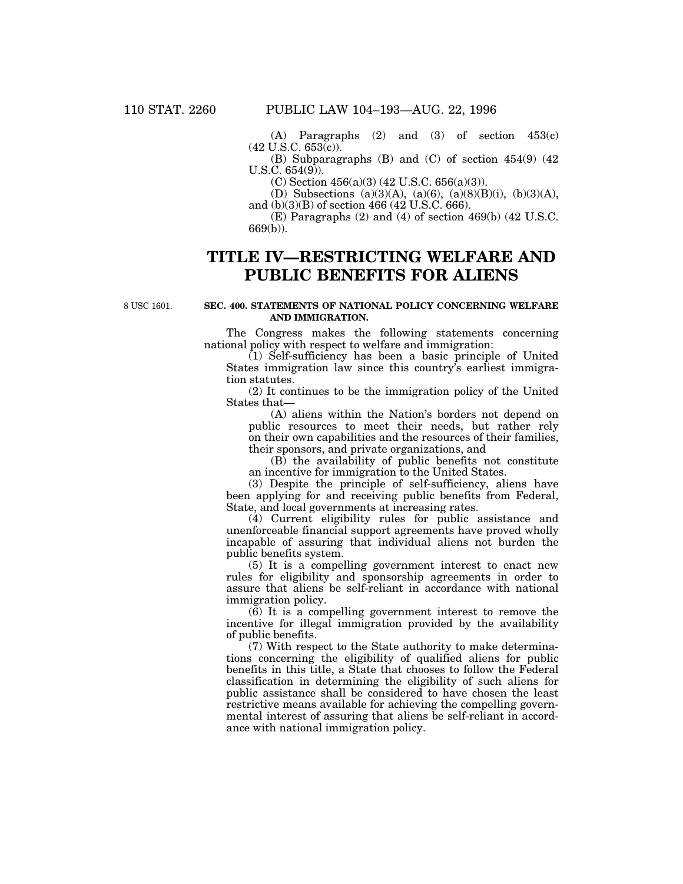(A) Paragraphs (2) and (3) of section 453(c) (42 U.S.C. 653(c)).

(B) Subparagraphs (B) and (C) of section 454(9) (42 U.S.C. 654(9)).

(C) Section 456(a)(3) (42 U.S.C. 656(a)(3)).

(D) Subsections (a)(3)(A), (a)(6), (a)(8)(B)(i), (b)(3)(A), and (b)(3)(B) of section 466 (42 U.S.C. 666).

(E) Paragraphs (2) and (4) of section 469(b) (42 U.S.C. 669(b)).

# TITLE IV—RESTRICTING WELFARE AND PUBLIC BENEFITS FOR ALIENS

8 USC 1601.

**SEC. 400. STATEMENTS OF NATIONAL POLICY CONCERNING WELFARE AND IMMIGRATION.**

The Congress makes the following statements concerning national policy with respect to welfare and immigration:

(1) Self-sufficiency has been a basic principle of United States immigration law since this country's earliest immigration statutes.

(2) It continues to be the immigration policy of the United States that—

(A) aliens within the Nation's borders not depend on public resources to meet their needs, but rather rely on their own capabilities and the resources of their families, their sponsors, and private organizations, and

(B) the availability of public benefits not constitute an incentive for immigration to the United States.

(3) Despite the principle of self-sufficiency, aliens have been applying for and receiving public benefits from Federal, State, and local governments at increasing rates.

(4) Current eligibility rules for public assistance and unenforceable financial support agreements have proved wholly incapable of assuring that individual aliens not burden the public benefits system.

(5) It is a compelling government interest to enact new rules for eligibility and sponsorship agreements in order to assure that aliens be self-reliant in accordance with national immigration policy.

(6) It is a compelling government interest to remove the incentive for illegal immigration provided by the availability of public benefits.

(7) With respect to the State authority to make determinations concerning the eligibility of qualified aliens for public benefits in this title, a State that chooses to follow the Federal classification in determining the eligibility of such aliens for public assistance shall be considered to have chosen the least restrictive means available for achieving the compelling governmental interest of assuring that aliens be self-reliant in accordance with national immigration policy.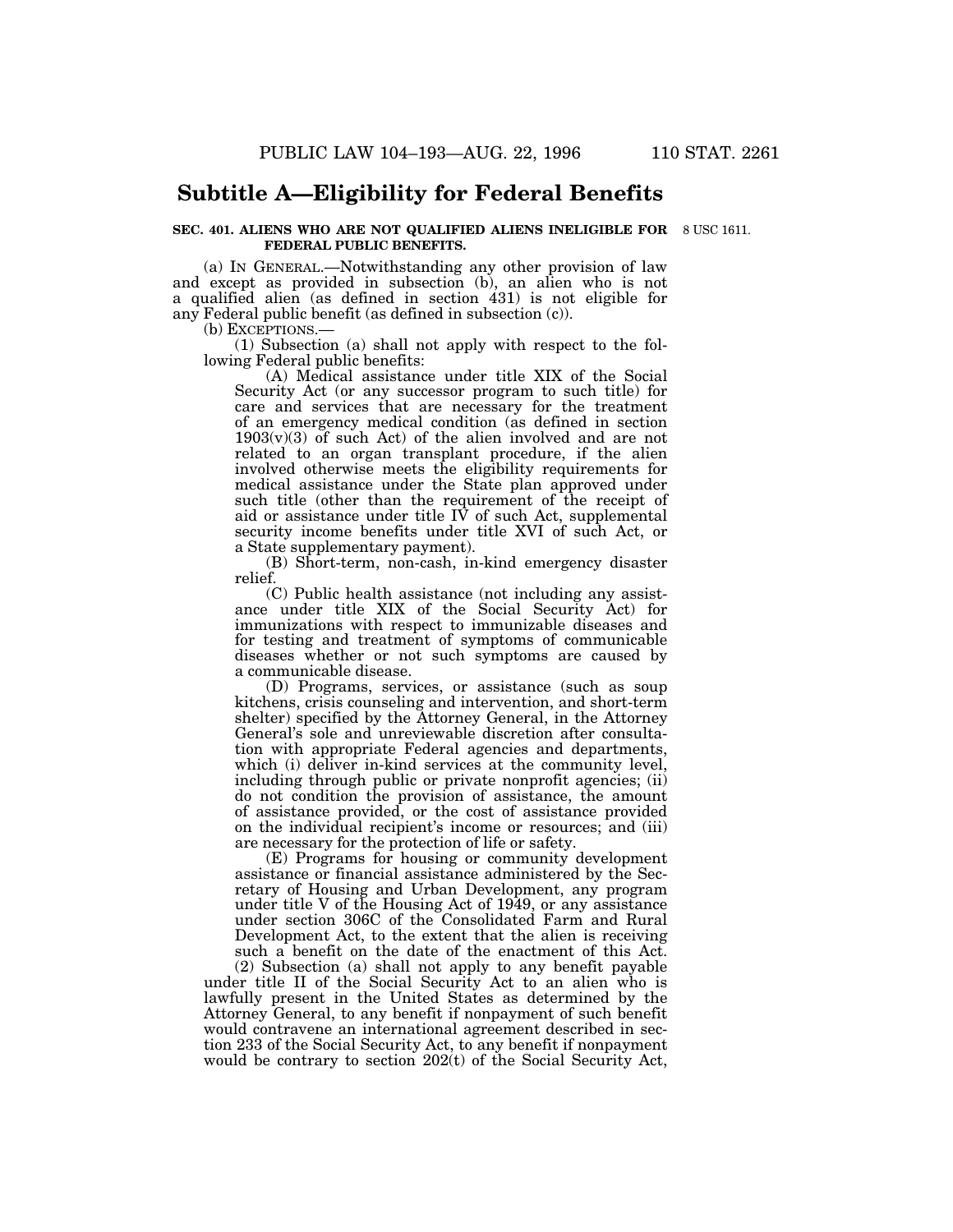## Subtitle A—Eligibility for Federal Benefits

**SEC. 401. ALIENS WHO ARE NOT QUALIFIED ALIENS INELIGIBLE FOR FEDERAL PUBLIC BENEFITS.**

8 USC 1611.

(a) IN GENERAL.—Notwithstanding any other provision of law and except as provided in subsection (b), an alien who is not a qualified alien (as defined in section 431) is not eligible for any Federal public benefit (as defined in subsection (c)).

(b) EXCEPTIONS.—

(1) Subsection (a) shall not apply with respect to the following Federal public benefits:

(A) Medical assistance under title XIX of the Social Security Act (or any successor program to such title) for care and services that are necessary for the treatment of an emergency medical condition (as defined in section 1903(v)(3) of such Act) of the alien involved and are not related to an organ transplant procedure, if the alien involved otherwise meets the eligibility requirements for medical assistance under the State plan approved under such title (other than the requirement of the receipt of aid or assistance under title IV of such Act, supplemental security income benefits under title XVI of such Act, or a State supplementary payment).

(B) Short-term, non-cash, in-kind emergency disaster relief.

(C) Public health assistance (not including any assistance under title XIX of the Social Security Act) for immunizations with respect to immunizable diseases and for testing and treatment of symptoms of communicable diseases whether or not such symptoms are caused by a communicable disease.

(D) Programs, services, or assistance (such as soup kitchens, crisis counseling and intervention, and short-term shelter) specified by the Attorney General, in the Attorney General's sole and unreviewable discretion after consultation with appropriate Federal agencies and departments, which (i) deliver in-kind services at the community level, including through public or private nonprofit agencies; (ii) do not condition the provision of assistance, the amount of assistance provided, or the cost of assistance provided on the individual recipient's income or resources; and (iii) are necessary for the protection of life or safety.

(E) Programs for housing or community development assistance or financial assistance administered by the Secretary of Housing and Urban Development, any program under title V of the Housing Act of 1949, or any assistance under section 306C of the Consolidated Farm and Rural Development Act, to the extent that the alien is receiving such a benefit on the date of the enactment of this Act.

(2) Subsection (a) shall not apply to any benefit payable under title II of the Social Security Act to an alien who is lawfully present in the United States as determined by the Attorney General, to any benefit if nonpayment of such benefit would contravene an international agreement described in section 233 of the Social Security Act, to any benefit if nonpayment would be contrary to section 202(t) of the Social Security Act,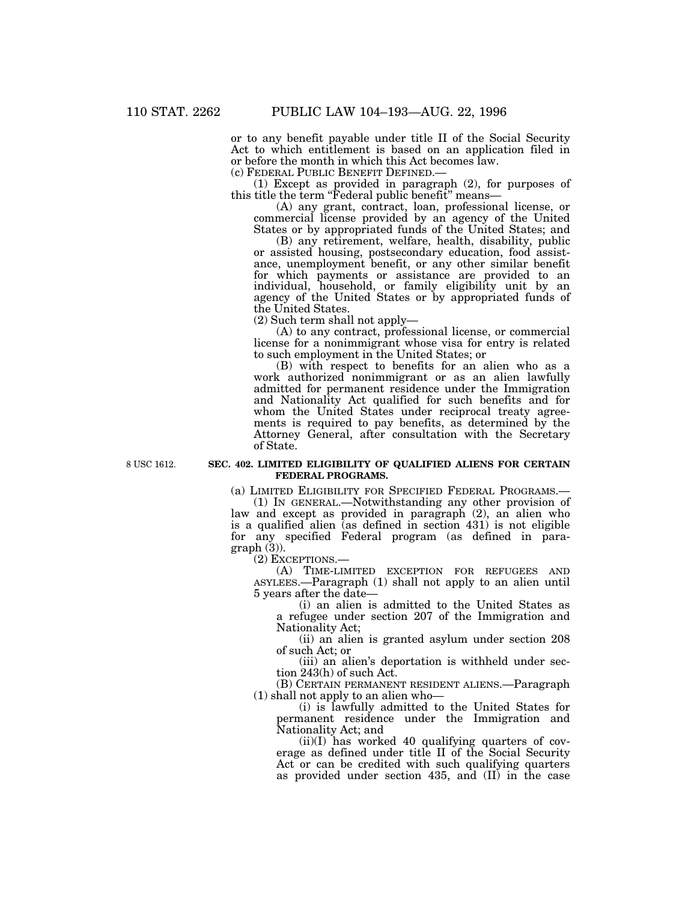or to any benefit payable under title II of the Social Security Act to which entitlement is based on an application filed in or before the month in which this Act becomes law.

(c) FEDERAL PUBLIC BENEFIT DEFINED.—

(1) Except as provided in paragraph (2), for purposes of this title the term "Federal public benefit" means—

(A) any grant, contract, loan, professional license, or commercial license provided by an agency of the United States or by appropriated funds of the United States; and

(B) any retirement, welfare, health, disability, public or assisted housing, postsecondary education, food assistance, unemployment benefit, or any other similar benefit for which payments or assistance are provided to an individual, household, or family eligibility unit by an agency of the United States or by appropriated funds of the United States.

(2) Such term shall not apply—

(A) to any contract, professional license, or commercial license for a nonimmigrant whose visa for entry is related to such employment in the United States; or

(B) with respect to benefits for an alien who as a work authorized nonimmigrant or as an alien lawfully admitted for permanent residence under the Immigration and Nationality Act qualified for such benefits and for whom the United States under reciprocal treaty agreements is required to pay benefits, as determined by the Attorney General, after consultation with the Secretary of State.

8 USC 1612.

**SEC. 402. LIMITED ELIGIBILITY OF QUALIFIED ALIENS FOR CERTAIN FEDERAL PROGRAMS.**

(a) LIMITED ELIGIBILITY FOR SPECIFIED FEDERAL PROGRAMS.—

(1) IN GENERAL.—Notwithstanding any other provision of law and except as provided in paragraph (2), an alien who is a qualified alien (as defined in section 431) is not eligible for any specified Federal program (as defined in paragraph (3)).

(2) EXCEPTIONS.—

(A) TIME-LIMITED EXCEPTION FOR REFUGEES AND ASYLEES.—Paragraph (1) shall not apply to an alien until 5 years after the date—

(i) an alien is admitted to the United States as a refugee under section 207 of the Immigration and Nationality Act;

(ii) an alien is granted asylum under section 208 of such Act; or

(iii) an alien's deportation is withheld under section 243(h) of such Act.

(B) CERTAIN PERMANENT RESIDENT ALIENS.—Paragraph (1) shall not apply to an alien who—

(i) is lawfully admitted to the United States for permanent residence under the Immigration and Nationality Act; and

(ii)(I) has worked 40 qualifying quarters of coverage as defined under title II of the Social Security Act or can be credited with such qualifying quarters as provided under section 435, and (II) in the case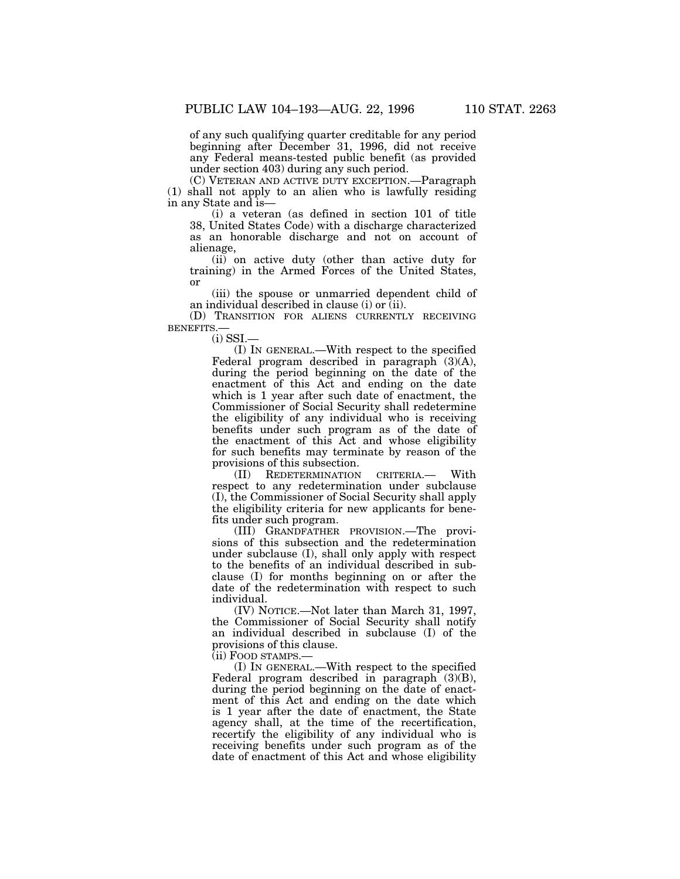of any such qualifying quarter creditable for any period beginning after December 31, 1996, did not receive any Federal means-tested public benefit (as provided under section 403) during any such period.

(C) VETERAN AND ACTIVE DUTY EXCEPTION.—Paragraph (1) shall not apply to an alien who is lawfully residing in any State and is—

(i) a veteran (as defined in section 101 of title 38, United States Code) with a discharge characterized as an honorable discharge and not on account of alienage,

(ii) on active duty (other than active duty for training) in the Armed Forces of the United States, or

(iii) the spouse or unmarried dependent child of an individual described in clause (i) or (ii).

(D) TRANSITION FOR ALIENS CURRENTLY RECEIVING BENEFITS.—

(i) SSI.—

(I) IN GENERAL.—With respect to the specified Federal program described in paragraph (3)(A), during the period beginning on the date of the enactment of this Act and ending on the date which is 1 year after such date of enactment, the Commissioner of Social Security shall redetermine the eligibility of any individual who is receiving benefits under such program as of the date of the enactment of this Act and whose eligibility for such benefits may terminate by reason of the provisions of this subsection.

(II) REDETERMINATION CRITERIA.— With respect to any redetermination under subclause (I), the Commissioner of Social Security shall apply the eligibility criteria for new applicants for benefits under such program.

(III) GRANDFATHER PROVISION.—The provisions of this subsection and the redetermination under subclause (I), shall only apply with respect to the benefits of an individual described in subclause (I) for months beginning on or after the date of the redetermination with respect to such individual.

(IV) NOTICE.—Not later than March 31, 1997, the Commissioner of Social Security shall notify an individual described in subclause (I) of the provisions of this clause.

(ii) FOOD STAMPS.—

(I) IN GENERAL.—With respect to the specified Federal program described in paragraph (3)(B), during the period beginning on the date of enactment of this Act and ending on the date which is 1 year after the date of enactment, the State agency shall, at the time of the recertification, recertify the eligibility of any individual who is receiving benefits under such program as of the date of enactment of this Act and whose eligibility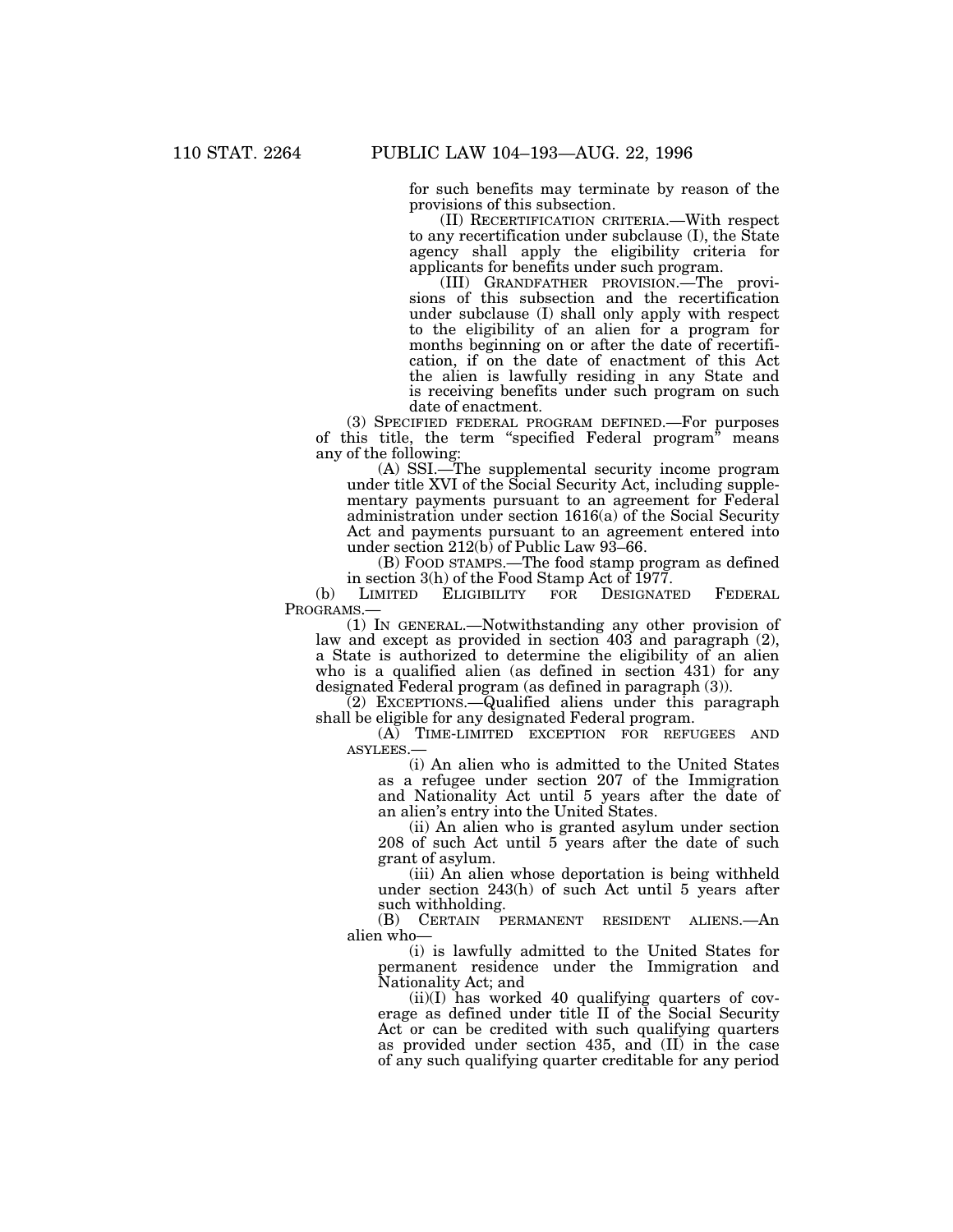for such benefits may terminate by reason of the provisions of this subsection.

(II) RECERTIFICATION CRITERIA.—With respect to any recertification under subclause (I), the State agency shall apply the eligibility criteria for applicants for benefits under such program.

(III) GRANDFATHER PROVISION.—The provisions of this subsection and the recertification under subclause (I) shall only apply with respect to the eligibility of an alien for a program for months beginning on or after the date of recertification, if on the date of enactment of this Act the alien is lawfully residing in any State and is receiving benefits under such program on such date of enactment.

(3) SPECIFIED FEDERAL PROGRAM DEFINED.—For purposes of this title, the term "specified Federal program" means any of the following:

(A) SSI.—The supplemental security income program under title XVI of the Social Security Act, including supplementary payments pursuant to an agreement for Federal administration under section 1616(a) of the Social Security Act and payments pursuant to an agreement entered into under section 212(b) of Public Law 93–66.

(B) FOOD STAMPS.—The food stamp program as defined in section 3(h) of the Food Stamp Act of 1977.

(b) LIMITED ELIGIBILITY FOR DESIGNATED FEDERAL PROGRAMS.—

(1) IN GENERAL.—Notwithstanding any other provision of law and except as provided in section 403 and paragraph (2), a State is authorized to determine the eligibility of an alien who is a qualified alien (as defined in section 431) for any designated Federal program (as defined in paragraph (3)).

(2) EXCEPTIONS.—Qualified aliens under this paragraph shall be eligible for any designated Federal program.

(A) TIME-LIMITED EXCEPTION FOR REFUGEES AND ASYLEES.—

(i) An alien who is admitted to the United States as a refugee under section 207 of the Immigration and Nationality Act until 5 years after the date of an alien's entry into the United States.

(ii) An alien who is granted asylum under section 208 of such Act until 5 years after the date of such grant of asylum.

(iii) An alien whose deportation is being withheld under section 243(h) of such Act until 5 years after such withholding.

(B) CERTAIN PERMANENT RESIDENT ALIENS.—An alien who—

(i) is lawfully admitted to the United States for permanent residence under the Immigration and Nationality Act; and

(ii)(I) has worked 40 qualifying quarters of coverage as defined under title II of the Social Security Act or can be credited with such qualifying quarters as provided under section 435, and (II) in the case of any such qualifying quarter creditable for any period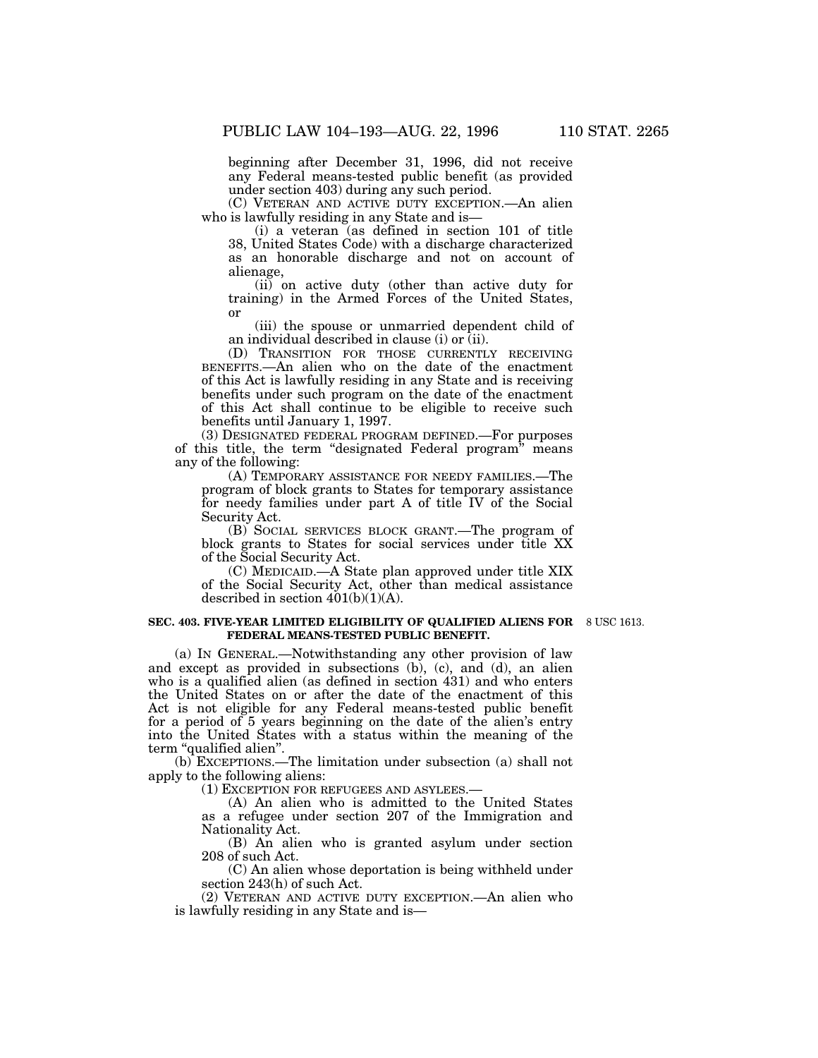beginning after December 31, 1996, did not receive any Federal means-tested public benefit (as provided under section 403) during any such period.

(C) VETERAN AND ACTIVE DUTY EXCEPTION.—An alien who is lawfully residing in any State and is—

(i) a veteran (as defined in section 101 of title 38, United States Code) with a discharge characterized as an honorable discharge and not on account of alienage,

(ii) on active duty (other than active duty for training) in the Armed Forces of the United States, or

(iii) the spouse or unmarried dependent child of an individual described in clause (i) or (ii).

(D) TRANSITION FOR THOSE CURRENTLY RECEIVING BENEFITS.—An alien who on the date of the enactment of this Act is lawfully residing in any State and is receiving benefits under such program on the date of the enactment of this Act shall continue to be eligible to receive such benefits until January 1, 1997.

(3) DESIGNATED FEDERAL PROGRAM DEFINED.—For purposes of this title, the term "designated Federal program" means any of the following:

(A) TEMPORARY ASSISTANCE FOR NEEDY FAMILIES.—The program of block grants to States for temporary assistance for needy families under part A of title IV of the Social Security Act.

(B) SOCIAL SERVICES BLOCK GRANT.—The program of block grants to States for social services under title XX of the Social Security Act.

(C) MEDICAID.—A State plan approved under title XIX of the Social Security Act, other than medical assistance described in section 401(b)(1)(A).

**SEC. 403. FIVE-YEAR LIMITED ELIGIBILITY OF QUALIFIED ALIENS FOR FEDERAL MEANS-TESTED PUBLIC BENEFIT.**

8 USC 1613.

(a) IN GENERAL.—Notwithstanding any other provision of law and except as provided in subsections (b), (c), and (d), an alien who is a qualified alien (as defined in section 431) and who enters the United States on or after the date of the enactment of this Act is not eligible for any Federal means-tested public benefit for a period of 5 years beginning on the date of the alien's entry into the United States with a status within the meaning of the term "qualified alien".

(b) EXCEPTIONS.—The limitation under subsection (a) shall not apply to the following aliens:

(1) EXCEPTION FOR REFUGEES AND ASYLEES.—

(A) An alien who is admitted to the United States as a refugee under section 207 of the Immigration and Nationality Act.

(B) An alien who is granted asylum under section 208 of such Act.

(C) An alien whose deportation is being withheld under section 243(h) of such Act.

(2) VETERAN AND ACTIVE DUTY EXCEPTION.—An alien who is lawfully residing in any State and is—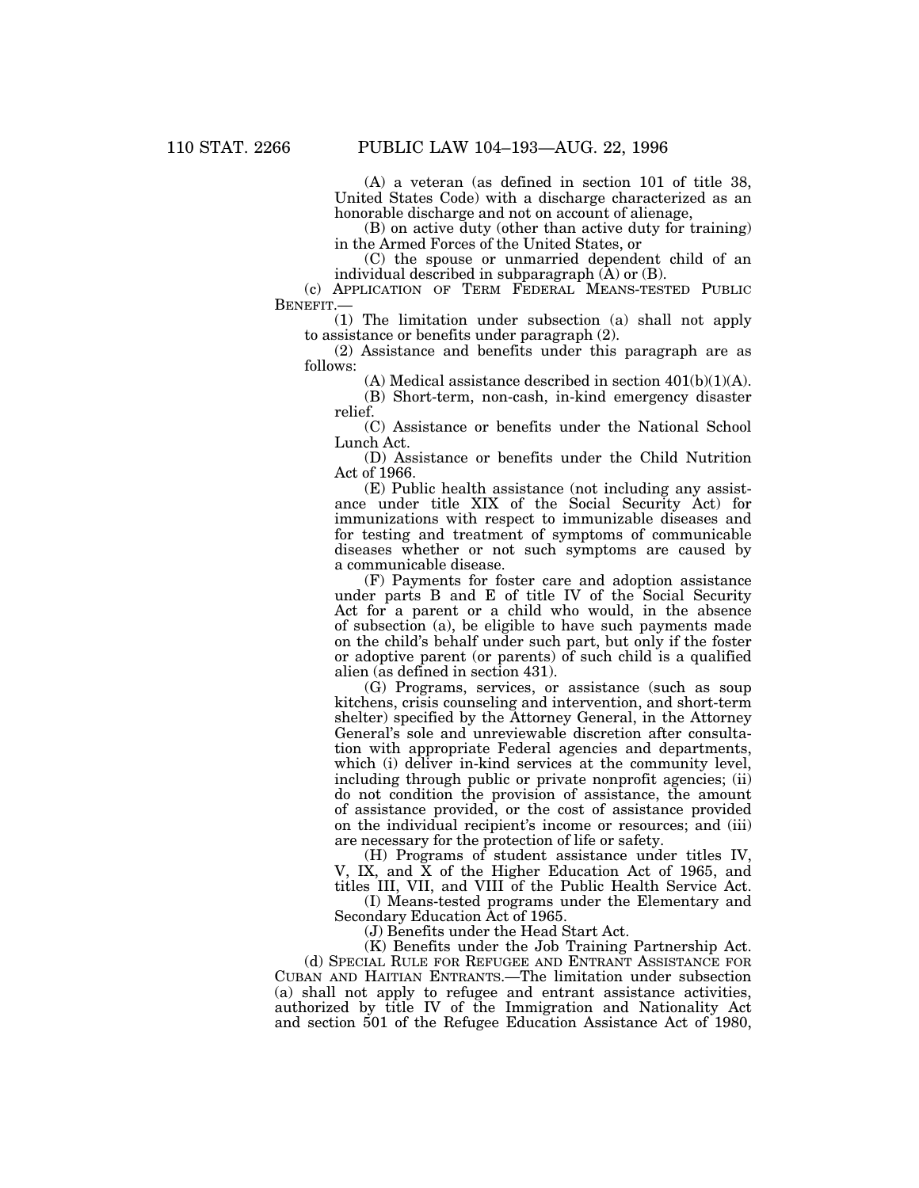(A) a veteran (as defined in section 101 of title 38, United States Code) with a discharge characterized as an honorable discharge and not on account of alienage,

(B) on active duty (other than active duty for training) in the Armed Forces of the United States, or

(C) the spouse or unmarried dependent child of an individual described in subparagraph (A) or (B).

(c) APPLICATION OF TERM FEDERAL MEANS-TESTED PUBLIC BENEFIT.—

(1) The limitation under subsection (a) shall not apply to assistance or benefits under paragraph (2).

(2) Assistance and benefits under this paragraph are as follows:

(A) Medical assistance described in section 401(b)(1)(A).

(B) Short-term, non-cash, in-kind emergency disaster relief.

(C) Assistance or benefits under the National School Lunch Act.

(D) Assistance or benefits under the Child Nutrition Act of 1966.

(E) Public health assistance (not including any assistance under title XIX of the Social Security Act) for immunizations with respect to immunizable diseases and for testing and treatment of symptoms of communicable diseases whether or not such symptoms are caused by a communicable disease.

(F) Payments for foster care and adoption assistance under parts B and E of title IV of the Social Security Act for a parent or a child who would, in the absence of subsection (a), be eligible to have such payments made on the child's behalf under such part, but only if the foster or adoptive parent (or parents) of such child is a qualified alien (as defined in section 431).

(G) Programs, services, or assistance (such as soup kitchens, crisis counseling and intervention, and short-term shelter) specified by the Attorney General, in the Attorney General's sole and unreviewable discretion after consultation with appropriate Federal agencies and departments, which (i) deliver in-kind services at the community level, including through public or private nonprofit agencies; (ii) do not condition the provision of assistance, the amount of assistance provided, or the cost of assistance provided on the individual recipient's income or resources; and (iii) are necessary for the protection of life or safety.

(H) Programs of student assistance under titles IV, V, IX, and X of the Higher Education Act of 1965, and titles III, VII, and VIII of the Public Health Service Act.

(I) Means-tested programs under the Elementary and Secondary Education Act of 1965.

(J) Benefits under the Head Start Act.

(K) Benefits under the Job Training Partnership Act.

(d) SPECIAL RULE FOR REFUGEE AND ENTRANT ASSISTANCE FOR CUBAN AND HAITIAN ENTRANTS.—The limitation under subsection (a) shall not apply to refugee and entrant assistance activities, authorized by title IV of the Immigration and Nationality Act and section 501 of the Refugee Education Assistance Act of 1980,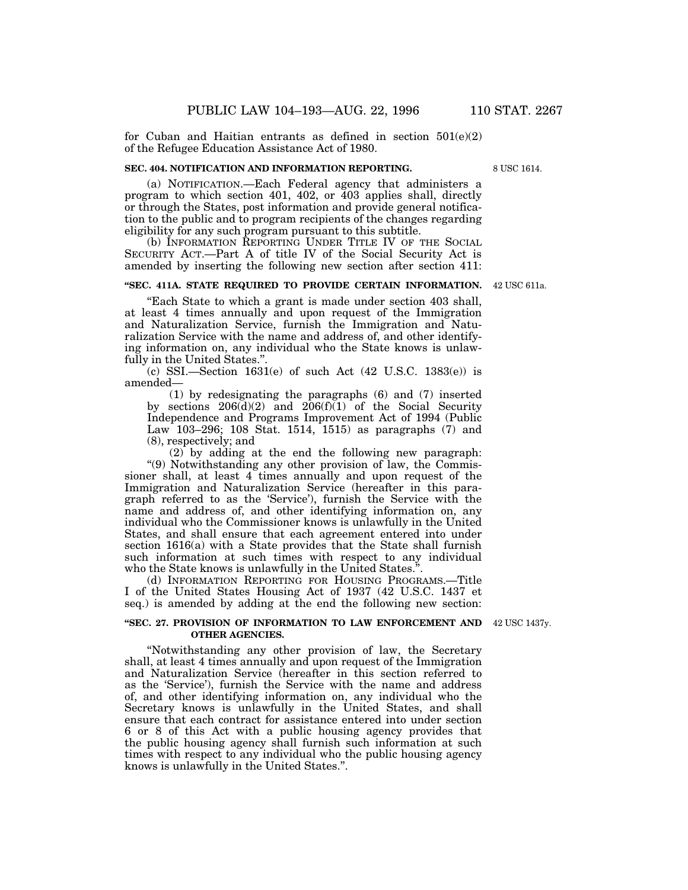for Cuban and Haitian entrants as defined in section 501(e)(2) of the Refugee Education Assistance Act of 1980.

**SEC. 404. NOTIFICATION AND INFORMATION REPORTING.**

8 USC 1614.

(a) NOTIFICATION.—Each Federal agency that administers a program to which section 401, 402, or 403 applies shall, directly or through the States, post information and provide general notification to the public and to program recipients of the changes regarding eligibility for any such program pursuant to this subtitle.

(b) INFORMATION REPORTING UNDER TITLE IV OF THE SOCIAL SECURITY ACT.—Part A of title IV of the Social Security Act is amended by inserting the following new section after section 411:

**"SEC. 411A. STATE REQUIRED TO PROVIDE CERTAIN INFORMATION.**

42 USC 611a.

"Each State to which a grant is made under section 403 shall, at least 4 times annually and upon request of the Immigration and Naturalization Service, furnish the Immigration and Naturalization Service with the name and address of, and other identifying information on, any individual who the State knows is unlawfully in the United States.".

(c) SSI.—Section 1631(e) of such Act (42 U.S.C. 1383(e)) is amended—

(1) by redesignating the paragraphs (6) and (7) inserted by sections 206(d)(2) and 206(f)(1) of the Social Security Independence and Programs Improvement Act of 1994 (Public Law 103–296; 108 Stat. 1514, 1515) as paragraphs (7) and (8), respectively; and

(2) by adding at the end the following new paragraph:

"(9) Notwithstanding any other provision of law, the Commissioner shall, at least 4 times annually and upon request of the Immigration and Naturalization Service (hereafter in this paragraph referred to as the 'Service'), furnish the Service with the name and address of, and other identifying information on, any individual who the Commissioner knows is unlawfully in the United States, and shall ensure that each agreement entered into under section 1616(a) with a State provides that the State shall furnish such information at such times with respect to any individual who the State knows is unlawfully in the United States.".

(d) INFORMATION REPORTING FOR HOUSING PROGRAMS.—Title I of the United States Housing Act of 1937 (42 U.S.C. 1437 et seq.) is amended by adding at the end the following new section:

**"SEC. 27. PROVISION OF INFORMATION TO LAW ENFORCEMENT AND OTHER AGENCIES.**

42 USC 1437y.

"Notwithstanding any other provision of law, the Secretary shall, at least 4 times annually and upon request of the Immigration and Naturalization Service (hereafter in this section referred to as the 'Service'), furnish the Service with the name and address of, and other identifying information on, any individual who the Secretary knows is unlawfully in the United States, and shall ensure that each contract for assistance entered into under section 6 or 8 of this Act with a public housing agency provides that the public housing agency shall furnish such information at such times with respect to any individual who the public housing agency knows is unlawfully in the United States.".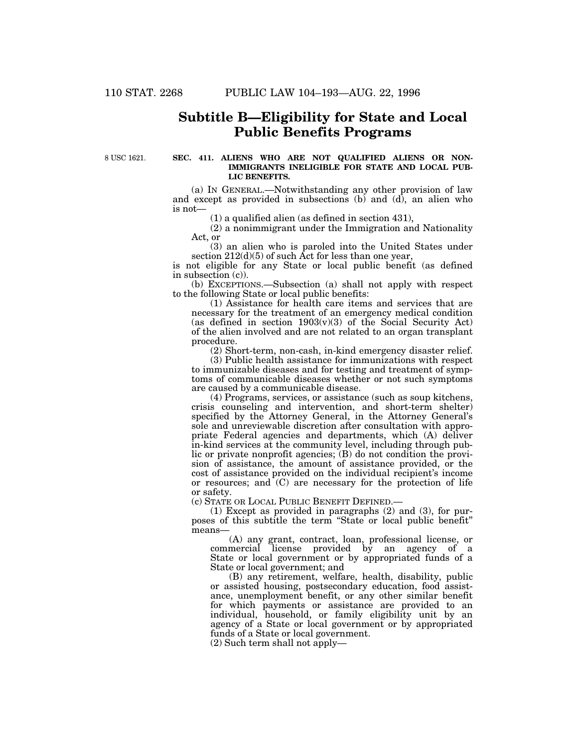## Subtitle B—Eligibility for State and Local Public Benefits Programs

8 USC 1621.

**SEC. 411. ALIENS WHO ARE NOT QUALIFIED ALIENS OR NON-IMMIGRANTS INELIGIBLE FOR STATE AND LOCAL PUBLIC BENEFITS.**

(a) IN GENERAL.—Notwithstanding any other provision of law and except as provided in subsections (b) and (d), an alien who is not—

(1) a qualified alien (as defined in section 431),

(2) a nonimmigrant under the Immigration and Nationality Act, or

(3) an alien who is paroled into the United States under section 212(d)(5) of such Act for less than one year,

is not eligible for any State or local public benefit (as defined in subsection (c)).

(b) EXCEPTIONS.—Subsection (a) shall not apply with respect to the following State or local public benefits:

(1) Assistance for health care items and services that are necessary for the treatment of an emergency medical condition (as defined in section 1903(v)(3) of the Social Security Act) of the alien involved and are not related to an organ transplant procedure.

(2) Short-term, non-cash, in-kind emergency disaster relief.

(3) Public health assistance for immunizations with respect to immunizable diseases and for testing and treatment of symptoms of communicable diseases whether or not such symptoms are caused by a communicable disease.

(4) Programs, services, or assistance (such as soup kitchens, crisis counseling and intervention, and short-term shelter) specified by the Attorney General, in the Attorney General's sole and unreviewable discretion after consultation with appropriate Federal agencies and departments, which (A) deliver in-kind services at the community level, including through public or private nonprofit agencies; (B) do not condition the provision of assistance, the amount of assistance provided, or the cost of assistance provided on the individual recipient's income or resources; and (C) are necessary for the protection of life or safety.

(c) STATE OR LOCAL PUBLIC BENEFIT DEFINED.—

(1) Except as provided in paragraphs (2) and (3), for purposes of this subtitle the term "State or local public benefit" means—

(A) any grant, contract, loan, professional license, or commercial license provided by an agency of a State or local government or by appropriated funds of a State or local government; and

(B) any retirement, welfare, health, disability, public or assisted housing, postsecondary education, food assistance, unemployment benefit, or any other similar benefit for which payments or assistance are provided to an individual, household, or family eligibility unit by an agency of a State or local government or by appropriated funds of a State or local government.

(2) Such term shall not apply—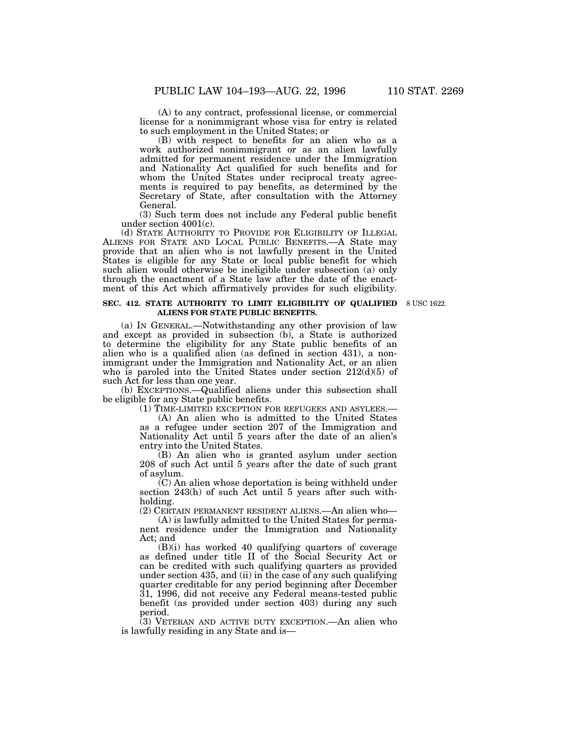(A) to any contract, professional license, or commercial license for a nonimmigrant whose visa for entry is related to such employment in the United States; or

(B) with respect to benefits for an alien who as a work authorized nonimmigrant or as an alien lawfully admitted for permanent residence under the Immigration and Nationality Act qualified for such benefits and for whom the United States under reciprocal treaty agreements is required to pay benefits, as determined by the Secretary of State, after consultation with the Attorney General.

(3) Such term does not include any Federal public benefit under section 4001(c).

(d) STATE AUTHORITY TO PROVIDE FOR ELIGIBILITY OF ILLEGAL ALIENS FOR STATE AND LOCAL PUBLIC BENEFITS.—A State may provide that an alien who is not lawfully present in the United States is eligible for any State or local public benefit for which such alien would otherwise be ineligible under subsection (a) only through the enactment of a State law after the date of the enactment of this Act which affirmatively provides for such eligibility.

**SEC. 412. STATE AUTHORITY TO LIMIT ELIGIBILITY OF QUALIFIED ALIENS FOR STATE PUBLIC BENEFITS.**

8 USC 1622.

(a) IN GENERAL.—Notwithstanding any other provision of law and except as provided in subsection (b), a State is authorized to determine the eligibility for any State public benefits of an alien who is a qualified alien (as defined in section 431), a nonimmigrant under the Immigration and Nationality Act, or an alien who is paroled into the United States under section 212(d)(5) of such Act for less than one year.

(b) EXCEPTIONS.—Qualified aliens under this subsection shall be eligible for any State public benefits.

(1) TIME-LIMITED EXCEPTION FOR REFUGEES AND ASYLEES.—

(A) An alien who is admitted to the United States as a refugee under section 207 of the Immigration and Nationality Act until 5 years after the date of an alien's entry into the United States.

(B) An alien who is granted asylum under section 208 of such Act until 5 years after the date of such grant of asylum.

(C) An alien whose deportation is being withheld under section 243(h) of such Act until 5 years after such withholding.

(2) CERTAIN PERMANENT RESIDENT ALIENS.—An alien who—

(A) is lawfully admitted to the United States for permanent residence under the Immigration and Nationality Act; and

(B)(i) has worked 40 qualifying quarters of coverage as defined under title II of the Social Security Act or can be credited with such qualifying quarters as provided under section 435, and (ii) in the case of any such qualifying quarter creditable for any period beginning after December 31, 1996, did not receive any Federal means-tested public benefit (as provided under section 403) during any such period.

(3) VETERAN AND ACTIVE DUTY EXCEPTION.—An alien who is lawfully residing in any State and is—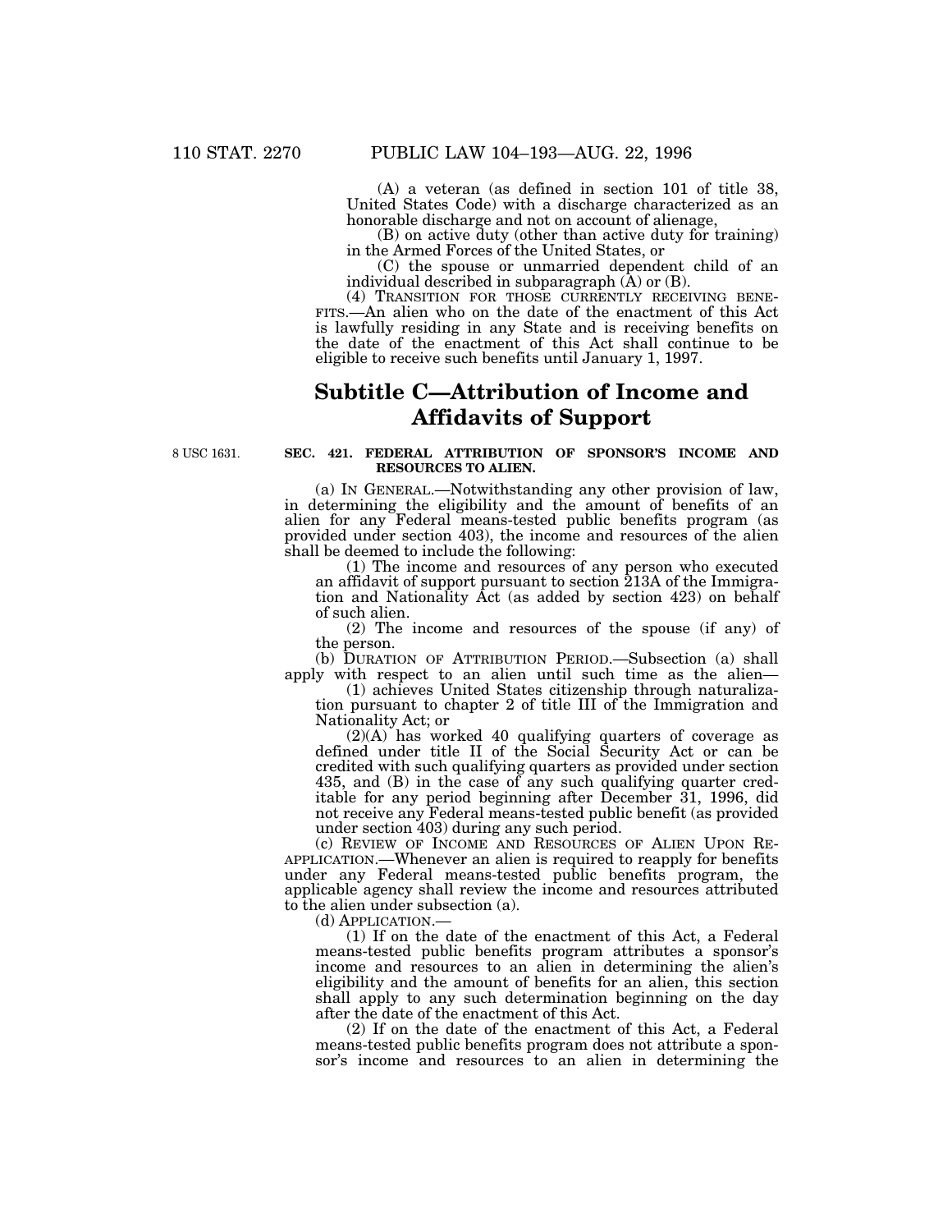(A) a veteran (as defined in section 101 of title 38, United States Code) with a discharge characterized as an honorable discharge and not on account of alienage,

(B) on active duty (other than active duty for training) in the Armed Forces of the United States, or

(C) the spouse or unmarried dependent child of an individual described in subparagraph (A) or (B).

(4) TRANSITION FOR THOSE CURRENTLY RECEIVING BENEFITS.—An alien who on the date of the enactment of this Act is lawfully residing in any State and is receiving benefits on the date of the enactment of this Act shall continue to be eligible to receive such benefits until January 1, 1997.

## Subtitle C—Attribution of Income and Affidavits of Support

8 USC 1631.

**SEC. 421. FEDERAL ATTRIBUTION OF SPONSOR'S INCOME AND RESOURCES TO ALIEN.**

(a) IN GENERAL.—Notwithstanding any other provision of law, in determining the eligibility and the amount of benefits of an alien for any Federal means-tested public benefits program (as provided under section 403), the income and resources of the alien shall be deemed to include the following:

(1) The income and resources of any person who executed an affidavit of support pursuant to section 213A of the Immigration and Nationality Act (as added by section 423) on behalf of such alien.

(2) The income and resources of the spouse (if any) of the person.

(b) DURATION OF ATTRIBUTION PERIOD.—Subsection (a) shall apply with respect to an alien until such time as the alien—

(1) achieves United States citizenship through naturalization pursuant to chapter 2 of title III of the Immigration and Nationality Act; or

(2)(A) has worked 40 qualifying quarters of coverage as defined under title II of the Social Security Act or can be credited with such qualifying quarters as provided under section 435, and (B) in the case of any such qualifying quarter creditable for any period beginning after December 31, 1996, did not receive any Federal means-tested public benefit (as provided under section 403) during any such period.

(c) REVIEW OF INCOME AND RESOURCES OF ALIEN UPON REAPPLICATION.—Whenever an alien is required to reapply for benefits under any Federal means-tested public benefits program, the applicable agency shall review the income and resources attributed to the alien under subsection (a).

(d) APPLICATION.—

(1) If on the date of the enactment of this Act, a Federal means-tested public benefits program attributes a sponsor's income and resources to an alien in determining the alien's eligibility and the amount of benefits for an alien, this section shall apply to any such determination beginning on the day after the date of the enactment of this Act.

(2) If on the date of the enactment of this Act, a Federal means-tested public benefits program does not attribute a sponsor's income and resources to an alien in determining the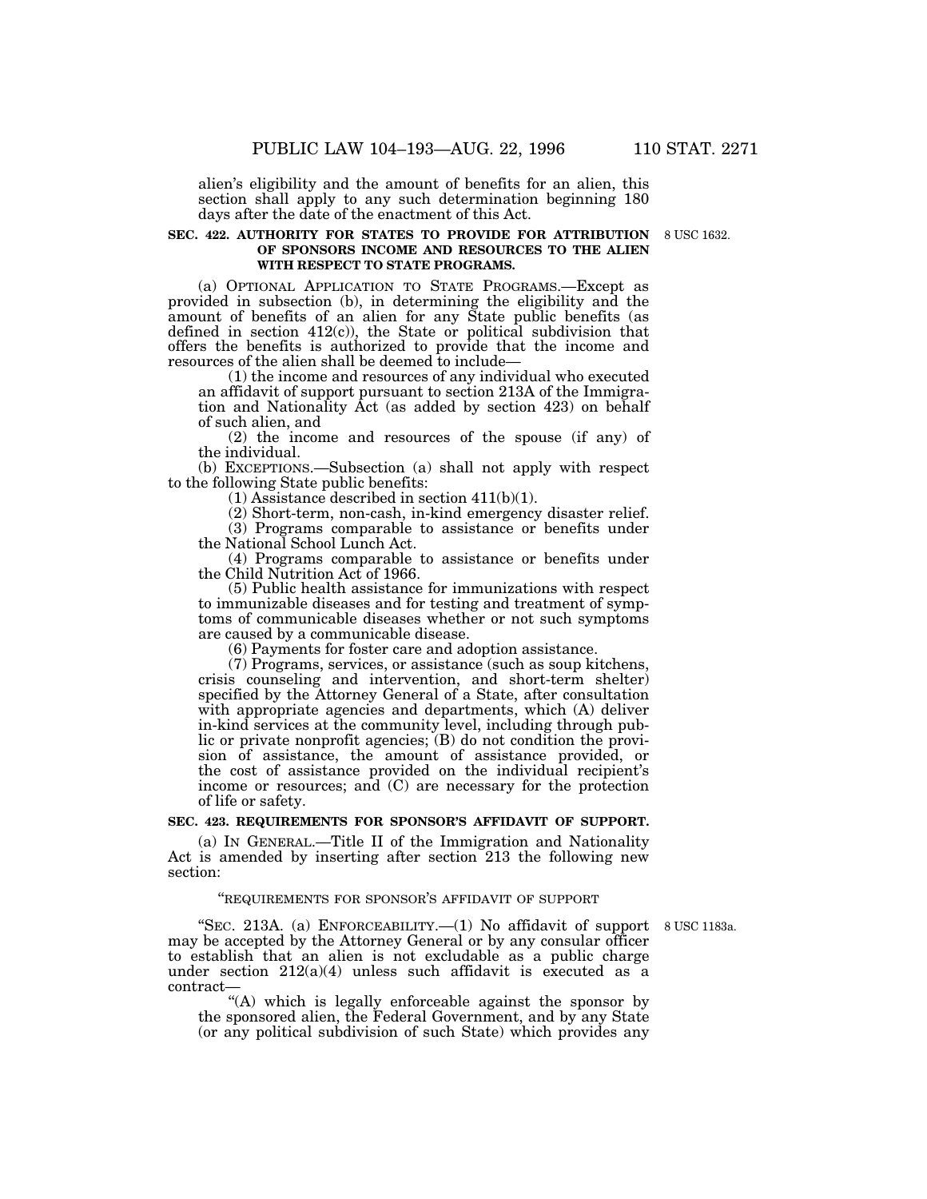alien's eligibility and the amount of benefits for an alien, this section shall apply to any such determination beginning 180 days after the date of the enactment of this Act.

**SEC. 422. AUTHORITY FOR STATES TO PROVIDE FOR ATTRIBUTION OF SPONSORS INCOME AND RESOURCES TO THE ALIEN WITH RESPECT TO STATE PROGRAMS.**

8 USC 1632.

(a) OPTIONAL APPLICATION TO STATE PROGRAMS.—Except as provided in subsection (b), in determining the eligibility and the amount of benefits of an alien for any State public benefits (as defined in section 412(c)), the State or political subdivision that offers the benefits is authorized to provide that the income and resources of the alien shall be deemed to include—

(1) the income and resources of any individual who executed an affidavit of support pursuant to section 213A of the Immigration and Nationality Act (as added by section 423) on behalf of such alien, and

(2) the income and resources of the spouse (if any) of the individual.

(b) EXCEPTIONS.—Subsection (a) shall not apply with respect to the following State public benefits:

(1) Assistance described in section 411(b)(1).

(2) Short-term, non-cash, in-kind emergency disaster relief.

(3) Programs comparable to assistance or benefits under the National School Lunch Act.

(4) Programs comparable to assistance or benefits under the Child Nutrition Act of 1966.

(5) Public health assistance for immunizations with respect to immunizable diseases and for testing and treatment of symptoms of communicable diseases whether or not such symptoms are caused by a communicable disease.

(6) Payments for foster care and adoption assistance.

(7) Programs, services, or assistance (such as soup kitchens, crisis counseling and intervention, and short-term shelter) specified by the Attorney General of a State, after consultation with appropriate agencies and departments, which (A) deliver in-kind services at the community level, including through public or private nonprofit agencies; (B) do not condition the provision of assistance, the amount of assistance provided, or the cost of assistance provided on the individual recipient's income or resources; and (C) are necessary for the protection of life or safety.

**SEC. 423. REQUIREMENTS FOR SPONSOR'S AFFIDAVIT OF SUPPORT.**

(a) IN GENERAL.—Title II of the Immigration and Nationality Act is amended by inserting after section 213 the following new section:

"REQUIREMENTS FOR SPONSOR'S AFFIDAVIT OF SUPPORT

8 USC 1183a.

"SEC. 213A. (a) ENFORCEABILITY.—(1) No affidavit of support may be accepted by the Attorney General or by any consular officer to establish that an alien is not excludable as a public charge under section 212(a)(4) unless such affidavit is executed as a contract—

"(A) which is legally enforceable against the sponsor by the sponsored alien, the Federal Government, and by any State (or any political subdivision of such State) which provides any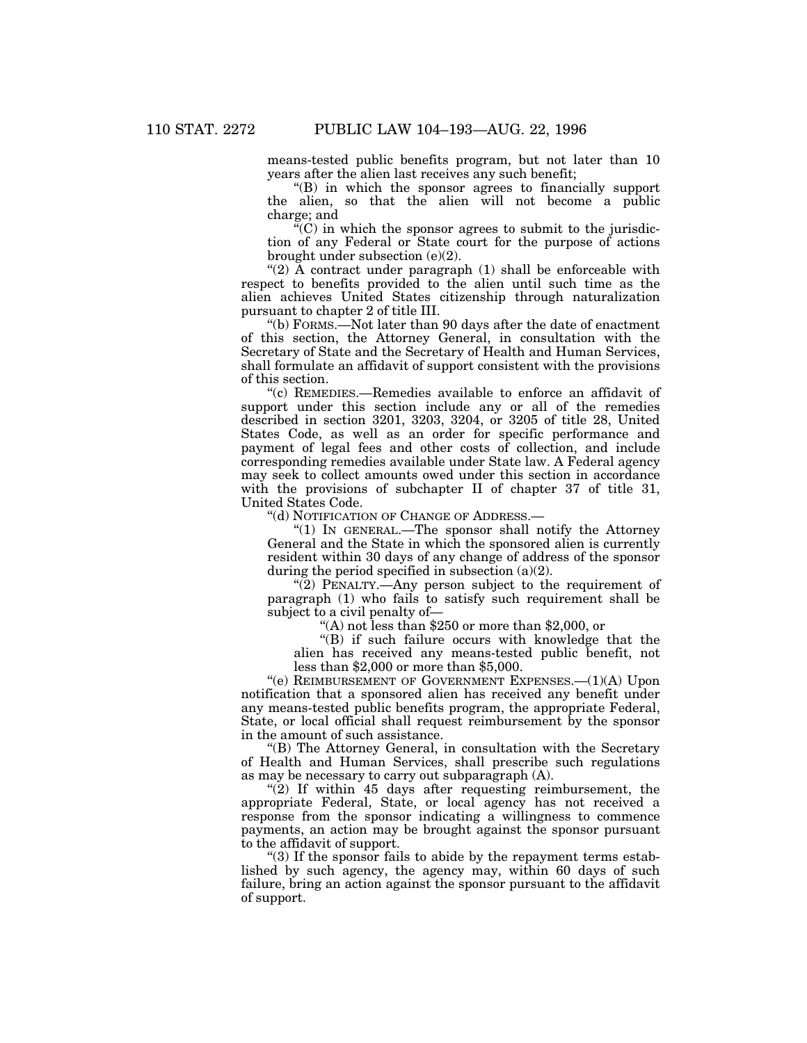means-tested public benefits program, but not later than 10 years after the alien last receives any such benefit;

"(B) in which the sponsor agrees to financially support the alien, so that the alien will not become a public charge; and

"(C) in which the sponsor agrees to submit to the jurisdiction of any Federal or State court for the purpose of actions brought under subsection (e)(2).

"(2) A contract under paragraph (1) shall be enforceable with respect to benefits provided to the alien until such time as the alien achieves United States citizenship through naturalization pursuant to chapter 2 of title III.

"(b) FORMS.—Not later than 90 days after the date of enactment of this section, the Attorney General, in consultation with the Secretary of State and the Secretary of Health and Human Services, shall formulate an affidavit of support consistent with the provisions of this section.

"(c) REMEDIES.—Remedies available to enforce an affidavit of support under this section include any or all of the remedies described in section 3201, 3203, 3204, or 3205 of title 28, United States Code, as well as an order for specific performance and payment of legal fees and other costs of collection, and include corresponding remedies available under State law. A Federal agency may seek to collect amounts owed under this section in accordance with the provisions of subchapter II of chapter 37 of title 31, United States Code.

"(d) NOTIFICATION OF CHANGE OF ADDRESS.—

"(1) IN GENERAL.—The sponsor shall notify the Attorney General and the State in which the sponsored alien is currently resident within 30 days of any change of address of the sponsor during the period specified in subsection (a)(2).

"(2) PENALTY.—Any person subject to the requirement of paragraph (1) who fails to satisfy such requirement shall be subject to a civil penalty of—

"(A) not less than $250 or more than $2,000, or

"(B) if such failure occurs with knowledge that the alien has received any means-tested public benefit, not less than $2,000 or more than $5,000.

"(e) REIMBURSEMENT OF GOVERNMENT EXPENSES.—(1)(A) Upon notification that a sponsored alien has received any benefit under any means-tested public benefits program, the appropriate Federal, State, or local official shall request reimbursement by the sponsor in the amount of such assistance.

"(B) The Attorney General, in consultation with the Secretary of Health and Human Services, shall prescribe such regulations as may be necessary to carry out subparagraph (A).

"(2) If within 45 days after requesting reimbursement, the appropriate Federal, State, or local agency has not received a response from the sponsor indicating a willingness to commence payments, an action may be brought against the sponsor pursuant to the affidavit of support.

"(3) If the sponsor fails to abide by the repayment terms established by such agency, the agency may, within 60 days of such failure, bring an action against the sponsor pursuant to the affidavit of support.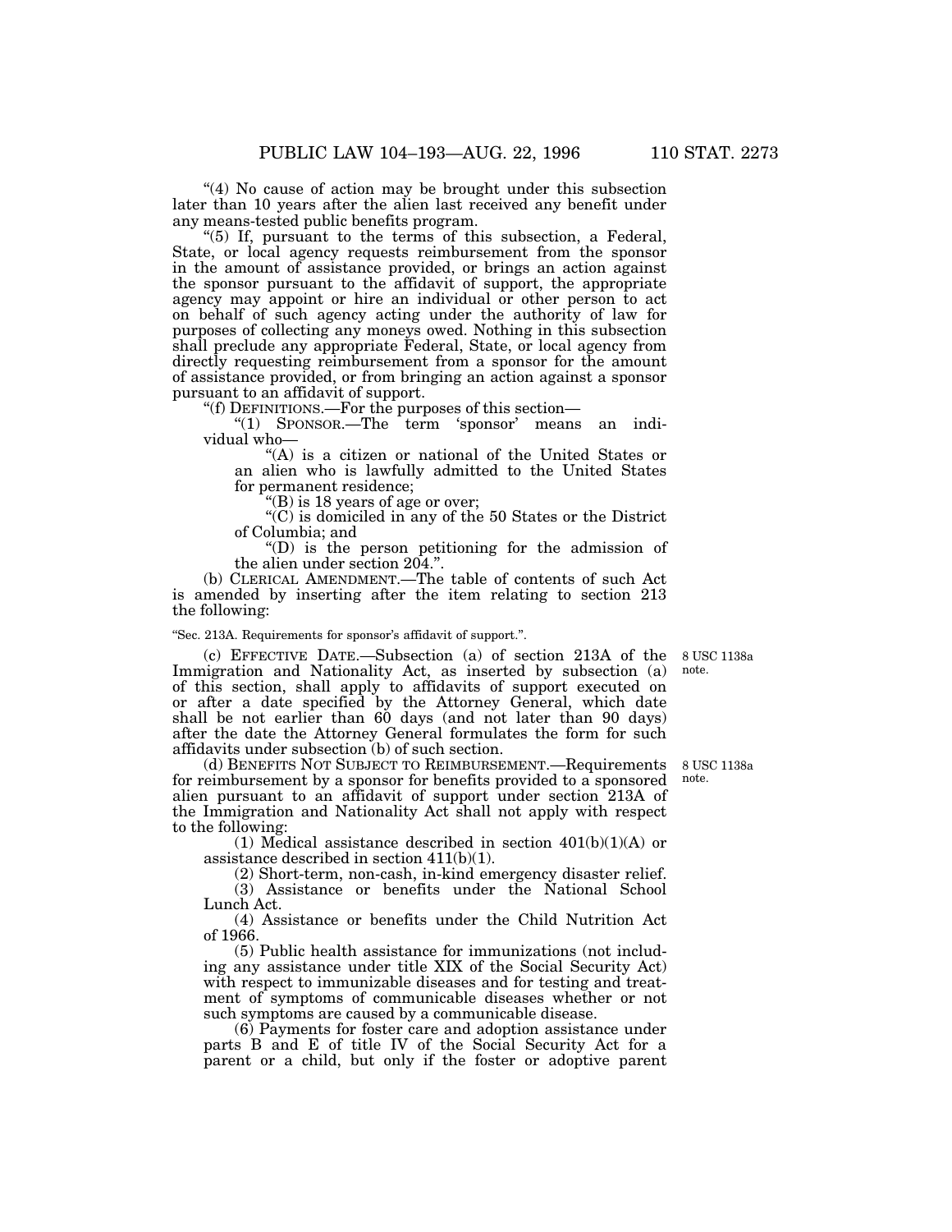"(4) No cause of action may be brought under this subsection later than 10 years after the alien last received any benefit under any means-tested public benefits program.

"(5) If, pursuant to the terms of this subsection, a Federal, State, or local agency requests reimbursement from the sponsor in the amount of assistance provided, or brings an action against the sponsor pursuant to the affidavit of support, the appropriate agency may appoint or hire an individual or other person to act on behalf of such agency acting under the authority of law for purposes of collecting any moneys owed. Nothing in this subsection shall preclude any appropriate Federal, State, or local agency from directly requesting reimbursement from a sponsor for the amount of assistance provided, or from bringing an action against a sponsor pursuant to an affidavit of support.

"(f) DEFINITIONS.—For the purposes of this section—

"(1) SPONSOR.—The term 'sponsor' means an individual who—

"(A) is a citizen or national of the United States or an alien who is lawfully admitted to the United States for permanent residence;

"(B) is 18 years of age or over;

"(C) is domiciled in any of the 50 States or the District of Columbia; and

"(D) is the person petitioning for the admission of the alien under section 204.".

(b) CLERICAL AMENDMENT.—The table of contents of such Act is amended by inserting after the item relating to section 213 the following:

"Sec. 213A. Requirements for sponsor's affidavit of support.".

8 USC 1138a note.

(c) EFFECTIVE DATE.—Subsection (a) of section 213A of the Immigration and Nationality Act, as inserted by subsection (a) of this section, shall apply to affidavits of support executed on or after a date specified by the Attorney General, which date shall be not earlier than 60 days (and not later than 90 days) after the date the Attorney General formulates the form for such affidavits under subsection (b) of such section.

8 USC 1138a note.

(d) BENEFITS NOT SUBJECT TO REIMBURSEMENT.—Requirements for reimbursement by a sponsor for benefits provided to a sponsored alien pursuant to an affidavit of support under section 213A of the Immigration and Nationality Act shall not apply with respect to the following:

(1) Medical assistance described in section 401(b)(1)(A) or assistance described in section 411(b)(1).

(2) Short-term, non-cash, in-kind emergency disaster relief.

(3) Assistance or benefits under the National School Lunch Act.

(4) Assistance or benefits under the Child Nutrition Act of 1966.

(5) Public health assistance for immunizations (not including any assistance under title XIX of the Social Security Act) with respect to immunizable diseases and for testing and treatment of symptoms of communicable diseases whether or not such symptoms are caused by a communicable disease.

(6) Payments for foster care and adoption assistance under parts B and E of title IV of the Social Security Act for a parent or a child, but only if the foster or adoptive parent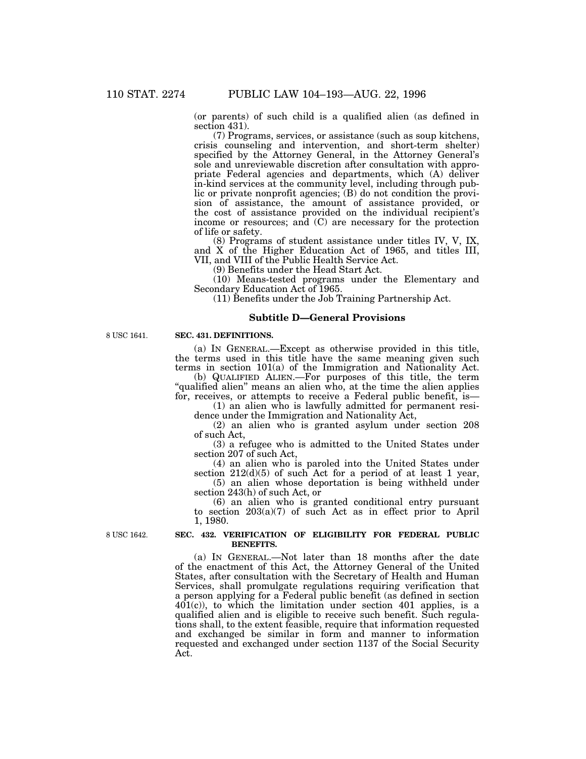(or parents) of such child is a qualified alien (as defined in section 431).

(7) Programs, services, or assistance (such as soup kitchens, crisis counseling and intervention, and short-term shelter) specified by the Attorney General, in the Attorney General's sole and unreviewable discretion after consultation with appropriate Federal agencies and departments, which (A) deliver in-kind services at the community level, including through public or private nonprofit agencies; (B) do not condition the provision of assistance, the amount of assistance provided, or the cost of assistance provided on the individual recipient's income or resources; and (C) are necessary for the protection of life or safety.

(8) Programs of student assistance under titles IV, V, IX, and X of the Higher Education Act of 1965, and titles III, VII, and VIII of the Public Health Service Act.

(9) Benefits under the Head Start Act.

(10) Means-tested programs under the Elementary and Secondary Education Act of 1965.

(11) Benefits under the Job Training Partnership Act.

## Subtitle D—General Provisions

8 USC 1641.

**SEC. 431. DEFINITIONS.**

(a) IN GENERAL.—Except as otherwise provided in this title, the terms used in this title have the same meaning given such terms in section 101(a) of the Immigration and Nationality Act.

(b) QUALIFIED ALIEN.—For purposes of this title, the term "qualified alien" means an alien who, at the time the alien applies for, receives, or attempts to receive a Federal public benefit, is—

(1) an alien who is lawfully admitted for permanent residence under the Immigration and Nationality Act,

(2) an alien who is granted asylum under section 208 of such Act,

(3) a refugee who is admitted to the United States under section 207 of such Act,

(4) an alien who is paroled into the United States under section 212(d)(5) of such Act for a period of at least 1 year,

(5) an alien whose deportation is being withheld under section 243(h) of such Act, or

(6) an alien who is granted conditional entry pursuant to section 203(a)(7) of such Act as in effect prior to April 1, 1980.

8 USC 1642.

**SEC. 432. VERIFICATION OF ELIGIBILITY FOR FEDERAL PUBLIC BENEFITS.**

(a) IN GENERAL.—Not later than 18 months after the date of the enactment of this Act, the Attorney General of the United States, after consultation with the Secretary of Health and Human Services, shall promulgate regulations requiring verification that a person applying for a Federal public benefit (as defined in section 401(c)), to which the limitation under section 401 applies, is a qualified alien and is eligible to receive such benefit. Such regulations shall, to the extent feasible, require that information requested and exchanged be similar in form and manner to information requested and exchanged under section 1137 of the Social Security Act.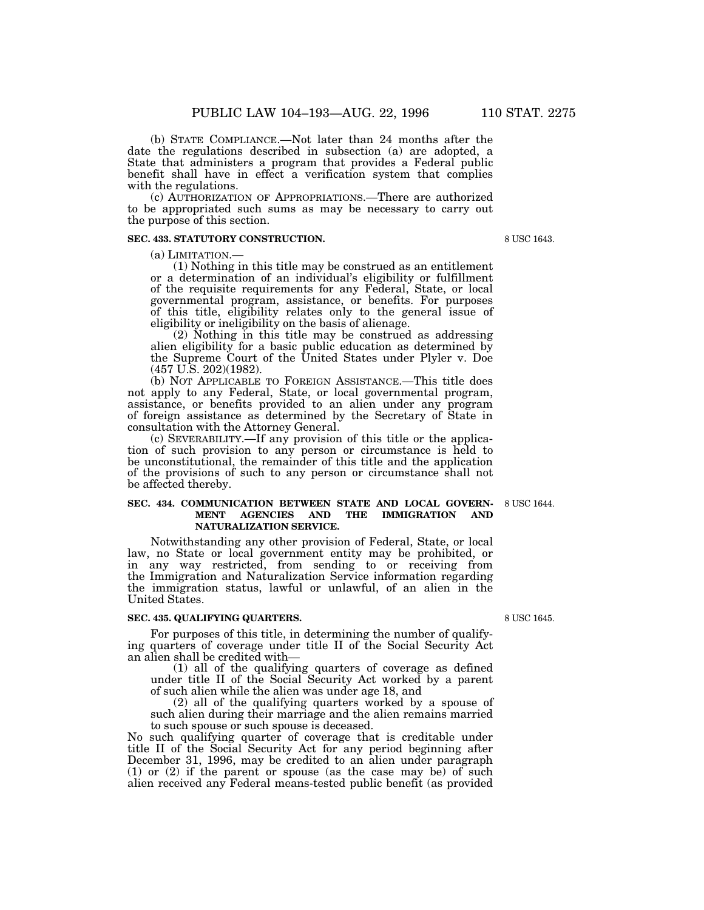(b) STATE COMPLIANCE.—Not later than 24 months after the date the regulations described in subsection (a) are adopted, a State that administers a program that provides a Federal public benefit shall have in effect a verification system that complies with the regulations.

(c) AUTHORIZATION OF APPROPRIATIONS.—There are authorized to be appropriated such sums as may be necessary to carry out the purpose of this section.

**SEC. 433. STATUTORY CONSTRUCTION.**

8 USC 1643.

(a) LIMITATION.—

(1) Nothing in this title may be construed as an entitlement or a determination of an individual's eligibility or fulfillment of the requisite requirements for any Federal, State, or local governmental program, assistance, or benefits. For purposes of this title, eligibility relates only to the general issue of eligibility or ineligibility on the basis of alienage.

(2) Nothing in this title may be construed as addressing alien eligibility for a basic public education as determined by the Supreme Court of the United States under Plyler v. Doe (457 U.S. 202)(1982).

(b) NOT APPLICABLE TO FOREIGN ASSISTANCE.—This title does not apply to any Federal, State, or local governmental program, assistance, or benefits provided to an alien under any program of foreign assistance as determined by the Secretary of State in consultation with the Attorney General.

(c) SEVERABILITY.—If any provision of this title or the application of such provision to any person or circumstance is held to be unconstitutional, the remainder of this title and the application of the provisions of such to any person or circumstance shall not be affected thereby.

**SEC. 434. COMMUNICATION BETWEEN STATE AND LOCAL GOVERNMENT AGENCIES AND THE IMMIGRATION AND NATURALIZATION SERVICE.**

8 USC 1644.

Notwithstanding any other provision of Federal, State, or local law, no State or local government entity may be prohibited, or in any way restricted, from sending to or receiving from the Immigration and Naturalization Service information regarding the immigration status, lawful or unlawful, of an alien in the United States.

**SEC. 435. QUALIFYING QUARTERS.**

8 USC 1645.

For purposes of this title, in determining the number of qualifying quarters of coverage under title II of the Social Security Act an alien shall be credited with—

(1) all of the qualifying quarters of coverage as defined under title II of the Social Security Act worked by a parent of such alien while the alien was under age 18, and

(2) all of the qualifying quarters worked by a spouse of such alien during their marriage and the alien remains married to such spouse or such spouse is deceased.

No such qualifying quarter of coverage that is creditable under title II of the Social Security Act for any period beginning after December 31, 1996, may be credited to an alien under paragraph (1) or (2) if the parent or spouse (as the case may be) of such alien received any Federal means-tested public benefit (as provided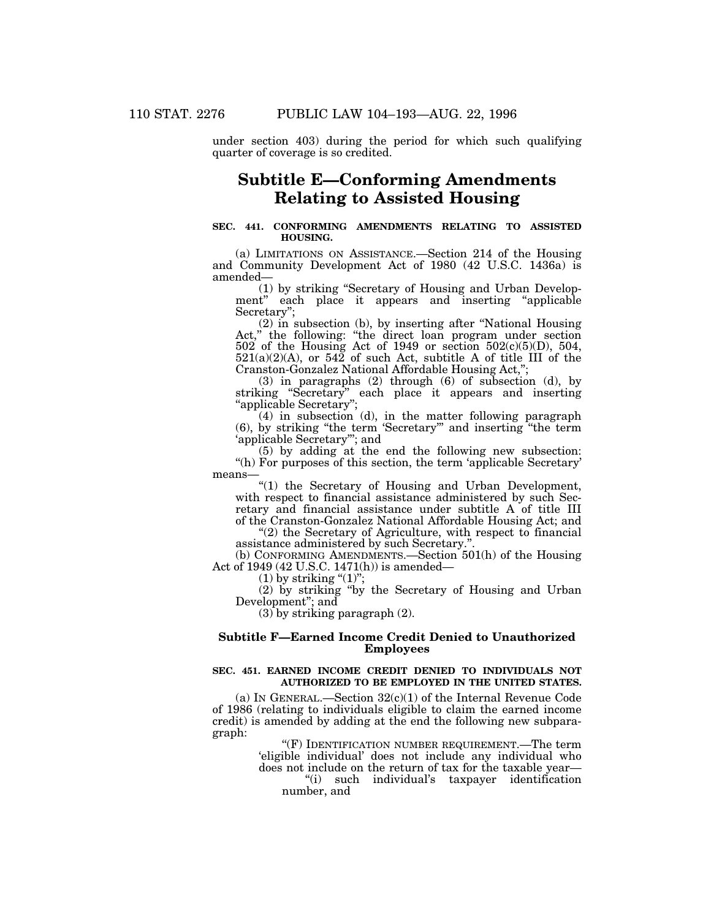under section 403) during the period for which such qualifying quarter of coverage is so credited.

## Subtitle E—Conforming Amendments Relating to Assisted Housing

### SEC. 441. CONFORMING AMENDMENTS RELATING TO ASSISTED HOUSING.

(a) LIMITATIONS ON ASSISTANCE.—Section 214 of the Housing and Community Development Act of 1980 (42 U.S.C. 1436a) is amended—

(1) by striking "Secretary of Housing and Urban Development" each place it appears and inserting "applicable Secretary";

(2) in subsection (b), by inserting after "National Housing Act," the following: "the direct loan program under section 502 of the Housing Act of 1949 or section 502(c)(5)(D), 504, 521(a)(2)(A), or 542 of such Act, subtitle A of title III of the Cranston-Gonzalez National Affordable Housing Act,";

(3) in paragraphs (2) through (6) of subsection (d), by striking "Secretary" each place it appears and inserting "applicable Secretary";

(4) in subsection (d), in the matter following paragraph (6), by striking "the term 'Secretary'" and inserting "the term 'applicable Secretary'"; and

(5) by adding at the end the following new subsection:

"(h) For purposes of this section, the term 'applicable Secretary' means—

"(1) the Secretary of Housing and Urban Development, with respect to financial assistance administered by such Secretary and financial assistance under subtitle A of title III of the Cranston-Gonzalez National Affordable Housing Act; and

"(2) the Secretary of Agriculture, with respect to financial assistance administered by such Secretary.".

(b) CONFORMING AMENDMENTS.—Section 501(h) of the Housing Act of 1949 (42 U.S.C. 1471(h)) is amended—

(1) by striking "(1)";

(2) by striking "by the Secretary of Housing and Urban Development"; and

(3) by striking paragraph (2).

## Subtitle F—Earned Income Credit Denied to Unauthorized Employees

### SEC. 451. EARNED INCOME CREDIT DENIED TO INDIVIDUALS NOT AUTHORIZED TO BE EMPLOYED IN THE UNITED STATES.

(a) IN GENERAL.—Section 32(c)(1) of the Internal Revenue Code of 1986 (relating to individuals eligible to claim the earned income credit) is amended by adding at the end the following new subparagraph:

"(F) IDENTIFICATION NUMBER REQUIREMENT.—The term 'eligible individual' does not include any individual who does not include on the return of tax for the taxable year—

"(i) such individual's taxpayer identification number, and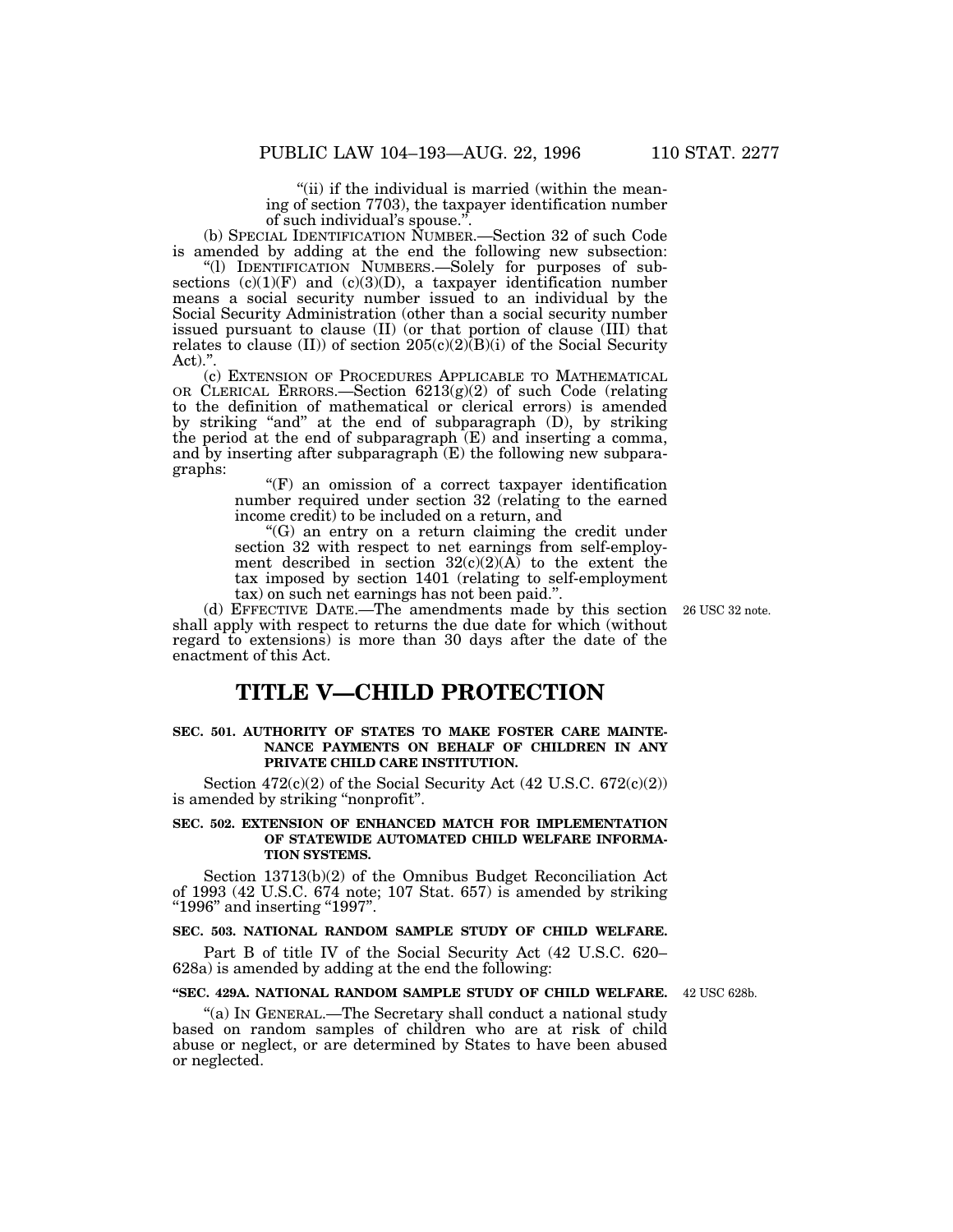"(ii) if the individual is married (within the meaning of section 7703), the taxpayer identification number of such individual's spouse.".

(b) SPECIAL IDENTIFICATION NUMBER.—Section 32 of such Code is amended by adding at the end the following new subsection:

"(l) IDENTIFICATION NUMBERS.—Solely for purposes of subsections (c)(1)(F) and (c)(3)(D), a taxpayer identification number means a social security number issued to an individual by the Social Security Administration (other than a social security number issued pursuant to clause (II) (or that portion of clause (III) that relates to clause (II)) of section 205(c)(2)(B)(i) of the Social Security Act).".

(c) EXTENSION OF PROCEDURES APPLICABLE TO MATHEMATICAL OR CLERICAL ERRORS.—Section 6213(g)(2) of such Code (relating to the definition of mathematical or clerical errors) is amended by striking "and" at the end of subparagraph (D), by striking the period at the end of subparagraph (E) and inserting a comma, and by inserting after subparagraph (E) the following new subparagraphs:

"(F) an omission of a correct taxpayer identification number required under section 32 (relating to the earned income credit) to be included on a return, and

"(G) an entry on a return claiming the credit under section 32 with respect to net earnings from self-employment described in section 32(c)(2)(A) to the extent the tax imposed by section 1401 (relating to self-employment tax) on such net earnings has not been paid.".

(d) EFFECTIVE DATE.—The amendments made by this section shall apply with respect to returns the due date for which (without regard to extensions) is more than 30 days after the date of the enactment of this Act.

26 USC 32 note.

# TITLE V—CHILD PROTECTION

**SEC. 501. AUTHORITY OF STATES TO MAKE FOSTER CARE MAINTENANCE PAYMENTS ON BEHALF OF CHILDREN IN ANY PRIVATE CHILD CARE INSTITUTION.**

Section 472(c)(2) of the Social Security Act (42 U.S.C. 672(c)(2)) is amended by striking "nonprofit".

**SEC. 502. EXTENSION OF ENHANCED MATCH FOR IMPLEMENTATION OF STATEWIDE AUTOMATED CHILD WELFARE INFORMATION SYSTEMS.**

Section 13713(b)(2) of the Omnibus Budget Reconciliation Act of 1993 (42 U.S.C. 674 note; 107 Stat. 657) is amended by striking "1996" and inserting "1997".

**SEC. 503. NATIONAL RANDOM SAMPLE STUDY OF CHILD WELFARE.**

Part B of title IV of the Social Security Act (42 U.S.C. 620–628a) is amended by adding at the end the following:

**"SEC. 429A. NATIONAL RANDOM SAMPLE STUDY OF CHILD WELFARE.**

42 USC 628b.

"(a) IN GENERAL.—The Secretary shall conduct a national study based on random samples of children who are at risk of child abuse or neglect, or are determined by States to have been abused or neglected.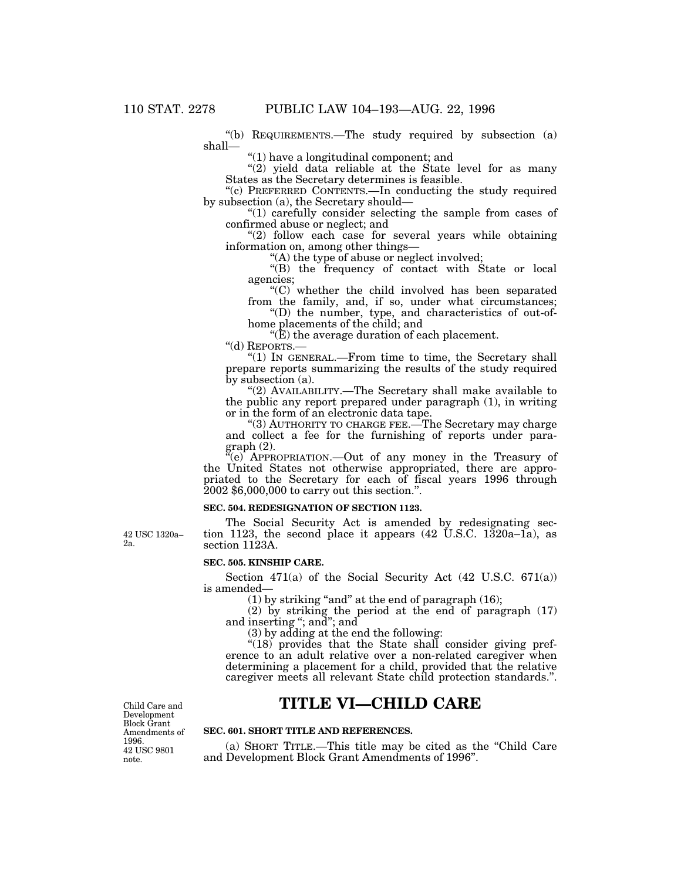"(b) REQUIREMENTS.—The study required by subsection (a) shall—

"(1) have a longitudinal component; and

"(2) yield data reliable at the State level for as many States as the Secretary determines is feasible.

"(c) PREFERRED CONTENTS.—In conducting the study required by subsection (a), the Secretary should—

"(1) carefully consider selecting the sample from cases of confirmed abuse or neglect; and

"(2) follow each case for several years while obtaining information on, among other things—

"(A) the type of abuse or neglect involved;

"(B) the frequency of contact with State or local agencies;

"(C) whether the child involved has been separated from the family, and, if so, under what circumstances;

"(D) the number, type, and characteristics of out-of-home placements of the child; and

"(E) the average duration of each placement.

"(d) REPORTS.—

"(1) IN GENERAL.—From time to time, the Secretary shall prepare reports summarizing the results of the study required by subsection (a).

"(2) AVAILABILITY.—The Secretary shall make available to the public any report prepared under paragraph (1), in writing or in the form of an electronic data tape.

"(3) AUTHORITY TO CHARGE FEE.—The Secretary may charge and collect a fee for the furnishing of reports under paragraph (2).

"(e) APPROPRIATION.—Out of any money in the Treasury of the United States not otherwise appropriated, there are appropriated to the Secretary for each of fiscal years 1996 through 2002 $6,000,000 to carry out this section.".

**SEC. 504. REDESIGNATION OF SECTION 1123.**

42 USC 1320a–2a.

The Social Security Act is amended by redesignating section 1123, the second place it appears (42 U.S.C. 1320a–1a), as section 1123A.

**SEC. 505. KINSHIP CARE.**

Section 471(a) of the Social Security Act (42 U.S.C. 671(a)) is amended—

(1) by striking "and" at the end of paragraph (16);

(2) by striking the period at the end of paragraph (17) and inserting "; and"; and

(3) by adding at the end the following:

"(18) provides that the State shall consider giving preference to an adult relative over a non-related caregiver when determining a placement for a child, provided that the relative caregiver meets all relevant State child protection standards.".

Child Care and Development Block Grant Amendments of 1996. 42 USC 9801 note.

# TITLE VI—CHILD CARE

**SEC. 601. SHORT TITLE AND REFERENCES.**

(a) SHORT TITLE.—This title may be cited as the "Child Care and Development Block Grant Amendments of 1996".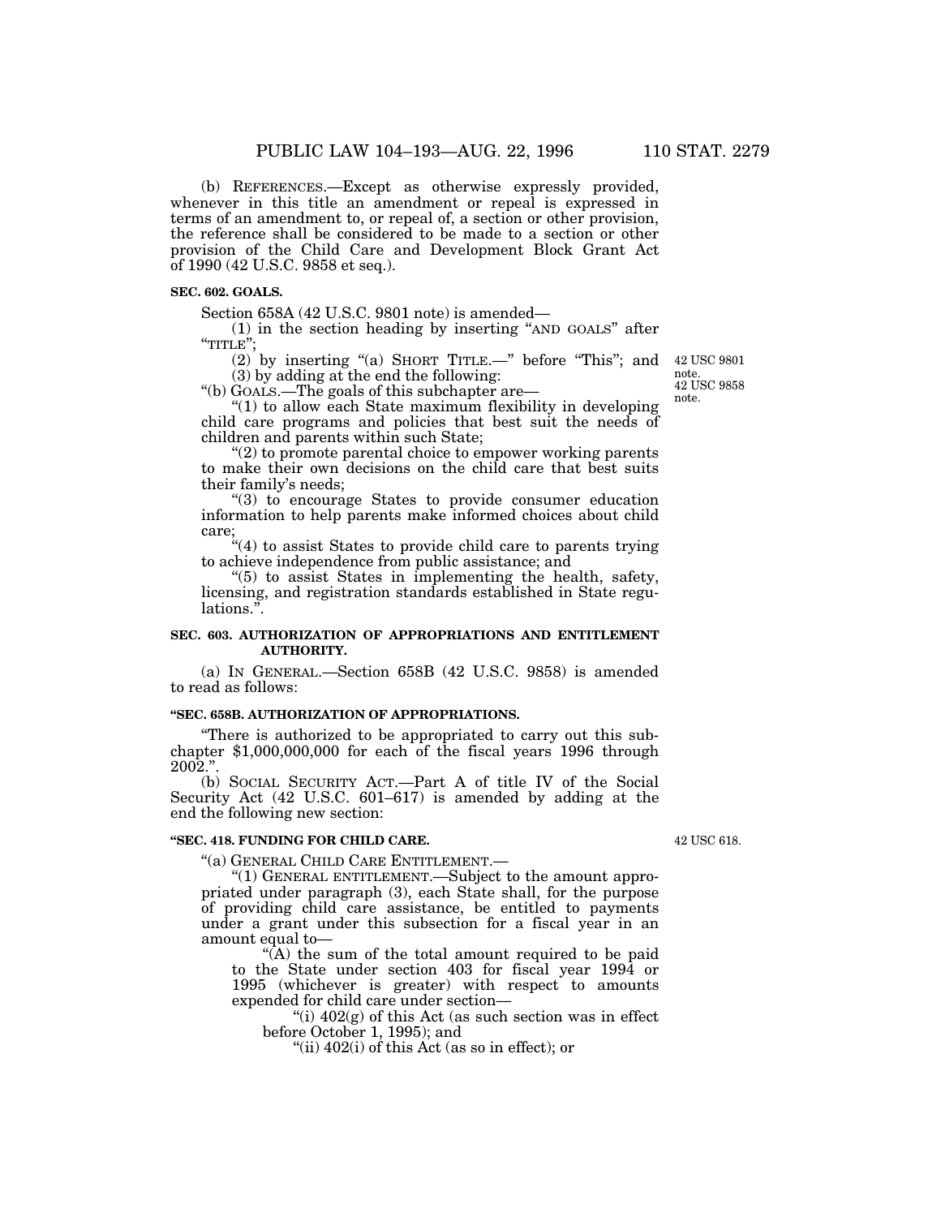(b) REFERENCES.—Except as otherwise expressly provided, whenever in this title an amendment or repeal is expressed in terms of an amendment to, or repeal of, a section or other provision, the reference shall be considered to be made to a section or other provision of the Child Care and Development Block Grant Act of 1990 (42 U.S.C. 9858 et seq.).

**SEC. 602. GOALS.**

Section 658A (42 U.S.C. 9801 note) is amended—

(1) in the section heading by inserting "AND GOALS" after "TITLE";

(2) by inserting "(a) SHORT TITLE.—" before "This"; and

(3) by adding at the end the following:

42 USC 9801 note.
42 USC 9858 note.

"(b) GOALS.—The goals of this subchapter are—

"(1) to allow each State maximum flexibility in developing child care programs and policies that best suit the needs of children and parents within such State;

"(2) to promote parental choice to empower working parents to make their own decisions on the child care that best suits their family's needs;

"(3) to encourage States to provide consumer education information to help parents make informed choices about child care;

"(4) to assist States to provide child care to parents trying to achieve independence from public assistance; and

"(5) to assist States in implementing the health, safety, licensing, and registration standards established in State regulations.".

**SEC. 603. AUTHORIZATION OF APPROPRIATIONS AND ENTITLEMENT AUTHORITY.**

(a) IN GENERAL.—Section 658B (42 U.S.C. 9858) is amended to read as follows:

**"SEC. 658B. AUTHORIZATION OF APPROPRIATIONS.**

"There is authorized to be appropriated to carry out this subchapter $1,000,000,000 for each of the fiscal years 1996 through 2002.".

(b) SOCIAL SECURITY ACT.—Part A of title IV of the Social Security Act (42 U.S.C. 601–617) is amended by adding at the end the following new section:

**"SEC. 418. FUNDING FOR CHILD CARE.**

42 USC 618.

"(a) GENERAL CHILD CARE ENTITLEMENT.—

"(1) GENERAL ENTITLEMENT.—Subject to the amount appropriated under paragraph (3), each State shall, for the purpose of providing child care assistance, be entitled to payments under a grant under this subsection for a fiscal year in an amount equal to—

"(A) the sum of the total amount required to be paid to the State under section 403 for fiscal year 1994 or 1995 (whichever is greater) with respect to amounts expended for child care under section—

"(i) 402(g) of this Act (as such section was in effect before October 1, 1995); and

"(ii) 402(i) of this Act (as so in effect); or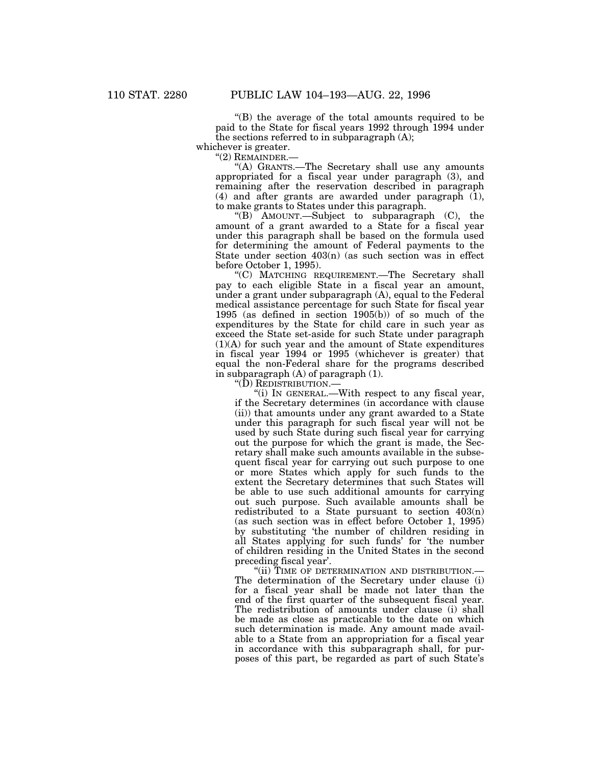"(B) the average of the total amounts required to be paid to the State for fiscal years 1992 through 1994 under the sections referred to in subparagraph (A);

whichever is greater.

"(2) REMAINDER.—

"(A) GRANTS.—The Secretary shall use any amounts appropriated for a fiscal year under paragraph (3), and remaining after the reservation described in paragraph (4) and after grants are awarded under paragraph (1), to make grants to States under this paragraph.

"(B) AMOUNT.—Subject to subparagraph (C), the amount of a grant awarded to a State for a fiscal year under this paragraph shall be based on the formula used for determining the amount of Federal payments to the State under section 403(n) (as such section was in effect before October 1, 1995).

"(C) MATCHING REQUIREMENT.—The Secretary shall pay to each eligible State in a fiscal year an amount, under a grant under subparagraph (A), equal to the Federal medical assistance percentage for such State for fiscal year 1995 (as defined in section 1905(b)) of so much of the expenditures by the State for child care in such year as exceed the State set-aside for such State under paragraph (1)(A) for such year and the amount of State expenditures in fiscal year 1994 or 1995 (whichever is greater) that equal the non-Federal share for the programs described in subparagraph (A) of paragraph (1).

"(D) REDISTRIBUTION.—

"(i) IN GENERAL.—With respect to any fiscal year, if the Secretary determines (in accordance with clause (ii)) that amounts under any grant awarded to a State under this paragraph for such fiscal year will not be used by such State during such fiscal year for carrying out the purpose for which the grant is made, the Secretary shall make such amounts available in the subsequent fiscal year for carrying out such purpose to one or more States which apply for such funds to the extent the Secretary determines that such States will be able to use such additional amounts for carrying out such purpose. Such available amounts shall be redistributed to a State pursuant to section 403(n) (as such section was in effect before October 1, 1995) by substituting 'the number of children residing in all States applying for such funds' for 'the number of children residing in the United States in the second preceding fiscal year'.

"(ii) TIME OF DETERMINATION AND DISTRIBUTION.—The determination of the Secretary under clause (i) for a fiscal year shall be made not later than the end of the first quarter of the subsequent fiscal year. The redistribution of amounts under clause (i) shall be made as close as practicable to the date on which such determination is made. Any amount made available to a State from an appropriation for a fiscal year in accordance with this subparagraph shall, for purposes of this part, be regarded as part of such State's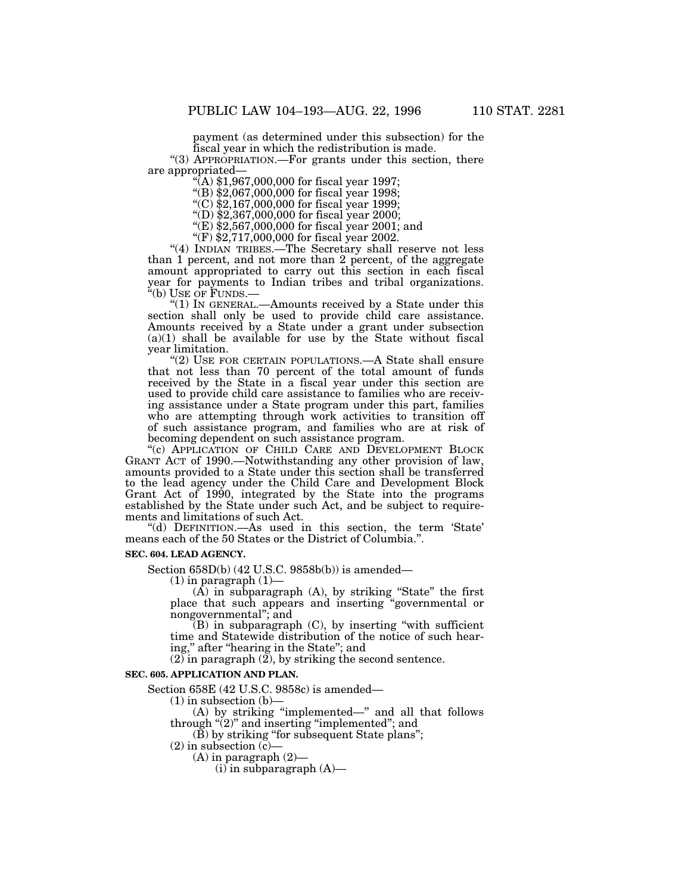payment (as determined under this subsection) for the fiscal year in which the redistribution is made.

"(3) APPROPRIATION.—For grants under this section, there are appropriated—

"(A) $1,967,000,000 for fiscal year 1997;

"(B) $2,067,000,000 for fiscal year 1998;

"(C) $2,167,000,000 for fiscal year 1999;

"(D) $2,367,000,000 for fiscal year 2000;

"(E) $2,567,000,000 for fiscal year 2001; and

"(F) $2,717,000,000 for fiscal year 2002.

"(4) INDIAN TRIBES.—The Secretary shall reserve not less than 1 percent, and not more than 2 percent, of the aggregate amount appropriated to carry out this section in each fiscal year for payments to Indian tribes and tribal organizations.

"(b) USE OF FUNDS.—

"(1) IN GENERAL.—Amounts received by a State under this section shall only be used to provide child care assistance. Amounts received by a State under a grant under subsection (a)(1) shall be available for use by the State without fiscal year limitation.

"(2) USE FOR CERTAIN POPULATIONS.—A State shall ensure that not less than 70 percent of the total amount of funds received by the State in a fiscal year under this section are used to provide child care assistance to families who are receiving assistance under a State program under this part, families who are attempting through work activities to transition off of such assistance program, and families who are at risk of becoming dependent on such assistance program.

"(c) APPLICATION OF CHILD CARE AND DEVELOPMENT BLOCK GRANT ACT of 1990.—Notwithstanding any other provision of law, amounts provided to a State under this section shall be transferred to the lead agency under the Child Care and Development Block Grant Act of 1990, integrated by the State into the programs established by the State under such Act, and be subject to requirements and limitations of such Act.

"(d) DEFINITION.—As used in this section, the term 'State' means each of the 50 States or the District of Columbia.".

**SEC. 604. LEAD AGENCY.**

Section 658D(b) (42 U.S.C. 9858b(b)) is amended—

(1) in paragraph (1)—

(A) in subparagraph (A), by striking "State" the first place that such appears and inserting "governmental or nongovernmental"; and

(B) in subparagraph (C), by inserting "with sufficient time and Statewide distribution of the notice of such hearing," after "hearing in the State"; and

(2) in paragraph (2), by striking the second sentence.

**SEC. 605. APPLICATION AND PLAN.**

Section 658E (42 U.S.C. 9858c) is amended—

(1) in subsection (b)—

(A) by striking "implemented—" and all that follows through "(2)" and inserting "implemented"; and

(B) by striking "for subsequent State plans";

(2) in subsection (c)—

(A) in paragraph (2)—

(i) in subparagraph (A)—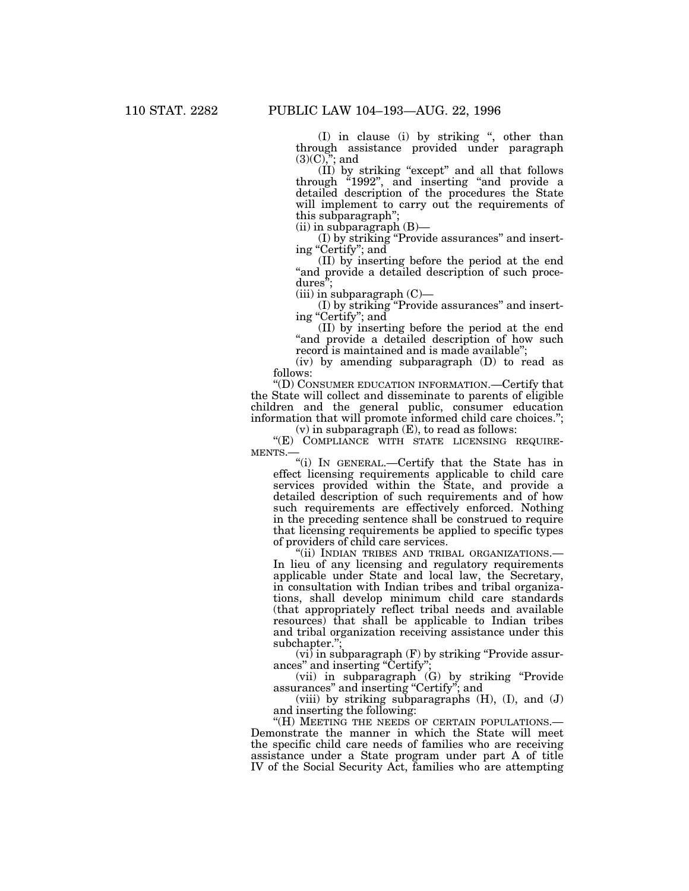(I) in clause (i) by striking ", other than through assistance provided under paragraph (3)(C),"; and

(II) by striking "except" and all that follows through "1992", and inserting "and provide a detailed description of the procedures the State will implement to carry out the requirements of this subparagraph";

(ii) in subparagraph (B)—

(I) by striking "Provide assurances" and inserting "Certify"; and

(II) by inserting before the period at the end "and provide a detailed description of such procedures";

(iii) in subparagraph (C)—

(I) by striking "Provide assurances" and inserting "Certify"; and

(II) by inserting before the period at the end "and provide a detailed description of how such record is maintained and is made available";

(iv) by amending subparagraph (D) to read as follows:

"(D) CONSUMER EDUCATION INFORMATION.—Certify that the State will collect and disseminate to parents of eligible children and the general public, consumer education information that will promote informed child care choices.";

(v) in subparagraph (E), to read as follows:

"(E) COMPLIANCE WITH STATE LICENSING REQUIREMENTS.—

"(i) IN GENERAL.—Certify that the State has in effect licensing requirements applicable to child care services provided within the State, and provide a detailed description of such requirements and of how such requirements are effectively enforced. Nothing in the preceding sentence shall be construed to require that licensing requirements be applied to specific types of providers of child care services.

"(ii) INDIAN TRIBES AND TRIBAL ORGANIZATIONS.—In lieu of any licensing and regulatory requirements applicable under State and local law, the Secretary, in consultation with Indian tribes and tribal organizations, shall develop minimum child care standards (that appropriately reflect tribal needs and available resources) that shall be applicable to Indian tribes and tribal organization receiving assistance under this subchapter.";

(vi) in subparagraph (F) by striking "Provide assurances" and inserting "Certify";

(vii) in subparagraph (G) by striking "Provide assurances" and inserting "Certify"; and

(viii) by striking subparagraphs (H), (I), and (J) and inserting the following:

"(H) MEETING THE NEEDS OF CERTAIN POPULATIONS.—Demonstrate the manner in which the State will meet the specific child care needs of families who are receiving assistance under a State program under part A of title IV of the Social Security Act, families who are attempting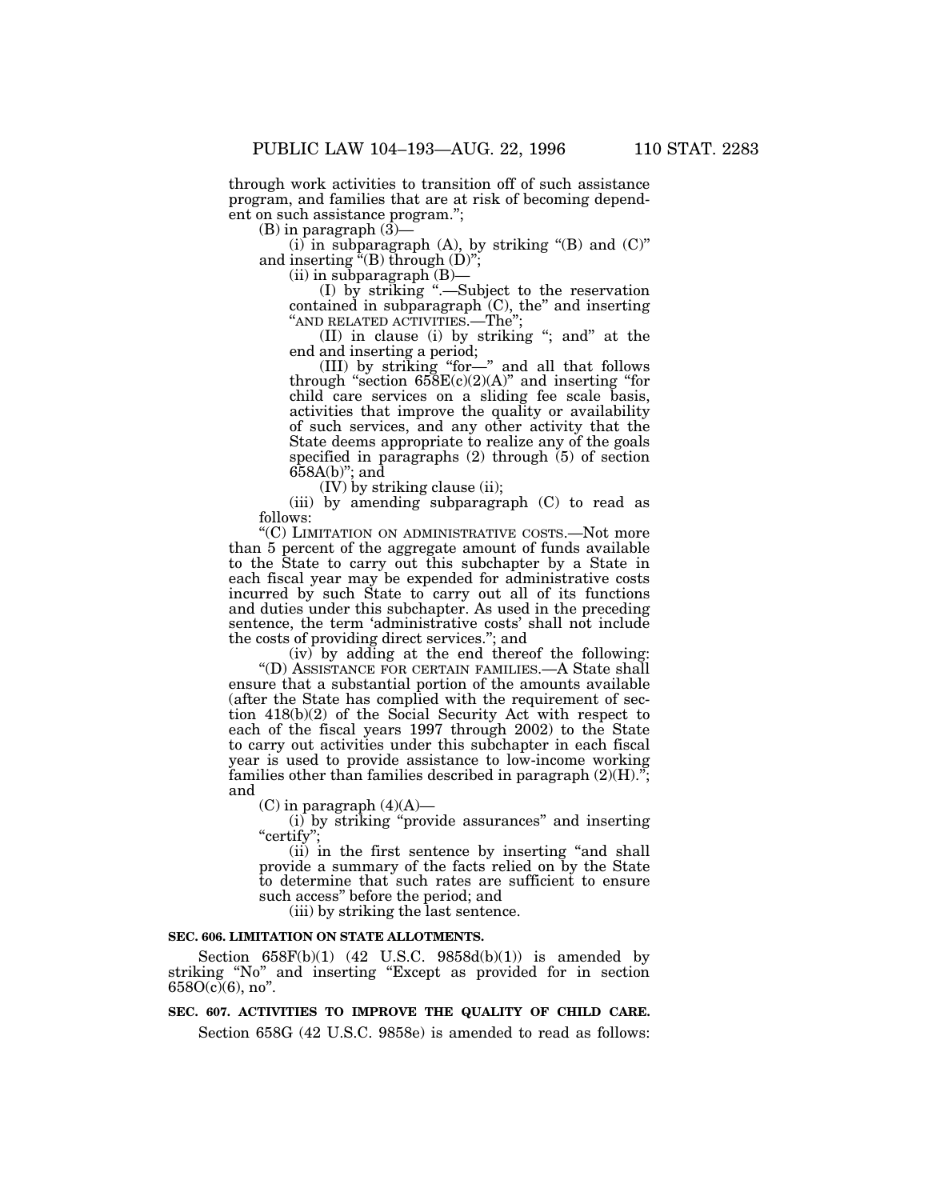through work activities to transition off of such assistance program, and families that are at risk of becoming dependent on such assistance program.";

(B) in paragraph (3)—

(i) in subparagraph (A), by striking "(B) and (C)" and inserting "(B) through (D)";

(ii) in subparagraph (B)—

(I) by striking ".—Subject to the reservation contained in subparagraph (C), the" and inserting "AND RELATED ACTIVITIES.—The";

(II) in clause (i) by striking "; and" at the end and inserting a period;

(III) by striking "for—" and all that follows through "section 658E(c)(2)(A)" and inserting "for child care services on a sliding fee scale basis, activities that improve the quality or availability of such services, and any other activity that the State deems appropriate to realize any of the goals specified in paragraphs (2) through (5) of section 658A(b)"; and

(IV) by striking clause (ii);

(iii) by amending subparagraph (C) to read as follows:

"(C) LIMITATION ON ADMINISTRATIVE COSTS.—Not more than 5 percent of the aggregate amount of funds available to the State to carry out this subchapter by a State in each fiscal year may be expended for administrative costs incurred by such State to carry out all of its functions and duties under this subchapter. As used in the preceding sentence, the term 'administrative costs' shall not include the costs of providing direct services."; and

(iv) by adding at the end thereof the following:

"(D) ASSISTANCE FOR CERTAIN FAMILIES.—A State shall ensure that a substantial portion of the amounts available (after the State has complied with the requirement of section 418(b)(2) of the Social Security Act with respect to each of the fiscal years 1997 through 2002) to the State to carry out activities under this subchapter in each fiscal year is used to provide assistance to low-income working families other than families described in paragraph (2)(H)."; and

(C) in paragraph (4)(A)—

(i) by striking "provide assurances" and inserting "certify";

(ii) in the first sentence by inserting "and shall provide a summary of the facts relied on by the State to determine that such rates are sufficient to ensure such access" before the period; and

(iii) by striking the last sentence.

**SEC. 606. LIMITATION ON STATE ALLOTMENTS.**

Section 658F(b)(1) (42 U.S.C. 9858d(b)(1)) is amended by striking "No" and inserting "Except as provided for in section 658O(c)(6), no".

**SEC. 607. ACTIVITIES TO IMPROVE THE QUALITY OF CHILD CARE.**

Section 658G (42 U.S.C. 9858e) is amended to read as follows: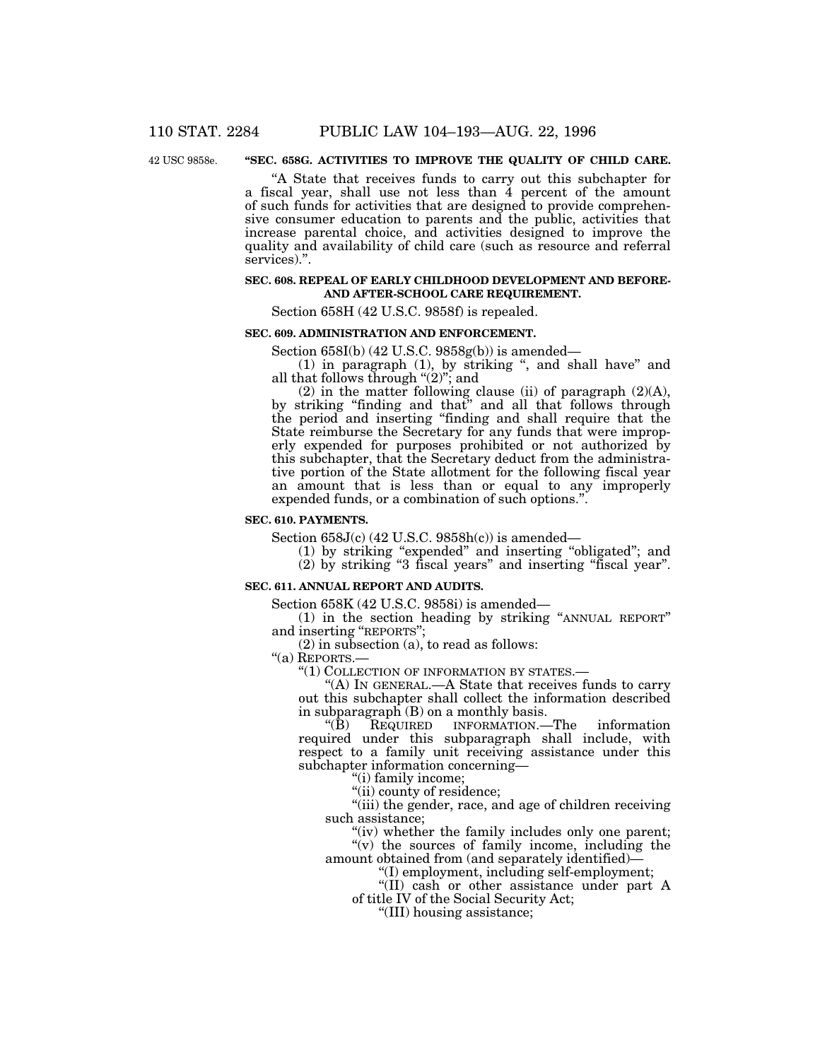42 USC 9858e.

**"SEC. 658G. ACTIVITIES TO IMPROVE THE QUALITY OF CHILD CARE.**

"A State that receives funds to carry out this subchapter for a fiscal year, shall use not less than 4 percent of the amount of such funds for activities that are designed to provide comprehensive consumer education to parents and the public, activities that increase parental choice, and activities designed to improve the quality and availability of child care (such as resource and referral services).".

**SEC. 608. REPEAL OF EARLY CHILDHOOD DEVELOPMENT AND BEFORE- AND AFTER-SCHOOL CARE REQUIREMENT.**

Section 658H (42 U.S.C. 9858f) is repealed.

**SEC. 609. ADMINISTRATION AND ENFORCEMENT.**

Section 658I(b) (42 U.S.C. 9858g(b)) is amended—

(1) in paragraph (1), by striking ", and shall have" and all that follows through "(2)"; and

(2) in the matter following clause (ii) of paragraph (2)(A), by striking "finding and that" and all that follows through the period and inserting "finding and shall require that the State reimburse the Secretary for any funds that were improperly expended for purposes prohibited or not authorized by this subchapter, that the Secretary deduct from the administrative portion of the State allotment for the following fiscal year an amount that is less than or equal to any improperly expended funds, or a combination of such options.".

**SEC. 610. PAYMENTS.**

Section 658J(c) (42 U.S.C. 9858h(c)) is amended—

(1) by striking "expended" and inserting "obligated"; and

(2) by striking "3 fiscal years" and inserting "fiscal year".

**SEC. 611. ANNUAL REPORT AND AUDITS.**

Section 658K (42 U.S.C. 9858i) is amended—

(1) in the section heading by striking "ANNUAL REPORT" and inserting "REPORTS";

(2) in subsection (a), to read as follows:

"(a) REPORTS.—

"(1) COLLECTION OF INFORMATION BY STATES.—

"(A) IN GENERAL.—A State that receives funds to carry out this subchapter shall collect the information described in subparagraph (B) on a monthly basis.

"(B) REQUIRED INFORMATION.—The information required under this subparagraph shall include, with respect to a family unit receiving assistance under this subchapter information concerning—

"(i) family income;

"(ii) county of residence;

"(iii) the gender, race, and age of children receiving such assistance;

"(iv) whether the family includes only one parent;

"(v) the sources of family income, including the amount obtained from (and separately identified)—

"(I) employment, including self-employment;

"(II) cash or other assistance under part A of title IV of the Social Security Act;

"(III) housing assistance;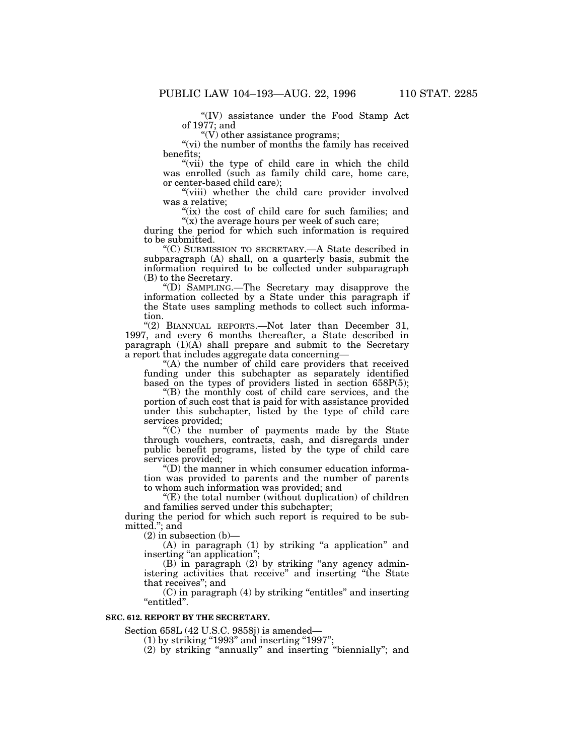"(IV) assistance under the Food Stamp Act of 1977; and

"(V) other assistance programs;

"(vi) the number of months the family has received benefits;

"(vii) the type of child care in which the child was enrolled (such as family child care, home care, or center-based child care);

"(viii) whether the child care provider involved was a relative;

"(ix) the cost of child care for such families; and

"(x) the average hours per week of such care;

during the period for which such information is required to be submitted.

"(C) SUBMISSION TO SECRETARY.—A State described in subparagraph (A) shall, on a quarterly basis, submit the information required to be collected under subparagraph (B) to the Secretary.

"(D) SAMPLING.—The Secretary may disapprove the information collected by a State under this paragraph if the State uses sampling methods to collect such information.

"(2) BIANNUAL REPORTS.—Not later than December 31, 1997, and every 6 months thereafter, a State described in paragraph (1)(A) shall prepare and submit to the Secretary a report that includes aggregate data concerning—

"(A) the number of child care providers that received funding under this subchapter as separately identified based on the types of providers listed in section 658P(5);

"(B) the monthly cost of child care services, and the portion of such cost that is paid for with assistance provided under this subchapter, listed by the type of child care services provided;

"(C) the number of payments made by the State through vouchers, contracts, cash, and disregards under public benefit programs, listed by the type of child care services provided;

"(D) the manner in which consumer education information was provided to parents and the number of parents to whom such information was provided; and

"(E) the total number (without duplication) of children and families served under this subchapter;

during the period for which such report is required to be submitted."; and

(2) in subsection (b)—

(A) in paragraph (1) by striking "a application" and inserting "an application";

(B) in paragraph (2) by striking "any agency administering activities that receive" and inserting "the State that receives"; and

(C) in paragraph (4) by striking "entitles" and inserting "entitled".

**SEC. 612. REPORT BY THE SECRETARY.**

Section 658L (42 U.S.C. 9858j) is amended—

(1) by striking "1993" and inserting "1997";

(2) by striking "annually" and inserting "biennially"; and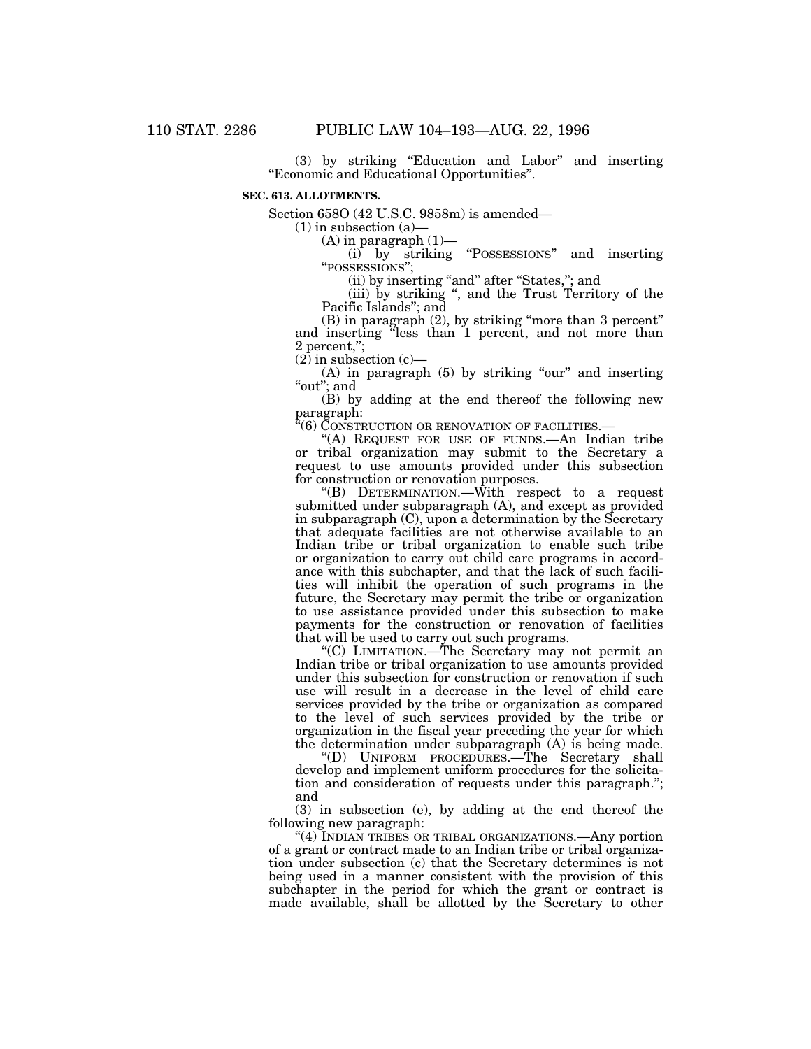(3) by striking "Education and Labor" and inserting "Economic and Educational Opportunities".

**SEC. 613. ALLOTMENTS.**

Section 658O (42 U.S.C. 9858m) is amended—

(1) in subsection (a)—

(A) in paragraph (1)—

(i) by striking "POSSESSIONS" and inserting "POSSESSIONS";

(ii) by inserting "and" after "States,"; and

(iii) by striking ", and the Trust Territory of the Pacific Islands"; and

(B) in paragraph (2), by striking "more than 3 percent" and inserting "less than 1 percent, and not more than 2 percent,";

(2) in subsection (c)—

(A) in paragraph (5) by striking "our" and inserting "out"; and

(B) by adding at the end thereof the following new paragraph:

"(6) CONSTRUCTION OR RENOVATION OF FACILITIES.—

"(A) REQUEST FOR USE OF FUNDS.—An Indian tribe or tribal organization may submit to the Secretary a request to use amounts provided under this subsection for construction or renovation purposes.

"(B) DETERMINATION.—With respect to a request submitted under subparagraph (A), and except as provided in subparagraph (C), upon a determination by the Secretary that adequate facilities are not otherwise available to an Indian tribe or tribal organization to enable such tribe or organization to carry out child care programs in accordance with this subchapter, and that the lack of such facilities will inhibit the operation of such programs in the future, the Secretary may permit the tribe or organization to use assistance provided under this subsection to make payments for the construction or renovation of facilities that will be used to carry out such programs.

"(C) LIMITATION.—The Secretary may not permit an Indian tribe or tribal organization to use amounts provided under this subsection for construction or renovation if such use will result in a decrease in the level of child care services provided by the tribe or organization as compared to the level of such services provided by the tribe or organization in the fiscal year preceding the year for which the determination under subparagraph (A) is being made.

"(D) UNIFORM PROCEDURES.—The Secretary shall develop and implement uniform procedures for the solicitation and consideration of requests under this paragraph."; and

(3) in subsection (e), by adding at the end thereof the following new paragraph:

"(4) INDIAN TRIBES OR TRIBAL ORGANIZATIONS.—Any portion of a grant or contract made to an Indian tribe or tribal organization under subsection (c) that the Secretary determines is not being used in a manner consistent with the provision of this subchapter in the period for which the grant or contract is made available, shall be allotted by the Secretary to other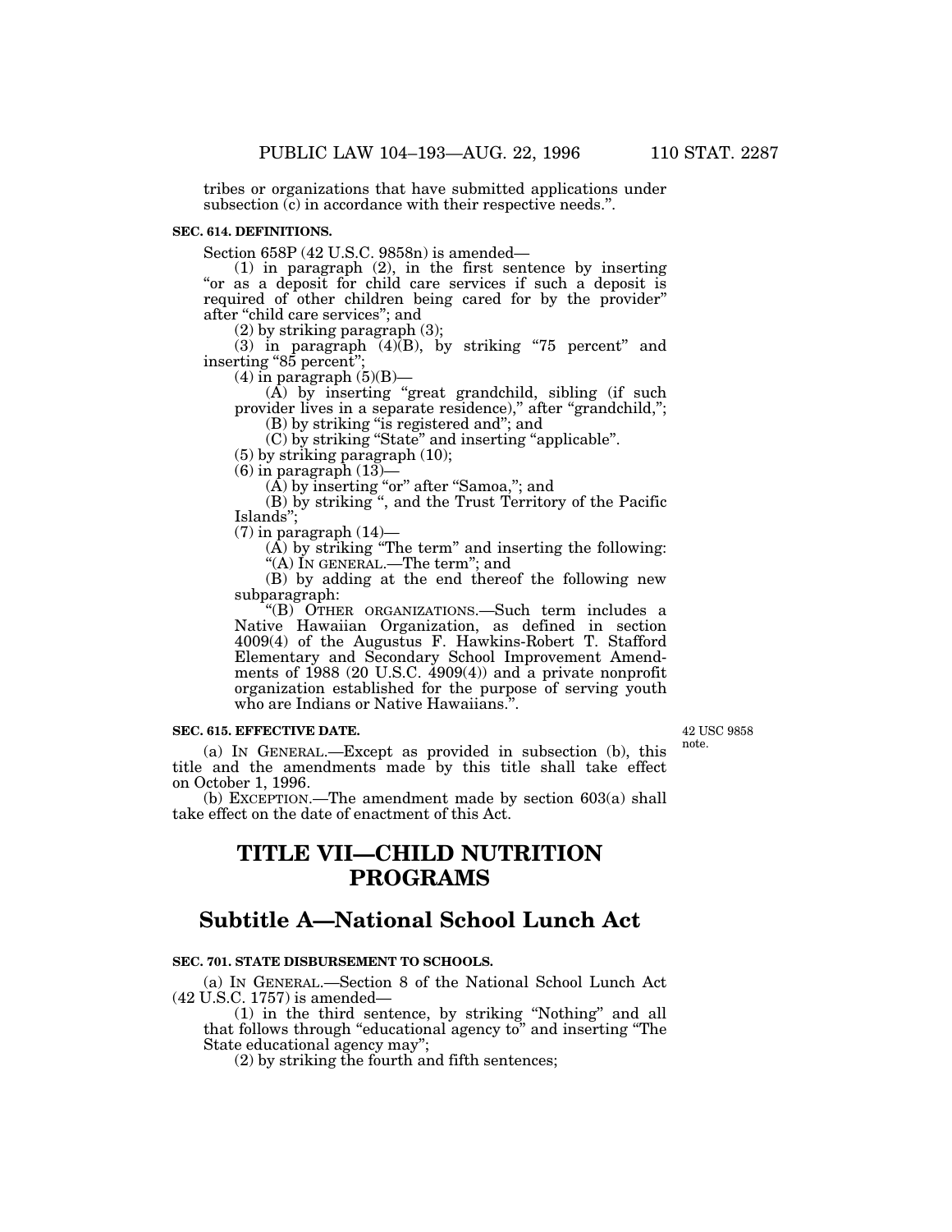tribes or organizations that have submitted applications under subsection (c) in accordance with their respective needs.".

**SEC. 614. DEFINITIONS.**

Section 658P (42 U.S.C. 9858n) is amended—

(1) in paragraph (2), in the first sentence by inserting "or as a deposit for child care services if such a deposit is required of other children being cared for by the provider" after "child care services"; and

(2) by striking paragraph (3);

(3) in paragraph (4)(B), by striking "75 percent" and inserting "85 percent";

(4) in paragraph (5)(B)—

(A) by inserting "great grandchild, sibling (if such provider lives in a separate residence)," after "grandchild,";

(B) by striking "is registered and"; and

(C) by striking "State" and inserting "applicable".

(5) by striking paragraph (10);

(6) in paragraph (13)—

(A) by inserting "or" after "Samoa,"; and

(B) by striking ", and the Trust Territory of the Pacific Islands";

(7) in paragraph (14)—

(A) by striking "The term" and inserting the following: "(A) IN GENERAL.—The term"; and

(B) by adding at the end thereof the following new subparagraph:

"(B) OTHER ORGANIZATIONS.—Such term includes a Native Hawaiian Organization, as defined in section 4009(4) of the Augustus F. Hawkins-Robert T. Stafford Elementary and Secondary School Improvement Amendments of 1988 (20 U.S.C. 4909(4)) and a private nonprofit organization established for the purpose of serving youth who are Indians or Native Hawaiians.".

**SEC. 615. EFFECTIVE DATE.**

42 USC 9858 note.

(a) IN GENERAL.—Except as provided in subsection (b), this title and the amendments made by this title shall take effect on October 1, 1996.

(b) EXCEPTION.—The amendment made by section 603(a) shall take effect on the date of enactment of this Act.

# TITLE VII—CHILD NUTRITION PROGRAMS

## Subtitle A—National School Lunch Act

**SEC. 701. STATE DISBURSEMENT TO SCHOOLS.**

(a) IN GENERAL.—Section 8 of the National School Lunch Act (42 U.S.C. 1757) is amended—

(1) in the third sentence, by striking "Nothing" and all that follows through "educational agency to" and inserting "The State educational agency may";

(2) by striking the fourth and fifth sentences;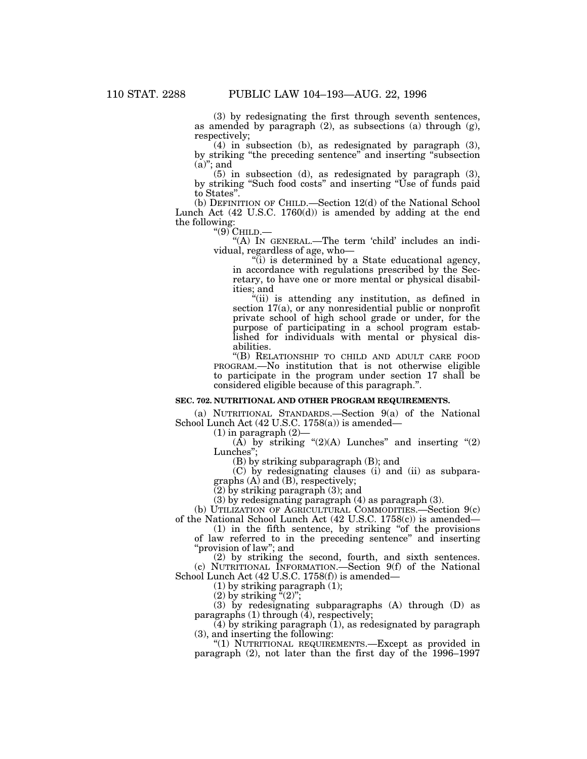(3) by redesignating the first through seventh sentences, as amended by paragraph (2), as subsections (a) through (g), respectively;

(4) in subsection (b), as redesignated by paragraph (3), by striking "the preceding sentence" and inserting "subsection (a)"; and

(5) in subsection (d), as redesignated by paragraph (3), by striking "Such food costs" and inserting "Use of funds paid to States".

(b) DEFINITION OF CHILD.—Section 12(d) of the National School Lunch Act (42 U.S.C. 1760(d)) is amended by adding at the end the following:

"(9) CHILD.—

"(A) IN GENERAL.—The term 'child' includes an individual, regardless of age, who—

"(i) is determined by a State educational agency, in accordance with regulations prescribed by the Secretary, to have one or more mental or physical disabilities; and

"(ii) is attending any institution, as defined in section 17(a), or any nonresidential public or nonprofit private school of high school grade or under, for the purpose of participating in a school program established for individuals with mental or physical disabilities.

"(B) RELATIONSHIP TO CHILD AND ADULT CARE FOOD PROGRAM.—No institution that is not otherwise eligible to participate in the program under section 17 shall be considered eligible because of this paragraph.".

**SEC. 702. NUTRITIONAL AND OTHER PROGRAM REQUIREMENTS.**

(a) NUTRITIONAL STANDARDS.—Section 9(a) of the National School Lunch Act (42 U.S.C. 1758(a)) is amended—

(1) in paragraph (2)—

(A) by striking "(2)(A) Lunches" and inserting "(2) Lunches";

(B) by striking subparagraph (B); and

(C) by redesignating clauses (i) and (ii) as subparagraphs (A) and (B), respectively;

(2) by striking paragraph (3); and

(3) by redesignating paragraph (4) as paragraph (3).

(b) UTILIZATION OF AGRICULTURAL COMMODITIES.—Section 9(c) of the National School Lunch Act (42 U.S.C. 1758(c)) is amended—

(1) in the fifth sentence, by striking "of the provisions of law referred to in the preceding sentence" and inserting "provision of law"; and

(2) by striking the second, fourth, and sixth sentences.

(c) NUTRITIONAL INFORMATION.—Section 9(f) of the National School Lunch Act (42 U.S.C. 1758(f)) is amended—

(1) by striking paragraph (1);

(2) by striking "(2)";

(3) by redesignating subparagraphs (A) through (D) as paragraphs (1) through (4), respectively;

(4) by striking paragraph (1), as redesignated by paragraph (3), and inserting the following:

"(1) NUTRITIONAL REQUIREMENTS.—Except as provided in paragraph (2), not later than the first day of the 1996–1997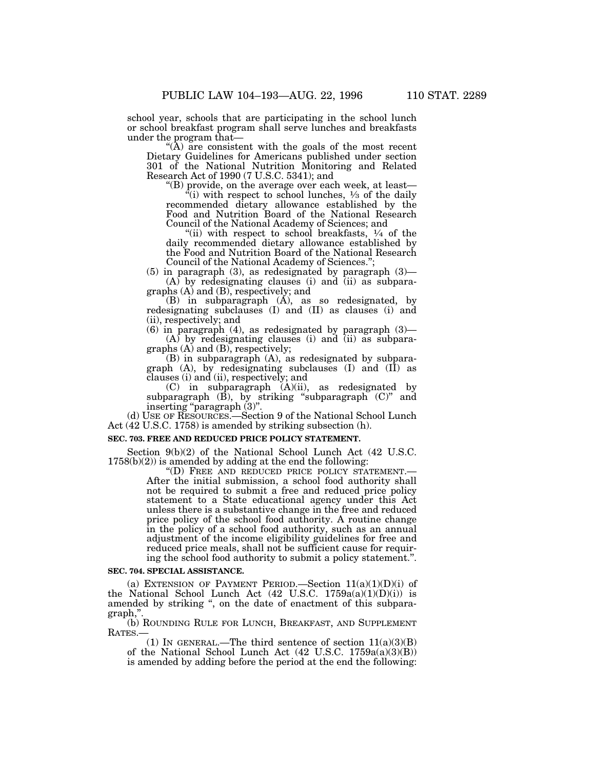school year, schools that are participating in the school lunch or school breakfast program shall serve lunches and breakfasts under the program that—

"(A) are consistent with the goals of the most recent Dietary Guidelines for Americans published under section 301 of the National Nutrition Monitoring and Related Research Act of 1990 (7 U.S.C. 5341); and

"(B) provide, on the average over each week, at least—

"(i) with respect to school lunches, ⅓ of the daily recommended dietary allowance established by the Food and Nutrition Board of the National Research Council of the National Academy of Sciences; and

"(ii) with respect to school breakfasts, ¼ of the daily recommended dietary allowance established by the Food and Nutrition Board of the National Research Council of the National Academy of Sciences.";

(5) in paragraph (3), as redesignated by paragraph (3)—

(A) by redesignating clauses (i) and (ii) as subparagraphs (A) and (B), respectively; and

(B) in subparagraph (A), as so redesignated, by redesignating subclauses (I) and (II) as clauses (i) and (ii), respectively; and

(6) in paragraph (4), as redesignated by paragraph (3)—

(A) by redesignating clauses (i) and (ii) as subparagraphs (A) and (B), respectively;

(B) in subparagraph (A), as redesignated by subparagraph (A), by redesignating subclauses (I) and (II) as clauses (i) and (ii), respectively; and

(C) in subparagraph (A)(ii), as redesignated by subparagraph (B), by striking "subparagraph (C)" and inserting "paragraph (3)".

(d) USE OF RESOURCES.—Section 9 of the National School Lunch Act (42 U.S.C. 1758) is amended by striking subsection (h).

**SEC. 703. FREE AND REDUCED PRICE POLICY STATEMENT.**

Section 9(b)(2) of the National School Lunch Act (42 U.S.C. 1758(b)(2)) is amended by adding at the end the following:

"(D) FREE AND REDUCED PRICE POLICY STATEMENT.—After the initial submission, a school food authority shall not be required to submit a free and reduced price policy statement to a State educational agency under this Act unless there is a substantive change in the free and reduced price policy of the school food authority. A routine change in the policy of a school food authority, such as an annual adjustment of the income eligibility guidelines for free and reduced price meals, shall not be sufficient cause for requiring the school food authority to submit a policy statement.".

**SEC. 704. SPECIAL ASSISTANCE.**

(a) EXTENSION OF PAYMENT PERIOD.—Section 11(a)(1)(D)(i) of the National School Lunch Act (42 U.S.C. 1759a(a)(1)(D)(i)) is amended by striking ", on the date of enactment of this subparagraph,".

(b) ROUNDING RULE FOR LUNCH, BREAKFAST, AND SUPPLEMENT RATES.—

(1) IN GENERAL.—The third sentence of section 11(a)(3)(B) of the National School Lunch Act (42 U.S.C. 1759a(a)(3)(B)) is amended by adding before the period at the end the following: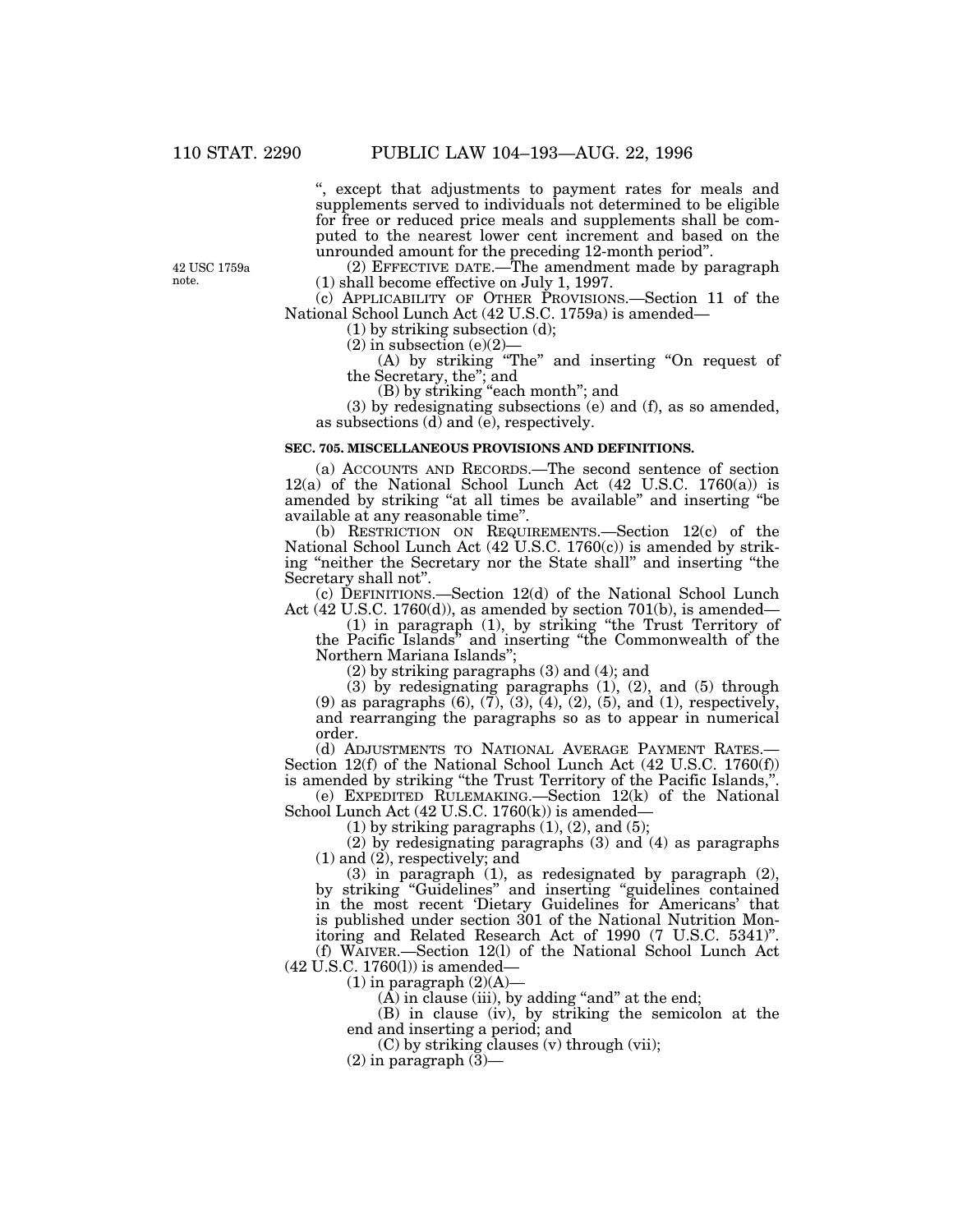", except that adjustments to payment rates for meals and supplements served to individuals not determined to be eligible for free or reduced price meals and supplements shall be computed to the nearest lower cent increment and based on the unrounded amount for the preceding 12-month period".

42 USC 1759a note.

(2) EFFECTIVE DATE.—The amendment made by paragraph (1) shall become effective on July 1, 1997.

(c) APPLICABILITY OF OTHER PROVISIONS.—Section 11 of the National School Lunch Act (42 U.S.C. 1759a) is amended—

(1) by striking subsection (d);

(2) in subsection (e)(2)—

(A) by striking "The" and inserting "On request of the Secretary, the"; and

(B) by striking "each month"; and

(3) by redesignating subsections (e) and (f), as so amended, as subsections (d) and (e), respectively.

**SEC. 705. MISCELLANEOUS PROVISIONS AND DEFINITIONS.**

(a) ACCOUNTS AND RECORDS.—The second sentence of section 12(a) of the National School Lunch Act (42 U.S.C. 1760(a)) is amended by striking "at all times be available" and inserting "be available at any reasonable time".

(b) RESTRICTION ON REQUIREMENTS.—Section 12(c) of the National School Lunch Act (42 U.S.C. 1760(c)) is amended by striking "neither the Secretary nor the State shall" and inserting "the Secretary shall not".

(c) DEFINITIONS.—Section 12(d) of the National School Lunch Act (42 U.S.C. 1760(d)), as amended by section 701(b), is amended—

(1) in paragraph (1), by striking "the Trust Territory of the Pacific Islands" and inserting "the Commonwealth of the Northern Mariana Islands";

(2) by striking paragraphs (3) and (4); and

(3) by redesignating paragraphs (1), (2), and (5) through (9) as paragraphs (6), (7), (3), (4), (2), (5), and (1), respectively, and rearranging the paragraphs so as to appear in numerical order.

(d) ADJUSTMENTS TO NATIONAL AVERAGE PAYMENT RATES.—Section 12(f) of the National School Lunch Act (42 U.S.C. 1760(f)) is amended by striking "the Trust Territory of the Pacific Islands,".

(e) EXPEDITED RULEMAKING.—Section 12(k) of the National School Lunch Act (42 U.S.C. 1760(k)) is amended—

(1) by striking paragraphs (1), (2), and (5);

(2) by redesignating paragraphs (3) and (4) as paragraphs (1) and (2), respectively; and

(3) in paragraph (1), as redesignated by paragraph (2), by striking "Guidelines" and inserting "guidelines contained in the most recent 'Dietary Guidelines for Americans' that is published under section 301 of the National Nutrition Monitoring and Related Research Act of 1990 (7 U.S.C. 5341)".

(f) WAIVER.—Section 12(l) of the National School Lunch Act (42 U.S.C. 1760(l)) is amended—

(1) in paragraph (2)(A)—

(A) in clause (iii), by adding "and" at the end;

(B) in clause (iv), by striking the semicolon at the end and inserting a period; and

(C) by striking clauses (v) through (vii);

(2) in paragraph (3)—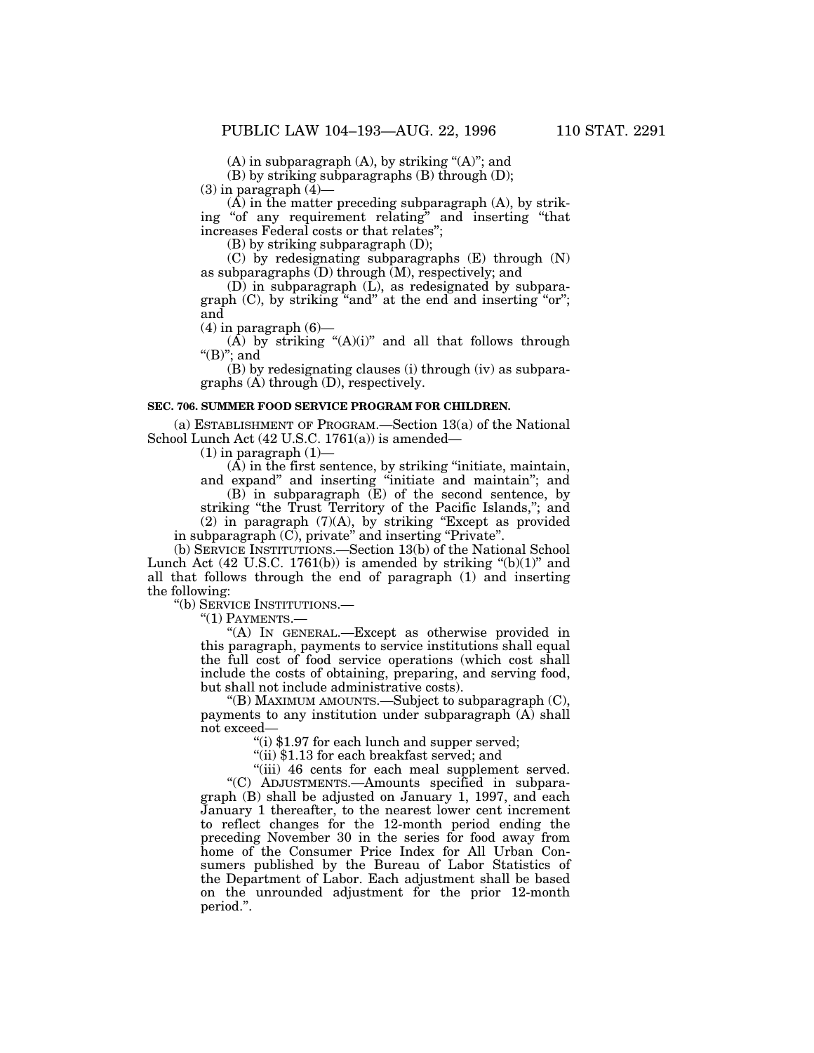(A) in subparagraph (A), by striking "(A)"; and

(B) by striking subparagraphs (B) through (D);

(3) in paragraph (4)—

(A) in the matter preceding subparagraph (A), by striking "of any requirement relating" and inserting "that increases Federal costs or that relates";

(B) by striking subparagraph (D);

(C) by redesignating subparagraphs (E) through (N) as subparagraphs (D) through (M), respectively; and

(D) in subparagraph (L), as redesignated by subparagraph (C), by striking "and" at the end and inserting "or"; and

(4) in paragraph (6)—

(A) by striking "(A)(i)" and all that follows through "(B)"; and

(B) by redesignating clauses (i) through (iv) as subparagraphs (A) through (D), respectively.

**SEC. 706. SUMMER FOOD SERVICE PROGRAM FOR CHILDREN.**

(a) ESTABLISHMENT OF PROGRAM.—Section 13(a) of the National School Lunch Act (42 U.S.C. 1761(a)) is amended—

(1) in paragraph (1)—

(A) in the first sentence, by striking "initiate, maintain, and expand" and inserting "initiate and maintain"; and

(B) in subparagraph (E) of the second sentence, by striking "the Trust Territory of the Pacific Islands,"; and

(2) in paragraph (7)(A), by striking "Except as provided in subparagraph (C), private" and inserting "Private".

(b) SERVICE INSTITUTIONS.—Section 13(b) of the National School Lunch Act (42 U.S.C. 1761(b)) is amended by striking "(b)(1)" and all that follows through the end of paragraph (1) and inserting the following:

"(b) SERVICE INSTITUTIONS.—

"(1) PAYMENTS.—

"(A) IN GENERAL.—Except as otherwise provided in this paragraph, payments to service institutions shall equal the full cost of food service operations (which cost shall include the costs of obtaining, preparing, and serving food, but shall not include administrative costs).

"(B) MAXIMUM AMOUNTS.—Subject to subparagraph (C), payments to any institution under subparagraph (A) shall not exceed—

"(i) $1.97 for each lunch and supper served;

"(ii) $1.13 for each breakfast served; and

"(iii) 46 cents for each meal supplement served.

"(C) ADJUSTMENTS.—Amounts specified in subparagraph (B) shall be adjusted on January 1, 1997, and each January 1 thereafter, to the nearest lower cent increment to reflect changes for the 12-month period ending the preceding November 30 in the series for food away from home of the Consumer Price Index for All Urban Consumers published by the Bureau of Labor Statistics of the Department of Labor. Each adjustment shall be based on the unrounded adjustment for the prior 12-month period.".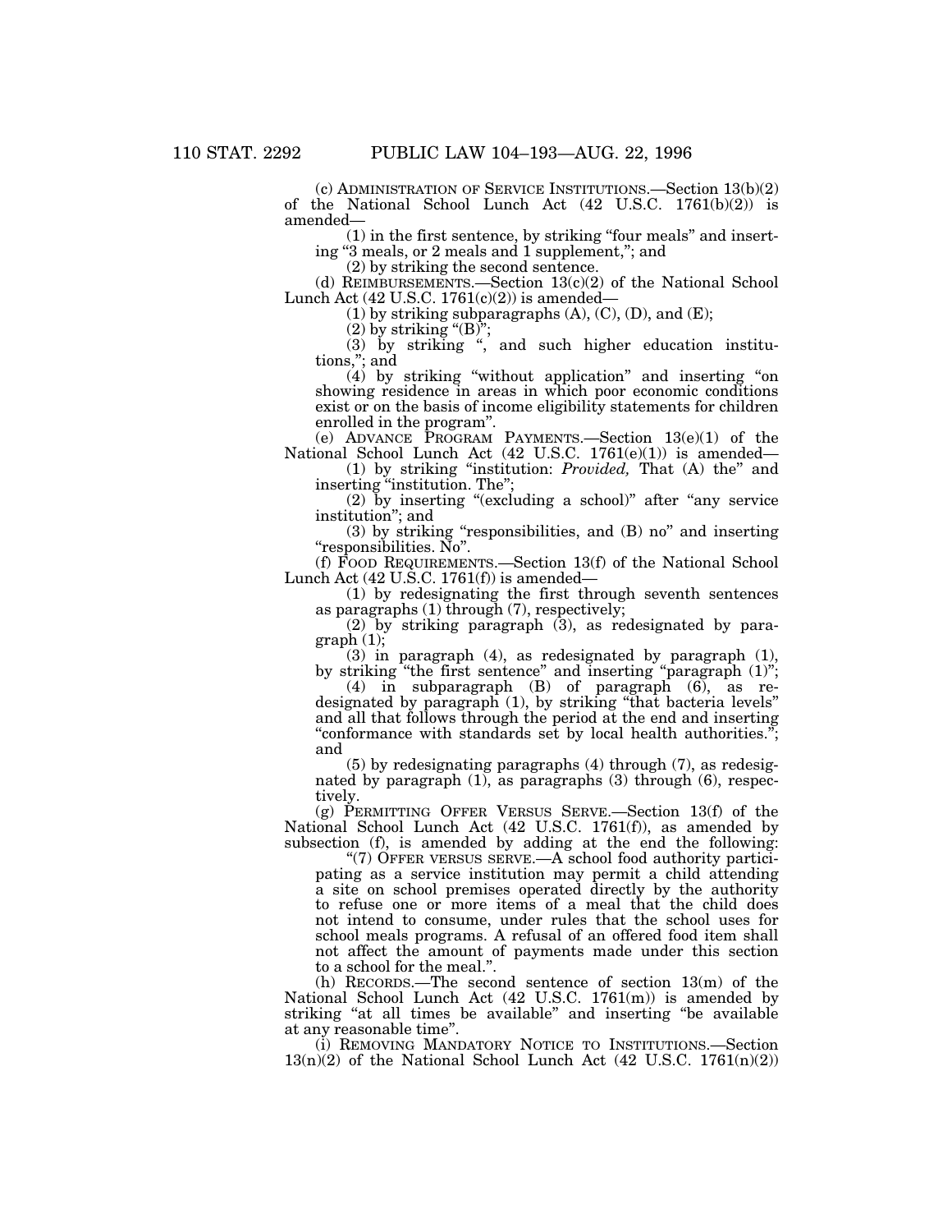(c) ADMINISTRATION OF SERVICE INSTITUTIONS.—Section 13(b)(2) of the National School Lunch Act (42 U.S.C. 1761(b)(2)) is amended—

(1) in the first sentence, by striking "four meals" and inserting "3 meals, or 2 meals and 1 supplement,"; and

(2) by striking the second sentence.

(d) REIMBURSEMENTS.—Section 13(c)(2) of the National School Lunch Act (42 U.S.C. 1761(c)(2)) is amended—

(1) by striking subparagraphs (A), (C), (D), and (E);

(2) by striking "(B)";

(3) by striking ", and such higher education institutions,"; and

(4) by striking "without application" and inserting "on showing residence in areas in which poor economic conditions exist or on the basis of income eligibility statements for children enrolled in the program".

(e) ADVANCE PROGRAM PAYMENTS.—Section 13(e)(1) of the National School Lunch Act (42 U.S.C. 1761(e)(1)) is amended—

(1) by striking "institution: *Provided,* That (A) the" and inserting "institution. The";

(2) by inserting "(excluding a school)" after "any service institution"; and

(3) by striking "responsibilities, and (B) no" and inserting "responsibilities. No".

(f) FOOD REQUIREMENTS.—Section 13(f) of the National School Lunch Act (42 U.S.C. 1761(f)) is amended—

(1) by redesignating the first through seventh sentences as paragraphs (1) through (7), respectively;

(2) by striking paragraph (3), as redesignated by paragraph (1);

(3) in paragraph (4), as redesignated by paragraph (1), by striking "the first sentence" and inserting "paragraph (1)";

(4) in subparagraph (B) of paragraph (6), as redesignated by paragraph (1), by striking "that bacteria levels" and all that follows through the period at the end and inserting "conformance with standards set by local health authorities."; and

(5) by redesignating paragraphs (4) through (7), as redesignated by paragraph (1), as paragraphs (3) through (6), respectively.

(g) PERMITTING OFFER VERSUS SERVE.—Section 13(f) of the National School Lunch Act (42 U.S.C. 1761(f)), as amended by subsection (f), is amended by adding at the end the following:

"(7) OFFER VERSUS SERVE.—A school food authority participating as a service institution may permit a child attending a site on school premises operated directly by the authority to refuse one or more items of a meal that the child does not intend to consume, under rules that the school uses for school meals programs. A refusal of an offered food item shall not affect the amount of payments made under this section to a school for the meal.".

(h) RECORDS.—The second sentence of section 13(m) of the National School Lunch Act (42 U.S.C. 1761(m)) is amended by striking "at all times be available" and inserting "be available at any reasonable time".

(i) REMOVING MANDATORY NOTICE TO INSTITUTIONS.—Section 13(n)(2) of the National School Lunch Act (42 U.S.C. 1761(n)(2))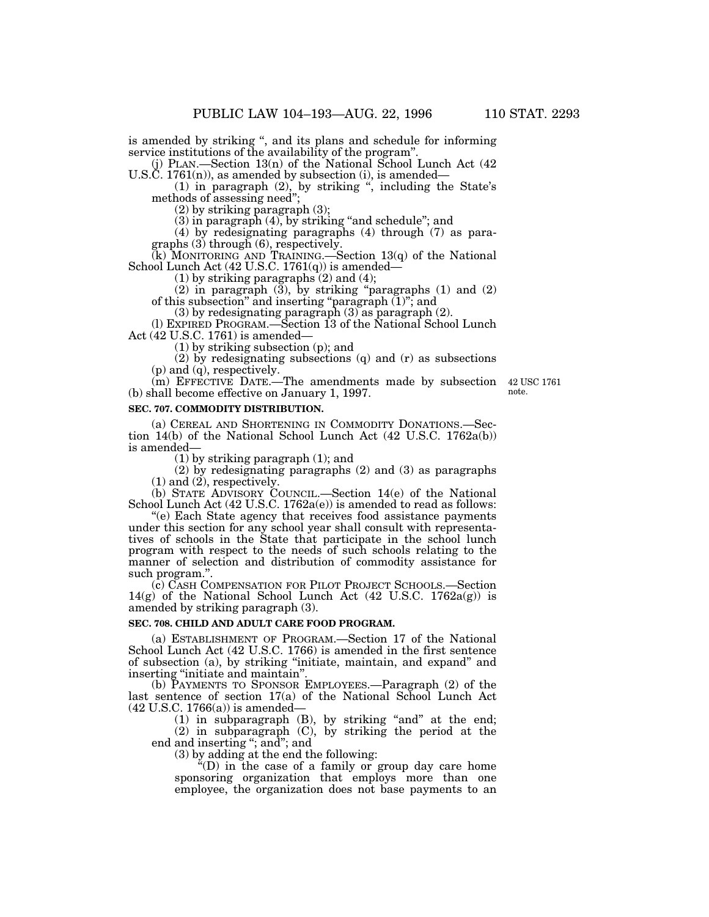is amended by striking ", and its plans and schedule for informing service institutions of the availability of the program".

(j) PLAN.—Section 13(n) of the National School Lunch Act (42 U.S.C. 1761(n)), as amended by subsection (i), is amended—

(1) in paragraph (2), by striking ", including the State's methods of assessing need";

(2) by striking paragraph (3);

(3) in paragraph (4), by striking "and schedule"; and

(4) by redesignating paragraphs (4) through (7) as paragraphs (3) through (6), respectively.

(k) MONITORING AND TRAINING.—Section 13(q) of the National School Lunch Act (42 U.S.C. 1761(q)) is amended—

(1) by striking paragraphs (2) and (4);

(2) in paragraph (3), by striking "paragraphs (1) and (2) of this subsection" and inserting "paragraph (1)"; and

(3) by redesignating paragraph (3) as paragraph (2).

(l) EXPIRED PROGRAM.—Section 13 of the National School Lunch Act (42 U.S.C. 1761) is amended—

(1) by striking subsection (p); and

(2) by redesignating subsections (q) and (r) as subsections (p) and (q), respectively.

(m) EFFECTIVE DATE.—The amendments made by subsection (b) shall become effective on January 1, 1997.

42 USC 1761 note.

**SEC. 707. COMMODITY DISTRIBUTION.**

(a) CEREAL AND SHORTENING IN COMMODITY DONATIONS.—Section 14(b) of the National School Lunch Act (42 U.S.C. 1762a(b)) is amended—

(1) by striking paragraph (1); and

(2) by redesignating paragraphs (2) and (3) as paragraphs (1) and (2), respectively.

(b) STATE ADVISORY COUNCIL.—Section 14(e) of the National School Lunch Act (42 U.S.C. 1762a(e)) is amended to read as follows:

"(e) Each State agency that receives food assistance payments under this section for any school year shall consult with representatives of schools in the State that participate in the school lunch program with respect to the needs of such schools relating to the manner of selection and distribution of commodity assistance for such program.".

(c) CASH COMPENSATION FOR PILOT PROJECT SCHOOLS.—Section 14(g) of the National School Lunch Act (42 U.S.C. 1762a(g)) is amended by striking paragraph (3).

**SEC. 708. CHILD AND ADULT CARE FOOD PROGRAM.**

(a) ESTABLISHMENT OF PROGRAM.—Section 17 of the National School Lunch Act (42 U.S.C. 1766) is amended in the first sentence of subsection (a), by striking "initiate, maintain, and expand" and inserting "initiate and maintain".

(b) PAYMENTS TO SPONSOR EMPLOYEES.—Paragraph (2) of the last sentence of section 17(a) of the National School Lunch Act (42 U.S.C. 1766(a)) is amended—

(1) in subparagraph (B), by striking "and" at the end;

(2) in subparagraph (C), by striking the period at the end and inserting "; and"; and

(3) by adding at the end the following:

"(D) in the case of a family or group day care home sponsoring organization that employs more than one employee, the organization does not base payments to an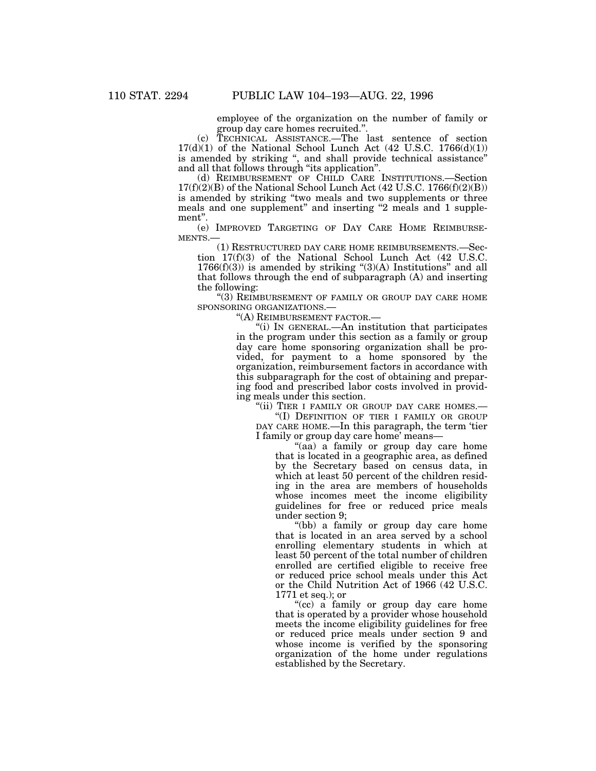employee of the organization on the number of family or group day care homes recruited.".

(c) TECHNICAL ASSISTANCE.—The last sentence of section 17(d)(1) of the National School Lunch Act (42 U.S.C. 1766(d)(1)) is amended by striking ", and shall provide technical assistance" and all that follows through "its application".

(d) REIMBURSEMENT OF CHILD CARE INSTITUTIONS.—Section 17(f)(2)(B) of the National School Lunch Act (42 U.S.C. 1766(f)(2)(B)) is amended by striking "two meals and two supplements or three meals and one supplement" and inserting "2 meals and 1 supplement".

(e) IMPROVED TARGETING OF DAY CARE HOME REIMBURSEMENTS.—

(1) RESTRUCTURED DAY CARE HOME REIMBURSEMENTS.—Section 17(f)(3) of the National School Lunch Act (42 U.S.C. 1766(f)(3)) is amended by striking "(3)(A) Institutions" and all that follows through the end of subparagraph (A) and inserting the following:

"(3) REIMBURSEMENT OF FAMILY OR GROUP DAY CARE HOME SPONSORING ORGANIZATIONS.—

"(A) REIMBURSEMENT FACTOR.—

"(i) IN GENERAL.—An institution that participates in the program under this section as a family or group day care home sponsoring organization shall be provided, for payment to a home sponsored by the organization, reimbursement factors in accordance with this subparagraph for the cost of obtaining and preparing food and prescribed labor costs involved in providing meals under this section.

"(ii) TIER I FAMILY OR GROUP DAY CARE HOMES.—

"(I) DEFINITION OF TIER I FAMILY OR GROUP DAY CARE HOME.—In this paragraph, the term 'tier I family or group day care home' means—

"(aa) a family or group day care home that is located in a geographic area, as defined by the Secretary based on census data, in which at least 50 percent of the children residing in the area are members of households whose incomes meet the income eligibility guidelines for free or reduced price meals under section 9;

"(bb) a family or group day care home that is located in an area served by a school enrolling elementary students in which at least 50 percent of the total number of children enrolled are certified eligible to receive free or reduced price school meals under this Act or the Child Nutrition Act of 1966 (42 U.S.C. 1771 et seq.); or

"(cc) a family or group day care home that is operated by a provider whose household meets the income eligibility guidelines for free or reduced price meals under section 9 and whose income is verified by the sponsoring organization of the home under regulations established by the Secretary.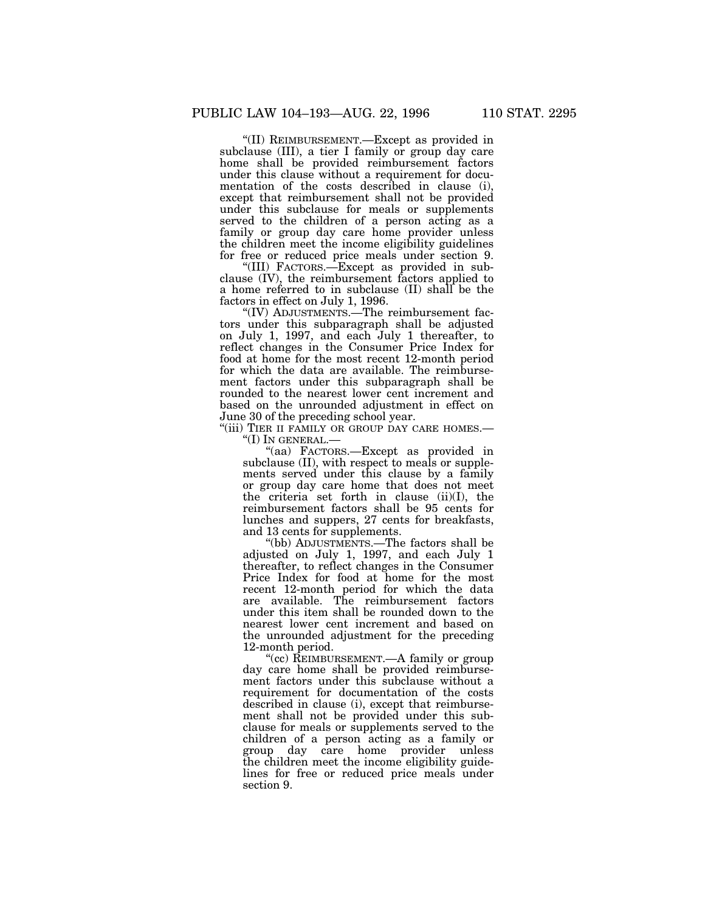"(II) REIMBURSEMENT.—Except as provided in subclause (III), a tier I family or group day care home shall be provided reimbursement factors under this clause without a requirement for documentation of the costs described in clause (i), except that reimbursement shall not be provided under this subclause for meals or supplements served to the children of a person acting as a family or group day care home provider unless the children meet the income eligibility guidelines for free or reduced price meals under section 9.

"(III) FACTORS.—Except as provided in subclause (IV), the reimbursement factors applied to a home referred to in subclause (II) shall be the factors in effect on July 1, 1996.

"(IV) ADJUSTMENTS.—The reimbursement factors under this subparagraph shall be adjusted on July 1, 1997, and each July 1 thereafter, to reflect changes in the Consumer Price Index for food at home for the most recent 12-month period for which the data are available. The reimbursement factors under this subparagraph shall be rounded to the nearest lower cent increment and based on the unrounded adjustment in effect on June 30 of the preceding school year.

"(iii) TIER II FAMILY OR GROUP DAY CARE HOMES.—

"(I) IN GENERAL.—

"(aa) FACTORS.—Except as provided in subclause (II), with respect to meals or supplements served under this clause by a family or group day care home that does not meet the criteria set forth in clause (ii)(I), the reimbursement factors shall be 95 cents for lunches and suppers, 27 cents for breakfasts, and 13 cents for supplements.

"(bb) ADJUSTMENTS.—The factors shall be adjusted on July 1, 1997, and each July 1 thereafter, to reflect changes in the Consumer Price Index for food at home for the most recent 12-month period for which the data are available. The reimbursement factors under this item shall be rounded down to the nearest lower cent increment and based on the unrounded adjustment for the preceding 12-month period.

"(cc) REIMBURSEMENT.—A family or group day care home shall be provided reimbursement factors under this subclause without a requirement for documentation of the costs described in clause (i), except that reimbursement shall not be provided under this subclause for meals or supplements served to the children of a person acting as a family or group day care home provider unless the children meet the income eligibility guidelines for free or reduced price meals under section 9.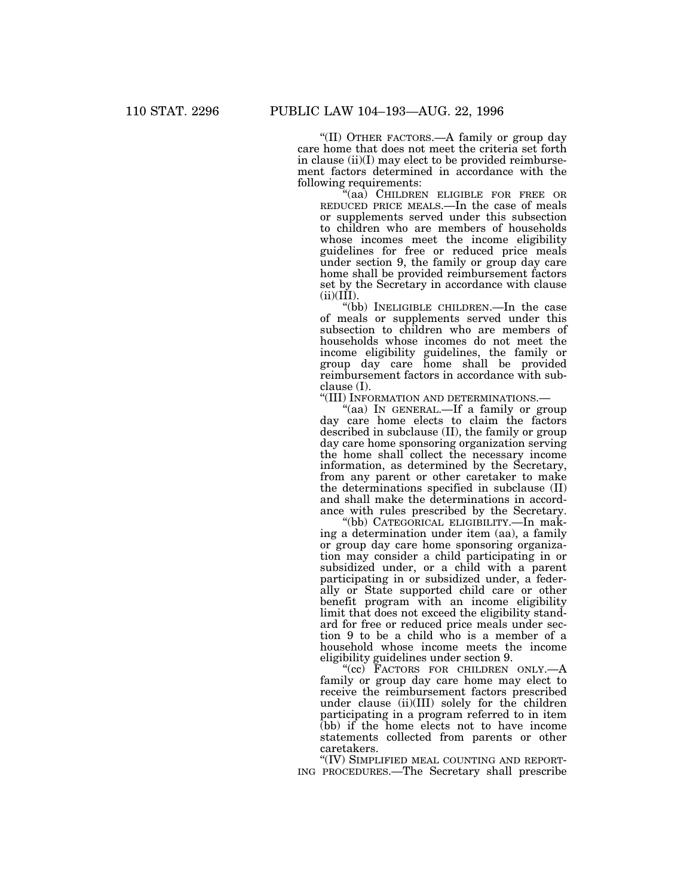"(II) OTHER FACTORS.—A family or group day care home that does not meet the criteria set forth in clause (ii)(I) may elect to be provided reimbursement factors determined in accordance with the following requirements:

"(aa) CHILDREN ELIGIBLE FOR FREE OR REDUCED PRICE MEALS.—In the case of meals or supplements served under this subsection to children who are members of households whose incomes meet the income eligibility guidelines for free or reduced price meals under section 9, the family or group day care home shall be provided reimbursement factors set by the Secretary in accordance with clause (ii)(III).

"(bb) INELIGIBLE CHILDREN.—In the case of meals or supplements served under this subsection to children who are members of households whose incomes do not meet the income eligibility guidelines, the family or group day care home shall be provided reimbursement factors in accordance with subclause (I).

"(III) INFORMATION AND DETERMINATIONS.—

"(aa) IN GENERAL.—If a family or group day care home elects to claim the factors described in subclause (II), the family or group day care home sponsoring organization serving the home shall collect the necessary income information, as determined by the Secretary, from any parent or other caretaker to make the determinations specified in subclause (II) and shall make the determinations in accordance with rules prescribed by the Secretary.

"(bb) CATEGORICAL ELIGIBILITY.—In making a determination under item (aa), a family or group day care home sponsoring organization may consider a child participating in or subsidized under, or a child with a parent participating in or subsidized under, a federally or State supported child care or other benefit program with an income eligibility limit that does not exceed the eligibility standard for free or reduced price meals under section 9 to be a child who is a member of a household whose income meets the income eligibility guidelines under section 9.

"(cc) FACTORS FOR CHILDREN ONLY.—A family or group day care home may elect to receive the reimbursement factors prescribed under clause (ii)(III) solely for the children participating in a program referred to in item (bb) if the home elects not to have income statements collected from parents or other caretakers.

"(IV) SIMPLIFIED MEAL COUNTING AND REPORTING PROCEDURES.—The Secretary shall prescribe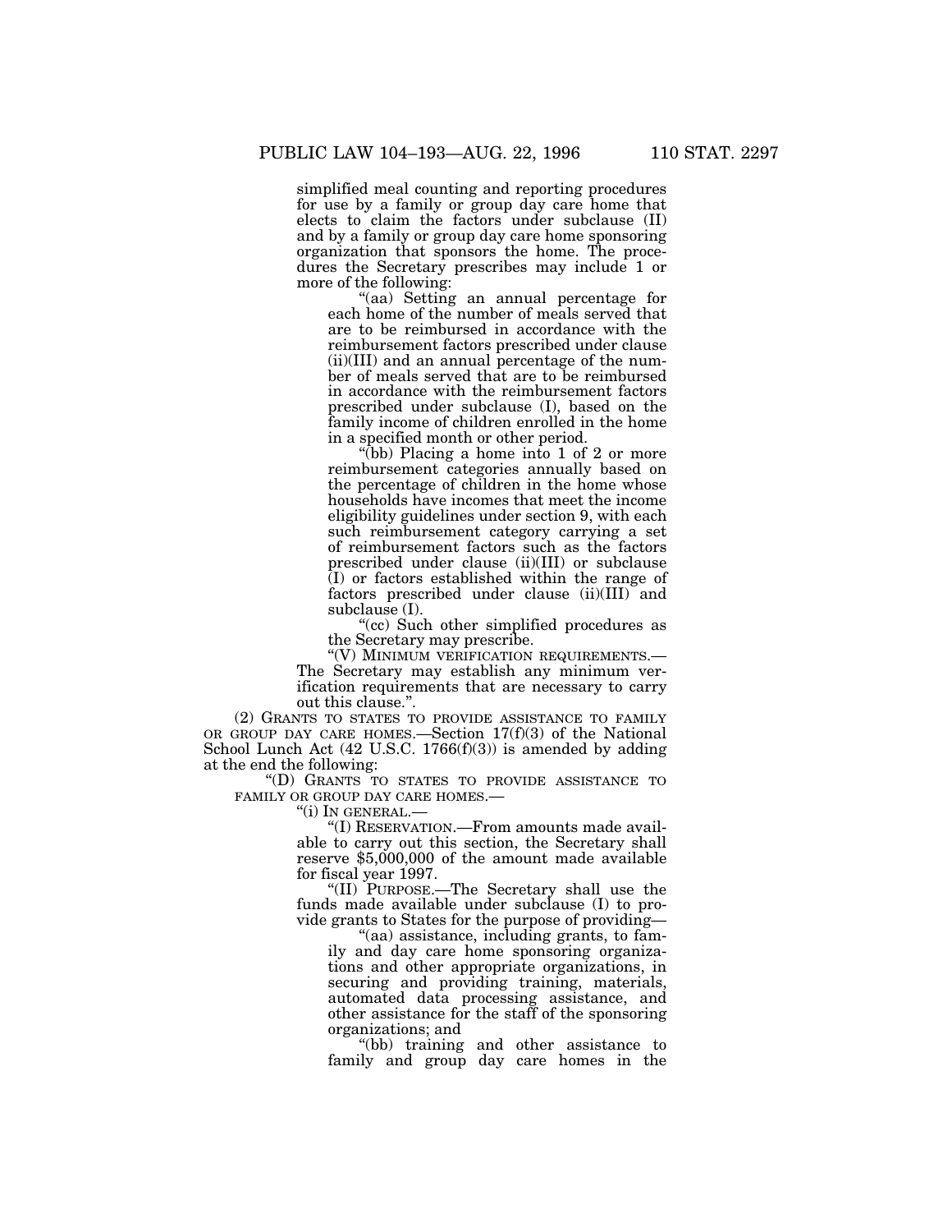simplified meal counting and reporting procedures for use by a family or group day care home that elects to claim the factors under subclause (II) and by a family or group day care home sponsoring organization that sponsors the home. The procedures the Secretary prescribes may include 1 or more of the following:

"(aa) Setting an annual percentage for each home of the number of meals served that are to be reimbursed in accordance with the reimbursement factors prescribed under clause (ii)(III) and an annual percentage of the number of meals served that are to be reimbursed in accordance with the reimbursement factors prescribed under subclause (I), based on the family income of children enrolled in the home in a specified month or other period.

"(bb) Placing a home into 1 of 2 or more reimbursement categories annually based on the percentage of children in the home whose households have incomes that meet the income eligibility guidelines under section 9, with each such reimbursement category carrying a set of reimbursement factors such as the factors prescribed under clause (ii)(III) or subclause (I) or factors established within the range of factors prescribed under clause (ii)(III) and subclause (I).

"(cc) Such other simplified procedures as the Secretary may prescribe.

"(V) MINIMUM VERIFICATION REQUIREMENTS.—The Secretary may establish any minimum verification requirements that are necessary to carry out this clause.".

(2) GRANTS TO STATES TO PROVIDE ASSISTANCE TO FAMILY OR GROUP DAY CARE HOMES.—Section 17(f)(3) of the National School Lunch Act (42 U.S.C. 1766(f)(3)) is amended by adding at the end the following:

"(D) GRANTS TO STATES TO PROVIDE ASSISTANCE TO FAMILY OR GROUP DAY CARE HOMES.—

"(i) IN GENERAL.—

"(I) RESERVATION.—From amounts made available to carry out this section, the Secretary shall reserve $5,000,000 of the amount made available for fiscal year 1997.

"(II) PURPOSE.—The Secretary shall use the funds made available under subclause (I) to provide grants to States for the purpose of providing—

"(aa) assistance, including grants, to family and day care home sponsoring organizations and other appropriate organizations, in securing and providing training, materials, automated data processing assistance, and other assistance for the staff of the sponsoring organizations; and

"(bb) training and other assistance to family and group day care homes in the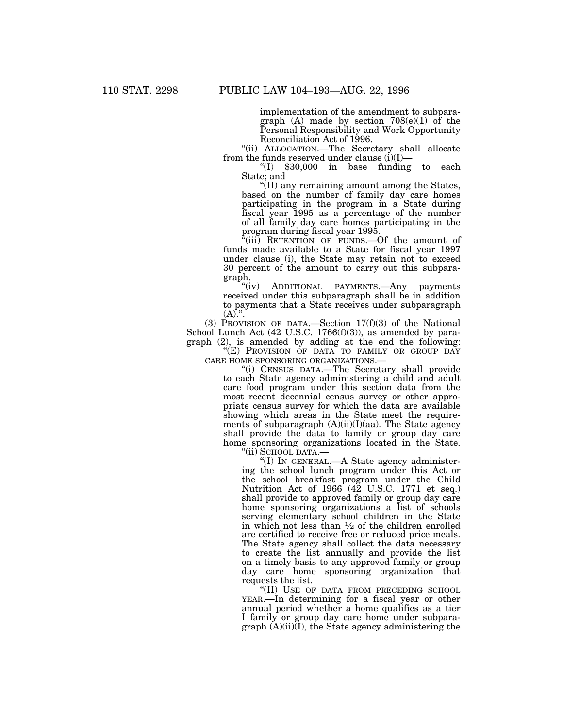implementation of the amendment to subparagraph (A) made by section 708(e)(1) of the Personal Responsibility and Work Opportunity Reconciliation Act of 1996.

"(ii) ALLOCATION.—The Secretary shall allocate from the funds reserved under clause (i)(I)—

"(I) $30,000 in base funding to each State; and

"(II) any remaining amount among the States, based on the number of family day care homes participating in the program in a State during fiscal year 1995 as a percentage of the number of all family day care homes participating in the program during fiscal year 1995.

"(iii) RETENTION OF FUNDS.—Of the amount of funds made available to a State for fiscal year 1997 under clause (i), the State may retain not to exceed 30 percent of the amount to carry out this subparagraph.

"(iv) ADDITIONAL PAYMENTS.—Any payments received under this subparagraph shall be in addition to payments that a State receives under subparagraph (A).".

(3) PROVISION OF DATA.—Section 17(f)(3) of the National School Lunch Act (42 U.S.C. 1766(f)(3)), as amended by paragraph (2), is amended by adding at the end the following:

"(E) PROVISION OF DATA TO FAMILY OR GROUP DAY CARE HOME SPONSORING ORGANIZATIONS.—

"(i) CENSUS DATA.—The Secretary shall provide to each State agency administering a child and adult care food program under this section data from the most recent decennial census survey or other appropriate census survey for which the data are available showing which areas in the State meet the requirements of subparagraph (A)(ii)(I)(aa). The State agency shall provide the data to family or group day care home sponsoring organizations located in the State.

"(ii) SCHOOL DATA.—

"(I) IN GENERAL.—A State agency administering the school lunch program under this Act or the school breakfast program under the Child Nutrition Act of 1966 (42 U.S.C. 1771 et seq.) shall provide to approved family or group day care home sponsoring organizations a list of schools serving elementary school children in the State in which not less than ½ of the children enrolled are certified to receive free or reduced price meals. The State agency shall collect the data necessary to create the list annually and provide the list on a timely basis to any approved family or group day care home sponsoring organization that requests the list.

"(II) USE OF DATA FROM PRECEDING SCHOOL YEAR.—In determining for a fiscal year or other annual period whether a home qualifies as a tier I family or group day care home under subparagraph (A)(ii)(I), the State agency administering the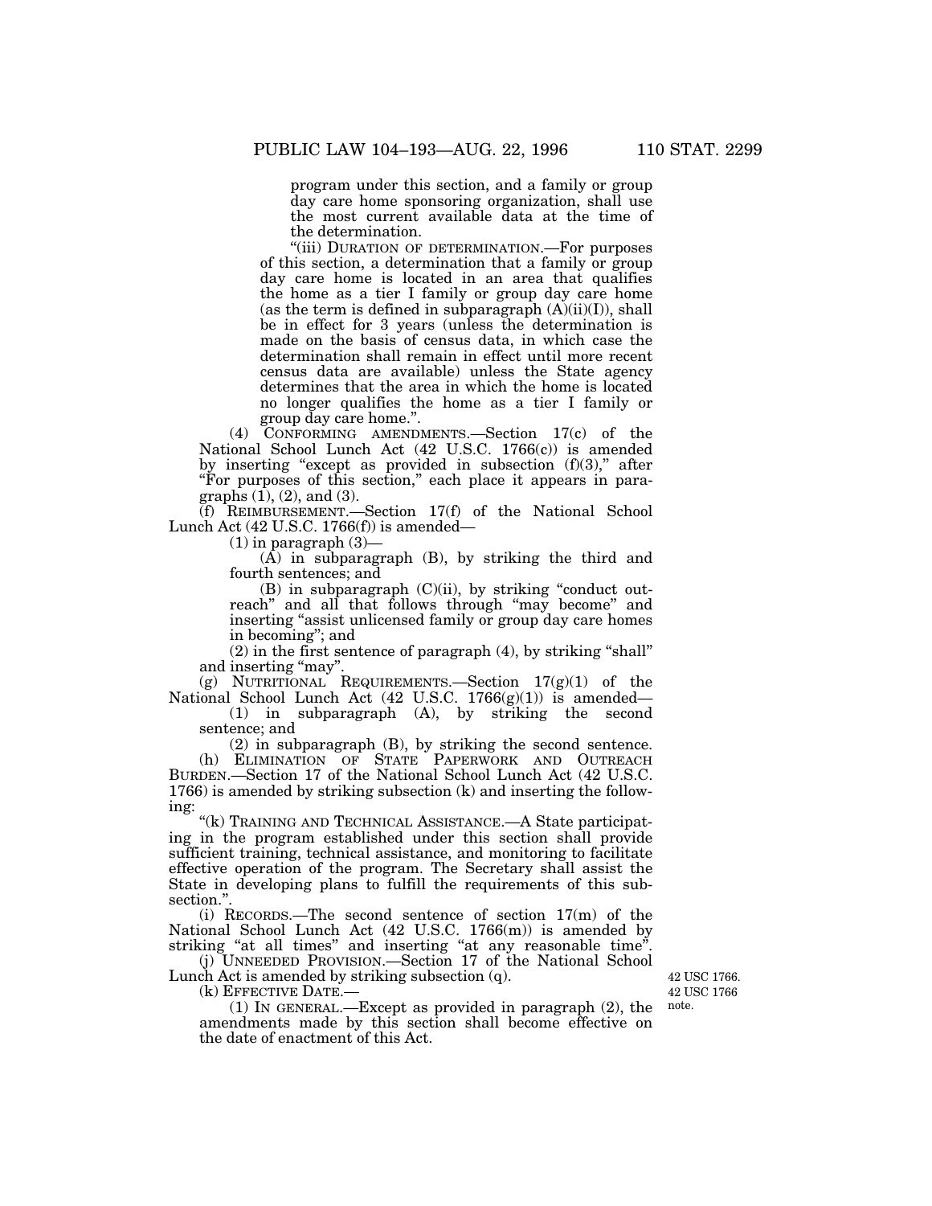program under this section, and a family or group day care home sponsoring organization, shall use the most current available data at the time of the determination.

"(iii) DURATION OF DETERMINATION.—For purposes of this section, a determination that a family or group day care home is located in an area that qualifies the home as a tier I family or group day care home (as the term is defined in subparagraph (A)(ii)(I)), shall be in effect for 3 years (unless the determination is made on the basis of census data, in which case the determination shall remain in effect until more recent census data are available) unless the State agency determines that the area in which the home is located no longer qualifies the home as a tier I family or group day care home.".

(4) CONFORMING AMENDMENTS.—Section 17(c) of the National School Lunch Act (42 U.S.C. 1766(c)) is amended by inserting "except as provided in subsection (f)(3)," after "For purposes of this section," each place it appears in paragraphs (1), (2), and (3).

(f) REIMBURSEMENT.—Section 17(f) of the National School Lunch Act (42 U.S.C. 1766(f)) is amended—

(1) in paragraph (3)—

(A) in subparagraph (B), by striking the third and fourth sentences; and

(B) in subparagraph (C)(ii), by striking "conduct outreach" and all that follows through "may become" and inserting "assist unlicensed family or group day care homes in becoming"; and

(2) in the first sentence of paragraph (4), by striking "shall" and inserting "may".

(g) NUTRITIONAL REQUIREMENTS.—Section 17(g)(1) of the National School Lunch Act (42 U.S.C. 1766(g)(1)) is amended—

(1) in subparagraph (A), by striking the second sentence; and

(2) in subparagraph (B), by striking the second sentence.

(h) ELIMINATION OF STATE PAPERWORK AND OUTREACH BURDEN.—Section 17 of the National School Lunch Act (42 U.S.C. 1766) is amended by striking subsection (k) and inserting the following:

"(k) TRAINING AND TECHNICAL ASSISTANCE.—A State participating in the program established under this section shall provide sufficient training, technical assistance, and monitoring to facilitate effective operation of the program. The Secretary shall assist the State in developing plans to fulfill the requirements of this subsection.".

(i) RECORDS.—The second sentence of section 17(m) of the National School Lunch Act (42 U.S.C. 1766(m)) is amended by striking "at all times" and inserting "at any reasonable time".

(j) UNNEEDED PROVISION.—Section 17 of the National School Lunch Act is amended by striking subsection (q).

42 USC 1766.

(k) EFFECTIVE DATE.—

42 USC 1766 note.

(1) IN GENERAL.—Except as provided in paragraph (2), the amendments made by this section shall become effective on the date of enactment of this Act.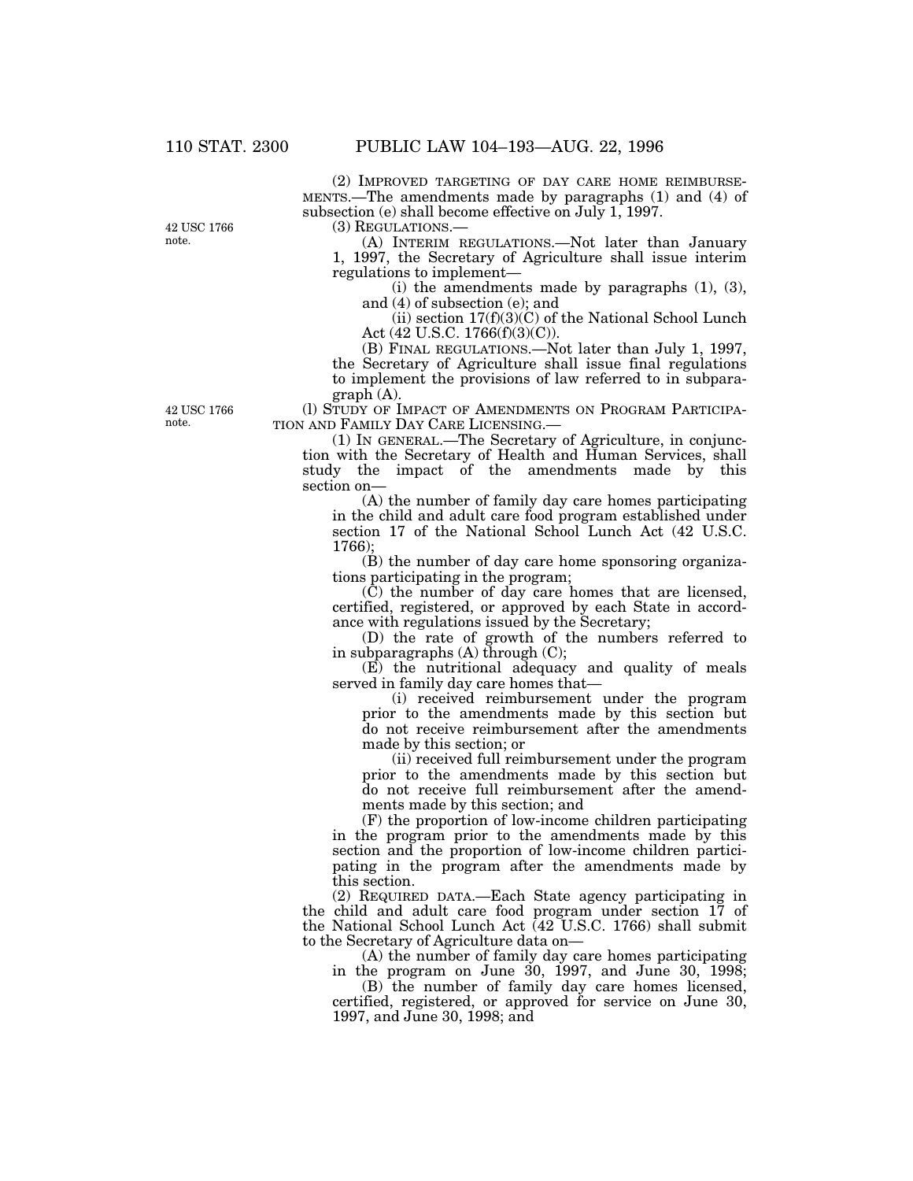(2) IMPROVED TARGETING OF DAY CARE HOME REIMBURSEMENTS.—The amendments made by paragraphs (1) and (4) of subsection (e) shall become effective on July 1, 1997.

42 USC 1766 note.

(3) REGULATIONS.—

(A) INTERIM REGULATIONS.—Not later than January 1, 1997, the Secretary of Agriculture shall issue interim regulations to implement—

(i) the amendments made by paragraphs (1), (3), and (4) of subsection (e); and

(ii) section 17(f)(3)(C) of the National School Lunch Act (42 U.S.C. 1766(f)(3)(C)).

(B) FINAL REGULATIONS.—Not later than July 1, 1997, the Secretary of Agriculture shall issue final regulations to implement the provisions of law referred to in subparagraph (A).

42 USC 1766 note.

(l) STUDY OF IMPACT OF AMENDMENTS ON PROGRAM PARTICIPATION AND FAMILY DAY CARE LICENSING.—

(1) IN GENERAL.—The Secretary of Agriculture, in conjunction with the Secretary of Health and Human Services, shall study the impact of the amendments made by this section on—

(A) the number of family day care homes participating in the child and adult care food program established under section 17 of the National School Lunch Act (42 U.S.C. 1766);

(B) the number of day care home sponsoring organizations participating in the program;

(C) the number of day care homes that are licensed, certified, registered, or approved by each State in accordance with regulations issued by the Secretary;

(D) the rate of growth of the numbers referred to in subparagraphs (A) through (C);

(E) the nutritional adequacy and quality of meals served in family day care homes that—

(i) received reimbursement under the program prior to the amendments made by this section but do not receive reimbursement after the amendments made by this section; or

(ii) received full reimbursement under the program prior to the amendments made by this section but do not receive full reimbursement after the amendments made by this section; and

(F) the proportion of low-income children participating in the program prior to the amendments made by this section and the proportion of low-income children participating in the program after the amendments made by this section.

(2) REQUIRED DATA.—Each State agency participating in the child and adult care food program under section 17 of the National School Lunch Act (42 U.S.C. 1766) shall submit to the Secretary of Agriculture data on—

(A) the number of family day care homes participating in the program on June 30, 1997, and June 30, 1998;

(B) the number of family day care homes licensed, certified, registered, or approved for service on June 30, 1997, and June 30, 1998; and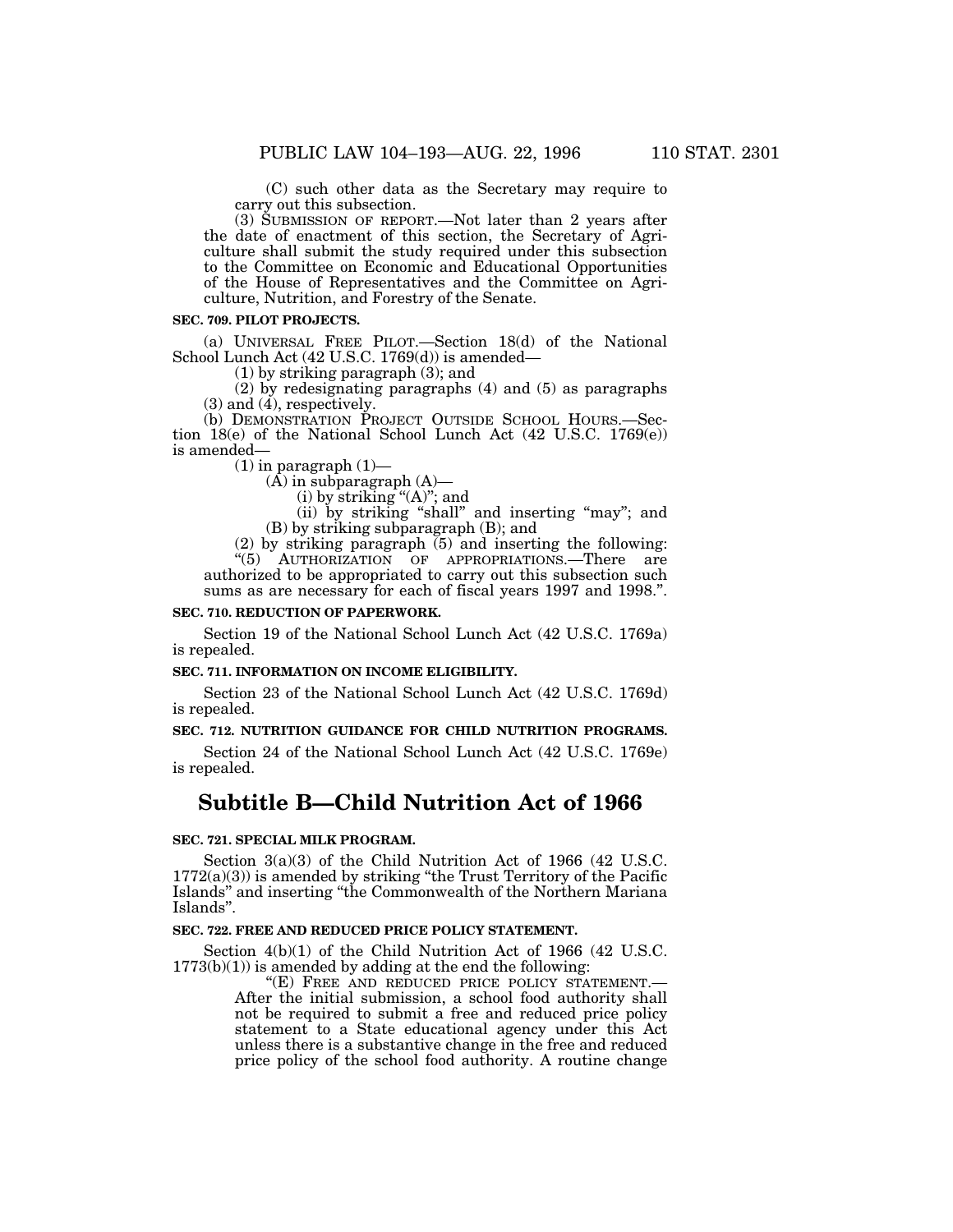(C) such other data as the Secretary may require to carry out this subsection.

(3) SUBMISSION OF REPORT.—Not later than 2 years after the date of enactment of this section, the Secretary of Agriculture shall submit the study required under this subsection to the Committee on Economic and Educational Opportunities of the House of Representatives and the Committee on Agriculture, Nutrition, and Forestry of the Senate.

**SEC. 709. PILOT PROJECTS.**

(a) UNIVERSAL FREE PILOT.—Section 18(d) of the National School Lunch Act (42 U.S.C. 1769(d)) is amended—

(1) by striking paragraph (3); and

(2) by redesignating paragraphs (4) and (5) as paragraphs (3) and (4), respectively.

(b) DEMONSTRATION PROJECT OUTSIDE SCHOOL HOURS.—Section 18(e) of the National School Lunch Act (42 U.S.C. 1769(e)) is amended—

(1) in paragraph (1)—

(A) in subparagraph (A)—

(i) by striking "(A)"; and

(ii) by striking "shall" and inserting "may"; and

(B) by striking subparagraph (B); and

(2) by striking paragraph (5) and inserting the following:

"(5) AUTHORIZATION OF APPROPRIATIONS.—There are authorized to be appropriated to carry out this subsection such sums as are necessary for each of fiscal years 1997 and 1998.".

**SEC. 710. REDUCTION OF PAPERWORK.**

Section 19 of the National School Lunch Act (42 U.S.C. 1769a) is repealed.

**SEC. 711. INFORMATION ON INCOME ELIGIBILITY.**

Section 23 of the National School Lunch Act (42 U.S.C. 1769d) is repealed.

**SEC. 712. NUTRITION GUIDANCE FOR CHILD NUTRITION PROGRAMS.**

Section 24 of the National School Lunch Act (42 U.S.C. 1769e) is repealed.

## Subtitle B—Child Nutrition Act of 1966

**SEC. 721. SPECIAL MILK PROGRAM.**

Section 3(a)(3) of the Child Nutrition Act of 1966 (42 U.S.C. 1772(a)(3)) is amended by striking "the Trust Territory of the Pacific Islands" and inserting "the Commonwealth of the Northern Mariana Islands".

**SEC. 722. FREE AND REDUCED PRICE POLICY STATEMENT.**

Section 4(b)(1) of the Child Nutrition Act of 1966 (42 U.S.C. 1773(b)(1)) is amended by adding at the end the following:

"(E) FREE AND REDUCED PRICE POLICY STATEMENT.—After the initial submission, a school food authority shall not be required to submit a free and reduced price policy statement to a State educational agency under this Act unless there is a substantive change in the free and reduced price policy of the school food authority. A routine change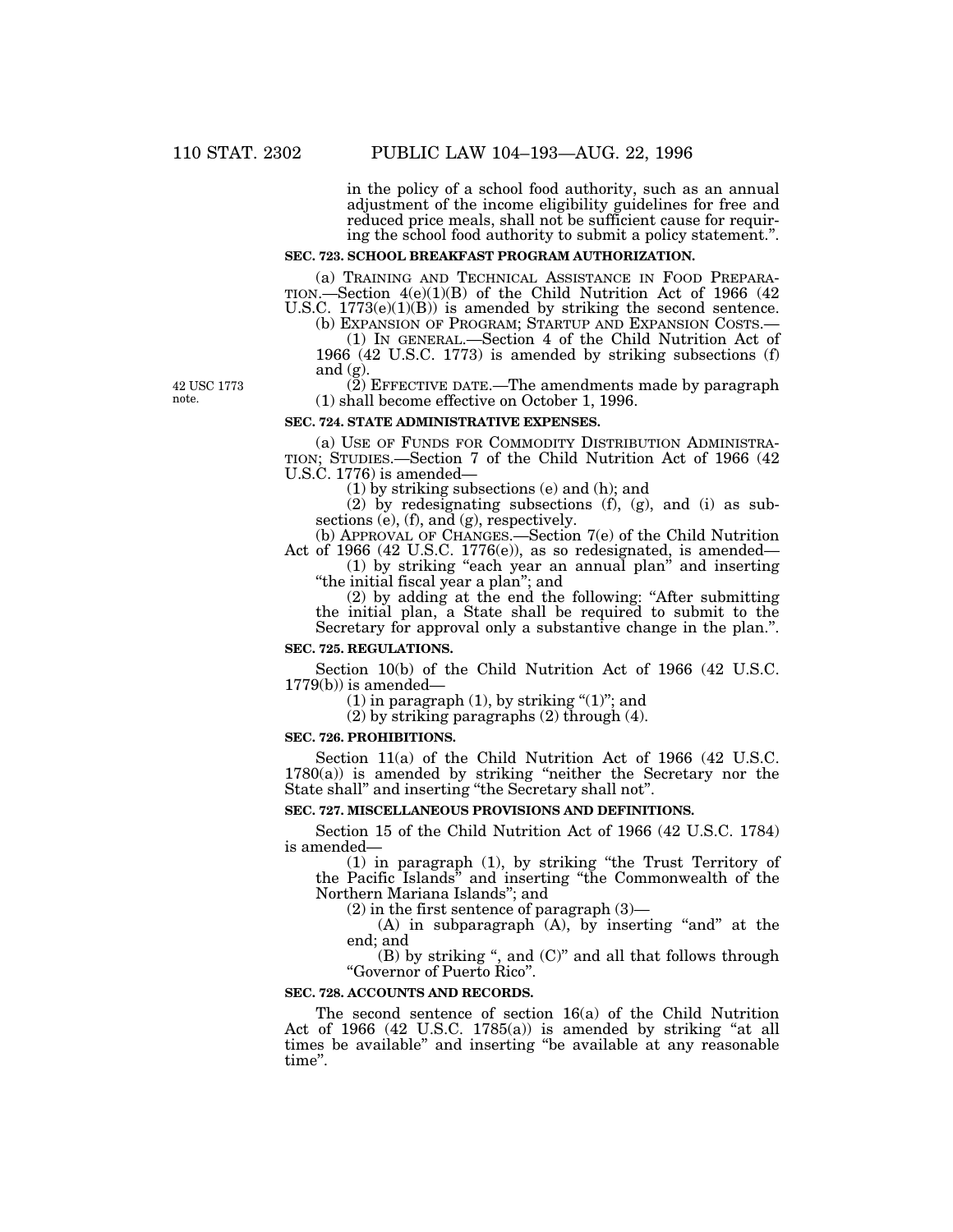in the policy of a school food authority, such as an annual adjustment of the income eligibility guidelines for free and reduced price meals, shall not be sufficient cause for requiring the school food authority to submit a policy statement.".

**SEC. 723. SCHOOL BREAKFAST PROGRAM AUTHORIZATION.**

(a) TRAINING AND TECHNICAL ASSISTANCE IN FOOD PREPARATION.—Section 4(e)(1)(B) of the Child Nutrition Act of 1966 (42 U.S.C. 1773(e)(1)(B)) is amended by striking the second sentence.

(b) EXPANSION OF PROGRAM; STARTUP AND EXPANSION COSTS.—

(1) IN GENERAL.—Section 4 of the Child Nutrition Act of 1966 (42 U.S.C. 1773) is amended by striking subsections (f) and (g).

42 USC 1773 note.

(2) EFFECTIVE DATE.—The amendments made by paragraph (1) shall become effective on October 1, 1996.

**SEC. 724. STATE ADMINISTRATIVE EXPENSES.**

(a) USE OF FUNDS FOR COMMODITY DISTRIBUTION ADMINISTRATION; STUDIES.—Section 7 of the Child Nutrition Act of 1966 (42 U.S.C. 1776) is amended—

(1) by striking subsections (e) and (h); and

(2) by redesignating subsections (f), (g), and (i) as subsections (e), (f), and (g), respectively.

(b) APPROVAL OF CHANGES.—Section 7(e) of the Child Nutrition Act of 1966 (42 U.S.C. 1776(e)), as so redesignated, is amended—

(1) by striking "each year an annual plan" and inserting "the initial fiscal year a plan"; and

(2) by adding at the end the following: "After submitting the initial plan, a State shall be required to submit to the Secretary for approval only a substantive change in the plan.".

**SEC. 725. REGULATIONS.**

Section 10(b) of the Child Nutrition Act of 1966 (42 U.S.C. 1779(b)) is amended—

(1) in paragraph (1), by striking "(1)"; and

(2) by striking paragraphs (2) through (4).

**SEC. 726. PROHIBITIONS.**

Section 11(a) of the Child Nutrition Act of 1966 (42 U.S.C. 1780(a)) is amended by striking "neither the Secretary nor the State shall" and inserting "the Secretary shall not".

**SEC. 727. MISCELLANEOUS PROVISIONS AND DEFINITIONS.**

Section 15 of the Child Nutrition Act of 1966 (42 U.S.C. 1784) is amended—

(1) in paragraph (1), by striking "the Trust Territory of the Pacific Islands" and inserting "the Commonwealth of the Northern Mariana Islands"; and

(2) in the first sentence of paragraph (3)—

(A) in subparagraph (A), by inserting "and" at the end; and

(B) by striking ", and (C)" and all that follows through "Governor of Puerto Rico".

**SEC. 728. ACCOUNTS AND RECORDS.**

The second sentence of section 16(a) of the Child Nutrition Act of 1966 (42 U.S.C. 1785(a)) is amended by striking "at all times be available" and inserting "be available at any reasonable time".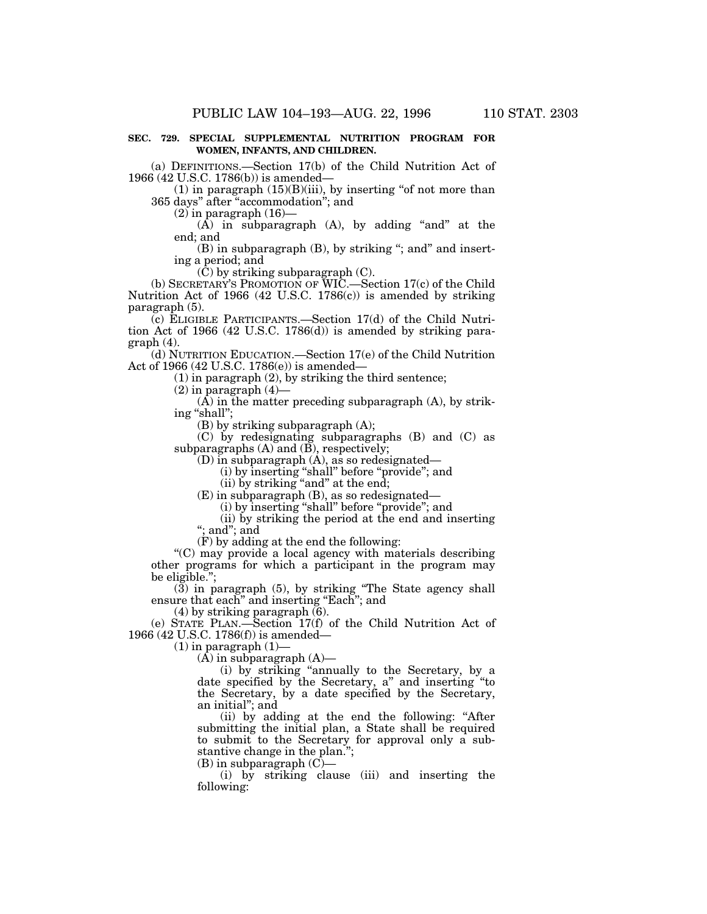**SEC. 729. SPECIAL SUPPLEMENTAL NUTRITION PROGRAM FOR WOMEN, INFANTS, AND CHILDREN.**

(a) DEFINITIONS.—Section 17(b) of the Child Nutrition Act of 1966 (42 U.S.C. 1786(b)) is amended—

(1) in paragraph (15)(B)(iii), by inserting "of not more than 365 days" after "accommodation"; and

(2) in paragraph (16)—

(A) in subparagraph (A), by adding "and" at the end; and

(B) in subparagraph (B), by striking "; and" and inserting a period; and

(C) by striking subparagraph (C).

(b) SECRETARY'S PROMOTION OF WIC.—Section 17(c) of the Child Nutrition Act of 1966 (42 U.S.C. 1786(c)) is amended by striking paragraph (5).

(c) ELIGIBLE PARTICIPANTS.—Section 17(d) of the Child Nutrition Act of 1966 (42 U.S.C. 1786(d)) is amended by striking paragraph (4).

(d) NUTRITION EDUCATION.—Section 17(e) of the Child Nutrition Act of 1966 (42 U.S.C. 1786(e)) is amended—

(1) in paragraph (2), by striking the third sentence;

(2) in paragraph (4)—

(A) in the matter preceding subparagraph (A), by striking "shall";

(B) by striking subparagraph (A);

(C) by redesignating subparagraphs (B) and (C) as subparagraphs (A) and (B), respectively;

(D) in subparagraph (A), as so redesignated—

(i) by inserting "shall" before "provide"; and

(ii) by striking "and" at the end;

(E) in subparagraph (B), as so redesignated—

(i) by inserting "shall" before "provide"; and

(ii) by striking the period at the end and inserting "; and"; and

(F) by adding at the end the following:

"(C) may provide a local agency with materials describing other programs for which a participant in the program may be eligible.";

(3) in paragraph (5), by striking "The State agency shall ensure that each" and inserting "Each"; and

(4) by striking paragraph (6).

(e) STATE PLAN.—Section 17(f) of the Child Nutrition Act of 1966 (42 U.S.C. 1786(f)) is amended—

(1) in paragraph (1)—

(A) in subparagraph (A)—

(i) by striking "annually to the Secretary, by a date specified by the Secretary, a" and inserting "to the Secretary, by a date specified by the Secretary, an initial"; and

(ii) by adding at the end the following: "After submitting the initial plan, a State shall be required to submit to the Secretary for approval only a substantive change in the plan.";

(B) in subparagraph (C)—

(i) by striking clause (iii) and inserting the following: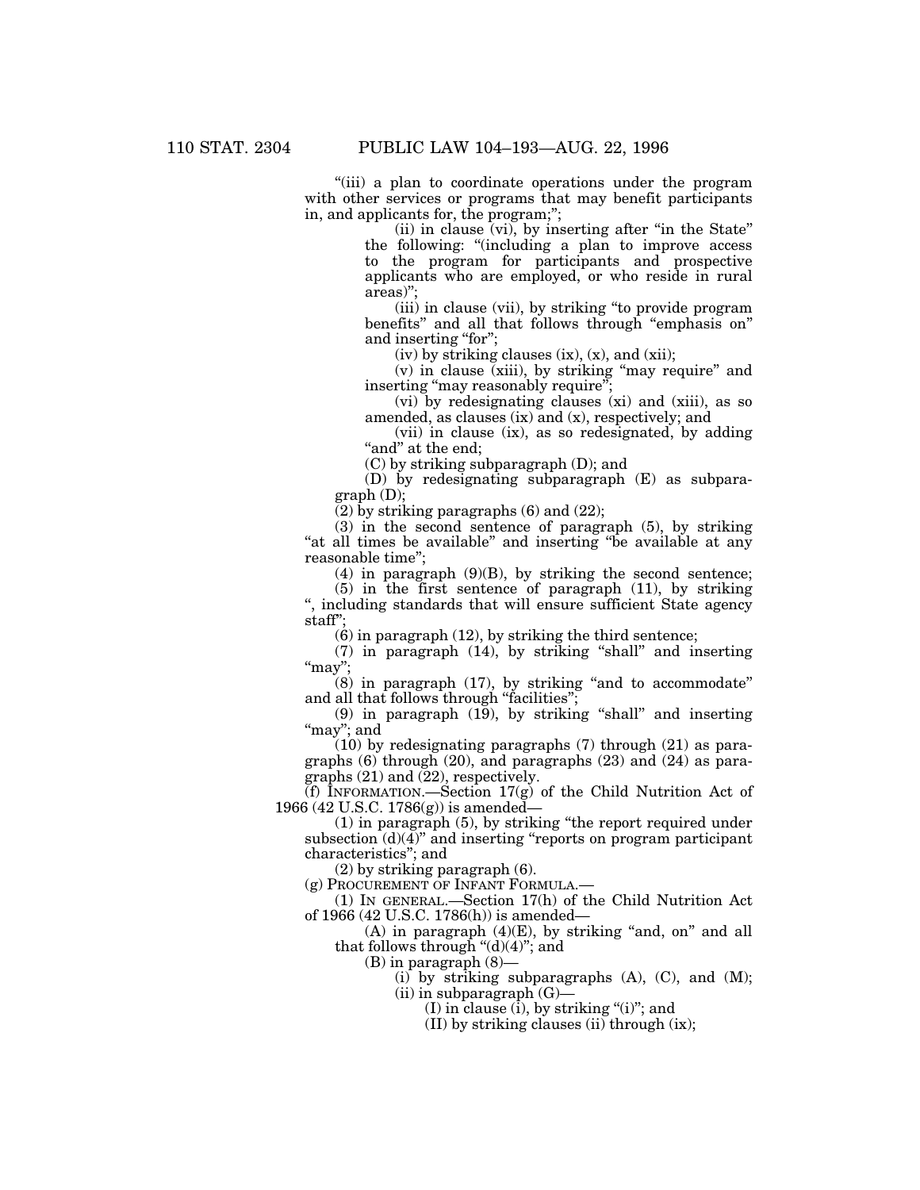"(iii) a plan to coordinate operations under the program with other services or programs that may benefit participants in, and applicants for, the program;";

(ii) in clause (vi), by inserting after "in the State" the following: "(including a plan to improve access to the program for participants and prospective applicants who are employed, or who reside in rural areas)";

(iii) in clause (vii), by striking "to provide program benefits" and all that follows through "emphasis on" and inserting "for";

(iv) by striking clauses (ix), (x), and (xii);

(v) in clause (xiii), by striking "may require" and inserting "may reasonably require";

(vi) by redesignating clauses (xi) and (xiii), as so amended, as clauses (ix) and (x), respectively; and

(vii) in clause (ix), as so redesignated, by adding "and" at the end;

(C) by striking subparagraph (D); and

(D) by redesignating subparagraph (E) as subparagraph (D);

(2) by striking paragraphs (6) and (22);

(3) in the second sentence of paragraph (5), by striking "at all times be available" and inserting "be available at any reasonable time";

(4) in paragraph (9)(B), by striking the second sentence;

(5) in the first sentence of paragraph (11), by striking ", including standards that will ensure sufficient State agency staff";

(6) in paragraph (12), by striking the third sentence;

(7) in paragraph (14), by striking "shall" and inserting "may";

(8) in paragraph (17), by striking "and to accommodate" and all that follows through "facilities";

(9) in paragraph (19), by striking "shall" and inserting "may"; and

(10) by redesignating paragraphs (7) through (21) as paragraphs (6) through (20), and paragraphs (23) and (24) as paragraphs (21) and (22), respectively.

(f) INFORMATION.—Section 17(g) of the Child Nutrition Act of 1966 (42 U.S.C. 1786(g)) is amended—

(1) in paragraph (5), by striking "the report required under subsection (d)(4)" and inserting "reports on program participant characteristics"; and

(2) by striking paragraph (6).

(g) PROCUREMENT OF INFANT FORMULA.—

(1) IN GENERAL.—Section 17(h) of the Child Nutrition Act of 1966 (42 U.S.C. 1786(h)) is amended—

(A) in paragraph (4)(E), by striking "and, on" and all that follows through "(d)(4)"; and

(B) in paragraph (8)—

(i) by striking subparagraphs (A), (C), and (M);

(ii) in subparagraph (G)—

(I) in clause (i), by striking "(i)"; and

(II) by striking clauses (ii) through (ix);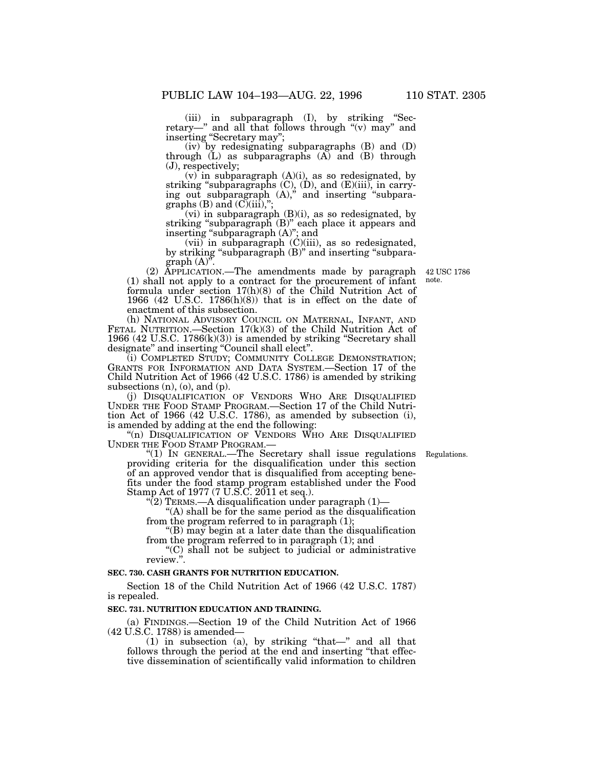(iii) in subparagraph (I), by striking "Secretary—" and all that follows through "(v) may" and inserting "Secretary may";

(iv) by redesignating subparagraphs (B) and (D) through (L) as subparagraphs (A) and (B) through (J), respectively;

(v) in subparagraph (A)(i), as so redesignated, by striking "subparagraphs (C), (D), and (E)(iii), in carrying out subparagraph (A)," and inserting "subparagraphs (B) and (C)(iii),";

(vi) in subparagraph (B)(i), as so redesignated, by striking "subparagraph (B)" each place it appears and inserting "subparagraph (A)"; and

(vii) in subparagraph (C)(iii), as so redesignated, by striking "subparagraph (B)" and inserting "subparagraph (A)".

(2) APPLICATION.—The amendments made by paragraph (1) shall not apply to a contract for the procurement of infant formula under section 17(h)(8) of the Child Nutrition Act of 1966 (42 U.S.C. 1786(h)(8)) that is in effect on the date of enactment of this subsection.

42 USC 1786 note.

(h) NATIONAL ADVISORY COUNCIL ON MATERNAL, INFANT, AND FETAL NUTRITION.—Section 17(k)(3) of the Child Nutrition Act of 1966 (42 U.S.C. 1786(k)(3)) is amended by striking "Secretary shall designate" and inserting "Council shall elect".

(i) COMPLETED STUDY; COMMUNITY COLLEGE DEMONSTRATION; GRANTS FOR INFORMATION AND DATA SYSTEM.—Section 17 of the Child Nutrition Act of 1966 (42 U.S.C. 1786) is amended by striking subsections (n), (o), and (p).

(j) DISQUALIFICATION OF VENDORS WHO ARE DISQUALIFIED UNDER THE FOOD STAMP PROGRAM.—Section 17 of the Child Nutrition Act of 1966 (42 U.S.C. 1786), as amended by subsection (i), is amended by adding at the end the following:

"(n) DISQUALIFICATION OF VENDORS WHO ARE DISQUALIFIED UNDER THE FOOD STAMP PROGRAM.—

"(1) IN GENERAL.—The Secretary shall issue regulations providing criteria for the disqualification under this section of an approved vendor that is disqualified from accepting benefits under the food stamp program established under the Food Stamp Act of 1977 (7 U.S.C. 2011 et seq.).

Regulations.

"(2) TERMS.—A disqualification under paragraph (1)—

"(A) shall be for the same period as the disqualification from the program referred to in paragraph (1);

"(B) may begin at a later date than the disqualification from the program referred to in paragraph (1); and

"(C) shall not be subject to judicial or administrative review.".

**SEC. 730. CASH GRANTS FOR NUTRITION EDUCATION.**

Section 18 of the Child Nutrition Act of 1966 (42 U.S.C. 1787) is repealed.

**SEC. 731. NUTRITION EDUCATION AND TRAINING.**

(a) FINDINGS.—Section 19 of the Child Nutrition Act of 1966 (42 U.S.C. 1788) is amended—

(1) in subsection (a), by striking "that—" and all that follows through the period at the end and inserting "that effective dissemination of scientifically valid information to children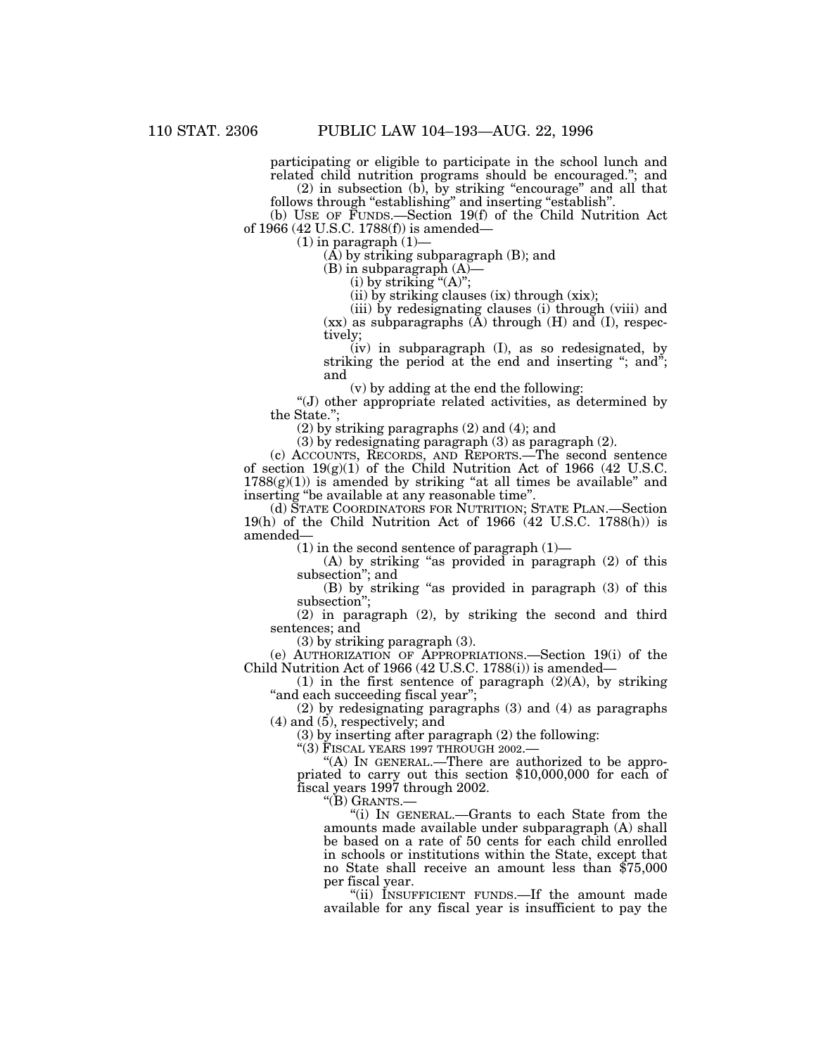participating or eligible to participate in the school lunch and related child nutrition programs should be encouraged.''; and

(2) in subsection (b), by striking ''encourage'' and all that follows through ''establishing'' and inserting ''establish''.

(b) USE OF FUNDS.—Section 19(f) of the Child Nutrition Act of 1966 (42 U.S.C. 1788(f)) is amended—

(1) in paragraph (1)—

(A) by striking subparagraph (B); and

(B) in subparagraph (A)—

(i) by striking ''(A)'';

(ii) by striking clauses (ix) through (xix);

(iii) by redesignating clauses (i) through (viii) and (xx) as subparagraphs (A) through (H) and (I), respectively;

(iv) in subparagraph (I), as so redesignated, by striking the period at the end and inserting ''; and''; and

(v) by adding at the end the following:

''(J) other appropriate related activities, as determined by the State.'';

(2) by striking paragraphs (2) and (4); and

(3) by redesignating paragraph (3) as paragraph (2).

(c) ACCOUNTS, RECORDS, AND REPORTS.—The second sentence of section 19(g)(1) of the Child Nutrition Act of 1966 (42 U.S.C. 1788(g)(1)) is amended by striking ''at all times be available'' and inserting ''be available at any reasonable time''.

(d) STATE COORDINATORS FOR NUTRITION; STATE PLAN.—Section 19(h) of the Child Nutrition Act of 1966 (42 U.S.C. 1788(h)) is amended—

(1) in the second sentence of paragraph (1)—

(A) by striking ''as provided in paragraph (2) of this subsection''; and

(B) by striking ''as provided in paragraph (3) of this subsection'';

(2) in paragraph (2), by striking the second and third sentences; and

(3) by striking paragraph (3).

(e) AUTHORIZATION OF APPROPRIATIONS.—Section 19(i) of the Child Nutrition Act of 1966 (42 U.S.C. 1788(i)) is amended—

(1) in the first sentence of paragraph (2)(A), by striking ''and each succeeding fiscal year'';

(2) by redesignating paragraphs (3) and (4) as paragraphs (4) and (5), respectively; and

(3) by inserting after paragraph (2) the following:

''(3) FISCAL YEARS 1997 THROUGH 2002.—

''(A) IN GENERAL.—There are authorized to be appropriated to carry out this section $10,000,000 for each of fiscal years 1997 through 2002.

''(B) GRANTS.—

''(i) IN GENERAL.—Grants to each State from the amounts made available under subparagraph (A) shall be based on a rate of 50 cents for each child enrolled in schools or institutions within the State, except that no State shall receive an amount less than $75,000 per fiscal year.

''(ii) INSUFFICIENT FUNDS.—If the amount made available for any fiscal year is insufficient to pay the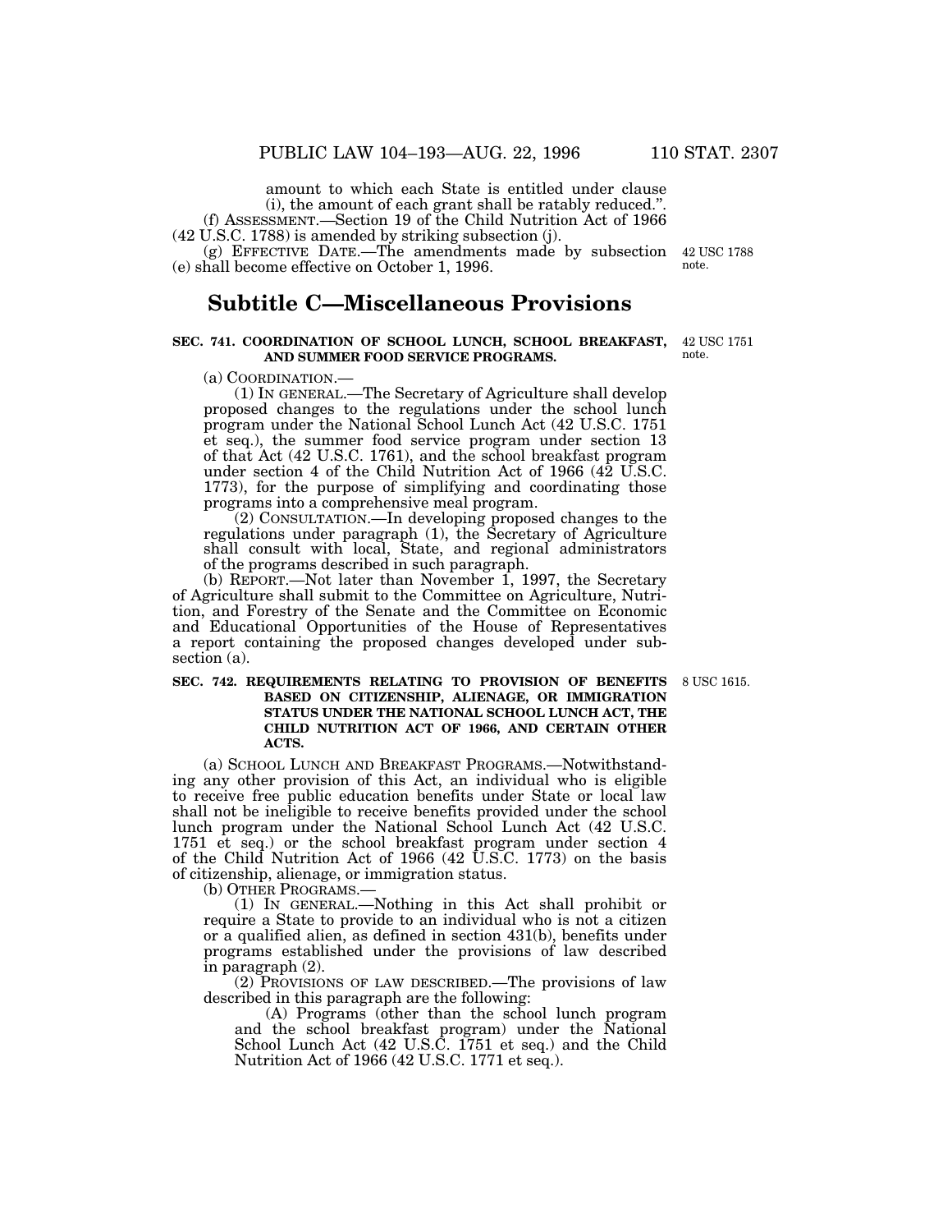amount to which each State is entitled under clause (i), the amount of each grant shall be ratably reduced.".

(f) ASSESSMENT.—Section 19 of the Child Nutrition Act of 1966 (42 U.S.C. 1788) is amended by striking subsection (j).

(g) EFFECTIVE DATE.—The amendments made by subsection (e) shall become effective on October 1, 1996.

42 USC 1788 note.

## Subtitle C—Miscellaneous Provisions

**SEC. 741. COORDINATION OF SCHOOL LUNCH, SCHOOL BREAKFAST, AND SUMMER FOOD SERVICE PROGRAMS.**

42 USC 1751 note.

(a) COORDINATION.—

(1) IN GENERAL.—The Secretary of Agriculture shall develop proposed changes to the regulations under the school lunch program under the National School Lunch Act (42 U.S.C. 1751 et seq.), the summer food service program under section 13 of that Act (42 U.S.C. 1761), and the school breakfast program under section 4 of the Child Nutrition Act of 1966 (42 U.S.C. 1773), for the purpose of simplifying and coordinating those programs into a comprehensive meal program.

(2) CONSULTATION.—In developing proposed changes to the regulations under paragraph (1), the Secretary of Agriculture shall consult with local, State, and regional administrators of the programs described in such paragraph.

(b) REPORT.—Not later than November 1, 1997, the Secretary of Agriculture shall submit to the Committee on Agriculture, Nutrition, and Forestry of the Senate and the Committee on Economic and Educational Opportunities of the House of Representatives a report containing the proposed changes developed under subsection (a).

**SEC. 742. REQUIREMENTS RELATING TO PROVISION OF BENEFITS BASED ON CITIZENSHIP, ALIENAGE, OR IMMIGRATION STATUS UNDER THE NATIONAL SCHOOL LUNCH ACT, THE CHILD NUTRITION ACT OF 1966, AND CERTAIN OTHER ACTS.**

8 USC 1615.

(a) SCHOOL LUNCH AND BREAKFAST PROGRAMS.—Notwithstanding any other provision of this Act, an individual who is eligible to receive free public education benefits under State or local law shall not be ineligible to receive benefits provided under the school lunch program under the National School Lunch Act (42 U.S.C. 1751 et seq.) or the school breakfast program under section 4 of the Child Nutrition Act of 1966 (42 U.S.C. 1773) on the basis of citizenship, alienage, or immigration status.

(b) OTHER PROGRAMS.—

(1) IN GENERAL.—Nothing in this Act shall prohibit or require a State to provide to an individual who is not a citizen or a qualified alien, as defined in section 431(b), benefits under programs established under the provisions of law described in paragraph (2).

(2) PROVISIONS OF LAW DESCRIBED.—The provisions of law described in this paragraph are the following:

(A) Programs (other than the school lunch program and the school breakfast program) under the National School Lunch Act (42 U.S.C. 1751 et seq.) and the Child Nutrition Act of 1966 (42 U.S.C. 1771 et seq.).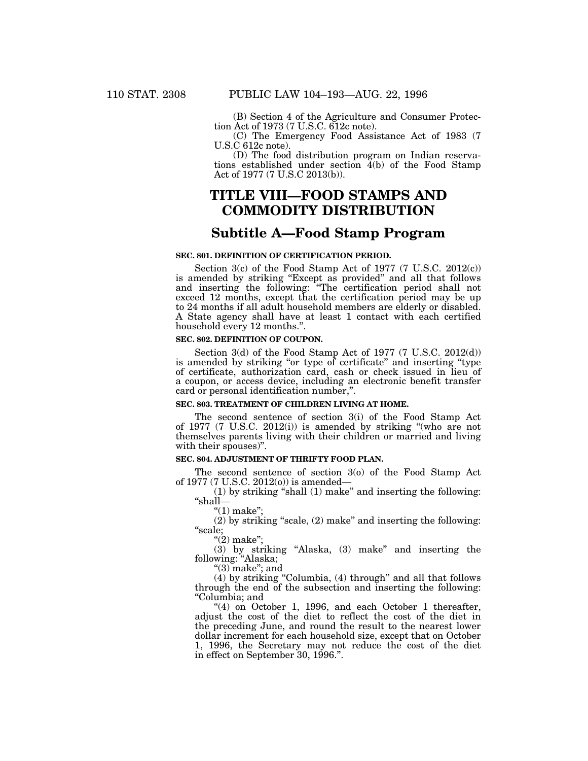(B) Section 4 of the Agriculture and Consumer Protection Act of 1973 (7 U.S.C. 612c note).

(C) The Emergency Food Assistance Act of 1983 (7 U.S.C 612c note).

(D) The food distribution program on Indian reservations established under section 4(b) of the Food Stamp Act of 1977 (7 U.S.C 2013(b)).

# TITLE VIII—FOOD STAMPS AND COMMODITY DISTRIBUTION

## Subtitle A—Food Stamp Program

**SEC. 801. DEFINITION OF CERTIFICATION PERIOD.**

Section 3(c) of the Food Stamp Act of 1977 (7 U.S.C. 2012(c)) is amended by striking "Except as provided" and all that follows and inserting the following: "The certification period shall not exceed 12 months, except that the certification period may be up to 24 months if all adult household members are elderly or disabled. A State agency shall have at least 1 contact with each certified household every 12 months.".

**SEC. 802. DEFINITION OF COUPON.**

Section 3(d) of the Food Stamp Act of 1977 (7 U.S.C. 2012(d)) is amended by striking "or type of certificate" and inserting "type of certificate, authorization card, cash or check issued in lieu of a coupon, or access device, including an electronic benefit transfer card or personal identification number,".

**SEC. 803. TREATMENT OF CHILDREN LIVING AT HOME.**

The second sentence of section 3(i) of the Food Stamp Act of 1977 (7 U.S.C. 2012(i)) is amended by striking "(who are not themselves parents living with their children or married and living with their spouses)".

**SEC. 804. ADJUSTMENT OF THRIFTY FOOD PLAN.**

The second sentence of section 3(o) of the Food Stamp Act of 1977 (7 U.S.C. 2012(o)) is amended—

(1) by striking "shall (1) make" and inserting the following: "shall—

"(1) make";

(2) by striking "scale, (2) make" and inserting the following: "scale;

"(2) make";

(3) by striking "Alaska, (3) make" and inserting the following: "Alaska;

"(3) make"; and

(4) by striking "Columbia, (4) through" and all that follows through the end of the subsection and inserting the following: "Columbia; and

"(4) on October 1, 1996, and each October 1 thereafter, adjust the cost of the diet to reflect the cost of the diet in the preceding June, and round the result to the nearest lower dollar increment for each household size, except that on October 1, 1996, the Secretary may not reduce the cost of the diet in effect on September 30, 1996.".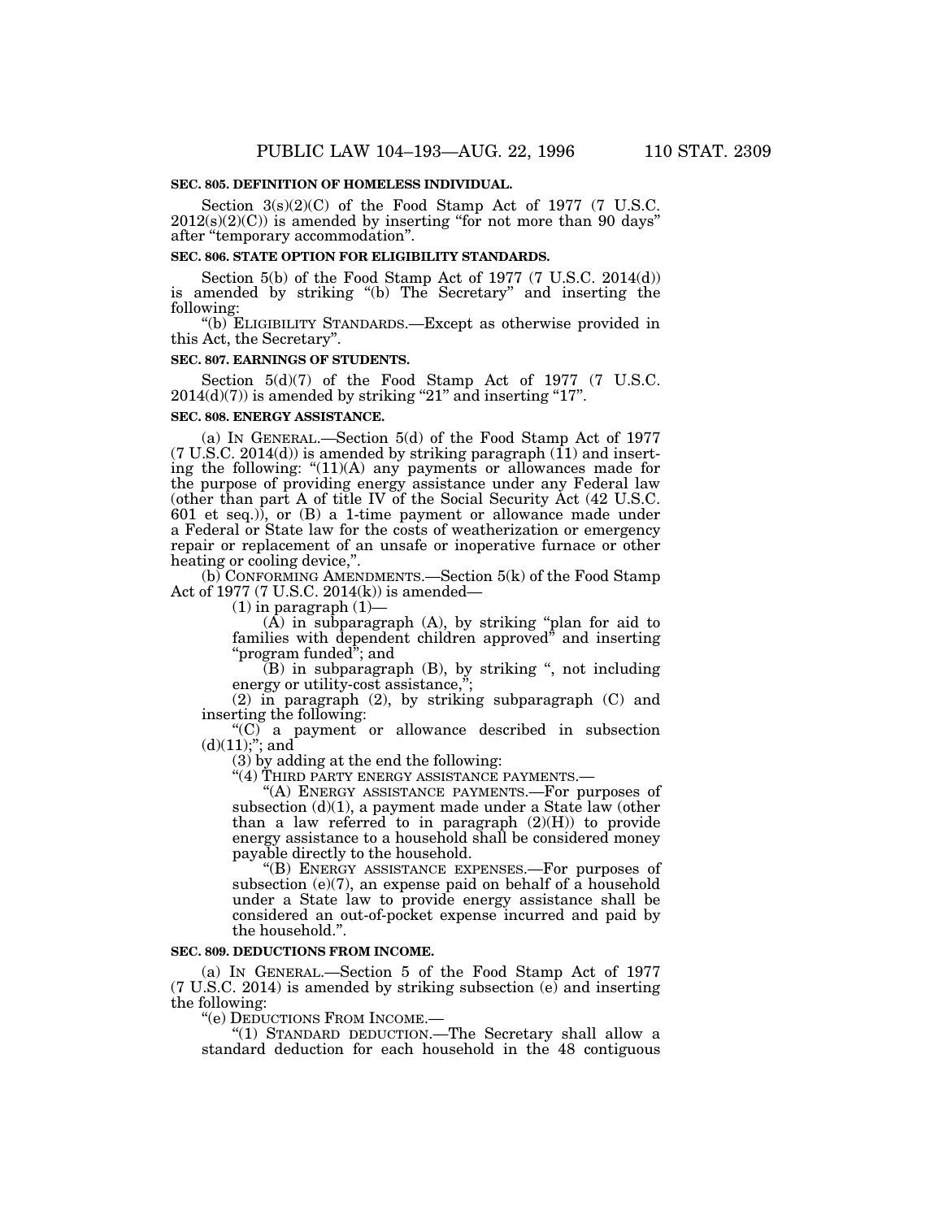**SEC. 805. DEFINITION OF HOMELESS INDIVIDUAL.**

Section 3(s)(2)(C) of the Food Stamp Act of 1977 (7 U.S.C. 2012(s)(2)(C)) is amended by inserting "for not more than 90 days" after "temporary accommodation".

**SEC. 806. STATE OPTION FOR ELIGIBILITY STANDARDS.**

Section 5(b) of the Food Stamp Act of 1977 (7 U.S.C. 2014(d)) is amended by striking "(b) The Secretary" and inserting the following:

"(b) ELIGIBILITY STANDARDS.—Except as otherwise provided in this Act, the Secretary".

**SEC. 807. EARNINGS OF STUDENTS.**

Section 5(d)(7) of the Food Stamp Act of 1977 (7 U.S.C. 2014(d)(7)) is amended by striking "21" and inserting "17".

**SEC. 808. ENERGY ASSISTANCE.**

(a) IN GENERAL.—Section 5(d) of the Food Stamp Act of 1977 (7 U.S.C. 2014(d)) is amended by striking paragraph (11) and inserting the following: "(11)(A) any payments or allowances made for the purpose of providing energy assistance under any Federal law (other than part A of title IV of the Social Security Act (42 U.S.C. 601 et seq.)), or (B) a 1-time payment or allowance made under a Federal or State law for the costs of weatherization or emergency repair or replacement of an unsafe or inoperative furnace or other heating or cooling device,".

(b) CONFORMING AMENDMENTS.—Section 5(k) of the Food Stamp Act of 1977 (7 U.S.C. 2014(k)) is amended—

(1) in paragraph (1)—

(A) in subparagraph (A), by striking "plan for aid to families with dependent children approved" and inserting "program funded"; and

(B) in subparagraph (B), by striking ", not including energy or utility-cost assistance,";

(2) in paragraph (2), by striking subparagraph (C) and inserting the following:

"(C) a payment or allowance described in subsection (d)(11);"; and

(3) by adding at the end the following:

"(4) THIRD PARTY ENERGY ASSISTANCE PAYMENTS.—

"(A) ENERGY ASSISTANCE PAYMENTS.—For purposes of subsection (d)(1), a payment made under a State law (other than a law referred to in paragraph (2)(H)) to provide energy assistance to a household shall be considered money payable directly to the household.

"(B) ENERGY ASSISTANCE EXPENSES.—For purposes of subsection (e)(7), an expense paid on behalf of a household under a State law to provide energy assistance shall be considered an out-of-pocket expense incurred and paid by the household.".

**SEC. 809. DEDUCTIONS FROM INCOME.**

(a) IN GENERAL.—Section 5 of the Food Stamp Act of 1977 (7 U.S.C. 2014) is amended by striking subsection (e) and inserting the following:

"(e) DEDUCTIONS FROM INCOME.—

"(1) STANDARD DEDUCTION.—The Secretary shall allow a standard deduction for each household in the 48 contiguous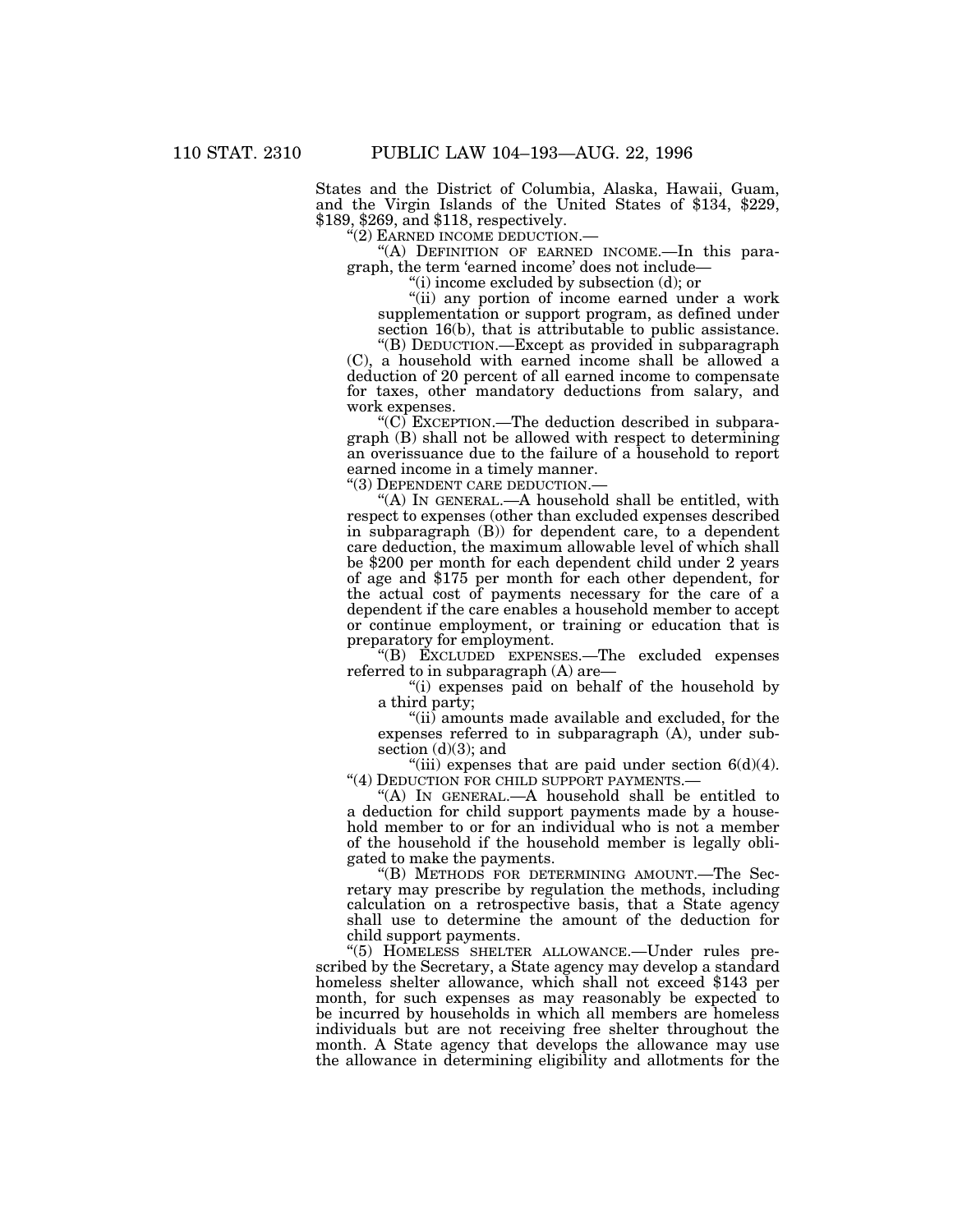States and the District of Columbia, Alaska, Hawaii, Guam, and the Virgin Islands of the United States of $134, $229, $189, $269, and $118, respectively.

"(2) EARNED INCOME DEDUCTION.—

"(A) DEFINITION OF EARNED INCOME.—In this paragraph, the term 'earned income' does not include—

"(i) income excluded by subsection (d); or

"(ii) any portion of income earned under a work supplementation or support program, as defined under section 16(b), that is attributable to public assistance.

"(B) DEDUCTION.—Except as provided in subparagraph (C), a household with earned income shall be allowed a deduction of 20 percent of all earned income to compensate for taxes, other mandatory deductions from salary, and work expenses.

"(C) EXCEPTION.—The deduction described in subparagraph (B) shall not be allowed with respect to determining an overissuance due to the failure of a household to report earned income in a timely manner.

"(3) DEPENDENT CARE DEDUCTION.—

"(A) IN GENERAL.—A household shall be entitled, with respect to expenses (other than excluded expenses described in subparagraph (B)) for dependent care, to a dependent care deduction, the maximum allowable level of which shall be $200 per month for each dependent child under 2 years of age and $175 per month for each other dependent, for the actual cost of payments necessary for the care of a dependent if the care enables a household member to accept or continue employment, or training or education that is preparatory for employment.

"(B) EXCLUDED EXPENSES.—The excluded expenses referred to in subparagraph (A) are—

"(i) expenses paid on behalf of the household by a third party;

"(ii) amounts made available and excluded, for the expenses referred to in subparagraph (A), under subsection (d)(3); and

"(iii) expenses that are paid under section 6(d)(4).

"(4) DEDUCTION FOR CHILD SUPPORT PAYMENTS.—

"(A) IN GENERAL.—A household shall be entitled to a deduction for child support payments made by a household member to or for an individual who is not a member of the household if the household member is legally obligated to make the payments.

"(B) METHODS FOR DETERMINING AMOUNT.—The Secretary may prescribe by regulation the methods, including calculation on a retrospective basis, that a State agency shall use to determine the amount of the deduction for child support payments.

"(5) HOMELESS SHELTER ALLOWANCE.—Under rules prescribed by the Secretary, a State agency may develop a standard homeless shelter allowance, which shall not exceed $143 per month, for such expenses as may reasonably be expected to be incurred by households in which all members are homeless individuals but are not receiving free shelter throughout the month. A State agency that develops the allowance may use the allowance in determining eligibility and allotments for the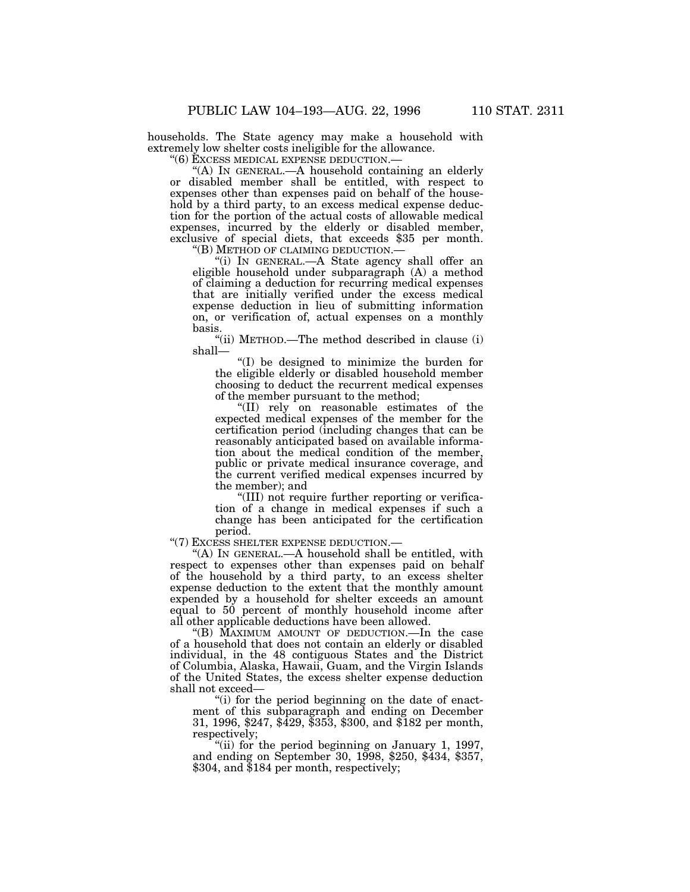households. The State agency may make a household with extremely low shelter costs ineligible for the allowance.

"(6) EXCESS MEDICAL EXPENSE DEDUCTION.—

"(A) IN GENERAL.—A household containing an elderly or disabled member shall be entitled, with respect to expenses other than expenses paid on behalf of the household by a third party, to an excess medical expense deduction for the portion of the actual costs of allowable medical expenses, incurred by the elderly or disabled member, exclusive of special diets, that exceeds $35 per month.

"(B) METHOD OF CLAIMING DEDUCTION.—

"(i) IN GENERAL.—A State agency shall offer an eligible household under subparagraph (A) a method of claiming a deduction for recurring medical expenses that are initially verified under the excess medical expense deduction in lieu of submitting information on, or verification of, actual expenses on a monthly basis.

"(ii) METHOD.—The method described in clause (i) shall—

"(I) be designed to minimize the burden for the eligible elderly or disabled household member choosing to deduct the recurrent medical expenses of the member pursuant to the method;

"(II) rely on reasonable estimates of the expected medical expenses of the member for the certification period (including changes that can be reasonably anticipated based on available information about the medical condition of the member, public or private medical insurance coverage, and the current verified medical expenses incurred by the member); and

"(III) not require further reporting or verification of a change in medical expenses if such a change has been anticipated for the certification period.

"(7) EXCESS SHELTER EXPENSE DEDUCTION.—

"(A) IN GENERAL.—A household shall be entitled, with respect to expenses other than expenses paid on behalf of the household by a third party, to an excess shelter expense deduction to the extent that the monthly amount expended by a household for shelter exceeds an amount equal to 50 percent of monthly household income after all other applicable deductions have been allowed.

"(B) MAXIMUM AMOUNT OF DEDUCTION.—In the case of a household that does not contain an elderly or disabled individual, in the 48 contiguous States and the District of Columbia, Alaska, Hawaii, Guam, and the Virgin Islands of the United States, the excess shelter expense deduction shall not exceed—

"(i) for the period beginning on the date of enactment of this subparagraph and ending on December 31, 1996, $247, $429, $353, $300, and $182 per month, respectively;

"(ii) for the period beginning on January 1, 1997, and ending on September 30, 1998, $250, $434, $357, $304, and $184 per month, respectively;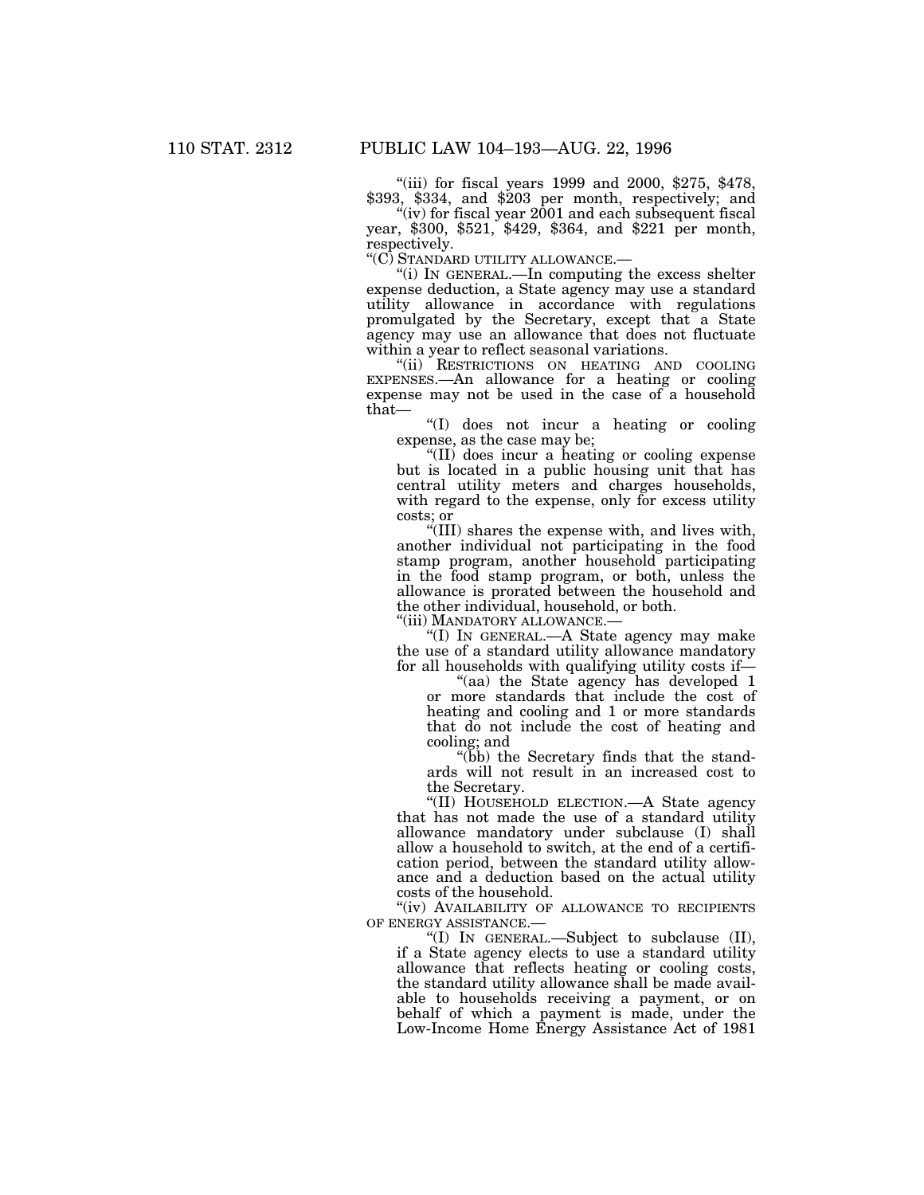"(iii) for fiscal years 1999 and 2000, $275, $478, $393, $334, and $203 per month, respectively; and

"(iv) for fiscal year 2001 and each subsequent fiscal year, $300, $521, $429, $364, and $221 per month, respectively.

"(C) STANDARD UTILITY ALLOWANCE.—

"(i) IN GENERAL.—In computing the excess shelter expense deduction, a State agency may use a standard utility allowance in accordance with regulations promulgated by the Secretary, except that a State agency may use an allowance that does not fluctuate within a year to reflect seasonal variations.

"(ii) RESTRICTIONS ON HEATING AND COOLING EXPENSES.—An allowance for a heating or cooling expense may not be used in the case of a household that—

"(I) does not incur a heating or cooling expense, as the case may be;

"(II) does incur a heating or cooling expense but is located in a public housing unit that has central utility meters and charges households, with regard to the expense, only for excess utility costs; or

"(III) shares the expense with, and lives with, another individual not participating in the food stamp program, another household participating in the food stamp program, or both, unless the allowance is prorated between the household and the other individual, household, or both.

"(iii) MANDATORY ALLOWANCE.—

"(I) IN GENERAL.—A State agency may make the use of a standard utility allowance mandatory for all households with qualifying utility costs if—

"(aa) the State agency has developed 1 or more standards that include the cost of heating and cooling and 1 or more standards that do not include the cost of heating and cooling; and

"(bb) the Secretary finds that the standards will not result in an increased cost to the Secretary.

"(II) HOUSEHOLD ELECTION.—A State agency that has not made the use of a standard utility allowance mandatory under subclause (I) shall allow a household to switch, at the end of a certification period, between the standard utility allowance and a deduction based on the actual utility costs of the household.

"(iv) AVAILABILITY OF ALLOWANCE TO RECIPIENTS OF ENERGY ASSISTANCE.—

"(I) IN GENERAL.—Subject to subclause (II), if a State agency elects to use a standard utility allowance that reflects heating or cooling costs, the standard utility allowance shall be made available to households receiving a payment, or on behalf of which a payment is made, under the Low-Income Home Energy Assistance Act of 1981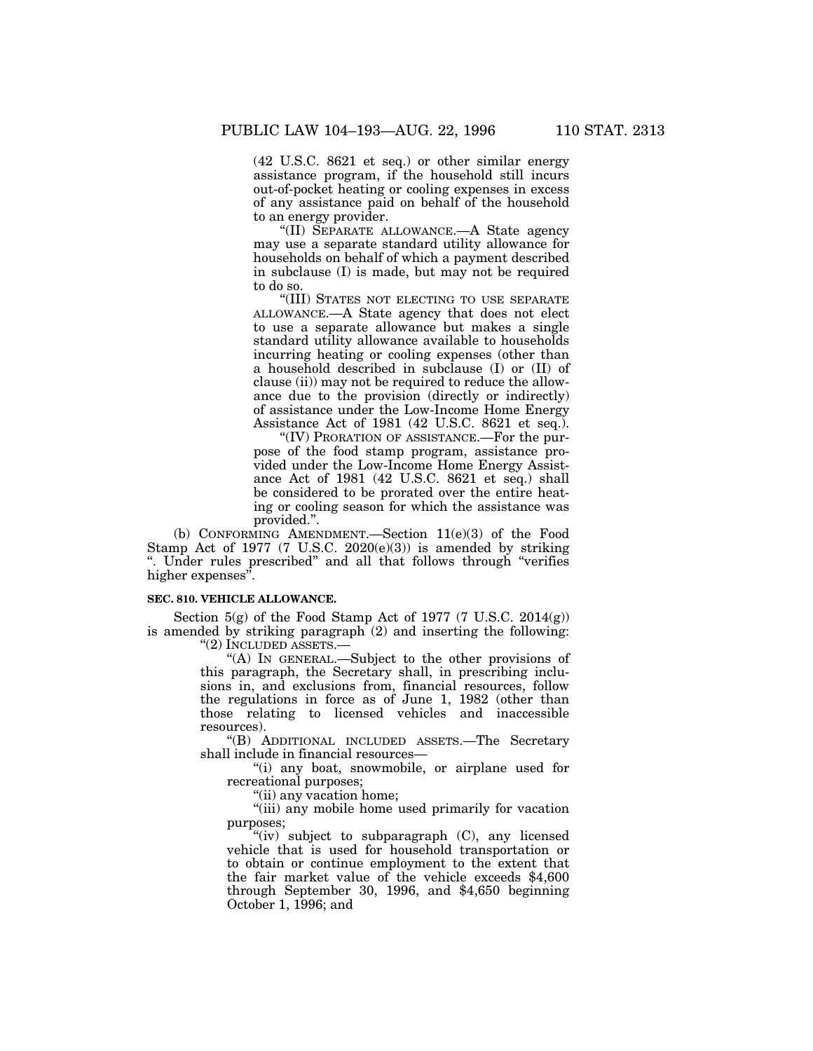(42 U.S.C. 8621 et seq.) or other similar energy assistance program, if the household still incurs out-of-pocket heating or cooling expenses in excess of any assistance paid on behalf of the household to an energy provider.

"(II) SEPARATE ALLOWANCE.—A State agency may use a separate standard utility allowance for households on behalf of which a payment described in subclause (I) is made, but may not be required to do so.

"(III) STATES NOT ELECTING TO USE SEPARATE ALLOWANCE.—A State agency that does not elect to use a separate allowance but makes a single standard utility allowance available to households incurring heating or cooling expenses (other than a household described in subclause (I) or (II) of clause (ii)) may not be required to reduce the allowance due to the provision (directly or indirectly) of assistance under the Low-Income Home Energy Assistance Act of 1981 (42 U.S.C. 8621 et seq.).

"(IV) PRORATION OF ASSISTANCE.—For the purpose of the food stamp program, assistance provided under the Low-Income Home Energy Assistance Act of 1981 (42 U.S.C. 8621 et seq.) shall be considered to be prorated over the entire heating or cooling season for which the assistance was provided.".

(b) CONFORMING AMENDMENT.—Section 11(e)(3) of the Food Stamp Act of 1977 (7 U.S.C. 2020(e)(3)) is amended by striking ". Under rules prescribed" and all that follows through "verifies higher expenses".

**SEC. 810. VEHICLE ALLOWANCE.**

Section 5(g) of the Food Stamp Act of 1977 (7 U.S.C. 2014(g)) is amended by striking paragraph (2) and inserting the following:

"(2) INCLUDED ASSETS.—

"(A) IN GENERAL.—Subject to the other provisions of this paragraph, the Secretary shall, in prescribing inclusions in, and exclusions from, financial resources, follow the regulations in force as of June 1, 1982 (other than those relating to licensed vehicles and inaccessible resources).

"(B) ADDITIONAL INCLUDED ASSETS.—The Secretary shall include in financial resources—

"(i) any boat, snowmobile, or airplane used for recreational purposes;

"(ii) any vacation home;

"(iii) any mobile home used primarily for vacation purposes;

"(iv) subject to subparagraph (C), any licensed vehicle that is used for household transportation or to obtain or continue employment to the extent that the fair market value of the vehicle exceeds $4,600 through September 30, 1996, and $4,650 beginning October 1, 1996; and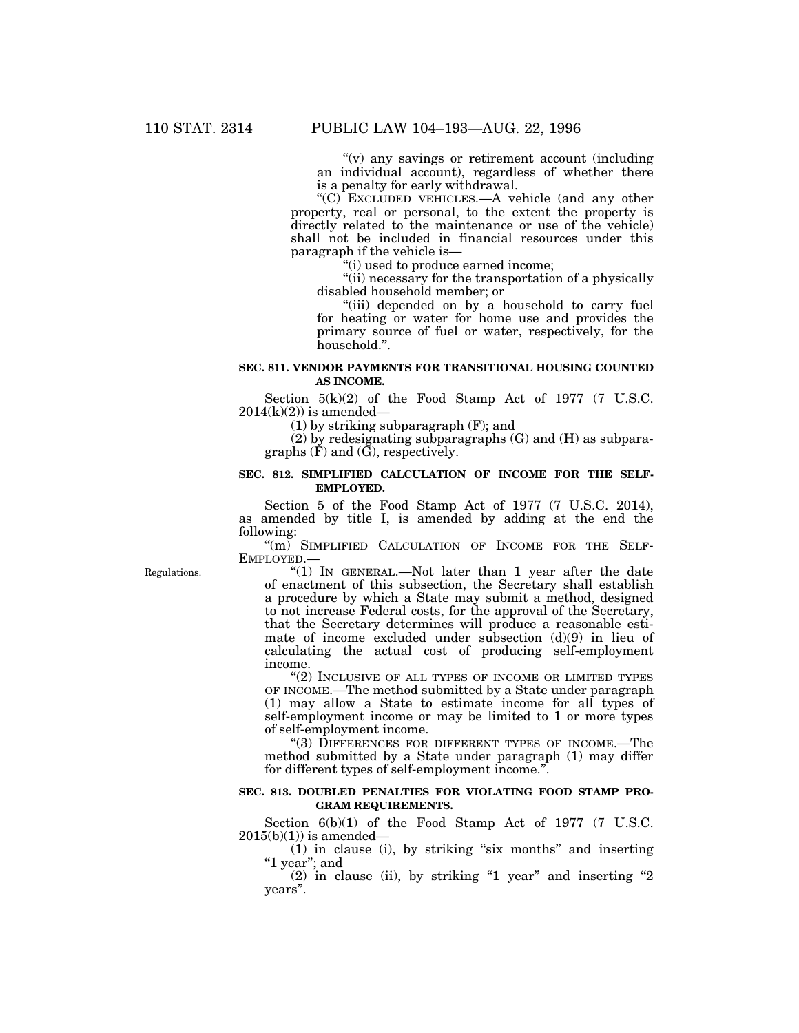"(v) any savings or retirement account (including an individual account), regardless of whether there is a penalty for early withdrawal.

"(C) EXCLUDED VEHICLES.—A vehicle (and any other property, real or personal, to the extent the property is directly related to the maintenance or use of the vehicle) shall not be included in financial resources under this paragraph if the vehicle is—

"(i) used to produce earned income;

"(ii) necessary for the transportation of a physically disabled household member; or

"(iii) depended on by a household to carry fuel for heating or water for home use and provides the primary source of fuel or water, respectively, for the household.".

**SEC. 811. VENDOR PAYMENTS FOR TRANSITIONAL HOUSING COUNTED AS INCOME.**

Section 5(k)(2) of the Food Stamp Act of 1977 (7 U.S.C. 2014(k)(2)) is amended—

(1) by striking subparagraph (F); and

(2) by redesignating subparagraphs (G) and (H) as subparagraphs (F) and (G), respectively.

**SEC. 812. SIMPLIFIED CALCULATION OF INCOME FOR THE SELF-EMPLOYED.**

Section 5 of the Food Stamp Act of 1977 (7 U.S.C. 2014), as amended by title I, is amended by adding at the end the following:

"(m) SIMPLIFIED CALCULATION OF INCOME FOR THE SELF-EMPLOYED.—

Regulations.

"(1) IN GENERAL.—Not later than 1 year after the date of enactment of this subsection, the Secretary shall establish a procedure by which a State may submit a method, designed to not increase Federal costs, for the approval of the Secretary, that the Secretary determines will produce a reasonable estimate of income excluded under subsection (d)(9) in lieu of calculating the actual cost of producing self-employment income.

"(2) INCLUSIVE OF ALL TYPES OF INCOME OR LIMITED TYPES OF INCOME.—The method submitted by a State under paragraph (1) may allow a State to estimate income for all types of self-employment income or may be limited to 1 or more types of self-employment income.

"(3) DIFFERENCES FOR DIFFERENT TYPES OF INCOME.—The method submitted by a State under paragraph (1) may differ for different types of self-employment income.".

**SEC. 813. DOUBLED PENALTIES FOR VIOLATING FOOD STAMP PROGRAM REQUIREMENTS.**

Section 6(b)(1) of the Food Stamp Act of 1977 (7 U.S.C. 2015(b)(1)) is amended—

(1) in clause (i), by striking "six months" and inserting "1 year"; and

(2) in clause (ii), by striking "1 year" and inserting "2 years".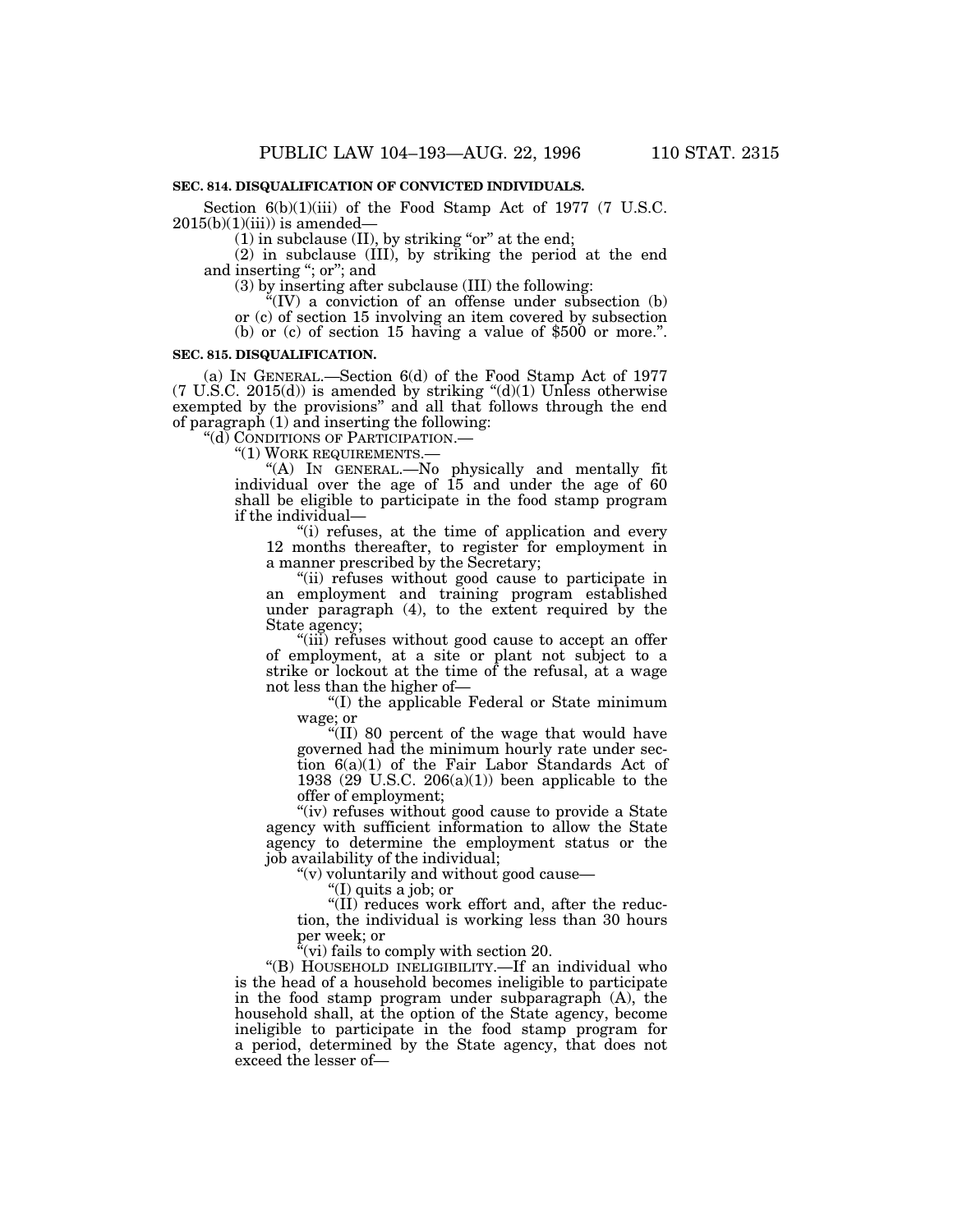**SEC. 814. DISQUALIFICATION OF CONVICTED INDIVIDUALS.**

Section 6(b)(1)(iii) of the Food Stamp Act of 1977 (7 U.S.C. 2015(b)(1)(iii)) is amended—

(1) in subclause (II), by striking "or" at the end;

(2) in subclause (III), by striking the period at the end and inserting "; or"; and

(3) by inserting after subclause (III) the following:

"(IV) a conviction of an offense under subsection (b) or (c) of section 15 involving an item covered by subsection (b) or (c) of section 15 having a value of $500 or more.".

**SEC. 815. DISQUALIFICATION.**

(a) IN GENERAL.—Section 6(d) of the Food Stamp Act of 1977 (7 U.S.C. 2015(d)) is amended by striking "(d)(1) Unless otherwise exempted by the provisions" and all that follows through the end of paragraph (1) and inserting the following:

"(d) CONDITIONS OF PARTICIPATION.—

"(1) WORK REQUIREMENTS.—

"(A) IN GENERAL.—No physically and mentally fit individual over the age of 15 and under the age of 60 shall be eligible to participate in the food stamp program if the individual—

"(i) refuses, at the time of application and every 12 months thereafter, to register for employment in a manner prescribed by the Secretary;

"(ii) refuses without good cause to participate in an employment and training program established under paragraph (4), to the extent required by the State agency;

"(iii) refuses without good cause to accept an offer of employment, at a site or plant not subject to a strike or lockout at the time of the refusal, at a wage not less than the higher of—

"(I) the applicable Federal or State minimum wage; or

"(II) 80 percent of the wage that would have governed had the minimum hourly rate under section 6(a)(1) of the Fair Labor Standards Act of 1938 (29 U.S.C. 206(a)(1)) been applicable to the offer of employment;

"(iv) refuses without good cause to provide a State agency with sufficient information to allow the State agency to determine the employment status or the job availability of the individual;

"(v) voluntarily and without good cause—

"(I) quits a job; or

"(II) reduces work effort and, after the reduction, the individual is working less than 30 hours per week; or

"(vi) fails to comply with section 20.

"(B) HOUSEHOLD INELIGIBILITY.—If an individual who is the head of a household becomes ineligible to participate in the food stamp program under subparagraph (A), the household shall, at the option of the State agency, become ineligible to participate in the food stamp program for a period, determined by the State agency, that does not exceed the lesser of—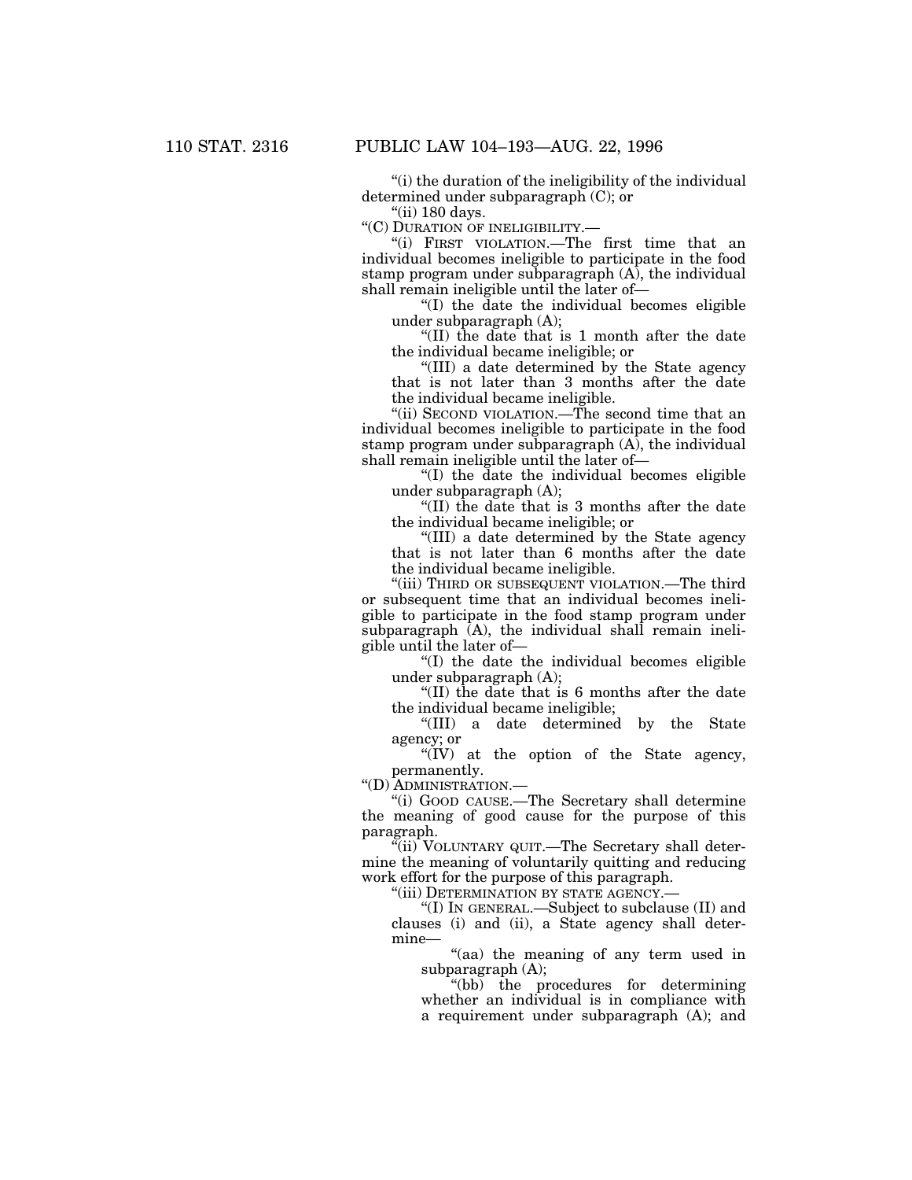"(i) the duration of the ineligibility of the individual determined under subparagraph (C); or

"(ii) 180 days.

"(C) DURATION OF INELIGIBILITY.—

"(i) FIRST VIOLATION.—The first time that an individual becomes ineligible to participate in the food stamp program under subparagraph (A), the individual shall remain ineligible until the later of—

"(I) the date the individual becomes eligible under subparagraph (A);

"(II) the date that is 1 month after the date the individual became ineligible; or

"(III) a date determined by the State agency that is not later than 3 months after the date the individual became ineligible.

"(ii) SECOND VIOLATION.—The second time that an individual becomes ineligible to participate in the food stamp program under subparagraph (A), the individual shall remain ineligible until the later of—

"(I) the date the individual becomes eligible under subparagraph (A);

"(II) the date that is 3 months after the date the individual became ineligible; or

"(III) a date determined by the State agency that is not later than 6 months after the date the individual became ineligible.

"(iii) THIRD OR SUBSEQUENT VIOLATION.—The third or subsequent time that an individual becomes ineligible to participate in the food stamp program under subparagraph (A), the individual shall remain ineligible until the later of—

"(I) the date the individual becomes eligible under subparagraph (A);

"(II) the date that is 6 months after the date the individual became ineligible;

"(III) a date determined by the State agency; or

"(IV) at the option of the State agency, permanently.

"(D) ADMINISTRATION.—

"(i) GOOD CAUSE.—The Secretary shall determine the meaning of good cause for the purpose of this paragraph.

"(ii) VOLUNTARY QUIT.—The Secretary shall determine the meaning of voluntarily quitting and reducing work effort for the purpose of this paragraph.

"(iii) DETERMINATION BY STATE AGENCY.—

"(I) IN GENERAL.—Subject to subclause (II) and clauses (i) and (ii), a State agency shall determine—

"(aa) the meaning of any term used in subparagraph (A);

"(bb) the procedures for determining whether an individual is in compliance with a requirement under subparagraph (A); and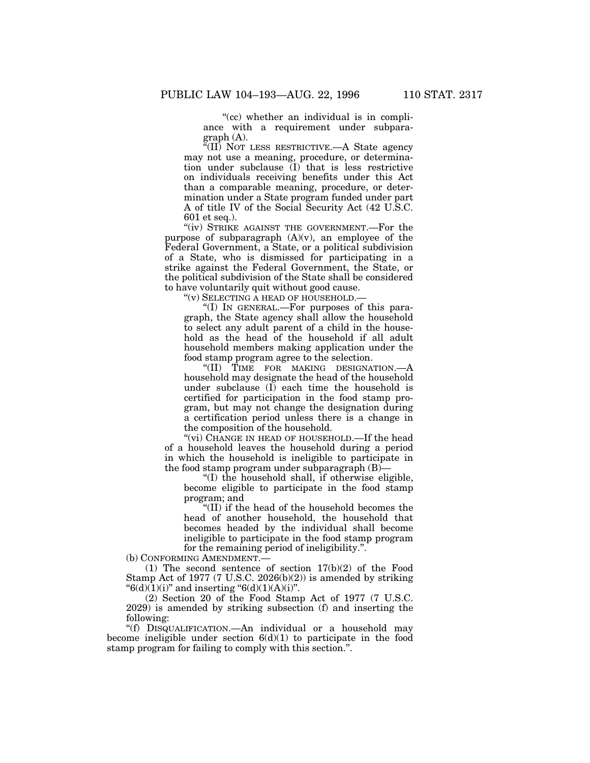"(cc) whether an individual is in compliance with a requirement under subparagraph (A).

"(II) NOT LESS RESTRICTIVE.—A State agency may not use a meaning, procedure, or determination under subclause (I) that is less restrictive on individuals receiving benefits under this Act than a comparable meaning, procedure, or determination under a State program funded under part A of title IV of the Social Security Act (42 U.S.C. 601 et seq.).

"(iv) STRIKE AGAINST THE GOVERNMENT.—For the purpose of subparagraph (A)(v), an employee of the Federal Government, a State, or a political subdivision of a State, who is dismissed for participating in a strike against the Federal Government, the State, or the political subdivision of the State shall be considered to have voluntarily quit without good cause.

"(v) SELECTING A HEAD OF HOUSEHOLD.—

"(I) IN GENERAL.—For purposes of this paragraph, the State agency shall allow the household to select any adult parent of a child in the household as the head of the household if all adult household members making application under the food stamp program agree to the selection.

"(II) TIME FOR MAKING DESIGNATION.—A household may designate the head of the household under subclause (I) each time the household is certified for participation in the food stamp program, but may not change the designation during a certification period unless there is a change in the composition of the household.

"(vi) CHANGE IN HEAD OF HOUSEHOLD.—If the head of a household leaves the household during a period in which the household is ineligible to participate in the food stamp program under subparagraph (B)—

"(I) the household shall, if otherwise eligible, become eligible to participate in the food stamp program; and

"(II) if the head of the household becomes the head of another household, the household that becomes headed by the individual shall become ineligible to participate in the food stamp program for the remaining period of ineligibility.".

(b) CONFORMING AMENDMENT.—

(1) The second sentence of section 17(b)(2) of the Food Stamp Act of 1977 (7 U.S.C. 2026(b)(2)) is amended by striking "6(d)(1)(i)" and inserting "6(d)(1)(A)(i)".

(2) Section 20 of the Food Stamp Act of 1977 (7 U.S.C. 2029) is amended by striking subsection (f) and inserting the following:

"(f) DISQUALIFICATION.—An individual or a household may become ineligible under section 6(d)(1) to participate in the food stamp program for failing to comply with this section.".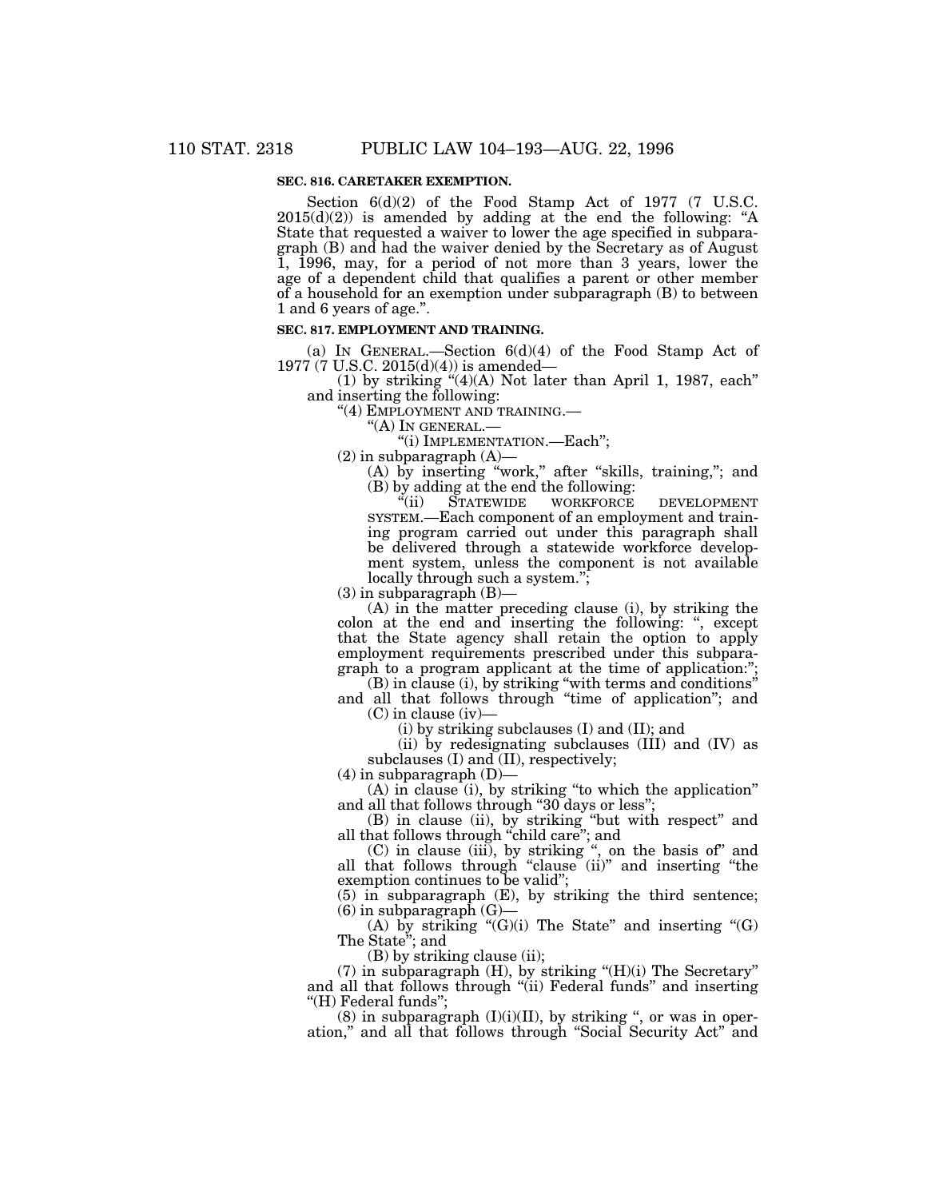**SEC. 816. CARETAKER EXEMPTION.**

Section 6(d)(2) of the Food Stamp Act of 1977 (7 U.S.C. 2015(d)(2)) is amended by adding at the end the following: "A State that requested a waiver to lower the age specified in subparagraph (B) and had the waiver denied by the Secretary as of August 1, 1996, may, for a period of not more than 3 years, lower the age of a dependent child that qualifies a parent or other member of a household for an exemption under subparagraph (B) to between 1 and 6 years of age.".

**SEC. 817. EMPLOYMENT AND TRAINING.**

(a) IN GENERAL.—Section 6(d)(4) of the Food Stamp Act of 1977 (7 U.S.C. 2015(d)(4)) is amended—

(1) by striking "(4)(A) Not later than April 1, 1987, each" and inserting the following:

"(4) EMPLOYMENT AND TRAINING.—

"(A) IN GENERAL.—

"(i) IMPLEMENTATION.—Each";

(2) in subparagraph (A)—

(A) by inserting "work," after "skills, training,"; and

(B) by adding at the end the following:

"(ii) STATEWIDE WORKFORCE DEVELOPMENT SYSTEM.—Each component of an employment and training program carried out under this paragraph shall be delivered through a statewide workforce development system, unless the component is not available locally through such a system.";

(3) in subparagraph (B)—

(A) in the matter preceding clause (i), by striking the colon at the end and inserting the following: ", except that the State agency shall retain the option to apply employment requirements prescribed under this subparagraph to a program applicant at the time of application:";

(B) in clause (i), by striking "with terms and conditions" and all that follows through "time of application"; and

(C) in clause (iv)—

(i) by striking subclauses (I) and (II); and

(ii) by redesignating subclauses (III) and (IV) as subclauses (I) and (II), respectively;

(4) in subparagraph (D)—

(A) in clause (i), by striking "to which the application" and all that follows through "30 days or less";

(B) in clause (ii), by striking "but with respect" and all that follows through "child care"; and

(C) in clause (iii), by striking ", on the basis of" and all that follows through "clause (ii)" and inserting "the exemption continues to be valid";

(5) in subparagraph (E), by striking the third sentence;

(6) in subparagraph (G)—

(A) by striking "(G)(i) The State" and inserting "(G) The State"; and

(B) by striking clause (ii);

(7) in subparagraph (H), by striking "(H)(i) The Secretary" and all that follows through "(ii) Federal funds" and inserting "(H) Federal funds";

(8) in subparagraph (I)(i)(II), by striking ", or was in operation," and all that follows through "Social Security Act" and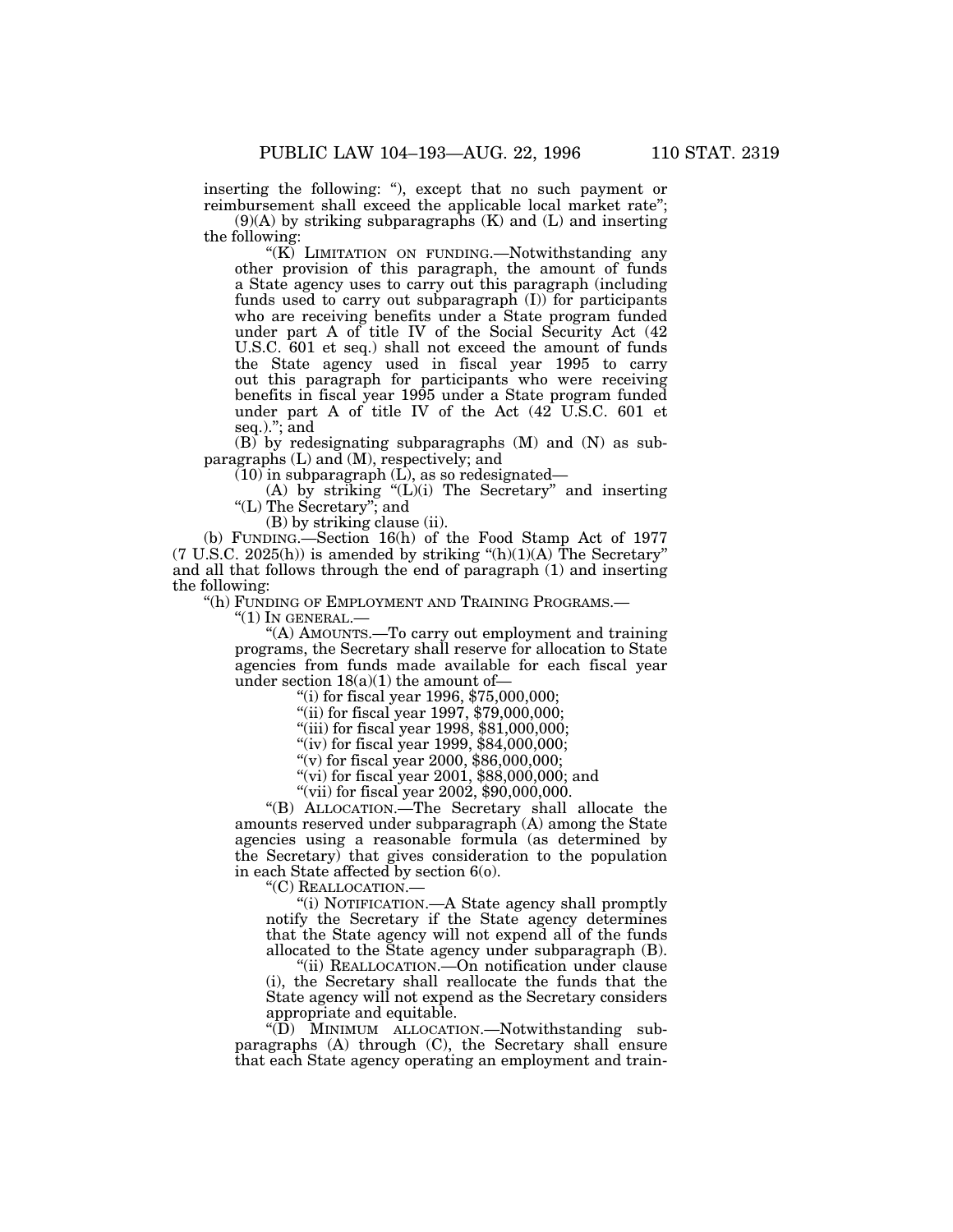inserting the following: "), except that no such payment or reimbursement shall exceed the applicable local market rate";

(9)(A) by striking subparagraphs (K) and (L) and inserting the following:

"(K) LIMITATION ON FUNDING.—Notwithstanding any other provision of this paragraph, the amount of funds a State agency uses to carry out this paragraph (including funds used to carry out subparagraph (I)) for participants who are receiving benefits under a State program funded under part A of title IV of the Social Security Act (42 U.S.C. 601 et seq.) shall not exceed the amount of funds the State agency used in fiscal year 1995 to carry out this paragraph for participants who were receiving benefits in fiscal year 1995 under a State program funded under part A of title IV of the Act (42 U.S.C. 601 et seq.)."; and

(B) by redesignating subparagraphs (M) and (N) as subparagraphs (L) and (M), respectively; and

(10) in subparagraph (L), as so redesignated—

(A) by striking "(L)(i) The Secretary" and inserting "(L) The Secretary"; and

(B) by striking clause (ii).

(b) FUNDING.—Section 16(h) of the Food Stamp Act of 1977 (7 U.S.C. 2025(h)) is amended by striking "(h)(1)(A) The Secretary" and all that follows through the end of paragraph (1) and inserting the following:

"(h) FUNDING OF EMPLOYMENT AND TRAINING PROGRAMS.—

"(1) IN GENERAL.—

"(A) AMOUNTS.—To carry out employment and training programs, the Secretary shall reserve for allocation to State agencies from funds made available for each fiscal year under section 18(a)(1) the amount of—

"(i) for fiscal year 1996, $75,000,000;

"(ii) for fiscal year 1997, $79,000,000;

"(iii) for fiscal year 1998, $81,000,000;

"(iv) for fiscal year 1999, $84,000,000;

"(v) for fiscal year 2000, $86,000,000;

"(vi) for fiscal year 2001, $88,000,000; and

"(vii) for fiscal year 2002, $90,000,000.

"(B) ALLOCATION.—The Secretary shall allocate the amounts reserved under subparagraph (A) among the State agencies using a reasonable formula (as determined by the Secretary) that gives consideration to the population in each State affected by section 6(o).

"(C) REALLOCATION.—

"(i) NOTIFICATION.—A State agency shall promptly notify the Secretary if the State agency determines that the State agency will not expend all of the funds allocated to the State agency under subparagraph (B).

"(ii) REALLOCATION.—On notification under clause (i), the Secretary shall reallocate the funds that the State agency will not expend as the Secretary considers appropriate and equitable.

"(D) MINIMUM ALLOCATION.—Notwithstanding subparagraphs (A) through (C), the Secretary shall ensure that each State agency operating an employment and train-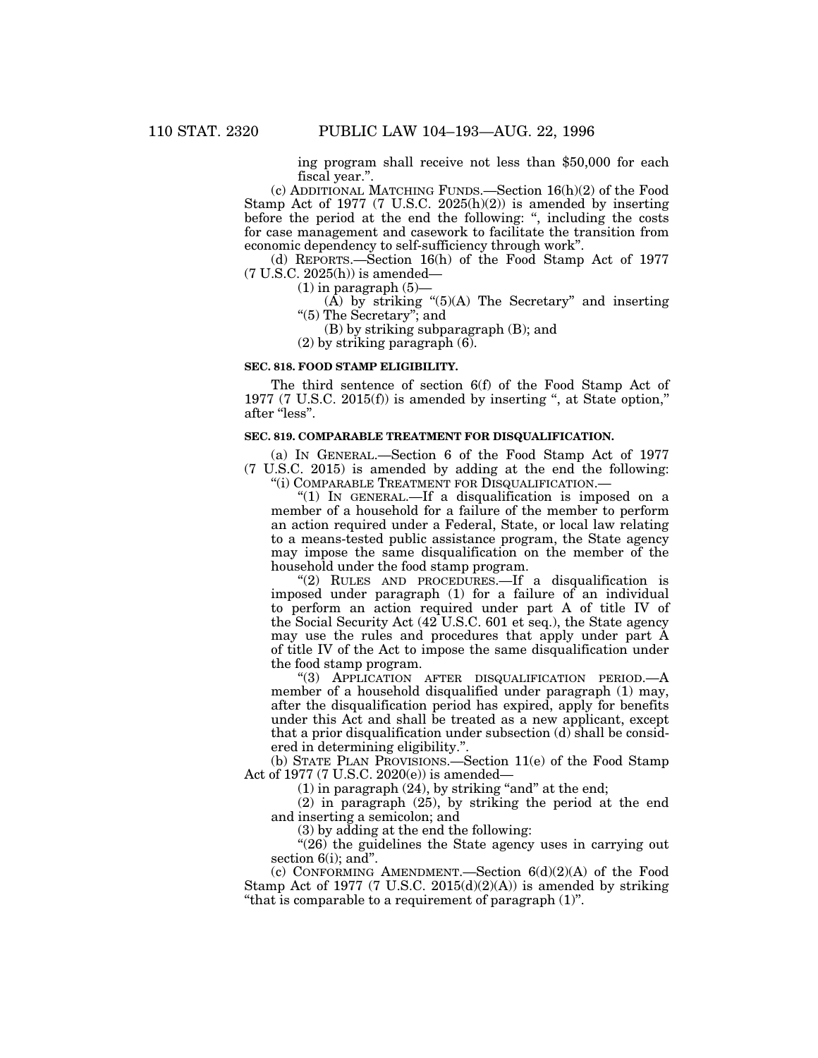ing program shall receive not less than $50,000 for each fiscal year.".

(c) ADDITIONAL MATCHING FUNDS.—Section 16(h)(2) of the Food Stamp Act of 1977 (7 U.S.C. 2025(h)(2)) is amended by inserting before the period at the end the following: ", including the costs for case management and casework to facilitate the transition from economic dependency to self-sufficiency through work".

(d) REPORTS.—Section 16(h) of the Food Stamp Act of 1977 (7 U.S.C. 2025(h)) is amended—

(1) in paragraph (5)—

(A) by striking "(5)(A) The Secretary" and inserting "(5) The Secretary"; and

(B) by striking subparagraph (B); and

(2) by striking paragraph (6).

**SEC. 818. FOOD STAMP ELIGIBILITY.**

The third sentence of section 6(f) of the Food Stamp Act of 1977 (7 U.S.C. 2015(f)) is amended by inserting ", at State option," after "less".

**SEC. 819. COMPARABLE TREATMENT FOR DISQUALIFICATION.**

(a) IN GENERAL.—Section 6 of the Food Stamp Act of 1977 (7 U.S.C. 2015) is amended by adding at the end the following:

"(i) COMPARABLE TREATMENT FOR DISQUALIFICATION.—

"(1) IN GENERAL.—If a disqualification is imposed on a member of a household for a failure of the member to perform an action required under a Federal, State, or local law relating to a means-tested public assistance program, the State agency may impose the same disqualification on the member of the household under the food stamp program.

"(2) RULES AND PROCEDURES.—If a disqualification is imposed under paragraph (1) for a failure of an individual to perform an action required under part A of title IV of the Social Security Act (42 U.S.C. 601 et seq.), the State agency may use the rules and procedures that apply under part A of title IV of the Act to impose the same disqualification under the food stamp program.

"(3) APPLICATION AFTER DISQUALIFICATION PERIOD.—A member of a household disqualified under paragraph (1) may, after the disqualification period has expired, apply for benefits under this Act and shall be treated as a new applicant, except that a prior disqualification under subsection (d) shall be considered in determining eligibility.".

(b) STATE PLAN PROVISIONS.—Section 11(e) of the Food Stamp Act of 1977 (7 U.S.C. 2020(e)) is amended—

(1) in paragraph (24), by striking "and" at the end;

(2) in paragraph (25), by striking the period at the end and inserting a semicolon; and

(3) by adding at the end the following:

"(26) the guidelines the State agency uses in carrying out section 6(i); and".

(c) CONFORMING AMENDMENT.—Section 6(d)(2)(A) of the Food Stamp Act of 1977 (7 U.S.C. 2015(d)(2)(A)) is amended by striking "that is comparable to a requirement of paragraph (1)".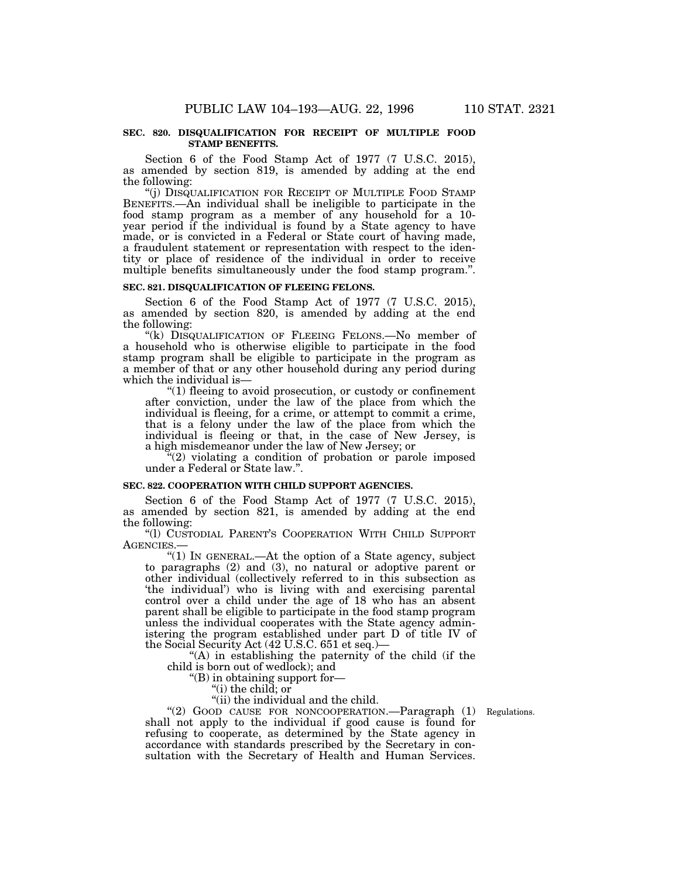**SEC. 820. DISQUALIFICATION FOR RECEIPT OF MULTIPLE FOOD STAMP BENEFITS.**

Section 6 of the Food Stamp Act of 1977 (7 U.S.C. 2015), as amended by section 819, is amended by adding at the end the following:

"(j) DISQUALIFICATION FOR RECEIPT OF MULTIPLE FOOD STAMP BENEFITS.—An individual shall be ineligible to participate in the food stamp program as a member of any household for a 10-year period if the individual is found by a State agency to have made, or is convicted in a Federal or State court of having made, a fraudulent statement or representation with respect to the identity or place of residence of the individual in order to receive multiple benefits simultaneously under the food stamp program.".

**SEC. 821. DISQUALIFICATION OF FLEEING FELONS.**

Section 6 of the Food Stamp Act of 1977 (7 U.S.C. 2015), as amended by section 820, is amended by adding at the end the following:

"(k) DISQUALIFICATION OF FLEEING FELONS.—No member of a household who is otherwise eligible to participate in the food stamp program shall be eligible to participate in the program as a member of that or any other household during any period during which the individual is—

"(1) fleeing to avoid prosecution, or custody or confinement after conviction, under the law of the place from which the individual is fleeing, for a crime, or attempt to commit a crime, that is a felony under the law of the place from which the individual is fleeing or that, in the case of New Jersey, is a high misdemeanor under the law of New Jersey; or

"(2) violating a condition of probation or parole imposed under a Federal or State law.".

**SEC. 822. COOPERATION WITH CHILD SUPPORT AGENCIES.**

Section 6 of the Food Stamp Act of 1977 (7 U.S.C. 2015), as amended by section 821, is amended by adding at the end the following:

"(l) CUSTODIAL PARENT'S COOPERATION WITH CHILD SUPPORT AGENCIES.—

"(1) IN GENERAL.—At the option of a State agency, subject to paragraphs (2) and (3), no natural or adoptive parent or other individual (collectively referred to in this subsection as 'the individual') who is living with and exercising parental control over a child under the age of 18 who has an absent parent shall be eligible to participate in the food stamp program unless the individual cooperates with the State agency administering the program established under part D of title IV of the Social Security Act (42 U.S.C. 651 et seq.)—

"(A) in establishing the paternity of the child (if the child is born out of wedlock); and

"(B) in obtaining support for—

"(i) the child; or

"(ii) the individual and the child.

Regulations.

"(2) GOOD CAUSE FOR NONCOOPERATION.—Paragraph (1) shall not apply to the individual if good cause is found for refusing to cooperate, as determined by the State agency in accordance with standards prescribed by the Secretary in consultation with the Secretary of Health and Human Services.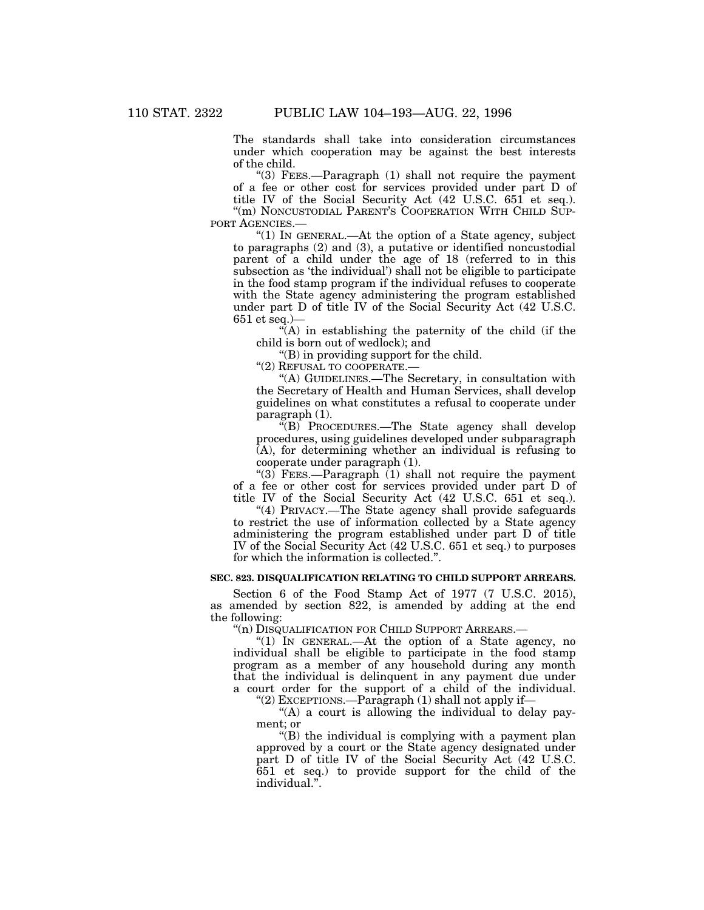The standards shall take into consideration circumstances under which cooperation may be against the best interests of the child.

"(3) FEES.—Paragraph (1) shall not require the payment of a fee or other cost for services provided under part D of title IV of the Social Security Act (42 U.S.C. 651 et seq.).

"(m) NONCUSTODIAL PARENT'S COOPERATION WITH CHILD SUPPORT AGENCIES.—

"(1) IN GENERAL.—At the option of a State agency, subject to paragraphs (2) and (3), a putative or identified noncustodial parent of a child under the age of 18 (referred to in this subsection as 'the individual') shall not be eligible to participate in the food stamp program if the individual refuses to cooperate with the State agency administering the program established under part D of title IV of the Social Security Act (42 U.S.C. 651 et seq.)—

"(A) in establishing the paternity of the child (if the child is born out of wedlock); and

"(B) in providing support for the child.

"(2) REFUSAL TO COOPERATE.—

"(A) GUIDELINES.—The Secretary, in consultation with the Secretary of Health and Human Services, shall develop guidelines on what constitutes a refusal to cooperate under paragraph (1).

"(B) PROCEDURES.—The State agency shall develop procedures, using guidelines developed under subparagraph (A), for determining whether an individual is refusing to cooperate under paragraph (1).

"(3) FEES.—Paragraph (1) shall not require the payment of a fee or other cost for services provided under part D of title IV of the Social Security Act (42 U.S.C. 651 et seq.).

"(4) PRIVACY.—The State agency shall provide safeguards to restrict the use of information collected by a State agency administering the program established under part D of title IV of the Social Security Act (42 U.S.C. 651 et seq.) to purposes for which the information is collected.".

**SEC. 823. DISQUALIFICATION RELATING TO CHILD SUPPORT ARREARS.**

Section 6 of the Food Stamp Act of 1977 (7 U.S.C. 2015), as amended by section 822, is amended by adding at the end the following:

"(n) DISQUALIFICATION FOR CHILD SUPPORT ARREARS.—

"(1) IN GENERAL.—At the option of a State agency, no individual shall be eligible to participate in the food stamp program as a member of any household during any month that the individual is delinquent in any payment due under a court order for the support of a child of the individual.

"(2) EXCEPTIONS.—Paragraph (1) shall not apply if—

"(A) a court is allowing the individual to delay payment; or

"(B) the individual is complying with a payment plan approved by a court or the State agency designated under part D of title IV of the Social Security Act (42 U.S.C. 651 et seq.) to provide support for the child of the individual.".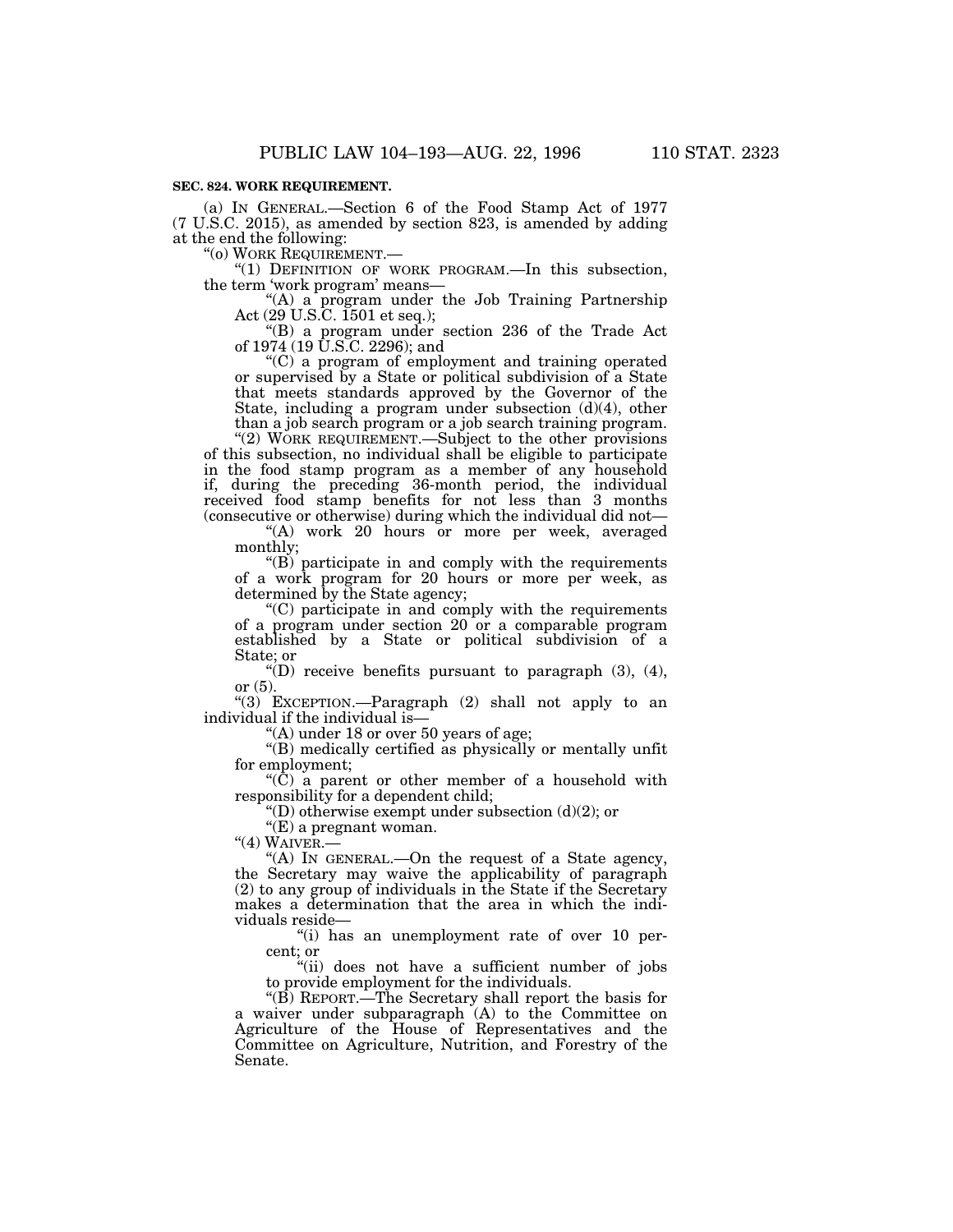**SEC. 824. WORK REQUIREMENT.**

(a) IN GENERAL.—Section 6 of the Food Stamp Act of 1977 (7 U.S.C. 2015), as amended by section 823, is amended by adding at the end the following:

"(o) WORK REQUIREMENT.—

"(1) DEFINITION OF WORK PROGRAM.—In this subsection, the term 'work program' means—

"(A) a program under the Job Training Partnership Act (29 U.S.C. 1501 et seq.);

"(B) a program under section 236 of the Trade Act of 1974 (19 U.S.C. 2296); and

"(C) a program of employment and training operated or supervised by a State or political subdivision of a State that meets standards approved by the Governor of the State, including a program under subsection (d)(4), other than a job search program or a job search training program.

"(2) WORK REQUIREMENT.—Subject to the other provisions of this subsection, no individual shall be eligible to participate in the food stamp program as a member of any household if, during the preceding 36-month period, the individual received food stamp benefits for not less than 3 months (consecutive or otherwise) during which the individual did not—

"(A) work 20 hours or more per week, averaged monthly;

"(B) participate in and comply with the requirements of a work program for 20 hours or more per week, as determined by the State agency;

"(C) participate in and comply with the requirements of a program under section 20 or a comparable program established by a State or political subdivision of a State; or

"(D) receive benefits pursuant to paragraph (3), (4), or (5).

"(3) EXCEPTION.—Paragraph (2) shall not apply to an individual if the individual is—

"(A) under 18 or over 50 years of age;

"(B) medically certified as physically or mentally unfit for employment;

"(C) a parent or other member of a household with responsibility for a dependent child;

"(D) otherwise exempt under subsection (d)(2); or

"(E) a pregnant woman.

"(4) WAIVER.—

"(A) IN GENERAL.—On the request of a State agency, the Secretary may waive the applicability of paragraph (2) to any group of individuals in the State if the Secretary makes a determination that the area in which the individuals reside—

"(i) has an unemployment rate of over 10 percent; or

"(ii) does not have a sufficient number of jobs to provide employment for the individuals.

"(B) REPORT.—The Secretary shall report the basis for a waiver under subparagraph (A) to the Committee on Agriculture of the House of Representatives and the Committee on Agriculture, Nutrition, and Forestry of the Senate.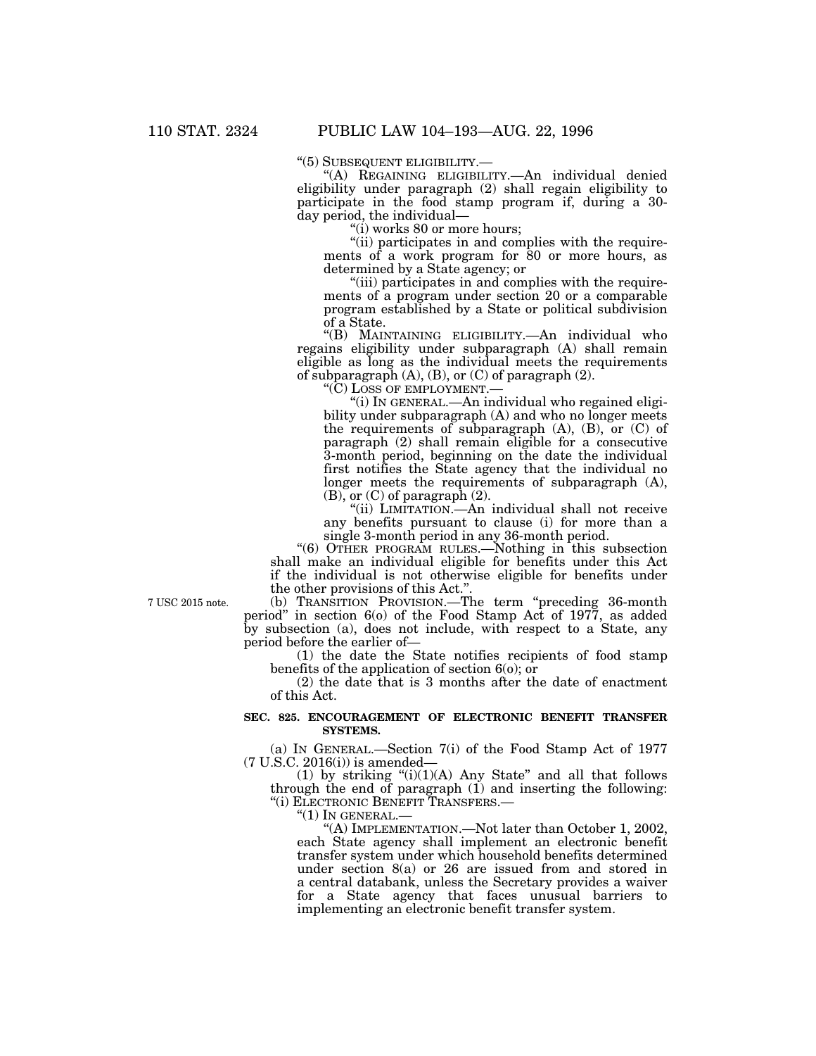"(5) SUBSEQUENT ELIGIBILITY.—

"(A) REGAINING ELIGIBILITY.—An individual denied eligibility under paragraph (2) shall regain eligibility to participate in the food stamp program if, during a 30-day period, the individual—

"(i) works 80 or more hours;

"(ii) participates in and complies with the requirements of a work program for 80 or more hours, as determined by a State agency; or

"(iii) participates in and complies with the requirements of a program under section 20 or a comparable program established by a State or political subdivision of a State.

"(B) MAINTAINING ELIGIBILITY.—An individual who regains eligibility under subparagraph (A) shall remain eligible as long as the individual meets the requirements of subparagraph (A), (B), or (C) of paragraph (2).

"(C) LOSS OF EMPLOYMENT.—

"(i) IN GENERAL.—An individual who regained eligibility under subparagraph (A) and who no longer meets the requirements of subparagraph (A), (B), or (C) of paragraph (2) shall remain eligible for a consecutive 3-month period, beginning on the date the individual first notifies the State agency that the individual no longer meets the requirements of subparagraph (A), (B), or (C) of paragraph (2).

"(ii) LIMITATION.—An individual shall not receive any benefits pursuant to clause (i) for more than a single 3-month period in any 36-month period.

"(6) OTHER PROGRAM RULES.—Nothing in this subsection shall make an individual eligible for benefits under this Act if the individual is not otherwise eligible for benefits under the other provisions of this Act.".

7 USC 2015 note.

(b) TRANSITION PROVISION.—The term "preceding 36-month period" in section 6(o) of the Food Stamp Act of 1977, as added by subsection (a), does not include, with respect to a State, any period before the earlier of—

(1) the date the State notifies recipients of food stamp benefits of the application of section 6(o); or

(2) the date that is 3 months after the date of enactment of this Act.

**SEC. 825. ENCOURAGEMENT OF ELECTRONIC BENEFIT TRANSFER SYSTEMS.**

(a) IN GENERAL.—Section 7(i) of the Food Stamp Act of 1977 (7 U.S.C. 2016(i)) is amended—

(1) by striking "(i)(1)(A) Any State" and all that follows through the end of paragraph (1) and inserting the following:

"(i) ELECTRONIC BENEFIT TRANSFERS.—

"(1) IN GENERAL.—

"(A) IMPLEMENTATION.—Not later than October 1, 2002, each State agency shall implement an electronic benefit transfer system under which household benefits determined under section 8(a) or 26 are issued from and stored in a central databank, unless the Secretary provides a waiver for a State agency that faces unusual barriers to implementing an electronic benefit transfer system.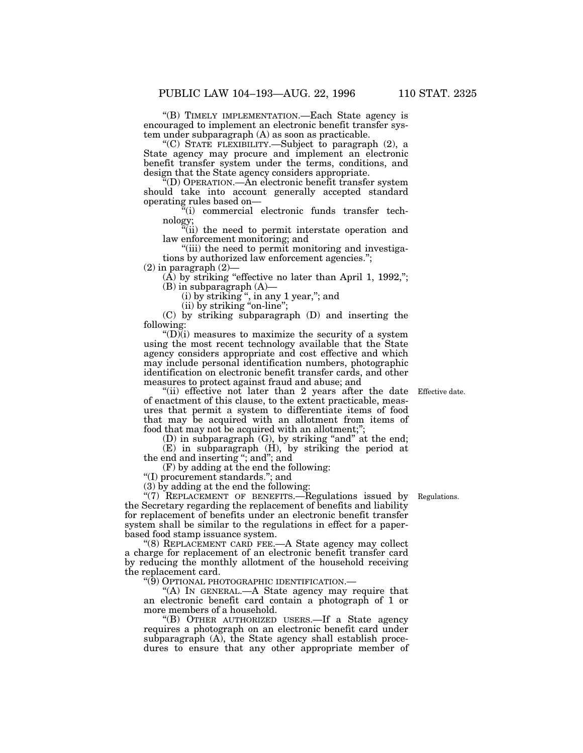"(B) TIMELY IMPLEMENTATION.—Each State agency is encouraged to implement an electronic benefit transfer system under subparagraph (A) as soon as practicable.

"(C) STATE FLEXIBILITY.—Subject to paragraph (2), a State agency may procure and implement an electronic benefit transfer system under the terms, conditions, and design that the State agency considers appropriate.

"(D) OPERATION.—An electronic benefit transfer system should take into account generally accepted standard operating rules based on—

"(i) commercial electronic funds transfer technology;

"(ii) the need to permit interstate operation and law enforcement monitoring; and

"(iii) the need to permit monitoring and investigations by authorized law enforcement agencies.";

(2) in paragraph (2)—

(A) by striking "effective no later than April 1, 1992,";

(B) in subparagraph (A)—

(i) by striking ", in any 1 year,"; and

(ii) by striking "on-line";

(C) by striking subparagraph (D) and inserting the following:

"(D)(i) measures to maximize the security of a system using the most recent technology available that the State agency considers appropriate and cost effective and which may include personal identification numbers, photographic identification on electronic benefit transfer cards, and other measures to protect against fraud and abuse; and

"(ii) effective not later than 2 years after the date of enactment of this clause, to the extent practicable, measures that permit a system to differentiate items of food that may be acquired with an allotment from items of food that may not be acquired with an allotment;";

Effective date.

(D) in subparagraph (G), by striking "and" at the end;

(E) in subparagraph (H), by striking the period at the end and inserting "; and"; and

(F) by adding at the end the following:

"(I) procurement standards."; and

(3) by adding at the end the following:

Regulations.

"(7) REPLACEMENT OF BENEFITS.—Regulations issued by the Secretary regarding the replacement of benefits and liability for replacement of benefits under an electronic benefit transfer system shall be similar to the regulations in effect for a paper-based food stamp issuance system.

"(8) REPLACEMENT CARD FEE.—A State agency may collect a charge for replacement of an electronic benefit transfer card by reducing the monthly allotment of the household receiving the replacement card.

"(9) OPTIONAL PHOTOGRAPHIC IDENTIFICATION.—

"(A) IN GENERAL.—A State agency may require that an electronic benefit card contain a photograph of 1 or more members of a household.

"(B) OTHER AUTHORIZED USERS.—If a State agency requires a photograph on an electronic benefit card under subparagraph (A), the State agency shall establish procedures to ensure that any other appropriate member of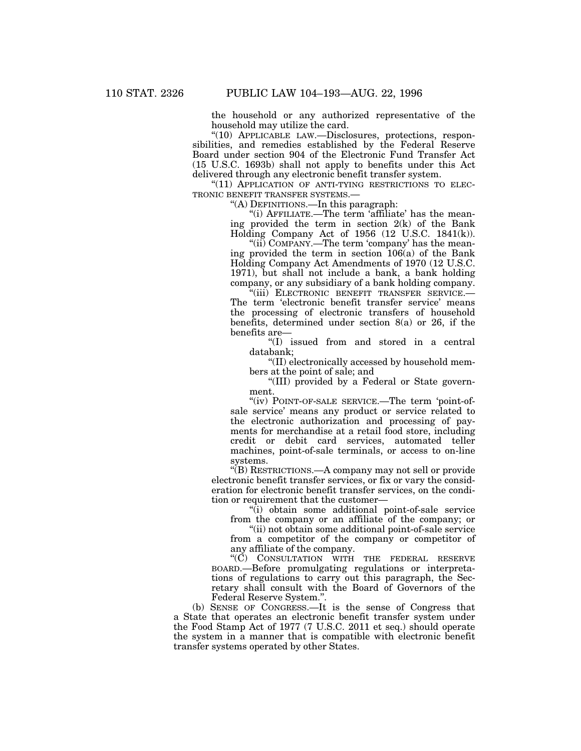the household or any authorized representative of the household may utilize the card.

"(10) APPLICABLE LAW.—Disclosures, protections, responsibilities, and remedies established by the Federal Reserve Board under section 904 of the Electronic Fund Transfer Act (15 U.S.C. 1693b) shall not apply to benefits under this Act delivered through any electronic benefit transfer system.

"(11) APPLICATION OF ANTI-TYING RESTRICTIONS TO ELECTRONIC BENEFIT TRANSFER SYSTEMS.—

"(A) DEFINITIONS.—In this paragraph:

"(i) AFFILIATE.—The term 'affiliate' has the meaning provided the term in section 2(k) of the Bank Holding Company Act of 1956 (12 U.S.C. 1841(k)).

"(ii) COMPANY.—The term 'company' has the meaning provided the term in section 106(a) of the Bank Holding Company Act Amendments of 1970 (12 U.S.C. 1971), but shall not include a bank, a bank holding company, or any subsidiary of a bank holding company.

"(iii) ELECTRONIC BENEFIT TRANSFER SERVICE.—The term 'electronic benefit transfer service' means the processing of electronic transfers of household benefits, determined under section 8(a) or 26, if the benefits are—

"(I) issued from and stored in a central databank;

"(II) electronically accessed by household members at the point of sale; and

"(III) provided by a Federal or State government.

"(iv) POINT-OF-SALE SERVICE.—The term 'point-of-sale service' means any product or service related to the electronic authorization and processing of payments for merchandise at a retail food store, including credit or debit card services, automated teller machines, point-of-sale terminals, or access to on-line systems.

"(B) RESTRICTIONS.—A company may not sell or provide electronic benefit transfer services, or fix or vary the consideration for electronic benefit transfer services, on the condition or requirement that the customer—

"(i) obtain some additional point-of-sale service from the company or an affiliate of the company; or

"(ii) not obtain some additional point-of-sale service from a competitor of the company or competitor of any affiliate of the company.

"(C) CONSULTATION WITH THE FEDERAL RESERVE BOARD.—Before promulgating regulations or interpretations of regulations to carry out this paragraph, the Secretary shall consult with the Board of Governors of the Federal Reserve System.".

(b) SENSE OF CONGRESS.—It is the sense of Congress that a State that operates an electronic benefit transfer system under the Food Stamp Act of 1977 (7 U.S.C. 2011 et seq.) should operate the system in a manner that is compatible with electronic benefit transfer systems operated by other States.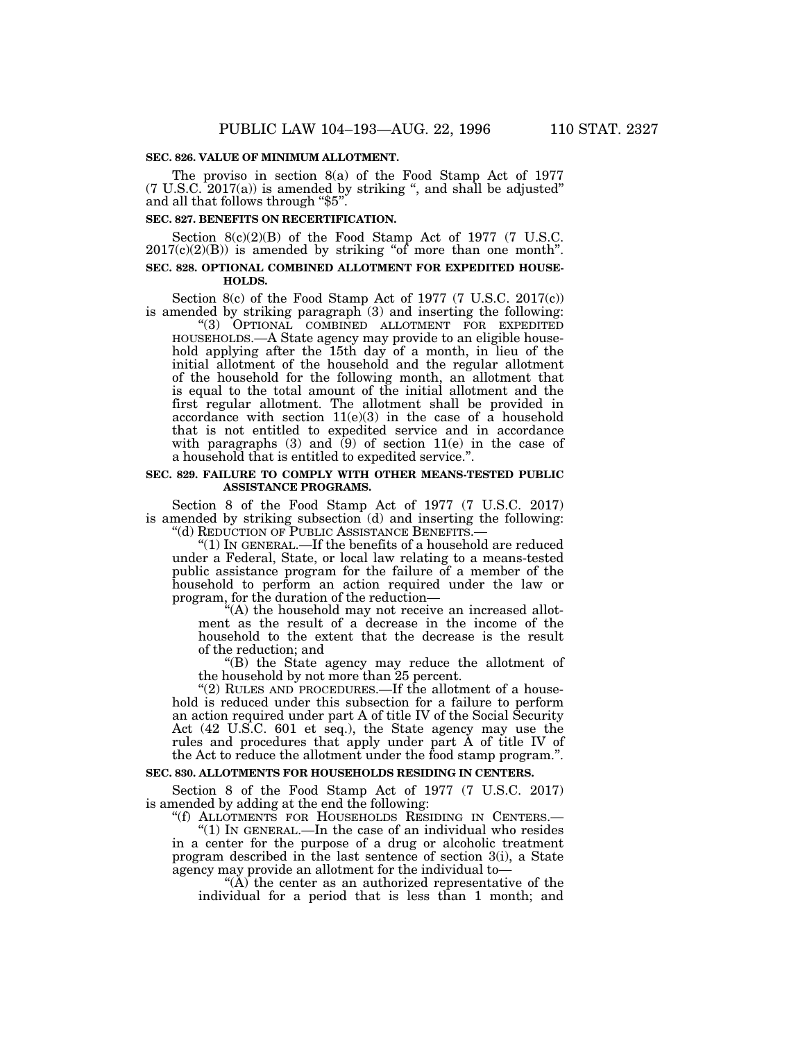**SEC. 826. VALUE OF MINIMUM ALLOTMENT.**

The proviso in section 8(a) of the Food Stamp Act of 1977 (7 U.S.C. 2017(a)) is amended by striking ", and shall be adjusted" and all that follows through "$5".

**SEC. 827. BENEFITS ON RECERTIFICATION.**

Section 8(c)(2)(B) of the Food Stamp Act of 1977 (7 U.S.C. 2017(c)(2)(B)) is amended by striking "of more than one month".

**SEC. 828. OPTIONAL COMBINED ALLOTMENT FOR EXPEDITED HOUSEHOLDS.**

Section 8(c) of the Food Stamp Act of 1977 (7 U.S.C. 2017(c)) is amended by striking paragraph (3) and inserting the following:

"(3) OPTIONAL COMBINED ALLOTMENT FOR EXPEDITED HOUSEHOLDS.—A State agency may provide to an eligible household applying after the 15th day of a month, in lieu of the initial allotment of the household and the regular allotment of the household for the following month, an allotment that is equal to the total amount of the initial allotment and the first regular allotment. The allotment shall be provided in accordance with section 11(e)(3) in the case of a household that is not entitled to expedited service and in accordance with paragraphs (3) and (9) of section 11(e) in the case of a household that is entitled to expedited service.".

**SEC. 829. FAILURE TO COMPLY WITH OTHER MEANS-TESTED PUBLIC ASSISTANCE PROGRAMS.**

Section 8 of the Food Stamp Act of 1977 (7 U.S.C. 2017) is amended by striking subsection (d) and inserting the following:

"(d) REDUCTION OF PUBLIC ASSISTANCE BENEFITS.—

"(1) IN GENERAL.—If the benefits of a household are reduced under a Federal, State, or local law relating to a means-tested public assistance program for the failure of a member of the household to perform an action required under the law or program, for the duration of the reduction—

"(A) the household may not receive an increased allotment as the result of a decrease in the income of the household to the extent that the decrease is the result of the reduction; and

"(B) the State agency may reduce the allotment of the household by not more than 25 percent.

"(2) RULES AND PROCEDURES.—If the allotment of a household is reduced under this subsection for a failure to perform an action required under part A of title IV of the Social Security Act (42 U.S.C. 601 et seq.), the State agency may use the rules and procedures that apply under part A of title IV of the Act to reduce the allotment under the food stamp program.".

**SEC. 830. ALLOTMENTS FOR HOUSEHOLDS RESIDING IN CENTERS.**

Section 8 of the Food Stamp Act of 1977 (7 U.S.C. 2017) is amended by adding at the end the following:

"(f) ALLOTMENTS FOR HOUSEHOLDS RESIDING IN CENTERS.—

"(1) IN GENERAL.—In the case of an individual who resides in a center for the purpose of a drug or alcoholic treatment program described in the last sentence of section 3(i), a State agency may provide an allotment for the individual to—

"(A) the center as an authorized representative of the individual for a period that is less than 1 month; and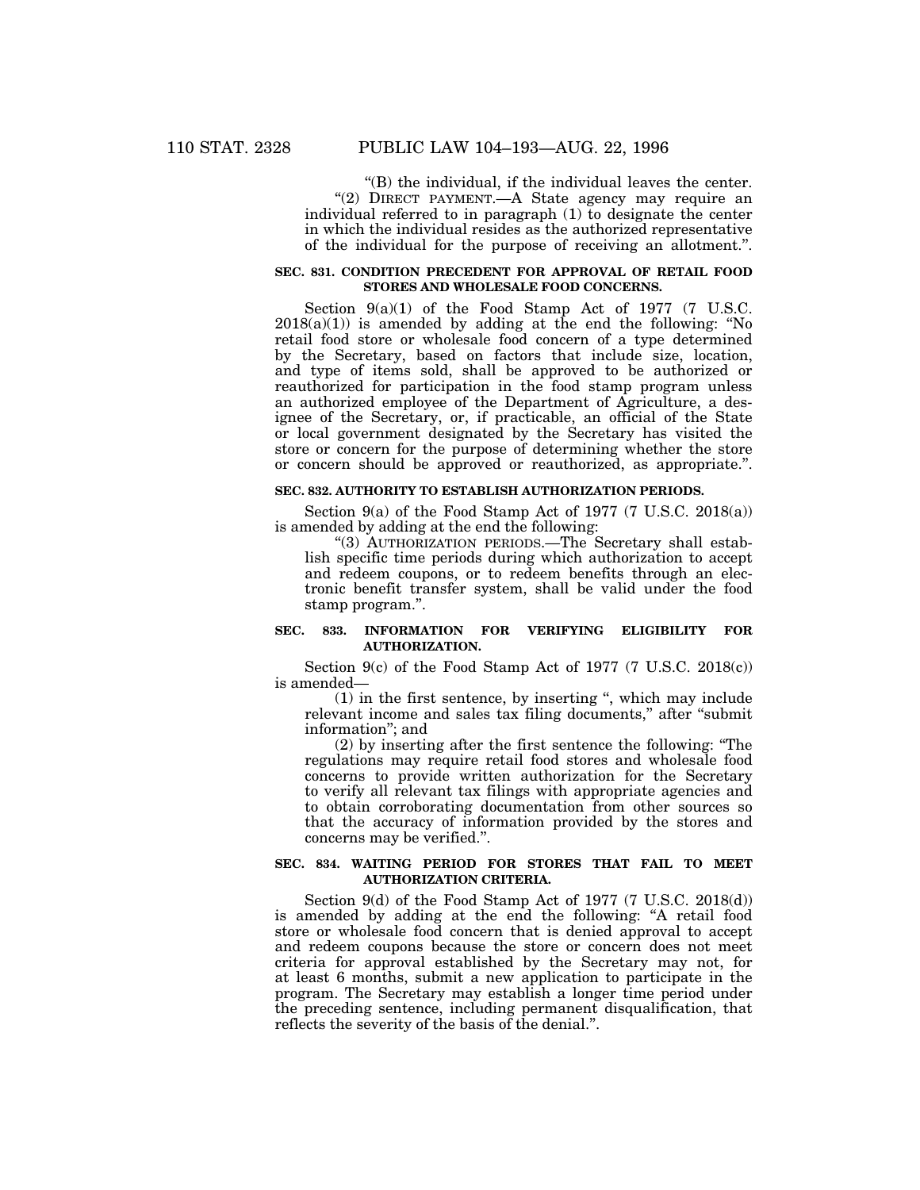"(B) the individual, if the individual leaves the center.

"(2) DIRECT PAYMENT.—A State agency may require an individual referred to in paragraph (1) to designate the center in which the individual resides as the authorized representative of the individual for the purpose of receiving an allotment.".

**SEC. 831. CONDITION PRECEDENT FOR APPROVAL OF RETAIL FOOD STORES AND WHOLESALE FOOD CONCERNS.**

Section 9(a)(1) of the Food Stamp Act of 1977 (7 U.S.C. 2018(a)(1)) is amended by adding at the end the following: "No retail food store or wholesale food concern of a type determined by the Secretary, based on factors that include size, location, and type of items sold, shall be approved to be authorized or reauthorized for participation in the food stamp program unless an authorized employee of the Department of Agriculture, a designee of the Secretary, or, if practicable, an official of the State or local government designated by the Secretary has visited the store or concern for the purpose of determining whether the store or concern should be approved or reauthorized, as appropriate.".

**SEC. 832. AUTHORITY TO ESTABLISH AUTHORIZATION PERIODS.**

Section 9(a) of the Food Stamp Act of 1977 (7 U.S.C. 2018(a)) is amended by adding at the end the following:

"(3) AUTHORIZATION PERIODS.—The Secretary shall establish specific time periods during which authorization to accept and redeem coupons, or to redeem benefits through an electronic benefit transfer system, shall be valid under the food stamp program.".

**SEC. 833. INFORMATION FOR VERIFYING ELIGIBILITY FOR AUTHORIZATION.**

Section 9(c) of the Food Stamp Act of 1977 (7 U.S.C. 2018(c)) is amended—

(1) in the first sentence, by inserting ", which may include relevant income and sales tax filing documents," after "submit information"; and

(2) by inserting after the first sentence the following: "The regulations may require retail food stores and wholesale food concerns to provide written authorization for the Secretary to verify all relevant tax filings with appropriate agencies and to obtain corroborating documentation from other sources so that the accuracy of information provided by the stores and concerns may be verified.".

**SEC. 834. WAITING PERIOD FOR STORES THAT FAIL TO MEET AUTHORIZATION CRITERIA.**

Section 9(d) of the Food Stamp Act of 1977 (7 U.S.C. 2018(d)) is amended by adding at the end the following: "A retail food store or wholesale food concern that is denied approval to accept and redeem coupons because the store or concern does not meet criteria for approval established by the Secretary may not, for at least 6 months, submit a new application to participate in the program. The Secretary may establish a longer time period under the preceding sentence, including permanent disqualification, that reflects the severity of the basis of the denial.".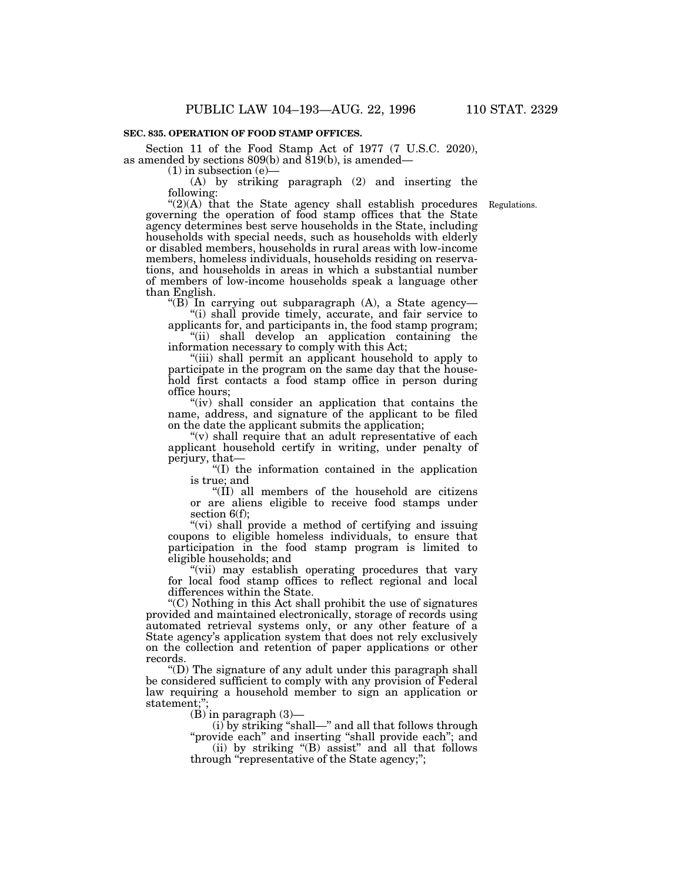**SEC. 835. OPERATION OF FOOD STAMP OFFICES.**

Section 11 of the Food Stamp Act of 1977 (7 U.S.C. 2020), as amended by sections 809(b) and 819(b), is amended—

(1) in subsection (e)—

(A) by striking paragraph (2) and inserting the following:

"(2)(A) that the State agency shall establish procedures governing the operation of food stamp offices that the State agency determines best serve households in the State, including households with special needs, such as households with elderly or disabled members, households in rural areas with low-income members, homeless individuals, households residing on reservations, and households in areas in which a substantial number of members of low-income households speak a language other than English.

Regulations.

"(B) In carrying out subparagraph (A), a State agency—

"(i) shall provide timely, accurate, and fair service to applicants for, and participants in, the food stamp program;

"(ii) shall develop an application containing the information necessary to comply with this Act;

"(iii) shall permit an applicant household to apply to participate in the program on the same day that the household first contacts a food stamp office in person during office hours;

"(iv) shall consider an application that contains the name, address, and signature of the applicant to be filed on the date the applicant submits the application;

"(v) shall require that an adult representative of each applicant household certify in writing, under penalty of perjury, that—

"(I) the information contained in the application is true; and

"(II) all members of the household are citizens or are aliens eligible to receive food stamps under section 6(f);

"(vi) shall provide a method of certifying and issuing coupons to eligible homeless individuals, to ensure that participation in the food stamp program is limited to eligible households; and

"(vii) may establish operating procedures that vary for local food stamp offices to reflect regional and local differences within the State.

"(C) Nothing in this Act shall prohibit the use of signatures provided and maintained electronically, storage of records using automated retrieval systems only, or any other feature of a State agency's application system that does not rely exclusively on the collection and retention of paper applications or other records.

"(D) The signature of any adult under this paragraph shall be considered sufficient to comply with any provision of Federal law requiring a household member to sign an application or statement;";

(B) in paragraph (3)—

(i) by striking "shall—" and all that follows through "provide each" and inserting "shall provide each"; and

(ii) by striking "(B) assist" and all that follows through "representative of the State agency;";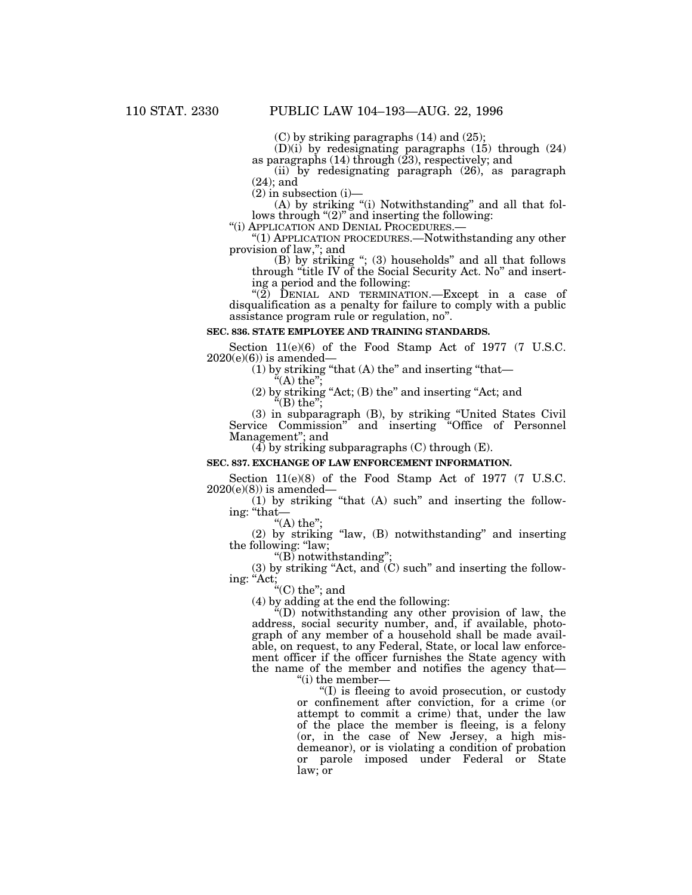(C) by striking paragraphs (14) and (25);

(D)(i) by redesignating paragraphs (15) through (24) as paragraphs (14) through (23), respectively; and

(ii) by redesignating paragraph (26), as paragraph (24); and

(2) in subsection (i)—

(A) by striking "(i) Notwithstanding" and all that follows through "(2)" and inserting the following:

"(i) APPLICATION AND DENIAL PROCEDURES.—

"(1) APPLICATION PROCEDURES.—Notwithstanding any other provision of law,"; and

(B) by striking "; (3) households" and all that follows through "title IV of the Social Security Act. No" and inserting a period and the following:

"(2) DENIAL AND TERMINATION.—Except in a case of disqualification as a penalty for failure to comply with a public assistance program rule or regulation, no".

**SEC. 836. STATE EMPLOYEE AND TRAINING STANDARDS.**

Section 11(e)(6) of the Food Stamp Act of 1977 (7 U.S.C. 2020(e)(6)) is amended—

(1) by striking "that (A) the" and inserting "that—

"(A) the";

(2) by striking "Act; (B) the" and inserting "Act; and

"(B) the";

(3) in subparagraph (B), by striking "United States Civil Service Commission" and inserting "Office of Personnel Management"; and

(4) by striking subparagraphs (C) through (E).

**SEC. 837. EXCHANGE OF LAW ENFORCEMENT INFORMATION.**

Section 11(e)(8) of the Food Stamp Act of 1977 (7 U.S.C. 2020(e)(8)) is amended—

(1) by striking "that (A) such" and inserting the following: "that—

"(A) the";

(2) by striking "law, (B) notwithstanding" and inserting the following: "law;

"(B) notwithstanding";

(3) by striking "Act, and (C) such" and inserting the following: "Act;

"(C) the"; and

(4) by adding at the end the following:

"(D) notwithstanding any other provision of law, the address, social security number, and, if available, photograph of any member of a household shall be made available, on request, to any Federal, State, or local law enforcement officer if the officer furnishes the State agency with the name of the member and notifies the agency that—

"(i) the member—

"(I) is fleeing to avoid prosecution, or custody or confinement after conviction, for a crime (or attempt to commit a crime) that, under the law of the place the member is fleeing, is a felony (or, in the case of New Jersey, a high misdemeanor), or is violating a condition of probation or parole imposed under Federal or State law; or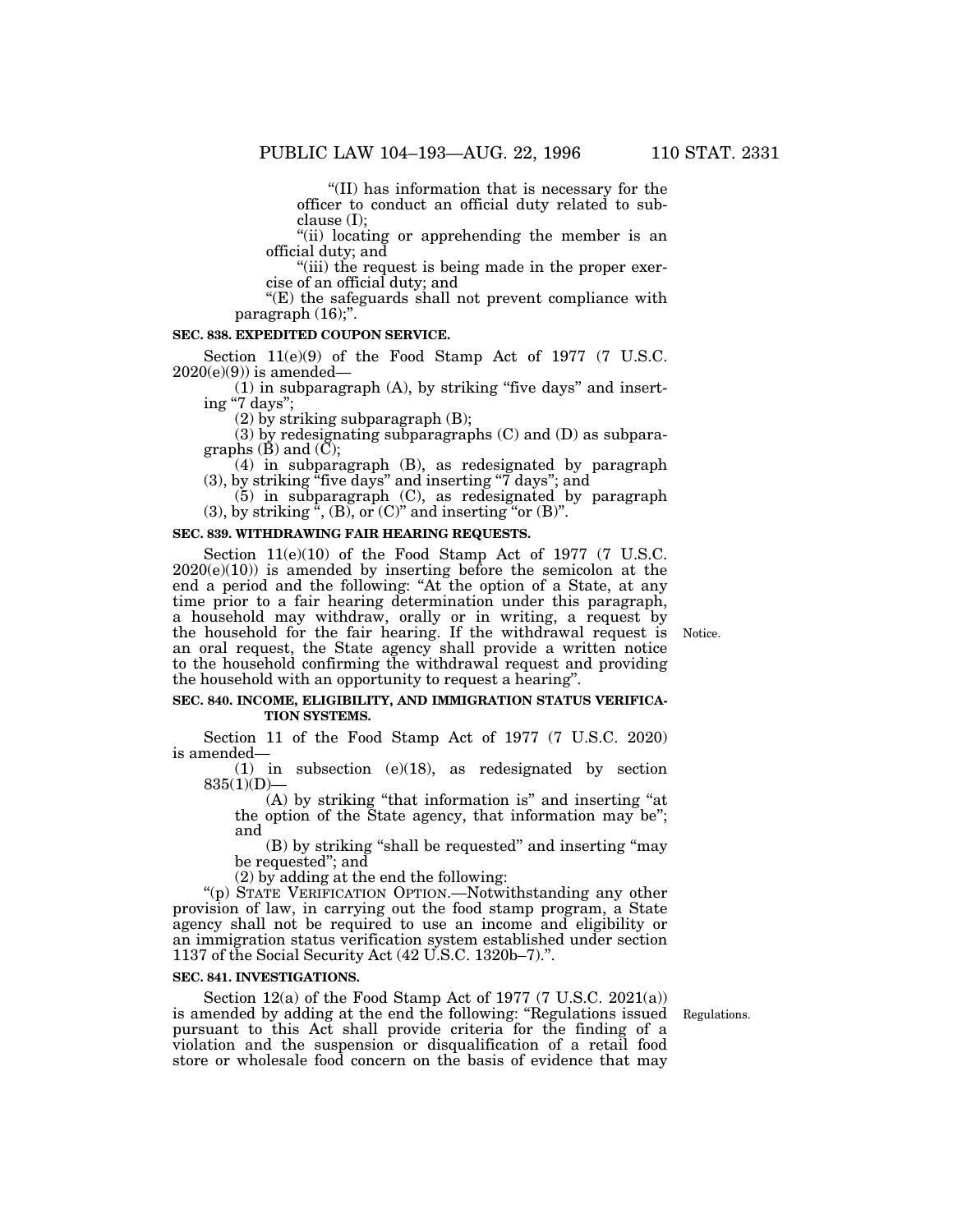"(II) has information that is necessary for the officer to conduct an official duty related to subclause (I);

"(ii) locating or apprehending the member is an official duty; and

"(iii) the request is being made in the proper exercise of an official duty; and

"(E) the safeguards shall not prevent compliance with paragraph (16);".

**SEC. 838. EXPEDITED COUPON SERVICE.**

Section 11(e)(9) of the Food Stamp Act of 1977 (7 U.S.C. 2020(e)(9)) is amended—

(1) in subparagraph (A), by striking "five days" and inserting "7 days";

(2) by striking subparagraph (B);

(3) by redesignating subparagraphs (C) and (D) as subparagraphs (B) and (C);

(4) in subparagraph (B), as redesignated by paragraph (3), by striking "five days" and inserting "7 days"; and

(5) in subparagraph (C), as redesignated by paragraph (3), by striking ", (B), or (C)" and inserting "or (B)".

**SEC. 839. WITHDRAWING FAIR HEARING REQUESTS.**

Section 11(e)(10) of the Food Stamp Act of 1977 (7 U.S.C. 2020(e)(10)) is amended by inserting before the semicolon at the end a period and the following: "At the option of a State, at any time prior to a fair hearing determination under this paragraph, a household may withdraw, orally or in writing, a request by the household for the fair hearing. If the withdrawal request is an oral request, the State agency shall provide a written notice to the household confirming the withdrawal request and providing the household with an opportunity to request a hearing".

Notice.

**SEC. 840. INCOME, ELIGIBILITY, AND IMMIGRATION STATUS VERIFICATION SYSTEMS.**

Section 11 of the Food Stamp Act of 1977 (7 U.S.C. 2020) is amended—

(1) in subsection (e)(18), as redesignated by section 835(1)(D)—

(A) by striking "that information is" and inserting "at the option of the State agency, that information may be"; and

(B) by striking "shall be requested" and inserting "may be requested"; and

(2) by adding at the end the following:

"(p) STATE VERIFICATION OPTION.—Notwithstanding any other provision of law, in carrying out the food stamp program, a State agency shall not be required to use an income and eligibility or an immigration status verification system established under section 1137 of the Social Security Act (42 U.S.C. 1320b–7).".

**SEC. 841. INVESTIGATIONS.**

Section 12(a) of the Food Stamp Act of 1977 (7 U.S.C. 2021(a)) is amended by adding at the end the following: "Regulations issued pursuant to this Act shall provide criteria for the finding of a violation and the suspension or disqualification of a retail food store or wholesale food concern on the basis of evidence that may

Regulations.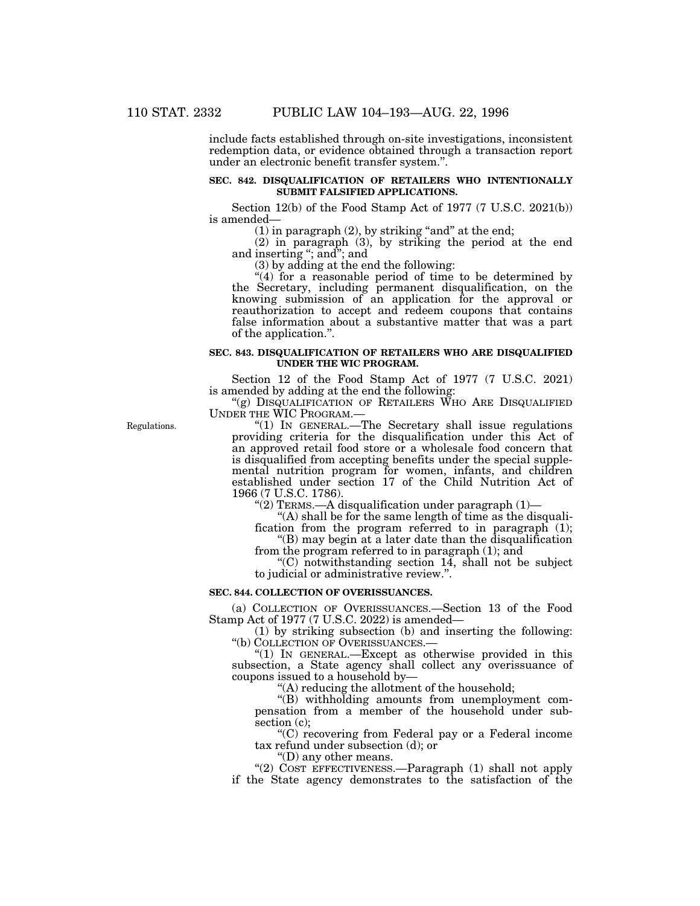include facts established through on-site investigations, inconsistent redemption data, or evidence obtained through a transaction report under an electronic benefit transfer system.".

**SEC. 842. DISQUALIFICATION OF RETAILERS WHO INTENTIONALLY SUBMIT FALSIFIED APPLICATIONS.**

Section 12(b) of the Food Stamp Act of 1977 (7 U.S.C. 2021(b)) is amended—

(1) in paragraph (2), by striking "and" at the end;

(2) in paragraph (3), by striking the period at the end and inserting "; and"; and

(3) by adding at the end the following:

"(4) for a reasonable period of time to be determined by the Secretary, including permanent disqualification, on the knowing submission of an application for the approval or reauthorization to accept and redeem coupons that contains false information about a substantive matter that was a part of the application.".

**SEC. 843. DISQUALIFICATION OF RETAILERS WHO ARE DISQUALIFIED UNDER THE WIC PROGRAM.**

Section 12 of the Food Stamp Act of 1977 (7 U.S.C. 2021) is amended by adding at the end the following:

"(g) DISQUALIFICATION OF RETAILERS WHO ARE DISQUALIFIED UNDER THE WIC PROGRAM.—

Regulations.

"(1) IN GENERAL.—The Secretary shall issue regulations providing criteria for the disqualification under this Act of an approved retail food store or a wholesale food concern that is disqualified from accepting benefits under the special supplemental nutrition program for women, infants, and children established under section 17 of the Child Nutrition Act of 1966 (7 U.S.C. 1786).

"(2) TERMS.—A disqualification under paragraph (1)—

"(A) shall be for the same length of time as the disqualification from the program referred to in paragraph (1);

"(B) may begin at a later date than the disqualification from the program referred to in paragraph (1); and

"(C) notwithstanding section 14, shall not be subject to judicial or administrative review.".

**SEC. 844. COLLECTION OF OVERISSUANCES.**

(a) COLLECTION OF OVERISSUANCES.—Section 13 of the Food Stamp Act of 1977 (7 U.S.C. 2022) is amended—

(1) by striking subsection (b) and inserting the following:

"(b) COLLECTION OF OVERISSUANCES.—

"(1) IN GENERAL.—Except as otherwise provided in this subsection, a State agency shall collect any overissuance of coupons issued to a household by—

"(A) reducing the allotment of the household;

"(B) withholding amounts from unemployment compensation from a member of the household under subsection (c);

"(C) recovering from Federal pay or a Federal income tax refund under subsection (d); or

"(D) any other means.

"(2) COST EFFECTIVENESS.—Paragraph (1) shall not apply if the State agency demonstrates to the satisfaction of the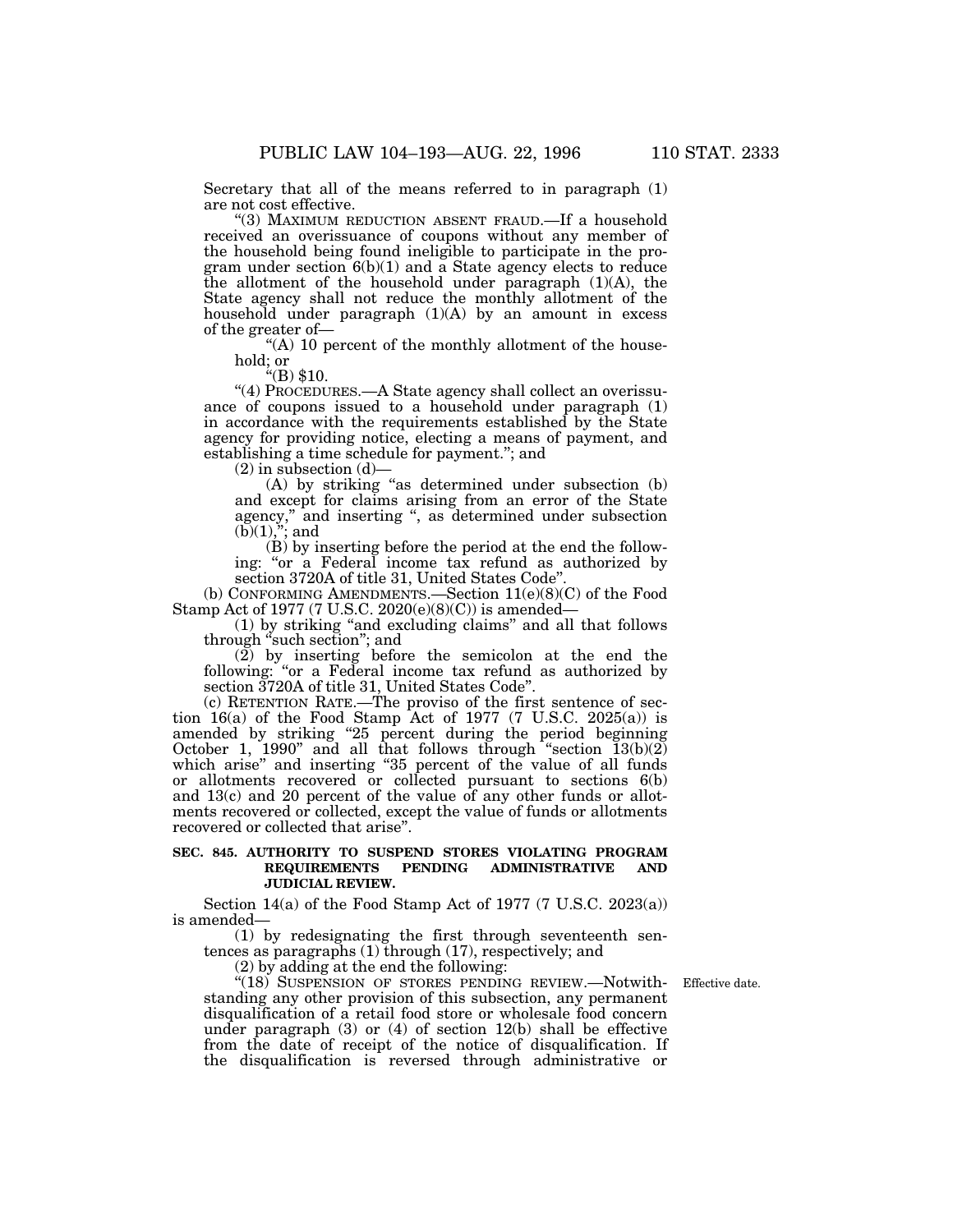Secretary that all of the means referred to in paragraph (1) are not cost effective.

"(3) MAXIMUM REDUCTION ABSENT FRAUD.—If a household received an overissuance of coupons without any member of the household being found ineligible to participate in the program under section 6(b)(1) and a State agency elects to reduce the allotment of the household under paragraph (1)(A), the State agency shall not reduce the monthly allotment of the household under paragraph (1)(A) by an amount in excess of the greater of—

"(A) 10 percent of the monthly allotment of the household; or

"(B) $10.

"(4) PROCEDURES.—A State agency shall collect an overissuance of coupons issued to a household under paragraph (1) in accordance with the requirements established by the State agency for providing notice, electing a means of payment, and establishing a time schedule for payment."; and

(2) in subsection (d)—

(A) by striking "as determined under subsection (b) and except for claims arising from an error of the State agency," and inserting ", as determined under subsection (b)(1),"; and

(B) by inserting before the period at the end the following: "or a Federal income tax refund as authorized by section 3720A of title 31, United States Code".

(b) CONFORMING AMENDMENTS.—Section 11(e)(8)(C) of the Food Stamp Act of 1977 (7 U.S.C. 2020(e)(8)(C)) is amended—

(1) by striking "and excluding claims" and all that follows through "such section"; and

(2) by inserting before the semicolon at the end the following: "or a Federal income tax refund as authorized by section 3720A of title 31, United States Code".

(c) RETENTION RATE.—The proviso of the first sentence of section 16(a) of the Food Stamp Act of 1977 (7 U.S.C. 2025(a)) is amended by striking "25 percent during the period beginning October 1, 1990" and all that follows through "section 13(b)(2) which arise" and inserting "35 percent of the value of all funds or allotments recovered or collected pursuant to sections 6(b) and 13(c) and 20 percent of the value of any other funds or allotments recovered or collected, except the value of funds or allotments recovered or collected that arise".

**SEC. 845. AUTHORITY TO SUSPEND STORES VIOLATING PROGRAM REQUIREMENTS PENDING ADMINISTRATIVE AND JUDICIAL REVIEW.**

Section 14(a) of the Food Stamp Act of 1977 (7 U.S.C. 2023(a)) is amended—

(1) by redesignating the first through seventeenth sentences as paragraphs (1) through (17), respectively; and

(2) by adding at the end the following:

Effective date.

"(18) SUSPENSION OF STORES PENDING REVIEW.—Notwithstanding any other provision of this subsection, any permanent disqualification of a retail food store or wholesale food concern under paragraph (3) or (4) of section 12(b) shall be effective from the date of receipt of the notice of disqualification. If the disqualification is reversed through administrative or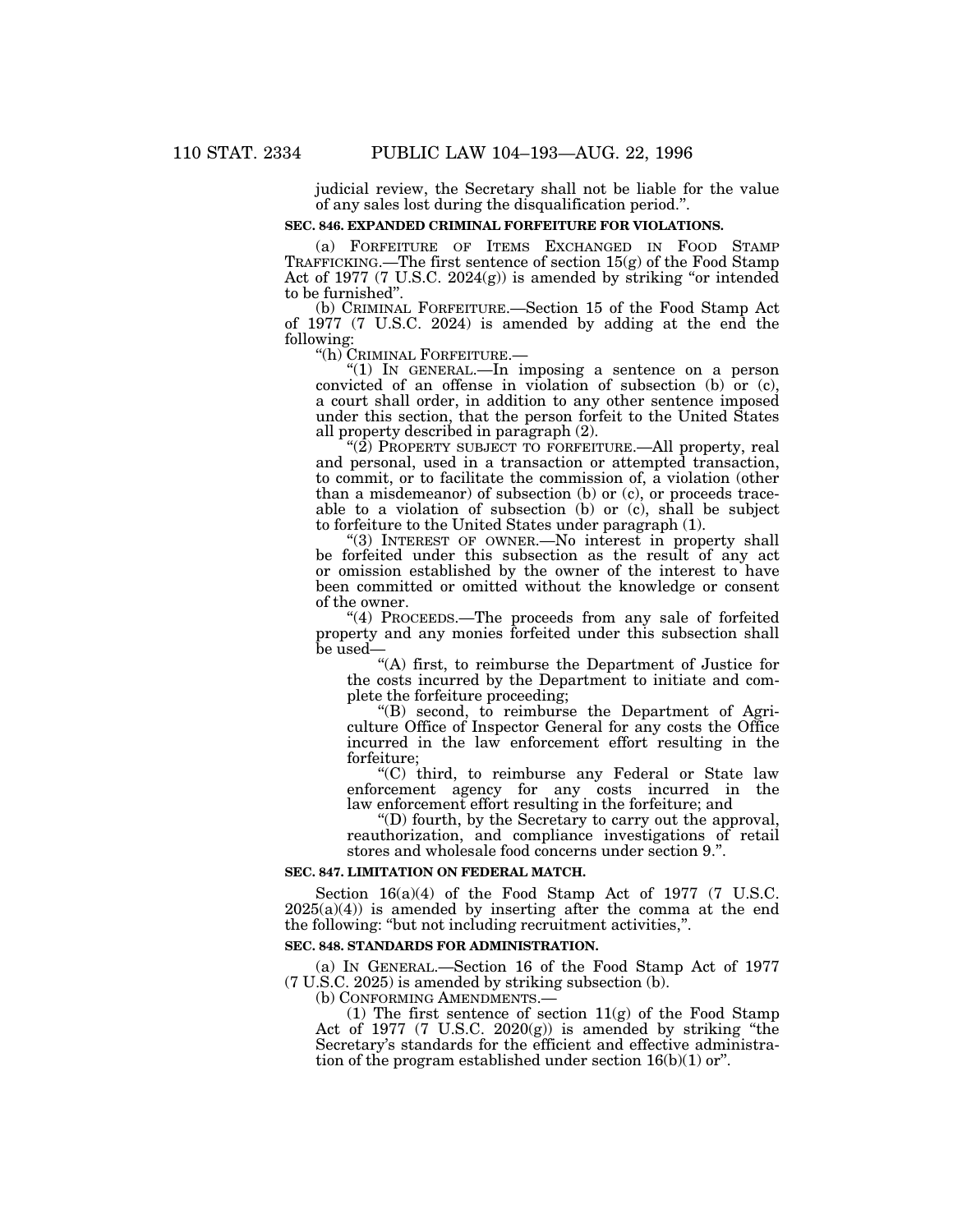judicial review, the Secretary shall not be liable for the value of any sales lost during the disqualification period.".

**SEC. 846. EXPANDED CRIMINAL FORFEITURE FOR VIOLATIONS.**

(a) FORFEITURE OF ITEMS EXCHANGED IN FOOD STAMP TRAFFICKING.—The first sentence of section 15(g) of the Food Stamp Act of 1977 (7 U.S.C. 2024(g)) is amended by striking "or intended to be furnished".

(b) CRIMINAL FORFEITURE.—Section 15 of the Food Stamp Act of 1977 (7 U.S.C. 2024) is amended by adding at the end the following:

"(h) CRIMINAL FORFEITURE.—

"(1) IN GENERAL.—In imposing a sentence on a person convicted of an offense in violation of subsection (b) or (c), a court shall order, in addition to any other sentence imposed under this section, that the person forfeit to the United States all property described in paragraph (2).

"(2) PROPERTY SUBJECT TO FORFEITURE.—All property, real and personal, used in a transaction or attempted transaction, to commit, or to facilitate the commission of, a violation (other than a misdemeanor) of subsection (b) or (c), or proceeds traceable to a violation of subsection (b) or (c), shall be subject to forfeiture to the United States under paragraph (1).

"(3) INTEREST OF OWNER.—No interest in property shall be forfeited under this subsection as the result of any act or omission established by the owner of the interest to have been committed or omitted without the knowledge or consent of the owner.

"(4) PROCEEDS.—The proceeds from any sale of forfeited property and any monies forfeited under this subsection shall be used—

"(A) first, to reimburse the Department of Justice for the costs incurred by the Department to initiate and complete the forfeiture proceeding;

"(B) second, to reimburse the Department of Agriculture Office of Inspector General for any costs the Office incurred in the law enforcement effort resulting in the forfeiture;

"(C) third, to reimburse any Federal or State law enforcement agency for any costs incurred in the law enforcement effort resulting in the forfeiture; and

"(D) fourth, by the Secretary to carry out the approval, reauthorization, and compliance investigations of retail stores and wholesale food concerns under section 9.".

**SEC. 847. LIMITATION ON FEDERAL MATCH.**

Section 16(a)(4) of the Food Stamp Act of 1977 (7 U.S.C. 2025(a)(4)) is amended by inserting after the comma at the end the following: "but not including recruitment activities,".

**SEC. 848. STANDARDS FOR ADMINISTRATION.**

(a) IN GENERAL.—Section 16 of the Food Stamp Act of 1977 (7 U.S.C. 2025) is amended by striking subsection (b).

(b) CONFORMING AMENDMENTS.—

(1) The first sentence of section 11(g) of the Food Stamp Act of 1977 (7 U.S.C. 2020(g)) is amended by striking "the Secretary's standards for the efficient and effective administration of the program established under section 16(b)(1) or".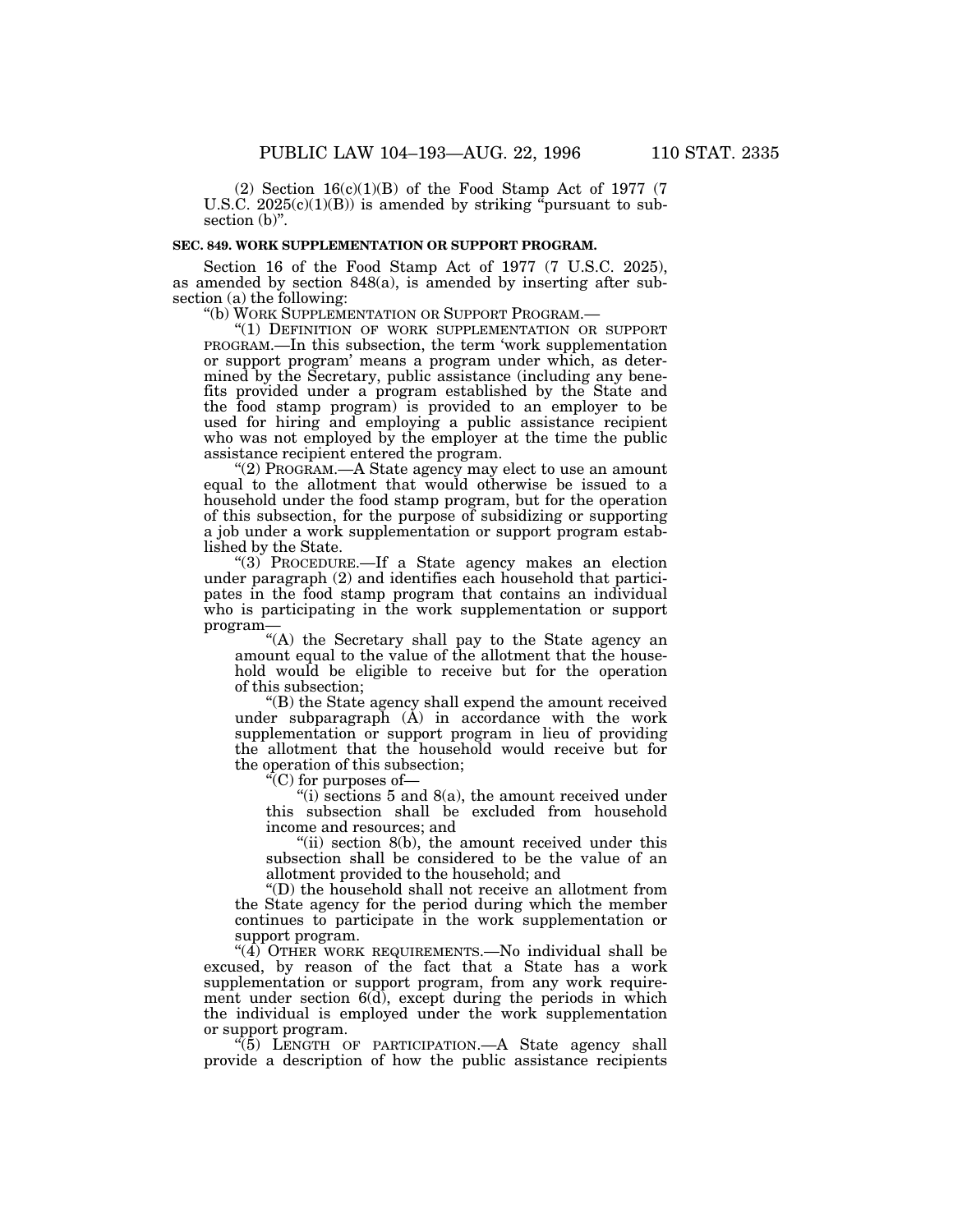(2) Section 16(c)(1)(B) of the Food Stamp Act of 1977 (7 U.S.C. 2025(c)(1)(B)) is amended by striking "pursuant to subsection (b)".

**SEC. 849. WORK SUPPLEMENTATION OR SUPPORT PROGRAM.**

Section 16 of the Food Stamp Act of 1977 (7 U.S.C. 2025), as amended by section 848(a), is amended by inserting after subsection (a) the following:

"(b) WORK SUPPLEMENTATION OR SUPPORT PROGRAM.—

"(1) DEFINITION OF WORK SUPPLEMENTATION OR SUPPORT PROGRAM.—In this subsection, the term 'work supplementation or support program' means a program under which, as determined by the Secretary, public assistance (including any benefits provided under a program established by the State and the food stamp program) is provided to an employer to be used for hiring and employing a public assistance recipient who was not employed by the employer at the time the public assistance recipient entered the program.

"(2) PROGRAM.—A State agency may elect to use an amount equal to the allotment that would otherwise be issued to a household under the food stamp program, but for the operation of this subsection, for the purpose of subsidizing or supporting a job under a work supplementation or support program established by the State.

"(3) PROCEDURE.—If a State agency makes an election under paragraph (2) and identifies each household that participates in the food stamp program that contains an individual who is participating in the work supplementation or support program—

"(A) the Secretary shall pay to the State agency an amount equal to the value of the allotment that the household would be eligible to receive but for the operation of this subsection;

"(B) the State agency shall expend the amount received under subparagraph (A) in accordance with the work supplementation or support program in lieu of providing the allotment that the household would receive but for the operation of this subsection;

"(C) for purposes of—

"(i) sections 5 and 8(a), the amount received under this subsection shall be excluded from household income and resources; and

"(ii) section 8(b), the amount received under this subsection shall be considered to be the value of an allotment provided to the household; and

"(D) the household shall not receive an allotment from the State agency for the period during which the member continues to participate in the work supplementation or support program.

"(4) OTHER WORK REQUIREMENTS.—No individual shall be excused, by reason of the fact that a State has a work supplementation or support program, from any work requirement under section 6(d), except during the periods in which the individual is employed under the work supplementation or support program.

"(5) LENGTH OF PARTICIPATION.—A State agency shall provide a description of how the public assistance recipients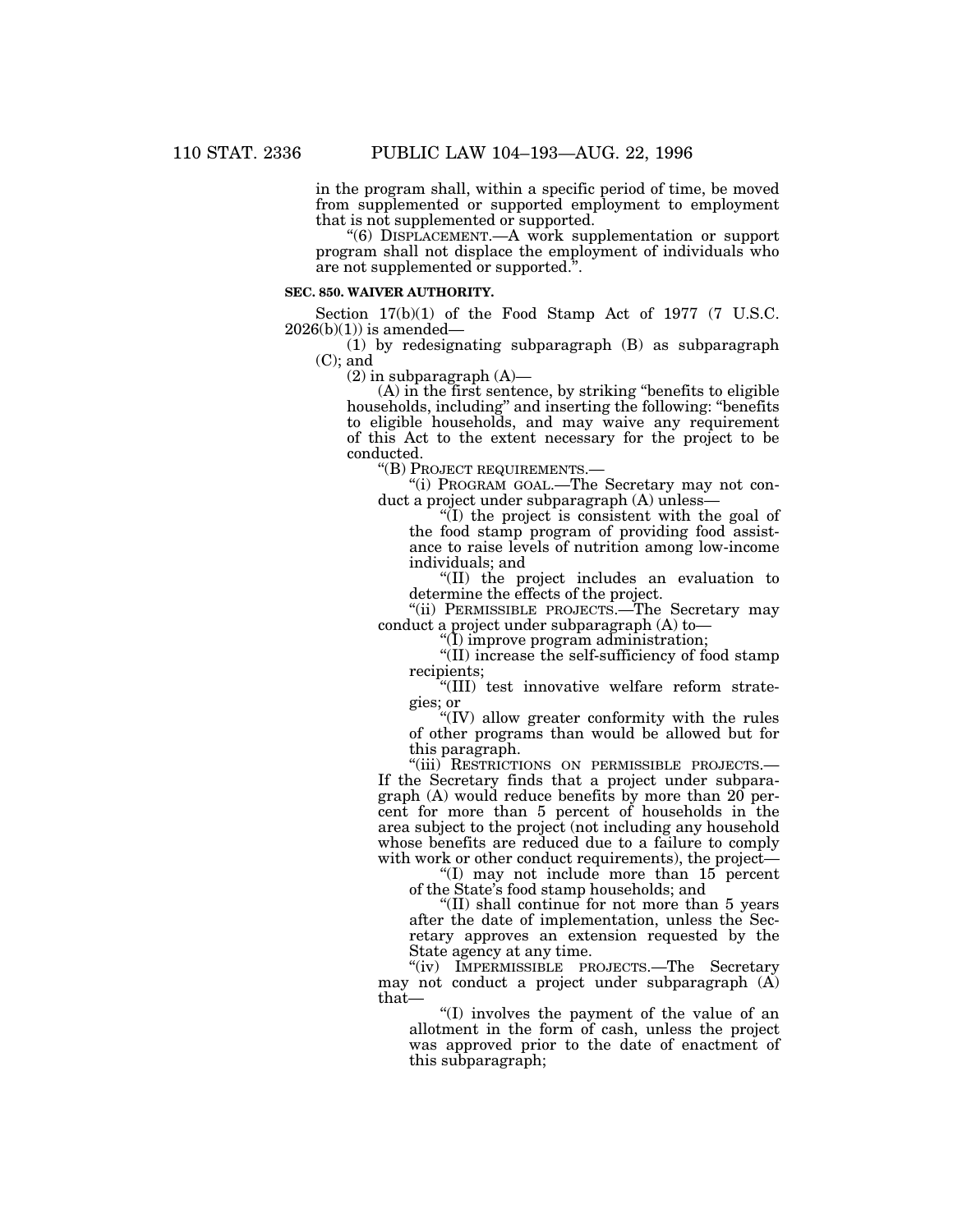in the program shall, within a specific period of time, be moved from supplemented or supported employment to employment that is not supplemented or supported.

"(6) DISPLACEMENT.—A work supplementation or support program shall not displace the employment of individuals who are not supplemented or supported.".

**SEC. 850. WAIVER AUTHORITY.**

Section 17(b)(1) of the Food Stamp Act of 1977 (7 U.S.C. 2026(b)(1)) is amended—

(1) by redesignating subparagraph (B) as subparagraph (C); and

(2) in subparagraph (A)—

(A) in the first sentence, by striking "benefits to eligible households, including" and inserting the following: "benefits to eligible households, and may waive any requirement of this Act to the extent necessary for the project to be conducted.

"(B) PROJECT REQUIREMENTS.—

"(i) PROGRAM GOAL.—The Secretary may not conduct a project under subparagraph (A) unless—

"(I) the project is consistent with the goal of the food stamp program of providing food assistance to raise levels of nutrition among low-income individuals; and

"(II) the project includes an evaluation to determine the effects of the project.

"(ii) PERMISSIBLE PROJECTS.—The Secretary may conduct a project under subparagraph (A) to—

"(I) improve program administration;

"(II) increase the self-sufficiency of food stamp recipients;

"(III) test innovative welfare reform strategies; or

"(IV) allow greater conformity with the rules of other programs than would be allowed but for this paragraph.

"(iii) RESTRICTIONS ON PERMISSIBLE PROJECTS.—If the Secretary finds that a project under subparagraph (A) would reduce benefits by more than 20 percent for more than 5 percent of households in the area subject to the project (not including any household whose benefits are reduced due to a failure to comply with work or other conduct requirements), the project—

"(I) may not include more than 15 percent of the State's food stamp households; and

"(II) shall continue for not more than 5 years after the date of implementation, unless the Secretary approves an extension requested by the State agency at any time.

"(iv) IMPERMISSIBLE PROJECTS.—The Secretary may not conduct a project under subparagraph (A) that—

"(I) involves the payment of the value of an allotment in the form of cash, unless the project was approved prior to the date of enactment of this subparagraph;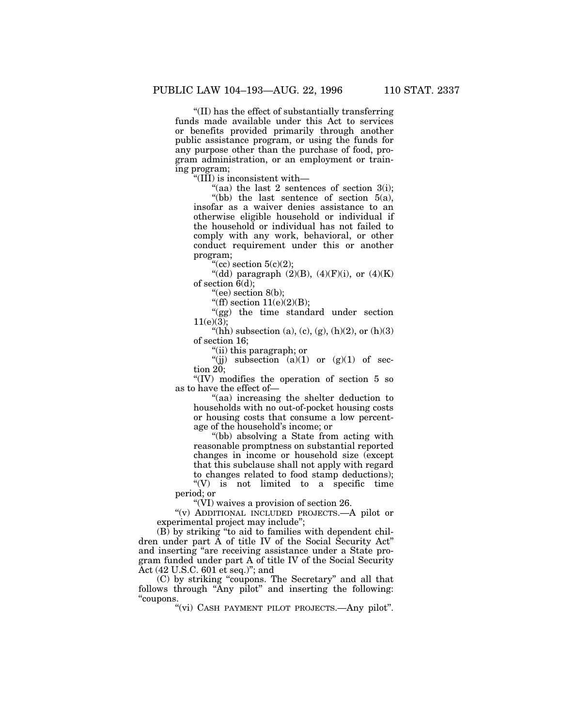"(II) has the effect of substantially transferring funds made available under this Act to services or benefits provided primarily through another public assistance program, or using the funds for any purpose other than the purchase of food, program administration, or an employment or training program;

"(III) is inconsistent with—

"(aa) the last 2 sentences of section 3(i);

"(bb) the last sentence of section 5(a), insofar as a waiver denies assistance to an otherwise eligible household or individual if the household or individual has not failed to comply with any work, behavioral, or other conduct requirement under this or another program;

"(cc) section 5(c)(2);

"(dd) paragraph (2)(B), (4)(F)(i), or (4)(K) of section 6(d);

"(ee) section 8(b);

"(ff) section 11(e)(2)(B);

"(gg) the time standard under section 11(e)(3);

"(hh) subsection (a), (c), (g), (h)(2), or (h)(3) of section 16;

"(ii) this paragraph; or

"(jj) subsection (a)(1) or (g)(1) of section 20;

"(IV) modifies the operation of section 5 so as to have the effect of—

"(aa) increasing the shelter deduction to households with no out-of-pocket housing costs or housing costs that consume a low percentage of the household's income; or

"(bb) absolving a State from acting with reasonable promptness on substantial reported changes in income or household size (except that this subclause shall not apply with regard to changes related to food stamp deductions);

"(V) is not limited to a specific time period; or

"(VI) waives a provision of section 26.

"(v) ADDITIONAL INCLUDED PROJECTS.—A pilot or experimental project may include";

(B) by striking "to aid to families with dependent children under part A of title IV of the Social Security Act" and inserting "are receiving assistance under a State program funded under part A of title IV of the Social Security Act (42 U.S.C. 601 et seq.)"; and

(C) by striking "coupons. The Secretary" and all that follows through "Any pilot" and inserting the following: "coupons.

"(vi) CASH PAYMENT PILOT PROJECTS.—Any pilot".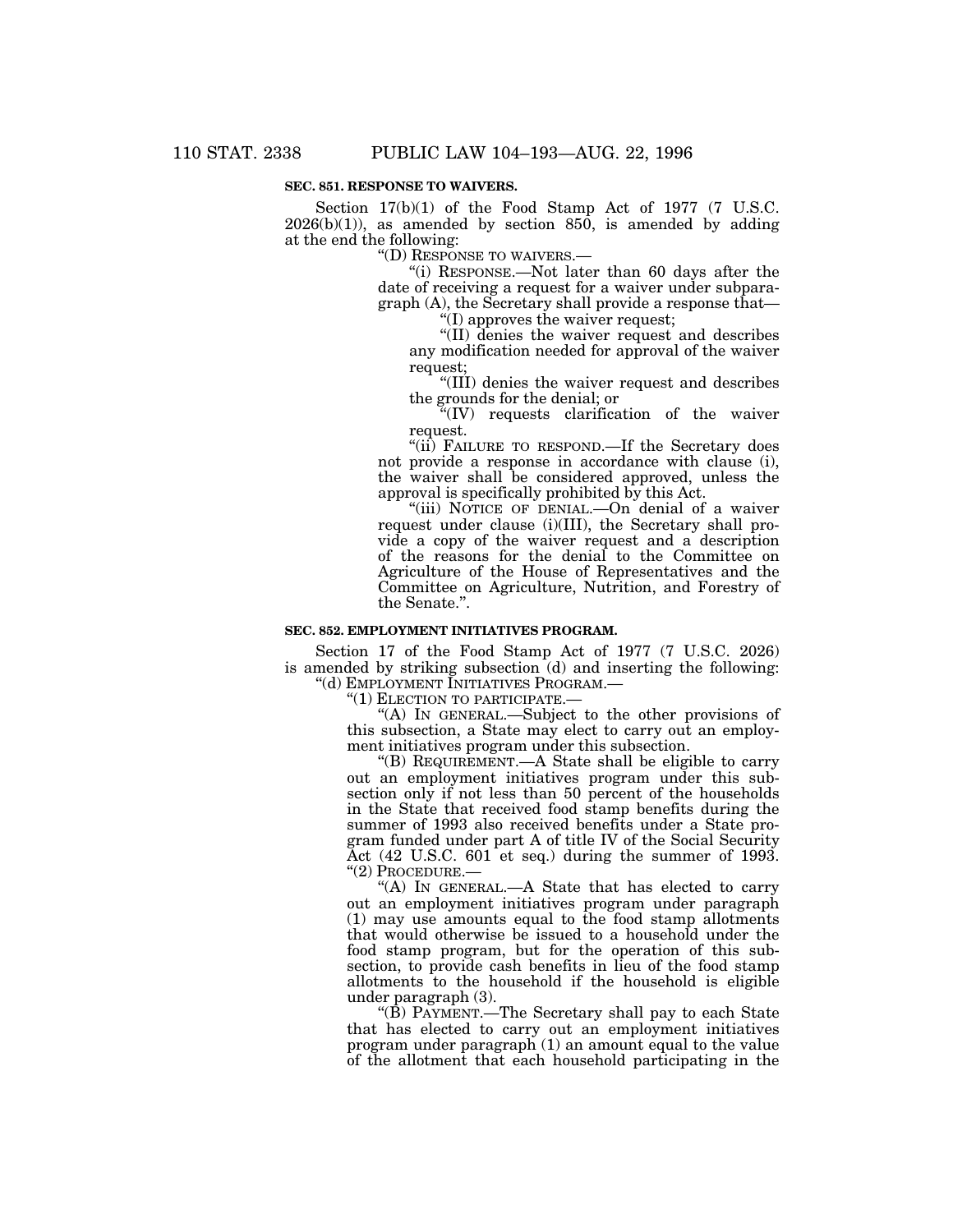**SEC. 851. RESPONSE TO WAIVERS.**

Section 17(b)(1) of the Food Stamp Act of 1977 (7 U.S.C. 2026(b)(1)), as amended by section 850, is amended by adding at the end the following:

"(D) RESPONSE TO WAIVERS.—

"(i) RESPONSE.—Not later than 60 days after the date of receiving a request for a waiver under subparagraph (A), the Secretary shall provide a response that—

"(I) approves the waiver request;

"(II) denies the waiver request and describes any modification needed for approval of the waiver request;

"(III) denies the waiver request and describes the grounds for the denial; or

"(IV) requests clarification of the waiver request.

"(ii) FAILURE TO RESPOND.—If the Secretary does not provide a response in accordance with clause (i), the waiver shall be considered approved, unless the approval is specifically prohibited by this Act.

"(iii) NOTICE OF DENIAL.—On denial of a waiver request under clause (i)(III), the Secretary shall provide a copy of the waiver request and a description of the reasons for the denial to the Committee on Agriculture of the House of Representatives and the Committee on Agriculture, Nutrition, and Forestry of the Senate.".

**SEC. 852. EMPLOYMENT INITIATIVES PROGRAM.**

Section 17 of the Food Stamp Act of 1977 (7 U.S.C. 2026) is amended by striking subsection (d) and inserting the following:

"(d) EMPLOYMENT INITIATIVES PROGRAM.—

"(1) ELECTION TO PARTICIPATE.—

"(A) IN GENERAL.—Subject to the other provisions of this subsection, a State may elect to carry out an employment initiatives program under this subsection.

"(B) REQUIREMENT.—A State shall be eligible to carry out an employment initiatives program under this subsection only if not less than 50 percent of the households in the State that received food stamp benefits during the summer of 1993 also received benefits under a State program funded under part A of title IV of the Social Security Act (42 U.S.C. 601 et seq.) during the summer of 1993.

"(2) PROCEDURE.—

"(A) IN GENERAL.—A State that has elected to carry out an employment initiatives program under paragraph (1) may use amounts equal to the food stamp allotments that would otherwise be issued to a household under the food stamp program, but for the operation of this subsection, to provide cash benefits in lieu of the food stamp allotments to the household if the household is eligible under paragraph (3).

"(B) PAYMENT.—The Secretary shall pay to each State that has elected to carry out an employment initiatives program under paragraph (1) an amount equal to the value of the allotment that each household participating in the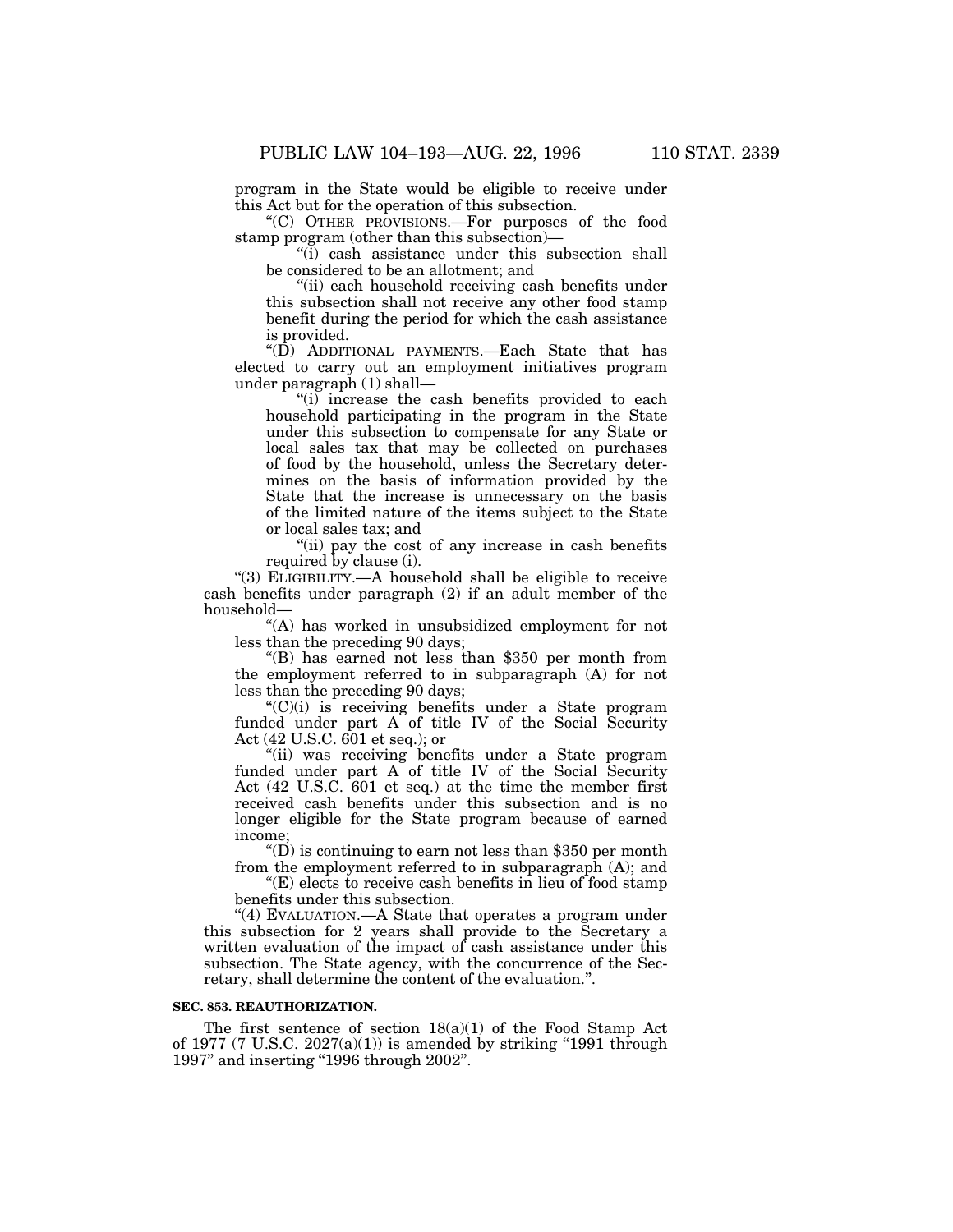program in the State would be eligible to receive under this Act but for the operation of this subsection.

"(C) OTHER PROVISIONS.—For purposes of the food stamp program (other than this subsection)—

"(i) cash assistance under this subsection shall be considered to be an allotment; and

"(ii) each household receiving cash benefits under this subsection shall not receive any other food stamp benefit during the period for which the cash assistance is provided.

"(D) ADDITIONAL PAYMENTS.—Each State that has elected to carry out an employment initiatives program under paragraph (1) shall—

"(i) increase the cash benefits provided to each household participating in the program in the State under this subsection to compensate for any State or local sales tax that may be collected on purchases of food by the household, unless the Secretary determines on the basis of information provided by the State that the increase is unnecessary on the basis of the limited nature of the items subject to the State or local sales tax; and

"(ii) pay the cost of any increase in cash benefits required by clause (i).

"(3) ELIGIBILITY.—A household shall be eligible to receive cash benefits under paragraph (2) if an adult member of the household—

"(A) has worked in unsubsidized employment for not less than the preceding 90 days;

"(B) has earned not less than $350 per month from the employment referred to in subparagraph (A) for not less than the preceding 90 days;

"(C)(i) is receiving benefits under a State program funded under part A of title IV of the Social Security Act (42 U.S.C. 601 et seq.); or

"(ii) was receiving benefits under a State program funded under part A of title IV of the Social Security Act (42 U.S.C. 601 et seq.) at the time the member first received cash benefits under this subsection and is no longer eligible for the State program because of earned income;

"(D) is continuing to earn not less than $350 per month from the employment referred to in subparagraph (A); and

"(E) elects to receive cash benefits in lieu of food stamp benefits under this subsection.

"(4) EVALUATION.—A State that operates a program under this subsection for 2 years shall provide to the Secretary a written evaluation of the impact of cash assistance under this subsection. The State agency, with the concurrence of the Secretary, shall determine the content of the evaluation.".

**SEC. 853. REAUTHORIZATION.**

The first sentence of section 18(a)(1) of the Food Stamp Act of 1977 (7 U.S.C. 2027(a)(1)) is amended by striking "1991 through 1997" and inserting "1996 through 2002".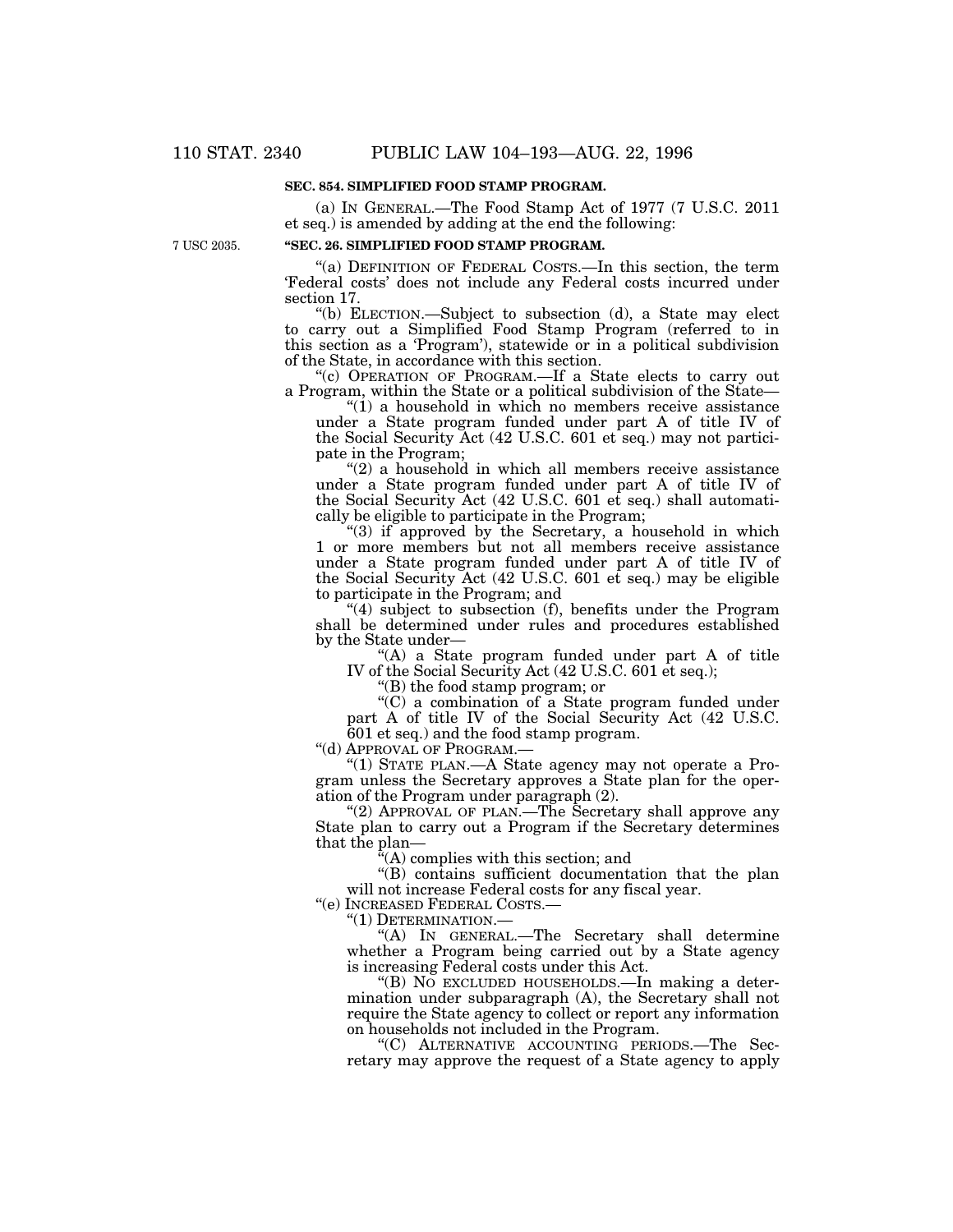**SEC. 854. SIMPLIFIED FOOD STAMP PROGRAM.**

(a) IN GENERAL.—The Food Stamp Act of 1977 (7 U.S.C. 2011 et seq.) is amended by adding at the end the following:

7 USC 2035.

**"SEC. 26. SIMPLIFIED FOOD STAMP PROGRAM.**

"(a) DEFINITION OF FEDERAL COSTS.—In this section, the term 'Federal costs' does not include any Federal costs incurred under section 17.

"(b) ELECTION.—Subject to subsection (d), a State may elect to carry out a Simplified Food Stamp Program (referred to in this section as a 'Program'), statewide or in a political subdivision of the State, in accordance with this section.

"(c) OPERATION OF PROGRAM.—If a State elects to carry out a Program, within the State or a political subdivision of the State—

"(1) a household in which no members receive assistance under a State program funded under part A of title IV of the Social Security Act (42 U.S.C. 601 et seq.) may not participate in the Program;

"(2) a household in which all members receive assistance under a State program funded under part A of title IV of the Social Security Act (42 U.S.C. 601 et seq.) shall automatically be eligible to participate in the Program;

"(3) if approved by the Secretary, a household in which 1 or more members but not all members receive assistance under a State program funded under part A of title IV of the Social Security Act (42 U.S.C. 601 et seq.) may be eligible to participate in the Program; and

"(4) subject to subsection (f), benefits under the Program shall be determined under rules and procedures established by the State under—

"(A) a State program funded under part A of title IV of the Social Security Act (42 U.S.C. 601 et seq.);

"(B) the food stamp program; or

"(C) a combination of a State program funded under part A of title IV of the Social Security Act (42 U.S.C. 601 et seq.) and the food stamp program.

"(d) APPROVAL OF PROGRAM.—

"(1) STATE PLAN.—A State agency may not operate a Program unless the Secretary approves a State plan for the operation of the Program under paragraph (2).

"(2) APPROVAL OF PLAN.—The Secretary shall approve any State plan to carry out a Program if the Secretary determines that the plan—

"(A) complies with this section; and

"(B) contains sufficient documentation that the plan will not increase Federal costs for any fiscal year.

"(e) INCREASED FEDERAL COSTS.—

"(1) DETERMINATION.—

"(A) IN GENERAL.—The Secretary shall determine whether a Program being carried out by a State agency is increasing Federal costs under this Act.

"(B) NO EXCLUDED HOUSEHOLDS.—In making a determination under subparagraph (A), the Secretary shall not require the State agency to collect or report any information on households not included in the Program.

"(C) ALTERNATIVE ACCOUNTING PERIODS.—The Secretary may approve the request of a State agency to apply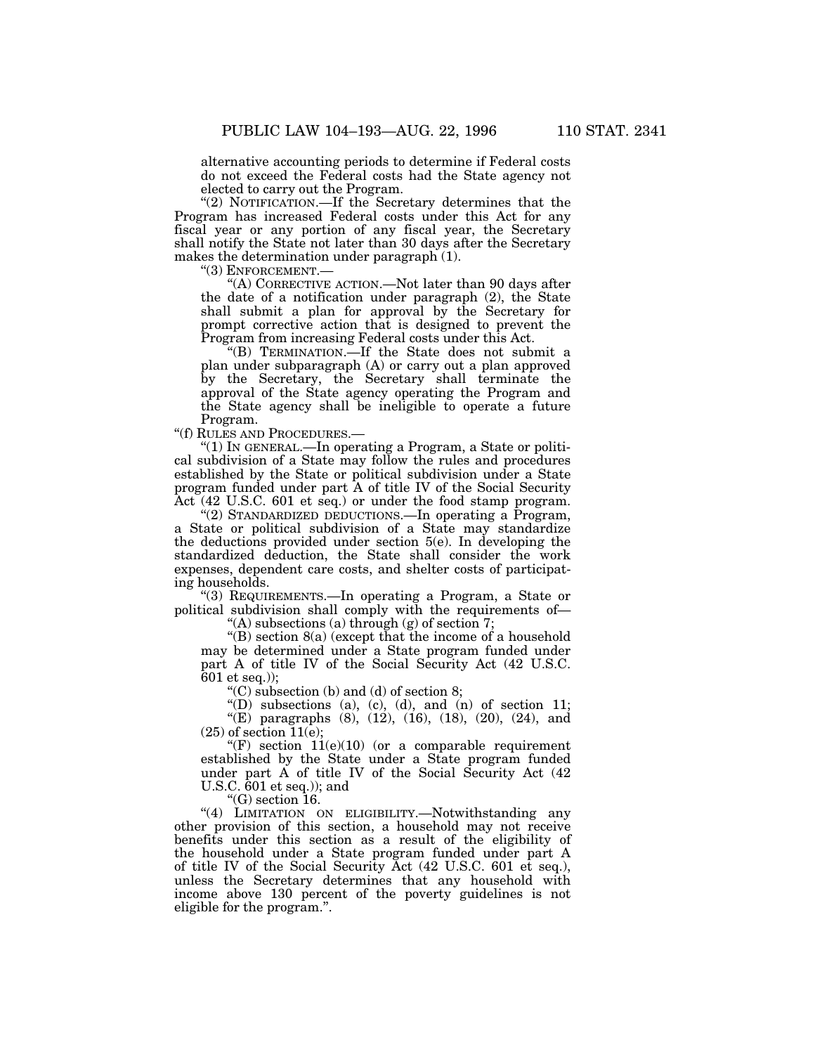alternative accounting periods to determine if Federal costs do not exceed the Federal costs had the State agency not elected to carry out the Program.

"(2) NOTIFICATION.—If the Secretary determines that the Program has increased Federal costs under this Act for any fiscal year or any portion of any fiscal year, the Secretary shall notify the State not later than 30 days after the Secretary makes the determination under paragraph (1).

"(3) ENFORCEMENT.—

"(A) CORRECTIVE ACTION.—Not later than 90 days after the date of a notification under paragraph (2), the State shall submit a plan for approval by the Secretary for prompt corrective action that is designed to prevent the Program from increasing Federal costs under this Act.

"(B) TERMINATION.—If the State does not submit a plan under subparagraph (A) or carry out a plan approved by the Secretary, the Secretary shall terminate the approval of the State agency operating the Program and the State agency shall be ineligible to operate a future Program.

"(f) RULES AND PROCEDURES.—

"(1) IN GENERAL.—In operating a Program, a State or political subdivision of a State may follow the rules and procedures established by the State or political subdivision under a State program funded under part A of title IV of the Social Security Act (42 U.S.C. 601 et seq.) or under the food stamp program.

"(2) STANDARDIZED DEDUCTIONS.—In operating a Program, a State or political subdivision of a State may standardize the deductions provided under section 5(e). In developing the standardized deduction, the State shall consider the work expenses, dependent care costs, and shelter costs of participating households.

"(3) REQUIREMENTS.—In operating a Program, a State or political subdivision shall comply with the requirements of—

"(A) subsections (a) through (g) of section 7;

"(B) section 8(a) (except that the income of a household may be determined under a State program funded under part A of title IV of the Social Security Act (42 U.S.C. 601 et seq.));

"(C) subsection (b) and (d) of section 8;

"(D) subsections (a), (c), (d), and (n) of section 11;

"(E) paragraphs (8), (12), (16), (18), (20), (24), and (25) of section 11(e);

"(F) section 11(e)(10) (or a comparable requirement established by the State under a State program funded under part A of title IV of the Social Security Act (42 U.S.C. 601 et seq.)); and

"(G) section 16.

"(4) LIMITATION ON ELIGIBILITY.—Notwithstanding any other provision of this section, a household may not receive benefits under this section as a result of the eligibility of the household under a State program funded under part A of title IV of the Social Security Act (42 U.S.C. 601 et seq.), unless the Secretary determines that any household with income above 130 percent of the poverty guidelines is not eligible for the program.".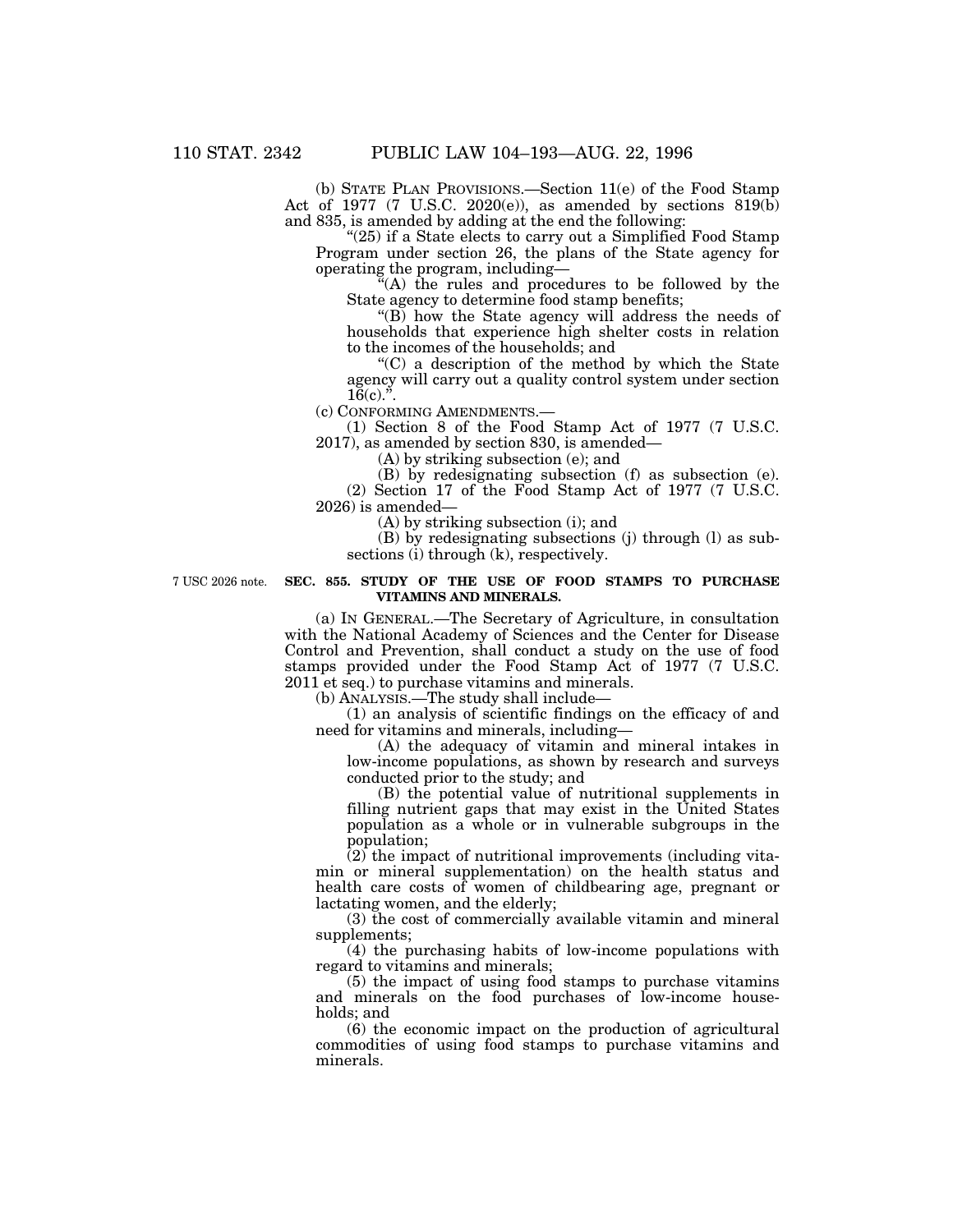(b) STATE PLAN PROVISIONS.—Section 11(e) of the Food Stamp Act of 1977 (7 U.S.C. 2020(e)), as amended by sections 819(b) and 835, is amended by adding at the end the following:

"(25) if a State elects to carry out a Simplified Food Stamp Program under section 26, the plans of the State agency for operating the program, including—

"(A) the rules and procedures to be followed by the State agency to determine food stamp benefits;

"(B) how the State agency will address the needs of households that experience high shelter costs in relation to the incomes of the households; and

"(C) a description of the method by which the State agency will carry out a quality control system under section 16(c).".

(c) CONFORMING AMENDMENTS.—

(1) Section 8 of the Food Stamp Act of 1977 (7 U.S.C. 2017), as amended by section 830, is amended—

(A) by striking subsection (e); and

(B) by redesignating subsection (f) as subsection (e).

(2) Section 17 of the Food Stamp Act of 1977 (7 U.S.C. 2026) is amended—

(A) by striking subsection (i); and

(B) by redesignating subsections (j) through (l) as subsections (i) through (k), respectively.

7 USC 2026 note.

**SEC. 855. STUDY OF THE USE OF FOOD STAMPS TO PURCHASE VITAMINS AND MINERALS.**

(a) IN GENERAL.—The Secretary of Agriculture, in consultation with the National Academy of Sciences and the Center for Disease Control and Prevention, shall conduct a study on the use of food stamps provided under the Food Stamp Act of 1977 (7 U.S.C. 2011 et seq.) to purchase vitamins and minerals.

(b) ANALYSIS.—The study shall include—

(1) an analysis of scientific findings on the efficacy of and need for vitamins and minerals, including—

(A) the adequacy of vitamin and mineral intakes in low-income populations, as shown by research and surveys conducted prior to the study; and

(B) the potential value of nutritional supplements in filling nutrient gaps that may exist in the United States population as a whole or in vulnerable subgroups in the population;

(2) the impact of nutritional improvements (including vitamin or mineral supplementation) on the health status and health care costs of women of childbearing age, pregnant or lactating women, and the elderly;

(3) the cost of commercially available vitamin and mineral supplements;

(4) the purchasing habits of low-income populations with regard to vitamins and minerals;

(5) the impact of using food stamps to purchase vitamins and minerals on the food purchases of low-income households; and

(6) the economic impact on the production of agricultural commodities of using food stamps to purchase vitamins and minerals.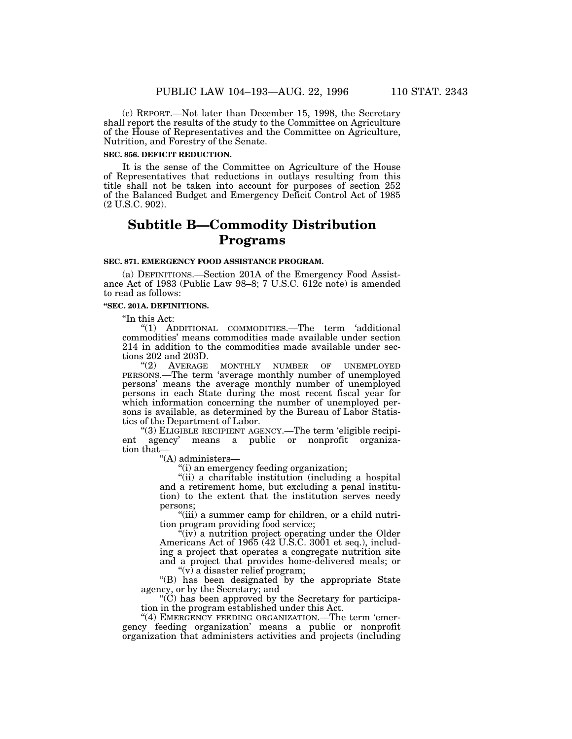(c) REPORT.—Not later than December 15, 1998, the Secretary shall report the results of the study to the Committee on Agriculture of the House of Representatives and the Committee on Agriculture, Nutrition, and Forestry of the Senate.

**SEC. 856. DEFICIT REDUCTION.**

It is the sense of the Committee on Agriculture of the House of Representatives that reductions in outlays resulting from this title shall not be taken into account for purposes of section 252 of the Balanced Budget and Emergency Deficit Control Act of 1985 (2 U.S.C. 902).

# Subtitle B—Commodity Distribution Programs

**SEC. 871. EMERGENCY FOOD ASSISTANCE PROGRAM.**

(a) DEFINITIONS.—Section 201A of the Emergency Food Assistance Act of 1983 (Public Law 98–8; 7 U.S.C. 612c note) is amended to read as follows:

**"SEC. 201A. DEFINITIONS.**

"In this Act:

"(1) ADDITIONAL COMMODITIES.—The term 'additional commodities' means commodities made available under section 214 in addition to the commodities made available under sections 202 and 203D.

"(2) AVERAGE MONTHLY NUMBER OF UNEMPLOYED PERSONS.—The term 'average monthly number of unemployed persons' means the average monthly number of unemployed persons in each State during the most recent fiscal year for which information concerning the number of unemployed persons is available, as determined by the Bureau of Labor Statistics of the Department of Labor.

"(3) ELIGIBLE RECIPIENT AGENCY.—The term 'eligible recipient agency' means a public or nonprofit organization that—

"(A) administers—

"(i) an emergency feeding organization;

"(ii) a charitable institution (including a hospital and a retirement home, but excluding a penal institution) to the extent that the institution serves needy persons;

"(iii) a summer camp for children, or a child nutrition program providing food service;

"(iv) a nutrition project operating under the Older Americans Act of 1965 (42 U.S.C. 3001 et seq.), including a project that operates a congregate nutrition site and a project that provides home-delivered meals; or

"(v) a disaster relief program;

"(B) has been designated by the appropriate State agency, or by the Secretary; and

"(C) has been approved by the Secretary for participation in the program established under this Act.

"(4) EMERGENCY FEEDING ORGANIZATION.—The term 'emergency feeding organization' means a public or nonprofit organization that administers activities and projects (including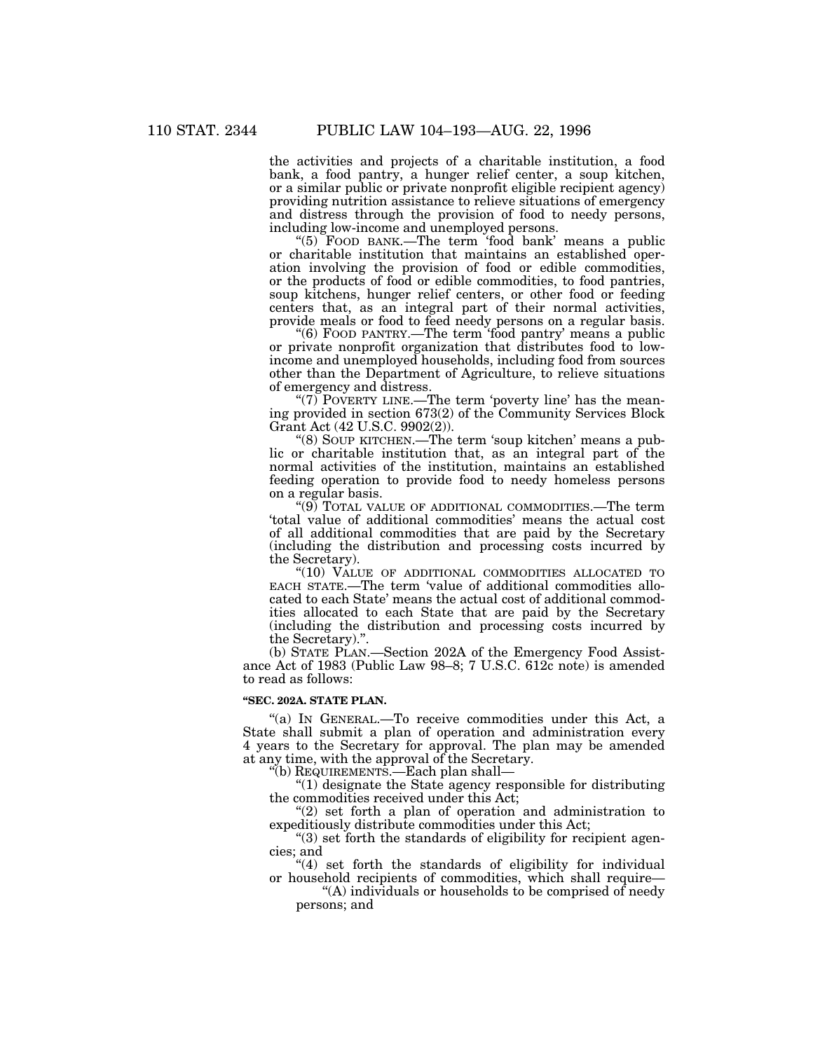the activities and projects of a charitable institution, a food bank, a food pantry, a hunger relief center, a soup kitchen, or a similar public or private nonprofit eligible recipient agency) providing nutrition assistance to relieve situations of emergency and distress through the provision of food to needy persons, including low-income and unemployed persons.

"(5) FOOD BANK.—The term 'food bank' means a public or charitable institution that maintains an established operation involving the provision of food or edible commodities, or the products of food or edible commodities, to food pantries, soup kitchens, hunger relief centers, or other food or feeding centers that, as an integral part of their normal activities, provide meals or food to feed needy persons on a regular basis.

"(6) FOOD PANTRY.—The term 'food pantry' means a public or private nonprofit organization that distributes food to low-income and unemployed households, including food from sources other than the Department of Agriculture, to relieve situations of emergency and distress.

"(7) POVERTY LINE.—The term 'poverty line' has the meaning provided in section 673(2) of the Community Services Block Grant Act (42 U.S.C. 9902(2)).

"(8) SOUP KITCHEN.—The term 'soup kitchen' means a public or charitable institution that, as an integral part of the normal activities of the institution, maintains an established feeding operation to provide food to needy homeless persons on a regular basis.

"(9) TOTAL VALUE OF ADDITIONAL COMMODITIES.—The term 'total value of additional commodities' means the actual cost of all additional commodities that are paid by the Secretary (including the distribution and processing costs incurred by the Secretary).

"(10) VALUE OF ADDITIONAL COMMODITIES ALLOCATED TO EACH STATE.—The term 'value of additional commodities allocated to each State' means the actual cost of additional commodities allocated to each State that are paid by the Secretary (including the distribution and processing costs incurred by the Secretary).".

(b) STATE PLAN.—Section 202A of the Emergency Food Assistance Act of 1983 (Public Law 98–8; 7 U.S.C. 612c note) is amended to read as follows:

**"SEC. 202A. STATE PLAN.**

"(a) IN GENERAL.—To receive commodities under this Act, a State shall submit a plan of operation and administration every 4 years to the Secretary for approval. The plan may be amended at any time, with the approval of the Secretary.

"(b) REQUIREMENTS.—Each plan shall—

"(1) designate the State agency responsible for distributing the commodities received under this Act;

"(2) set forth a plan of operation and administration to expeditiously distribute commodities under this Act;

"(3) set forth the standards of eligibility for recipient agencies; and

"(4) set forth the standards of eligibility for individual or household recipients of commodities, which shall require—

"(A) individuals or households to be comprised of needy persons; and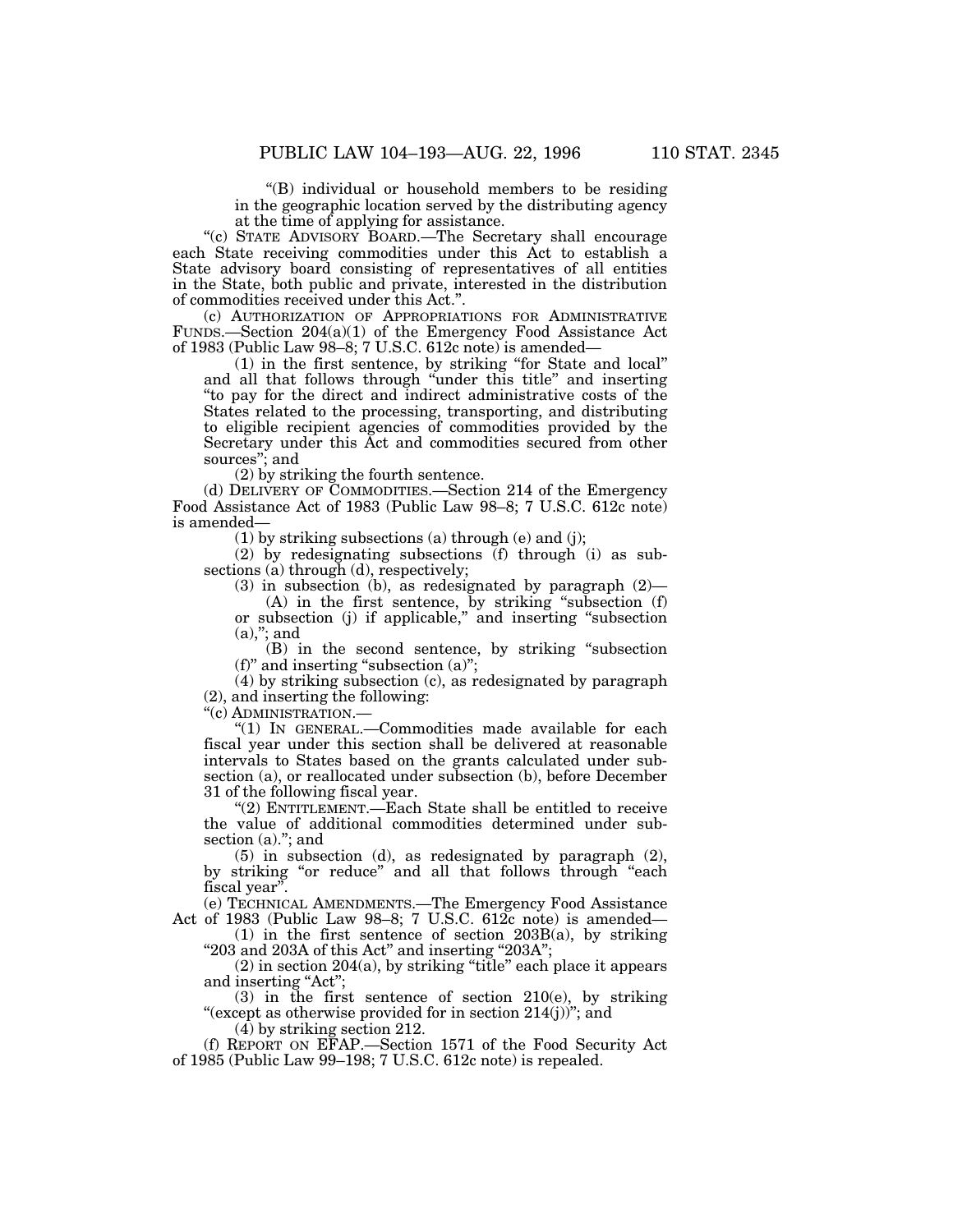"(B) individual or household members to be residing in the geographic location served by the distributing agency at the time of applying for assistance.

"(c) STATE ADVISORY BOARD.—The Secretary shall encourage each State receiving commodities under this Act to establish a State advisory board consisting of representatives of all entities in the State, both public and private, interested in the distribution of commodities received under this Act.".

(c) AUTHORIZATION OF APPROPRIATIONS FOR ADMINISTRATIVE FUNDS.—Section 204(a)(1) of the Emergency Food Assistance Act of 1983 (Public Law 98–8; 7 U.S.C. 612c note) is amended—

(1) in the first sentence, by striking "for State and local" and all that follows through "under this title" and inserting "to pay for the direct and indirect administrative costs of the States related to the processing, transporting, and distributing to eligible recipient agencies of commodities provided by the Secretary under this Act and commodities secured from other sources"; and

(2) by striking the fourth sentence.

(d) DELIVERY OF COMMODITIES.—Section 214 of the Emergency Food Assistance Act of 1983 (Public Law 98–8; 7 U.S.C. 612c note) is amended—

(1) by striking subsections (a) through (e) and (j);

(2) by redesignating subsections (f) through (i) as subsections (a) through (d), respectively;

(3) in subsection (b), as redesignated by paragraph (2)—

(A) in the first sentence, by striking "subsection (f) or subsection (j) if applicable," and inserting "subsection (a),"; and

(B) in the second sentence, by striking "subsection (f)" and inserting "subsection (a)";

(4) by striking subsection (c), as redesignated by paragraph (2), and inserting the following:

"(c) ADMINISTRATION.—

"(1) IN GENERAL.—Commodities made available for each fiscal year under this section shall be delivered at reasonable intervals to States based on the grants calculated under subsection (a), or reallocated under subsection (b), before December 31 of the following fiscal year.

"(2) ENTITLEMENT.—Each State shall be entitled to receive the value of additional commodities determined under subsection (a)."; and

(5) in subsection (d), as redesignated by paragraph (2), by striking "or reduce" and all that follows through "each fiscal year".

(e) TECHNICAL AMENDMENTS.—The Emergency Food Assistance Act of 1983 (Public Law 98–8; 7 U.S.C. 612c note) is amended—

(1) in the first sentence of section 203B(a), by striking "203 and 203A of this Act" and inserting "203A";

(2) in section 204(a), by striking "title" each place it appears and inserting "Act";

(3) in the first sentence of section 210(e), by striking "(except as otherwise provided for in section 214(j))"; and

(4) by striking section 212.

(f) REPORT ON EFAP.—Section 1571 of the Food Security Act of 1985 (Public Law 99–198; 7 U.S.C. 612c note) is repealed.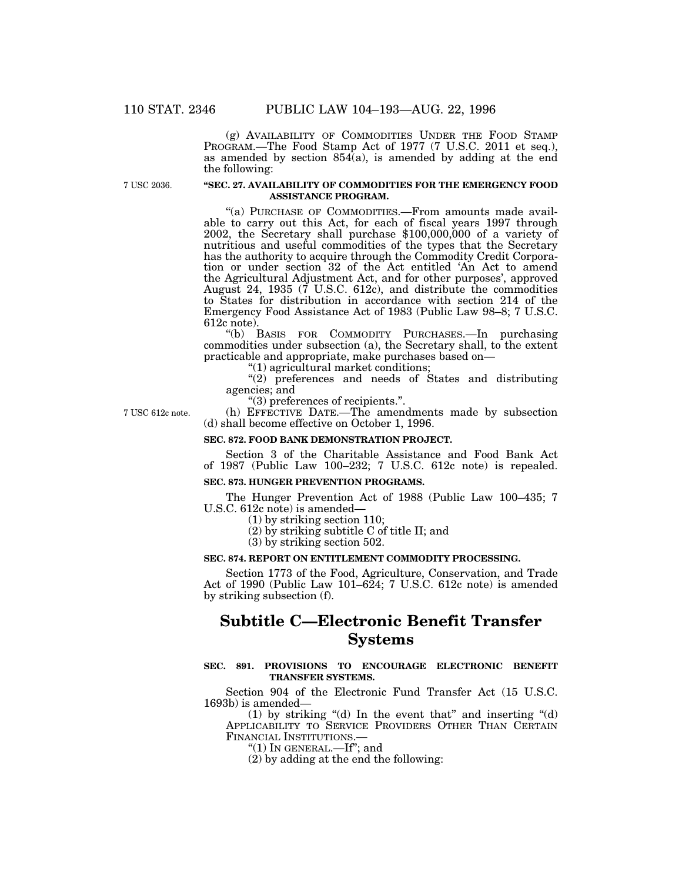(g) AVAILABILITY OF COMMODITIES UNDER THE FOOD STAMP PROGRAM.—The Food Stamp Act of 1977 (7 U.S.C. 2011 et seq.), as amended by section 854(a), is amended by adding at the end the following:

7 USC 2036.

**"SEC. 27. AVAILABILITY OF COMMODITIES FOR THE EMERGENCY FOOD ASSISTANCE PROGRAM.**

"(a) PURCHASE OF COMMODITIES.—From amounts made available to carry out this Act, for each of fiscal years 1997 through 2002, the Secretary shall purchase $100,000,000 of a variety of nutritious and useful commodities of the types that the Secretary has the authority to acquire through the Commodity Credit Corporation or under section 32 of the Act entitled 'An Act to amend the Agricultural Adjustment Act, and for other purposes', approved August 24, 1935 (7 U.S.C. 612c), and distribute the commodities to States for distribution in accordance with section 214 of the Emergency Food Assistance Act of 1983 (Public Law 98–8; 7 U.S.C. 612c note).

"(b) BASIS FOR COMMODITY PURCHASES.—In purchasing commodities under subsection (a), the Secretary shall, to the extent practicable and appropriate, make purchases based on—

"(1) agricultural market conditions;

"(2) preferences and needs of States and distributing agencies; and

"(3) preferences of recipients.".

7 USC 612c note.

(h) EFFECTIVE DATE.—The amendments made by subsection (d) shall become effective on October 1, 1996.

**SEC. 872. FOOD BANK DEMONSTRATION PROJECT.**

Section 3 of the Charitable Assistance and Food Bank Act of 1987 (Public Law 100–232; 7 U.S.C. 612c note) is repealed.

**SEC. 873. HUNGER PREVENTION PROGRAMS.**

The Hunger Prevention Act of 1988 (Public Law 100–435; 7 U.S.C. 612c note) is amended—

(1) by striking section 110;

(2) by striking subtitle C of title II; and

(3) by striking section 502.

**SEC. 874. REPORT ON ENTITLEMENT COMMODITY PROCESSING.**

Section 1773 of the Food, Agriculture, Conservation, and Trade Act of 1990 (Public Law 101–624; 7 U.S.C. 612c note) is amended by striking subsection (f).

# Subtitle C—Electronic Benefit Transfer Systems

**SEC. 891. PROVISIONS TO ENCOURAGE ELECTRONIC BENEFIT TRANSFER SYSTEMS.**

Section 904 of the Electronic Fund Transfer Act (15 U.S.C. 1693b) is amended—

(1) by striking "(d) In the event that" and inserting "(d) APPLICABILITY TO SERVICE PROVIDERS OTHER THAN CERTAIN FINANCIAL INSTITUTIONS.—

"(1) IN GENERAL.—If"; and

(2) by adding at the end the following: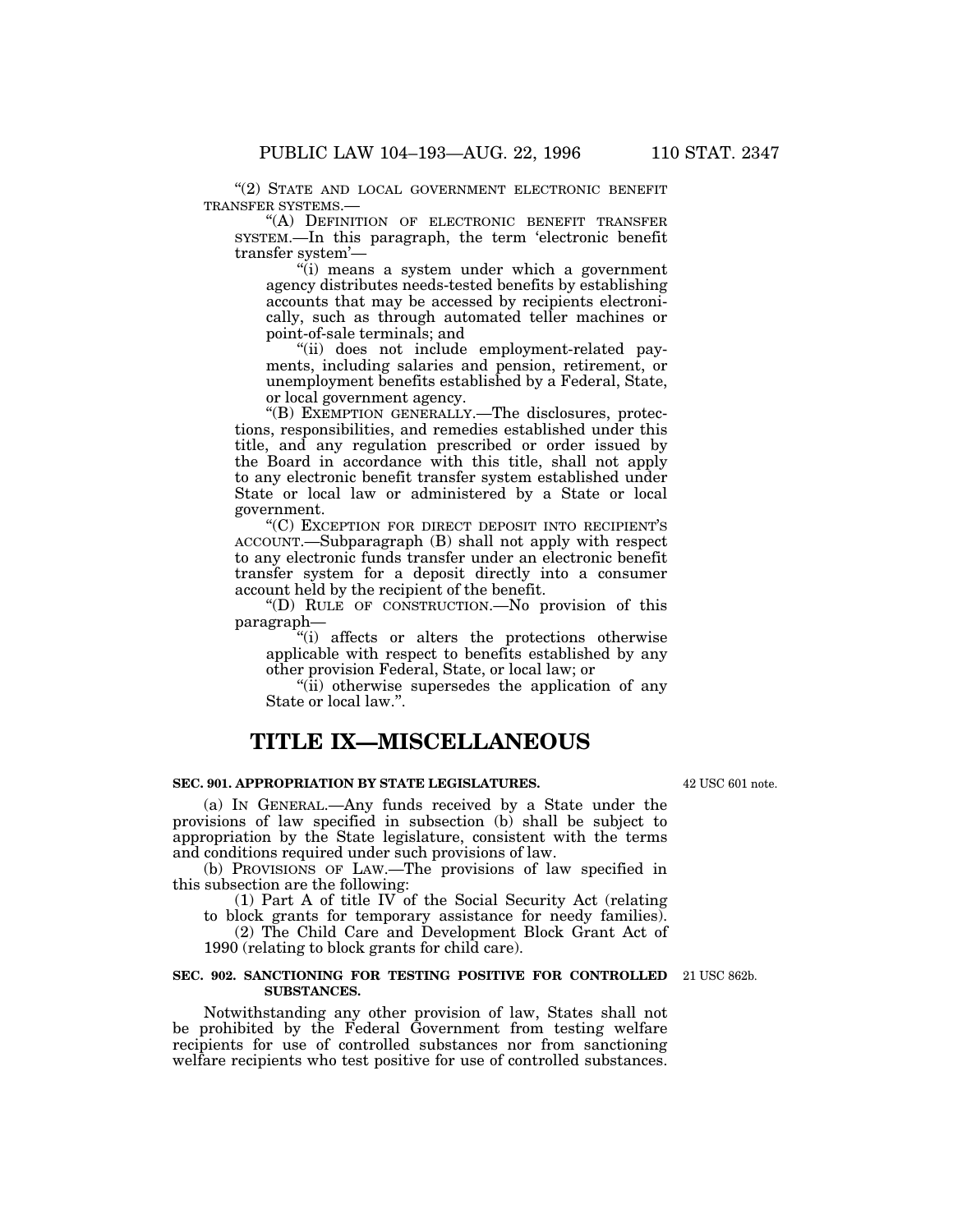"(2) STATE AND LOCAL GOVERNMENT ELECTRONIC BENEFIT TRANSFER SYSTEMS.—

"(A) DEFINITION OF ELECTRONIC BENEFIT TRANSFER SYSTEM.—In this paragraph, the term 'electronic benefit transfer system'—

"(i) means a system under which a government agency distributes needs-tested benefits by establishing accounts that may be accessed by recipients electronically, such as through automated teller machines or point-of-sale terminals; and

"(ii) does not include employment-related payments, including salaries and pension, retirement, or unemployment benefits established by a Federal, State, or local government agency.

"(B) EXEMPTION GENERALLY.—The disclosures, protections, responsibilities, and remedies established under this title, and any regulation prescribed or order issued by the Board in accordance with this title, shall not apply to any electronic benefit transfer system established under State or local law or administered by a State or local government.

"(C) EXCEPTION FOR DIRECT DEPOSIT INTO RECIPIENT'S ACCOUNT.—Subparagraph (B) shall not apply with respect to any electronic funds transfer under an electronic benefit transfer system for a deposit directly into a consumer account held by the recipient of the benefit.

"(D) RULE OF CONSTRUCTION.—No provision of this paragraph—

"(i) affects or alters the protections otherwise applicable with respect to benefits established by any other provision Federal, State, or local law; or

"(ii) otherwise supersedes the application of any State or local law.".

# TITLE IX—MISCELLANEOUS

**SEC. 901. APPROPRIATION BY STATE LEGISLATURES.**

42 USC 601 note.

(a) IN GENERAL.—Any funds received by a State under the provisions of law specified in subsection (b) shall be subject to appropriation by the State legislature, consistent with the terms and conditions required under such provisions of law.

(b) PROVISIONS OF LAW.—The provisions of law specified in this subsection are the following:

(1) Part A of title IV of the Social Security Act (relating to block grants for temporary assistance for needy families).

(2) The Child Care and Development Block Grant Act of 1990 (relating to block grants for child care).

**SEC. 902. SANCTIONING FOR TESTING POSITIVE FOR CONTROLLED SUBSTANCES.**

21 USC 862b.

Notwithstanding any other provision of law, States shall not be prohibited by the Federal Government from testing welfare recipients for use of controlled substances nor from sanctioning welfare recipients who test positive for use of controlled substances.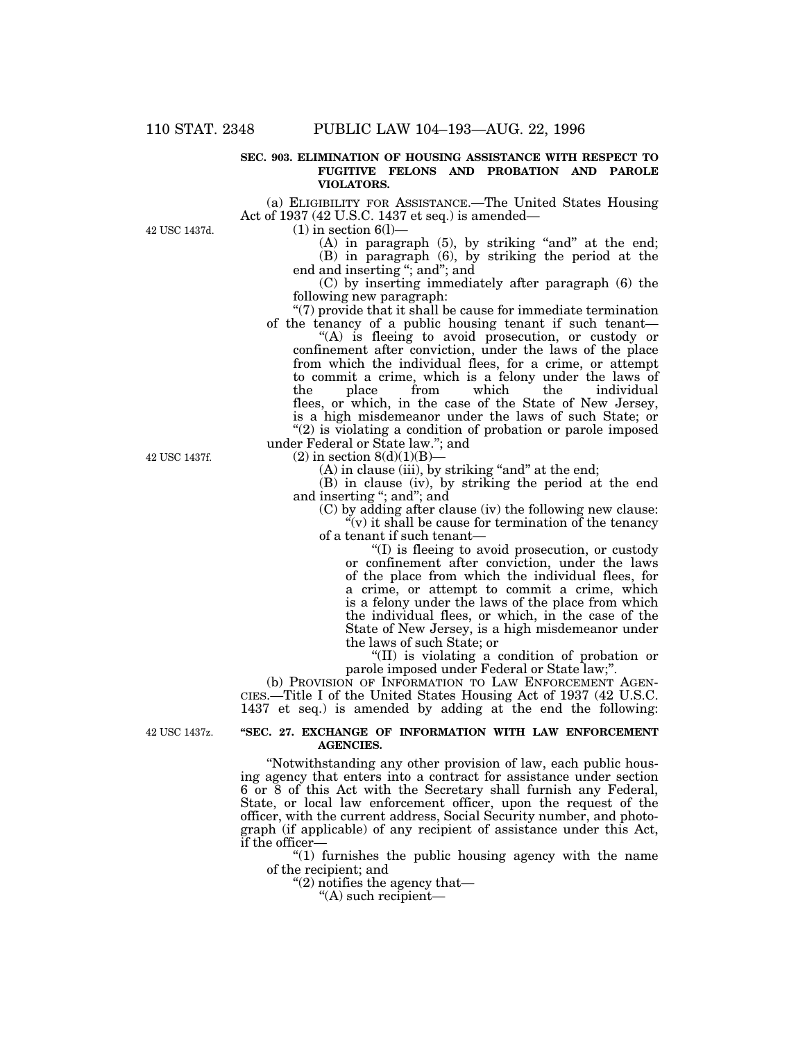**SEC. 903. ELIMINATION OF HOUSING ASSISTANCE WITH RESPECT TO FUGITIVE FELONS AND PROBATION AND PAROLE VIOLATORS.**

(a) ELIGIBILITY FOR ASSISTANCE.—The United States Housing Act of 1937 (42 U.S.C. 1437 et seq.) is amended—

42 USC 1437d.

(1) in section 6(l)—

(A) in paragraph (5), by striking "and" at the end;

(B) in paragraph (6), by striking the period at the end and inserting "; and"; and

(C) by inserting immediately after paragraph (6) the following new paragraph:

"(7) provide that it shall be cause for immediate termination of the tenancy of a public housing tenant if such tenant—

"(A) is fleeing to avoid prosecution, or custody or confinement after conviction, under the laws of the place from which the individual flees, for a crime, or attempt to commit a crime, which is a felony under the laws of the place from which the individual flees, or which, in the case of the State of New Jersey, is a high misdemeanor under the laws of such State; or

"(2) is violating a condition of probation or parole imposed under Federal or State law."; and

42 USC 1437f.

(2) in section 8(d)(1)(B)—

(A) in clause (iii), by striking "and" at the end;

(B) in clause (iv), by striking the period at the end and inserting "; and"; and

(C) by adding after clause (iv) the following new clause:

"(v) it shall be cause for termination of the tenancy of a tenant if such tenant—

"(I) is fleeing to avoid prosecution, or custody or confinement after conviction, under the laws of the place from which the individual flees, for a crime, or attempt to commit a crime, which is a felony under the laws of the place from which the individual flees, or which, in the case of the State of New Jersey, is a high misdemeanor under the laws of such State; or

"(II) is violating a condition of probation or parole imposed under Federal or State law;".

(b) PROVISION OF INFORMATION TO LAW ENFORCEMENT AGENCIES.—Title I of the United States Housing Act of 1937 (42 U.S.C. 1437 et seq.) is amended by adding at the end the following:

42 USC 1437z.

**"SEC. 27. EXCHANGE OF INFORMATION WITH LAW ENFORCEMENT AGENCIES.**

"Notwithstanding any other provision of law, each public housing agency that enters into a contract for assistance under section 6 or 8 of this Act with the Secretary shall furnish any Federal, State, or local law enforcement officer, upon the request of the officer, with the current address, Social Security number, and photograph (if applicable) of any recipient of assistance under this Act, if the officer—

"(1) furnishes the public housing agency with the name of the recipient; and

"(2) notifies the agency that—

"(A) such recipient—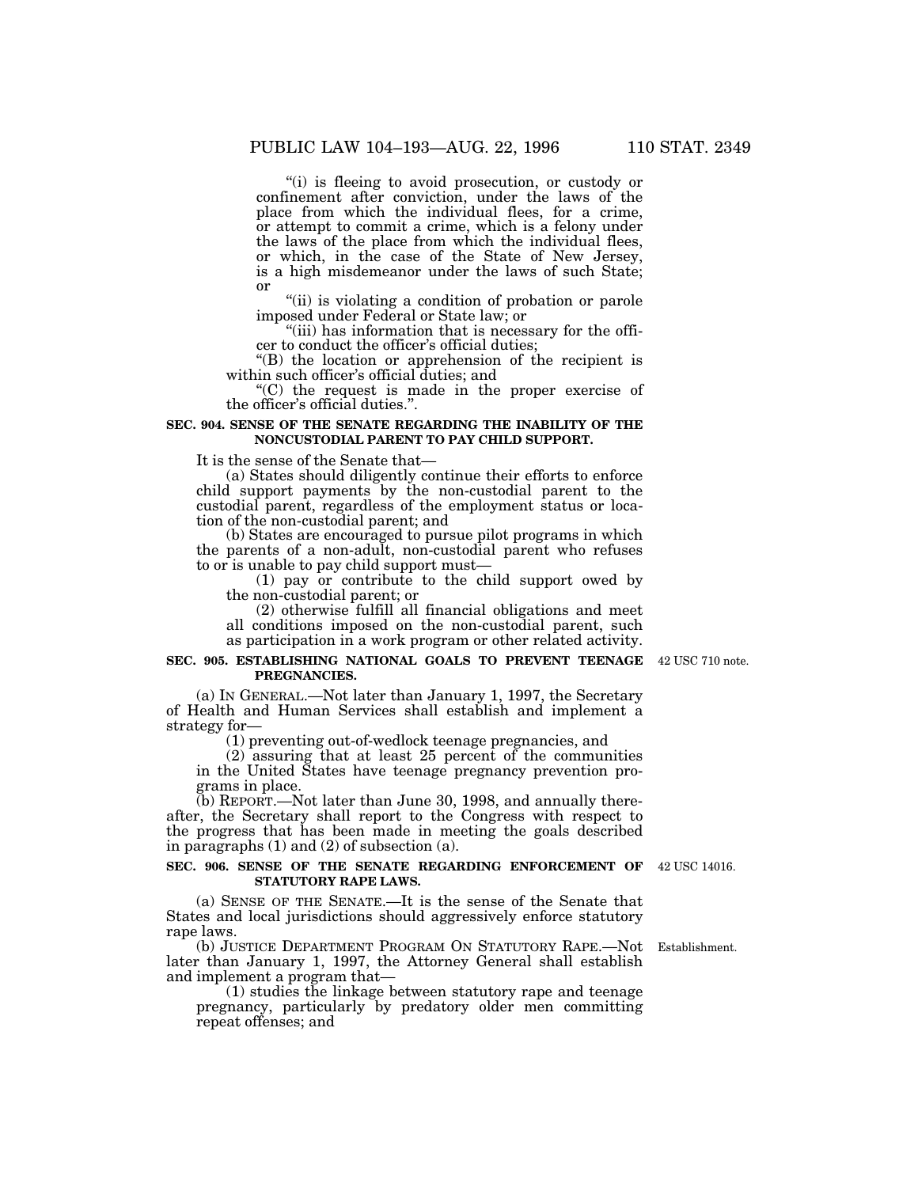"(i) is fleeing to avoid prosecution, or custody or confinement after conviction, under the laws of the place from which the individual flees, for a crime, or attempt to commit a crime, which is a felony under the laws of the place from which the individual flees, or which, in the case of the State of New Jersey, is a high misdemeanor under the laws of such State; or

"(ii) is violating a condition of probation or parole imposed under Federal or State law; or

"(iii) has information that is necessary for the officer to conduct the officer's official duties;

"(B) the location or apprehension of the recipient is within such officer's official duties; and

"(C) the request is made in the proper exercise of the officer's official duties.".

**SEC. 904. SENSE OF THE SENATE REGARDING THE INABILITY OF THE NONCUSTODIAL PARENT TO PAY CHILD SUPPORT.**

It is the sense of the Senate that—

(a) States should diligently continue their efforts to enforce child support payments by the non-custodial parent to the custodial parent, regardless of the employment status or location of the non-custodial parent; and

(b) States are encouraged to pursue pilot programs in which the parents of a non-adult, non-custodial parent who refuses to or is unable to pay child support must—

(1) pay or contribute to the child support owed by the non-custodial parent; or

(2) otherwise fulfill all financial obligations and meet all conditions imposed on the non-custodial parent, such as participation in a work program or other related activity.

**SEC. 905. ESTABLISHING NATIONAL GOALS TO PREVENT TEENAGE PREGNANCIES.**

42 USC 710 note.

(a) IN GENERAL.—Not later than January 1, 1997, the Secretary of Health and Human Services shall establish and implement a strategy for—

(1) preventing out-of-wedlock teenage pregnancies, and

(2) assuring that at least 25 percent of the communities in the United States have teenage pregnancy prevention programs in place.

(b) REPORT.—Not later than June 30, 1998, and annually thereafter, the Secretary shall report to the Congress with respect to the progress that has been made in meeting the goals described in paragraphs (1) and (2) of subsection (a).

**SEC. 906. SENSE OF THE SENATE REGARDING ENFORCEMENT OF STATUTORY RAPE LAWS.**

42 USC 14016.

(a) SENSE OF THE SENATE.—It is the sense of the Senate that States and local jurisdictions should aggressively enforce statutory rape laws.

(b) JUSTICE DEPARTMENT PROGRAM ON STATUTORY RAPE.—Not later than January 1, 1997, the Attorney General shall establish and implement a program that—

Establishment.

(1) studies the linkage between statutory rape and teenage pregnancy, particularly by predatory older men committing repeat offenses; and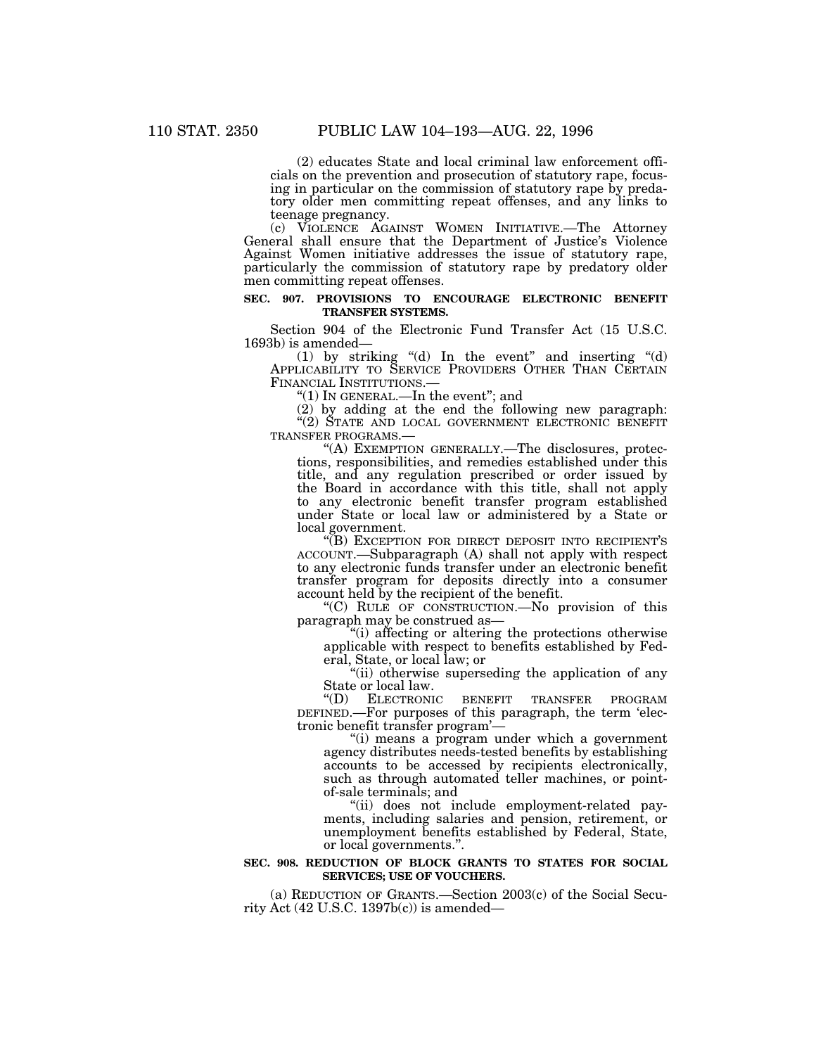(2) educates State and local criminal law enforcement officials on the prevention and prosecution of statutory rape, focusing in particular on the commission of statutory rape by predatory older men committing repeat offenses, and any links to teenage pregnancy.

(c) VIOLENCE AGAINST WOMEN INITIATIVE.—The Attorney General shall ensure that the Department of Justice's Violence Against Women initiative addresses the issue of statutory rape, particularly the commission of statutory rape by predatory older men committing repeat offenses.

**SEC. 907. PROVISIONS TO ENCOURAGE ELECTRONIC BENEFIT TRANSFER SYSTEMS.**

Section 904 of the Electronic Fund Transfer Act (15 U.S.C. 1693b) is amended—

(1) by striking "(d) In the event" and inserting "(d) APPLICABILITY TO SERVICE PROVIDERS OTHER THAN CERTAIN FINANCIAL INSTITUTIONS.—

"(1) IN GENERAL.—In the event"; and

(2) by adding at the end the following new paragraph:

"(2) STATE AND LOCAL GOVERNMENT ELECTRONIC BENEFIT TRANSFER PROGRAMS.—

"(A) EXEMPTION GENERALLY.—The disclosures, protections, responsibilities, and remedies established under this title, and any regulation prescribed or order issued by the Board in accordance with this title, shall not apply to any electronic benefit transfer program established under State or local law or administered by a State or local government.

"(B) EXCEPTION FOR DIRECT DEPOSIT INTO RECIPIENT'S ACCOUNT.—Subparagraph (A) shall not apply with respect to any electronic funds transfer under an electronic benefit transfer program for deposits directly into a consumer account held by the recipient of the benefit.

"(C) RULE OF CONSTRUCTION.—No provision of this paragraph may be construed as—

"(i) affecting or altering the protections otherwise applicable with respect to benefits established by Federal, State, or local law; or

"(ii) otherwise superseding the application of any State or local law.

"(D) ELECTRONIC BENEFIT TRANSFER PROGRAM DEFINED.—For purposes of this paragraph, the term 'electronic benefit transfer program'—

"(i) means a program under which a government agency distributes needs-tested benefits by establishing accounts to be accessed by recipients electronically, such as through automated teller machines, or point-of-sale terminals; and

"(ii) does not include employment-related payments, including salaries and pension, retirement, or unemployment benefits established by Federal, State, or local governments.".

**SEC. 908. REDUCTION OF BLOCK GRANTS TO STATES FOR SOCIAL SERVICES; USE OF VOUCHERS.**

(a) REDUCTION OF GRANTS.—Section 2003(c) of the Social Security Act (42 U.S.C. 1397b(c)) is amended—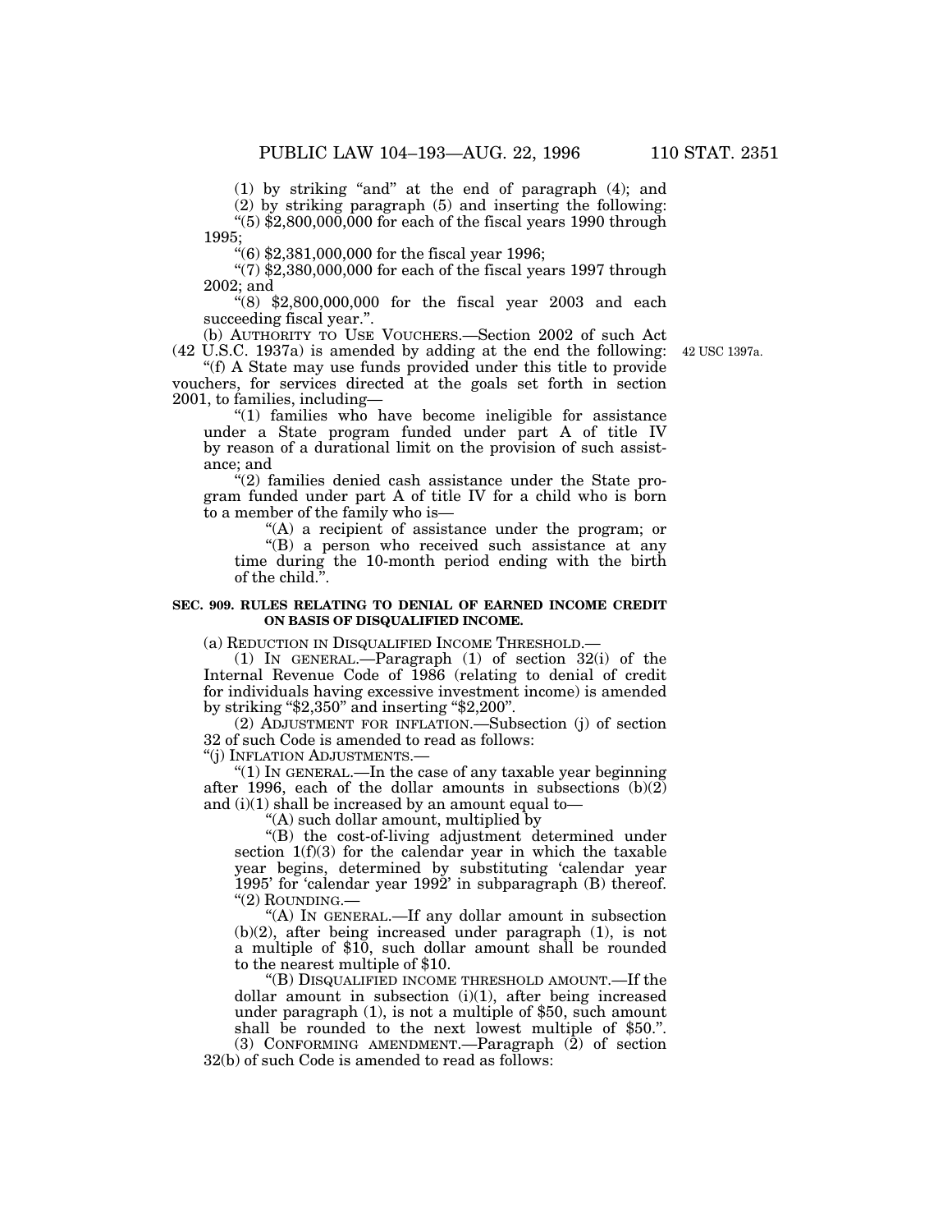(1) by striking "and" at the end of paragraph (4); and

(2) by striking paragraph (5) and inserting the following:

"(5) $2,800,000,000 for each of the fiscal years 1990 through 1995;

"(6) $2,381,000,000 for the fiscal year 1996;

"(7) $2,380,000,000 for each of the fiscal years 1997 through 2002; and

"(8) $2,800,000,000 for the fiscal year 2003 and each succeeding fiscal year.".

(b) AUTHORITY TO USE VOUCHERS.—Section 2002 of such Act (42 U.S.C. 1937a) is amended by adding at the end the following:

42 USC 1397a.

"(f) A State may use funds provided under this title to provide vouchers, for services directed at the goals set forth in section 2001, to families, including—

"(1) families who have become ineligible for assistance under a State program funded under part A of title IV by reason of a durational limit on the provision of such assistance; and

"(2) families denied cash assistance under the State program funded under part A of title IV for a child who is born to a member of the family who is—

"(A) a recipient of assistance under the program; or

"(B) a person who received such assistance at any time during the 10-month period ending with the birth of the child.".

**SEC. 909. RULES RELATING TO DENIAL OF EARNED INCOME CREDIT ON BASIS OF DISQUALIFIED INCOME.**

(a) REDUCTION IN DISQUALIFIED INCOME THRESHOLD.—

(1) IN GENERAL.—Paragraph (1) of section 32(i) of the Internal Revenue Code of 1986 (relating to denial of credit for individuals having excessive investment income) is amended by striking "$2,350" and inserting "$2,200".

(2) ADJUSTMENT FOR INFLATION.—Subsection (j) of section 32 of such Code is amended to read as follows:

"(j) INFLATION ADJUSTMENTS.—

"(1) IN GENERAL.—In the case of any taxable year beginning after 1996, each of the dollar amounts in subsections (b)(2) and (i)(1) shall be increased by an amount equal to—

"(A) such dollar amount, multiplied by

"(B) the cost-of-living adjustment determined under section 1(f)(3) for the calendar year in which the taxable year begins, determined by substituting 'calendar year 1995' for 'calendar year 1992' in subparagraph (B) thereof.

"(2) ROUNDING.—

"(A) IN GENERAL.—If any dollar amount in subsection (b)(2), after being increased under paragraph (1), is not a multiple of $10, such dollar amount shall be rounded to the nearest multiple of $10.

"(B) DISQUALIFIED INCOME THRESHOLD AMOUNT.—If the dollar amount in subsection (i)(1), after being increased under paragraph (1), is not a multiple of $50, such amount shall be rounded to the next lowest multiple of $50.".

(3) CONFORMING AMENDMENT.—Paragraph (2) of section 32(b) of such Code is amended to read as follows: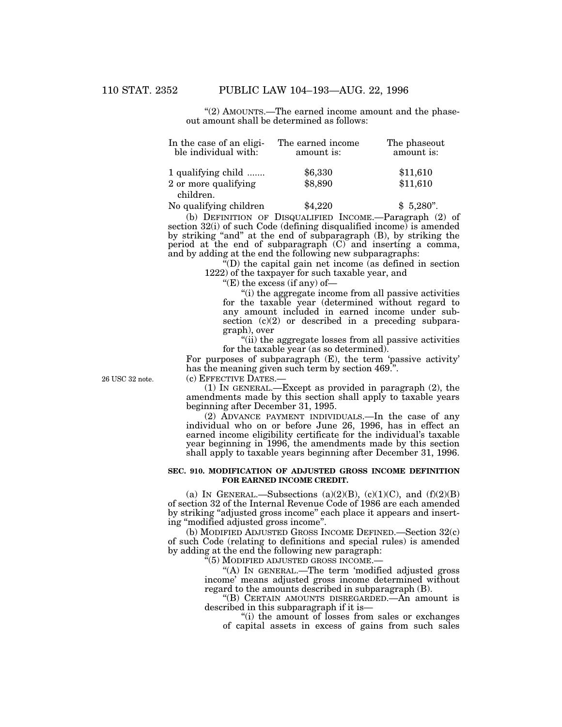"(2) AMOUNTS.—The earned income amount and the phaseout amount shall be determined as follows:

| In the case of an eligible individual with: | The earned income amount is: | The phaseout amount is: |
|---|---|---|
| 1 qualifying child ....... | $6,330 | $11,610 |
| 2 or more qualifying children. | $8,890 | $11,610 |
| No qualifying children | $4,220 | $ 5,280". |

(b) DEFINITION OF DISQUALIFIED INCOME.—Paragraph (2) of section 32(i) of such Code (defining disqualified income) is amended by striking "and" at the end of subparagraph (B), by striking the period at the end of subparagraph (C) and inserting a comma, and by adding at the end the following new subparagraphs:

"(D) the capital gain net income (as defined in section 1222) of the taxpayer for such taxable year, and

"(E) the excess (if any) of—

"(i) the aggregate income from all passive activities for the taxable year (determined without regard to any amount included in earned income under subsection (c)(2) or described in a preceding subparagraph), over

"(ii) the aggregate losses from all passive activities for the taxable year (as so determined).

For purposes of subparagraph (E), the term 'passive activity' has the meaning given such term by section 469.".

26 USC 32 note.

(c) EFFECTIVE DATES.—

(1) IN GENERAL.—Except as provided in paragraph (2), the amendments made by this section shall apply to taxable years beginning after December 31, 1995.

(2) ADVANCE PAYMENT INDIVIDUALS.—In the case of any individual who on or before June 26, 1996, has in effect an earned income eligibility certificate for the individual's taxable year beginning in 1996, the amendments made by this section shall apply to taxable years beginning after December 31, 1996.

**SEC. 910. MODIFICATION OF ADJUSTED GROSS INCOME DEFINITION FOR EARNED INCOME CREDIT.**

(a) IN GENERAL.—Subsections (a)(2)(B), (c)(1)(C), and (f)(2)(B) of section 32 of the Internal Revenue Code of 1986 are each amended by striking "adjusted gross income" each place it appears and inserting "modified adjusted gross income".

(b) MODIFIED ADJUSTED GROSS INCOME DEFINED.—Section 32(c) of such Code (relating to definitions and special rules) is amended by adding at the end the following new paragraph:

"(5) MODIFIED ADJUSTED GROSS INCOME.—

"(A) IN GENERAL.—The term 'modified adjusted gross income' means adjusted gross income determined without regard to the amounts described in subparagraph (B).

"(B) CERTAIN AMOUNTS DISREGARDED.—An amount is described in this subparagraph if it is—

"(i) the amount of losses from sales or exchanges of capital assets in excess of gains from such sales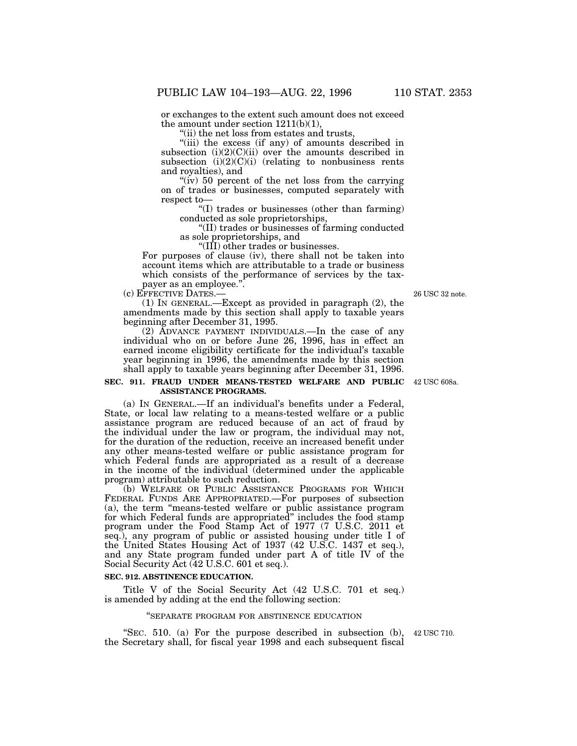or exchanges to the extent such amount does not exceed the amount under section 1211(b)(1),

"(ii) the net loss from estates and trusts,

"(iii) the excess (if any) of amounts described in subsection (i)(2)(C)(ii) over the amounts described in subsection (i)(2)(C)(i) (relating to nonbusiness rents and royalties), and

"(iv) 50 percent of the net loss from the carrying on of trades or businesses, computed separately with respect to—

"(I) trades or businesses (other than farming) conducted as sole proprietorships,

"(II) trades or businesses of farming conducted as sole proprietorships, and

"(III) other trades or businesses.

For purposes of clause (iv), there shall not be taken into account items which are attributable to a trade or business which consists of the performance of services by the taxpayer as an employee.".

(c) EFFECTIVE DATES.— 26 USC 32 note.

(1) IN GENERAL.—Except as provided in paragraph (2), the amendments made by this section shall apply to taxable years beginning after December 31, 1995.

(2) ADVANCE PAYMENT INDIVIDUALS.—In the case of any individual who on or before June 26, 1996, has in effect an earned income eligibility certificate for the individual's taxable year beginning in 1996, the amendments made by this section shall apply to taxable years beginning after December 31, 1996.

**SEC. 911. FRAUD UNDER MEANS-TESTED WELFARE AND PUBLIC ASSISTANCE PROGRAMS.** 42 USC 608a.

(a) IN GENERAL.—If an individual's benefits under a Federal, State, or local law relating to a means-tested welfare or a public assistance program are reduced because of an act of fraud by the individual under the law or program, the individual may not, for the duration of the reduction, receive an increased benefit under any other means-tested welfare or public assistance program for which Federal funds are appropriated as a result of a decrease in the income of the individual (determined under the applicable program) attributable to such reduction.

(b) WELFARE OR PUBLIC ASSISTANCE PROGRAMS FOR WHICH FEDERAL FUNDS ARE APPROPRIATED.—For purposes of subsection (a), the term "means-tested welfare or public assistance program for which Federal funds are appropriated" includes the food stamp program under the Food Stamp Act of 1977 (7 U.S.C. 2011 et seq.), any program of public or assisted housing under title I of the United States Housing Act of 1937 (42 U.S.C. 1437 et seq.), and any State program funded under part A of title IV of the Social Security Act (42 U.S.C. 601 et seq.).

**SEC. 912. ABSTINENCE EDUCATION.**

Title V of the Social Security Act (42 U.S.C. 701 et seq.) is amended by adding at the end the following section:

"SEPARATE PROGRAM FOR ABSTINENCE EDUCATION

"SEC. 510. (a) For the purpose described in subsection (b), the Secretary shall, for fiscal year 1998 and each subsequent fiscal 42 USC 710.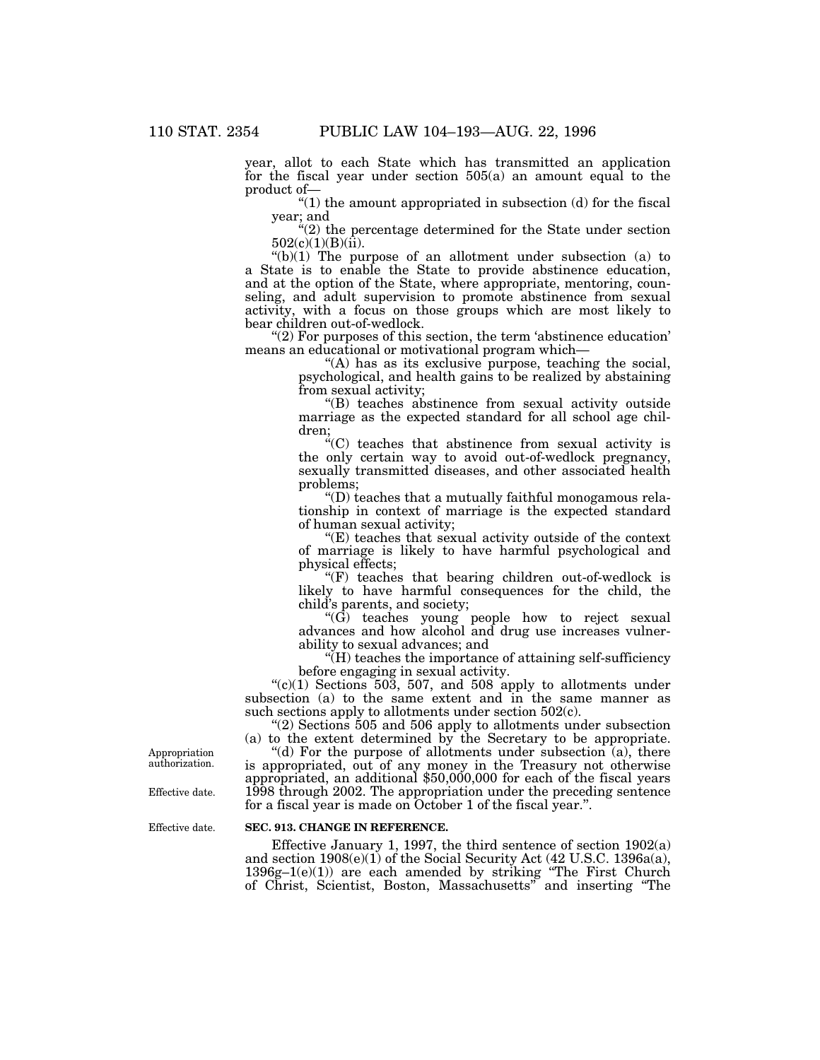year, allot to each State which has transmitted an application for the fiscal year under section 505(a) an amount equal to the product of—

"(1) the amount appropriated in subsection (d) for the fiscal year; and

"(2) the percentage determined for the State under section 502(c)(1)(B)(ii).

"(b)(1) The purpose of an allotment under subsection (a) to a State is to enable the State to provide abstinence education, and at the option of the State, where appropriate, mentoring, counseling, and adult supervision to promote abstinence from sexual activity, with a focus on those groups which are most likely to bear children out-of-wedlock.

"(2) For purposes of this section, the term 'abstinence education' means an educational or motivational program which—

"(A) has as its exclusive purpose, teaching the social, psychological, and health gains to be realized by abstaining from sexual activity;

"(B) teaches abstinence from sexual activity outside marriage as the expected standard for all school age children;

"(C) teaches that abstinence from sexual activity is the only certain way to avoid out-of-wedlock pregnancy, sexually transmitted diseases, and other associated health problems;

"(D) teaches that a mutually faithful monogamous relationship in context of marriage is the expected standard of human sexual activity;

"(E) teaches that sexual activity outside of the context of marriage is likely to have harmful psychological and physical effects;

"(F) teaches that bearing children out-of-wedlock is likely to have harmful consequences for the child, the child's parents, and society;

"(G) teaches young people how to reject sexual advances and how alcohol and drug use increases vulnerability to sexual advances; and

"(H) teaches the importance of attaining self-sufficiency before engaging in sexual activity.

"(c)(1) Sections 503, 507, and 508 apply to allotments under subsection (a) to the same extent and in the same manner as such sections apply to allotments under section 502(c).

"(2) Sections 505 and 506 apply to allotments under subsection (a) to the extent determined by the Secretary to be appropriate.

Appropriation authorization.

Effective date.

"(d) For the purpose of allotments under subsection (a), there is appropriated, out of any money in the Treasury not otherwise appropriated, an additional $50,000,000 for each of the fiscal years 1998 through 2002. The appropriation under the preceding sentence for a fiscal year is made on October 1 of the fiscal year.".

Effective date.

**SEC. 913. CHANGE IN REFERENCE.**

Effective January 1, 1997, the third sentence of section 1902(a) and section 1908(e)(1) of the Social Security Act (42 U.S.C. 1396a(a), 1396g–1(e)(1)) are each amended by striking "The First Church of Christ, Scientist, Boston, Massachusetts" and inserting "The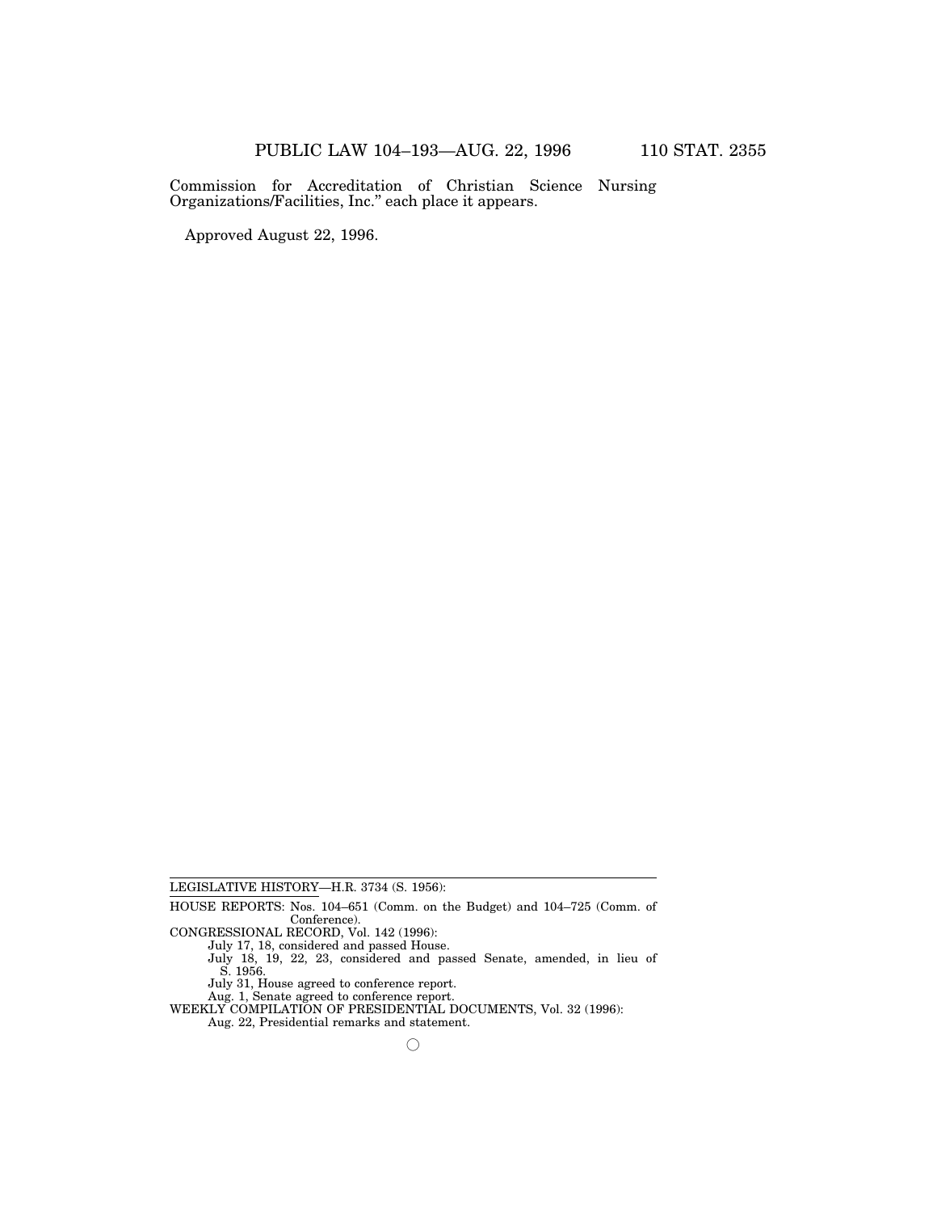Commission for Accreditation of Christian Science Nursing Organizations/Facilities, Inc." each place it appears.

Approved August 22, 1996.

LEGISLATIVE HISTORY—H.R. 3734 (S. 1956):

HOUSE REPORTS: Nos. 104–651 (Comm. on the Budget) and 104–725 (Comm. of Conference).

CONGRESSIONAL RECORD, Vol. 142 (1996):

July 17, 18, considered and passed House.

July 18, 19, 22, 23, considered and passed Senate, amended, in lieu of S. 1956.

July 31, House agreed to conference report.

Aug. 1, Senate agreed to conference report.

WEEKLY COMPILATION OF PRESIDENTIAL DOCUMENTS, Vol. 32 (1996):

Aug. 22, Presidential remarks and statement.

○